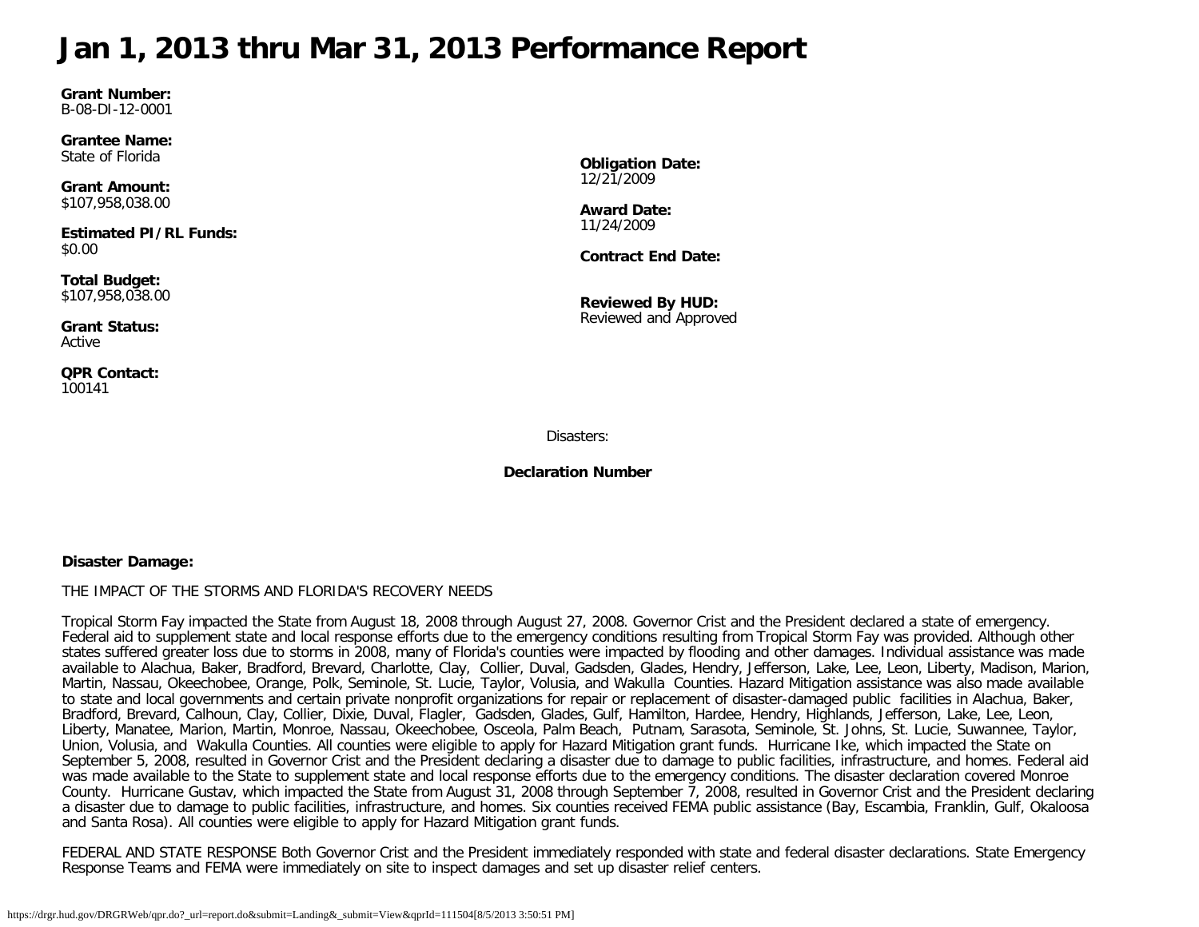# Jan 1, 2013 thru Mar 31, 2013 Performance Report

**Grant Number:**
B-08-DI-12-0001

**Grantee Name:**
State of Florida

**Grant Amount:**
$107,958,038.00

**Estimated PI/RL Funds:**
$0.00

**Total Budget:**
$107,958,038.00

**Grant Status:**
Active

**QPR Contact:**
100141

**Obligation Date:**
12/21/2009

**Award Date:**
11/24/2009

**Contract End Date:**

**Reviewed By HUD:**
Reviewed and Approved

Disasters:

**Declaration Number**

**Disaster Damage:**

THE IMPACT OF THE STORMS AND FLORIDA'S RECOVERY NEEDS

Tropical Storm Fay impacted the State from August 18, 2008 through August 27, 2008. Governor Crist and the President declared a state of emergency. Federal aid to supplement state and local response efforts due to the emergency conditions resulting from Tropical Storm Fay was provided. Although other states suffered greater loss due to storms in 2008, many of Florida's counties were impacted by flooding and other damages. Individual assistance was made available to Alachua, Baker, Bradford, Brevard, Charlotte, Clay, Collier, Duval, Gadsden, Glades, Hendry, Jefferson, Lake, Lee, Leon, Liberty, Madison, Marion, Martin, Nassau, Okeechobee, Orange, Polk, Seminole, St. Lucie, Taylor, Volusia, and Wakulla Counties. Hazard Mitigation assistance was also made available to state and local governments and certain private nonprofit organizations for repair or replacement of disaster-damaged public facilities in Alachua, Baker, Bradford, Brevard, Calhoun, Clay, Collier, Dixie, Duval, Flagler, Gadsden, Glades, Gulf, Hamilton, Hardee, Hendry, Highlands, Jefferson, Lake, Lee, Leon, Liberty, Manatee, Marion, Martin, Monroe, Nassau, Okeechobee, Osceola, Palm Beach, Putnam, Sarasota, Seminole, St. Johns, St. Lucie, Suwannee, Taylor, Union, Volusia, and Wakulla Counties. All counties were eligible to apply for Hazard Mitigation grant funds. Hurricane Ike, which impacted the State on September 5, 2008, resulted in Governor Crist and the President declaring a disaster due to damage to public facilities, infrastructure, and homes. Federal aid was made available to the State to supplement state and local response efforts due to the emergency conditions. The disaster declaration covered Monroe County. Hurricane Gustav, which impacted the State from August 31, 2008 through September 7, 2008, resulted in Governor Crist and the President declaring a disaster due to damage to public facilities, infrastructure, and homes. Six counties received FEMA public assistance (Bay, Escambia, Franklin, Gulf, Okaloosa and Santa Rosa). All counties were eligible to apply for Hazard Mitigation grant funds.

FEDERAL AND STATE RESPONSE Both Governor Crist and the President immediately responded with state and federal disaster declarations. State Emergency Response Teams and FEMA were immediately on site to inspect damages and set up disaster relief centers.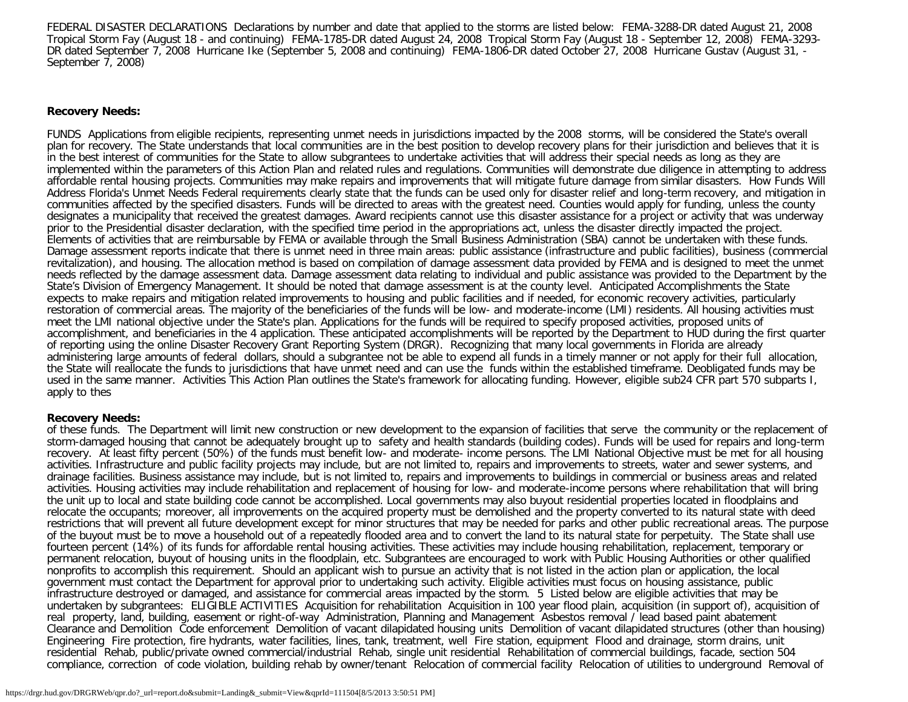FEDERAL DISASTER DECLARATIONS Declarations by number and date that applied to the storms are listed below: FEMA-3288-DR dated August 21, 2008 Tropical Storm Fay (August 18 - and continuing) FEMA-1785-DR dated August 24, 2008 Tropical Storm Fay (August 18 - September 12, 2008) FEMA-3293-DR dated September 7, 2008 Hurricane Ike (September 5, 2008 and continuing) FEMA-1806-DR dated October 27, 2008 Hurricane Gustav (August 31, - September 7, 2008)

**Recovery Needs:**

FUNDS Applications from eligible recipients, representing unmet needs in jurisdictions impacted by the 2008 storms, will be considered the State's overall plan for recovery. The State understands that local communities are in the best position to develop recovery plans for their jurisdiction and believes that it is in the best interest of communities for the State to allow subgrantees to undertake activities that will address their special needs as long as they are implemented within the parameters of this Action Plan and related rules and regulations. Communities will demonstrate due diligence in attempting to address affordable rental housing projects. Communities may make repairs and improvements that will mitigate future damage from similar disasters. How Funds Will Address Florida's Unmet Needs Federal requirements clearly state that the funds can be used only for disaster relief and long-term recovery, and mitigation in communities affected by the specified disasters. Funds will be directed to areas with the greatest need. Counties would apply for funding, unless the county designates a municipality that received the greatest damages. Award recipients cannot use this disaster assistance for a project or activity that was underway prior to the Presidential disaster declaration, with the specified time period in the appropriations act, unless the disaster directly impacted the project. Elements of activities that are reimbursable by FEMA or available through the Small Business Administration (SBA) cannot be undertaken with these funds. Damage assessment reports indicate that there is unmet need in three main areas: public assistance (infrastructure and public facilities), business (commercial revitalization), and housing. The allocation method is based on compilation of damage assessment data provided by FEMA and is designed to meet the unmet needs reflected by the damage assessment data. Damage assessment data relating to individual and public assistance was provided to the Department by the State's Division of Emergency Management. It should be noted that damage assessment is at the county level. Anticipated Accomplishments the State expects to make repairs and mitigation related improvements to housing and public facilities and if needed, for economic recovery activities, particularly restoration of commercial areas. The majority of the beneficiaries of the funds will be low- and moderate-income (LMI) residents. All housing activities must meet the LMI national objective under the State's plan. Applications for the funds will be required to specify proposed activities, proposed units of accomplishment, and beneficiaries in the 4 application. These anticipated accomplishments will be reported by the Department to HUD during the first quarter of reporting using the online Disaster Recovery Grant Reporting System (DRGR). Recognizing that many local governments in Florida are already administering large amounts of federal dollars, should a subgrantee not be able to expend all funds in a timely manner or not apply for their full allocation, the State will reallocate the funds to jurisdictions that have unmet need and can use the funds within the established timeframe. Deobligated funds may be used in the same manner. Activities This Action Plan outlines the State's framework for allocating funding. However, eligible sub24 CFR part 570 subparts I, apply to thes

**Recovery Needs:**

of these funds. The Department will limit new construction or new development to the expansion of facilities that serve the community or the replacement of storm-damaged housing that cannot be adequately brought up to safety and health standards (building codes). Funds will be used for repairs and long-term recovery. At least fifty percent (50%) of the funds must benefit low- and moderate- income persons. The LMI National Objective must be met for all housing activities. Infrastructure and public facility projects may include, but are not limited to, repairs and improvements to streets, water and sewer systems, and drainage facilities. Business assistance may include, but is not limited to, repairs and improvements to buildings in commercial or business areas and related activities. Housing activities may include rehabilitation and replacement of housing for low- and moderate-income persons where rehabilitation that will bring the unit up to local and state building code cannot be accomplished. Local governments may also buyout residential properties located in floodplains and relocate the occupants; moreover, all improvements on the acquired property must be demolished and the property converted to its natural state with deed restrictions that will prevent all future development except for minor structures that may be needed for parks and other public recreational areas. The purpose of the buyout must be to move a household out of a repeatedly flooded area and to convert the land to its natural state for perpetuity. The State shall use fourteen percent (14%) of its funds for affordable rental housing activities. These activities may include housing rehabilitation, replacement, temporary or permanent relocation, buyout of housing units in the floodplain, etc. Subgrantees are encouraged to work with Public Housing Authorities or other qualified nonprofits to accomplish this requirement. Should an applicant wish to pursue an activity that is not listed in the action plan or application, the local government must contact the Department for approval prior to undertaking such activity. Eligible activities must focus on housing assistance, public infrastructure destroyed or damaged, and assistance for commercial areas impacted by the storm. 5 Listed below are eligible activities that may be undertaken by subgrantees: ELIGIBLE ACTIVITIES Acquisition for rehabilitation Acquisition in 100 year flood plain, acquisition (in support of), acquisition of real property, land, building, easement or right-of-way Administration, Planning and Management Asbestos removal / lead based paint abatement Clearance and Demolition Code enforcement Demolition of vacant dilapidated housing units Demolition of vacant dilapidated structures (other than housing) Engineering Fire protection, fire hydrants, water facilities, lines, tank, treatment, well Fire station, equipment Flood and drainage, storm drains, unit residential Rehab, public/private owned commercial/industrial Rehab, single unit residential Rehabilitation of commercial buildings, facade, section 504 compliance, correction of code violation, building rehab by owner/tenant Relocation of commercial facility Relocation of utilities to underground Removal of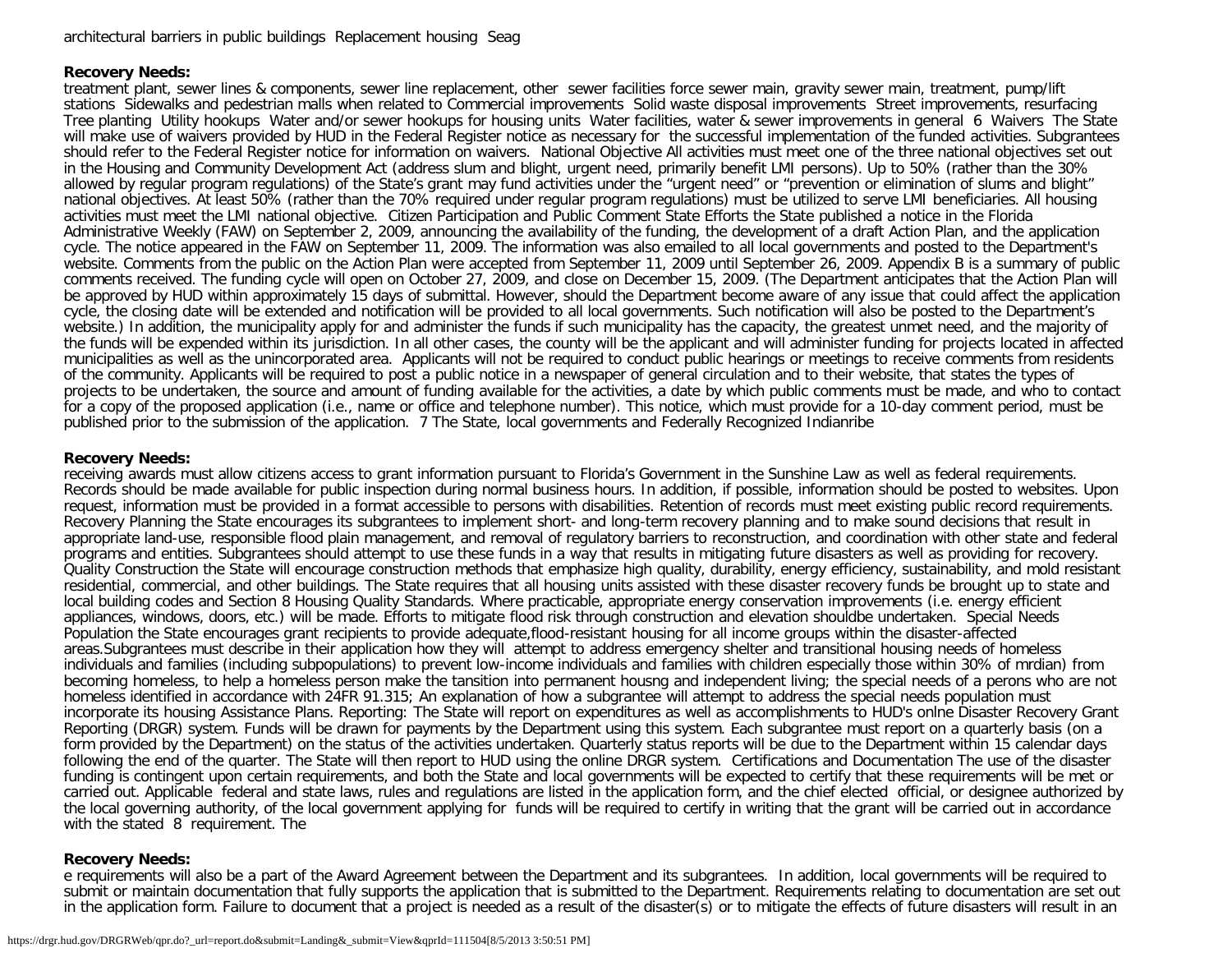architectural barriers in public buildings Replacement housing Seag

**Recovery Needs:**

treatment plant, sewer lines & components, sewer line replacement, other sewer facilities force sewer main, gravity sewer main, treatment, pump/lift stations Sidewalks and pedestrian malls when related to Commercial improvements Solid waste disposal improvements Street improvements, resurfacing Tree planting Utility hookups Water and/or sewer hookups for housing units Water facilities, water & sewer improvements in general 6 Waivers The State will make use of waivers provided by HUD in the Federal Register notice as necessary for the successful implementation of the funded activities. Subgrantees should refer to the Federal Register notice for information on waivers. National Objective All activities must meet one of the three national objectives set out in the Housing and Community Development Act (address slum and blight, urgent need, primarily benefit LMI persons). Up to 50% (rather than the 30% allowed by regular program regulations) of the State's grant may fund activities under the "urgent need" or "prevention or elimination of slums and blight" national objectives. At least 50% (rather than the 70% required under regular program regulations) must be utilized to serve LMI beneficiaries. All housing activities must meet the LMI national objective. Citizen Participation and Public Comment State Efforts the State published a notice in the Florida Administrative Weekly (FAW) on September 2, 2009, announcing the availability of the funding, the development of a draft Action Plan, and the application cycle. The notice appeared in the FAW on September 11, 2009. The information was also emailed to all local governments and posted to the Department's website. Comments from the public on the Action Plan were accepted from September 11, 2009 until September 26, 2009. Appendix B is a summary of public comments received. The funding cycle will open on October 27, 2009, and close on December 15, 2009. (The Department anticipates that the Action Plan will be approved by HUD within approximately 15 days of submittal. However, should the Department become aware of any issue that could affect the application cycle, the closing date will be extended and notification will be provided to all local governments. Such notification will also be posted to the Department's website.) In addition, the municipality apply for and administer the funds if such municipality has the capacity, the greatest unmet need, and the majority of the funds will be expended within its jurisdiction. In all other cases, the county will be the applicant and will administer funding for projects located in affected municipalities as well as the unincorporated area. Applicants will not be required to conduct public hearings or meetings to receive comments from residents of the community. Applicants will be required to post a public notice in a newspaper of general circulation and to their website, that states the types of projects to be undertaken, the source and amount of funding available for the activities, a date by which public comments must be made, and who to contact for a copy of the proposed application (i.e., name or office and telephone number). This notice, which must provide for a 10-day comment period, must be published prior to the submission of the application. 7 The State, local governments and Federally Recognized Indianribe

**Recovery Needs:**

receiving awards must allow citizens access to grant information pursuant to Florida's Government in the Sunshine Law as well as federal requirements. Records should be made available for public inspection during normal business hours. In addition, if possible, information should be posted to websites. Upon request, information must be provided in a format accessible to persons with disabilities. Retention of records must meet existing public record requirements. Recovery Planning the State encourages its subgrantees to implement short- and long-term recovery planning and to make sound decisions that result in appropriate land-use, responsible flood plain management, and removal of regulatory barriers to reconstruction, and coordination with other state and federal programs and entities. Subgrantees should attempt to use these funds in a way that results in mitigating future disasters as well as providing for recovery. Quality Construction the State will encourage construction methods that emphasize high quality, durability, energy efficiency, sustainability, and mold resistant residential, commercial, and other buildings. The State requires that all housing units assisted with these disaster recovery funds be brought up to state and local building codes and Section 8 Housing Quality Standards. Where practicable, appropriate energy conservation improvements (i.e. energy efficient appliances, windows, doors, etc.) will be made. Efforts to mitigate flood risk through construction and elevation shouldbe undertaken. Special Needs Population the State encourages grant recipients to provide adequate,flood-resistant housing for all income groups within the disaster-affected areas.Subgrantees must describe in their application how they will attempt to address emergency shelter and transitional housing needs of homeless individuals and families (including subpopulations) to prevent low-income individuals and families with children especially those within 30% of mrdian) from becoming homeless, to help a homeless person make the tansition into permanent housng and independent living; the special needs of a perons who are not homeless identified in accordance with 24FR 91.315; An explanation of how a subgrantee will attempt to address the special needs population must incorporate its housing Assistance Plans. Reporting: The State will report on expenditures as well as accomplishments to HUD's onlne Disaster Recovery Grant Reporting (DRGR) system. Funds will be drawn for payments by the Department using this system. Each subgrantee must report on a quarterly basis (on a form provided by the Department) on the status of the activities undertaken. Quarterly status reports will be due to the Department within 15 calendar days following the end of the quarter. The State will then report to HUD using the online DRGR system. Certifications and Documentation The use of the disaster funding is contingent upon certain requirements, and both the State and local governments will be expected to certify that these requirements will be met or carried out. Applicable federal and state laws, rules and regulations are listed in the application form, and the chief elected official, or designee authorized by the local governing authority, of the local government applying for funds will be required to certify in writing that the grant will be carried out in accordance with the stated 8 requirement. The

**Recovery Needs:**

e requirements will also be a part of the Award Agreement between the Department and its subgrantees. In addition, local governments will be required to submit or maintain documentation that fully supports the application that is submitted to the Department. Requirements relating to documentation are set out in the application form. Failure to document that a project is needed as a result of the disaster(s) or to mitigate the effects of future disasters will result in an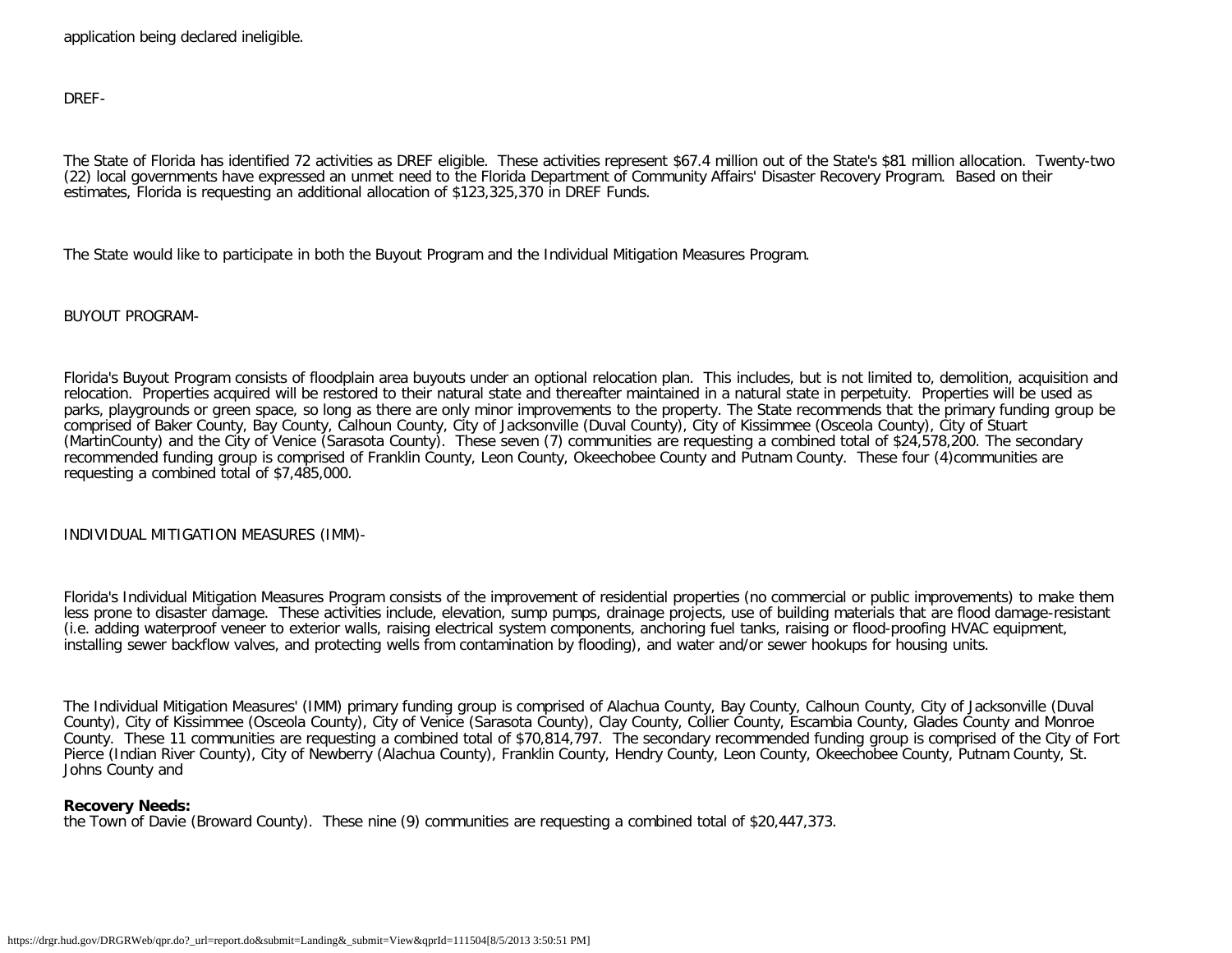application being declared ineligible.

DREF-

The State of Florida has identified 72 activities as DREF eligible. These activities represent $67.4 million out of the State's $81 million allocation. Twenty-two (22) local governments have expressed an unmet need to the Florida Department of Community Affairs' Disaster Recovery Program. Based on their estimates, Florida is requesting an additional allocation of $123,325,370 in DREF Funds.

The State would like to participate in both the Buyout Program and the Individual Mitigation Measures Program.

BUYOUT PROGRAM-

Florida's Buyout Program consists of floodplain area buyouts under an optional relocation plan. This includes, but is not limited to, demolition, acquisition and relocation. Properties acquired will be restored to their natural state and thereafter maintained in a natural state in perpetuity. Properties will be used as parks, playgrounds or green space, so long as there are only minor improvements to the property. The State recommends that the primary funding group be comprised of Baker County, Bay County, Calhoun County, City of Jacksonville (Duval County), City of Kissimmee (Osceola County), City of Stuart (MartinCounty) and the City of Venice (Sarasota County). These seven (7) communities are requesting a combined total of $24,578,200. The secondary recommended funding group is comprised of Franklin County, Leon County, Okeechobee County and Putnam County. These four (4)communities are requesting a combined total of $7,485,000.

INDIVIDUAL MITIGATION MEASURES (IMM)-

Florida's Individual Mitigation Measures Program consists of the improvement of residential properties (no commercial or public improvements) to make them less prone to disaster damage. These activities include, elevation, sump pumps, drainage projects, use of building materials that are flood damage-resistant (i.e. adding waterproof veneer to exterior walls, raising electrical system components, anchoring fuel tanks, raising or flood-proofing HVAC equipment, installing sewer backflow valves, and protecting wells from contamination by flooding), and water and/or sewer hookups for housing units.

The Individual Mitigation Measures' (IMM) primary funding group is comprised of Alachua County, Bay County, Calhoun County, City of Jacksonville (Duval County), City of Kissimmee (Osceola County), City of Venice (Sarasota County), Clay County, Collier County, Escambia County, Glades County and Monroe County. These 11 communities are requesting a combined total of $70,814,797. The secondary recommended funding group is comprised of the City of Fort Pierce (Indian River County), City of Newberry (Alachua County), Franklin County, Hendry County, Leon County, Okeechobee County, Putnam County, St. Johns County and

**Recovery Needs:**
the Town of Davie (Broward County). These nine (9) communities are requesting a combined total of $20,447,373.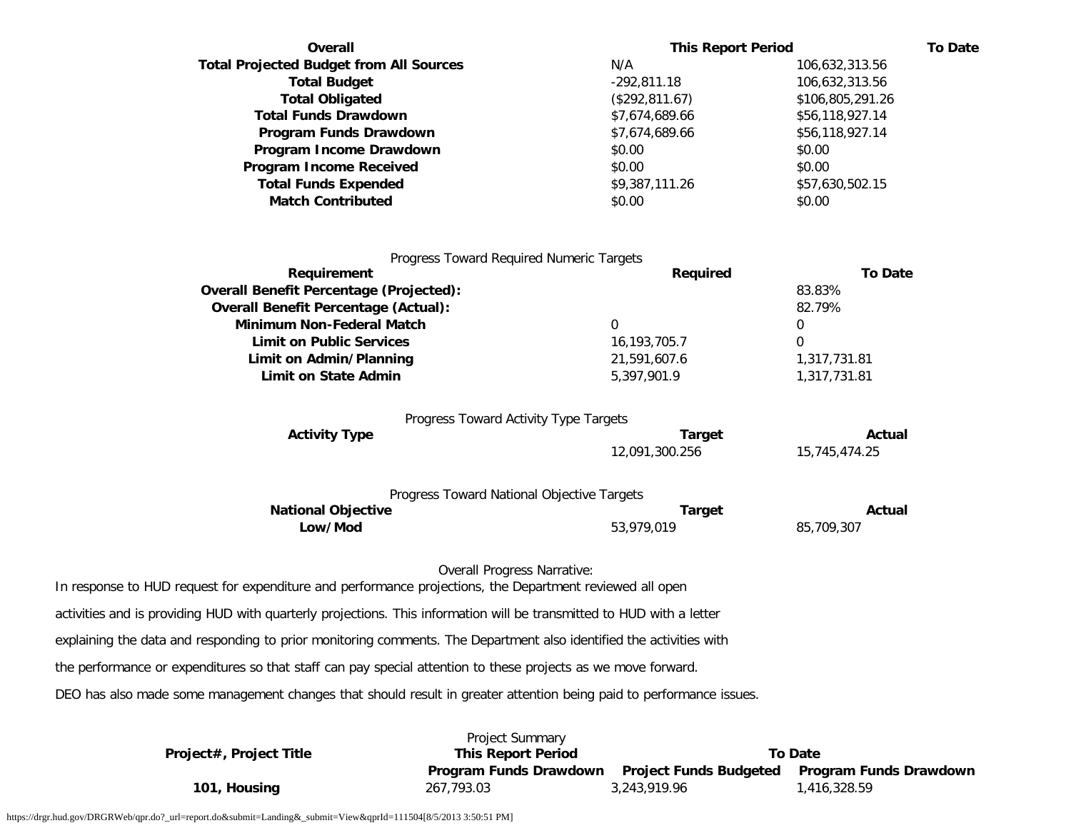| Overall | This Report Period | To Date |
| --- | --- | --- |
| Total Projected Budget from All Sources | N/A | 106,632,313.56 |
| Total Budget | -292,811.18 | 106,632,313.56 |
| Total Obligated | ($292,811.67) | $106,805,291.26 |
| Total Funds Drawdown | $7,674,689.66 | $56,118,927.14 |
| Program Funds Drawdown | $7,674,689.66 | $56,118,927.14 |
| Program Income Drawdown | $0.00 | $0.00 |
| Program Income Received | $0.00 | $0.00 |
| Total Funds Expended | $9,387,111.26 | $57,630,502.15 |
| Match Contributed | $0.00 | $0.00 |

Progress Toward Required Numeric Targets

| Requirement | Required | To Date |
| --- | --- | --- |
| Overall Benefit Percentage (Projected): | | 83.83% |
| Overall Benefit Percentage (Actual): | | 82.79% |
| Minimum Non-Federal Match | 0 | 0 |
| Limit on Public Services | 16,193,705.7 | 0 |
| Limit on Admin/Planning | 21,591,607.6 | 1,317,731.81 |
| Limit on State Admin | 5,397,901.9 | 1,317,731.81 |

Progress Toward Activity Type Targets

| Activity Type | Target | Actual |
| --- | --- | --- |
| | 12,091,300.256 | 15,745,474.25 |

Progress Toward National Objective Targets

| National Objective | Target | Actual |
| --- | --- | --- |
| Low/Mod | 53,979,019 | 85,709,307 |

Overall Progress Narrative:

In response to HUD request for expenditure and performance projections, the Department reviewed all open activities and is providing HUD with quarterly projections. This information will be transmitted to HUD with a letter explaining the data and responding to prior monitoring comments. The Department also identified the activities with the performance or expenditures so that staff can pay special attention to these projects as we move forward.

DEO has also made some management changes that should result in greater attention being paid to performance issues.

Project Summary

| Project#, Project Title | This Report Period | To Date | |
| --- | --- | --- | --- |
| | Program Funds Drawdown | Project Funds Budgeted | Program Funds Drawdown |
| 101, Housing | 267,793.03 | 3,243,919.96 | 1,416,328.59 |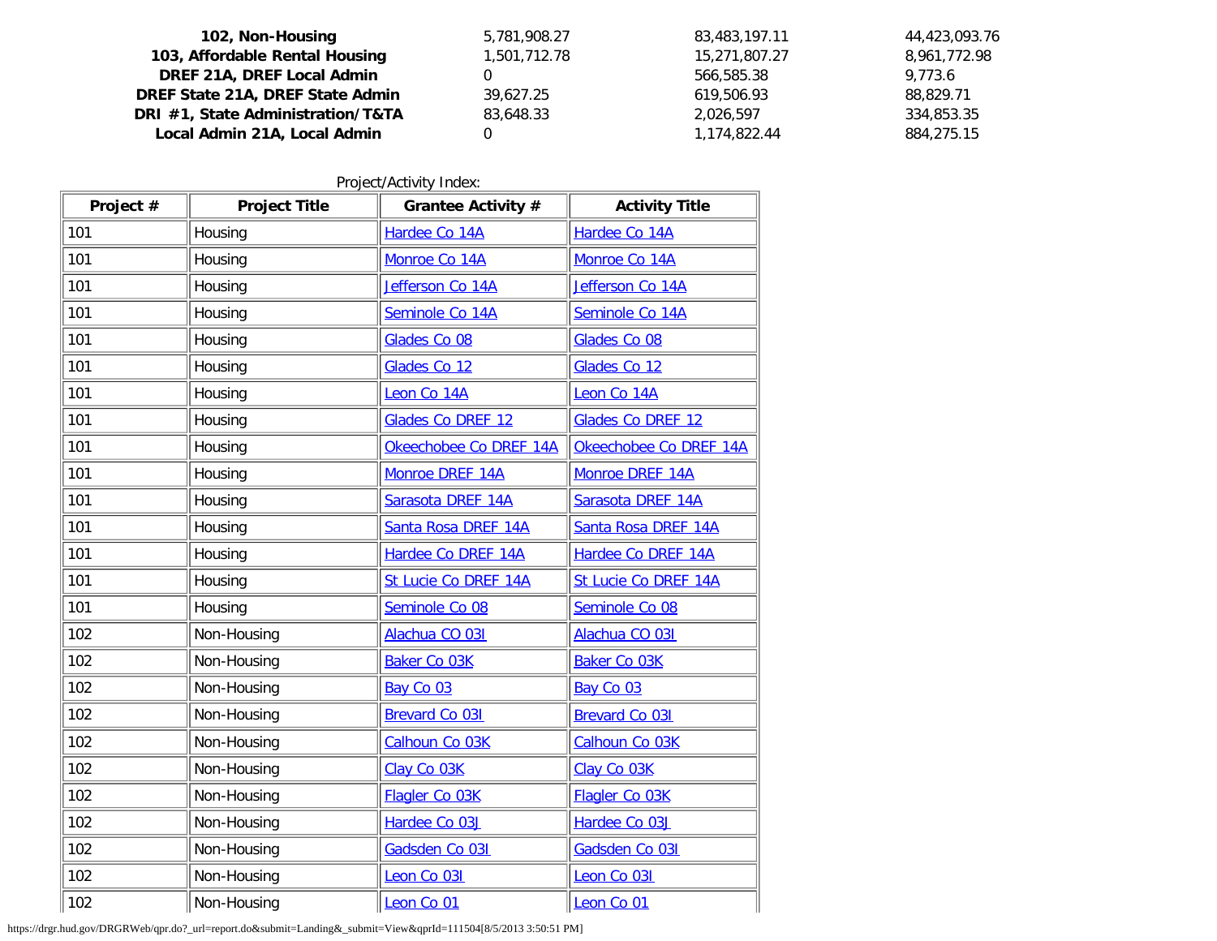| | | | |
|---|---|---|---|
| **102, Non-Housing** | 5,781,908.27 | 83,483,197.11 | 44,423,093.76 |
| **103, Affordable Rental Housing** | 1,501,712.78 | 15,271,807.27 | 8,961,772.98 |
| **DREF 21A, DREF Local Admin** | 0 | 566,585.38 | 9,773.6 |
| **DREF State 21A, DREF State Admin** | 39,627.25 | 619,506.93 | 88,829.71 |
| **DRI #1, State Administration/T&TA** | 83,648.33 | 2,026,597 | 334,853.35 |
| **Local Admin 21A, Local Admin** | 0 | 1,174,822.44 | 884,275.15 |

Project/Activity Index:

| Project # | Project Title | Grantee Activity # | Activity Title |
|---|---|---|---|
| 101 | Housing | Hardee Co 14A | Hardee Co 14A |
| 101 | Housing | Monroe Co 14A | Monroe Co 14A |
| 101 | Housing | Jefferson Co 14A | Jefferson Co 14A |
| 101 | Housing | Seminole Co 14A | Seminole Co 14A |
| 101 | Housing | Glades Co 08 | Glades Co 08 |
| 101 | Housing | Glades Co 12 | Glades Co 12 |
| 101 | Housing | Leon Co 14A | Leon Co 14A |
| 101 | Housing | Glades Co DREF 12 | Glades Co DREF 12 |
| 101 | Housing | Okeechobee Co DREF 14A | Okeechobee Co DREF 14A |
| 101 | Housing | Monroe DREF 14A | Monroe DREF 14A |
| 101 | Housing | Sarasota DREF 14A | Sarasota DREF 14A |
| 101 | Housing | Santa Rosa DREF 14A | Santa Rosa DREF 14A |
| 101 | Housing | Hardee Co DREF 14A | Hardee Co DREF 14A |
| 101 | Housing | St Lucie Co DREF 14A | St Lucie Co DREF 14A |
| 101 | Housing | Seminole Co 08 | Seminole Co 08 |
| 102 | Non-Housing | Alachua CO 03I | Alachua CO 03I |
| 102 | Non-Housing | Baker Co 03K | Baker Co 03K |
| 102 | Non-Housing | Bay Co 03 | Bay Co 03 |
| 102 | Non-Housing | Brevard Co 03I | Brevard Co 03I |
| 102 | Non-Housing | Calhoun Co 03K | Calhoun Co 03K |
| 102 | Non-Housing | Clay Co 03K | Clay Co 03K |
| 102 | Non-Housing | Flagler Co 03K | Flagler Co 03K |
| 102 | Non-Housing | Hardee Co 03J | Hardee Co 03J |
| 102 | Non-Housing | Gadsden Co 03I | Gadsden Co 03I |
| 102 | Non-Housing | Leon Co 03I | Leon Co 03I |
| 102 | Non-Housing | Leon Co 01 | Leon Co 01 |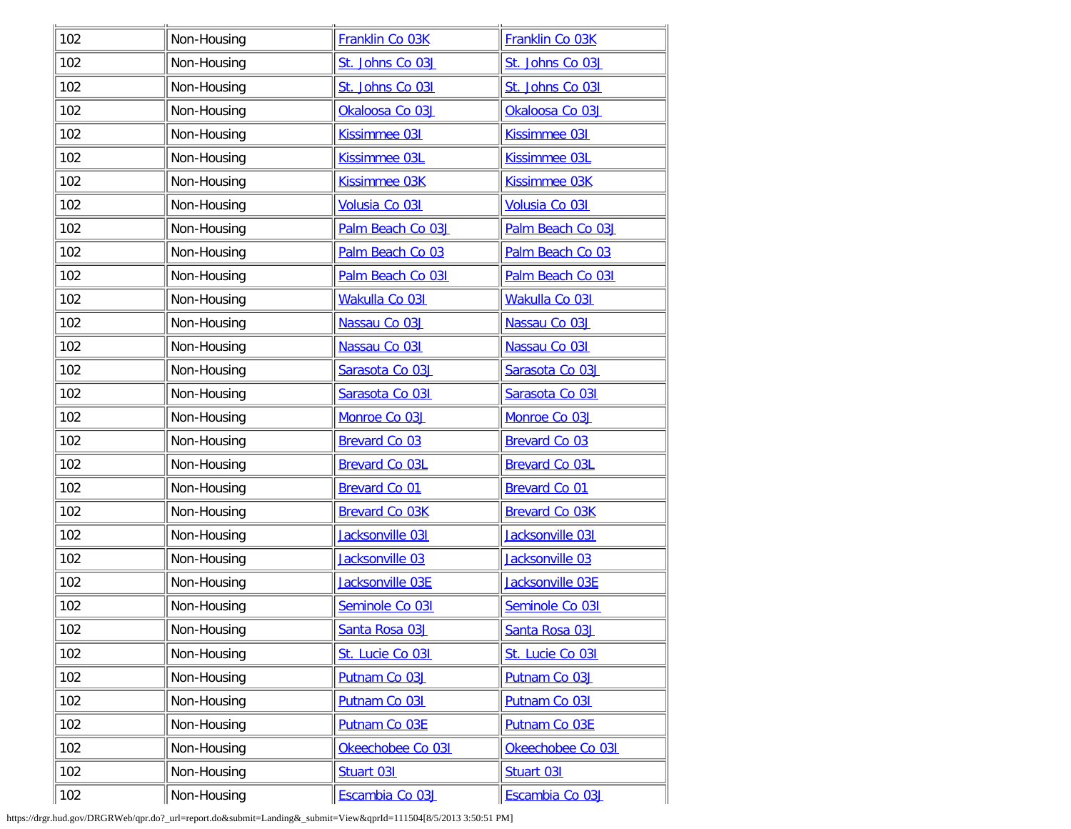| | | | |
|---|---|---|---|
| 102 | Non-Housing | Franklin Co 03K | Franklin Co 03K |
| 102 | Non-Housing | St. Johns Co 03J | St. Johns Co 03J |
| 102 | Non-Housing | St. Johns Co 03I | St. Johns Co 03I |
| 102 | Non-Housing | Okaloosa Co 03J | Okaloosa Co 03J |
| 102 | Non-Housing | Kissimmee 03I | Kissimmee 03I |
| 102 | Non-Housing | Kissimmee 03L | Kissimmee 03L |
| 102 | Non-Housing | Kissimmee 03K | Kissimmee 03K |
| 102 | Non-Housing | Volusia Co 03I | Volusia Co 03I |
| 102 | Non-Housing | Palm Beach Co 03J | Palm Beach Co 03J |
| 102 | Non-Housing | Palm Beach Co 03 | Palm Beach Co 03 |
| 102 | Non-Housing | Palm Beach Co 03I | Palm Beach Co 03I |
| 102 | Non-Housing | Wakulla Co 03I | Wakulla Co 03I |
| 102 | Non-Housing | Nassau Co 03J | Nassau Co 03J |
| 102 | Non-Housing | Nassau Co 03I | Nassau Co 03I |
| 102 | Non-Housing | Sarasota Co 03J | Sarasota Co 03J |
| 102 | Non-Housing | Sarasota Co 03I | Sarasota Co 03I |
| 102 | Non-Housing | Monroe Co 03J | Monroe Co 03J |
| 102 | Non-Housing | Brevard Co 03 | Brevard Co 03 |
| 102 | Non-Housing | Brevard Co 03L | Brevard Co 03L |
| 102 | Non-Housing | Brevard Co 01 | Brevard Co 01 |
| 102 | Non-Housing | Brevard Co 03K | Brevard Co 03K |
| 102 | Non-Housing | Jacksonville 03I | Jacksonville 03I |
| 102 | Non-Housing | Jacksonville 03 | Jacksonville 03 |
| 102 | Non-Housing | Jacksonville 03E | Jacksonville 03E |
| 102 | Non-Housing | Seminole Co 03I | Seminole Co 03I |
| 102 | Non-Housing | Santa Rosa 03J | Santa Rosa 03J |
| 102 | Non-Housing | St. Lucie Co 03I | St. Lucie Co 03I |
| 102 | Non-Housing | Putnam Co 03J | Putnam Co 03J |
| 102 | Non-Housing | Putnam Co 03I | Putnam Co 03I |
| 102 | Non-Housing | Putnam Co 03E | Putnam Co 03E |
| 102 | Non-Housing | Okeechobee Co 03I | Okeechobee Co 03I |
| 102 | Non-Housing | Stuart 03I | Stuart 03I |
| 102 | Non-Housing | Escambia Co 03J | Escambia Co 03J |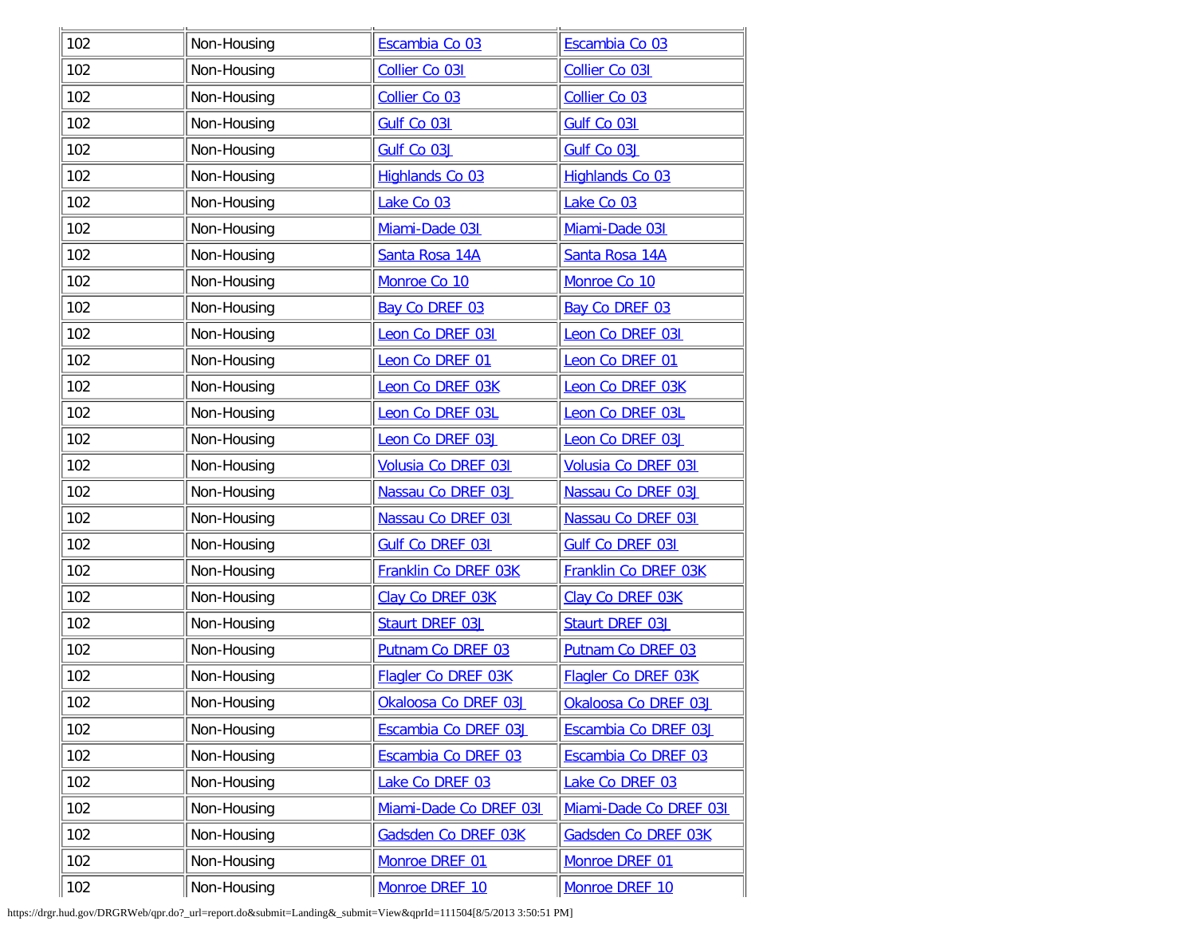| | | | |
|---|---|---|---|
| 102 | Non-Housing | Escambia Co 03 | Escambia Co 03 |
| 102 | Non-Housing | Collier Co 03I | Collier Co 03I |
| 102 | Non-Housing | Collier Co 03 | Collier Co 03 |
| 102 | Non-Housing | Gulf Co 03I | Gulf Co 03I |
| 102 | Non-Housing | Gulf Co 03J | Gulf Co 03J |
| 102 | Non-Housing | Highlands Co 03 | Highlands Co 03 |
| 102 | Non-Housing | Lake Co 03 | Lake Co 03 |
| 102 | Non-Housing | Miami-Dade 03I | Miami-Dade 03I |
| 102 | Non-Housing | Santa Rosa 14A | Santa Rosa 14A |
| 102 | Non-Housing | Monroe Co 10 | Monroe Co 10 |
| 102 | Non-Housing | Bay Co DREF 03 | Bay Co DREF 03 |
| 102 | Non-Housing | Leon Co DREF 03I | Leon Co DREF 03I |
| 102 | Non-Housing | Leon Co DREF 01 | Leon Co DREF 01 |
| 102 | Non-Housing | Leon Co DREF 03K | Leon Co DREF 03K |
| 102 | Non-Housing | Leon Co DREF 03L | Leon Co DREF 03L |
| 102 | Non-Housing | Leon Co DREF 03J | Leon Co DREF 03J |
| 102 | Non-Housing | Volusia Co DREF 03I | Volusia Co DREF 03I |
| 102 | Non-Housing | Nassau Co DREF 03J | Nassau Co DREF 03J |
| 102 | Non-Housing | Nassau Co DREF 03I | Nassau Co DREF 03I |
| 102 | Non-Housing | Gulf Co DREF 03I | Gulf Co DREF 03I |
| 102 | Non-Housing | Franklin Co DREF 03K | Franklin Co DREF 03K |
| 102 | Non-Housing | Clay Co DREF 03K | Clay Co DREF 03K |
| 102 | Non-Housing | Staurt DREF 03J | Staurt DREF 03J |
| 102 | Non-Housing | Putnam Co DREF 03 | Putnam Co DREF 03 |
| 102 | Non-Housing | Flagler Co DREF 03K | Flagler Co DREF 03K |
| 102 | Non-Housing | Okaloosa Co DREF 03J | Okaloosa Co DREF 03J |
| 102 | Non-Housing | Escambia Co DREF 03J | Escambia Co DREF 03J |
| 102 | Non-Housing | Escambia Co DREF 03 | Escambia Co DREF 03 |
| 102 | Non-Housing | Lake Co DREF 03 | Lake Co DREF 03 |
| 102 | Non-Housing | Miami-Dade Co DREF 03I | Miami-Dade Co DREF 03I |
| 102 | Non-Housing | Gadsden Co DREF 03K | Gadsden Co DREF 03K |
| 102 | Non-Housing | Monroe DREF 01 | Monroe DREF 01 |
| 102 | Non-Housing | Monroe DREF 10 | Monroe DREF 10 |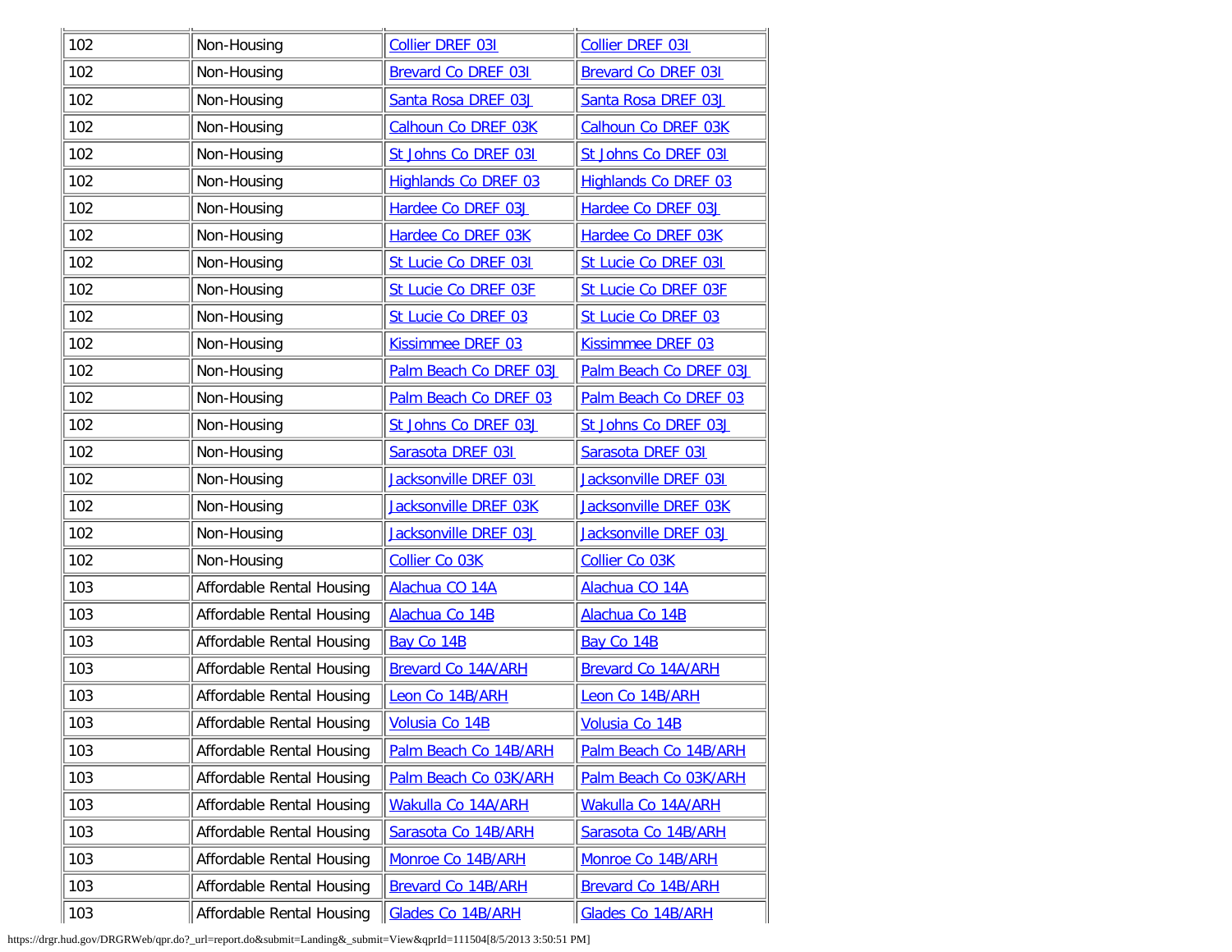| | | | |
|---|---|---|---|
| 102 | Non-Housing | Collier DREF 03I | Collier DREF 03I |
| 102 | Non-Housing | Brevard Co DREF 03I | Brevard Co DREF 03I |
| 102 | Non-Housing | Santa Rosa DREF 03J | Santa Rosa DREF 03J |
| 102 | Non-Housing | Calhoun Co DREF 03K | Calhoun Co DREF 03K |
| 102 | Non-Housing | St Johns Co DREF 03I | St Johns Co DREF 03I |
| 102 | Non-Housing | Highlands Co DREF 03 | Highlands Co DREF 03 |
| 102 | Non-Housing | Hardee Co DREF 03J | Hardee Co DREF 03J |
| 102 | Non-Housing | Hardee Co DREF 03K | Hardee Co DREF 03K |
| 102 | Non-Housing | St Lucie Co DREF 03I | St Lucie Co DREF 03I |
| 102 | Non-Housing | St Lucie Co DREF 03F | St Lucie Co DREF 03F |
| 102 | Non-Housing | St Lucie Co DREF 03 | St Lucie Co DREF 03 |
| 102 | Non-Housing | Kissimmee DREF 03 | Kissimmee DREF 03 |
| 102 | Non-Housing | Palm Beach Co DREF 03J | Palm Beach Co DREF 03J |
| 102 | Non-Housing | Palm Beach Co DREF 03 | Palm Beach Co DREF 03 |
| 102 | Non-Housing | St Johns Co DREF 03J | St Johns Co DREF 03J |
| 102 | Non-Housing | Sarasota DREF 03I | Sarasota DREF 03I |
| 102 | Non-Housing | Jacksonville DREF 03I | Jacksonville DREF 03I |
| 102 | Non-Housing | Jacksonville DREF 03K | Jacksonville DREF 03K |
| 102 | Non-Housing | Jacksonville DREF 03J | Jacksonville DREF 03J |
| 102 | Non-Housing | Collier Co 03K | Collier Co 03K |
| 103 | Affordable Rental Housing | Alachua CO 14A | Alachua CO 14A |
| 103 | Affordable Rental Housing | Alachua Co 14B | Alachua Co 14B |
| 103 | Affordable Rental Housing | Bay Co 14B | Bay Co 14B |
| 103 | Affordable Rental Housing | Brevard Co 14A/ARH | Brevard Co 14A/ARH |
| 103 | Affordable Rental Housing | Leon Co 14B/ARH | Leon Co 14B/ARH |
| 103 | Affordable Rental Housing | Volusia Co 14B | Volusia Co 14B |
| 103 | Affordable Rental Housing | Palm Beach Co 14B/ARH | Palm Beach Co 14B/ARH |
| 103 | Affordable Rental Housing | Palm Beach Co 03K/ARH | Palm Beach Co 03K/ARH |
| 103 | Affordable Rental Housing | Wakulla Co 14A/ARH | Wakulla Co 14A/ARH |
| 103 | Affordable Rental Housing | Sarasota Co 14B/ARH | Sarasota Co 14B/ARH |
| 103 | Affordable Rental Housing | Monroe Co 14B/ARH | Monroe Co 14B/ARH |
| 103 | Affordable Rental Housing | Brevard Co 14B/ARH | Brevard Co 14B/ARH |
| 103 | Affordable Rental Housing | Glades Co 14B/ARH | Glades Co 14B/ARH |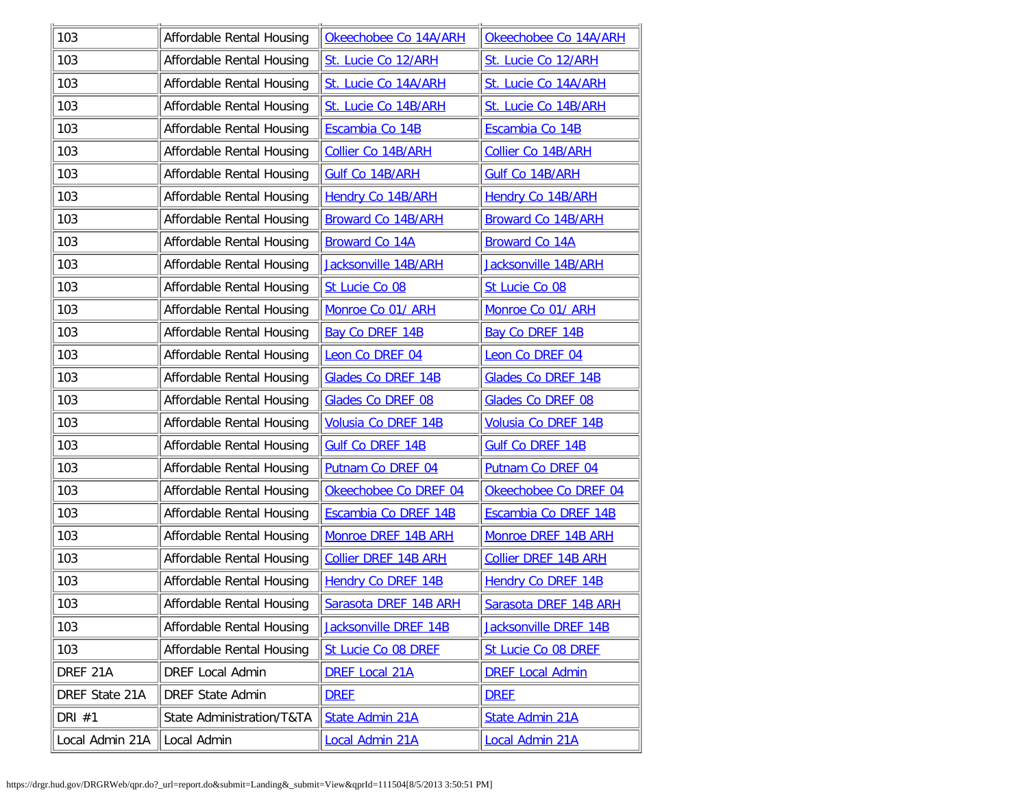| | | | |
|---|---|---|---|
| 103 | Affordable Rental Housing | Okeechobee Co 14A/ARH | Okeechobee Co 14A/ARH |
| 103 | Affordable Rental Housing | St. Lucie Co 12/ARH | St. Lucie Co 12/ARH |
| 103 | Affordable Rental Housing | St. Lucie Co 14A/ARH | St. Lucie Co 14A/ARH |
| 103 | Affordable Rental Housing | St. Lucie Co 14B/ARH | St. Lucie Co 14B/ARH |
| 103 | Affordable Rental Housing | Escambia Co 14B | Escambia Co 14B |
| 103 | Affordable Rental Housing | Collier Co 14B/ARH | Collier Co 14B/ARH |
| 103 | Affordable Rental Housing | Gulf Co 14B/ARH | Gulf Co 14B/ARH |
| 103 | Affordable Rental Housing | Hendry Co 14B/ARH | Hendry Co 14B/ARH |
| 103 | Affordable Rental Housing | Broward Co 14B/ARH | Broward Co 14B/ARH |
| 103 | Affordable Rental Housing | Broward Co 14A | Broward Co 14A |
| 103 | Affordable Rental Housing | Jacksonville 14B/ARH | Jacksonville 14B/ARH |
| 103 | Affordable Rental Housing | St Lucie Co 08 | St Lucie Co 08 |
| 103 | Affordable Rental Housing | Monroe Co 01/ ARH | Monroe Co 01/ ARH |
| 103 | Affordable Rental Housing | Bay Co DREF 14B | Bay Co DREF 14B |
| 103 | Affordable Rental Housing | Leon Co DREF 04 | Leon Co DREF 04 |
| 103 | Affordable Rental Housing | Glades Co DREF 14B | Glades Co DREF 14B |
| 103 | Affordable Rental Housing | Glades Co DREF 08 | Glades Co DREF 08 |
| 103 | Affordable Rental Housing | Volusia Co DREF 14B | Volusia Co DREF 14B |
| 103 | Affordable Rental Housing | Gulf Co DREF 14B | Gulf Co DREF 14B |
| 103 | Affordable Rental Housing | Putnam Co DREF 04 | Putnam Co DREF 04 |
| 103 | Affordable Rental Housing | Okeechobee Co DREF 04 | Okeechobee Co DREF 04 |
| 103 | Affordable Rental Housing | Escambia Co DREF 14B | Escambia Co DREF 14B |
| 103 | Affordable Rental Housing | Monroe DREF 14B ARH | Monroe DREF 14B ARH |
| 103 | Affordable Rental Housing | Collier DREF 14B ARH | Collier DREF 14B ARH |
| 103 | Affordable Rental Housing | Hendry Co DREF 14B | Hendry Co DREF 14B |
| 103 | Affordable Rental Housing | Sarasota DREF 14B ARH | Sarasota DREF 14B ARH |
| 103 | Affordable Rental Housing | Jacksonville DREF 14B | Jacksonville DREF 14B |
| 103 | Affordable Rental Housing | St Lucie Co 08 DREF | St Lucie Co 08 DREF |
| DREF 21A | DREF Local Admin | DREF Local 21A | DREF Local Admin |
| DREF State 21A | DREF State Admin | DREF | DREF |
| DRI #1 | State Administration/T&TA | State Admin 21A | State Admin 21A |
| Local Admin 21A | Local Admin | Local Admin 21A | Local Admin 21A |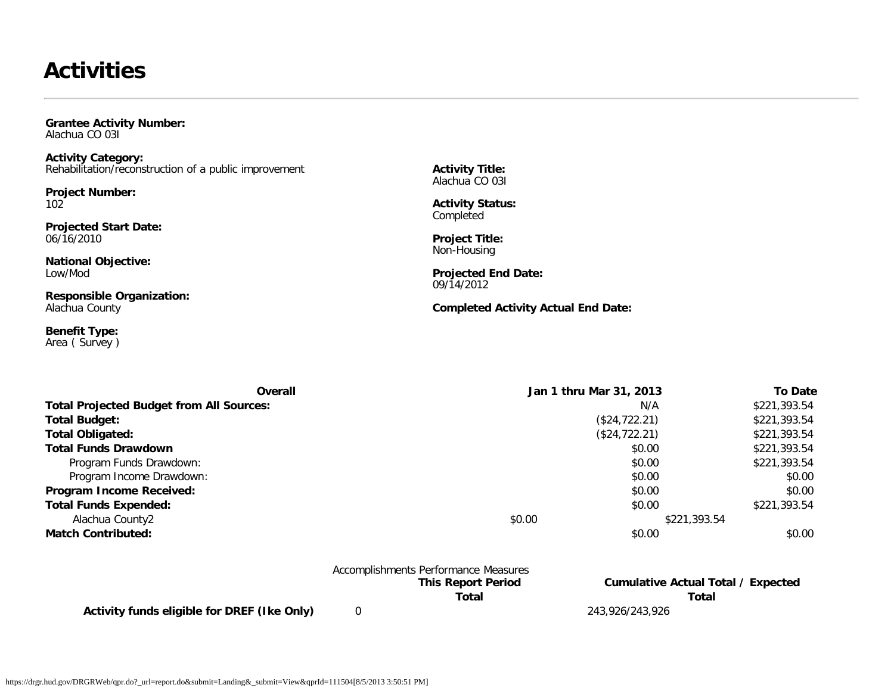# Activities

**Grantee Activity Number:**
Alachua CO 03I

**Activity Category:**
Rehabilitation/reconstruction of a public improvement

**Activity Title:**
Alachua CO 03I

**Project Number:**
102

**Activity Status:**
Completed

**Projected Start Date:**
06/16/2010

**Project Title:**
Non-Housing

**National Objective:**
Low/Mod

**Projected End Date:**
09/14/2012

**Responsible Organization:**
Alachua County

**Completed Activity Actual End Date:**

**Benefit Type:**
Area ( Survey )

| Overall | Jan 1 thru Mar 31, 2013 | To Date |
|---|---|---|
| **Total Projected Budget from All Sources:** | N/A | $221,393.54 |
| **Total Budget:** | ($24,722.21) | $221,393.54 |
| **Total Obligated:** | ($24,722.21) | $221,393.54 |
| **Total Funds Drawdown** | $0.00 | $221,393.54 |
| Program Funds Drawdown: | $0.00 | $221,393.54 |
| Program Income Drawdown: | $0.00 | $0.00 |
| **Program Income Received:** | $0.00 | $0.00 |
| **Total Funds Expended:** | $0.00 | $221,393.54 |
| Alachua County2 | $0.00 | $221,393.54 |
| **Match Contributed:** | $0.00 | $0.00 |

Accomplishments Performance Measures

| | This Report Period Total | Cumulative Actual Total / Expected Total |
|---|---|---|
| **Activity funds eligible for DREF (Ike Only)** | 0 | 243,926/243,926 |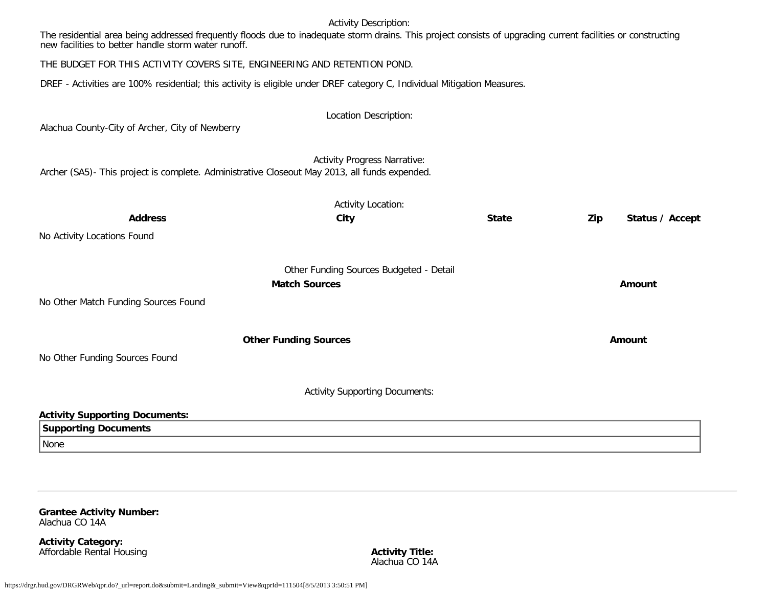Activity Description:

The residential area being addressed frequently floods due to inadequate storm drains. This project consists of upgrading current facilities or constructing new facilities to better handle storm water runoff.

THE BUDGET FOR THIS ACTIVITY COVERS SITE, ENGINEERING AND RETENTION POND.

DREF - Activities are 100% residential; this activity is eligible under DREF category C, Individual Mitigation Measures.

Location Description:

Alachua County-City of Archer, City of Newberry

Activity Progress Narrative:

Archer (SA5)- This project is complete. Administrative Closeout May 2013, all funds expended.

Activity Location:

| Address | City | State | Zip | Status / Accept |
| --- | --- | --- | --- | --- |
| No Activity Locations Found | | | | |

Other Funding Sources Budgeted - Detail

| Match Sources | Amount |
| --- | --- |
| No Other Match Funding Sources Found | |

| Other Funding Sources | Amount |
| --- | --- |
| No Other Funding Sources Found | |

Activity Supporting Documents:

**Activity Supporting Documents:**

| Supporting Documents |
| --- |
| None |

---

**Grantee Activity Number:**
Alachua CO 14A

**Activity Category:**
Affordable Rental Housing

**Activity Title:**
Alachua CO 14A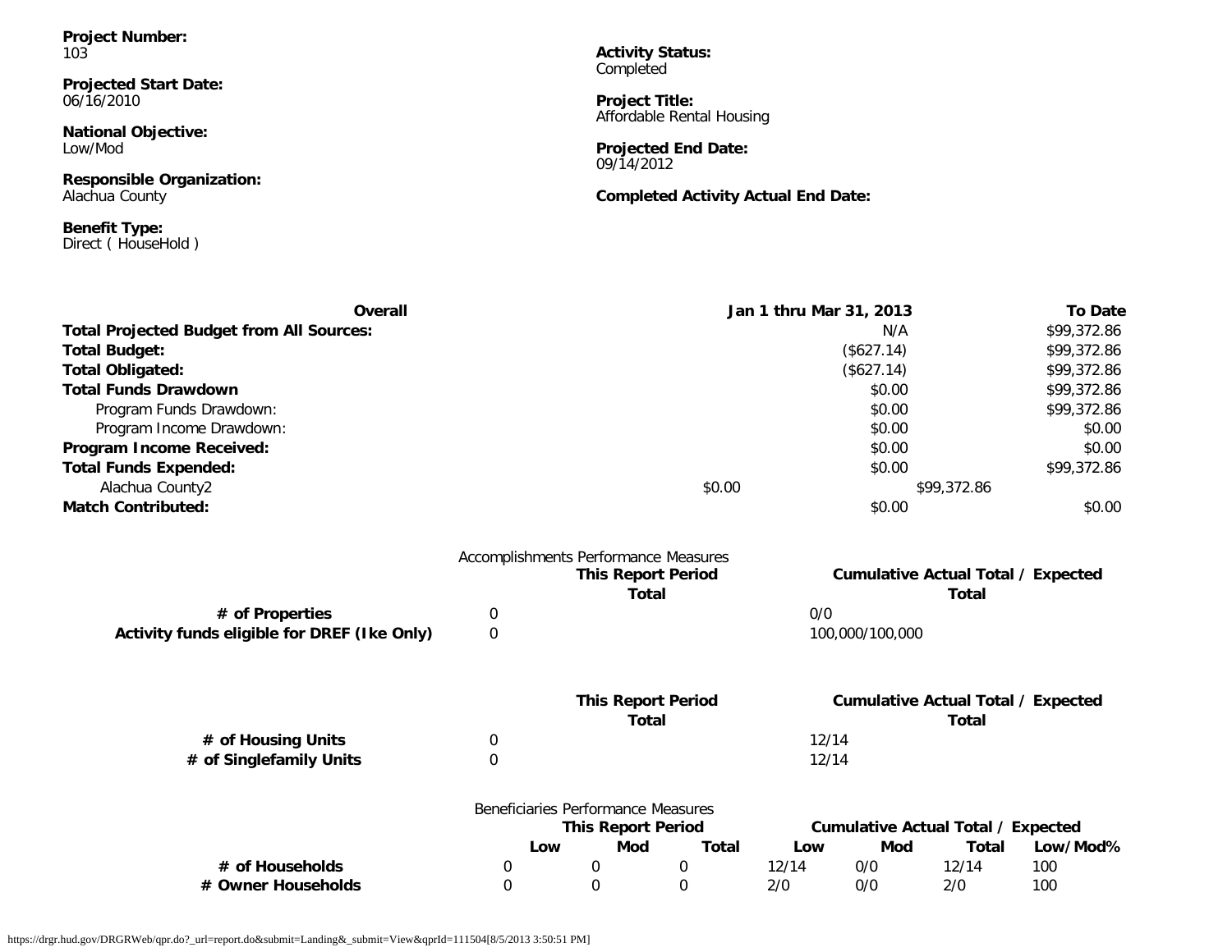**Project Number:**
103

**Activity Status:**
Completed

**Projected Start Date:**
06/16/2010

**Project Title:**
Affordable Rental Housing

**National Objective:**
Low/Mod

**Projected End Date:**
09/14/2012

**Responsible Organization:**
Alachua County

**Completed Activity Actual End Date:**

**Benefit Type:**
Direct ( HouseHold )

| Overall | Jan 1 thru Mar 31, 2013 | To Date |
| --- | --- | --- |
| **Total Projected Budget from All Sources:** | N/A | $99,372.86 |
| **Total Budget:** | ($627.14) | $99,372.86 |
| **Total Obligated:** | ($627.14) | $99,372.86 |
| **Total Funds Drawdown** | $0.00 | $99,372.86 |
| Program Funds Drawdown: | $0.00 | $99,372.86 |
| Program Income Drawdown: | $0.00 | $0.00 |
| **Program Income Received:** | $0.00 | $0.00 |
| **Total Funds Expended:** | $0.00 | $99,372.86 |
| Alachua County2 | $0.00 | $99,372.86 |
| **Match Contributed:** | $0.00 | $0.00 |

Accomplishments Performance Measures

| | This Report Period Total | Cumulative Actual Total / Expected Total |
| --- | --- | --- |
| **# of Properties** | 0 | 0/0 |
| **Activity funds eligible for DREF (Ike Only)** | 0 | 100,000/100,000 |

| | This Report Period Total | Cumulative Actual Total / Expected Total |
| --- | --- | --- |
| **# of Housing Units** | 0 | 12/14 |
| **# of Singlefamily Units** | 0 | 12/14 |

Beneficiaries Performance Measures

| | This Report Period | | | Cumulative Actual Total / Expected | | | |
| --- | --- | --- | --- | --- | --- | --- | --- |
| | Low | Mod | Total | Low | Mod | Total | Low/Mod% |
| **# of Households** | 0 | 0 | 0 | 12/14 | 0/0 | 12/14 | 100 |
| **# Owner Households** | 0 | 0 | 0 | 2/0 | 0/0 | 2/0 | 100 |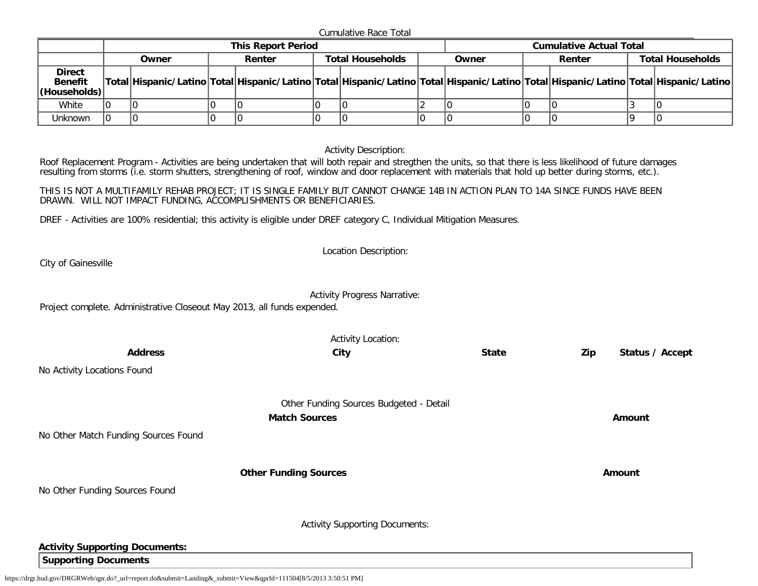Cumulative Race Total

| | This Report Period | | | | | | Cumulative Actual Total | | | | | |
|---|---|---|---|---|---|---|---|---|---|---|---|---|
| | Owner | | Renter | | Total Households | | Owner | | Renter | | Total Households | |
| **Direct Benefit (Households)** | Total | Hispanic/Latino | Total | Hispanic/Latino | Total | Hispanic/Latino | Total | Hispanic/Latino | Total | Hispanic/Latino | Total | Hispanic/Latino |
| White | 0 | 0 | 0 | 0 | 0 | 0 | 2 | 0 | 0 | 0 | 3 | 0 |
| Unknown | 0 | 0 | 0 | 0 | 0 | 0 | 0 | 0 | 0 | 0 | 9 | 0 |

Activity Description:

Roof Replacement Program - Activities are being undertaken that will both repair and stregthen the units, so that there is less likelihood of future damages resulting from storms (i.e. storm shutters, strengthening of roof, window and door replacement with materials that hold up better during storms, etc.).

THIS IS NOT A MULTIFAMILY REHAB PROJECT; IT IS SINGLE FAMILY BUT CANNOT CHANGE 14B IN ACTION PLAN TO 14A SINCE FUNDS HAVE BEEN DRAWN. WILL NOT IMPACT FUNDING, ACCOMPLISHMENTS OR BENEFICIARIES.

DREF - Activities are 100% residential; this activity is eligible under DREF category C, Individual Mitigation Measures.

Location Description:

City of Gainesville

Activity Progress Narrative:

Project complete. Administrative Closeout May 2013, all funds expended.

Activity Location:

| **Address** | **City** | **State** | **Zip** | **Status / Accept** |
|---|---|---|---|---|

No Activity Locations Found

Other Funding Sources Budgeted - Detail

| **Match Sources** | **Amount** |
|---|---|

No Other Match Funding Sources Found

| **Other Funding Sources** | **Amount** |
|---|---|

No Other Funding Sources Found

Activity Supporting Documents:

**Activity Supporting Documents:**

| **Supporting Documents** |
|---|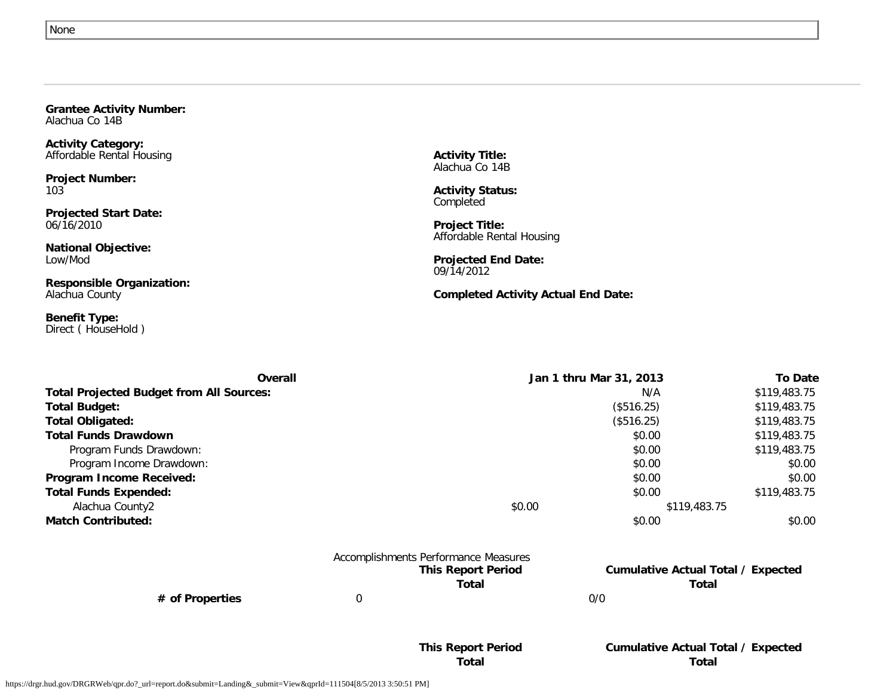None

---

**Grantee Activity Number:**
Alachua Co 14B

**Activity Category:**
Affordable Rental Housing

**Project Number:**
103

**Projected Start Date:**
06/16/2010

**National Objective:**
Low/Mod

**Responsible Organization:**
Alachua County

**Benefit Type:**
Direct ( HouseHold )

**Activity Title:**
Alachua Co 14B

**Activity Status:**
Completed

**Project Title:**
Affordable Rental Housing

**Projected End Date:**
09/14/2012

**Completed Activity Actual End Date:**

| Overall | Jan 1 thru Mar 31, 2013 | To Date |
|---|---|---|
| **Total Projected Budget from All Sources:** | N/A | $119,483.75 |
| **Total Budget:** | ($516.25) | $119,483.75 |
| **Total Obligated:** | ($516.25) | $119,483.75 |
| **Total Funds Drawdown** | $0.00 | $119,483.75 |
| Program Funds Drawdown: | $0.00 | $119,483.75 |
| Program Income Drawdown: | $0.00 | $0.00 |
| **Program Income Received:** | $0.00 | $0.00 |
| **Total Funds Expended:** | $0.00 | $119,483.75 |
| Alachua County2 | $0.00 | $119,483.75 |
| **Match Contributed:** | $0.00 | $0.00 |

Accomplishments Performance Measures

| | This Report Period Total | Cumulative Actual Total / Expected Total |
|---|---|---|
| **# of Properties** | 0 | 0/0 |

| | This Report Period Total | Cumulative Actual Total / Expected Total |
|---|---|---|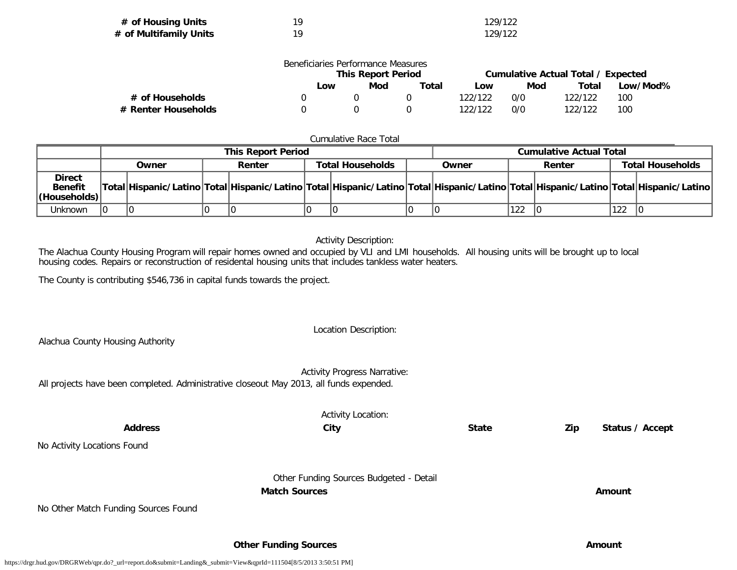| | | |
|---|---|---|
| **# of Housing Units** | 19 | 129/122 |
| **# of Multifamily Units** | 19 | 129/122 |

Beneficiaries Performance Measures

| | This Report Period | | | Cumulative Actual Total / Expected | | | |
|---|---|---|---|---|---|---|---|
| | **Low** | **Mod** | **Total** | **Low** | **Mod** | **Total** | **Low/Mod%** |
| **# of Households** | 0 | 0 | 0 | 122/122 | 0/0 | 122/122 | 100 |
| **# Renter Households** | 0 | 0 | 0 | 122/122 | 0/0 | 122/122 | 100 |

Cumulative Race Total

| | **This Report Period** | | | | | | **Cumulative Actual Total** | | | | | |
|---|---|---|---|---|---|---|---|---|---|---|---|---|
| | **Owner** | | **Renter** | | **Total Households** | | **Owner** | | **Renter** | | **Total Households** | |
| **Direct Benefit (Households)** | **Total** | **Hispanic/Latino** | **Total** | **Hispanic/Latino** | **Total** | **Hispanic/Latino** | **Total** | **Hispanic/Latino** | **Total** | **Hispanic/Latino** | **Total** | **Hispanic/Latino** |
| Unknown | 0 | 0 | 0 | 0 | 0 | 0 | 0 | 0 | 122 | 0 | 122 | 0 |

Activity Description:

The Alachua County Housing Program will repair homes owned and occupied by VLI and LMI households. All housing units will be brought up to local housing codes. Repairs or reconstruction of residental housing units that includes tankless water heaters.

The County is contributing $546,736 in capital funds towards the project.

Location Description:

Alachua County Housing Authority

Activity Progress Narrative:

All projects have been completed. Administrative closeout May 2013, all funds expended.

Activity Location:

| **Address** | **City** | **State** | **Zip** | **Status / Accept** |
|---|---|---|---|---|

No Activity Locations Found

Other Funding Sources Budgeted - Detail

| **Match Sources** | **Amount** |
|---|---|

No Other Match Funding Sources Found

| **Other Funding Sources** | **Amount** |
|---|---|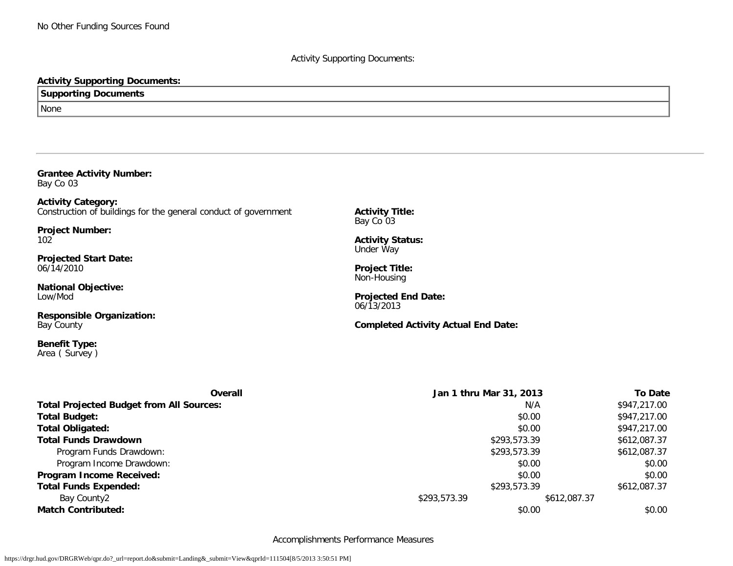No Other Funding Sources Found

Activity Supporting Documents:

**Activity Supporting Documents:**

| Supporting Documents |
|---|
| None |

---

**Grantee Activity Number:**
Bay Co 03

**Activity Category:**
Construction of buildings for the general conduct of government

**Project Number:**
102

**Projected Start Date:**
06/14/2010

**National Objective:**
Low/Mod

**Responsible Organization:**
Bay County

**Benefit Type:**
Area ( Survey )

**Activity Title:**
Bay Co 03

**Activity Status:**
Under Way

**Project Title:**
Non-Housing

**Projected End Date:**
06/13/2013

**Completed Activity Actual End Date:**

| Overall | Jan 1 thru Mar 31, 2013 | To Date |
|---|---|---|
| **Total Projected Budget from All Sources:** | N/A | $947,217.00 |
| **Total Budget:** | $0.00 | $947,217.00 |
| **Total Obligated:** | $0.00 | $947,217.00 |
| **Total Funds Drawdown** | $293,573.39 | $612,087.37 |
| Program Funds Drawdown: | $293,573.39 | $612,087.37 |
| Program Income Drawdown: | $0.00 | $0.00 |
| **Program Income Received:** | $0.00 | $0.00 |
| **Total Funds Expended:** | $293,573.39 | $612,087.37 |
| Bay County2 | $293,573.39 | $612,087.37 |
| **Match Contributed:** | $0.00 | $0.00 |

Accomplishments Performance Measures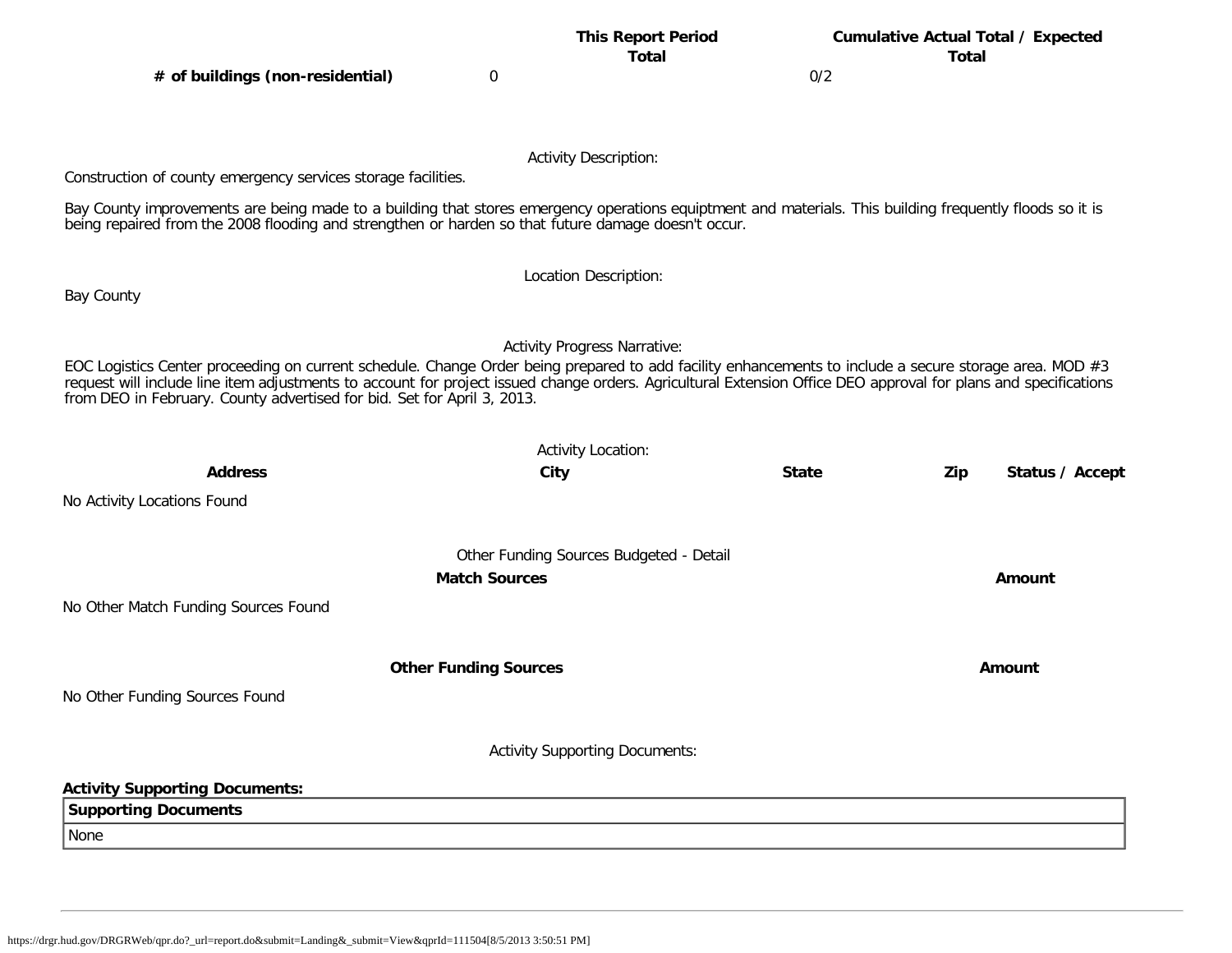| | This Report Period Total | Cumulative Actual Total / Expected Total |
|---|---|---|
| # of buildings (non-residential) | 0 | 0/2 |

Activity Description:

Construction of county emergency services storage facilities.

Bay County improvements are being made to a building that stores emergency operations equiptment and materials. This building frequently floods so it is being repaired from the 2008 flooding and strengthen or harden so that future damage doesn't occur.

Location Description:

Bay County

Activity Progress Narrative:

EOC Logistics Center proceeding on current schedule. Change Order being prepared to add facility enhancements to include a secure storage area. MOD #3 request will include line item adjustments to account for project issued change orders. Agricultural Extension Office DEO approval for plans and specifications from DEO in February. County advertised for bid. Set for April 3, 2013.

Activity Location:

| Address | City | State | Zip | Status / Accept |
|---|---|---|---|---|
| No Activity Locations Found | | | | |

Other Funding Sources Budgeted - Detail

| Match Sources | Amount |
|---|---|
| No Other Match Funding Sources Found | |

| Other Funding Sources | Amount |
|---|---|
| No Other Funding Sources Found | |

Activity Supporting Documents:

**Activity Supporting Documents:**

| Supporting Documents |
|---|
| None |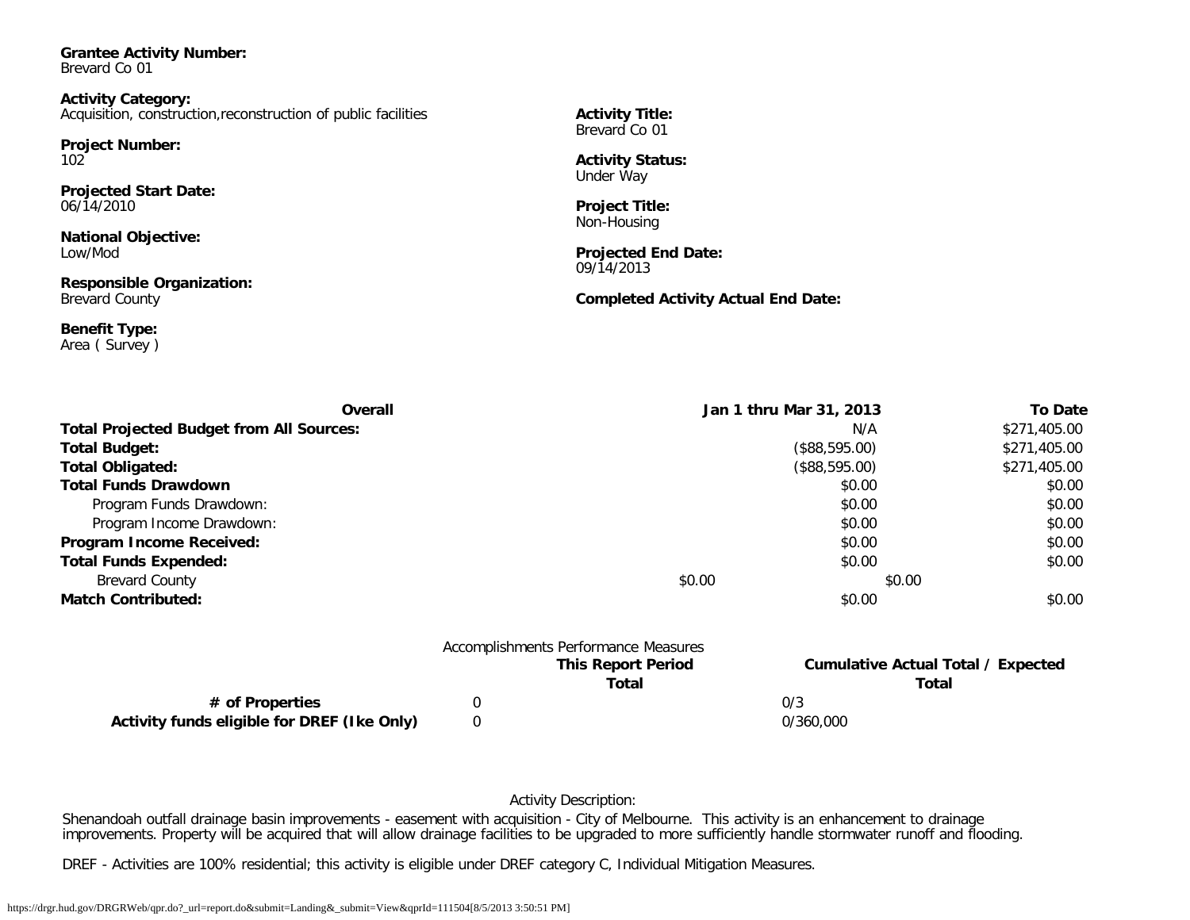**Grantee Activity Number:**
Brevard Co 01

**Activity Category:**
Acquisition, construction,reconstruction of public facilities

**Project Number:**
102

**Projected Start Date:**
06/14/2010

**National Objective:**
Low/Mod

**Responsible Organization:**
Brevard County

**Benefit Type:**
Area ( Survey )

**Activity Title:**
Brevard Co 01

**Activity Status:**
Under Way

**Project Title:**
Non-Housing

**Projected End Date:**
09/14/2013

**Completed Activity Actual End Date:**

| Overall | Jan 1 thru Mar 31, 2013 | To Date |
|---|---|---|
| **Total Projected Budget from All Sources:** | N/A | $271,405.00 |
| **Total Budget:** | ($88,595.00) | $271,405.00 |
| **Total Obligated:** | ($88,595.00) | $271,405.00 |
| **Total Funds Drawdown** | $0.00 | $0.00 |
| Program Funds Drawdown: | $0.00 | $0.00 |
| Program Income Drawdown: | $0.00 | $0.00 |
| **Program Income Received:** | $0.00 | $0.00 |
| **Total Funds Expended:** | $0.00 | $0.00 |
| Brevard County | $0.00 | $0.00 |
| **Match Contributed:** | $0.00 | $0.00 |

Accomplishments Performance Measures

| | This Report Period Total | Cumulative Actual Total / Expected Total |
|---|---|---|
| **# of Properties** | 0 | 0/3 |
| **Activity funds eligible for DREF (Ike Only)** | 0 | 0/360,000 |

Activity Description:

Shenandoah outfall drainage basin improvements - easement with acquisition - City of Melbourne. This activity is an enhancement to drainage improvements. Property will be acquired that will allow drainage facilities to be upgraded to more sufficiently handle stormwater runoff and flooding.

DREF - Activities are 100% residential; this activity is eligible under DREF category C, Individual Mitigation Measures.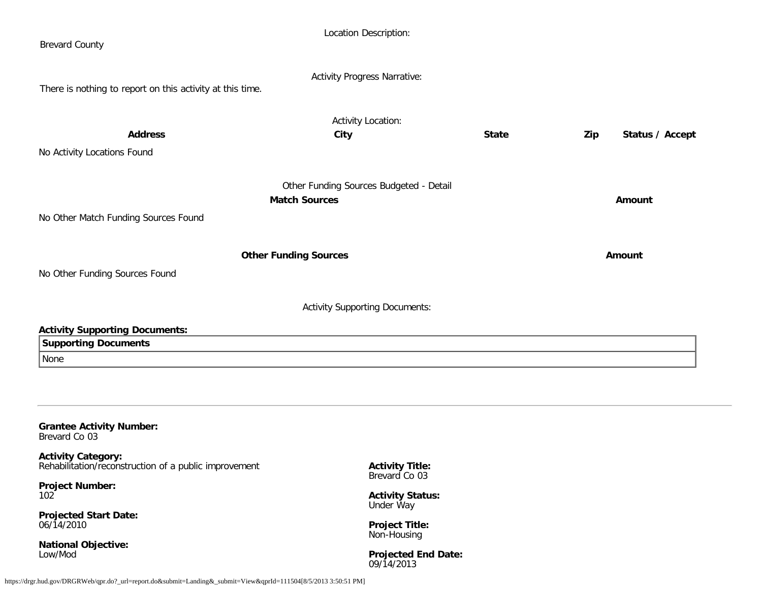Location Description:

Brevard County

Activity Progress Narrative:

There is nothing to report on this activity at this time.

Activity Location:

| Address | City | State | Zip | Status / Accept |
|---|---|---|---|---|
| No Activity Locations Found | | | | |

Other Funding Sources Budgeted - Detail

| Match Sources | Amount |
|---|---|
| No Other Match Funding Sources Found | |

| Other Funding Sources | Amount |
|---|---|
| No Other Funding Sources Found | |

Activity Supporting Documents:

**Activity Supporting Documents:**

| Supporting Documents |
|---|
| None |

---

**Grantee Activity Number:**
Brevard Co 03

**Activity Category:**
Rehabilitation/reconstruction of a public improvement

**Activity Title:**
Brevard Co 03

**Project Number:**
102

**Activity Status:**
Under Way

**Projected Start Date:**
06/14/2010

**Project Title:**
Non-Housing

**National Objective:**
Low/Mod

**Projected End Date:**
09/14/2013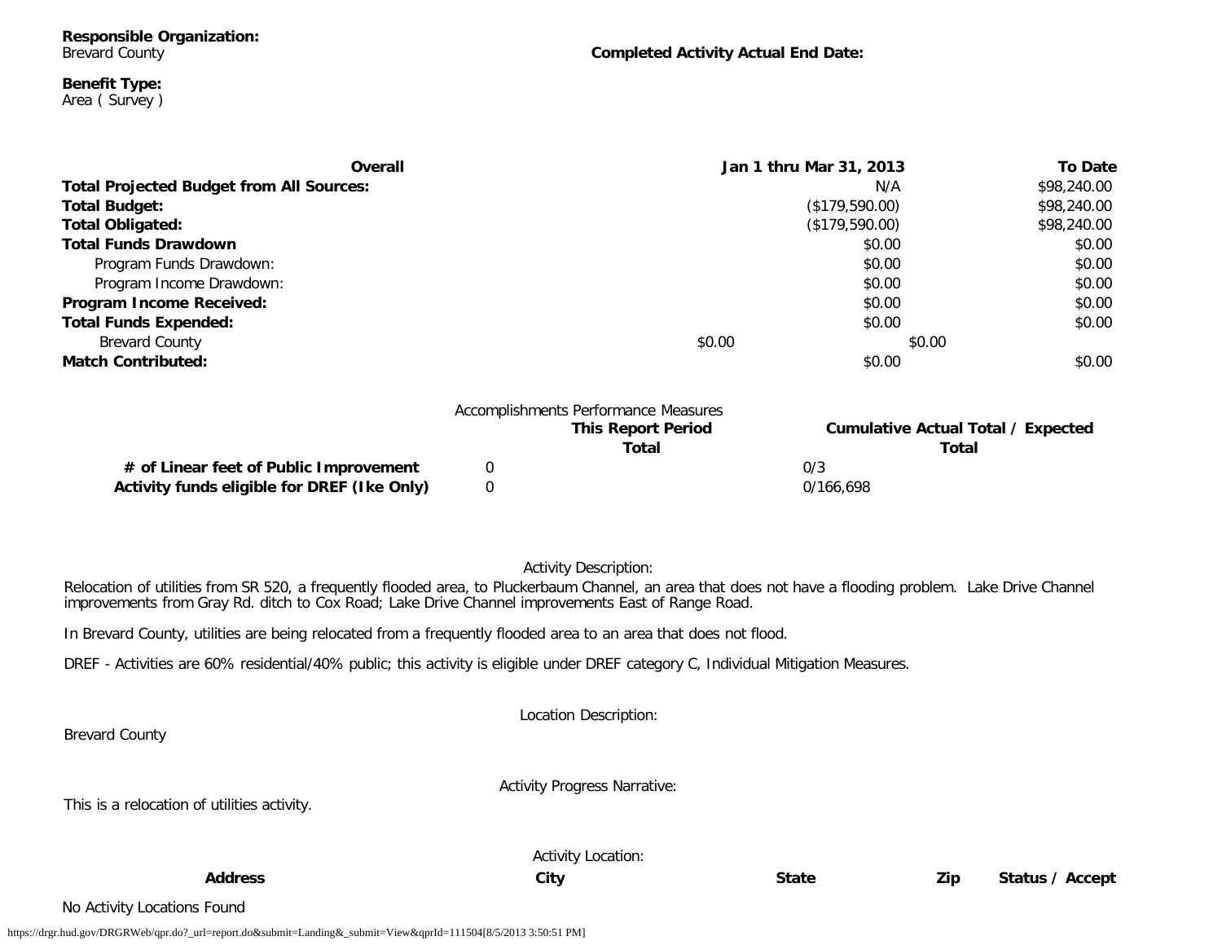**Responsible Organization:**
Brevard County

**Completed Activity Actual End Date:**

**Benefit Type:**
Area ( Survey )

| Overall | Jan 1 thru Mar 31, 2013 | To Date |
|---|---|---|
| **Total Projected Budget from All Sources:** | N/A | $98,240.00 |
| **Total Budget:** | ($179,590.00) | $98,240.00 |
| **Total Obligated:** | ($179,590.00) | $98,240.00 |
| **Total Funds Drawdown** | $0.00 | $0.00 |
| Program Funds Drawdown: | $0.00 | $0.00 |
| Program Income Drawdown: | $0.00 | $0.00 |
| **Program Income Received:** | $0.00 | $0.00 |
| **Total Funds Expended:** | $0.00 | $0.00 |
| Brevard County | $0.00 | $0.00 |
| **Match Contributed:** | $0.00 | $0.00 |

Accomplishments Performance Measures

| | This Report Period Total | Cumulative Actual Total / Expected Total |
|---|---|---|
| **# of Linear feet of Public Improvement** | 0 | 0/3 |
| **Activity funds eligible for DREF (Ike Only)** | 0 | 0/166,698 |

Activity Description:

Relocation of utilities from SR 520, a frequently flooded area, to Pluckerbaum Channel, an area that does not have a flooding problem. Lake Drive Channel improvements from Gray Rd. ditch to Cox Road; Lake Drive Channel improvements East of Range Road.

In Brevard County, utilities are being relocated from a frequently flooded area to an area that does not flood.

DREF - Activities are 60% residential/40% public; this activity is eligible under DREF category C, Individual Mitigation Measures.

Location Description:

Brevard County

Activity Progress Narrative:

This is a relocation of utilities activity.

Activity Location:

| Address | City | State | Zip | Status / Accept |
|---|---|---|---|---|

No Activity Locations Found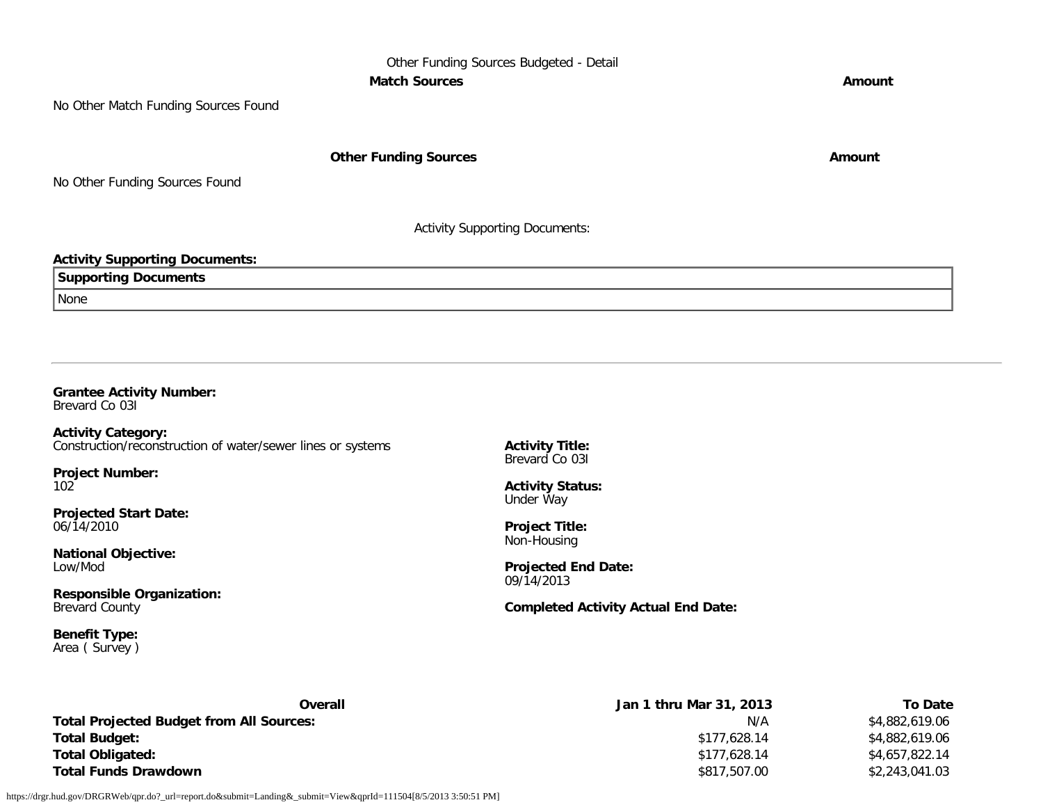Other Funding Sources Budgeted - Detail

| Match Sources | Amount |
| --- | --- |

No Other Match Funding Sources Found

| Other Funding Sources | Amount |
| --- | --- |

No Other Funding Sources Found

Activity Supporting Documents:

**Activity Supporting Documents:**

| Supporting Documents |
| --- |
| None |

---

**Grantee Activity Number:**
Brevard Co 03I

**Activity Category:**
Construction/reconstruction of water/sewer lines or systems

**Project Number:**
102

**Projected Start Date:**
06/14/2010

**National Objective:**
Low/Mod

**Responsible Organization:**
Brevard County

**Benefit Type:**
Area ( Survey )

**Activity Title:**
Brevard Co 03I

**Activity Status:**
Under Way

**Project Title:**
Non-Housing

**Projected End Date:**
09/14/2013

**Completed Activity Actual End Date:**

| Overall | Jan 1 thru Mar 31, 2013 | To Date |
| --- | --- | --- |
| **Total Projected Budget from All Sources:** | N/A | $4,882,619.06 |
| **Total Budget:** | $177,628.14 | $4,882,619.06 |
| **Total Obligated:** | $177,628.14 | $4,657,822.14 |
| **Total Funds Drawdown** | $817,507.00 | $2,243,041.03 |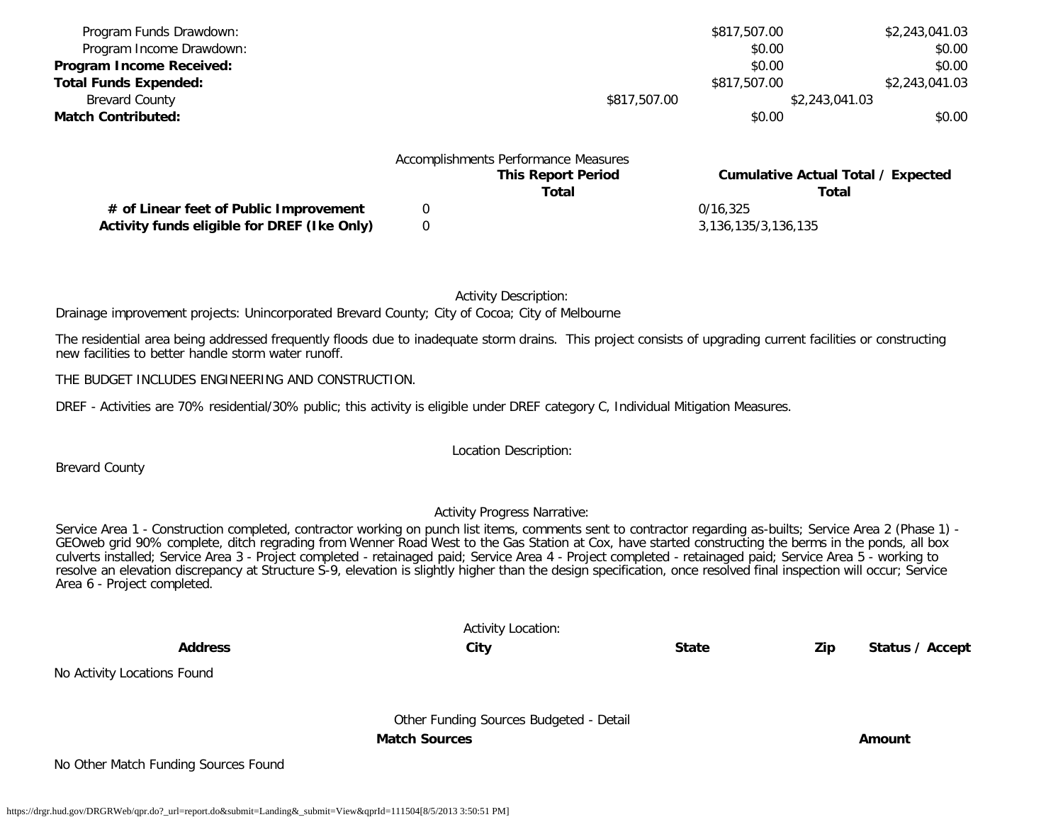| | This Period | To Date |
|---|---|---|
| Program Funds Drawdown: | $817,507.00 | $2,243,041.03 |
| Program Income Drawdown: | $0.00 | $0.00 |
| **Program Income Received:** | $0.00 | $0.00 |
| **Total Funds Expended:** | $817,507.00 | $2,243,041.03 |
| Brevard County | $817,507.00 | $2,243,041.03 |
| **Match Contributed:** | $0.00 | $0.00 |

Accomplishments Performance Measures

| | This Report Period Total | Cumulative Actual Total / Expected Total |
|---|---|---|
| **# of Linear feet of Public Improvement** | 0 | 0/16,325 |
| **Activity funds eligible for DREF (Ike Only)** | 0 | 3,136,135/3,136,135 |

Activity Description:

Drainage improvement projects: Unincorporated Brevard County; City of Cocoa; City of Melbourne

The residential area being addressed frequently floods due to inadequate storm drains. This project consists of upgrading current facilities or constructing new facilities to better handle storm water runoff.

THE BUDGET INCLUDES ENGINEERING AND CONSTRUCTION.

DREF - Activities are 70% residential/30% public; this activity is eligible under DREF category C, Individual Mitigation Measures.

Location Description:

Brevard County

Activity Progress Narrative:

Service Area 1 - Construction completed, contractor working on punch list items, comments sent to contractor regarding as-builts; Service Area 2 (Phase 1) - GEOweb grid 90% complete, ditch regrading from Wenner Road West to the Gas Station at Cox, have started constructing the berms in the ponds, all box culverts installed; Service Area 3 - Project completed - retainaged paid; Service Area 4 - Project completed - retainaged paid; Service Area 5 - working to resolve an elevation discrepancy at Structure S-9, elevation is slightly higher than the design specification, once resolved final inspection will occur; Service Area 6 - Project completed.

Activity Location:

| Address | City | State | Zip | Status / Accept |
|---|---|---|---|---|

No Activity Locations Found

Other Funding Sources Budgeted - Detail

| Match Sources | Amount |
|---|---|

No Other Match Funding Sources Found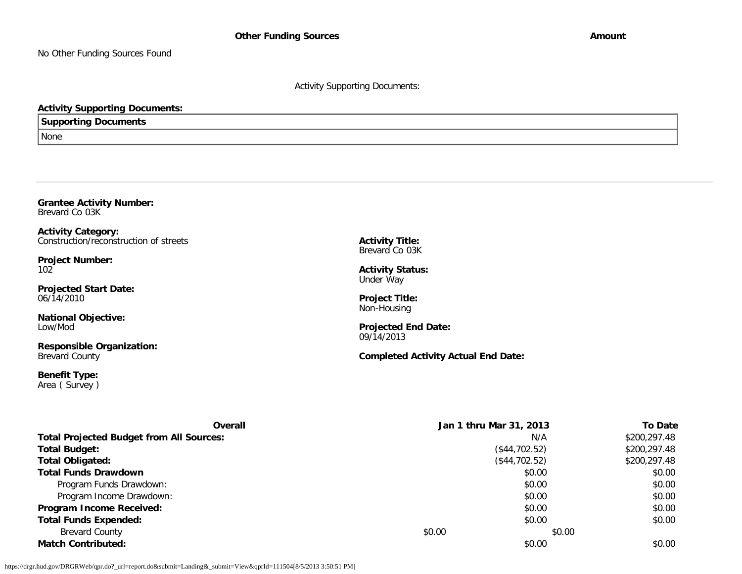| Other Funding Sources | Amount |
|---|---|
| No Other Funding Sources Found | |

Activity Supporting Documents:

**Activity Supporting Documents:**

| Supporting Documents |
|---|
| None |

---

**Grantee Activity Number:**
Brevard Co 03K

**Activity Category:**
Construction/reconstruction of streets

**Project Number:**
102

**Projected Start Date:**
06/14/2010

**National Objective:**
Low/Mod

**Responsible Organization:**
Brevard County

**Benefit Type:**
Area ( Survey )

**Activity Title:**
Brevard Co 03K

**Activity Status:**
Under Way

**Project Title:**
Non-Housing

**Projected End Date:**
09/14/2013

**Completed Activity Actual End Date:**

| Overall | Jan 1 thru Mar 31, 2013 | To Date |
|---|---|---|
| **Total Projected Budget from All Sources:** | N/A | $200,297.48 |
| **Total Budget:** | ($44,702.52) | $200,297.48 |
| **Total Obligated:** | ($44,702.52) | $200,297.48 |
| **Total Funds Drawdown** | $0.00 | $0.00 |
| Program Funds Drawdown: | $0.00 | $0.00 |
| Program Income Drawdown: | $0.00 | $0.00 |
| **Program Income Received:** | $0.00 | $0.00 |
| **Total Funds Expended:** | $0.00 | $0.00 |
| Brevard County | $0.00 | $0.00 |
| **Match Contributed:** | $0.00 | $0.00 |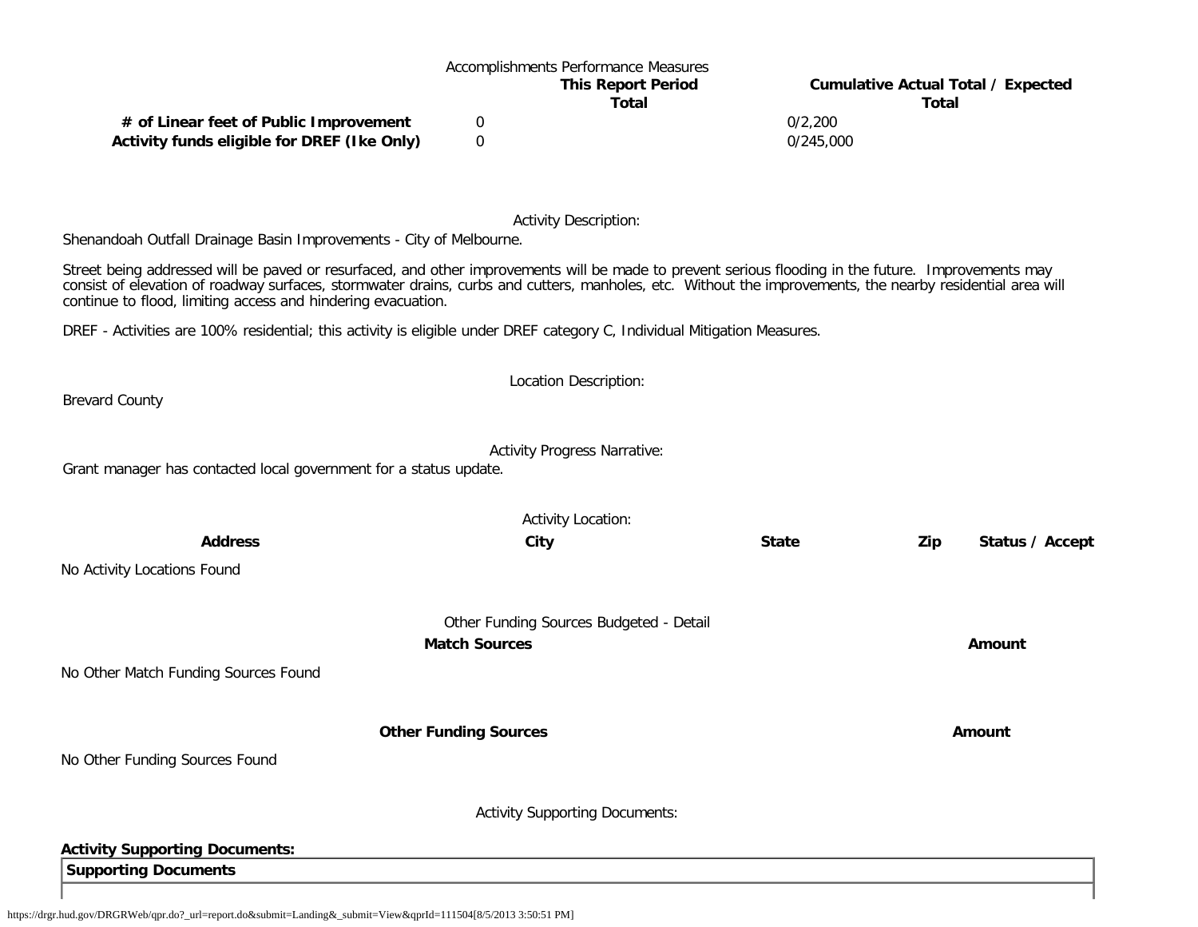Accomplishments Performance Measures

| | This Report Period Total | Cumulative Actual Total / Expected Total |
|---|---|---|
| **# of Linear feet of Public Improvement** | 0 | 0/2,200 |
| **Activity funds eligible for DREF (Ike Only)** | 0 | 0/245,000 |

Activity Description:

Shenandoah Outfall Drainage Basin Improvements - City of Melbourne.

Street being addressed will be paved or resurfaced, and other improvements will be made to prevent serious flooding in the future. Improvements may consist of elevation of roadway surfaces, stormwater drains, curbs and cutters, manholes, etc. Without the improvements, the nearby residential area will continue to flood, limiting access and hindering evacuation.

DREF - Activities are 100% residential; this activity is eligible under DREF category C, Individual Mitigation Measures.

Location Description:

Brevard County

Activity Progress Narrative:

Grant manager has contacted local government for a status update.

Activity Location:

| Address | City | State | Zip | Status / Accept |
|---|---|---|---|---|

No Activity Locations Found

Other Funding Sources Budgeted - Detail

| Match Sources | Amount |
|---|---|

No Other Match Funding Sources Found

| Other Funding Sources | Amount |
|---|---|

No Other Funding Sources Found

Activity Supporting Documents:

**Activity Supporting Documents:**

| Supporting Documents |
|---|
| |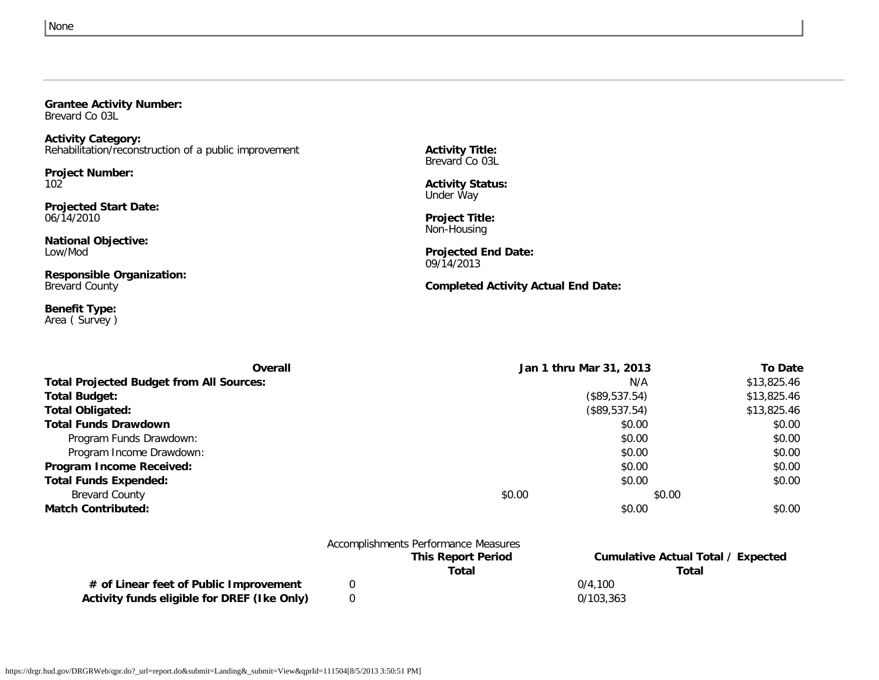None

**Grantee Activity Number:**
Brevard Co 03L

**Activity Category:**
Rehabilitation/reconstruction of a public improvement

**Project Number:**
102

**Projected Start Date:**
06/14/2010

**National Objective:**
Low/Mod

**Responsible Organization:**
Brevard County

**Benefit Type:**
Area ( Survey )

**Activity Title:**
Brevard Co 03L

**Activity Status:**
Under Way

**Project Title:**
Non-Housing

**Projected End Date:**
09/14/2013

**Completed Activity Actual End Date:**

| Overall | Jan 1 thru Mar 31, 2013 | To Date |
|---|---|---|
| **Total Projected Budget from All Sources:** | N/A | $13,825.46 |
| **Total Budget:** | ($89,537.54) | $13,825.46 |
| **Total Obligated:** | ($89,537.54) | $13,825.46 |
| **Total Funds Drawdown** | $0.00 | $0.00 |
| Program Funds Drawdown: | $0.00 | $0.00 |
| Program Income Drawdown: | $0.00 | $0.00 |
| **Program Income Received:** | $0.00 | $0.00 |
| **Total Funds Expended:** | $0.00 | $0.00 |
| Brevard County | $0.00 | $0.00 |
| **Match Contributed:** | $0.00 | $0.00 |

Accomplishments Performance Measures

| | This Report Period Total | Cumulative Actual Total / Expected Total |
|---|---|---|
| **# of Linear feet of Public Improvement** | 0 | 0/4,100 |
| **Activity funds eligible for DREF (Ike Only)** | 0 | 0/103,363 |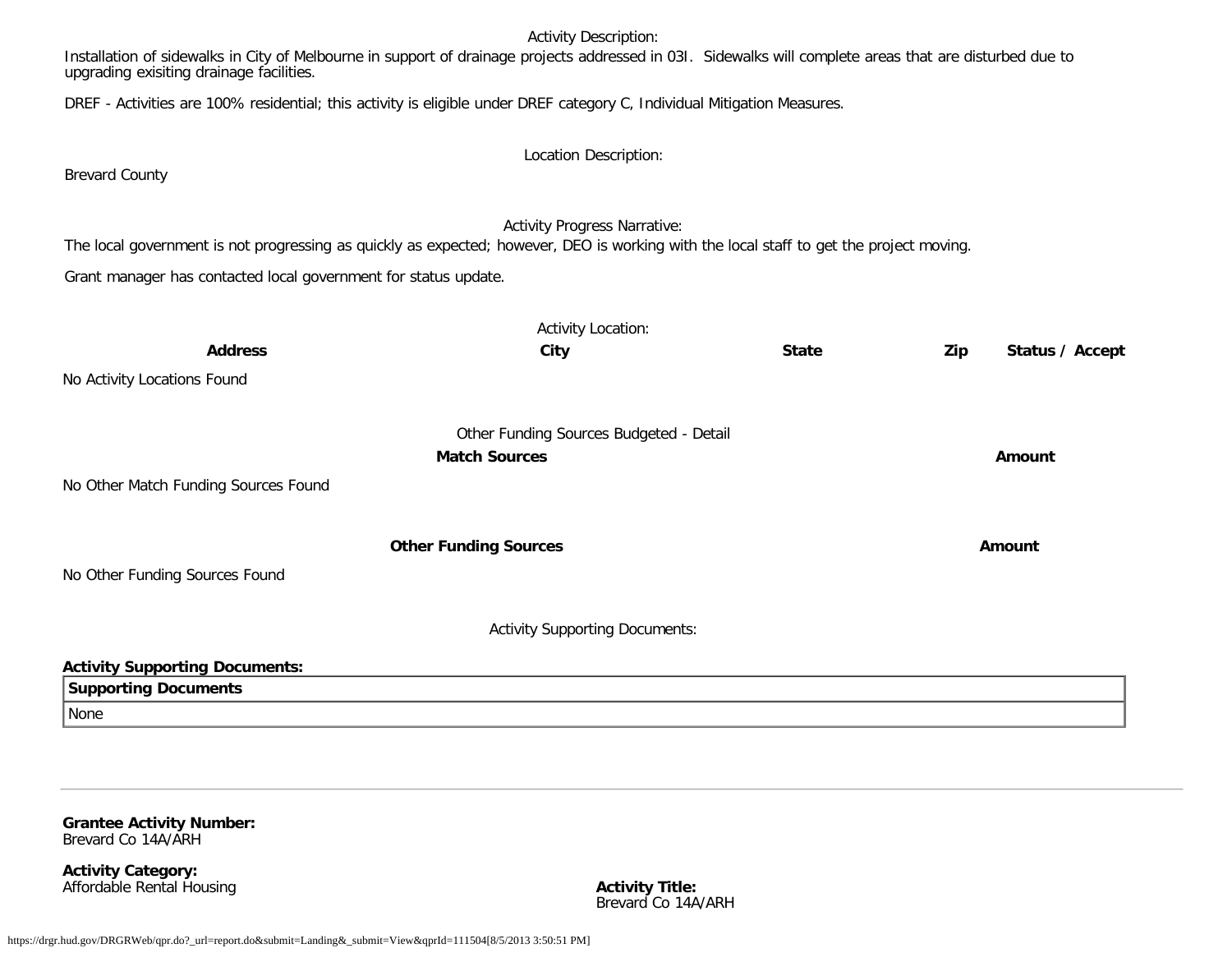Activity Description:

Installation of sidewalks in City of Melbourne in support of drainage projects addressed in 03I. Sidewalks will complete areas that are disturbed due to upgrading exisiting drainage facilities.

DREF - Activities are 100% residential; this activity is eligible under DREF category C, Individual Mitigation Measures.

Location Description:

Brevard County

Activity Progress Narrative:

The local government is not progressing as quickly as expected; however, DEO is working with the local staff to get the project moving.

Grant manager has contacted local government for status update.

Activity Location:

| Address | City | State | Zip | Status / Accept |
|---|---|---|---|---|
| No Activity Locations Found | | | | |

Other Funding Sources Budgeted - Detail

| Match Sources | Amount |
|---|---|
| No Other Match Funding Sources Found | |

| Other Funding Sources | Amount |
|---|---|
| No Other Funding Sources Found | |

Activity Supporting Documents:

**Activity Supporting Documents:**

| Supporting Documents |
|---|
| None |

---

**Grantee Activity Number:**
Brevard Co 14A/ARH

**Activity Category:**
Affordable Rental Housing

**Activity Title:**
Brevard Co 14A/ARH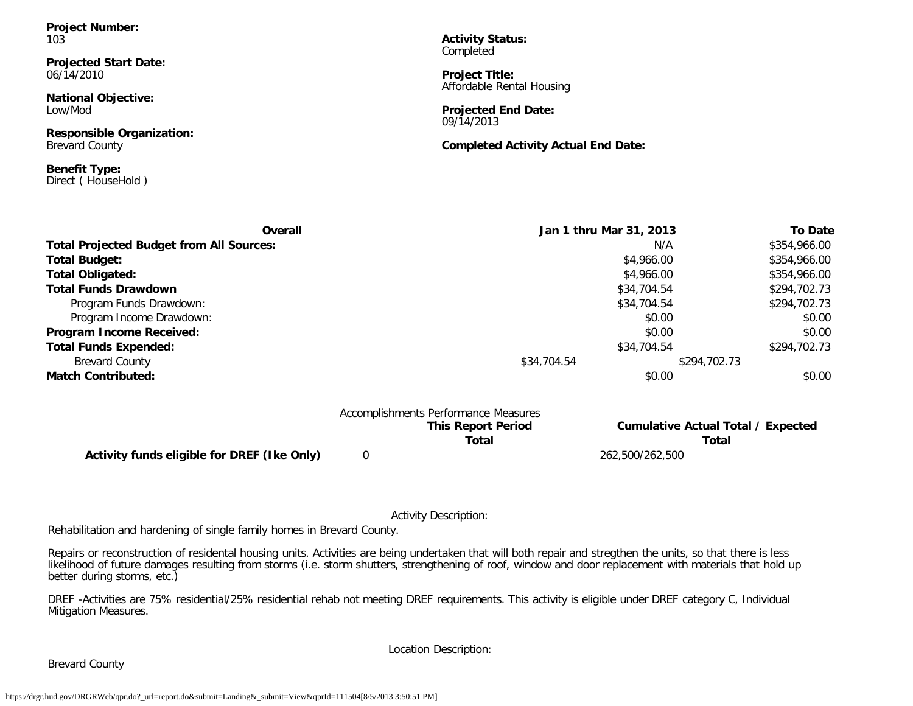**Project Number:**
103

**Activity Status:**
Completed

**Projected Start Date:**
06/14/2010

**Project Title:**
Affordable Rental Housing

**National Objective:**
Low/Mod

**Projected End Date:**
09/14/2013

**Responsible Organization:**
Brevard County

**Completed Activity Actual End Date:**

**Benefit Type:**
Direct ( HouseHold )

| **Overall** | **Jan 1 thru Mar 31, 2013** | **To Date** |
|---|---|---|
| **Total Projected Budget from All Sources:** | N/A | $354,966.00 |
| **Total Budget:** | $4,966.00 | $354,966.00 |
| **Total Obligated:** | $4,966.00 | $354,966.00 |
| **Total Funds Drawdown** | $34,704.54 | $294,702.73 |
| Program Funds Drawdown: | $34,704.54 | $294,702.73 |
| Program Income Drawdown: | $0.00 | $0.00 |
| **Program Income Received:** | $0.00 | $0.00 |
| **Total Funds Expended:** | $34,704.54 | $294,702.73 |
| Brevard County | $34,704.54 | $294,702.73 |
| **Match Contributed:** | $0.00 | $0.00 |

Accomplishments Performance Measures

| | **This Report Period Total** | **Cumulative Actual Total / Expected Total** |
|---|---|---|
| **Activity funds eligible for DREF (Ike Only)** | 0 | 262,500/262,500 |

Activity Description:

Rehabilitation and hardening of single family homes in Brevard County.

Repairs or reconstruction of residental housing units. Activities are being undertaken that will both repair and stregthen the units, so that there is less likelihood of future damages resulting from storms (i.e. storm shutters, strengthening of roof, window and door replacement with materials that hold up better during storms, etc.)

DREF -Activities are 75% residential/25% residential rehab not meeting DREF requirements. This activity is eligible under DREF category C, Individual Mitigation Measures.

Location Description:

Brevard County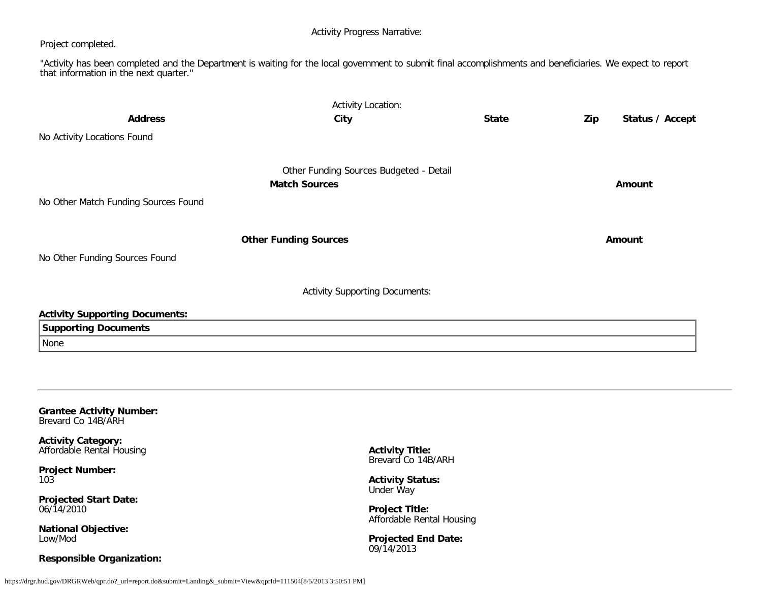Activity Progress Narrative:

Project completed.

"Activity has been completed and the Department is waiting for the local government to submit final accomplishments and beneficiaries. We expect to report that information in the next quarter."

Activity Location:

| Address | City | State | Zip | Status / Accept |
|---|---|---|---|---|
| No Activity Locations Found | | | | |

Other Funding Sources Budgeted - Detail

| Match Sources | Amount |
|---|---|
| No Other Match Funding Sources Found | |

| Other Funding Sources | Amount |
|---|---|
| No Other Funding Sources Found | |

Activity Supporting Documents:

**Activity Supporting Documents:**

| Supporting Documents |
|---|
| None |

---

**Grantee Activity Number:**
Brevard Co 14B/ARH

**Activity Category:**
Affordable Rental Housing

**Activity Title:**
Brevard Co 14B/ARH

**Project Number:**
103

**Activity Status:**
Under Way

**Projected Start Date:**
06/14/2010

**Project Title:**
Affordable Rental Housing

**National Objective:**
Low/Mod

**Projected End Date:**
09/14/2013

**Responsible Organization:**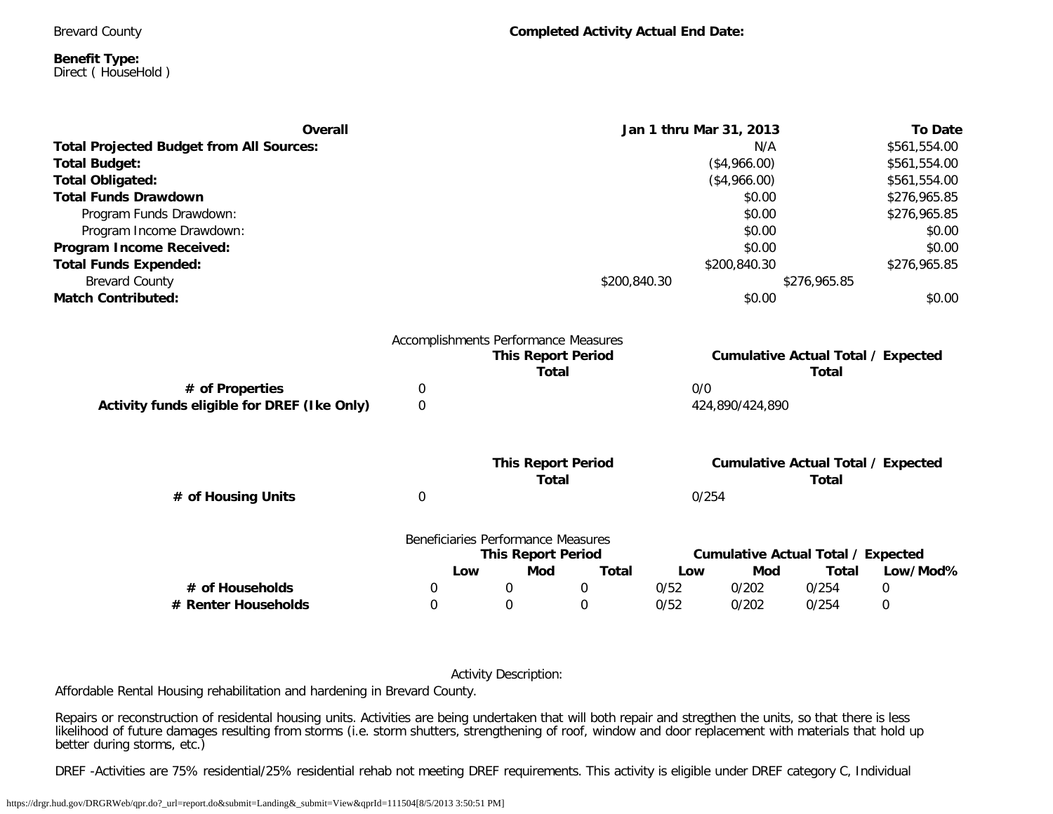Brevard County

**Completed Activity Actual End Date:**

**Benefit Type:**
Direct ( HouseHold )

| Overall | Jan 1 thru Mar 31, 2013 | To Date |
|---|---|---|
| **Total Projected Budget from All Sources:** | N/A | $561,554.00 |
| **Total Budget:** | ($4,966.00) | $561,554.00 |
| **Total Obligated:** | ($4,966.00) | $561,554.00 |
| **Total Funds Drawdown** | $0.00 | $276,965.85 |
| Program Funds Drawdown: | $0.00 | $276,965.85 |
| Program Income Drawdown: | $0.00 | $0.00 |
| **Program Income Received:** | $0.00 | $0.00 |
| **Total Funds Expended:** | $200,840.30 | $276,965.85 |
| Brevard County | $200,840.30 | $276,965.85 |
| **Match Contributed:** | $0.00 | $0.00 |

Accomplishments Performance Measures

| | This Report Period Total | Cumulative Actual Total / Expected Total |
|---|---|---|
| **# of Properties** | 0 | 0/0 |
| **Activity funds eligible for DREF (Ike Only)** | 0 | 424,890/424,890 |

| | This Report Period Total | Cumulative Actual Total / Expected Total |
|---|---|---|
| **# of Housing Units** | 0 | 0/254 |

Beneficiaries Performance Measures

| | This Report Period | | | Cumulative Actual Total / Expected | | | |
|---|---|---|---|---|---|---|---|
| | Low | Mod | Total | Low | Mod | Total | Low/Mod% |
| **# of Households** | 0 | 0 | 0 | 0/52 | 0/202 | 0/254 | 0 |
| **# Renter Households** | 0 | 0 | 0 | 0/52 | 0/202 | 0/254 | 0 |

Activity Description:

Affordable Rental Housing rehabilitation and hardening in Brevard County.

Repairs or reconstruction of residental housing units. Activities are being undertaken that will both repair and stregthen the units, so that there is less likelihood of future damages resulting from storms (i.e. storm shutters, strengthening of roof, window and door replacement with materials that hold up better during storms, etc.)

DREF -Activities are 75% residential/25% residential rehab not meeting DREF requirements. This activity is eligible under DREF category C, Individual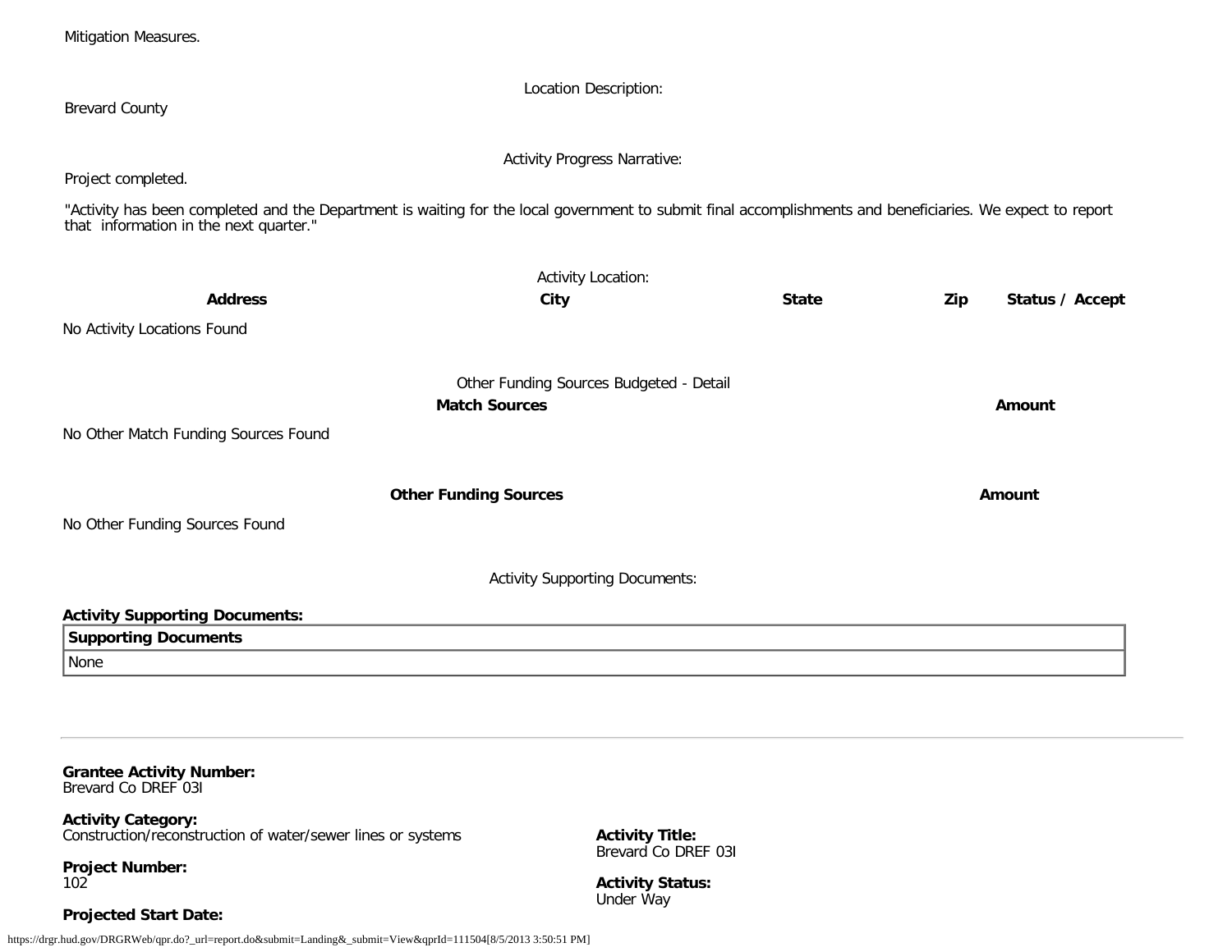Mitigation Measures.

Location Description:

Brevard County

Activity Progress Narrative:

Project completed.

"Activity has been completed and the Department is waiting for the local government to submit final accomplishments and beneficiaries. We expect to report that information in the next quarter."

Activity Location:

| Address | City | State | Zip | Status / Accept |
|---|---|---|---|---|

No Activity Locations Found

Other Funding Sources Budgeted - Detail

| Match Sources | Amount |
|---|---|

No Other Match Funding Sources Found

| Other Funding Sources | Amount |
|---|---|

No Other Funding Sources Found

Activity Supporting Documents:

**Activity Supporting Documents:**

| Supporting Documents |
|---|
| None |

---

**Grantee Activity Number:**
Brevard Co DREF 03I

**Activity Category:**
Construction/reconstruction of water/sewer lines or systems

**Activity Title:**
Brevard Co DREF 03I

**Project Number:**
102

**Activity Status:**
Under Way

**Projected Start Date:**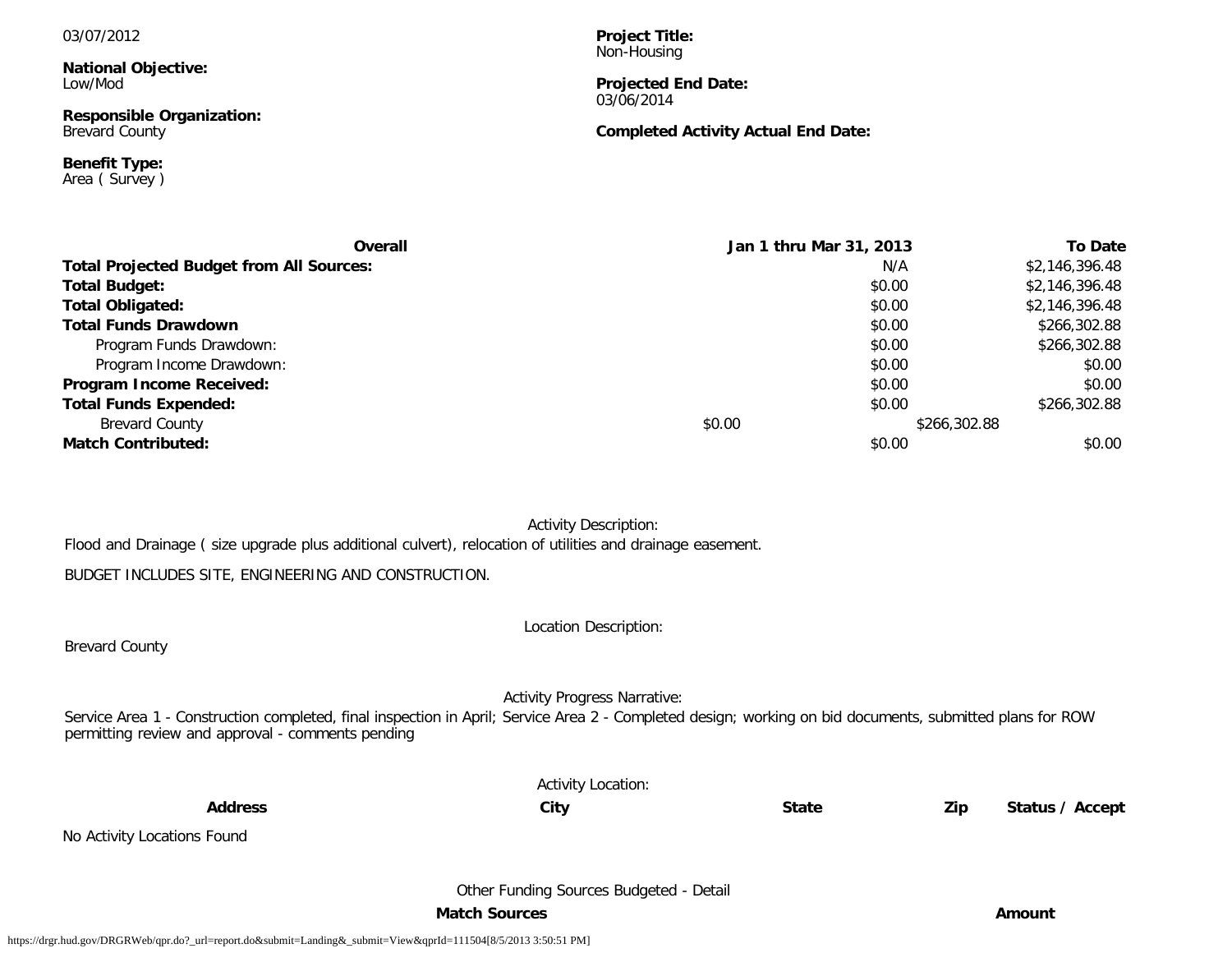03/07/2012

**National Objective:**
Low/Mod

**Responsible Organization:**
Brevard County

**Benefit Type:**
Area ( Survey )

**Project Title:**
Non-Housing

**Projected End Date:**
03/06/2014

**Completed Activity Actual End Date:**

| Overall | Jan 1 thru Mar 31, 2013 | To Date |
|---|---|---|
| **Total Projected Budget from All Sources:** | N/A | $2,146,396.48 |
| **Total Budget:** | $0.00 | $2,146,396.48 |
| **Total Obligated:** | $0.00 | $2,146,396.48 |
| **Total Funds Drawdown** | $0.00 | $266,302.88 |
| Program Funds Drawdown: | $0.00 | $266,302.88 |
| Program Income Drawdown: | $0.00 | $0.00 |
| **Program Income Received:** | $0.00 | $0.00 |
| **Total Funds Expended:** | $0.00 | $266,302.88 |
| Brevard County | $0.00 | $266,302.88 |
| **Match Contributed:** | $0.00 | $0.00 |

Activity Description:

Flood and Drainage ( size upgrade plus additional culvert), relocation of utilities and drainage easement.

BUDGET INCLUDES SITE, ENGINEERING AND CONSTRUCTION.

Location Description:

Brevard County

Activity Progress Narrative:

Service Area 1 - Construction completed, final inspection in April; Service Area 2 - Completed design; working on bid documents, submitted plans for ROW permitting review and approval - comments pending

Activity Location:

| Address | City | State | Zip | Status / Accept |
|---|---|---|---|---|

No Activity Locations Found

Other Funding Sources Budgeted - Detail

| Match Sources | Amount |
|---|---|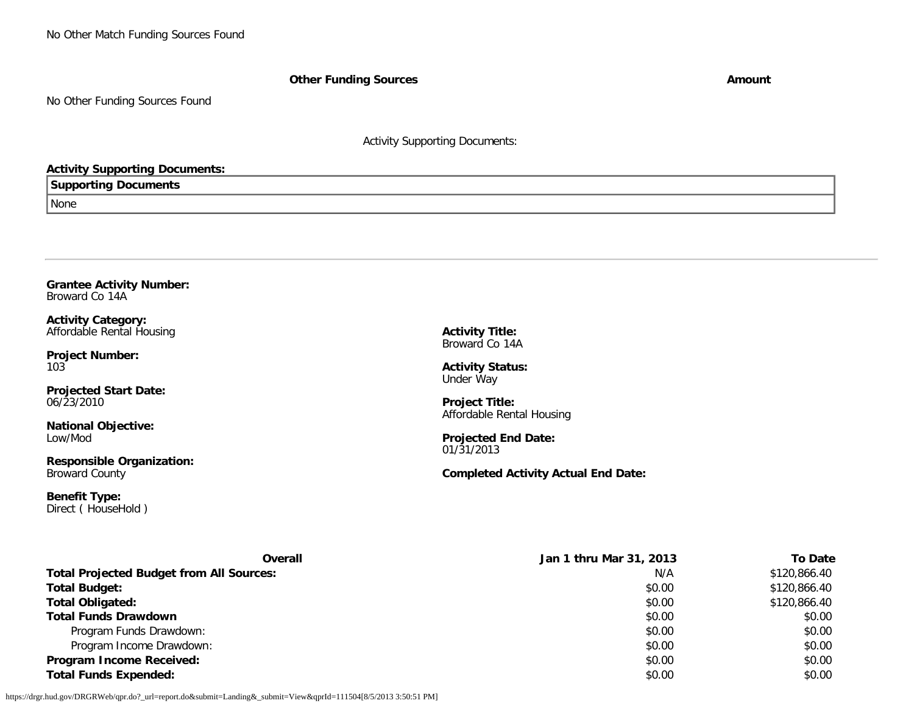No Other Match Funding Sources Found

| Other Funding Sources | Amount |
| --- | --- |

No Other Funding Sources Found

Activity Supporting Documents:

**Activity Supporting Documents:**

| Supporting Documents |
| --- |
| None |

---

**Grantee Activity Number:**
Broward Co 14A

**Activity Category:**
Affordable Rental Housing

**Activity Title:**
Broward Co 14A

**Project Number:**
103

**Activity Status:**
Under Way

**Projected Start Date:**
06/23/2010

**Project Title:**
Affordable Rental Housing

**National Objective:**
Low/Mod

**Projected End Date:**
01/31/2013

**Responsible Organization:**
Broward County

**Completed Activity Actual End Date:**

**Benefit Type:**
Direct ( HouseHold )

| Overall | Jan 1 thru Mar 31, 2013 | To Date |
| --- | --- | --- |
| **Total Projected Budget from All Sources:** | N/A | $120,866.40 |
| **Total Budget:** | $0.00 | $120,866.40 |
| **Total Obligated:** | $0.00 | $120,866.40 |
| **Total Funds Drawdown** | $0.00 | $0.00 |
| Program Funds Drawdown: | $0.00 | $0.00 |
| Program Income Drawdown: | $0.00 | $0.00 |
| **Program Income Received:** | $0.00 | $0.00 |
| **Total Funds Expended:** | $0.00 | $0.00 |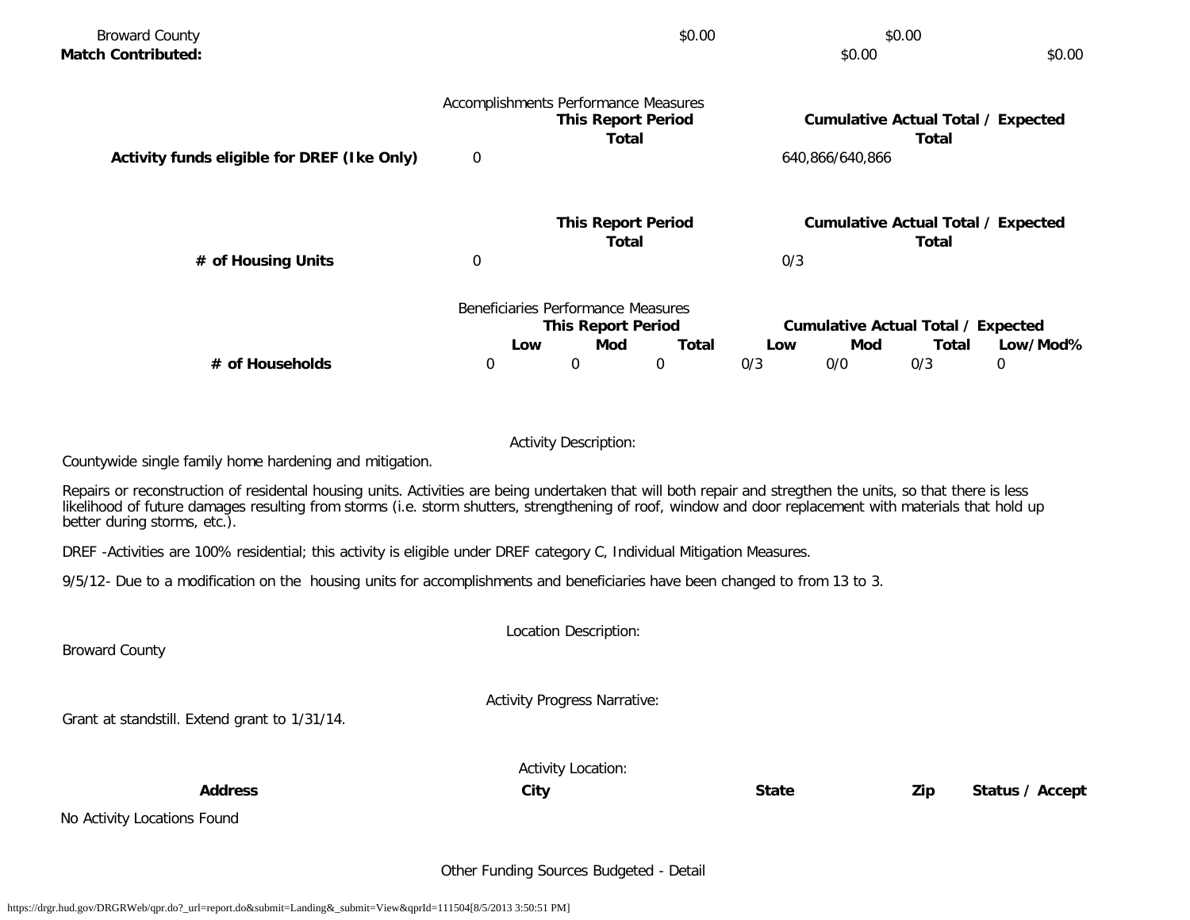| | | | | |
|---|---|---|---|---|
| Broward County | | $0.00 | $0.00 | |
| **Match Contributed:** | | | $0.00 | $0.00 |

Accomplishments Performance Measures

| | This Report Period Total | Cumulative Actual Total / Expected Total |
|---|---|---|
| **Activity funds eligible for DREF (Ike Only)** | 0 | 640,866/640,866 |

| | This Report Period Total | Cumulative Actual Total / Expected Total |
|---|---|---|
| **# of Housing Units** | 0 | 0/3 |

Beneficiaries Performance Measures

| | This Report Period | | | Cumulative Actual Total / Expected | | | |
|---|---|---|---|---|---|---|---|
| | **Low** | **Mod** | **Total** | **Low** | **Mod** | **Total** | **Low/Mod%** |
| **# of Households** | 0 | 0 | 0 | 0/3 | 0/0 | 0/3 | 0 |

Activity Description:

Countywide single family home hardening and mitigation.

Repairs or reconstruction of residental housing units. Activities are being undertaken that will both repair and stregthen the units, so that there is less likelihood of future damages resulting from storms (i.e. storm shutters, strengthening of roof, window and door replacement with materials that hold up better during storms, etc.).

DREF -Activities are 100% residential; this activity is eligible under DREF category C, Individual Mitigation Measures.

9/5/12- Due to a modification on the housing units for accomplishments and beneficiaries have been changed to from 13 to 3.

Location Description:

Broward County

Activity Progress Narrative:

Grant at standstill. Extend grant to 1/31/14.

Activity Location:

| Address | City | State | Zip | Status / Accept |
|---|---|---|---|---|
| No Activity Locations Found | | | | |

Other Funding Sources Budgeted - Detail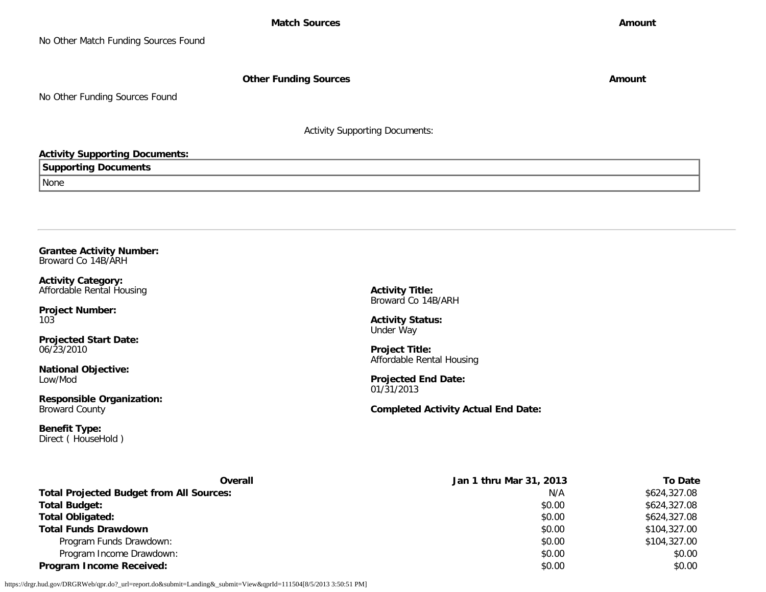| Match Sources | Amount |
| --- | --- |
| No Other Match Funding Sources Found | |

| Other Funding Sources | Amount |
| --- | --- |
| No Other Funding Sources Found | |

Activity Supporting Documents:

**Activity Supporting Documents:**

| Supporting Documents |
| --- |
| None |

---

**Grantee Activity Number:**
Broward Co 14B/ARH

**Activity Category:**
Affordable Rental Housing

**Project Number:**
103

**Projected Start Date:**
06/23/2010

**National Objective:**
Low/Mod

**Responsible Organization:**
Broward County

**Benefit Type:**
Direct ( HouseHold )

**Activity Title:**
Broward Co 14B/ARH

**Activity Status:**
Under Way

**Project Title:**
Affordable Rental Housing

**Projected End Date:**
01/31/2013

**Completed Activity Actual End Date:**

| Overall | Jan 1 thru Mar 31, 2013 | To Date |
| --- | --- | --- |
| **Total Projected Budget from All Sources:** | N/A | $624,327.08 |
| **Total Budget:** | $0.00 | $624,327.08 |
| **Total Obligated:** | $0.00 | $624,327.08 |
| **Total Funds Drawdown** | $0.00 | $104,327.00 |
| Program Funds Drawdown: | $0.00 | $104,327.00 |
| Program Income Drawdown: | $0.00 | $0.00 |
| **Program Income Received:** | $0.00 | $0.00 |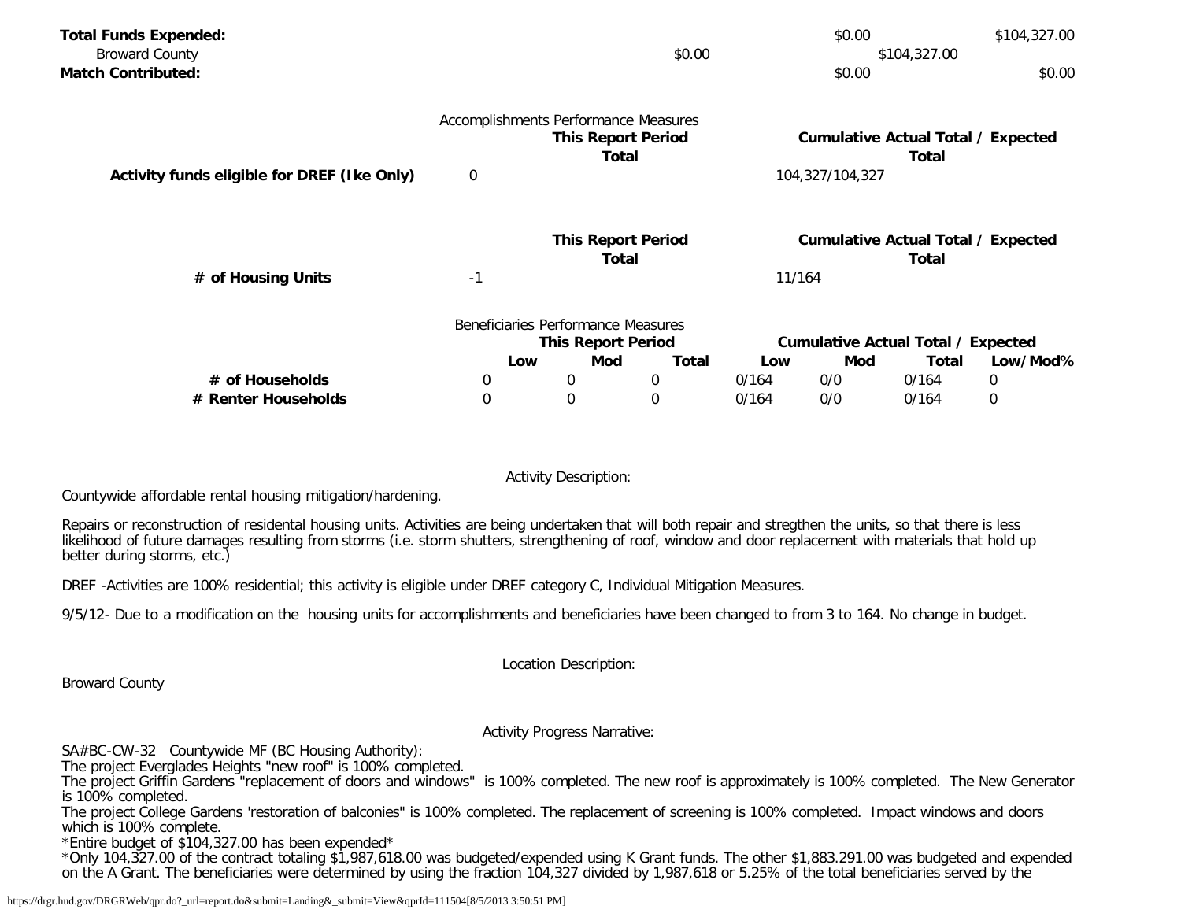| | | | |
|---|---|---|---|
| **Total Funds Expended:** | | $0.00 | $104,327.00 |
| Broward County | $0.00 | $104,327.00 | |
| **Match Contributed:** | | $0.00 | $0.00 |

Accomplishments Performance Measures

| | This Report Period Total | Cumulative Actual Total / Expected Total |
|---|---|---|
| **Activity funds eligible for DREF (Ike Only)** | 0 | 104,327/104,327 |

| | This Report Period Total | Cumulative Actual Total / Expected Total |
|---|---|---|
| **# of Housing Units** | -1 | 11/164 |

Beneficiaries Performance Measures

| | This Report Period | | | Cumulative Actual Total / Expected | | | |
|---|---|---|---|---|---|---|---|
| | **Low** | **Mod** | **Total** | **Low** | **Mod** | **Total** | **Low/Mod%** |
| **# of Households** | 0 | 0 | 0 | 0/164 | 0/0 | 0/164 | 0 |
| **# Renter Households** | 0 | 0 | 0 | 0/164 | 0/0 | 0/164 | 0 |

Activity Description:

Countywide affordable rental housing mitigation/hardening.

Repairs or reconstruction of residental housing units. Activities are being undertaken that will both repair and stregthen the units, so that there is less likelihood of future damages resulting from storms (i.e. storm shutters, strengthening of roof, window and door replacement with materials that hold up better during storms, etc.)

DREF -Activities are 100% residential; this activity is eligible under DREF category C, Individual Mitigation Measures.

9/5/12- Due to a modification on the housing units for accomplishments and beneficiaries have been changed to from 3 to 164. No change in budget.

Location Description:

Broward County

Activity Progress Narrative:

SA#BC-CW-32 Countywide MF (BC Housing Authority):
The project Everglades Heights "new roof" is 100% completed.
The project Griffin Gardens "replacement of doors and windows" is 100% completed. The new roof is approximately is 100% completed. The New Generator is 100% completed.
The project College Gardens 'restoration of balconies" is 100% completed. The replacement of screening is 100% completed. Impact windows and doors which is 100% complete.
*Entire budget of $104,327.00 has been expended*
*Only 104,327.00 of the contract totaling $1,987,618.00 was budgeted/expended using K Grant funds. The other $1,883.291.00 was budgeted and expended on the A Grant. The beneficiaries were determined by using the fraction 104,327 divided by 1,987,618 or 5.25% of the total beneficiaries served by the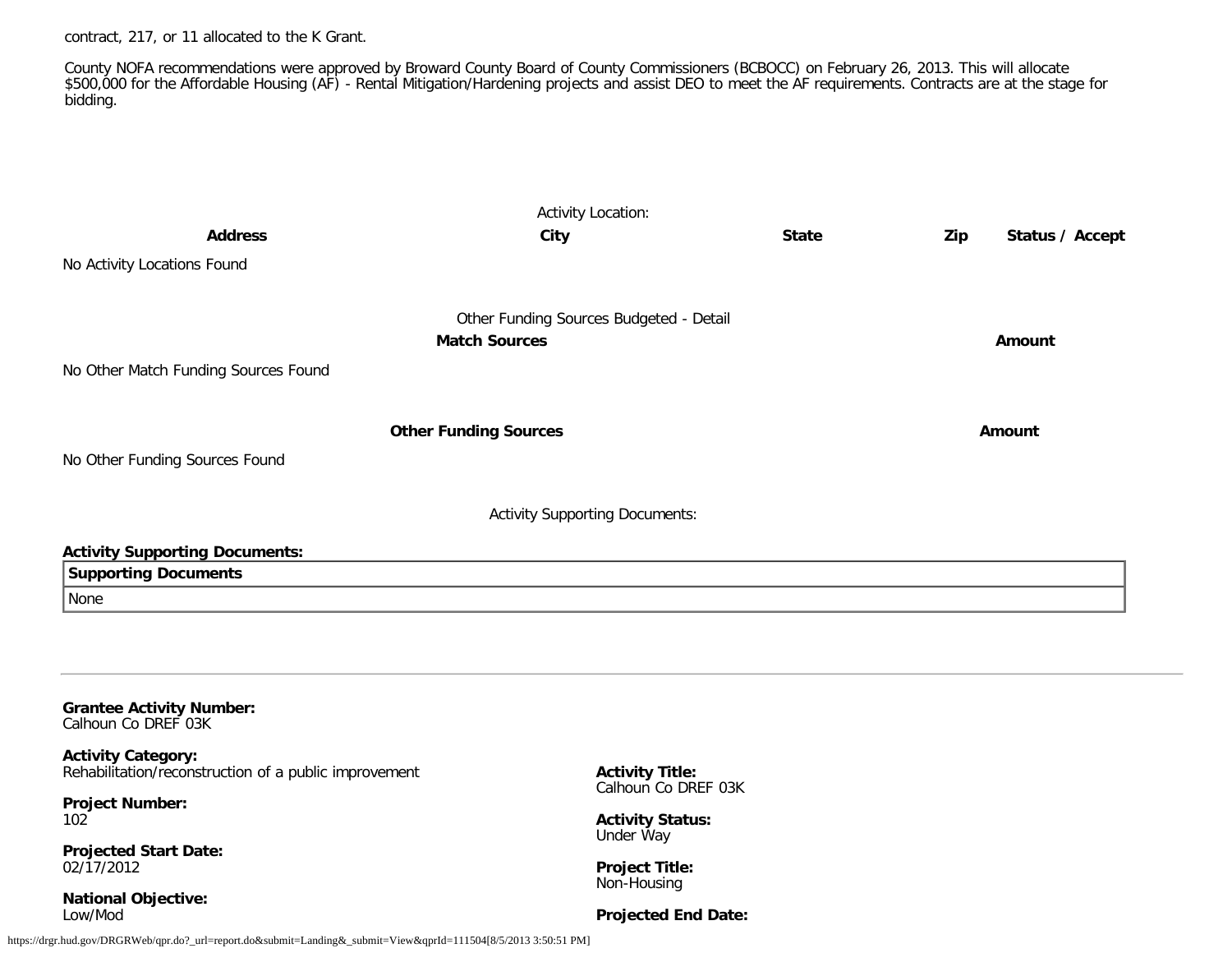contract, 217, or 11 allocated to the K Grant.

County NOFA recommendations were approved by Broward County Board of County Commissioners (BCBOCC) on February 26, 2013. This will allocate $500,000 for the Affordable Housing (AF) - Rental Mitigation/Hardening projects and assist DEO to meet the AF requirements. Contracts are at the stage for bidding.

Activity Location:

| **Address** | **City** | **State** | **Zip** | **Status / Accept** |
|---|---|---|---|---|
| No Activity Locations Found | | | | |

Other Funding Sources Budgeted - Detail

| **Match Sources** | **Amount** |
|---|---|
| No Other Match Funding Sources Found | |

| **Other Funding Sources** | **Amount** |
|---|---|
| No Other Funding Sources Found | |

Activity Supporting Documents:

**Activity Supporting Documents:**

| **Supporting Documents** |
|---|
| None |

---

**Grantee Activity Number:**
Calhoun Co DREF 03K

**Activity Category:**
Rehabilitation/reconstruction of a public improvement

**Activity Title:**
Calhoun Co DREF 03K

**Project Number:**
102

**Activity Status:**
Under Way

**Projected Start Date:**
02/17/2012

**Project Title:**
Non-Housing

**National Objective:**
Low/Mod

**Projected End Date:**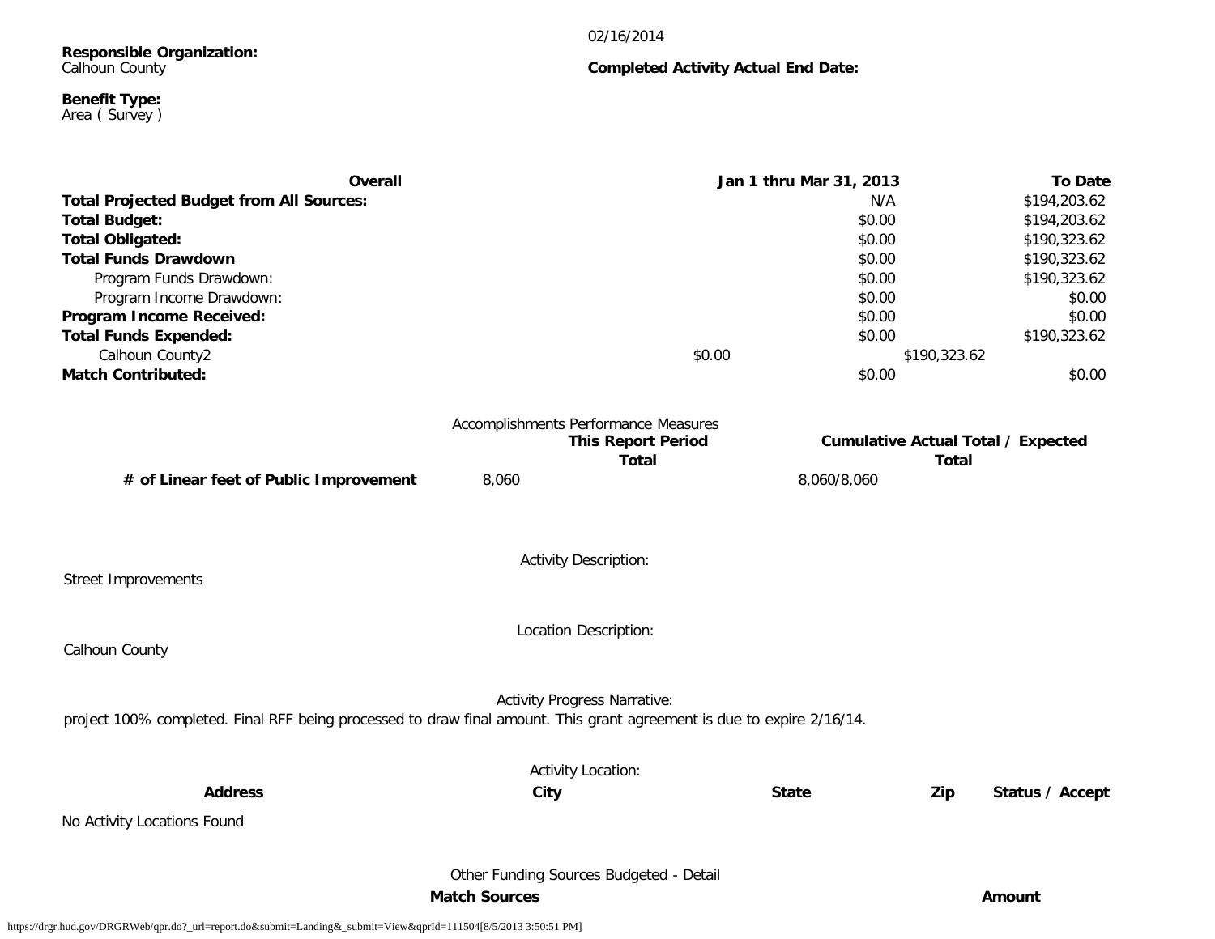**Responsible Organization:**
Calhoun County

02/16/2014

**Completed Activity Actual End Date:**

**Benefit Type:**
Area ( Survey )

| **Overall** | | **Jan 1 thru Mar 31, 2013** | **To Date** |
|---|---|---|---|
| **Total Projected Budget from All Sources:** | | N/A | $194,203.62 |
| **Total Budget:** | | $0.00 | $194,203.62 |
| **Total Obligated:** | | $0.00 | $190,323.62 |
| **Total Funds Drawdown** | | $0.00 | $190,323.62 |
| Program Funds Drawdown: | | $0.00 | $190,323.62 |
| Program Income Drawdown: | | $0.00 | $0.00 |
| **Program Income Received:** | | $0.00 | $0.00 |
| **Total Funds Expended:** | | $0.00 | $190,323.62 |
| Calhoun County2 | $0.00 | $190,323.62 | |
| **Match Contributed:** | | $0.00 | $0.00 |

Accomplishments Performance Measures

| | **This Report Period Total** | **Cumulative Actual Total / Expected Total** |
|---|---|---|
| **# of Linear feet of Public Improvement** | 8,060 | 8,060/8,060 |

Activity Description:

Street Improvements

Location Description:

Calhoun County

Activity Progress Narrative:

project 100% completed. Final RFF being processed to draw final amount. This grant agreement is due to expire 2/16/14.

Activity Location:

| **Address** | **City** | **State** | **Zip** | **Status / Accept** |
|---|---|---|---|---|
| No Activity Locations Found | | | | |

Other Funding Sources Budgeted - Detail

| **Match Sources** | **Amount** |
|---|---|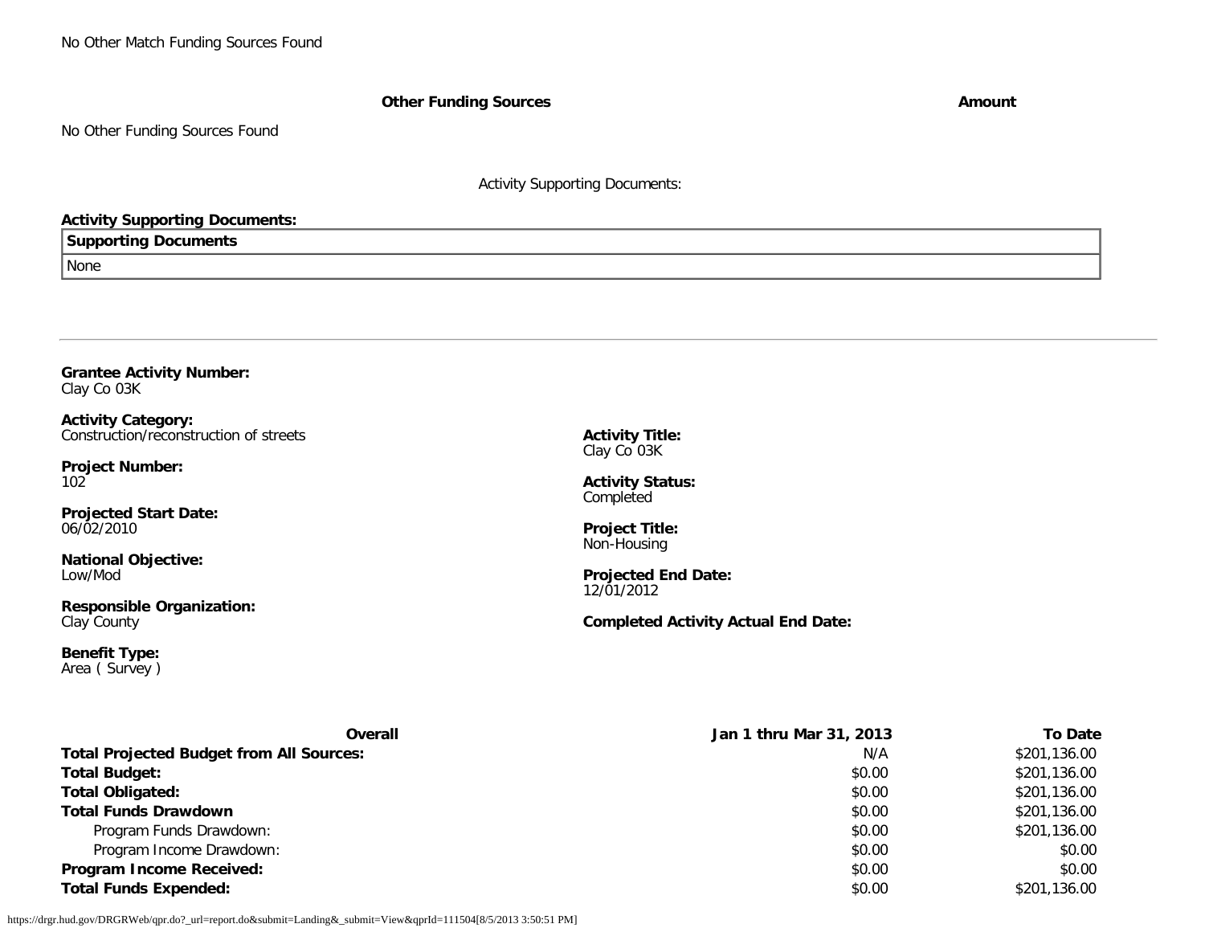No Other Match Funding Sources Found

| Other Funding Sources | Amount |
| --- | --- |

No Other Funding Sources Found

Activity Supporting Documents:

**Activity Supporting Documents:**

| Supporting Documents |
| --- |
| None |

---

**Grantee Activity Number:**
Clay Co 03K

**Activity Category:**
Construction/reconstruction of streets

**Project Number:**
102

**Projected Start Date:**
06/02/2010

**National Objective:**
Low/Mod

**Responsible Organization:**
Clay County

**Benefit Type:**
Area ( Survey )

**Activity Title:**
Clay Co 03K

**Activity Status:**
Completed

**Project Title:**
Non-Housing

**Projected End Date:**
12/01/2012

**Completed Activity Actual End Date:**

| Overall | Jan 1 thru Mar 31, 2013 | To Date |
| --- | --- | --- |
| **Total Projected Budget from All Sources:** | N/A | $201,136.00 |
| **Total Budget:** | $0.00 | $201,136.00 |
| **Total Obligated:** | $0.00 | $201,136.00 |
| **Total Funds Drawdown** | $0.00 | $201,136.00 |
| Program Funds Drawdown: | $0.00 | $201,136.00 |
| Program Income Drawdown: | $0.00 | $0.00 |
| **Program Income Received:** | $0.00 | $0.00 |
| **Total Funds Expended:** | $0.00 | $201,136.00 |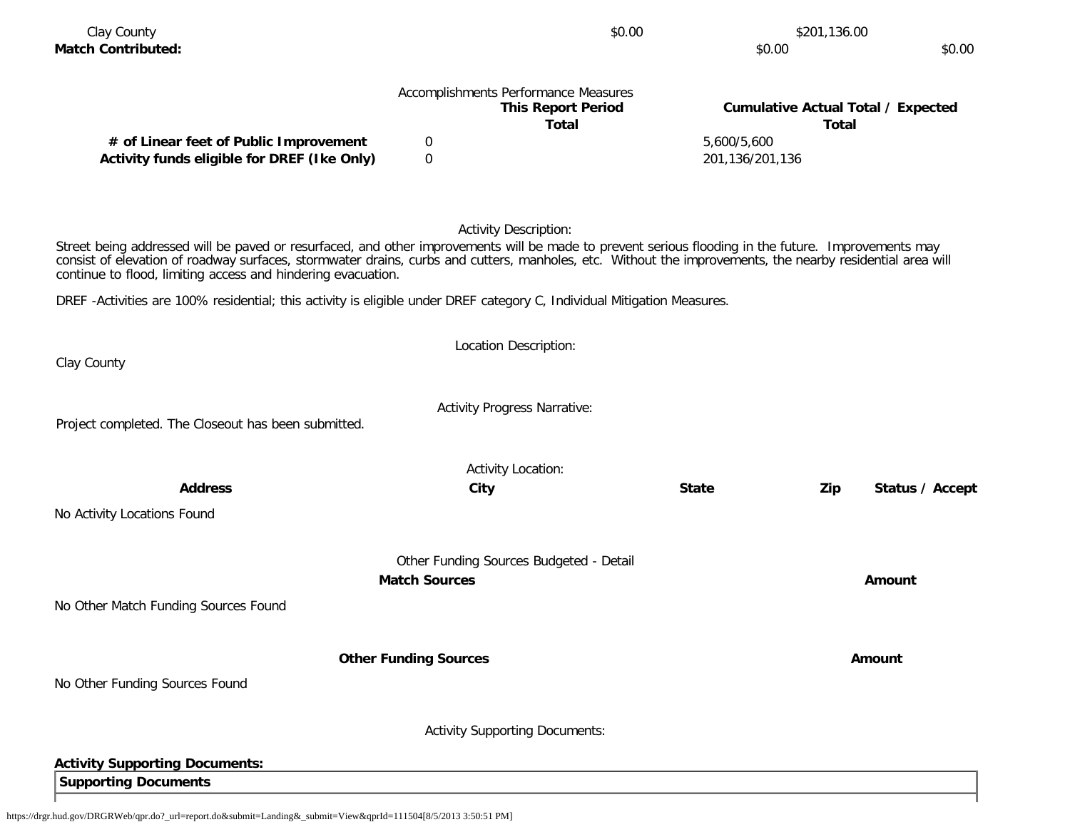| | | | |
|---|---|---|---|
| Clay County | $0.00 | $201,136.00 | |
| **Match Contributed:** | | $0.00 | $0.00 |

Accomplishments Performance Measures

| | This Report Period Total | Cumulative Actual Total / Expected Total |
|---|---|---|
| **# of Linear feet of Public Improvement** | 0 | 5,600/5,600 |
| **Activity funds eligible for DREF (Ike Only)** | 0 | 201,136/201,136 |

Activity Description:

Street being addressed will be paved or resurfaced, and other improvements will be made to prevent serious flooding in the future. Improvements may consist of elevation of roadway surfaces, stormwater drains, curbs and cutters, manholes, etc. Without the improvements, the nearby residential area will continue to flood, limiting access and hindering evacuation.

DREF -Activities are 100% residential; this activity is eligible under DREF category C, Individual Mitigation Measures.

Location Description:

Clay County

Activity Progress Narrative:

Project completed. The Closeout has been submitted.

Activity Location:

| Address | City | State | Zip | Status / Accept |
|---|---|---|---|---|

No Activity Locations Found

Other Funding Sources Budgeted - Detail

| Match Sources | Amount |
|---|---|

No Other Match Funding Sources Found

| Other Funding Sources | Amount |
|---|---|

No Other Funding Sources Found

Activity Supporting Documents:

**Activity Supporting Documents:**

| Supporting Documents |
|---|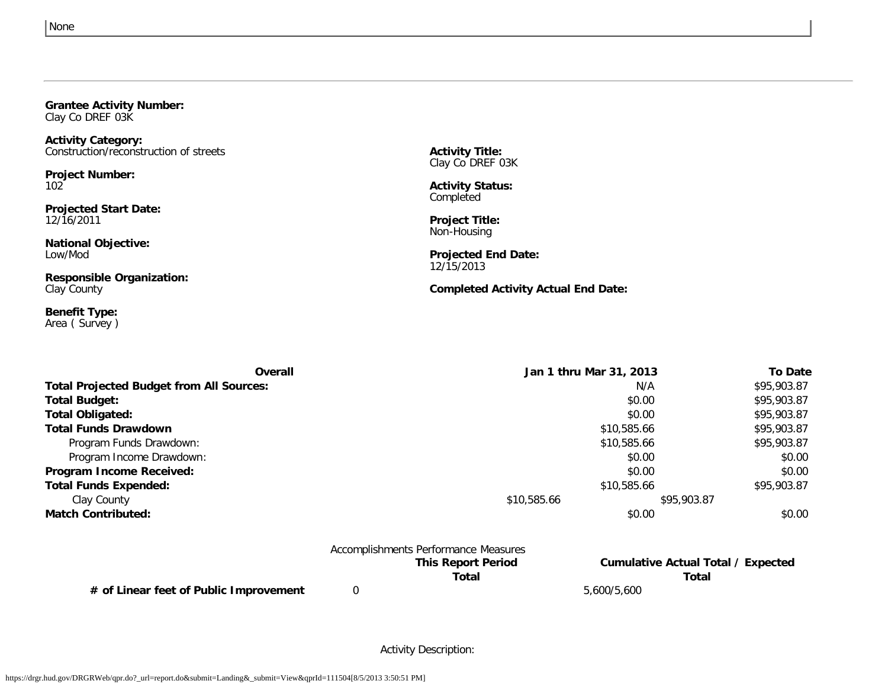None

---

**Grantee Activity Number:**
Clay Co DREF 03K

**Activity Category:**
Construction/reconstruction of streets

**Project Number:**
102

**Projected Start Date:**
12/16/2011

**National Objective:**
Low/Mod

**Responsible Organization:**
Clay County

**Benefit Type:**
Area ( Survey )

**Activity Title:**
Clay Co DREF 03K

**Activity Status:**
Completed

**Project Title:**
Non-Housing

**Projected End Date:**
12/15/2013

**Completed Activity Actual End Date:**

| Overall | Jan 1 thru Mar 31, 2013 | To Date |
|---|---|---|
| **Total Projected Budget from All Sources:** | N/A | $95,903.87 |
| **Total Budget:** | $0.00 | $95,903.87 |
| **Total Obligated:** | $0.00 | $95,903.87 |
| **Total Funds Drawdown** | $10,585.66 | $95,903.87 |
| Program Funds Drawdown: | $10,585.66 | $95,903.87 |
| Program Income Drawdown: | $0.00 | $0.00 |
| **Program Income Received:** | $0.00 | $0.00 |
| **Total Funds Expended:** | $10,585.66 | $95,903.87 |
| Clay County | $10,585.66 | $95,903.87 |
| **Match Contributed:** | $0.00 | $0.00 |

Accomplishments Performance Measures

| | This Report Period Total | Cumulative Actual Total / Expected Total |
|---|---|---|
| **# of Linear feet of Public Improvement** | 0 | 5,600/5,600 |

Activity Description: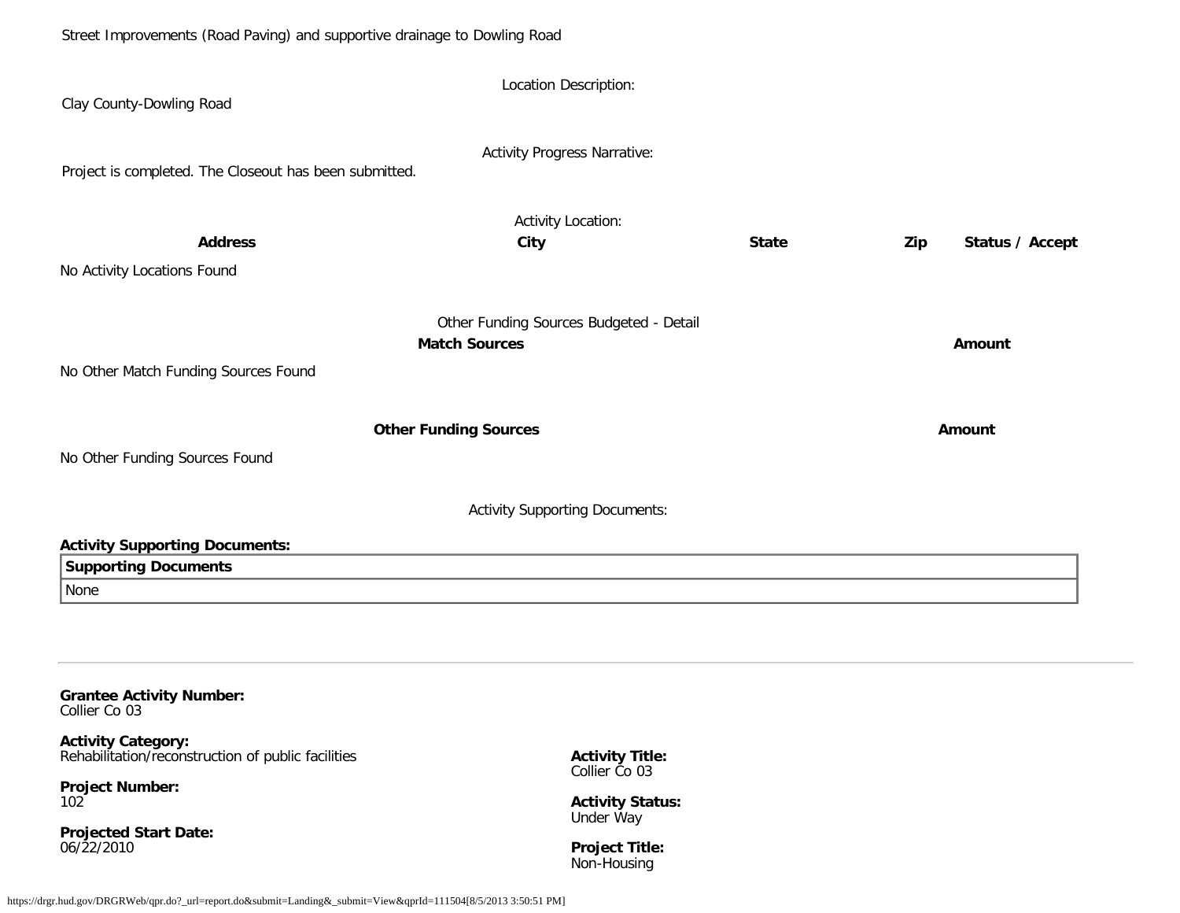Street Improvements (Road Paving) and supportive drainage to Dowling Road

Location Description:

Clay County-Dowling Road

Activity Progress Narrative:

Project is completed. The Closeout has been submitted.

Activity Location:

| Address | City | State | Zip | Status / Accept |
| --- | --- | --- | --- | --- |

No Activity Locations Found

Other Funding Sources Budgeted - Detail

| Match Sources | Amount |
| --- | --- |

No Other Match Funding Sources Found

| Other Funding Sources | Amount |
| --- | --- |

No Other Funding Sources Found

Activity Supporting Documents:

**Activity Supporting Documents:**

| Supporting Documents |
| --- |
| None |

---

**Grantee Activity Number:**
Collier Co 03

**Activity Category:**
Rehabilitation/reconstruction of public facilities

**Project Number:**
102

**Projected Start Date:**
06/22/2010

**Activity Title:**
Collier Co 03

**Activity Status:**
Under Way

**Project Title:**
Non-Housing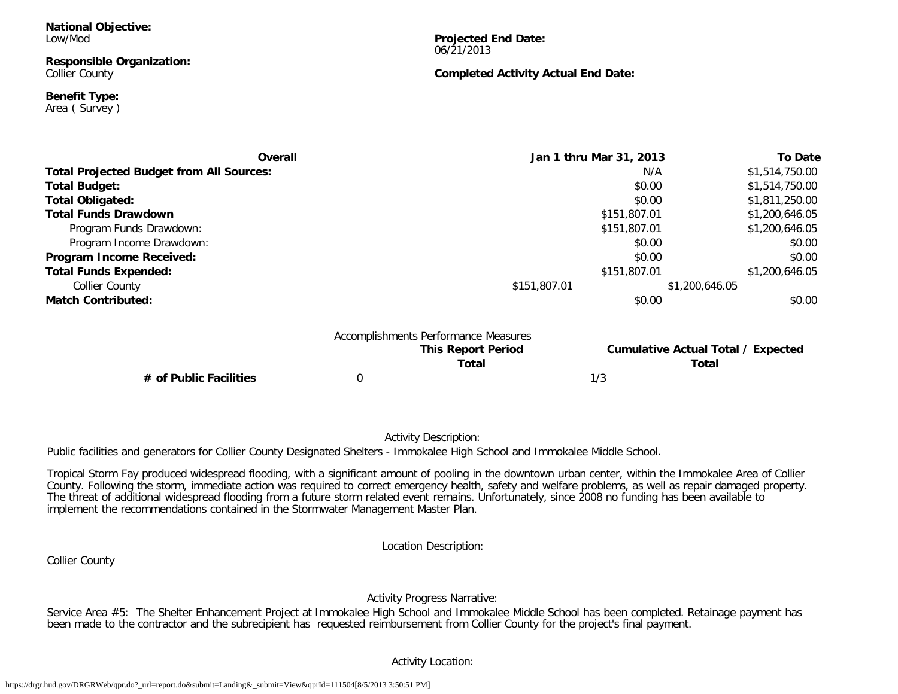**National Objective:**
Low/Mod

**Projected End Date:**
06/21/2013

**Responsible Organization:**
Collier County

**Completed Activity Actual End Date:**

**Benefit Type:**
Area ( Survey )

| **Overall** | **Jan 1 thru Mar 31, 2013** | **To Date** |
|---|---|---|
| **Total Projected Budget from All Sources:** | N/A | $1,514,750.00 |
| **Total Budget:** | $0.00 | $1,514,750.00 |
| **Total Obligated:** | $0.00 | $1,811,250.00 |
| **Total Funds Drawdown** | $151,807.01 | $1,200,646.05 |
| Program Funds Drawdown: | $151,807.01 | $1,200,646.05 |
| Program Income Drawdown: | $0.00 | $0.00 |
| **Program Income Received:** | $0.00 | $0.00 |
| **Total Funds Expended:** | $151,807.01 | $1,200,646.05 |
| Collier County | $151,807.01 | $1,200,646.05 |
| **Match Contributed:** | $0.00 | $0.00 |

Accomplishments Performance Measures

| | **This Report Period Total** | **Cumulative Actual Total / Expected Total** |
|---|---|---|
| **# of Public Facilities** | 0 | 1/3 |

Activity Description:

Public facilities and generators for Collier County Designated Shelters - Immokalee High School and Immokalee Middle School.

Tropical Storm Fay produced widespread flooding, with a significant amount of pooling in the downtown urban center, within the Immokalee Area of Collier County. Following the storm, immediate action was required to correct emergency health, safety and welfare problems, as well as repair damaged property. The threat of additional widespread flooding from a future storm related event remains. Unfortunately, since 2008 no funding has been available to implement the recommendations contained in the Stormwater Management Master Plan.

Location Description:

Collier County

Activity Progress Narrative:

Service Area #5: The Shelter Enhancement Project at Immokalee High School and Immokalee Middle School has been completed. Retainage payment has been made to the contractor and the subrecipient has requested reimbursement from Collier County for the project's final payment.

Activity Location: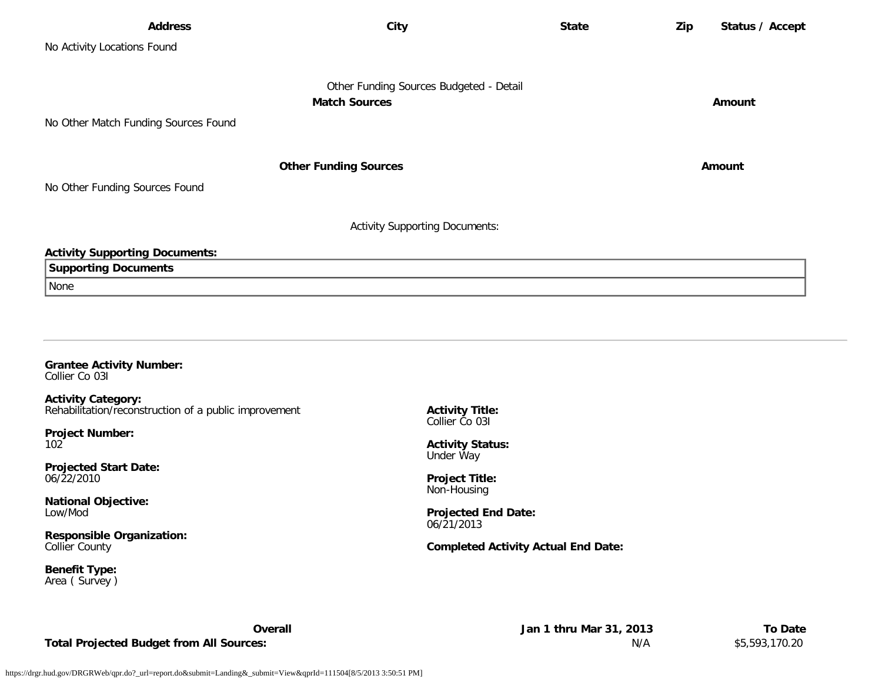| Address | City | State | Zip | Status / Accept |
|---|---|---|---|---|
| No Activity Locations Found | | | | |

Other Funding Sources Budgeted - Detail

| **Match Sources** | **Amount** |
|---|---|
| No Other Match Funding Sources Found | |

| **Other Funding Sources** | **Amount** |
|---|---|
| No Other Funding Sources Found | |

Activity Supporting Documents:

**Activity Supporting Documents:**

| **Supporting Documents** |
|---|
| None |

---

**Grantee Activity Number:**
Collier Co 03I

**Activity Category:**
Rehabilitation/reconstruction of a public improvement

**Project Number:**
102

**Projected Start Date:**
06/22/2010

**National Objective:**
Low/Mod

**Responsible Organization:**
Collier County

**Benefit Type:**
Area ( Survey )

**Activity Title:**
Collier Co 03I

**Activity Status:**
Under Way

**Project Title:**
Non-Housing

**Projected End Date:**
06/21/2013

**Completed Activity Actual End Date:**

| Overall | Jan 1 thru Mar 31, 2013 | To Date |
|---|---|---|
| **Total Projected Budget from All Sources:** | N/A | $5,593,170.20 |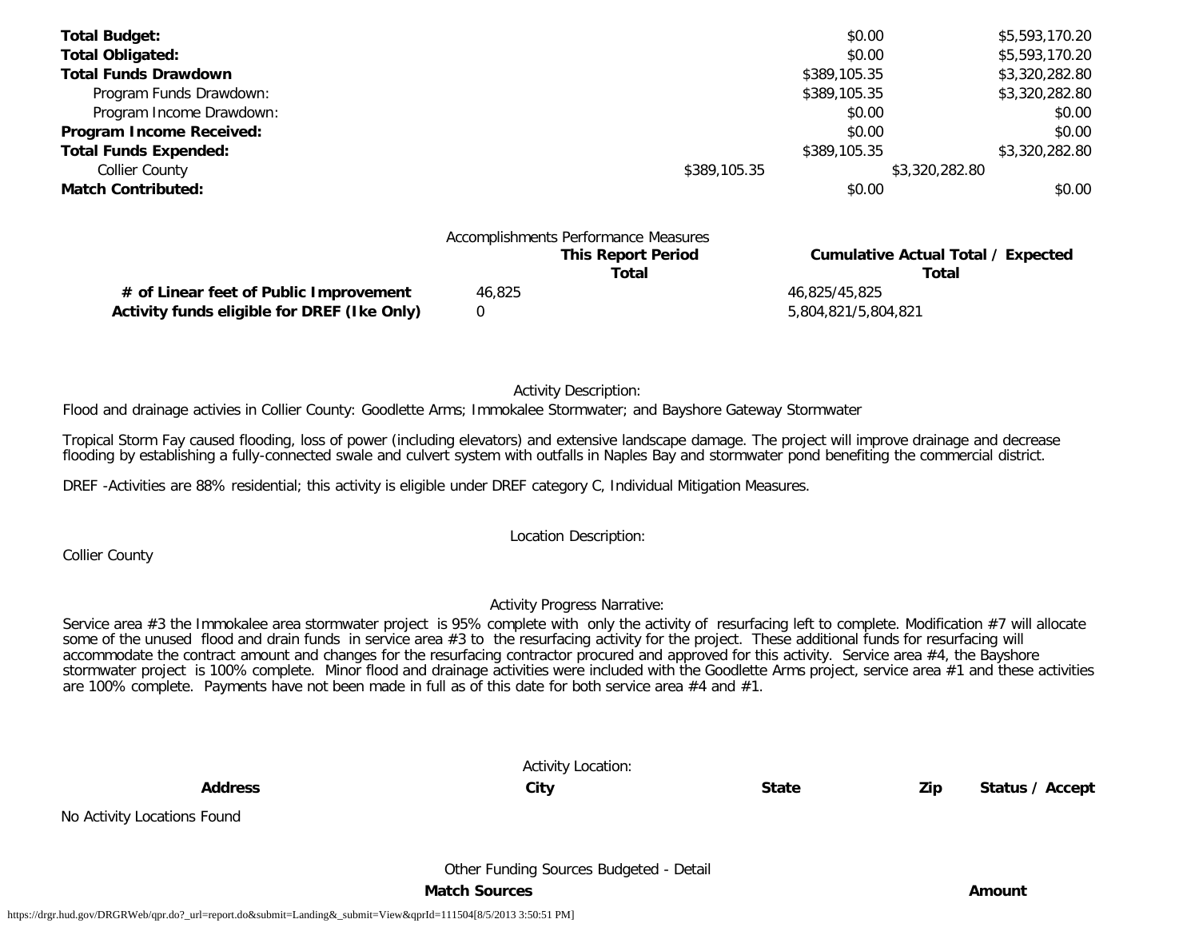| | This Period | To Date |
| --- | --- | --- |
| **Total Budget:** | $0.00 | $5,593,170.20 |
| **Total Obligated:** | $0.00 | $5,593,170.20 |
| **Total Funds Drawdown** | $389,105.35 | $3,320,282.80 |
| Program Funds Drawdown: | $389,105.35 | $3,320,282.80 |
| Program Income Drawdown: | $0.00 | $0.00 |
| **Program Income Received:** | $0.00 | $0.00 |
| **Total Funds Expended:** | $389,105.35 | $3,320,282.80 |
| Collier County | $389,105.35 | $3,320,282.80 |
| **Match Contributed:** | $0.00 | $0.00 |

Accomplishments Performance Measures

| | This Report Period Total | Cumulative Actual Total / Expected Total |
| --- | --- | --- |
| **# of Linear feet of Public Improvement** | 46,825 | 46,825/45,825 |
| **Activity funds eligible for DREF (Ike Only)** | 0 | 5,804,821/5,804,821 |

Activity Description:

Flood and drainage activies in Collier County: Goodlette Arms; Immokalee Stormwater; and Bayshore Gateway Stormwater

Tropical Storm Fay caused flooding, loss of power (including elevators) and extensive landscape damage. The project will improve drainage and decrease flooding by establishing a fully-connected swale and culvert system with outfalls in Naples Bay and stormwater pond benefiting the commercial district.

DREF -Activities are 88% residential; this activity is eligible under DREF category C, Individual Mitigation Measures.

Location Description:

Collier County

Activity Progress Narrative:

Service area #3 the Immokalee area stormwater project is 95% complete with only the activity of resurfacing left to complete. Modification #7 will allocate some of the unused flood and drain funds in service area #3 to the resurfacing activity for the project. These additional funds for resurfacing will accommodate the contract amount and changes for the resurfacing contractor procured and approved for this activity. Service area #4, the Bayshore stormwater project is 100% complete. Minor flood and drainage activities were included with the Goodlette Arms project, service area #1 and these activities are 100% complete. Payments have not been made in full as of this date for both service area #4 and #1.

Activity Location:

| Address | City | State | Zip | Status / Accept |
| --- | --- | --- | --- | --- |

No Activity Locations Found

Other Funding Sources Budgeted - Detail

| Match Sources | Amount |
| --- | --- |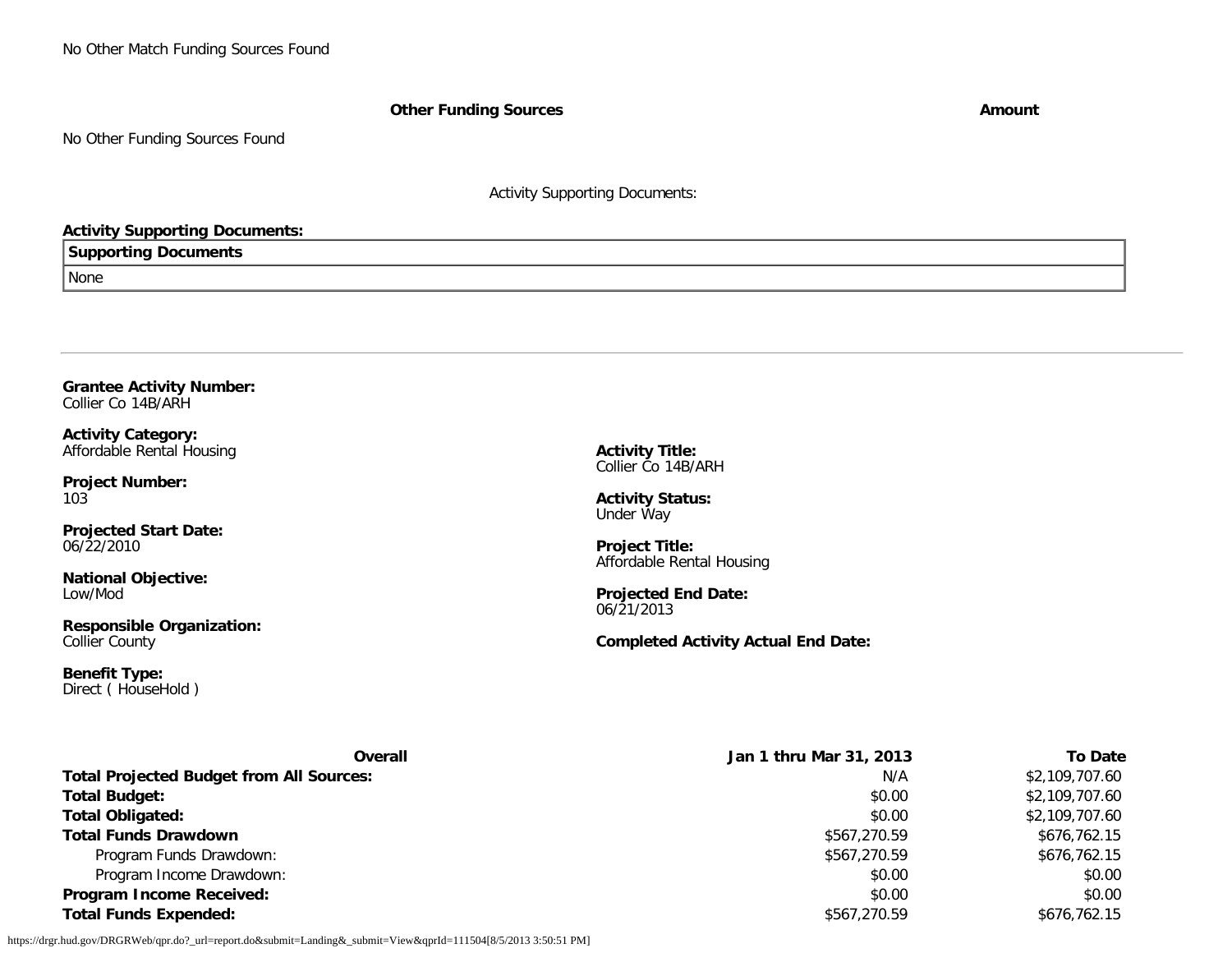No Other Match Funding Sources Found

| Other Funding Sources | Amount |
|---|---|

No Other Funding Sources Found

Activity Supporting Documents:

**Activity Supporting Documents:**

| Supporting Documents |
|---|
| None |

---

**Grantee Activity Number:**
Collier Co 14B/ARH

**Activity Category:**
Affordable Rental Housing

**Project Number:**
103

**Projected Start Date:**
06/22/2010

**National Objective:**
Low/Mod

**Responsible Organization:**
Collier County

**Benefit Type:**
Direct ( HouseHold )

**Activity Title:**
Collier Co 14B/ARH

**Activity Status:**
Under Way

**Project Title:**
Affordable Rental Housing

**Projected End Date:**
06/21/2013

**Completed Activity Actual End Date:**

| Overall | Jan 1 thru Mar 31, 2013 | To Date |
|---|---|---|
| **Total Projected Budget from All Sources:** | N/A | $2,109,707.60 |
| **Total Budget:** | $0.00 | $2,109,707.60 |
| **Total Obligated:** | $0.00 | $2,109,707.60 |
| **Total Funds Drawdown** | $567,270.59 | $676,762.15 |
| Program Funds Drawdown: | $567,270.59 | $676,762.15 |
| Program Income Drawdown: | $0.00 | $0.00 |
| **Program Income Received:** | $0.00 | $0.00 |
| **Total Funds Expended:** | $567,270.59 | $676,762.15 |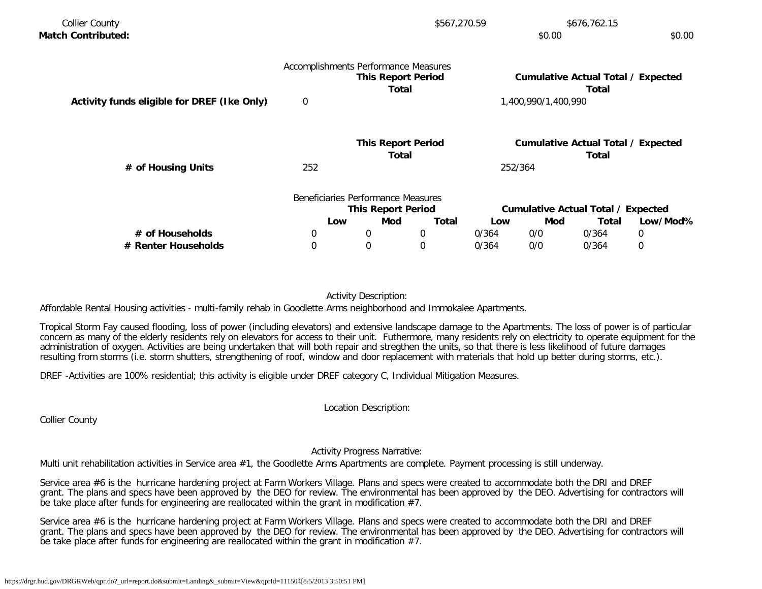| | | | |
|---|---|---|---|
| Collier County | $567,270.59 | $676,762.15 | |
| **Match Contributed:** | | $0.00 | $0.00 |

Accomplishments Performance Measures

| | This Report Period Total | Cumulative Actual Total / Expected Total |
|---|---|---|
| **Activity funds eligible for DREF (Ike Only)** | 0 | 1,400,990/1,400,990 |

| | This Report Period Total | Cumulative Actual Total / Expected Total |
|---|---|---|
| **# of Housing Units** | 252 | 252/364 |

Beneficiaries Performance Measures

| | This Report Period | | | Cumulative Actual Total / Expected | | | |
|---|---|---|---|---|---|---|---|
| | **Low** | **Mod** | **Total** | **Low** | **Mod** | **Total** | **Low/Mod%** |
| **# of Households** | 0 | 0 | 0 | 0/364 | 0/0 | 0/364 | 0 |
| **# Renter Households** | 0 | 0 | 0 | 0/364 | 0/0 | 0/364 | 0 |

Activity Description:

Affordable Rental Housing activities - multi-family rehab in Goodlette Arms neighborhood and Immokalee Apartments.

Tropical Storm Fay caused flooding, loss of power (including elevators) and extensive landscape damage to the Apartments. The loss of power is of particular concern as many of the elderly residents rely on elevators for access to their unit. Futhermore, many residents rely on electricity to operate equipment for the administration of oxygen. Activities are being undertaken that will both repair and stregthen the units, so that there is less likelihood of future damages resulting from storms (i.e. storm shutters, strengthening of roof, window and door replacement with materials that hold up better during storms, etc.).

DREF -Activities are 100% residential; this activity is eligible under DREF category C, Individual Mitigation Measures.

Location Description:

Collier County

Activity Progress Narrative:

Multi unit rehabilitation activities in Service area #1, the Goodlette Arms Apartments are complete. Payment processing is still underway.

Service area #6 is the hurricane hardening project at Farm Workers Village. Plans and specs were created to accommodate both the DRI and DREF grant. The plans and specs have been approved by the DEO for review. The environmental has been approved by the DEO. Advertising for contractors will be take place after funds for engineering are reallocated within the grant in modification #7.

Service area #6 is the hurricane hardening project at Farm Workers Village. Plans and specs were created to accommodate both the DRI and DREF grant. The plans and specs have been approved by the DEO for review. The environmental has been approved by the DEO. Advertising for contractors will be take place after funds for engineering are reallocated within the grant in modification #7.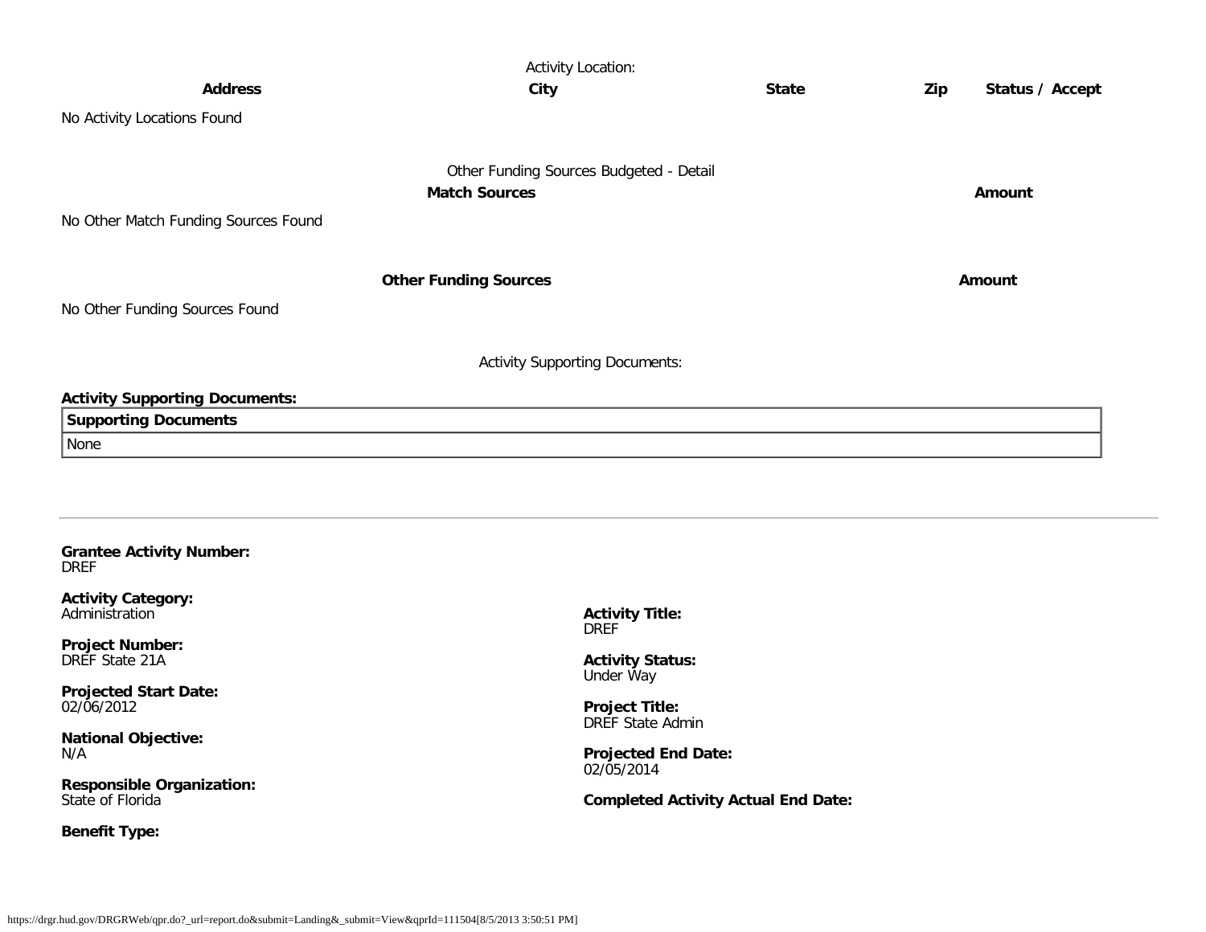Activity Location:

| Address | City | State | Zip | Status / Accept |
| --- | --- | --- | --- | --- |

No Activity Locations Found

Other Funding Sources Budgeted - Detail

| Match Sources | Amount |
| --- | --- |

No Other Match Funding Sources Found

| Other Funding Sources | Amount |
| --- | --- |

No Other Funding Sources Found

Activity Supporting Documents:

**Activity Supporting Documents:**

| Supporting Documents |
| --- |
| None |

---

**Grantee Activity Number:**
DREF

**Activity Category:**
Administration

**Activity Title:**
DREF

**Project Number:**
DREF State 21A

**Activity Status:**
Under Way

**Projected Start Date:**
02/06/2012

**Project Title:**
DREF State Admin

**National Objective:**
N/A

**Projected End Date:**
02/05/2014

**Responsible Organization:**
State of Florida

**Completed Activity Actual End Date:**

**Benefit Type:**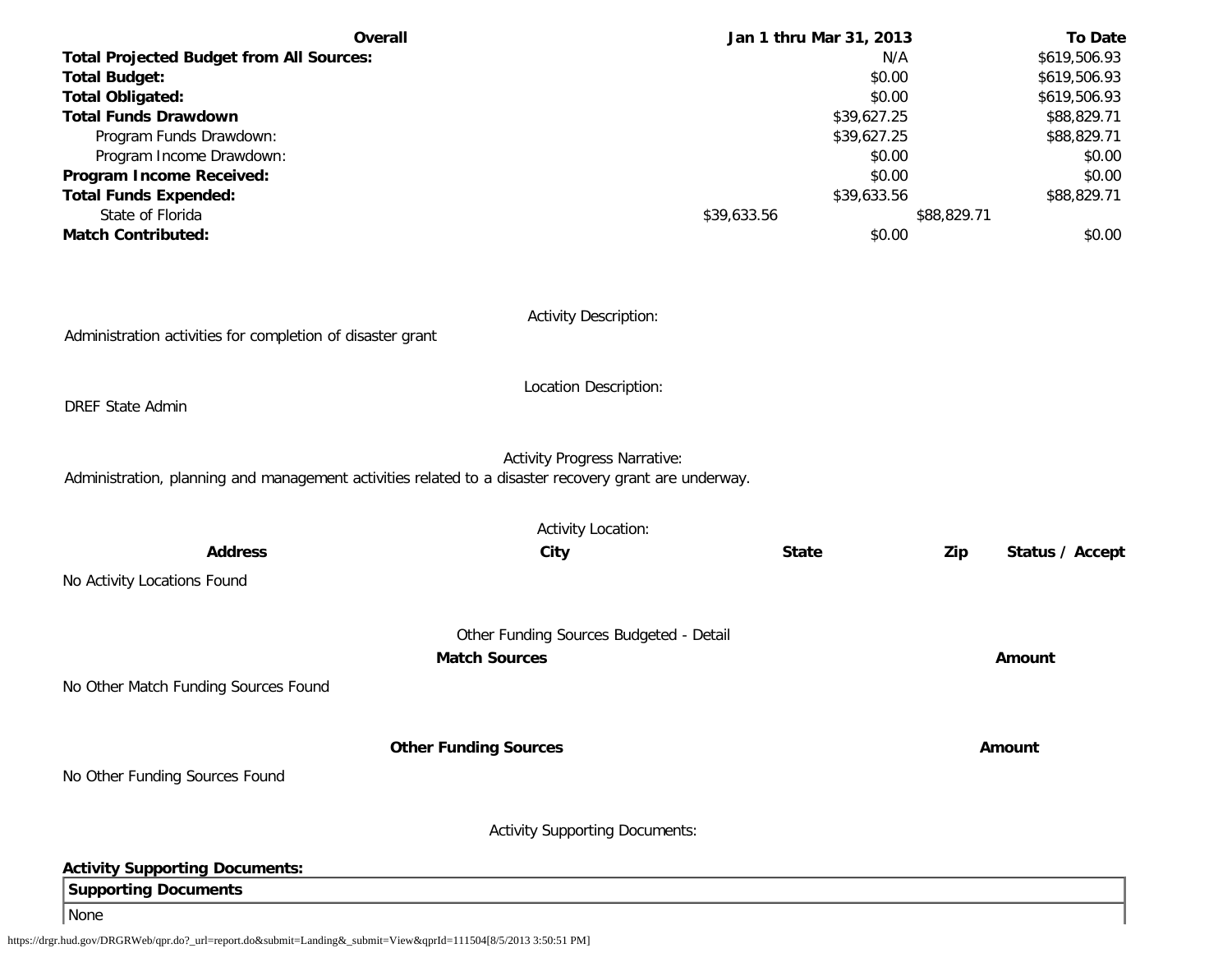| Overall | Jan 1 thru Mar 31, 2013 | To Date |
|---|---|---|
| **Total Projected Budget from All Sources:** | N/A | $619,506.93 |
| **Total Budget:** | $0.00 | $619,506.93 |
| **Total Obligated:** | $0.00 | $619,506.93 |
| **Total Funds Drawdown** | $39,627.25 | $88,829.71 |
| Program Funds Drawdown: | $39,627.25 | $88,829.71 |
| Program Income Drawdown: | $0.00 | $0.00 |
| **Program Income Received:** | $0.00 | $0.00 |
| **Total Funds Expended:** | $39,633.56 | $88,829.71 |
| State of Florida | $39,633.56 | $88,829.71 |
| **Match Contributed:** | $0.00 | $0.00 |

Activity Description:

Administration activities for completion of disaster grant

Location Description:

DREF State Admin

Activity Progress Narrative:

Administration, planning and management activities related to a disaster recovery grant are underway.

Activity Location:

| Address | City | State | Zip | Status / Accept |
|---|---|---|---|---|
| No Activity Locations Found | | | | |

Other Funding Sources Budgeted - Detail

| Match Sources | Amount |
|---|---|
| No Other Match Funding Sources Found | |

| Other Funding Sources | Amount |
|---|---|
| No Other Funding Sources Found | |

Activity Supporting Documents:

**Activity Supporting Documents:**

| Supporting Documents |
|---|
| None |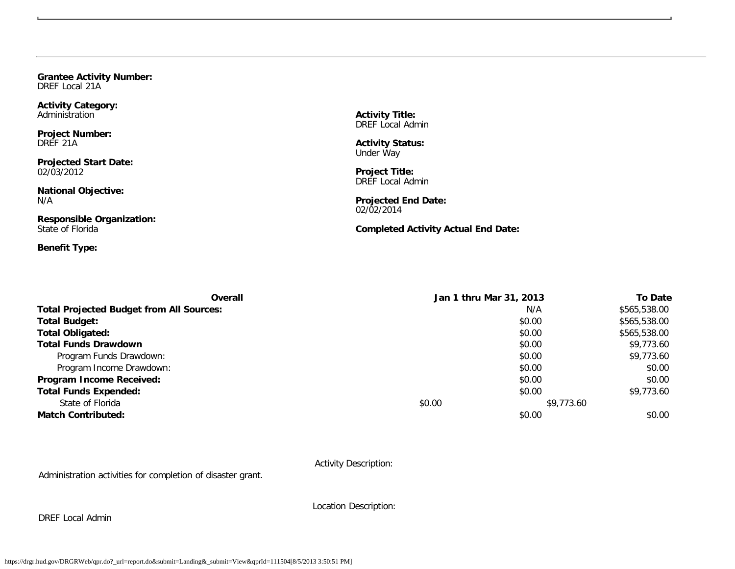**Grantee Activity Number:**
DREF Local 21A

**Activity Category:**
Administration

**Project Number:**
DREF 21A

**Projected Start Date:**
02/03/2012

**National Objective:**
N/A

**Responsible Organization:**
State of Florida

**Benefit Type:**

**Activity Title:**
DREF Local Admin

**Activity Status:**
Under Way

**Project Title:**
DREF Local Admin

**Projected End Date:**
02/02/2014

**Completed Activity Actual End Date:**

| Overall | Jan 1 thru Mar 31, 2013 | To Date |
|---|---|---|
| **Total Projected Budget from All Sources:** | N/A | $565,538.00 |
| **Total Budget:** | $0.00 | $565,538.00 |
| **Total Obligated:** | $0.00 | $565,538.00 |
| **Total Funds Drawdown** | $0.00 | $9,773.60 |
| Program Funds Drawdown: | $0.00 | $9,773.60 |
| Program Income Drawdown: | $0.00 | $0.00 |
| **Program Income Received:** | $0.00 | $0.00 |
| **Total Funds Expended:** | $0.00 | $9,773.60 |
| State of Florida | $0.00 | $9,773.60 |
| **Match Contributed:** | $0.00 | $0.00 |

Activity Description:

Administration activities for completion of disaster grant.

Location Description:

DREF Local Admin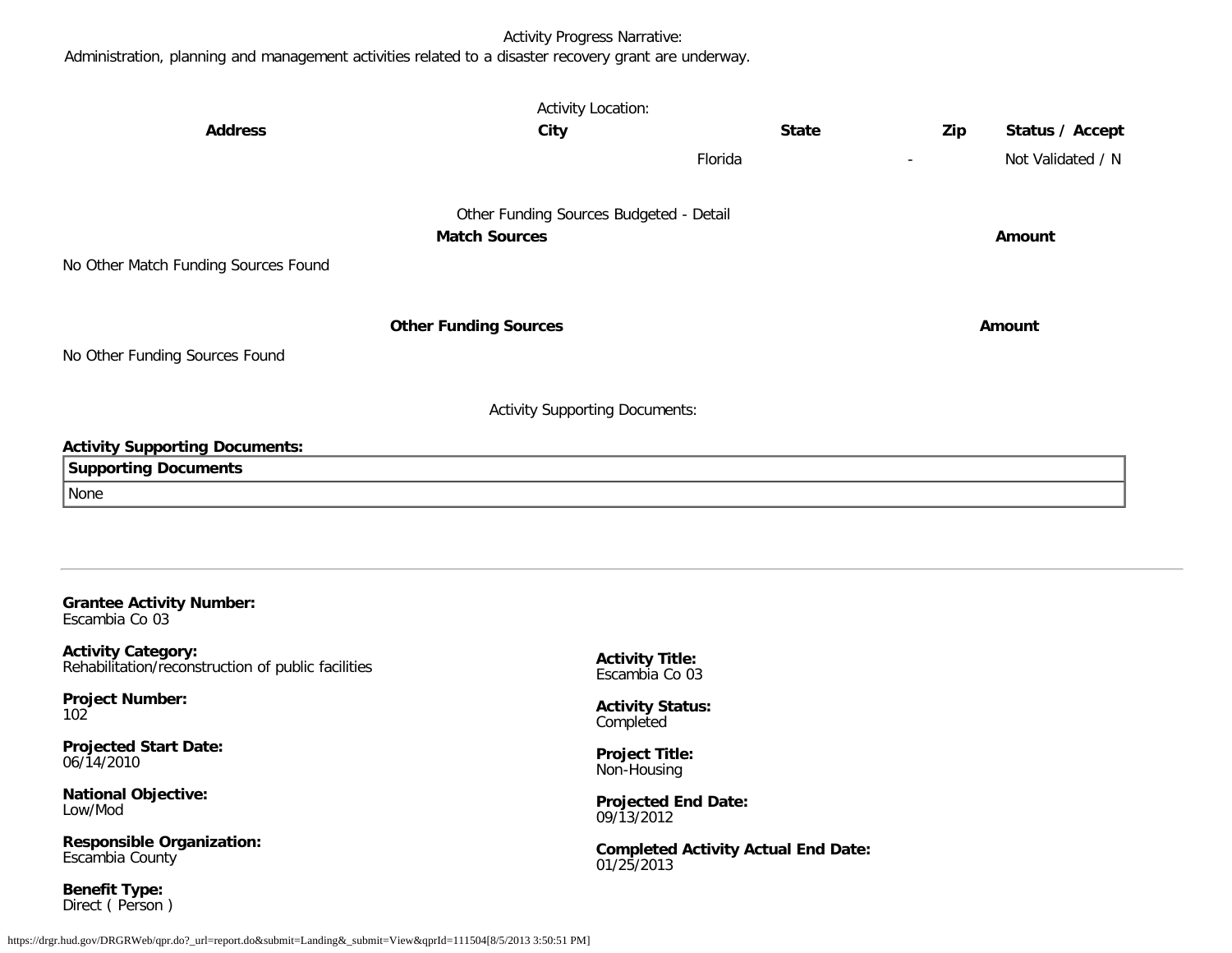Activity Progress Narrative:

Administration, planning and management activities related to a disaster recovery grant are underway.

Activity Location:

| Address | City | State | Zip | Status / Accept |
|---|---|---|---|---|
| | | Florida | - | Not Validated / N |

Other Funding Sources Budgeted - Detail

| Match Sources | Amount |
|---|---|
| No Other Match Funding Sources Found | |

| Other Funding Sources | Amount |
|---|---|
| No Other Funding Sources Found | |

Activity Supporting Documents:

**Activity Supporting Documents:**

| Supporting Documents |
|---|
| None |

---

**Grantee Activity Number:**
Escambia Co 03

**Activity Category:**
Rehabilitation/reconstruction of public facilities

**Activity Title:**
Escambia Co 03

**Project Number:**
102

**Activity Status:**
Completed

**Projected Start Date:**
06/14/2010

**Project Title:**
Non-Housing

**National Objective:**
Low/Mod

**Projected End Date:**
09/13/2012

**Responsible Organization:**
Escambia County

**Completed Activity Actual End Date:**
01/25/2013

**Benefit Type:**
Direct ( Person )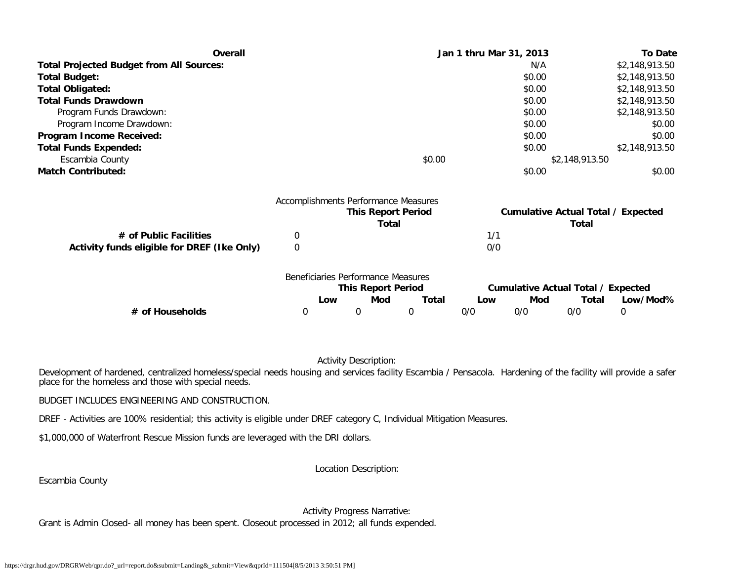| Overall | Jan 1 thru Mar 31, 2013 | To Date |
|---|---|---|
| **Total Projected Budget from All Sources:** | N/A | $2,148,913.50 |
| **Total Budget:** | $0.00 | $2,148,913.50 |
| **Total Obligated:** | $0.00 | $2,148,913.50 |
| **Total Funds Drawdown** | $0.00 | $2,148,913.50 |
| Program Funds Drawdown: | $0.00 | $2,148,913.50 |
| Program Income Drawdown: | $0.00 | $0.00 |
| **Program Income Received:** | $0.00 | $0.00 |
| **Total Funds Expended:** | $0.00 | $2,148,913.50 |
| Escambia County | $0.00 | $2,148,913.50 |
| **Match Contributed:** | $0.00 | $0.00 |

Accomplishments Performance Measures

| | This Report Period Total | Cumulative Actual Total / Expected Total |
|---|---|---|
| **# of Public Facilities** | 0 | 1/1 |
| **Activity funds eligible for DREF (Ike Only)** | 0 | 0/0 |

Beneficiaries Performance Measures

| | This Report Period | | | Cumulative Actual Total / Expected | | | |
|---|---|---|---|---|---|---|---|
| | Low | Mod | Total | Low | Mod | Total | Low/Mod% |
| **# of Households** | 0 | 0 | 0 | 0/0 | 0/0 | 0/0 | 0 |

Activity Description:

Development of hardened, centralized homeless/special needs housing and services facility Escambia / Pensacola. Hardening of the facility will provide a safer place for the homeless and those with special needs.

BUDGET INCLUDES ENGINEERING AND CONSTRUCTION.

DREF - Activities are 100% residential; this activity is eligible under DREF category C, Individual Mitigation Measures.

$1,000,000 of Waterfront Rescue Mission funds are leveraged with the DRI dollars.

Location Description:

Escambia County

Activity Progress Narrative:

Grant is Admin Closed- all money has been spent. Closeout processed in 2012; all funds expended.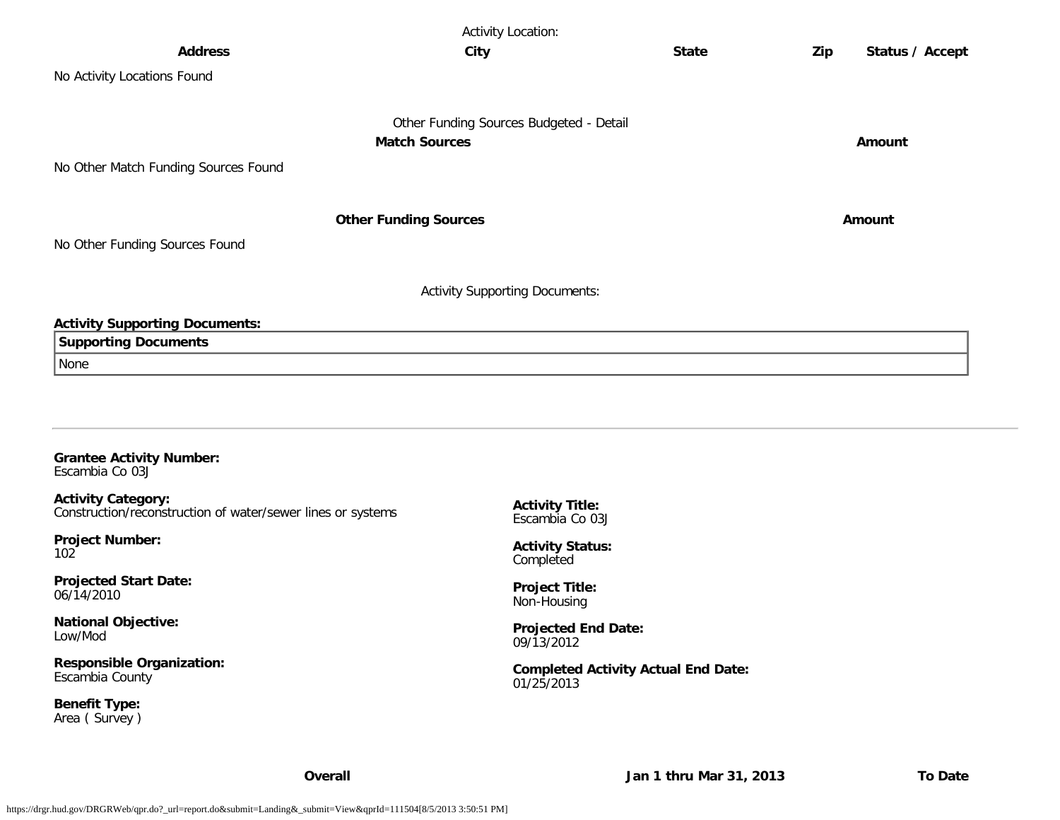Activity Location:

| Address | City | State | Zip | Status / Accept |
|---|---|---|---|---|
| No Activity Locations Found | | | | |

Other Funding Sources Budgeted - Detail

| Match Sources | Amount |
|---|---|
| No Other Match Funding Sources Found | |

| Other Funding Sources | Amount |
|---|---|
| No Other Funding Sources Found | |

Activity Supporting Documents:

**Activity Supporting Documents:**

| Supporting Documents |
|---|
| None |

---

**Grantee Activity Number:**
Escambia Co 03J

**Activity Category:**
Construction/reconstruction of water/sewer lines or systems

**Activity Title:**
Escambia Co 03J

**Project Number:**
102

**Activity Status:**
Completed

**Projected Start Date:**
06/14/2010

**Project Title:**
Non-Housing

**National Objective:**
Low/Mod

**Projected End Date:**
09/13/2012

**Responsible Organization:**
Escambia County

**Completed Activity Actual End Date:**
01/25/2013

**Benefit Type:**
Area ( Survey )

| Overall | Jan 1 thru Mar 31, 2013 | To Date |
|---|---|---|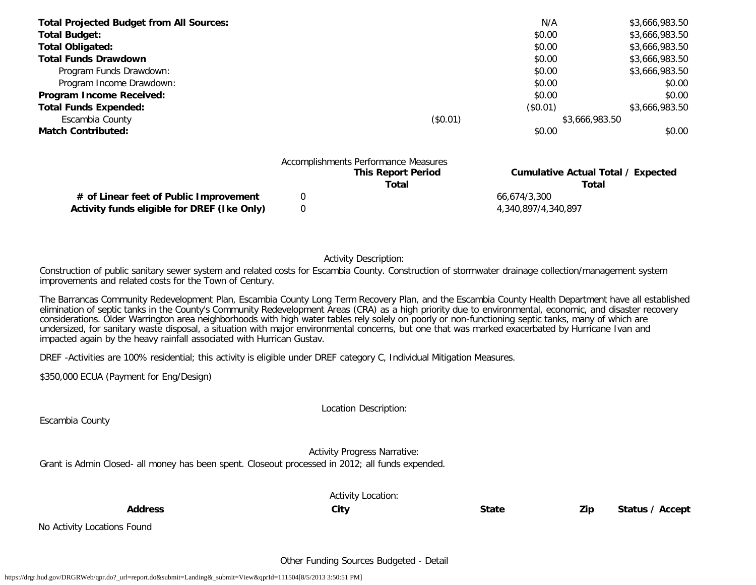| | | | |
|---|---|---|---|
| **Total Projected Budget from All Sources:** | | N/A | $3,666,983.50 |
| **Total Budget:** | | $0.00 | $3,666,983.50 |
| **Total Obligated:** | | $0.00 | $3,666,983.50 |
| **Total Funds Drawdown** | | $0.00 | $3,666,983.50 |
| Program Funds Drawdown: | | $0.00 | $3,666,983.50 |
| Program Income Drawdown: | | $0.00 | $0.00 |
| **Program Income Received:** | | $0.00 | $0.00 |
| **Total Funds Expended:** | | ($0.01) | $3,666,983.50 |
| Escambia County | ($0.01) | $3,666,983.50 | |
| **Match Contributed:** | | $0.00 | $0.00 |

Accomplishments Performance Measures

| | This Report Period Total | Cumulative Actual Total / Expected Total |
|---|---|---|
| **# of Linear feet of Public Improvement** | 0 | 66,674/3,300 |
| **Activity funds eligible for DREF (Ike Only)** | 0 | 4,340,897/4,340,897 |

Activity Description:

Construction of public sanitary sewer system and related costs for Escambia County. Construction of stormwater drainage collection/management system improvements and related costs for the Town of Century.

The Barrancas Community Redevelopment Plan, Escambia County Long Term Recovery Plan, and the Escambia County Health Department have all established elimination of septic tanks in the County's Community Redevelopment Areas (CRA) as a high priority due to environmental, economic, and disaster recovery considerations. Older Warrington area neighborhoods with high water tables rely solely on poorly or non-functioning septic tanks, many of which are undersized, for sanitary waste disposal, a situation with major environmental concerns, but one that was marked exacerbated by Hurricane Ivan and impacted again by the heavy rainfall associated with Hurrican Gustav.

DREF -Activities are 100% residential; this activity is eligible under DREF category C, Individual Mitigation Measures.

$350,000 ECUA (Payment for Eng/Design)

Location Description:

Escambia County

Activity Progress Narrative:

Grant is Admin Closed- all money has been spent. Closeout processed in 2012; all funds expended.

Activity Location:

| Address | City | State | Zip | Status / Accept |
|---|---|---|---|---|

No Activity Locations Found

Other Funding Sources Budgeted - Detail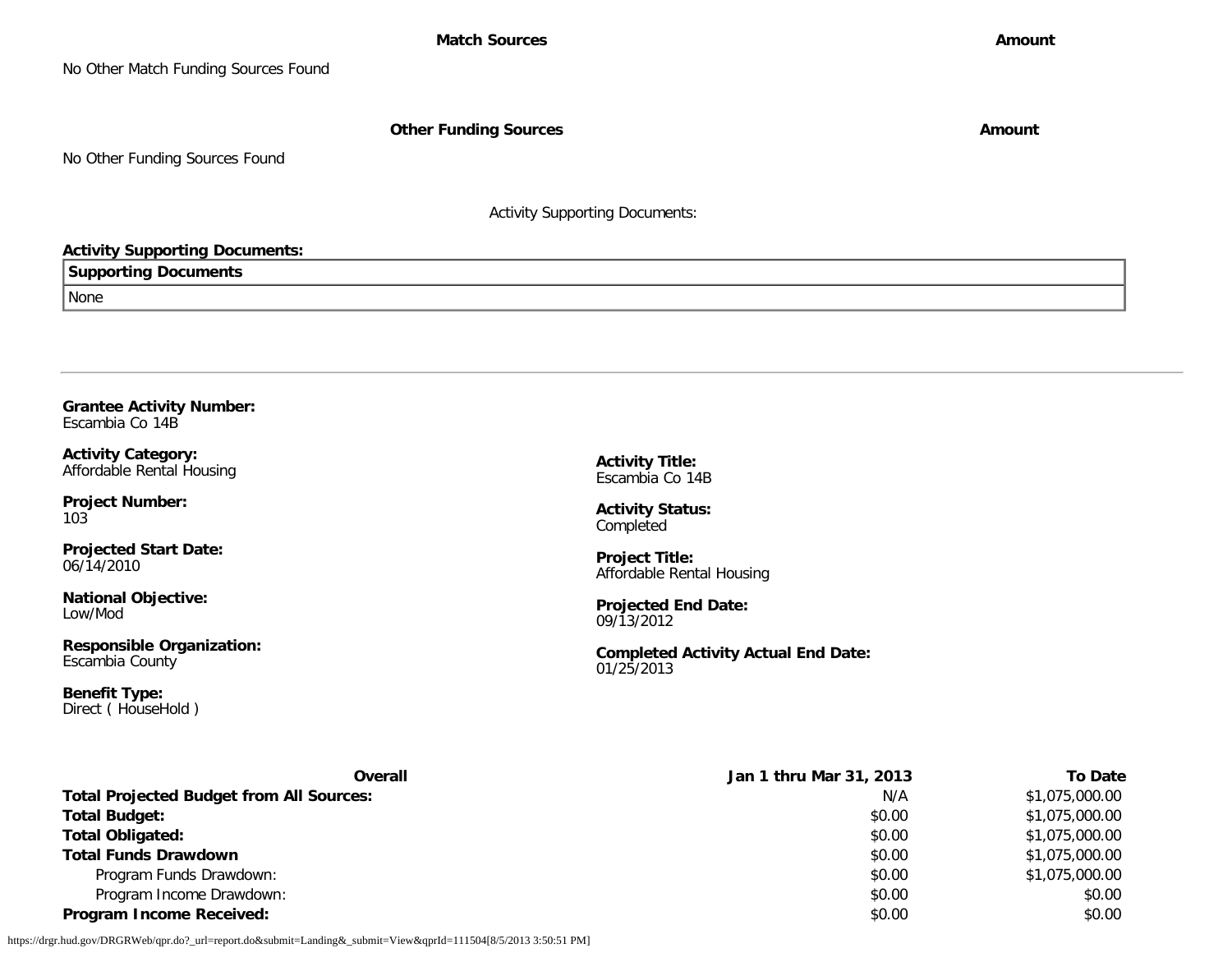| Match Sources | Amount |
| --- | --- |
| No Other Match Funding Sources Found | |

| Other Funding Sources | Amount |
| --- | --- |
| No Other Funding Sources Found | |

Activity Supporting Documents:

**Activity Supporting Documents:**

| Supporting Documents |
| --- |
| None |

---

**Grantee Activity Number:**
Escambia Co 14B

**Activity Category:**
Affordable Rental Housing

**Project Number:**
103

**Projected Start Date:**
06/14/2010

**National Objective:**
Low/Mod

**Responsible Organization:**
Escambia County

**Benefit Type:**
Direct ( HouseHold )

**Activity Title:**
Escambia Co 14B

**Activity Status:**
Completed

**Project Title:**
Affordable Rental Housing

**Projected End Date:**
09/13/2012

**Completed Activity Actual End Date:**
01/25/2013

| Overall | Jan 1 thru Mar 31, 2013 | To Date |
| --- | --- | --- |
| **Total Projected Budget from All Sources:** | N/A | $1,075,000.00 |
| **Total Budget:** | $0.00 | $1,075,000.00 |
| **Total Obligated:** | $0.00 | $1,075,000.00 |
| **Total Funds Drawdown** | $0.00 | $1,075,000.00 |
| Program Funds Drawdown: | $0.00 | $1,075,000.00 |
| Program Income Drawdown: | $0.00 | $0.00 |
| **Program Income Received:** | $0.00 | $0.00 |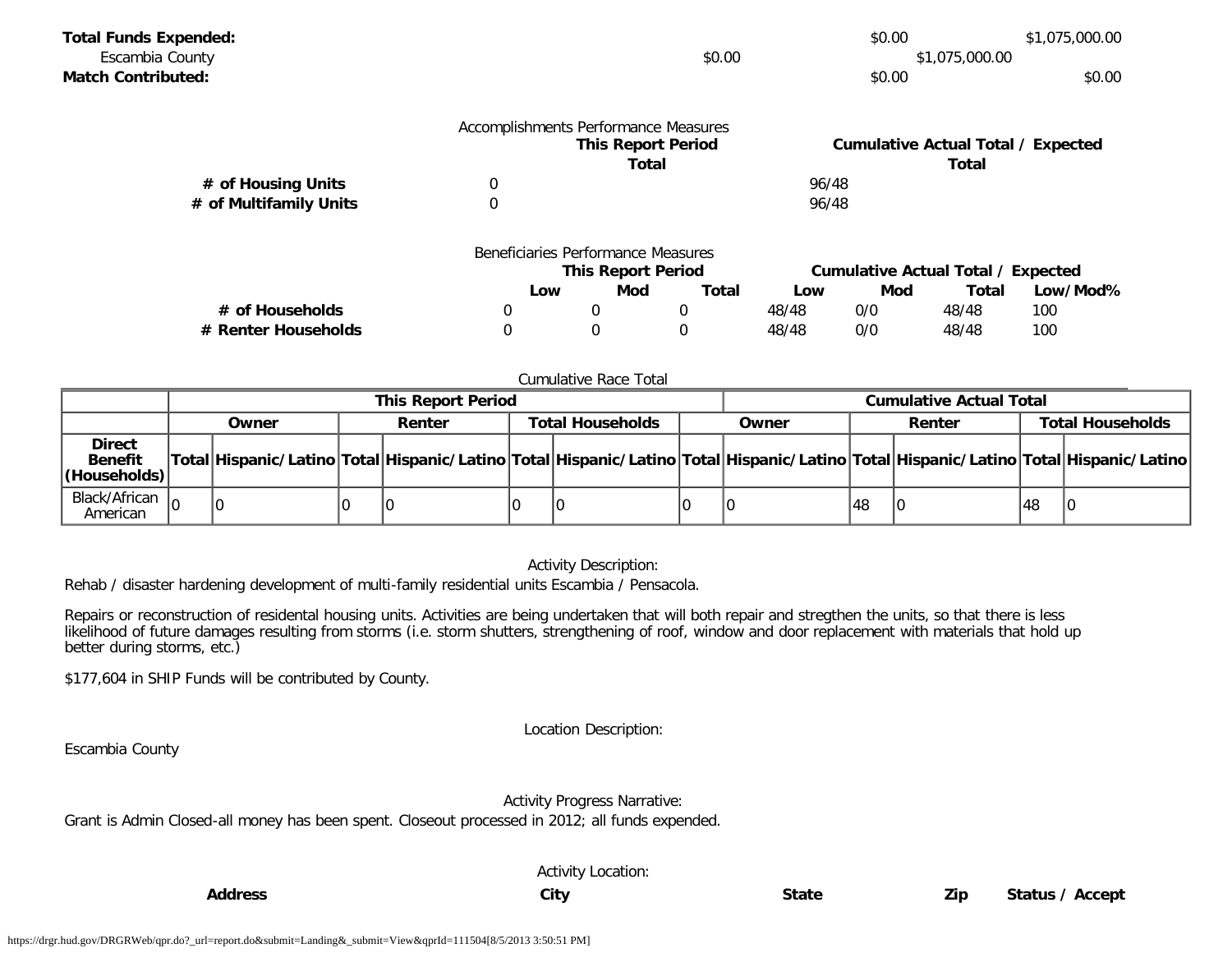| | | | |
|---|---|---|---|
| **Total Funds Expended:** | | $0.00 | $1,075,000.00 |
| Escambia County | $0.00 | $1,075,000.00 | |
| **Match Contributed:** | | $0.00 | $0.00 |

Accomplishments Performance Measures

| | This Report Period Total | Cumulative Actual Total / Expected Total |
|---|---|---|
| **# of Housing Units** | 0 | 96/48 |
| **# of Multifamily Units** | 0 | 96/48 |

Beneficiaries Performance Measures

| | This Report Period | | | Cumulative Actual Total / Expected | | | |
|---|---|---|---|---|---|---|---|
| | **Low** | **Mod** | **Total** | **Low** | **Mod** | **Total** | **Low/Mod%** |
| **# of Households** | 0 | 0 | 0 | 48/48 | 0/0 | 48/48 | 100 |
| **# Renter Households** | 0 | 0 | 0 | 48/48 | 0/0 | 48/48 | 100 |

Cumulative Race Total

| | This Report Period | | | | | | Cumulative Actual Total | | | | | |
|---|---|---|---|---|---|---|---|---|---|---|---|---|
| | Owner | | Renter | | Total Households | | Owner | | Renter | | Total Households | |
| **Direct Benefit (Households)** | Total | Hispanic/Latino | Total | Hispanic/Latino | Total | Hispanic/Latino | Total | Hispanic/Latino | Total | Hispanic/Latino | Total | Hispanic/Latino |
| Black/African American | 0 | 0 | 0 | 0 | 0 | 0 | 0 | 0 | 48 | 0 | 48 | 0 |

Activity Description:

Rehab / disaster hardening development of multi-family residential units Escambia / Pensacola.

Repairs or reconstruction of residental housing units. Activities are being undertaken that will both repair and stregthen the units, so that there is less likelihood of future damages resulting from storms (i.e. storm shutters, strengthening of roof, window and door replacement with materials that hold up better during storms, etc.)

$177,604 in SHIP Funds will be contributed by County.

Location Description:

Escambia County

Activity Progress Narrative:

Grant is Admin Closed-all money has been spent. Closeout processed in 2012; all funds expended.

Activity Location:

| Address | City | State | Zip | Status / Accept |
|---|---|---|---|---|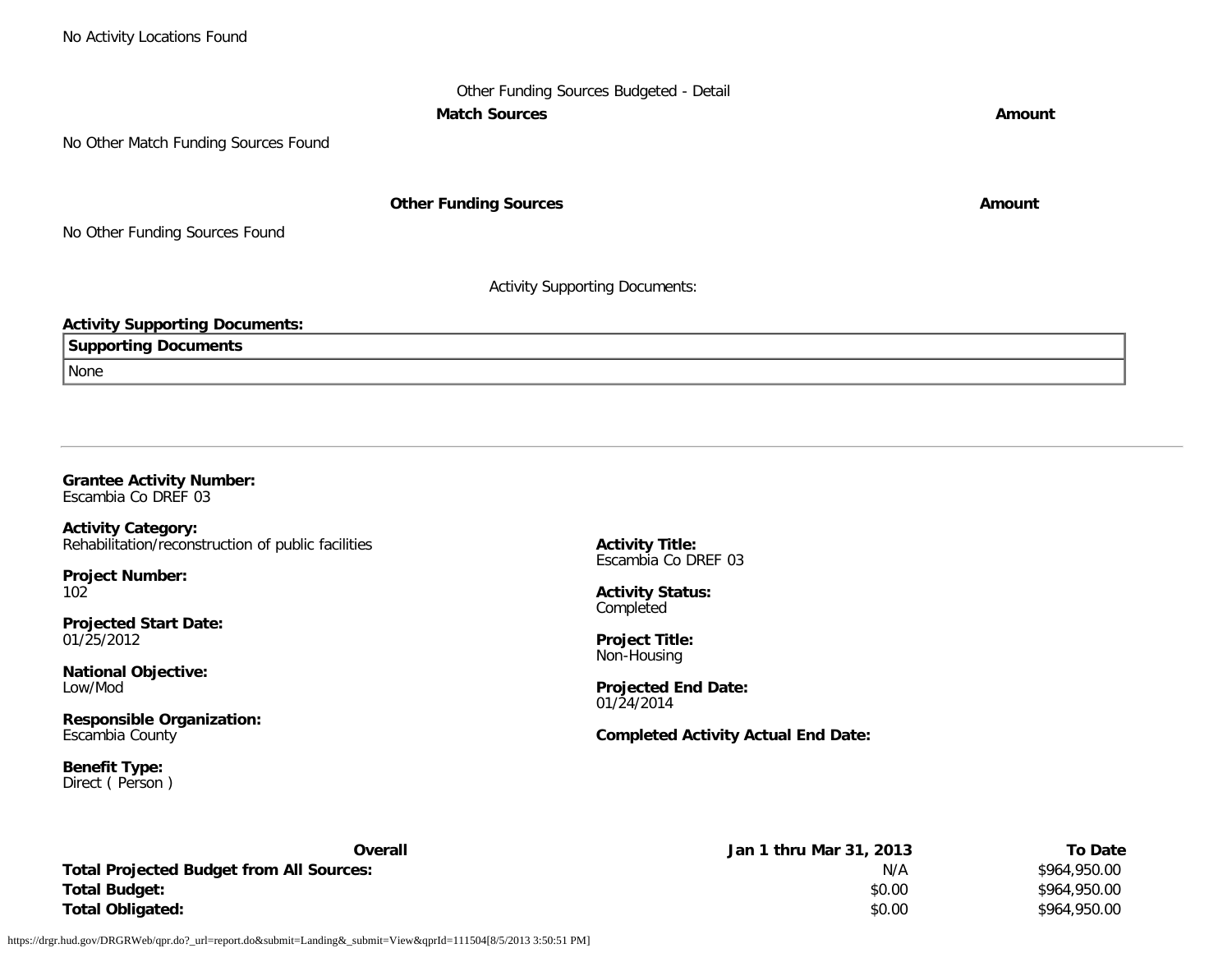No Activity Locations Found

Other Funding Sources Budgeted - Detail

| Match Sources | Amount |
|---|---|
| No Other Match Funding Sources Found | |

| Other Funding Sources | Amount |
|---|---|
| No Other Funding Sources Found | |

Activity Supporting Documents:

**Activity Supporting Documents:**

| Supporting Documents |
|---|
| None |

---

**Grantee Activity Number:**
Escambia Co DREF 03

**Activity Category:**
Rehabilitation/reconstruction of public facilities

**Activity Title:**
Escambia Co DREF 03

**Project Number:**
102

**Activity Status:**
Completed

**Projected Start Date:**
01/25/2012

**Project Title:**
Non-Housing

**National Objective:**
Low/Mod

**Projected End Date:**
01/24/2014

**Responsible Organization:**
Escambia County

**Completed Activity Actual End Date:**

**Benefit Type:**
Direct ( Person )

| Overall | Jan 1 thru Mar 31, 2013 | To Date |
|---|---|---|
| **Total Projected Budget from All Sources:** | N/A | $964,950.00 |
| **Total Budget:** | $0.00 | $964,950.00 |
| **Total Obligated:** | $0.00 | $964,950.00 |

https://drgr.hud.gov/DRGRWeb/qpr.do?_url=report.do&submit=Landing&_submit=View&qprId=111504[8/5/2013 3:50:51 PM]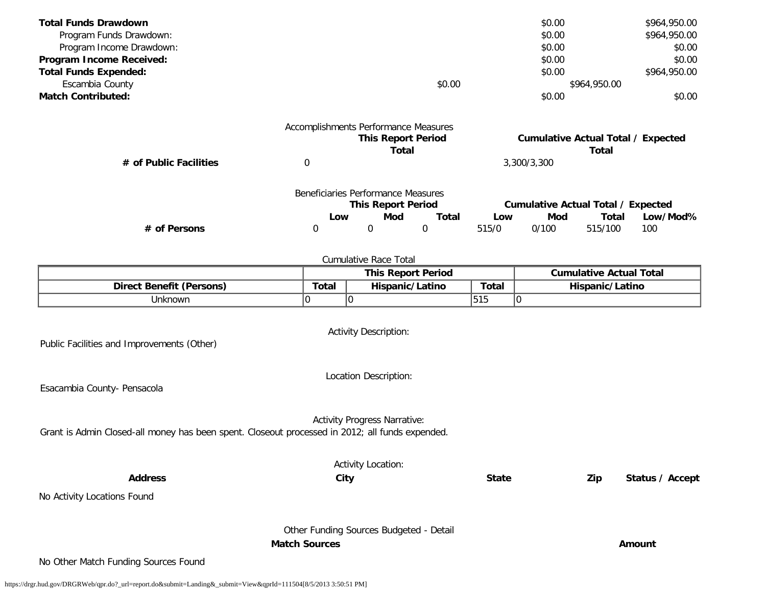| | | | |
|---|---|---|---|
| **Total Funds Drawdown** | | $0.00 | $964,950.00 |
| Program Funds Drawdown: | | $0.00 | $964,950.00 |
| Program Income Drawdown: | | $0.00 | $0.00 |
| **Program Income Received:** | | $0.00 | $0.00 |
| **Total Funds Expended:** | | $0.00 | $964,950.00 |
| Escambia County | $0.00 | $964,950.00 | |
| **Match Contributed:** | | $0.00 | $0.00 |

Accomplishments Performance Measures

| | This Report Period Total | Cumulative Actual Total / Expected Total |
|---|---|---|
| **# of Public Facilities** | 0 | 3,300/3,300 |

Beneficiaries Performance Measures

| | This Report Period | | | Cumulative Actual Total / Expected | | | |
|---|---|---|---|---|---|---|---|
| | **Low** | **Mod** | **Total** | **Low** | **Mod** | **Total** | **Low/Mod%** |
| **# of Persons** | 0 | 0 | 0 | 515/0 | 0/100 | 515/100 | 100 |

Cumulative Race Total

| | This Report Period | | Cumulative Actual Total | |
|---|---|---|---|---|
| **Direct Benefit (Persons)** | **Total** | **Hispanic/Latino** | **Total** | **Hispanic/Latino** |
| Unknown | 0 | 0 | 515 | 0 |

Activity Description:

Public Facilities and Improvements (Other)

Location Description:

Esacambia County- Pensacola

Activity Progress Narrative:

Grant is Admin Closed-all money has been spent. Closeout processed in 2012; all funds expended.

Activity Location:

| Address | City | State | Zip | Status / Accept |
|---|---|---|---|---|

No Activity Locations Found

Other Funding Sources Budgeted - Detail

| Match Sources | Amount |
|---|---|

No Other Match Funding Sources Found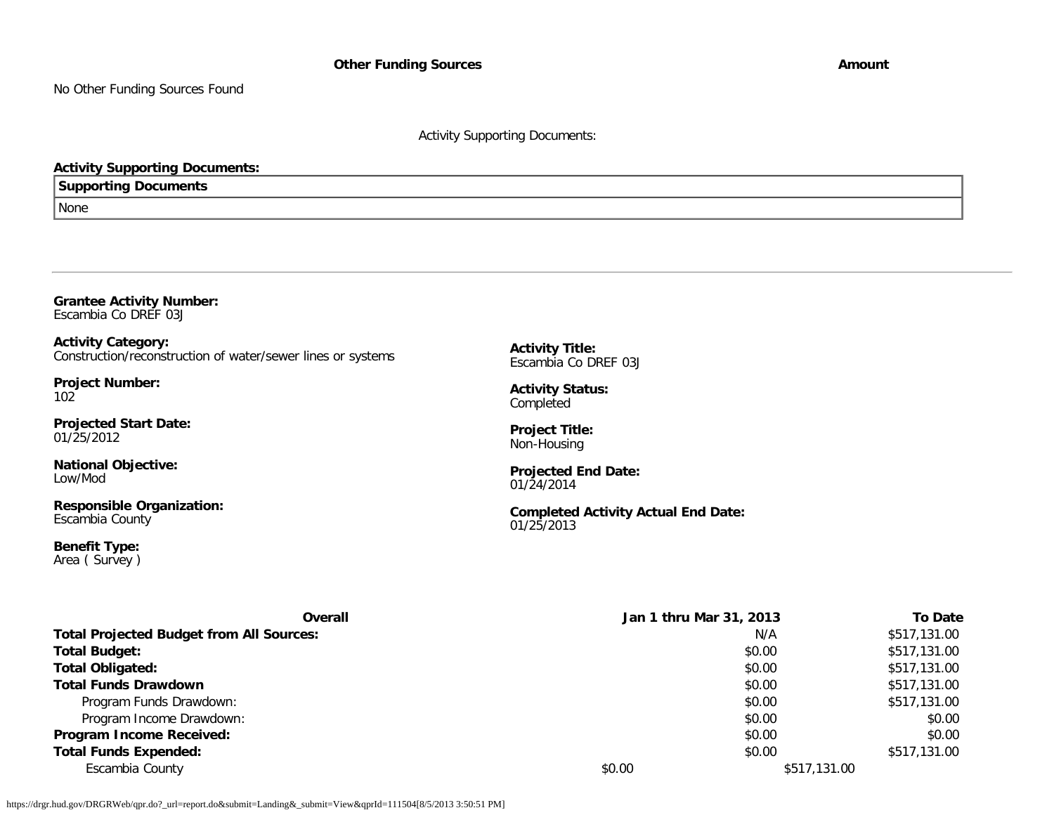| Other Funding Sources | Amount |
| --- | --- |
| No Other Funding Sources Found | |

Activity Supporting Documents:

**Activity Supporting Documents:**

| Supporting Documents |
| --- |
| None |

---

**Grantee Activity Number:**
Escambia Co DREF 03J

**Activity Category:**
Construction/reconstruction of water/sewer lines or systems

**Activity Title:**
Escambia Co DREF 03J

**Project Number:**
102

**Activity Status:**
Completed

**Projected Start Date:**
01/25/2012

**Project Title:**
Non-Housing

**National Objective:**
Low/Mod

**Projected End Date:**
01/24/2014

**Responsible Organization:**
Escambia County

**Completed Activity Actual End Date:**
01/25/2013

**Benefit Type:**
Area ( Survey )

| Overall | Jan 1 thru Mar 31, 2013 | To Date |
| --- | --- | --- |
| **Total Projected Budget from All Sources:** | N/A | $517,131.00 |
| **Total Budget:** | $0.00 | $517,131.00 |
| **Total Obligated:** | $0.00 | $517,131.00 |
| **Total Funds Drawdown** | $0.00 | $517,131.00 |
| Program Funds Drawdown: | $0.00 | $517,131.00 |
| Program Income Drawdown: | $0.00 | $0.00 |
| **Program Income Received:** | $0.00 | $0.00 |
| **Total Funds Expended:** | $0.00 | $517,131.00 |
| Escambia County | $0.00 | $517,131.00 |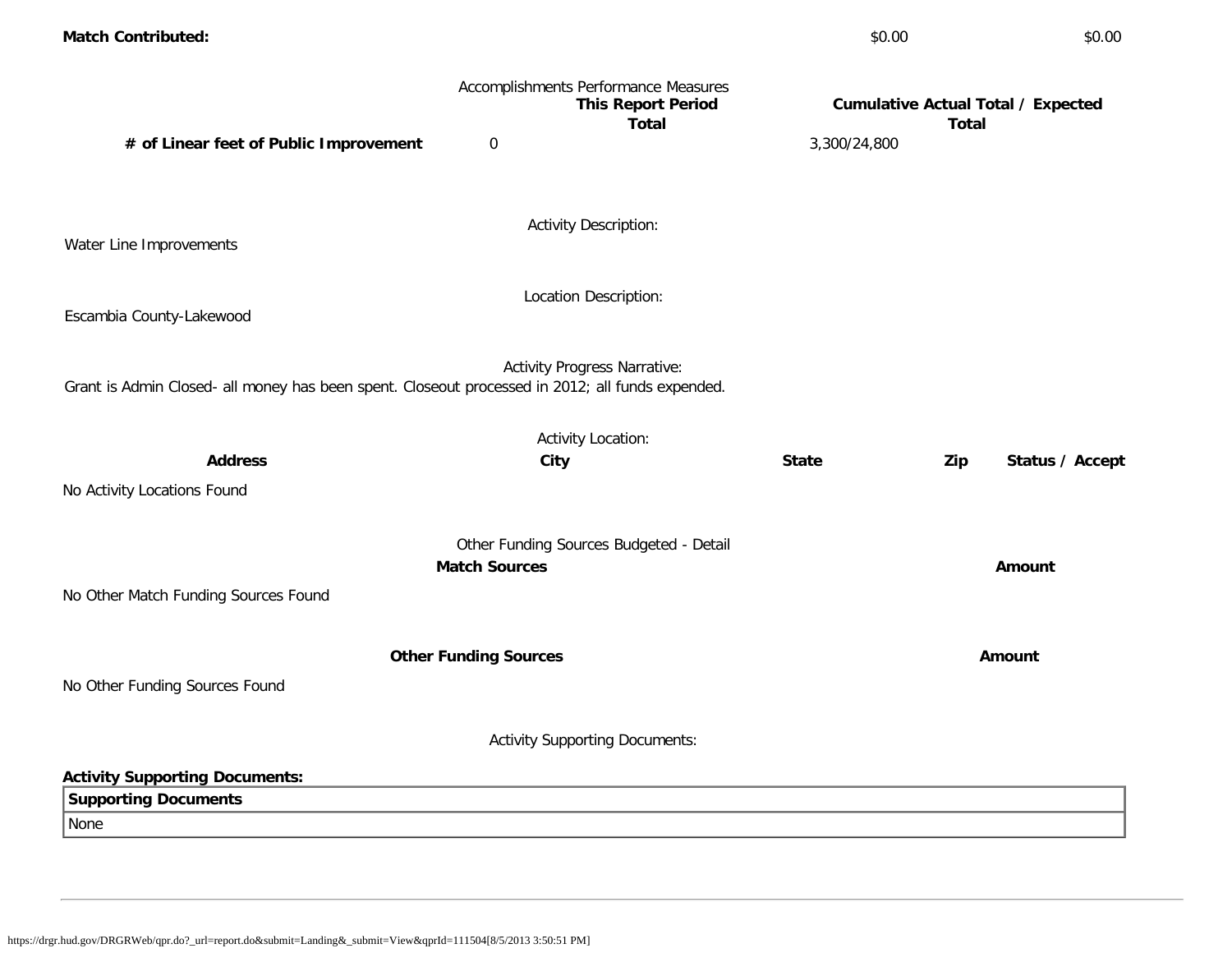| **Match Contributed:** | $0.00 | $0.00 |
|---|---|---|

Accomplishments Performance Measures

| | This Report Period Total | Cumulative Actual Total / Expected Total |
|---|---|---|
| **# of Linear feet of Public Improvement** | 0 | 3,300/24,800 |

Activity Description:

Water Line Improvements

Location Description:

Escambia County-Lakewood

Activity Progress Narrative:

Grant is Admin Closed- all money has been spent. Closeout processed in 2012; all funds expended.

Activity Location:

| Address | City | State | Zip | Status / Accept |
|---|---|---|---|---|
| No Activity Locations Found | | | | |

Other Funding Sources Budgeted - Detail

| Match Sources | Amount |
|---|---|
| No Other Match Funding Sources Found | |

| Other Funding Sources | Amount |
|---|---|
| No Other Funding Sources Found | |

Activity Supporting Documents:

**Activity Supporting Documents:**

| Supporting Documents |
|---|
| None |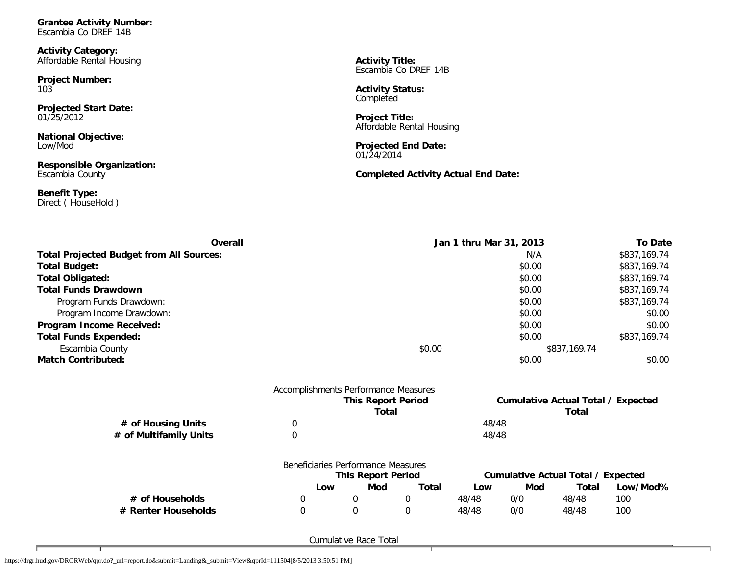**Grantee Activity Number:**
Escambia Co DREF 14B

**Activity Category:**
Affordable Rental Housing

**Project Number:**
103

**Projected Start Date:**
01/25/2012

**National Objective:**
Low/Mod

**Responsible Organization:**
Escambia County

**Benefit Type:**
Direct ( HouseHold )

**Activity Title:**
Escambia Co DREF 14B

**Activity Status:**
Completed

**Project Title:**
Affordable Rental Housing

**Projected End Date:**
01/24/2014

**Completed Activity Actual End Date:**

| Overall | Jan 1 thru Mar 31, 2013 | To Date |
|---|---|---|
| **Total Projected Budget from All Sources:** | N/A | $837,169.74 |
| **Total Budget:** | $0.00 | $837,169.74 |
| **Total Obligated:** | $0.00 | $837,169.74 |
| **Total Funds Drawdown** | $0.00 | $837,169.74 |
| Program Funds Drawdown: | $0.00 | $837,169.74 |
| Program Income Drawdown: | $0.00 | $0.00 |
| **Program Income Received:** | $0.00 | $0.00 |
| **Total Funds Expended:** | $0.00 | $837,169.74 |
| Escambia County | $0.00 | $837,169.74 |
| **Match Contributed:** | $0.00 | $0.00 |

Accomplishments Performance Measures

| | This Report Period Total | Cumulative Actual Total / Expected Total |
|---|---|---|
| **# of Housing Units** | 0 | 48/48 |
| **# of Multifamily Units** | 0 | 48/48 |

Beneficiaries Performance Measures

| | This Report Period | | | Cumulative Actual Total / Expected | | | |
|---|---|---|---|---|---|---|---|
| | Low | Mod | Total | Low | Mod | Total | Low/Mod% |
| **# of Households** | 0 | 0 | 0 | 48/48 | 0/0 | 48/48 | 100 |
| **# Renter Households** | 0 | 0 | 0 | 48/48 | 0/0 | 48/48 | 100 |

Cumulative Race Total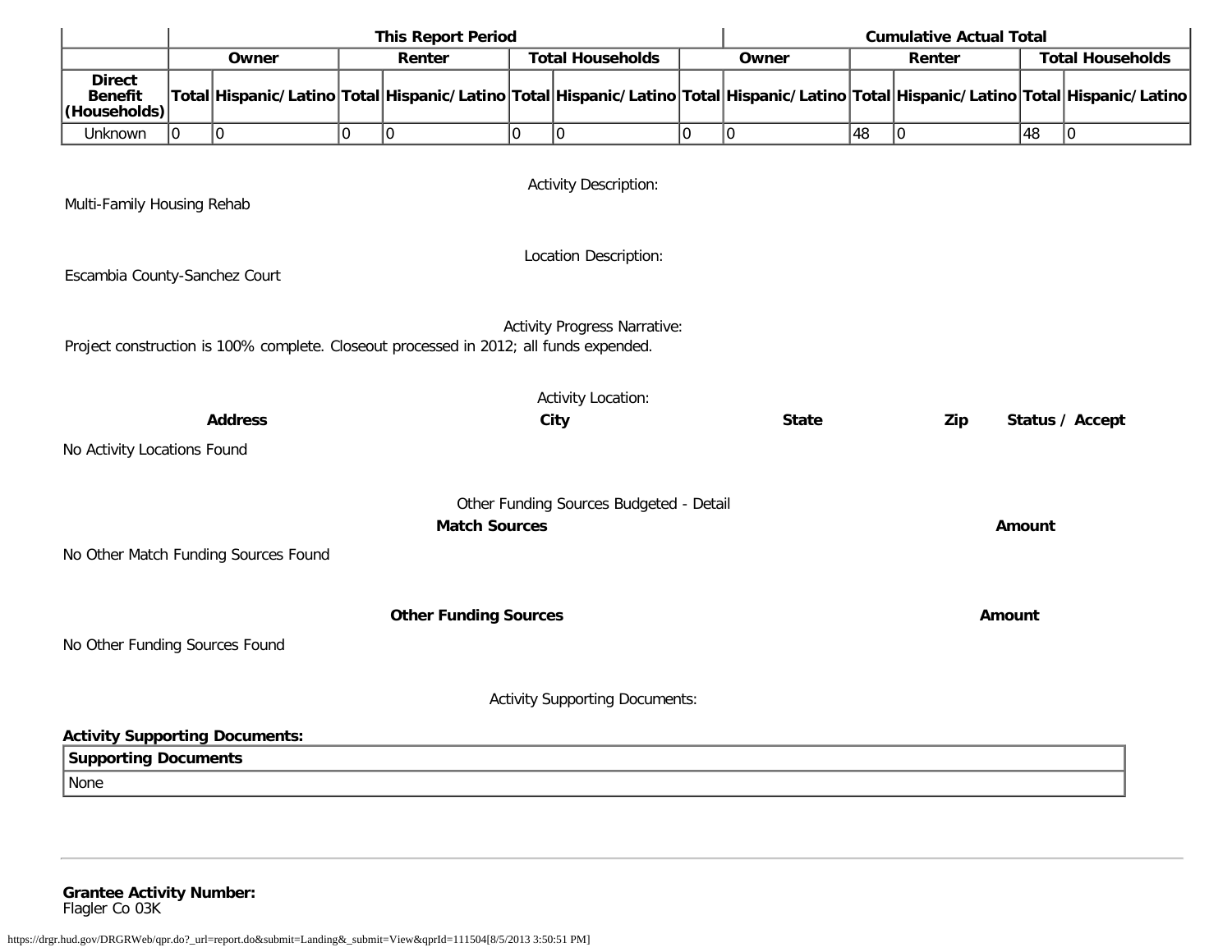| | This Report Period | | | | | | Cumulative Actual Total | | | | | |
|---|---|---|---|---|---|---|---|---|---|---|---|---|
| | Owner | | Renter | | Total Households | | Owner | | Renter | | Total Households | |
| Direct Benefit (Households) | Total | Hispanic/Latino | Total | Hispanic/Latino | Total | Hispanic/Latino | Total | Hispanic/Latino | Total | Hispanic/Latino | Total | Hispanic/Latino |
| Unknown | 0 | 0 | 0 | 0 | 0 | 0 | 0 | 0 | 48 | 0 | 48 | 0 |

Activity Description:

Multi-Family Housing Rehab

Location Description:

Escambia County-Sanchez Court

Activity Progress Narrative:

Project construction is 100% complete. Closeout processed in 2012; all funds expended.

Activity Location:

| Address | City | State | Zip | Status / Accept |
|---|---|---|---|---|

No Activity Locations Found

Other Funding Sources Budgeted - Detail

| Match Sources | Amount |
|---|---|

No Other Match Funding Sources Found

| Other Funding Sources | Amount |
|---|---|

No Other Funding Sources Found

Activity Supporting Documents:

**Activity Supporting Documents:**

| Supporting Documents |
|---|
| None |

---

**Grantee Activity Number:**
Flagler Co 03K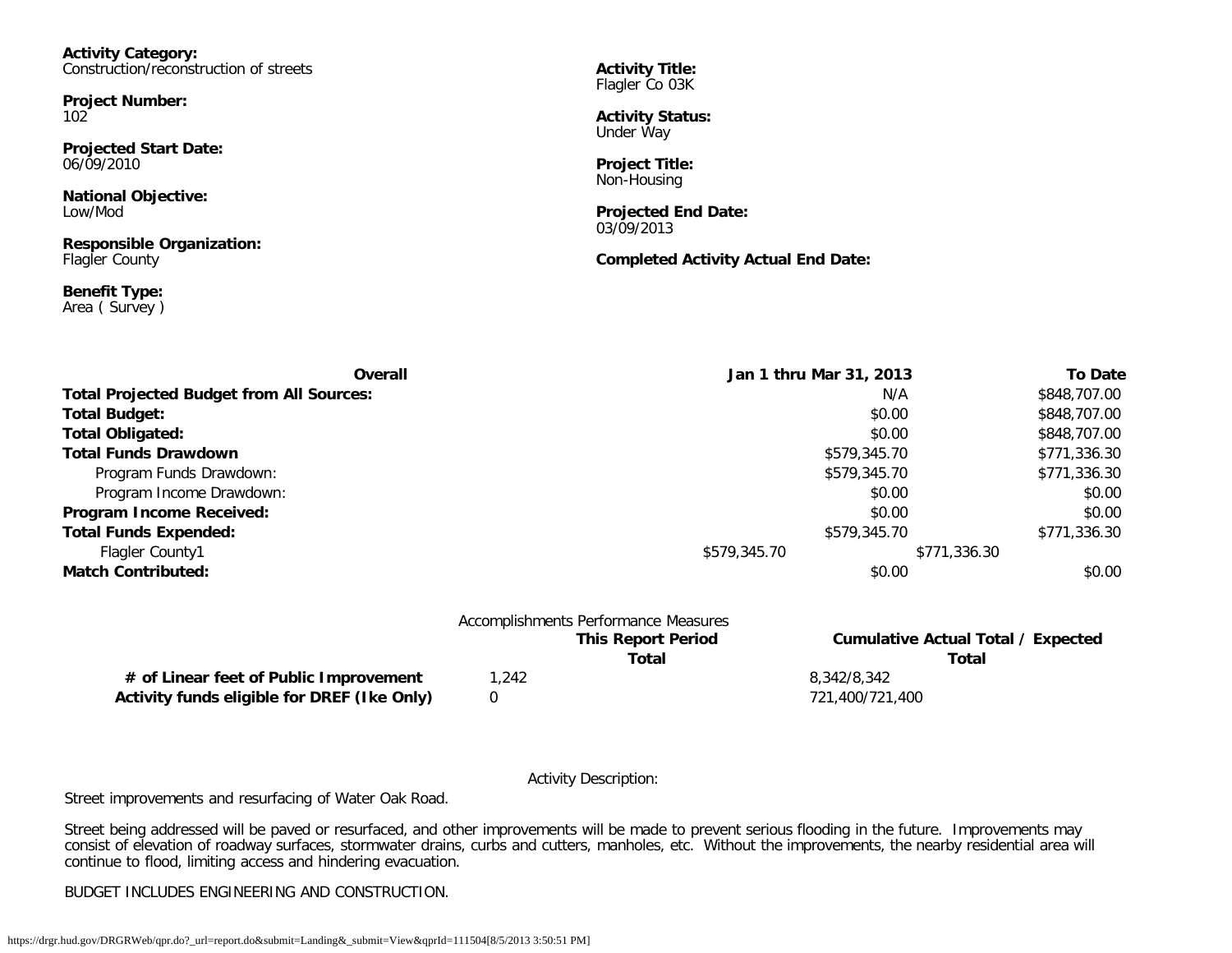**Activity Category:**
Construction/reconstruction of streets

**Project Number:**
102

**Projected Start Date:**
06/09/2010

**National Objective:**
Low/Mod

**Responsible Organization:**
Flagler County

**Benefit Type:**
Area ( Survey )

**Activity Title:**
Flagler Co 03K

**Activity Status:**
Under Way

**Project Title:**
Non-Housing

**Projected End Date:**
03/09/2013

**Completed Activity Actual End Date:**

| Overall | Jan 1 thru Mar 31, 2013 | To Date |
|---|---|---|
| **Total Projected Budget from All Sources:** | N/A | $848,707.00 |
| **Total Budget:** | $0.00 | $848,707.00 |
| **Total Obligated:** | $0.00 | $848,707.00 |
| **Total Funds Drawdown** | $579,345.70 | $771,336.30 |
| Program Funds Drawdown: | $579,345.70 | $771,336.30 |
| Program Income Drawdown: | $0.00 | $0.00 |
| **Program Income Received:** | $0.00 | $0.00 |
| **Total Funds Expended:** | $579,345.70 | $771,336.30 |
| Flagler County1 | $579,345.70 | $771,336.30 |
| **Match Contributed:** | $0.00 | $0.00 |

Accomplishments Performance Measures

| | This Report Period Total | Cumulative Actual Total / Expected Total |
|---|---|---|
| **# of Linear feet of Public Improvement** | 1,242 | 8,342/8,342 |
| **Activity funds eligible for DREF (Ike Only)** | 0 | 721,400/721,400 |

Activity Description:

Street improvements and resurfacing of Water Oak Road.

Street being addressed will be paved or resurfaced, and other improvements will be made to prevent serious flooding in the future. Improvements may consist of elevation of roadway surfaces, stormwater drains, curbs and cutters, manholes, etc. Without the improvements, the nearby residential area will continue to flood, limiting access and hindering evacuation.

BUDGET INCLUDES ENGINEERING AND CONSTRUCTION.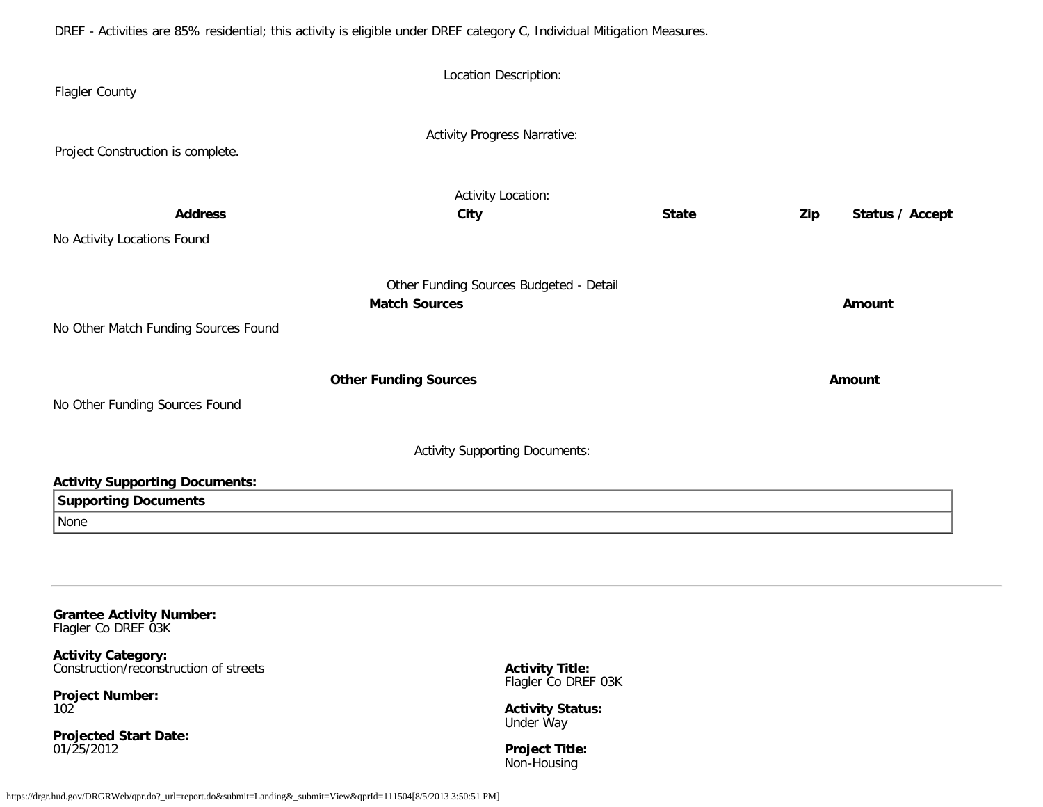DREF - Activities are 85% residential; this activity is eligible under DREF category C, Individual Mitigation Measures.

Location Description:

Flagler County

Activity Progress Narrative:

Project Construction is complete.

Activity Location:

| Address | City | State | Zip | Status / Accept |
| --- | --- | --- | --- | --- |
| No Activity Locations Found | | | | |

Other Funding Sources Budgeted - Detail

| Match Sources | Amount |
| --- | --- |
| No Other Match Funding Sources Found | |

| Other Funding Sources | Amount |
| --- | --- |
| No Other Funding Sources Found | |

Activity Supporting Documents:

**Activity Supporting Documents:**

| Supporting Documents |
| --- |
| None |

---

**Grantee Activity Number:**
Flagler Co DREF 03K

**Activity Category:**
Construction/reconstruction of streets

**Project Number:**
102

**Projected Start Date:**
01/25/2012

**Activity Title:**
Flagler Co DREF 03K

**Activity Status:**
Under Way

**Project Title:**
Non-Housing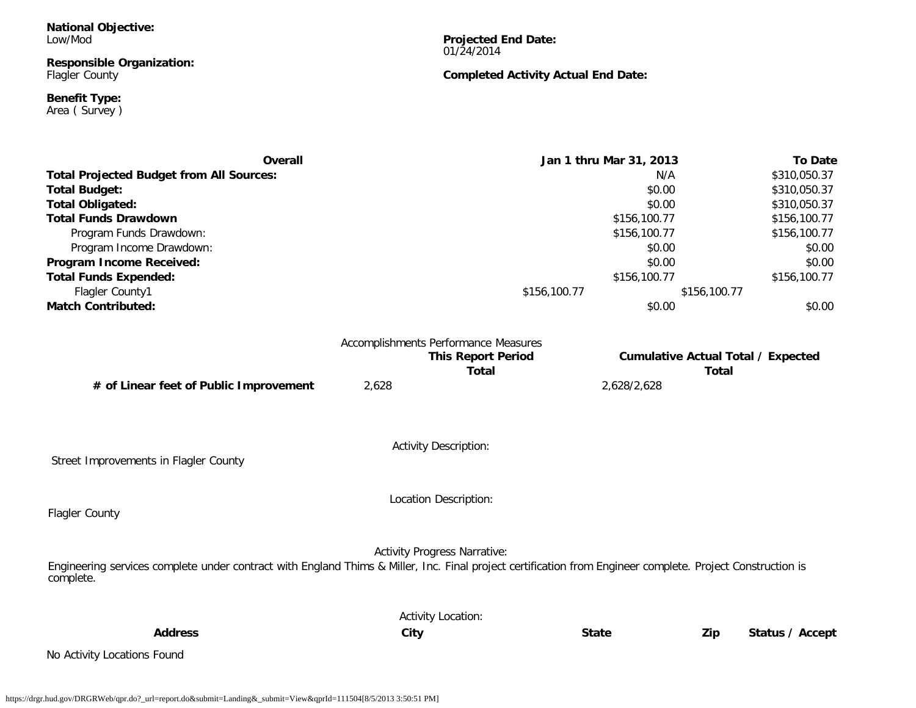**National Objective:**
Low/Mod

**Responsible Organization:**
Flagler County

**Benefit Type:**
Area ( Survey )

**Projected End Date:**
01/24/2014

**Completed Activity Actual End Date:**

| Overall | Jan 1 thru Mar 31, 2013 | To Date |
| --- | --- | --- |
| **Total Projected Budget from All Sources:** | N/A | $310,050.37 |
| **Total Budget:** | $0.00 | $310,050.37 |
| **Total Obligated:** | $0.00 | $310,050.37 |
| **Total Funds Drawdown** | $156,100.77 | $156,100.77 |
| Program Funds Drawdown: | $156,100.77 | $156,100.77 |
| Program Income Drawdown: | $0.00 | $0.00 |
| **Program Income Received:** | $0.00 | $0.00 |
| **Total Funds Expended:** | $156,100.77 | $156,100.77 |
| Flagler County1 | $156,100.77 | $156,100.77 |
| **Match Contributed:** | $0.00 | $0.00 |

Accomplishments Performance Measures

| | This Report Period Total | Cumulative Actual Total / Expected Total |
| --- | --- | --- |
| **# of Linear feet of Public Improvement** | 2,628 | 2,628/2,628 |

Activity Description:

Street Improvements in Flagler County

Location Description:

Flagler County

Activity Progress Narrative:

Engineering services complete under contract with England Thims & Miller, Inc. Final project certification from Engineer complete. Project Construction is complete.

Activity Location:

| Address | City | State | Zip | Status / Accept |
| --- | --- | --- | --- | --- |

No Activity Locations Found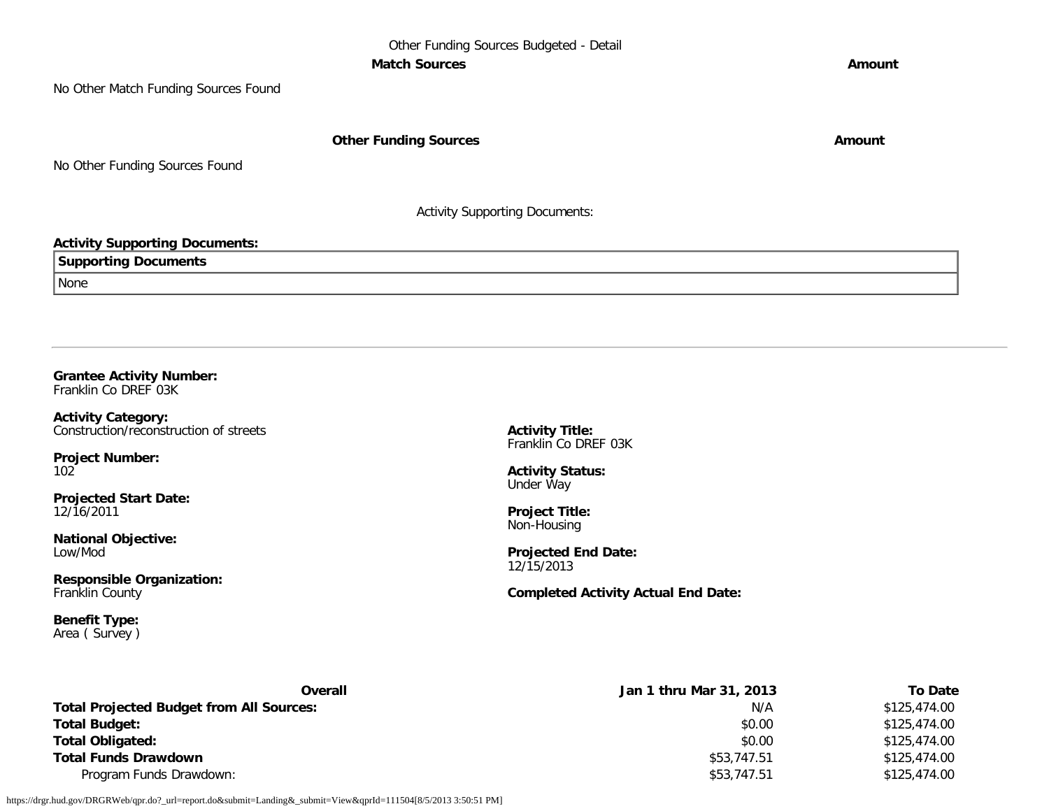Other Funding Sources Budgeted - Detail

| Match Sources | Amount |
| --- | --- |
| No Other Match Funding Sources Found | |

| Other Funding Sources | Amount |
| --- | --- |
| No Other Funding Sources Found | |

Activity Supporting Documents:

**Activity Supporting Documents:**

| Supporting Documents |
| --- |
| None |

---

**Grantee Activity Number:**
Franklin Co DREF 03K

**Activity Category:**
Construction/reconstruction of streets

**Project Number:**
102

**Projected Start Date:**
12/16/2011

**National Objective:**
Low/Mod

**Responsible Organization:**
Franklin County

**Benefit Type:**
Area ( Survey )

**Activity Title:**
Franklin Co DREF 03K

**Activity Status:**
Under Way

**Project Title:**
Non-Housing

**Projected End Date:**
12/15/2013

**Completed Activity Actual End Date:**

| Overall | Jan 1 thru Mar 31, 2013 | To Date |
| --- | --- | --- |
| **Total Projected Budget from All Sources:** | N/A | $125,474.00 |
| **Total Budget:** | $0.00 | $125,474.00 |
| **Total Obligated:** | $0.00 | $125,474.00 |
| **Total Funds Drawdown** | $53,747.51 | $125,474.00 |
| Program Funds Drawdown: | $53,747.51 | $125,474.00 |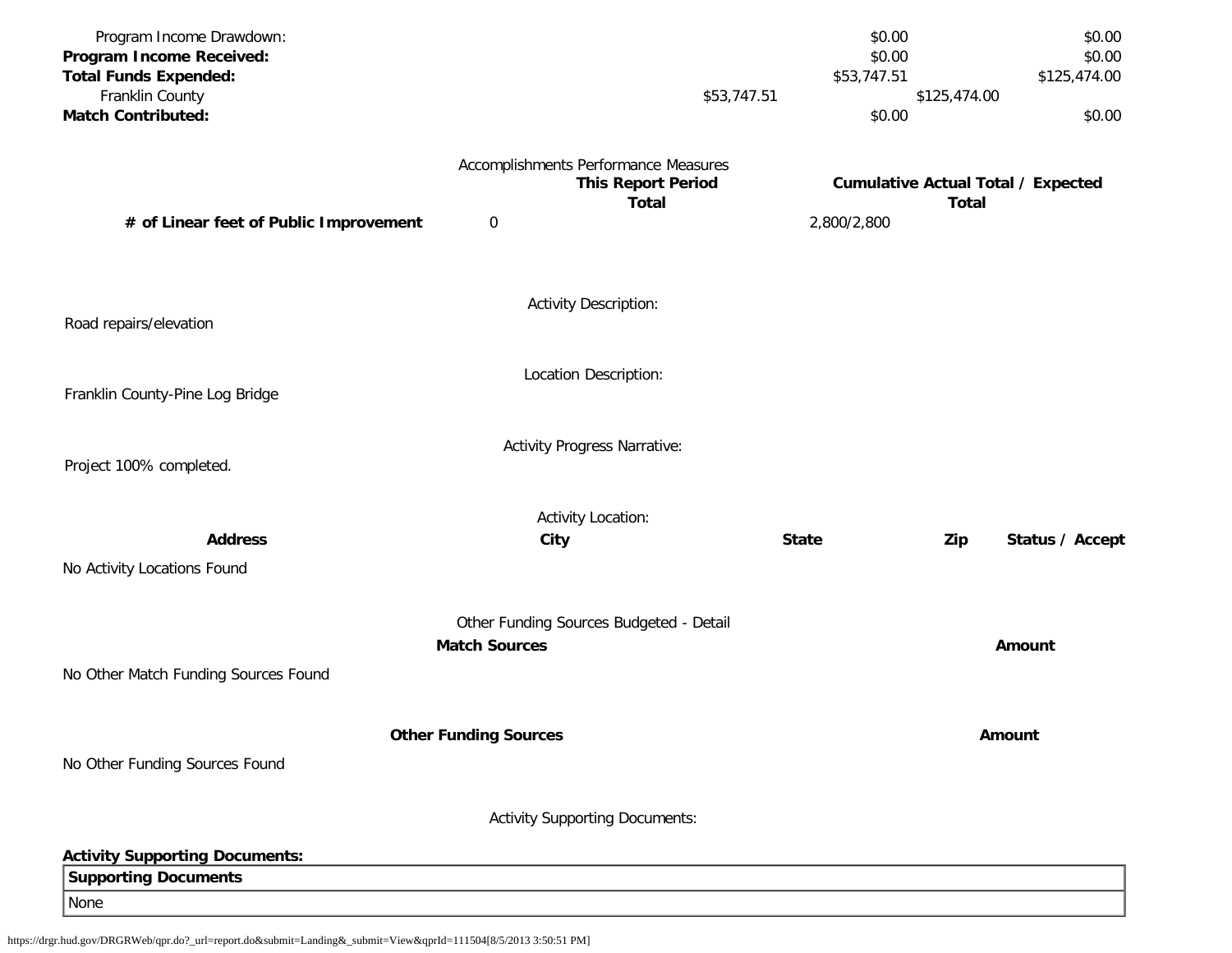| | | |
|---|---|---|
| Program Income Drawdown: | $0.00 | $0.00 |
| **Program Income Received:** | $0.00 | $0.00 |
| **Total Funds Expended:** | $53,747.51 | $125,474.00 |
| Franklin County | $53,747.51 | $125,474.00 |
| **Match Contributed:** | $0.00 | $0.00 |

Accomplishments Performance Measures

| | This Report Period Total | Cumulative Actual Total / Expected Total |
|---|---|---|
| **# of Linear feet of Public Improvement** | 0 | 2,800/2,800 |

Activity Description:

Road repairs/elevation

Location Description:

Franklin County-Pine Log Bridge

Activity Progress Narrative:

Project 100% completed.

Activity Location:

| Address | City | State | Zip | Status / Accept |
|---|---|---|---|---|
| No Activity Locations Found | | | | |

Other Funding Sources Budgeted - Detail

| Match Sources | Amount |
|---|---|
| No Other Match Funding Sources Found | |

| Other Funding Sources | Amount |
|---|---|
| No Other Funding Sources Found | |

Activity Supporting Documents:

**Activity Supporting Documents:**

| Supporting Documents |
|---|
| None |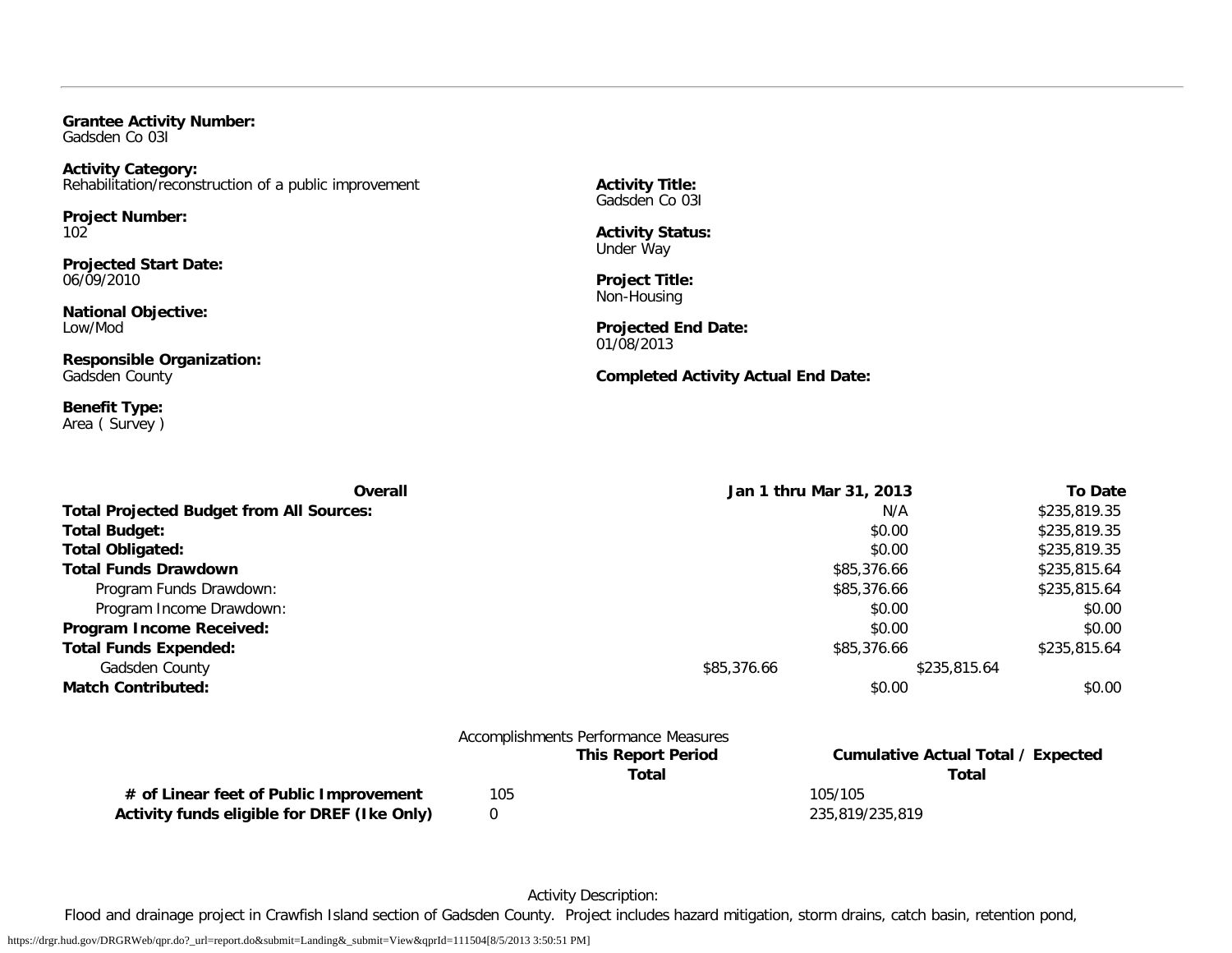**Grantee Activity Number:**
Gadsden Co 03I

**Activity Category:**
Rehabilitation/reconstruction of a public improvement

**Activity Title:**
Gadsden Co 03I

**Project Number:**
102

**Activity Status:**
Under Way

**Projected Start Date:**
06/09/2010

**Project Title:**
Non-Housing

**National Objective:**
Low/Mod

**Projected End Date:**
01/08/2013

**Responsible Organization:**
Gadsden County

**Completed Activity Actual End Date:**

**Benefit Type:**
Area ( Survey )

| Overall | Jan 1 thru Mar 31, 2013 | To Date |
|---|---|---|
| **Total Projected Budget from All Sources:** | N/A | $235,819.35 |
| **Total Budget:** | $0.00 | $235,819.35 |
| **Total Obligated:** | $0.00 | $235,819.35 |
| **Total Funds Drawdown** | $85,376.66 | $235,815.64 |
| Program Funds Drawdown: | $85,376.66 | $235,815.64 |
| Program Income Drawdown: | $0.00 | $0.00 |
| **Program Income Received:** | $0.00 | $0.00 |
| **Total Funds Expended:** | $85,376.66 | $235,815.64 |
| Gadsden County | $85,376.66 | $235,815.64 |
| **Match Contributed:** | $0.00 | $0.00 |

Accomplishments Performance Measures

| | This Report Period Total | Cumulative Actual Total / Expected Total |
|---|---|---|
| **# of Linear feet of Public Improvement** | 105 | 105/105 |
| **Activity funds eligible for DREF (Ike Only)** | 0 | 235,819/235,819 |

Activity Description:

Flood and drainage project in Crawfish Island section of Gadsden County. Project includes hazard mitigation, storm drains, catch basin, retention pond,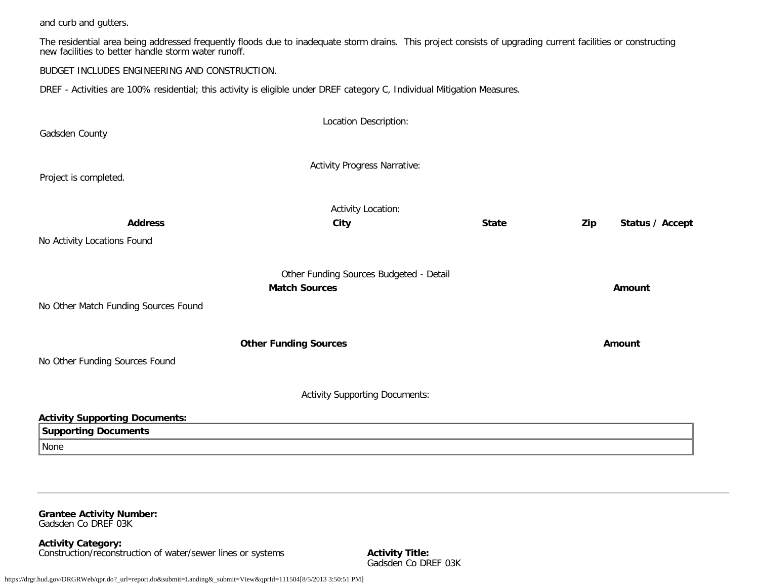and curb and gutters.

The residential area being addressed frequently floods due to inadequate storm drains. This project consists of upgrading current facilities or constructing new facilities to better handle storm water runoff.

BUDGET INCLUDES ENGINEERING AND CONSTRUCTION.

DREF - Activities are 100% residential; this activity is eligible under DREF category C, Individual Mitigation Measures.

Location Description:

Gadsden County

Activity Progress Narrative:

Project is completed.

Activity Location:

| Address | City | State | Zip | Status / Accept |
|---|---|---|---|---|

No Activity Locations Found

Other Funding Sources Budgeted - Detail

| Match Sources | Amount |
|---|---|

No Other Match Funding Sources Found

| Other Funding Sources | Amount |
|---|---|

No Other Funding Sources Found

Activity Supporting Documents:

**Activity Supporting Documents:**

| Supporting Documents |
|---|
| None |

---

**Grantee Activity Number:**
Gadsden Co DREF 03K

**Activity Category:**
Construction/reconstruction of water/sewer lines or systems

**Activity Title:**
Gadsden Co DREF 03K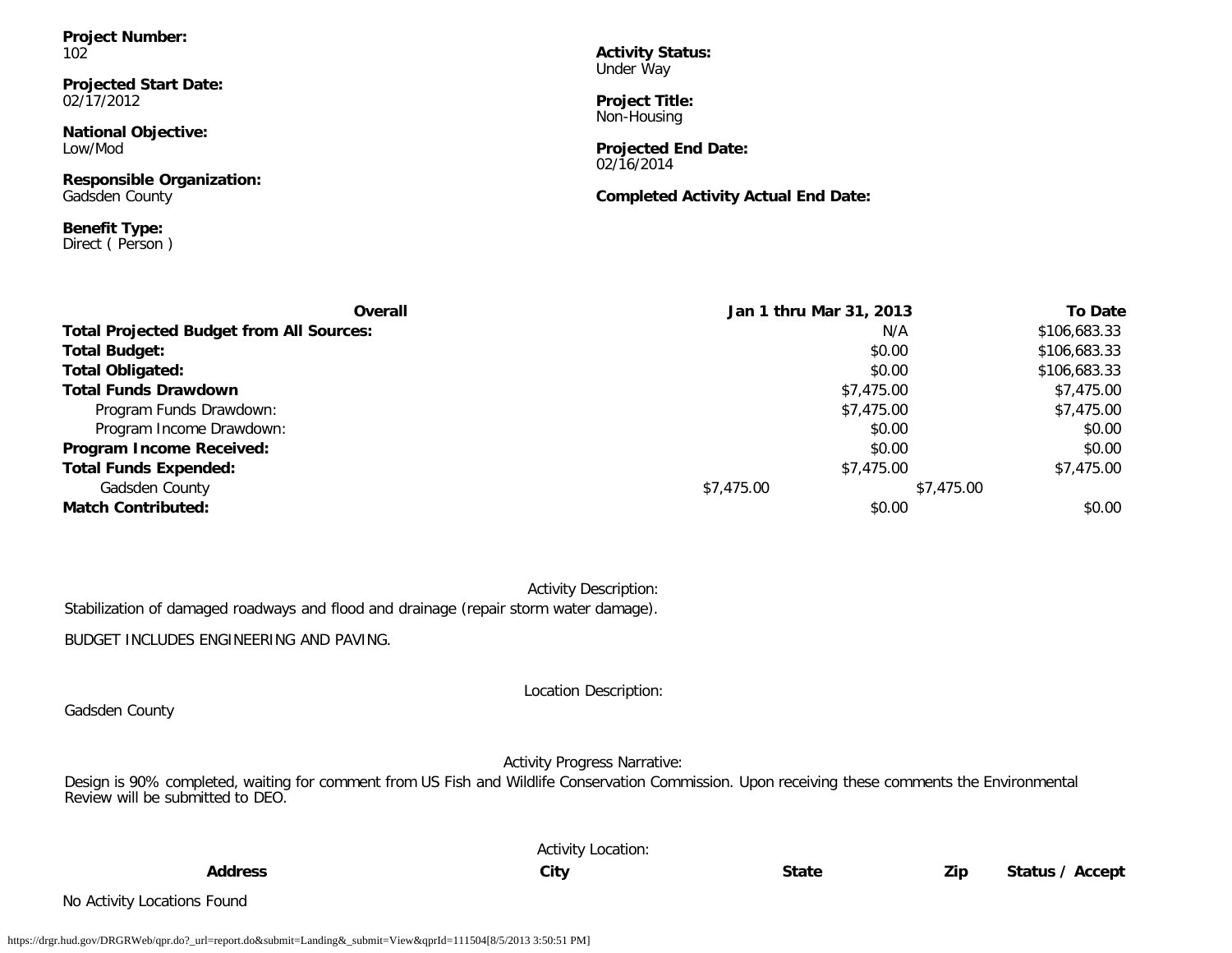**Project Number:**
102

**Projected Start Date:**
02/17/2012

**National Objective:**
Low/Mod

**Responsible Organization:**
Gadsden County

**Benefit Type:**
Direct ( Person )

**Activity Status:**
Under Way

**Project Title:**
Non-Housing

**Projected End Date:**
02/16/2014

**Completed Activity Actual End Date:**

| **Overall** | **Jan 1 thru Mar 31, 2013** | **To Date** |
|---|---|---|
| **Total Projected Budget from All Sources:** | N/A | $106,683.33 |
| **Total Budget:** | $0.00 | $106,683.33 |
| **Total Obligated:** | $0.00 | $106,683.33 |
| **Total Funds Drawdown** | $7,475.00 | $7,475.00 |
| Program Funds Drawdown: | $7,475.00 | $7,475.00 |
| Program Income Drawdown: | $0.00 | $0.00 |
| **Program Income Received:** | $0.00 | $0.00 |
| **Total Funds Expended:** | $7,475.00 | $7,475.00 |
| Gadsden County | $7,475.00 | $7,475.00 |
| **Match Contributed:** | $0.00 | $0.00 |

Activity Description:

Stabilization of damaged roadways and flood and drainage (repair storm water damage).

BUDGET INCLUDES ENGINEERING AND PAVING.

Location Description:

Gadsden County

Activity Progress Narrative:

Design is 90% completed, waiting for comment from US Fish and Wildlife Conservation Commission. Upon receiving these comments the Environmental Review will be submitted to DEO.

Activity Location:

| **Address** | **City** | **State** | **Zip** | **Status / Accept** |
|---|---|---|---|---|

No Activity Locations Found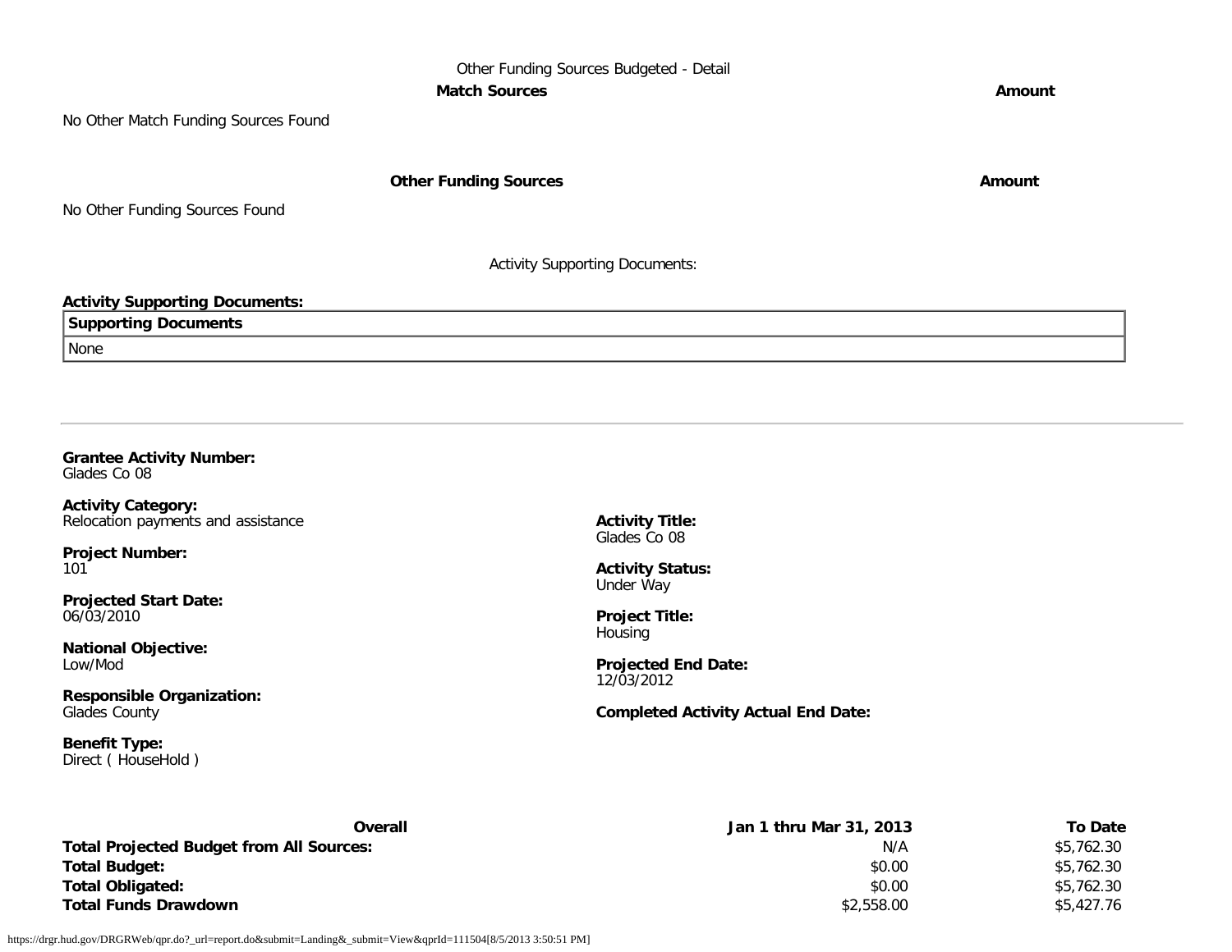Other Funding Sources Budgeted - Detail

| Match Sources | Amount |
| --- | --- |

No Other Match Funding Sources Found

| Other Funding Sources | Amount |
| --- | --- |

No Other Funding Sources Found

Activity Supporting Documents:

**Activity Supporting Documents:**

| Supporting Documents |
| --- |
| None |

---

**Grantee Activity Number:**
Glades Co 08

**Activity Category:**
Relocation payments and assistance

**Activity Title:**
Glades Co 08

**Project Number:**
101

**Activity Status:**
Under Way

**Projected Start Date:**
06/03/2010

**Project Title:**
Housing

**National Objective:**
Low/Mod

**Projected End Date:**
12/03/2012

**Responsible Organization:**
Glades County

**Completed Activity Actual End Date:**

**Benefit Type:**
Direct ( HouseHold )

| Overall | Jan 1 thru Mar 31, 2013 | To Date |
| --- | --- | --- |
| **Total Projected Budget from All Sources:** | N/A | $5,762.30 |
| **Total Budget:** | $0.00 | $5,762.30 |
| **Total Obligated:** | $0.00 | $5,762.30 |
| **Total Funds Drawdown** | $2,558.00 | $5,427.76 |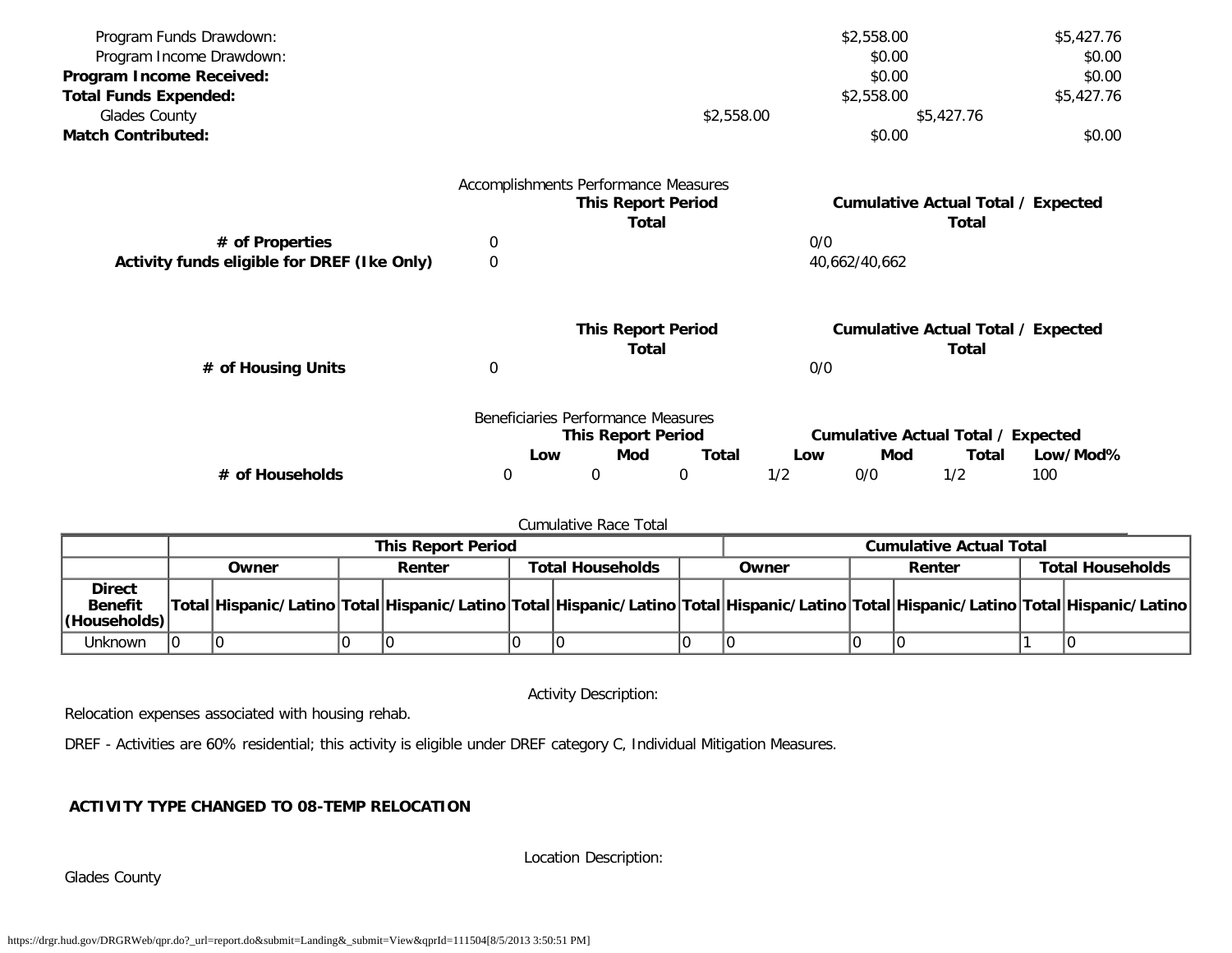| | This Report Period | To Date |
|---|---|---|
| Program Funds Drawdown: | $2,558.00 | $5,427.76 |
| Program Income Drawdown: | $0.00 | $0.00 |
| **Program Income Received:** | $0.00 | $0.00 |
| **Total Funds Expended:** | $2,558.00 | $5,427.76 |
| Glades County | $2,558.00 | $5,427.76 |
| **Match Contributed:** | $0.00 | $0.00 |

Accomplishments Performance Measures

| | This Report Period Total | Cumulative Actual Total / Expected Total |
|---|---|---|
| **# of Properties** | 0 | 0/0 |
| **Activity funds eligible for DREF (Ike Only)** | 0 | 40,662/40,662 |

| | This Report Period Total | Cumulative Actual Total / Expected Total |
|---|---|---|
| **# of Housing Units** | 0 | 0/0 |

Beneficiaries Performance Measures

| | This Report Period | | | Cumulative Actual Total / Expected | | | |
|---|---|---|---|---|---|---|---|
| | Low | Mod | Total | Low | Mod | Total | Low/Mod% |
| **# of Households** | 0 | 0 | 0 | 1/2 | 0/0 | 1/2 | 100 |

Cumulative Race Total

| | This Report Period | | | | | | Cumulative Actual Total | | | | | |
|---|---|---|---|---|---|---|---|---|---|---|---|---|
| | Owner | | Renter | | Total Households | | Owner | | Renter | | Total Households | |
| **Direct Benefit (Households)** | Total | Hispanic/Latino | Total | Hispanic/Latino | Total | Hispanic/Latino | Total | Hispanic/Latino | Total | Hispanic/Latino | Total | Hispanic/Latino |
| Unknown | 0 | 0 | 0 | 0 | 0 | 0 | 0 | 0 | 0 | 0 | 1 | 0 |

Activity Description:

Relocation expenses associated with housing rehab.

DREF - Activities are 60% residential; this activity is eligible under DREF category C, Individual Mitigation Measures.

**ACTIVITY TYPE CHANGED TO 08-TEMP RELOCATION**

Location Description:

Glades County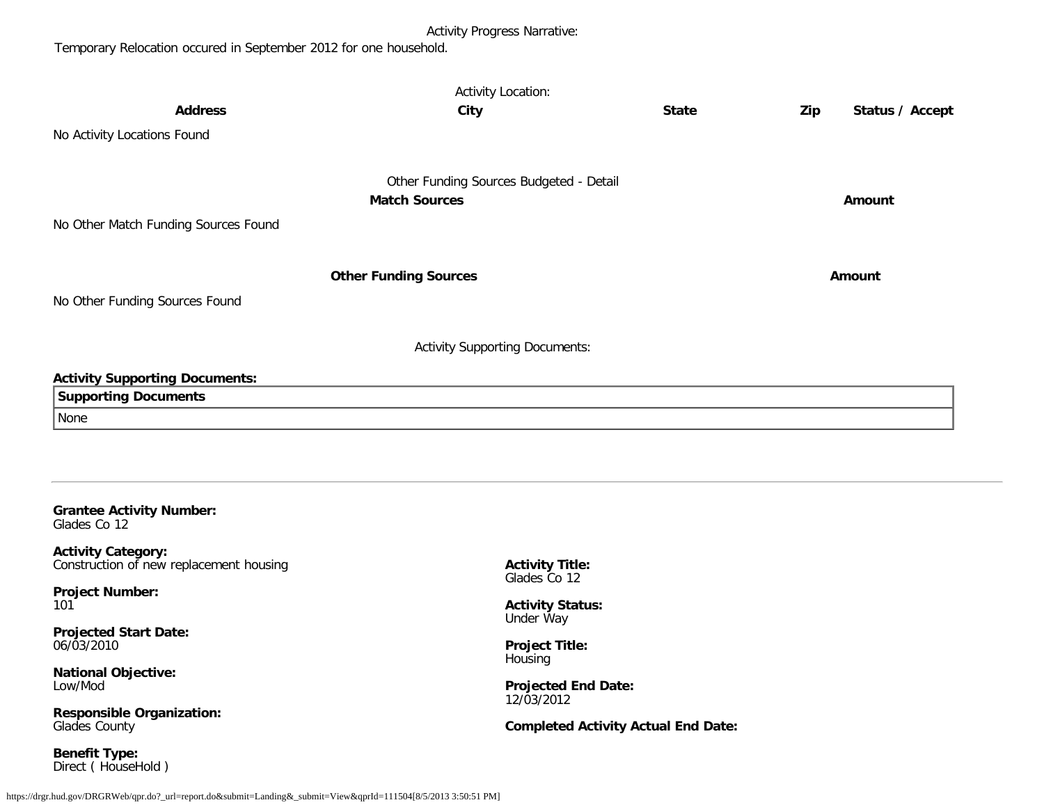Activity Progress Narrative:

Temporary Relocation occured in September 2012 for one household.

Activity Location:

| **Address** | **City** | **State** | **Zip** | **Status / Accept** |
| --- | --- | --- | --- | --- |
| No Activity Locations Found | | | | |

Other Funding Sources Budgeted - Detail

| **Match Sources** | **Amount** |
| --- | --- |
| No Other Match Funding Sources Found | |

| **Other Funding Sources** | **Amount** |
| --- | --- |
| No Other Funding Sources Found | |

Activity Supporting Documents:

**Activity Supporting Documents:**

| **Supporting Documents** |
| --- |
| None |

---

**Grantee Activity Number:**
Glades Co 12

**Activity Category:**
Construction of new replacement housing

**Activity Title:**
Glades Co 12

**Project Number:**
101

**Activity Status:**
Under Way

**Projected Start Date:**
06/03/2010

**Project Title:**
Housing

**National Objective:**
Low/Mod

**Projected End Date:**
12/03/2012

**Responsible Organization:**
Glades County

**Completed Activity Actual End Date:**

**Benefit Type:**
Direct ( HouseHold )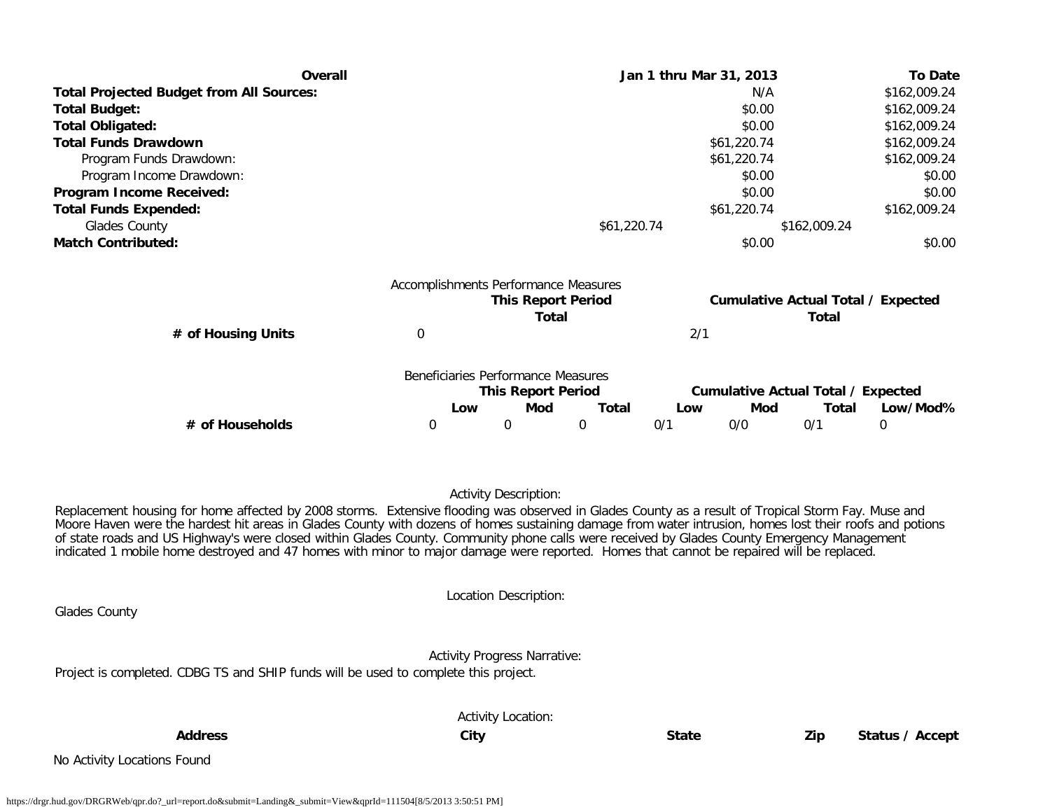| Overall | Jan 1 thru Mar 31, 2013 | To Date |
|---|---|---|
| **Total Projected Budget from All Sources:** | N/A | $162,009.24 |
| **Total Budget:** | $0.00 | $162,009.24 |
| **Total Obligated:** | $0.00 | $162,009.24 |
| **Total Funds Drawdown** | $61,220.74 | $162,009.24 |
| Program Funds Drawdown: | $61,220.74 | $162,009.24 |
| Program Income Drawdown: | $0.00 | $0.00 |
| **Program Income Received:** | $0.00 | $0.00 |
| **Total Funds Expended:** | $61,220.74 | $162,009.24 |
| Glades County | $61,220.74 | $162,009.24 |
| **Match Contributed:** | $0.00 | $0.00 |

Accomplishments Performance Measures

| | This Report Period Total | Cumulative Actual Total / Expected Total |
|---|---|---|
| **# of Housing Units** | 0 | 2/1 |

Beneficiaries Performance Measures

| | This Report Period | | | Cumulative Actual Total / Expected | | | |
|---|---|---|---|---|---|---|---|
| | **Low** | **Mod** | **Total** | **Low** | **Mod** | **Total** | **Low/Mod%** |
| **# of Households** | 0 | 0 | 0 | 0/1 | 0/0 | 0/1 | 0 |

Activity Description:

Replacement housing for home affected by 2008 storms. Extensive flooding was observed in Glades County as a result of Tropical Storm Fay. Muse and Moore Haven were the hardest hit areas in Glades County with dozens of homes sustaining damage from water intrusion, homes lost their roofs and potions of state roads and US Highway's were closed within Glades County. Community phone calls were received by Glades County Emergency Management indicated 1 mobile home destroyed and 47 homes with minor to major damage were reported. Homes that cannot be repaired will be replaced.

Location Description:

Glades County

Activity Progress Narrative:

Project is completed. CDBG TS and SHIP funds will be used to complete this project.

Activity Location:

| Address | City | State | Zip | Status / Accept |
|---|---|---|---|---|

No Activity Locations Found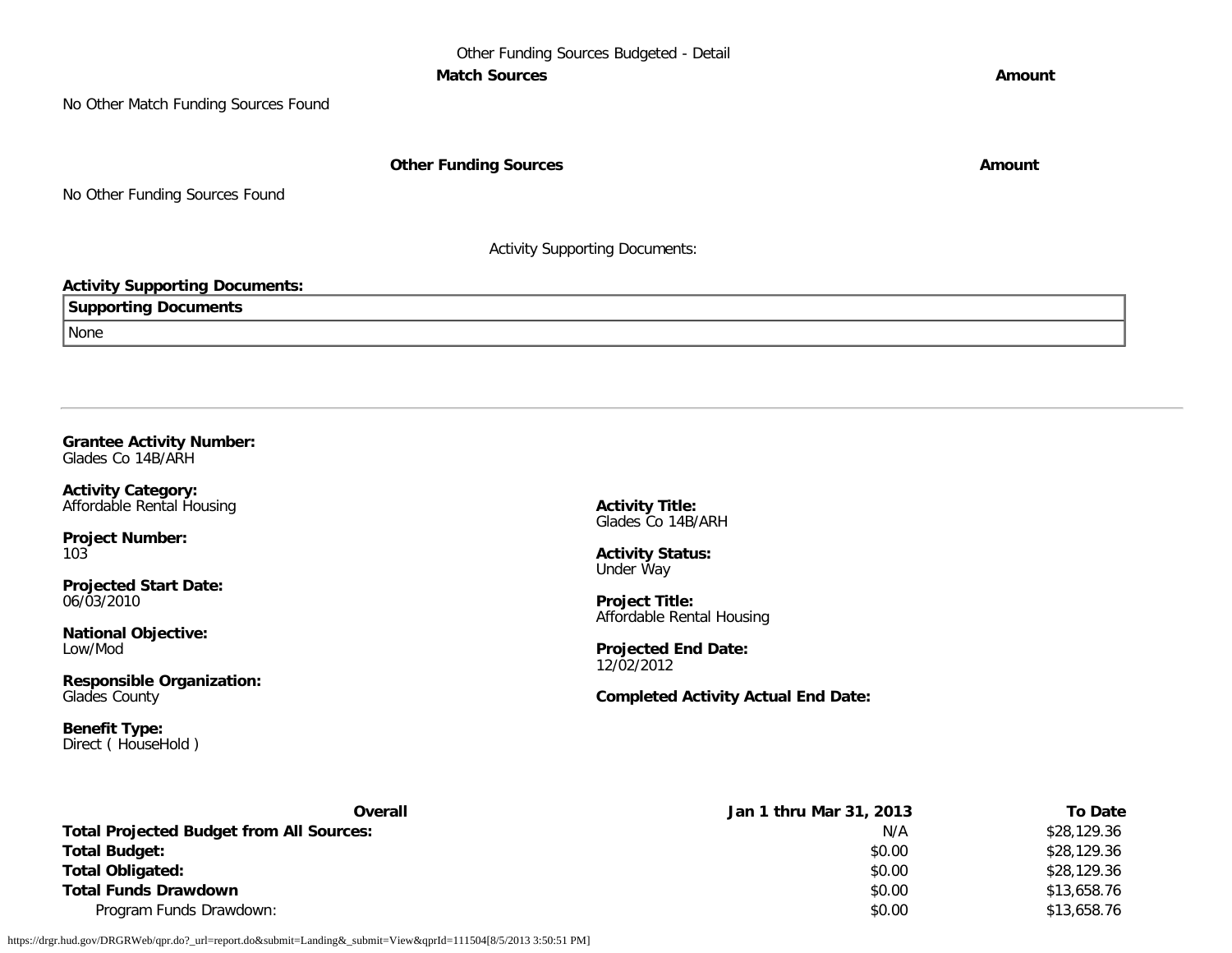Other Funding Sources Budgeted - Detail

| Match Sources | Amount |
| --- | --- |
| No Other Match Funding Sources Found | |

| Other Funding Sources | Amount |
| --- | --- |
| No Other Funding Sources Found | |

Activity Supporting Documents:

**Activity Supporting Documents:**

| Supporting Documents |
| --- |
| None |

---

**Grantee Activity Number:**
Glades Co 14B/ARH

**Activity Category:**
Affordable Rental Housing

**Activity Title:**
Glades Co 14B/ARH

**Project Number:**
103

**Activity Status:**
Under Way

**Projected Start Date:**
06/03/2010

**Project Title:**
Affordable Rental Housing

**National Objective:**
Low/Mod

**Projected End Date:**
12/02/2012

**Responsible Organization:**
Glades County

**Completed Activity Actual End Date:**

**Benefit Type:**
Direct ( HouseHold )

| Overall | Jan 1 thru Mar 31, 2013 | To Date |
| --- | --- | --- |
| **Total Projected Budget from All Sources:** | N/A | $28,129.36 |
| **Total Budget:** | $0.00 | $28,129.36 |
| **Total Obligated:** | $0.00 | $28,129.36 |
| **Total Funds Drawdown** | $0.00 | $13,658.76 |
| Program Funds Drawdown: | $0.00 | $13,658.76 |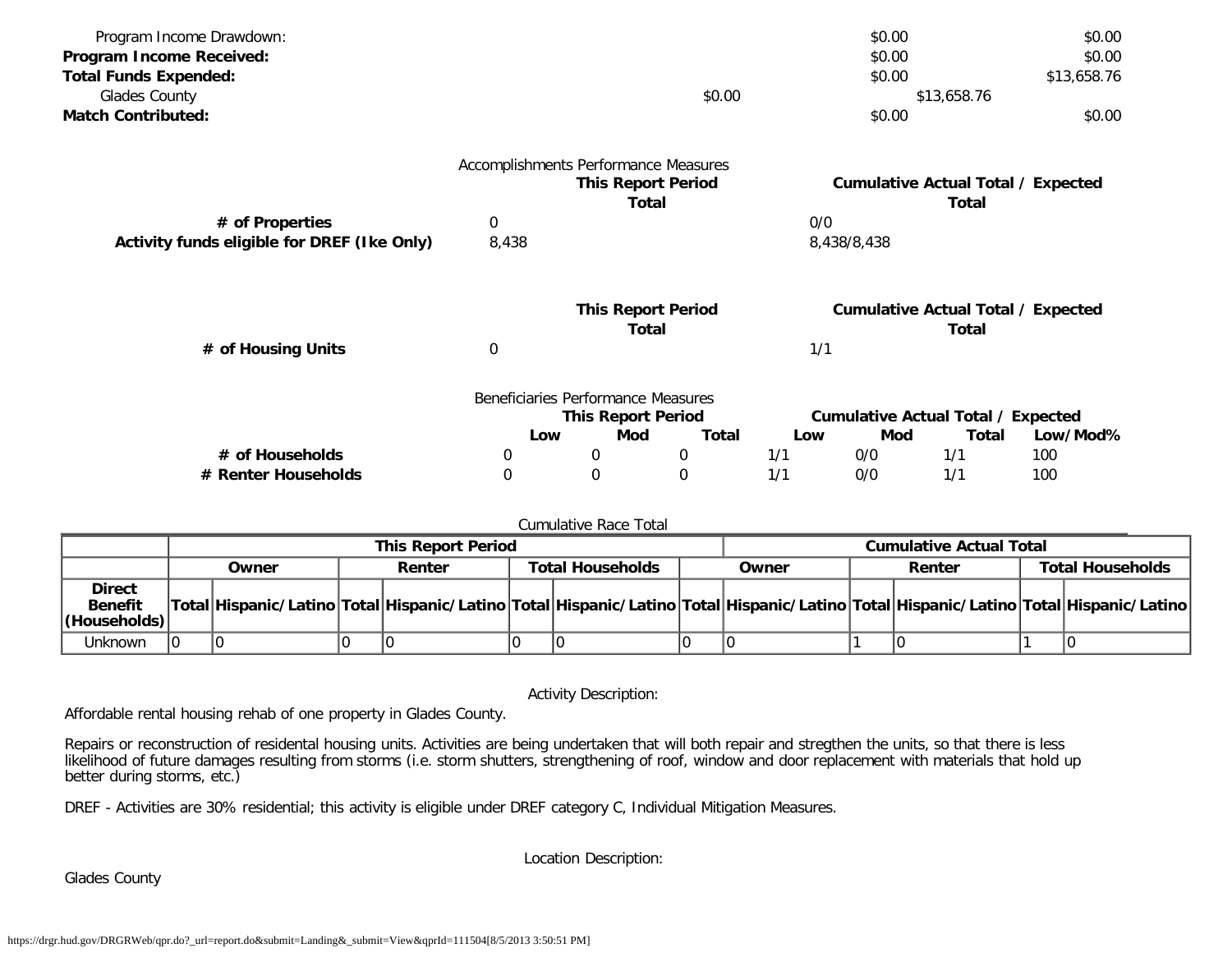| | | | |
|---|---|---|---|
| Program Income Drawdown: | | $0.00 | $0.00 |
| **Program Income Received:** | | $0.00 | $0.00 |
| **Total Funds Expended:** | | $0.00 | $13,658.76 |
| Glades County | $0.00 | $13,658.76 | |
| **Match Contributed:** | | $0.00 | $0.00 |

Accomplishments Performance Measures

| | This Report Period Total | Cumulative Actual Total / Expected Total |
|---|---|---|
| **# of Properties** | 0 | 0/0 |
| **Activity funds eligible for DREF (Ike Only)** | 8,438 | 8,438/8,438 |

| | This Report Period Total | Cumulative Actual Total / Expected Total |
|---|---|---|
| **# of Housing Units** | 0 | 1/1 |

Beneficiaries Performance Measures

| | This Report Period | | | Cumulative Actual Total / Expected | | | |
|---|---|---|---|---|---|---|---|
| | **Low** | **Mod** | **Total** | **Low** | **Mod** | **Total** | **Low/Mod%** |
| **# of Households** | 0 | 0 | 0 | 1/1 | 0/0 | 1/1 | 100 |
| **# Renter Households** | 0 | 0 | 0 | 1/1 | 0/0 | 1/1 | 100 |

Cumulative Race Total

| | This Report Period | | | | | | Cumulative Actual Total | | | | | |
|---|---|---|---|---|---|---|---|---|---|---|---|---|
| | Owner | | Renter | | Total Households | | Owner | | Renter | | Total Households | |
| **Direct Benefit (Households)** | Total | Hispanic/Latino | Total | Hispanic/Latino | Total | Hispanic/Latino | Total | Hispanic/Latino | Total | Hispanic/Latino | Total | Hispanic/Latino |
| Unknown | 0 | 0 | 0 | 0 | 0 | 0 | 0 | 0 | 1 | 0 | 1 | 0 |

Activity Description:

Affordable rental housing rehab of one property in Glades County.

Repairs or reconstruction of residental housing units. Activities are being undertaken that will both repair and stregthen the units, so that there is less likelihood of future damages resulting from storms (i.e. storm shutters, strengthening of roof, window and door replacement with materials that hold up better during storms, etc.)

DREF - Activities are 30% residential; this activity is eligible under DREF category C, Individual Mitigation Measures.

Location Description:

Glades County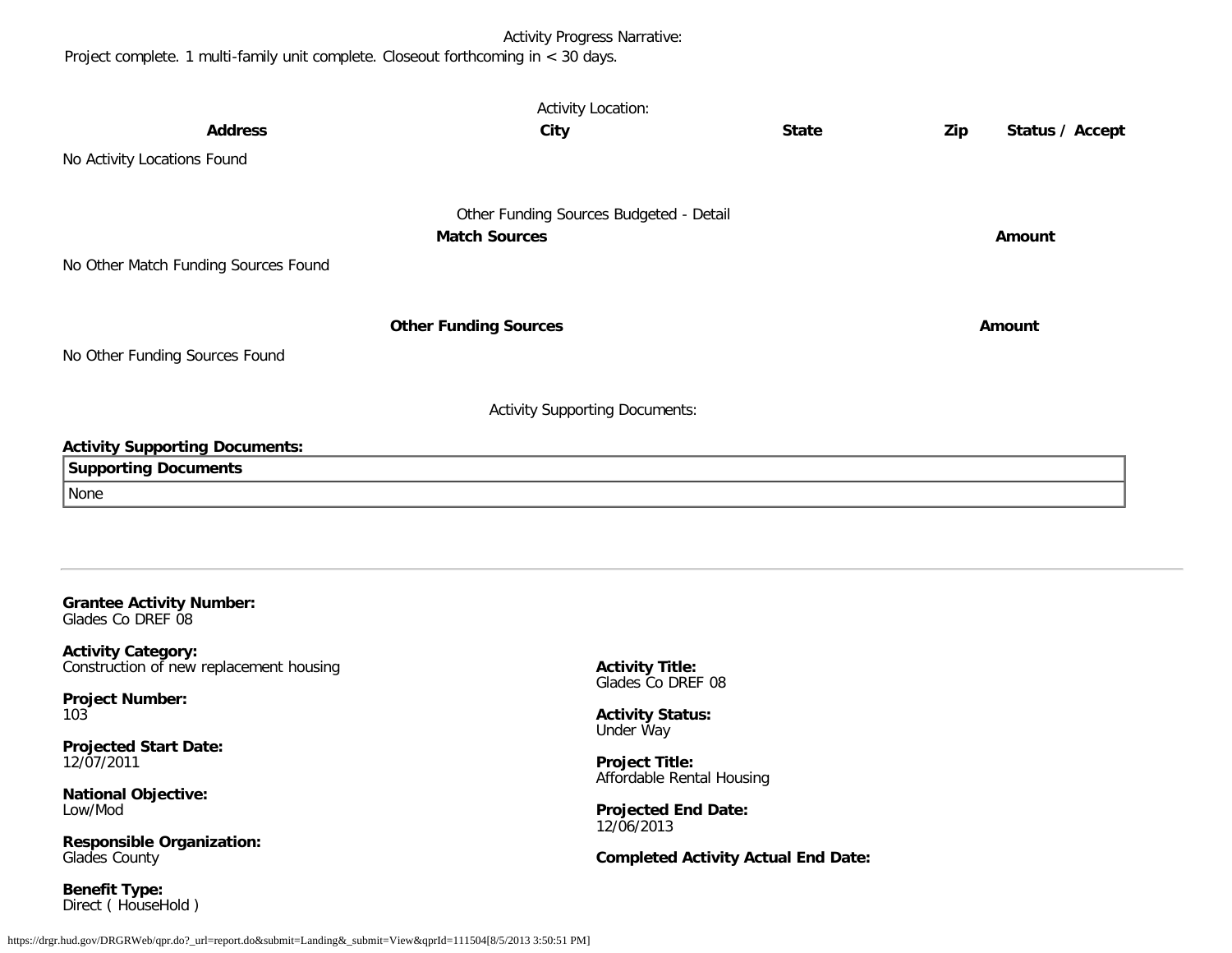Activity Progress Narrative:

Project complete. 1 multi-family unit complete. Closeout forthcoming in < 30 days.

Activity Location:

| Address | City | State | Zip | Status / Accept |
| --- | --- | --- | --- | --- |

No Activity Locations Found

Other Funding Sources Budgeted - Detail

| Match Sources | Amount |
| --- | --- |

No Other Match Funding Sources Found

| Other Funding Sources | Amount |
| --- | --- |

No Other Funding Sources Found

Activity Supporting Documents:

**Activity Supporting Documents:**

| Supporting Documents |
| --- |
| None |

---

**Grantee Activity Number:**
Glades Co DREF 08

**Activity Category:**
Construction of new replacement housing

**Activity Title:**
Glades Co DREF 08

**Project Number:**
103

**Activity Status:**
Under Way

**Projected Start Date:**
12/07/2011

**Project Title:**
Affordable Rental Housing

**National Objective:**
Low/Mod

**Projected End Date:**
12/06/2013

**Responsible Organization:**
Glades County

**Completed Activity Actual End Date:**

**Benefit Type:**
Direct ( HouseHold )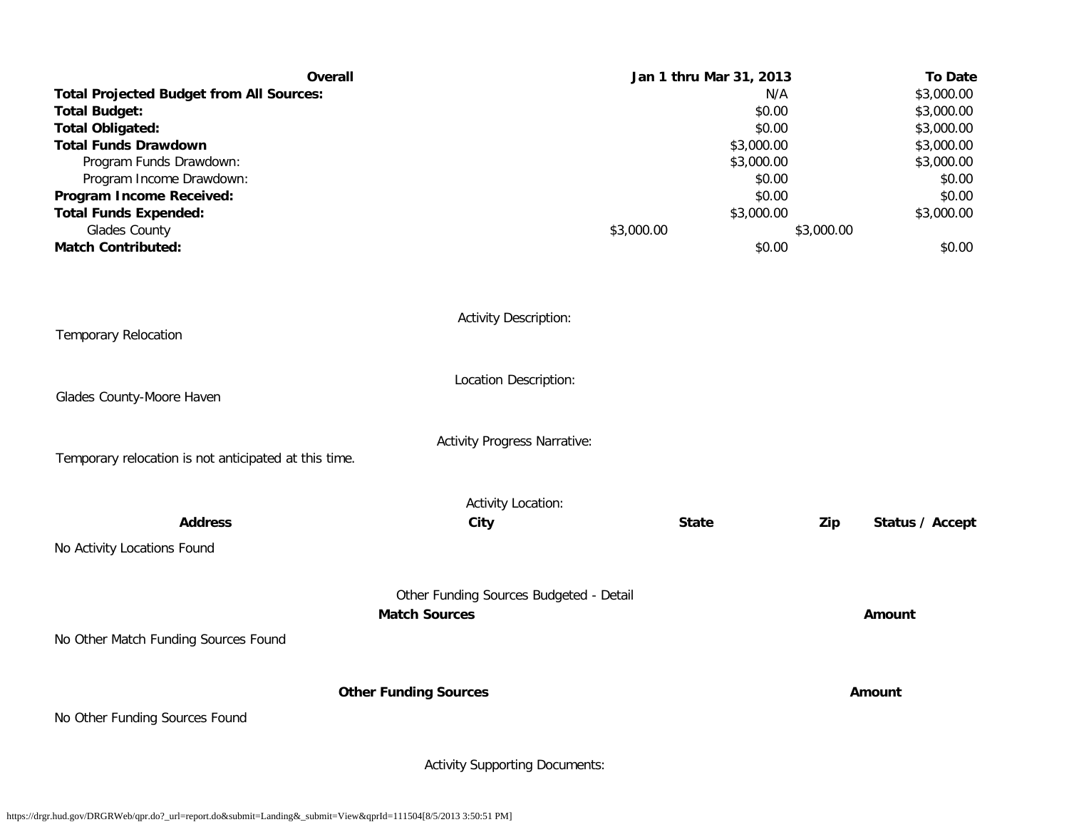| Overall | Jan 1 thru Mar 31, 2013 | To Date |
|---|---|---|
| **Total Projected Budget from All Sources:** | N/A | $3,000.00 |
| **Total Budget:** | $0.00 | $3,000.00 |
| **Total Obligated:** | $0.00 | $3,000.00 |
| **Total Funds Drawdown** | $3,000.00 | $3,000.00 |
| Program Funds Drawdown: | $3,000.00 | $3,000.00 |
| Program Income Drawdown: | $0.00 | $0.00 |
| **Program Income Received:** | $0.00 | $0.00 |
| **Total Funds Expended:** | $3,000.00 | $3,000.00 |
| Glades County | $3,000.00 | $3,000.00 |
| **Match Contributed:** | $0.00 | $0.00 |

Activity Description:

Temporary Relocation

Location Description:

Glades County-Moore Haven

Activity Progress Narrative:

Temporary relocation is not anticipated at this time.

Activity Location:

| Address | City | State | Zip | Status / Accept |
|---|---|---|---|---|
| No Activity Locations Found | | | | |

Other Funding Sources Budgeted - Detail

| Match Sources | Amount |
|---|---|
| No Other Match Funding Sources Found | |

| Other Funding Sources | Amount |
|---|---|
| No Other Funding Sources Found | |

Activity Supporting Documents: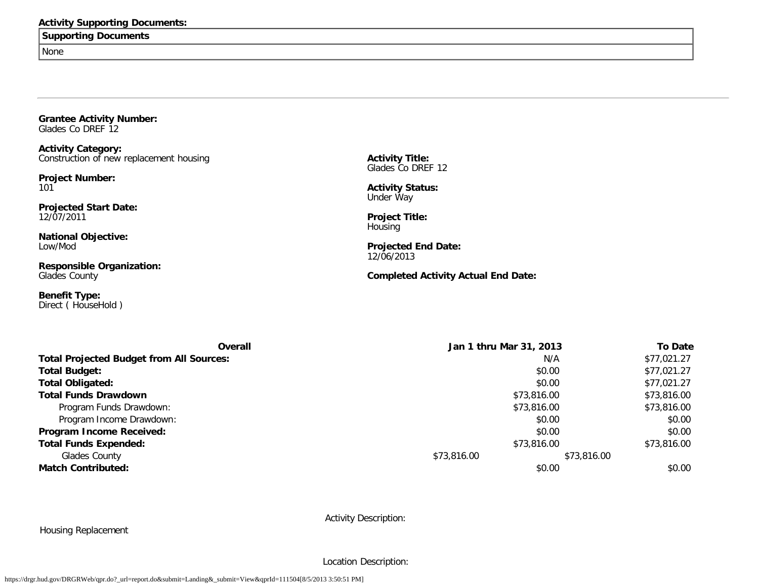**Activity Supporting Documents:**

| Supporting Documents |
| --- |
| None |

---

**Grantee Activity Number:**
Glades Co DREF 12

**Activity Category:**
Construction of new replacement housing

**Project Number:**
101

**Projected Start Date:**
12/07/2011

**National Objective:**
Low/Mod

**Responsible Organization:**
Glades County

**Benefit Type:**
Direct ( HouseHold )

**Activity Title:**
Glades Co DREF 12

**Activity Status:**
Under Way

**Project Title:**
Housing

**Projected End Date:**
12/06/2013

**Completed Activity Actual End Date:**

| Overall | | Jan 1 thru Mar 31, 2013 | To Date |
| --- | --- | --- | --- |
| **Total Projected Budget from All Sources:** | | N/A | $77,021.27 |
| **Total Budget:** | | $0.00 | $77,021.27 |
| **Total Obligated:** | | $0.00 | $77,021.27 |
| **Total Funds Drawdown** | | $73,816.00 | $73,816.00 |
| Program Funds Drawdown: | | $73,816.00 | $73,816.00 |
| Program Income Drawdown: | | $0.00 | $0.00 |
| **Program Income Received:** | | $0.00 | $0.00 |
| **Total Funds Expended:** | | $73,816.00 | $73,816.00 |
| Glades County | $73,816.00 | $73,816.00 | |
| **Match Contributed:** | | $0.00 | $0.00 |

Activity Description:

Housing Replacement

Location Description: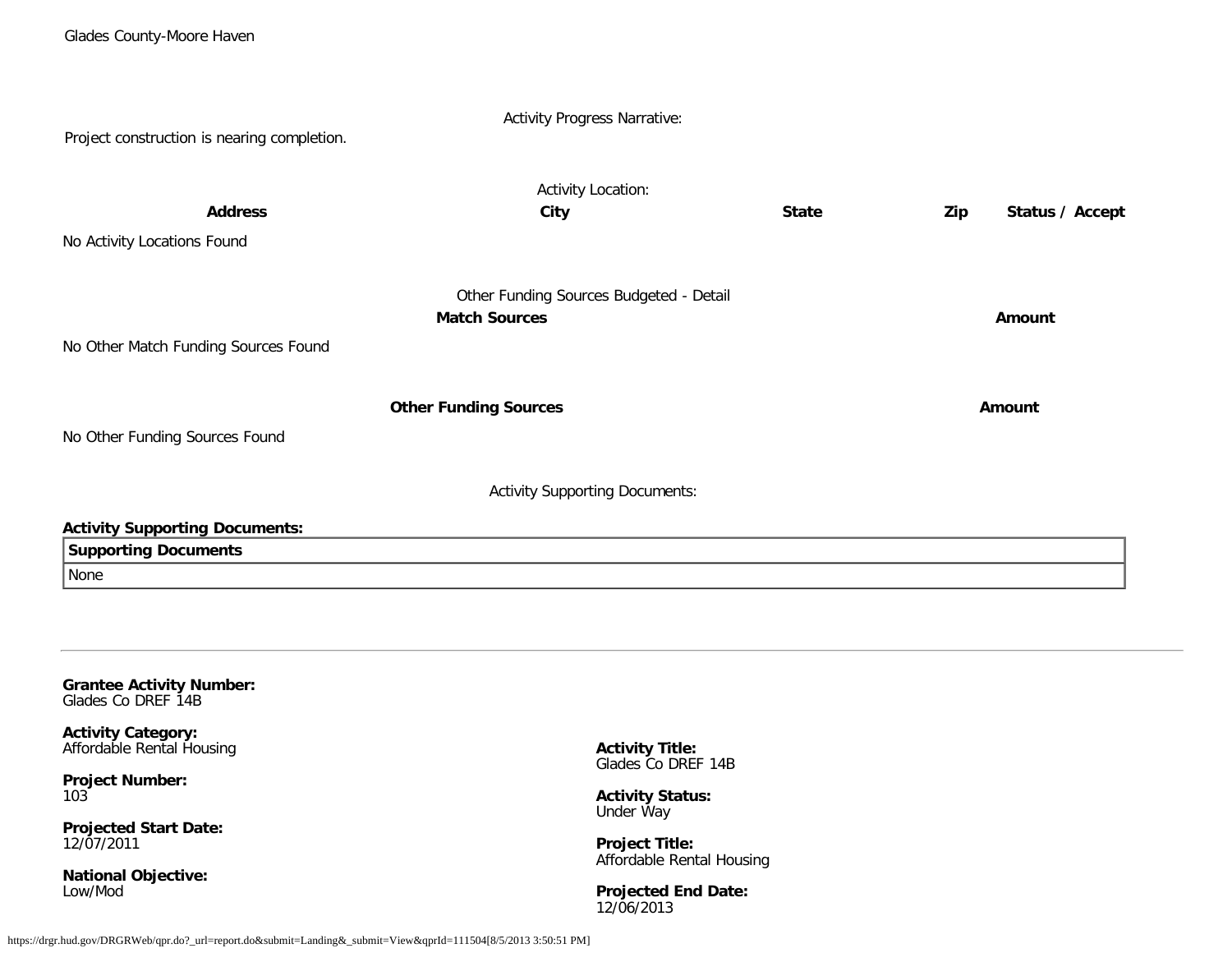Glades County-Moore Haven

Activity Progress Narrative:

Project construction is nearing completion.

Activity Location:

| Address | City | State | Zip | Status / Accept |
| --- | --- | --- | --- | --- |

No Activity Locations Found

Other Funding Sources Budgeted - Detail

| Match Sources | Amount |
| --- | --- |

No Other Match Funding Sources Found

| Other Funding Sources | Amount |
| --- | --- |

No Other Funding Sources Found

Activity Supporting Documents:

**Activity Supporting Documents:**

| Supporting Documents |
| --- |
| None |

---

**Grantee Activity Number:**
Glades Co DREF 14B

**Activity Category:**
Affordable Rental Housing

**Activity Title:**
Glades Co DREF 14B

**Project Number:**
103

**Activity Status:**
Under Way

**Projected Start Date:**
12/07/2011

**Project Title:**
Affordable Rental Housing

**National Objective:**
Low/Mod

**Projected End Date:**
12/06/2013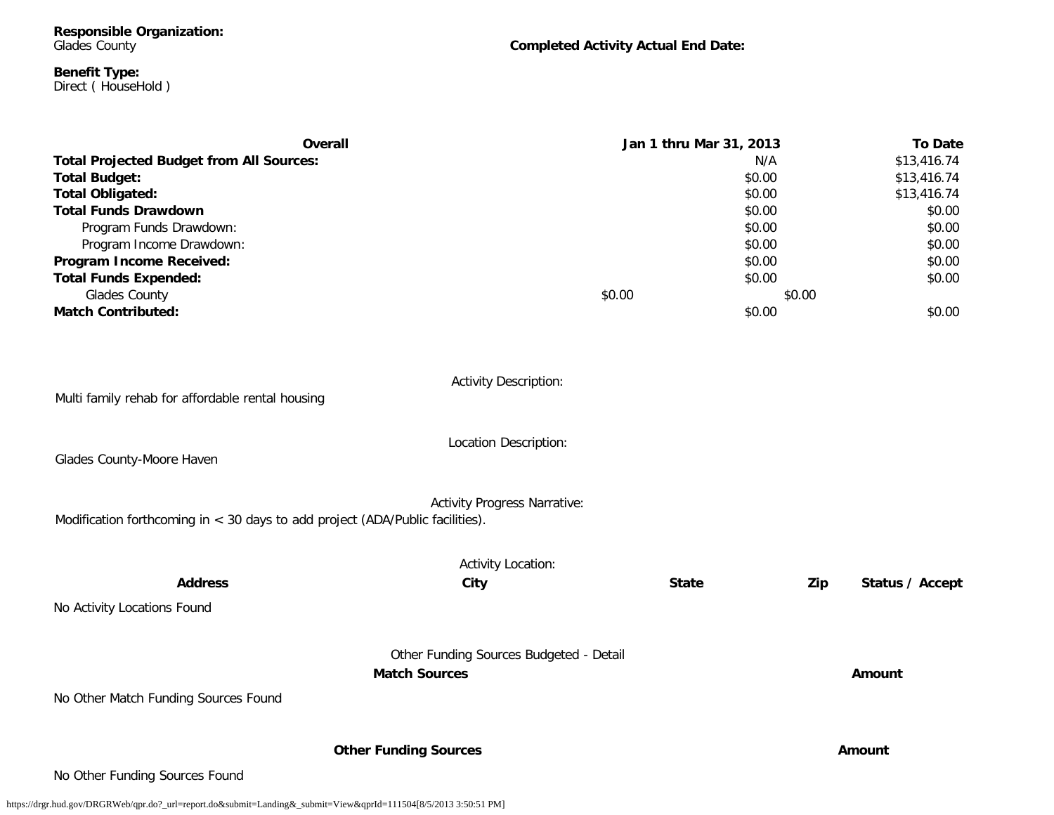**Responsible Organization:**
Glades County

**Completed Activity Actual End Date:**

**Benefit Type:**
Direct ( HouseHold )

| Overall | Jan 1 thru Mar 31, 2013 | To Date |
|---|---|---|
| **Total Projected Budget from All Sources:** | N/A | $13,416.74 |
| **Total Budget:** | $0.00 | $13,416.74 |
| **Total Obligated:** | $0.00 | $13,416.74 |
| **Total Funds Drawdown** | $0.00 | $0.00 |
| Program Funds Drawdown: | $0.00 | $0.00 |
| Program Income Drawdown: | $0.00 | $0.00 |
| **Program Income Received:** | $0.00 | $0.00 |
| **Total Funds Expended:** | $0.00 | $0.00 |
| Glades County | $0.00 | $0.00 |
| **Match Contributed:** | $0.00 | $0.00 |

Activity Description:

Multi family rehab for affordable rental housing

Location Description:

Glades County-Moore Haven

Activity Progress Narrative:

Modification forthcoming in < 30 days to add project (ADA/Public facilities).

Activity Location:

| Address | City | State | Zip | Status / Accept |
|---|---|---|---|---|

No Activity Locations Found

Other Funding Sources Budgeted - Detail

| Match Sources | Amount |
|---|---|

No Other Match Funding Sources Found

| Other Funding Sources | Amount |
|---|---|

No Other Funding Sources Found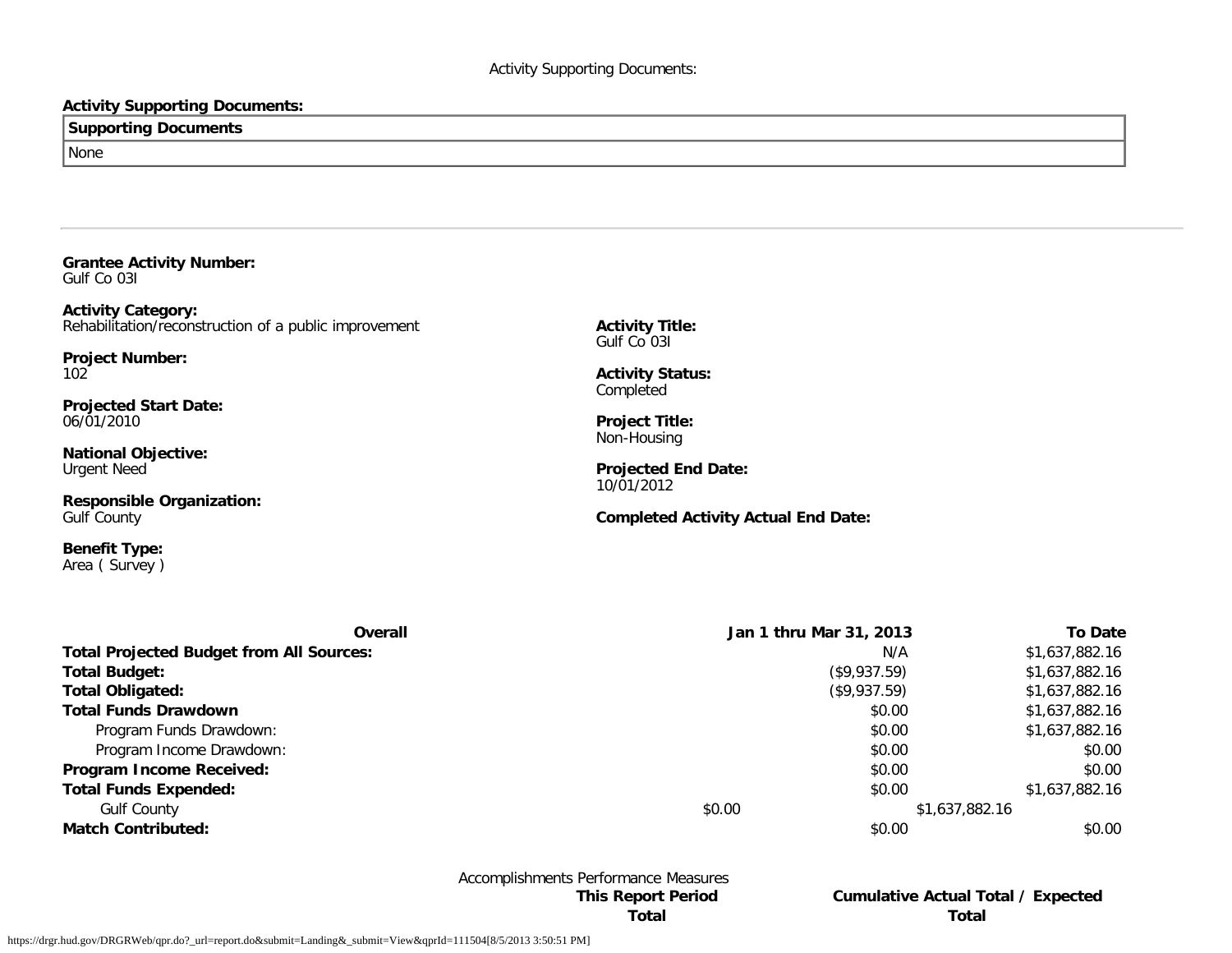Activity Supporting Documents:

**Activity Supporting Documents:**

| Supporting Documents |
|---|
| None |

---

**Grantee Activity Number:**
Gulf Co 03I

**Activity Category:**
Rehabilitation/reconstruction of a public improvement

**Activity Title:**
Gulf Co 03I

**Project Number:**
102

**Activity Status:**
Completed

**Projected Start Date:**
06/01/2010

**Project Title:**
Non-Housing

**National Objective:**
Urgent Need

**Projected End Date:**
10/01/2012

**Responsible Organization:**
Gulf County

**Completed Activity Actual End Date:**

**Benefit Type:**
Area ( Survey )

| Overall | Jan 1 thru Mar 31, 2013 | To Date |
|---|---|---|
| **Total Projected Budget from All Sources:** | N/A | $1,637,882.16 |
| **Total Budget:** | ($9,937.59) | $1,637,882.16 |
| **Total Obligated:** | ($9,937.59) | $1,637,882.16 |
| **Total Funds Drawdown** | $0.00 | $1,637,882.16 |
| Program Funds Drawdown: | $0.00 | $1,637,882.16 |
| Program Income Drawdown: | $0.00 | $0.00 |
| **Program Income Received:** | $0.00 | $0.00 |
| **Total Funds Expended:** | $0.00 | $1,637,882.16 |
| Gulf County | $0.00 | $1,637,882.16 |
| **Match Contributed:** | $0.00 | $0.00 |

Accomplishments Performance Measures

| | This Report Period Total | Cumulative Actual Total / Expected Total |
|---|---|---|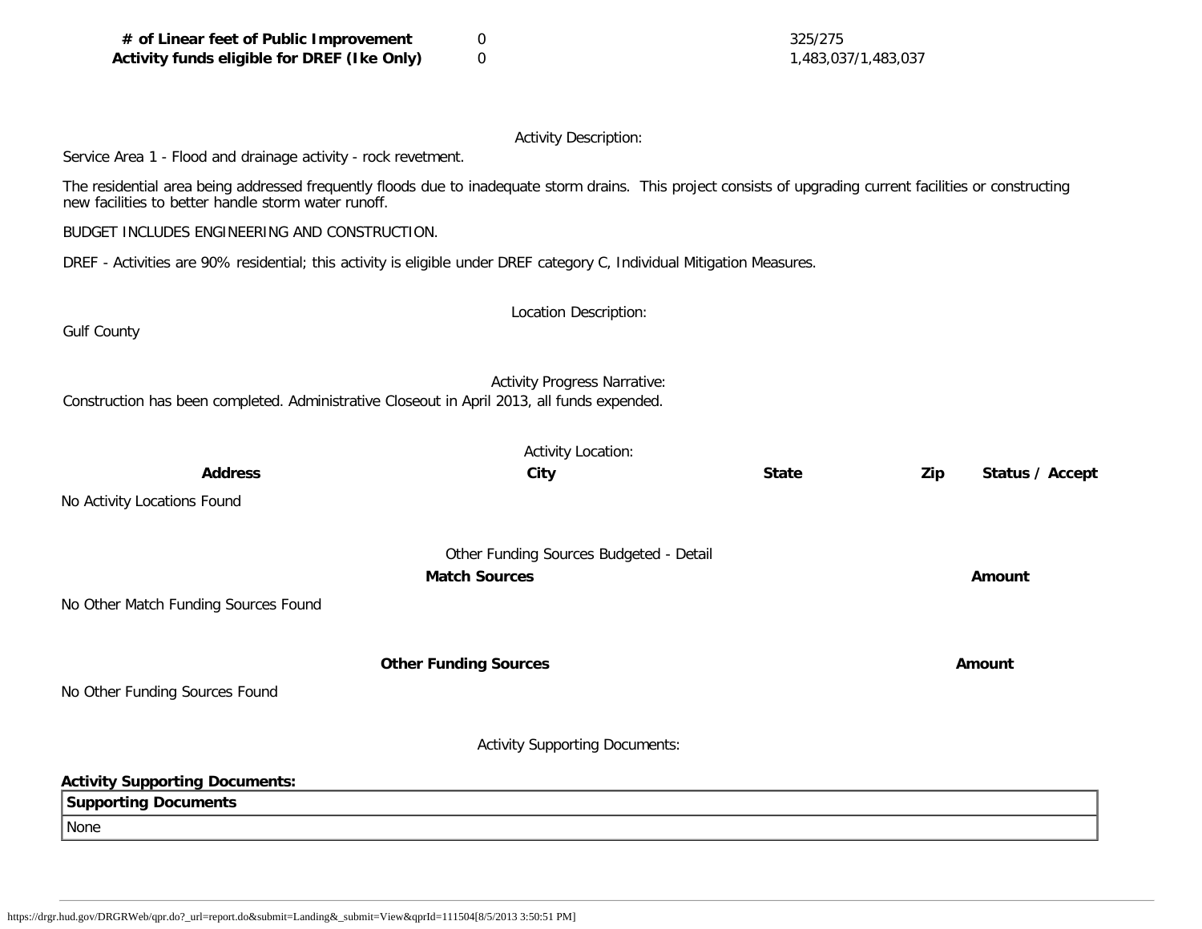| | | |
|---|---|---|
| **# of Linear feet of Public Improvement** | 0 | 325/275 |
| **Activity funds eligible for DREF (Ike Only)** | 0 | 1,483,037/1,483,037 |

Activity Description:

Service Area 1 - Flood and drainage activity - rock revetment.

The residential area being addressed frequently floods due to inadequate storm drains. This project consists of upgrading current facilities or constructing new facilities to better handle storm water runoff.

BUDGET INCLUDES ENGINEERING AND CONSTRUCTION.

DREF - Activities are 90% residential; this activity is eligible under DREF category C, Individual Mitigation Measures.

Location Description:

Gulf County

Activity Progress Narrative:

Construction has been completed. Administrative Closeout in April 2013, all funds expended.

Activity Location:

| Address | City | State | Zip | Status / Accept |
|---|---|---|---|---|

No Activity Locations Found

Other Funding Sources Budgeted - Detail

| Match Sources | Amount |
|---|---|

No Other Match Funding Sources Found

| Other Funding Sources | Amount |
|---|---|

No Other Funding Sources Found

Activity Supporting Documents:

**Activity Supporting Documents:**

| Supporting Documents |
|---|
| None |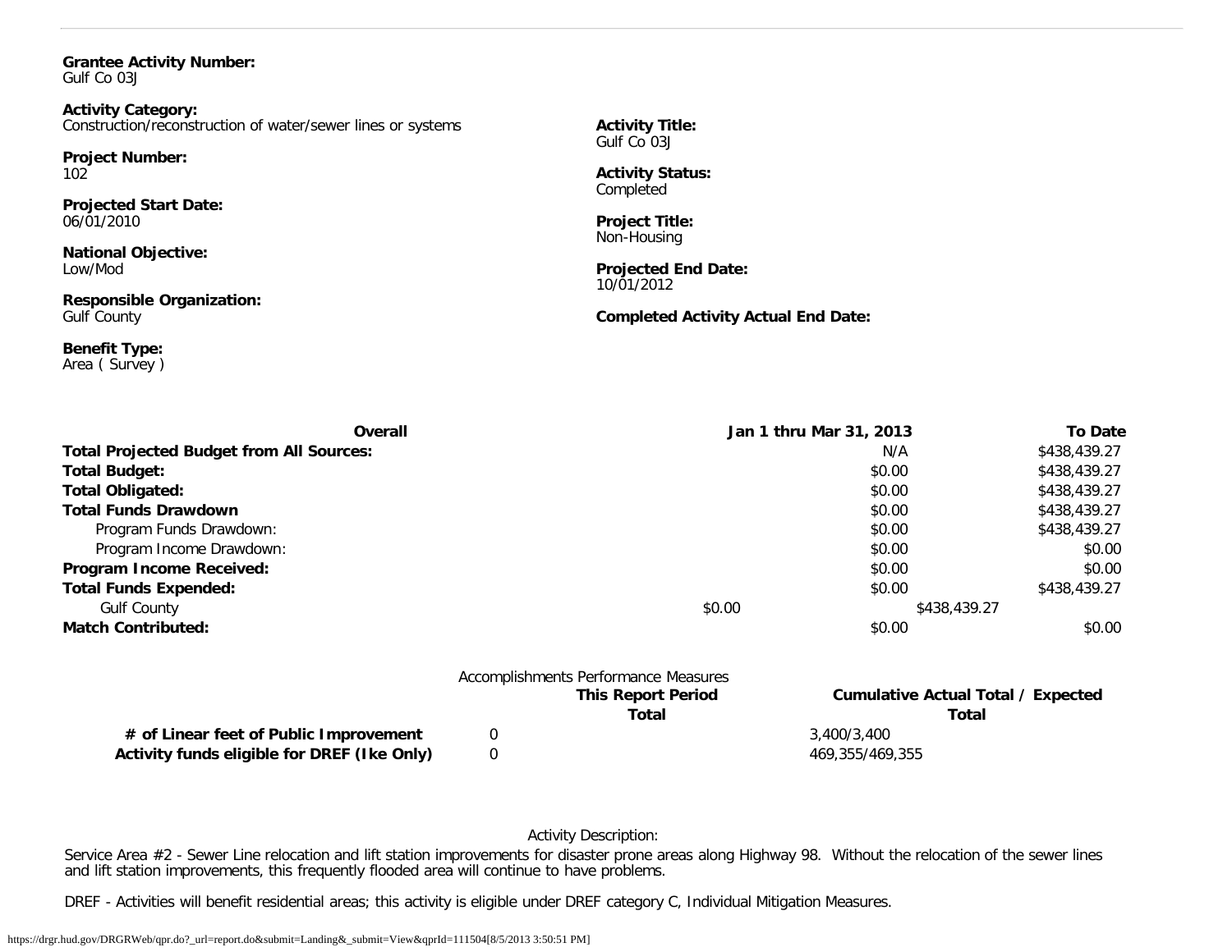**Grantee Activity Number:**
Gulf Co 03J

**Activity Category:**
Construction/reconstruction of water/sewer lines or systems

**Activity Title:**
Gulf Co 03J

**Project Number:**
102

**Activity Status:**
Completed

**Projected Start Date:**
06/01/2010

**Project Title:**
Non-Housing

**National Objective:**
Low/Mod

**Projected End Date:**
10/01/2012

**Responsible Organization:**
Gulf County

**Completed Activity Actual End Date:**

**Benefit Type:**
Area ( Survey )

| Overall | Jan 1 thru Mar 31, 2013 | To Date |
|---|---|---|
| **Total Projected Budget from All Sources:** | N/A | $438,439.27 |
| **Total Budget:** | $0.00 | $438,439.27 |
| **Total Obligated:** | $0.00 | $438,439.27 |
| **Total Funds Drawdown** | $0.00 | $438,439.27 |
| Program Funds Drawdown: | $0.00 | $438,439.27 |
| Program Income Drawdown: | $0.00 | $0.00 |
| **Program Income Received:** | $0.00 | $0.00 |
| **Total Funds Expended:** | $0.00 | $438,439.27 |
| Gulf County | $0.00 | $438,439.27 |
| **Match Contributed:** | $0.00 | $0.00 |

Accomplishments Performance Measures

| | This Report Period Total | Cumulative Actual Total / Expected Total |
|---|---|---|
| **# of Linear feet of Public Improvement** | 0 | 3,400/3,400 |
| **Activity funds eligible for DREF (Ike Only)** | 0 | 469,355/469,355 |

Activity Description:

Service Area #2 - Sewer Line relocation and lift station improvements for disaster prone areas along Highway 98. Without the relocation of the sewer lines and lift station improvements, this frequently flooded area will continue to have problems.

DREF - Activities will benefit residential areas; this activity is eligible under DREF category C, Individual Mitigation Measures.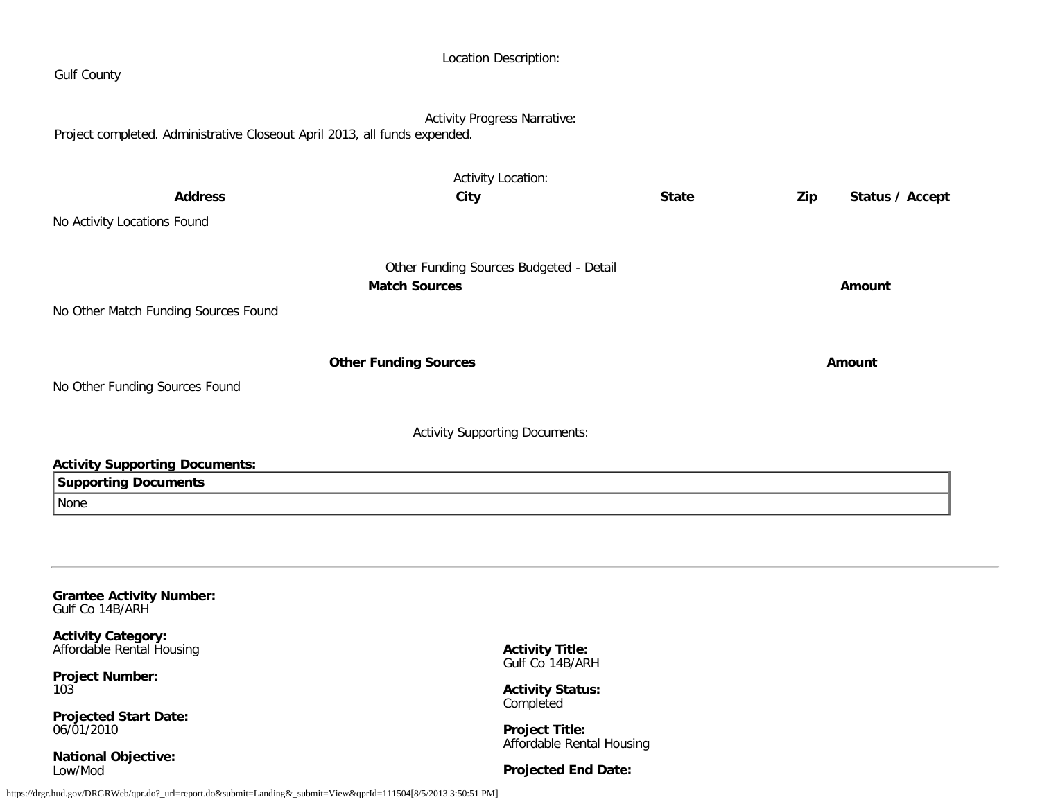Location Description:

Gulf County

Activity Progress Narrative:

Project completed. Administrative Closeout April 2013, all funds expended.

Activity Location:

| Address | City | State | Zip | Status / Accept |
|---|---|---|---|---|

No Activity Locations Found

Other Funding Sources Budgeted - Detail

| Match Sources | Amount |
|---|---|

No Other Match Funding Sources Found

| Other Funding Sources | Amount |
|---|---|

No Other Funding Sources Found

Activity Supporting Documents:

**Activity Supporting Documents:**

| Supporting Documents |
|---|
| None |

---

**Grantee Activity Number:**
Gulf Co 14B/ARH

**Activity Category:**
Affordable Rental Housing

**Activity Title:**
Gulf Co 14B/ARH

**Project Number:**
103

**Activity Status:**
Completed

**Projected Start Date:**
06/01/2010

**Project Title:**
Affordable Rental Housing

**National Objective:**
Low/Mod

**Projected End Date:**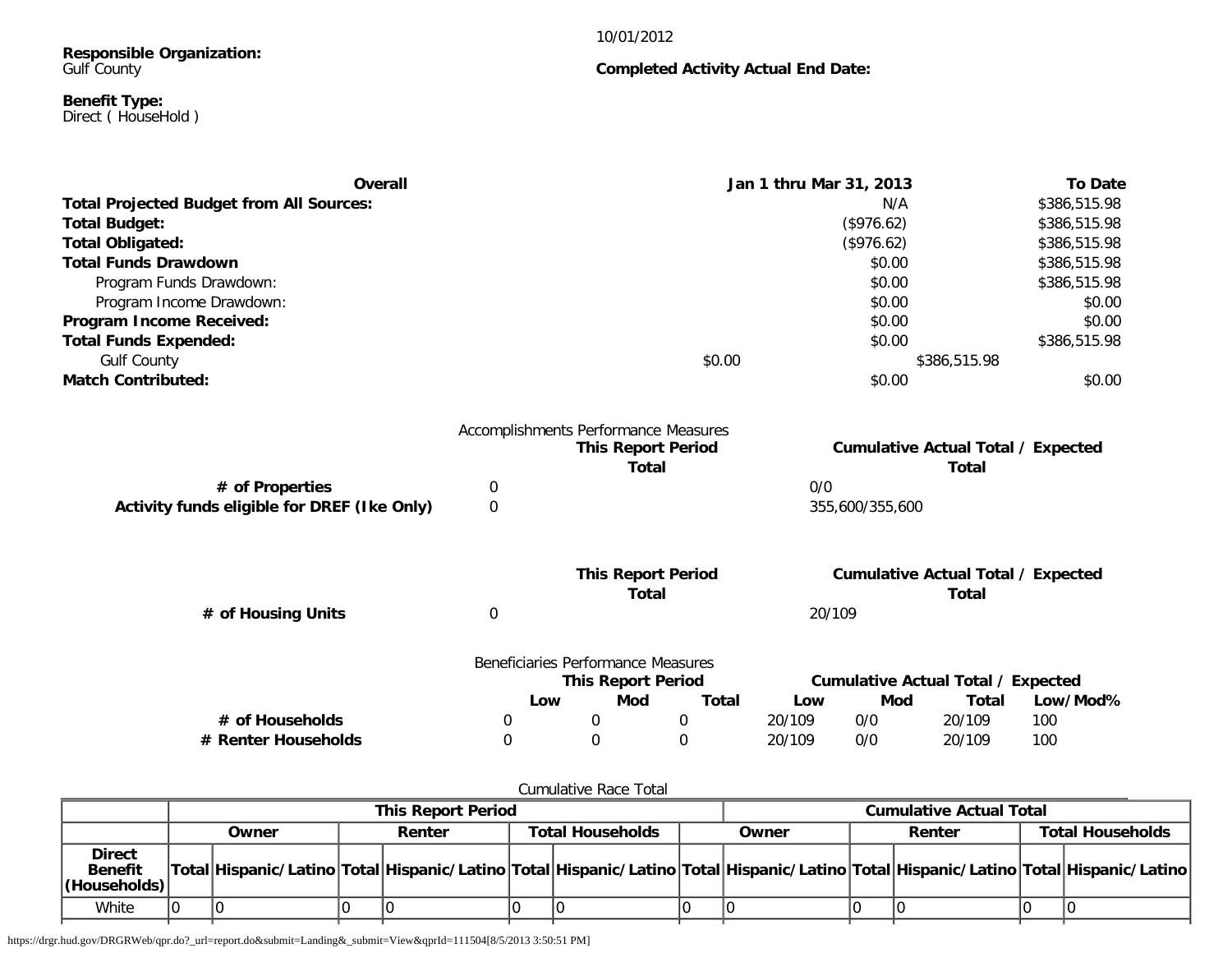**Responsible Organization:**
Gulf County

10/01/2012

**Completed Activity Actual End Date:**

**Benefit Type:**
Direct ( HouseHold )

| Overall | Jan 1 thru Mar 31, 2013 | To Date |
|---|---|---|
| **Total Projected Budget from All Sources:** | N/A | $386,515.98 |
| **Total Budget:** | ($976.62) | $386,515.98 |
| **Total Obligated:** | ($976.62) | $386,515.98 |
| **Total Funds Drawdown** | $0.00 | $386,515.98 |
| Program Funds Drawdown: | $0.00 | $386,515.98 |
| Program Income Drawdown: | $0.00 | $0.00 |
| **Program Income Received:** | $0.00 | $0.00 |
| **Total Funds Expended:** | $0.00 | $386,515.98 |
| Gulf County | $0.00 | $386,515.98 |
| **Match Contributed:** | $0.00 | $0.00 |

Accomplishments Performance Measures

| | This Report Period Total | Cumulative Actual Total / Expected Total |
|---|---|---|
| **# of Properties** | 0 | 0/0 |
| **Activity funds eligible for DREF (Ike Only)** | 0 | 355,600/355,600 |

| | This Report Period Total | Cumulative Actual Total / Expected Total |
|---|---|---|
| **# of Housing Units** | 0 | 20/109 |

Beneficiaries Performance Measures

| | This Report Period Low | This Report Period Mod | This Report Period Total | Cumulative Low | Cumulative Mod | Cumulative Total | Low/Mod% |
|---|---|---|---|---|---|---|---|
| **# of Households** | 0 | 0 | 0 | 20/109 | 0/0 | 20/109 | 100 |
| **# Renter Households** | 0 | 0 | 0 | 20/109 | 0/0 | 20/109 | 100 |

Cumulative Race Total

| | This Report Period | | | | | | Cumulative Actual Total | | | | | |
|---|---|---|---|---|---|---|---|---|---|---|---|---|
| | Owner | | Renter | | Total Households | | Owner | | Renter | | Total Households | |
| **Direct Benefit (Households)** | Total | Hispanic/Latino | Total | Hispanic/Latino | Total | Hispanic/Latino | Total | Hispanic/Latino | Total | Hispanic/Latino | Total | Hispanic/Latino |
| White | 0 | 0 | 0 | 0 | 0 | 0 | 0 | 0 | 0 | 0 | 0 | 0 |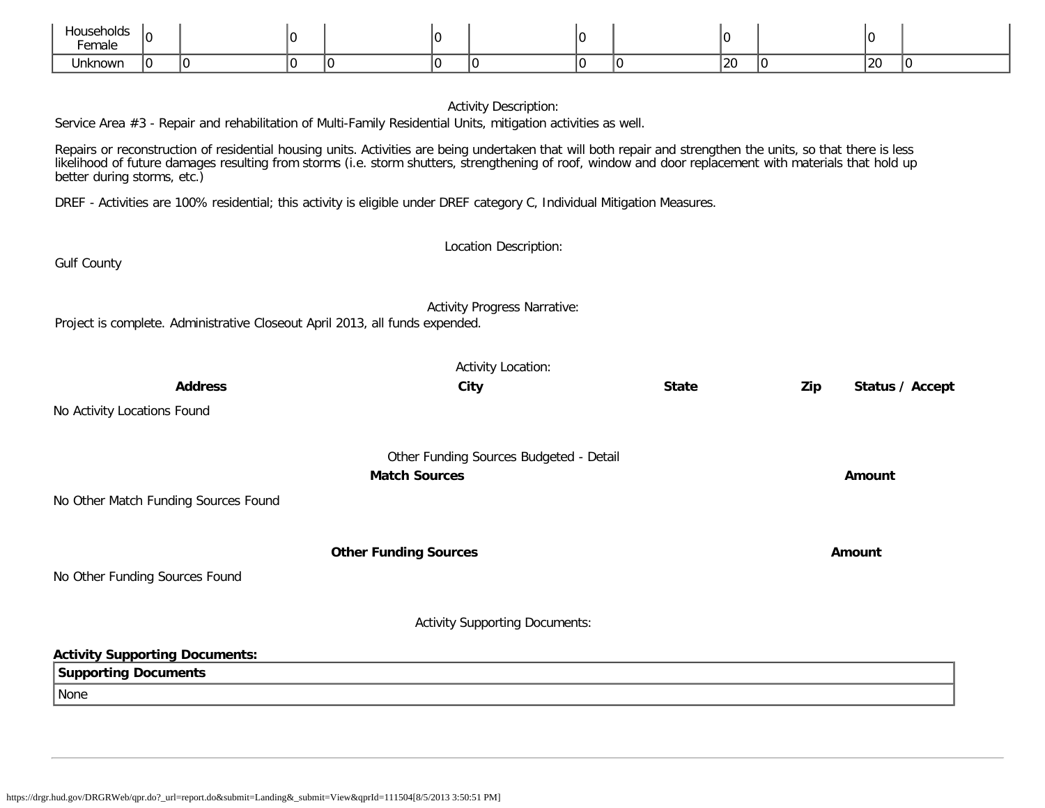| Households Female | 0 | | 0 | | 0 | | 0 | | 0 | | 0 | |
|---|---|---|---|---|---|---|---|---|---|---|---|---|
| Unknown | 0 | 0 | 0 | 0 | 0 | 0 | 0 | 0 | 20 | 0 | 20 | 0 |

Activity Description:

Service Area #3 - Repair and rehabilitation of Multi-Family Residential Units, mitigation activities as well.

Repairs or reconstruction of residential housing units. Activities are being undertaken that will both repair and strengthen the units, so that there is less likelihood of future damages resulting from storms (i.e. storm shutters, strengthening of roof, window and door replacement with materials that hold up better during storms, etc.)

DREF - Activities are 100% residential; this activity is eligible under DREF category C, Individual Mitigation Measures.

Location Description:

Gulf County

Activity Progress Narrative:

Project is complete. Administrative Closeout April 2013, all funds expended.

Activity Location:

| **Address** | **City** | **State** | **Zip** | **Status / Accept** |
|---|---|---|---|---|

No Activity Locations Found

Other Funding Sources Budgeted - Detail

| **Match Sources** | **Amount** |
|---|---|

No Other Match Funding Sources Found

| **Other Funding Sources** | **Amount** |
|---|---|

No Other Funding Sources Found

Activity Supporting Documents:

**Activity Supporting Documents:**

| **Supporting Documents** |
|---|
| None |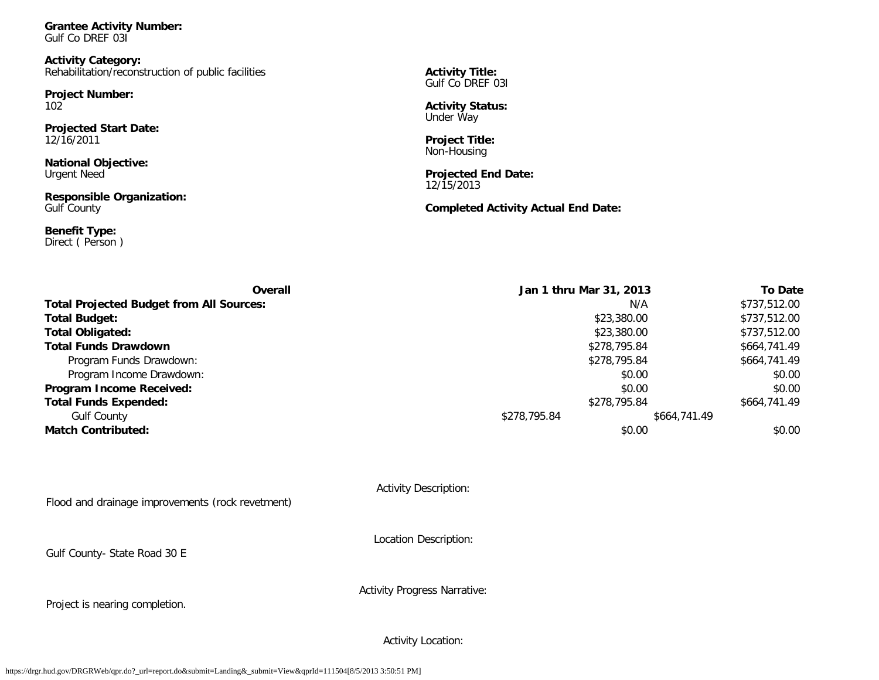**Grantee Activity Number:**
Gulf Co DREF 03I

**Activity Category:**
Rehabilitation/reconstruction of public facilities

**Project Number:**
102

**Projected Start Date:**
12/16/2011

**National Objective:**
Urgent Need

**Responsible Organization:**
Gulf County

**Benefit Type:**
Direct ( Person )

**Activity Title:**
Gulf Co DREF 03I

**Activity Status:**
Under Way

**Project Title:**
Non-Housing

**Projected End Date:**
12/15/2013

**Completed Activity Actual End Date:**

| Overall | Jan 1 thru Mar 31, 2013 | To Date |
|---|---|---|
| **Total Projected Budget from All Sources:** | N/A | $737,512.00 |
| **Total Budget:** | $23,380.00 | $737,512.00 |
| **Total Obligated:** | $23,380.00 | $737,512.00 |
| **Total Funds Drawdown** | $278,795.84 | $664,741.49 |
| Program Funds Drawdown: | $278,795.84 | $664,741.49 |
| Program Income Drawdown: | $0.00 | $0.00 |
| **Program Income Received:** | $0.00 | $0.00 |
| **Total Funds Expended:** | $278,795.84 | $664,741.49 |
| Gulf County | $278,795.84 | $664,741.49 |
| **Match Contributed:** | $0.00 | $0.00 |

Activity Description:

Flood and drainage improvements (rock revetment)

Location Description:

Gulf County- State Road 30 E

Activity Progress Narrative:

Project is nearing completion.

Activity Location: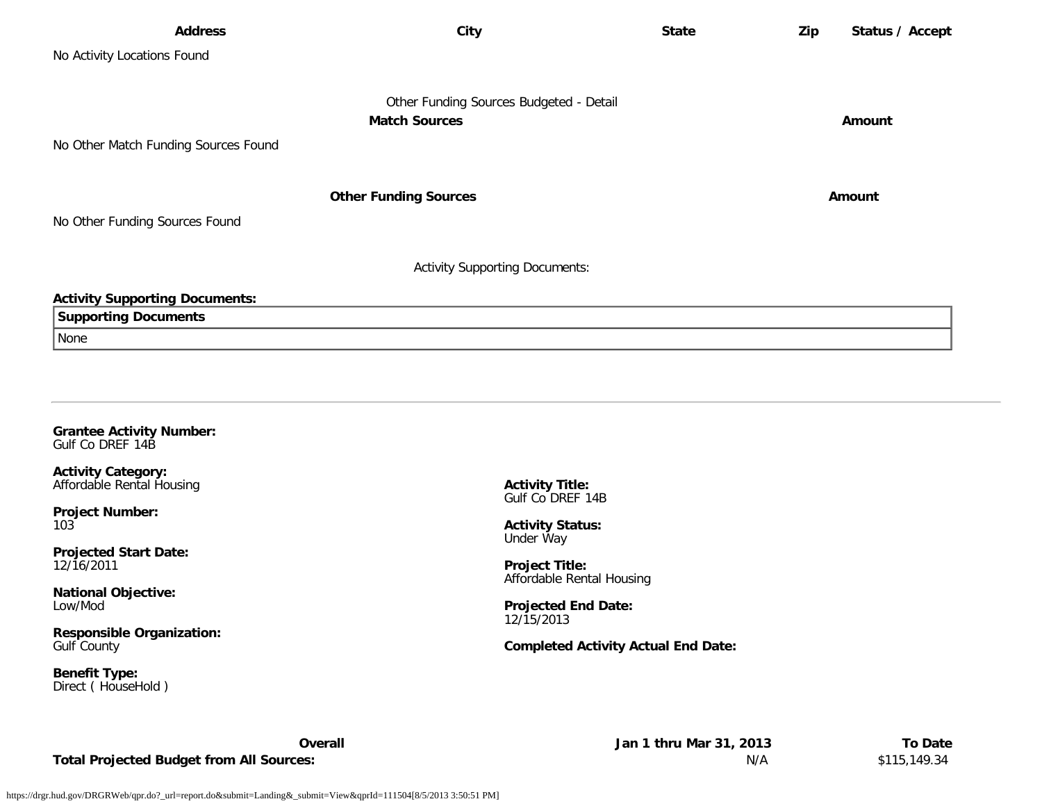| Address | City | State | Zip | Status / Accept |
|---|---|---|---|---|
| No Activity Locations Found | | | | |

Other Funding Sources Budgeted - Detail

| Match Sources | Amount |
|---|---|
| No Other Match Funding Sources Found | |

| Other Funding Sources | Amount |
|---|---|
| No Other Funding Sources Found | |

Activity Supporting Documents:

**Activity Supporting Documents:**

| Supporting Documents |
|---|
| None |

---

**Grantee Activity Number:**
Gulf Co DREF 14B

**Activity Category:**
Affordable Rental Housing

**Project Number:**
103

**Projected Start Date:**
12/16/2011

**National Objective:**
Low/Mod

**Responsible Organization:**
Gulf County

**Benefit Type:**
Direct ( HouseHold )

**Activity Title:**
Gulf Co DREF 14B

**Activity Status:**
Under Way

**Project Title:**
Affordable Rental Housing

**Projected End Date:**
12/15/2013

**Completed Activity Actual End Date:**

| Overall | Jan 1 thru Mar 31, 2013 | To Date |
|---|---|---|
| **Total Projected Budget from All Sources:** | N/A | $115,149.34 |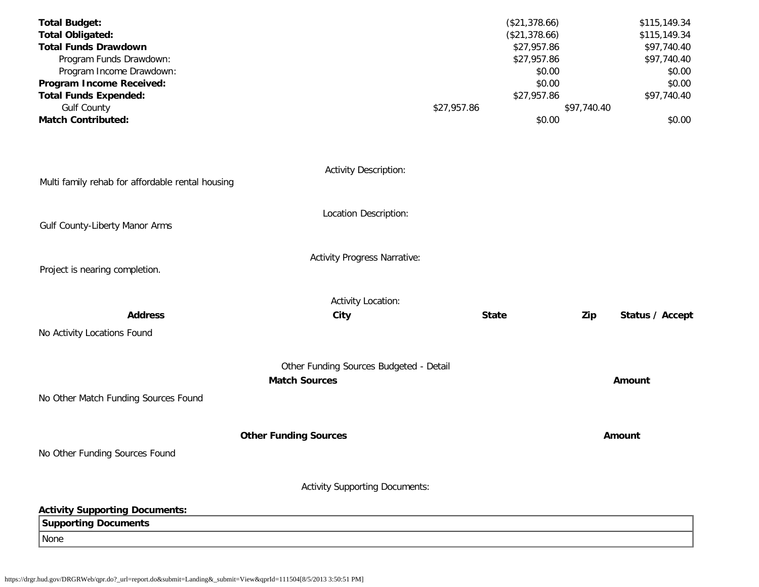| | | |
|---|---|---|
| **Total Budget:** | ($21,378.66) | $115,149.34 |
| **Total Obligated:** | ($21,378.66) | $115,149.34 |
| **Total Funds Drawdown** | $27,957.86 | $97,740.40 |
| Program Funds Drawdown: | $27,957.86 | $97,740.40 |
| Program Income Drawdown: | $0.00 | $0.00 |
| **Program Income Received:** | $0.00 | $0.00 |
| **Total Funds Expended:** | $27,957.86 | $97,740.40 |
| Gulf County | $27,957.86 | $97,740.40 |
| **Match Contributed:** | $0.00 | $0.00 |

Activity Description:

Multi family rehab for affordable rental housing

Location Description:

Gulf County-Liberty Manor Arms

Activity Progress Narrative:

Project is nearing completion.

Activity Location:

| Address | City | State | Zip | Status / Accept |
|---|---|---|---|---|
| No Activity Locations Found | | | | |

Other Funding Sources Budgeted - Detail

| Match Sources | Amount |
|---|---|
| No Other Match Funding Sources Found | |

| Other Funding Sources | Amount |
|---|---|
| No Other Funding Sources Found | |

Activity Supporting Documents:

**Activity Supporting Documents:**

| Supporting Documents |
|---|
| None |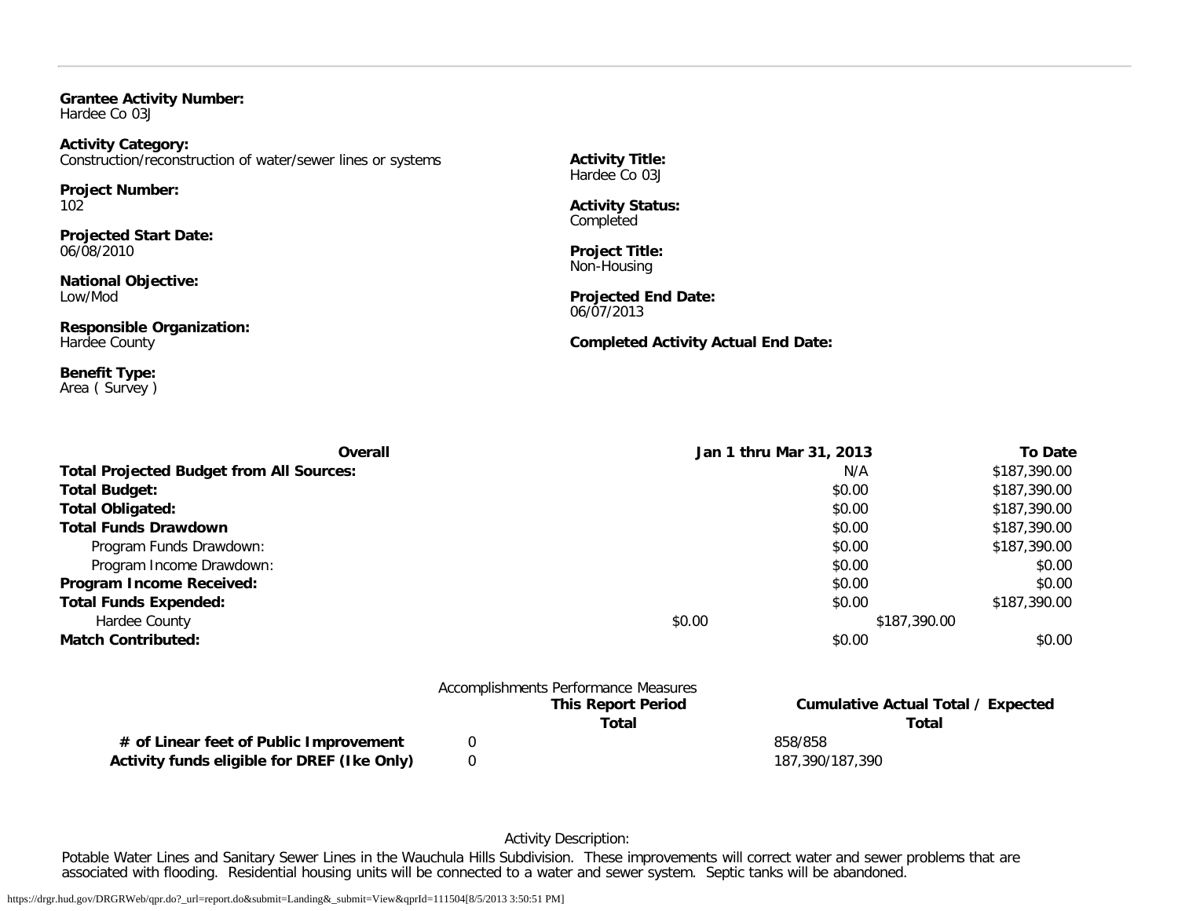**Grantee Activity Number:**
Hardee Co 03J

**Activity Category:**
Construction/reconstruction of water/sewer lines or systems

**Activity Title:**
Hardee Co 03J

**Project Number:**
102

**Activity Status:**
Completed

**Projected Start Date:**
06/08/2010

**Project Title:**
Non-Housing

**National Objective:**
Low/Mod

**Projected End Date:**
06/07/2013

**Responsible Organization:**
Hardee County

**Completed Activity Actual End Date:**

**Benefit Type:**
Area ( Survey )

| Overall | | Jan 1 thru Mar 31, 2013 | To Date |
|---|---|---|---|
| **Total Projected Budget from All Sources:** | | N/A | $187,390.00 |
| **Total Budget:** | | $0.00 | $187,390.00 |
| **Total Obligated:** | | $0.00 | $187,390.00 |
| **Total Funds Drawdown** | | $0.00 | $187,390.00 |
| Program Funds Drawdown: | | $0.00 | $187,390.00 |
| Program Income Drawdown: | | $0.00 | $0.00 |
| **Program Income Received:** | | $0.00 | $0.00 |
| **Total Funds Expended:** | | $0.00 | $187,390.00 |
| Hardee County | $0.00 | $187,390.00 | |
| **Match Contributed:** | | $0.00 | $0.00 |

Accomplishments Performance Measures

| | This Report Period Total | Cumulative Actual Total / Expected Total |
|---|---|---|
| **# of Linear feet of Public Improvement** | 0 | 858/858 |
| **Activity funds eligible for DREF (Ike Only)** | 0 | 187,390/187,390 |

Activity Description:

Potable Water Lines and Sanitary Sewer Lines in the Wauchula Hills Subdivision. These improvements will correct water and sewer problems that are associated with flooding. Residential housing units will be connected to a water and sewer system. Septic tanks will be abandoned.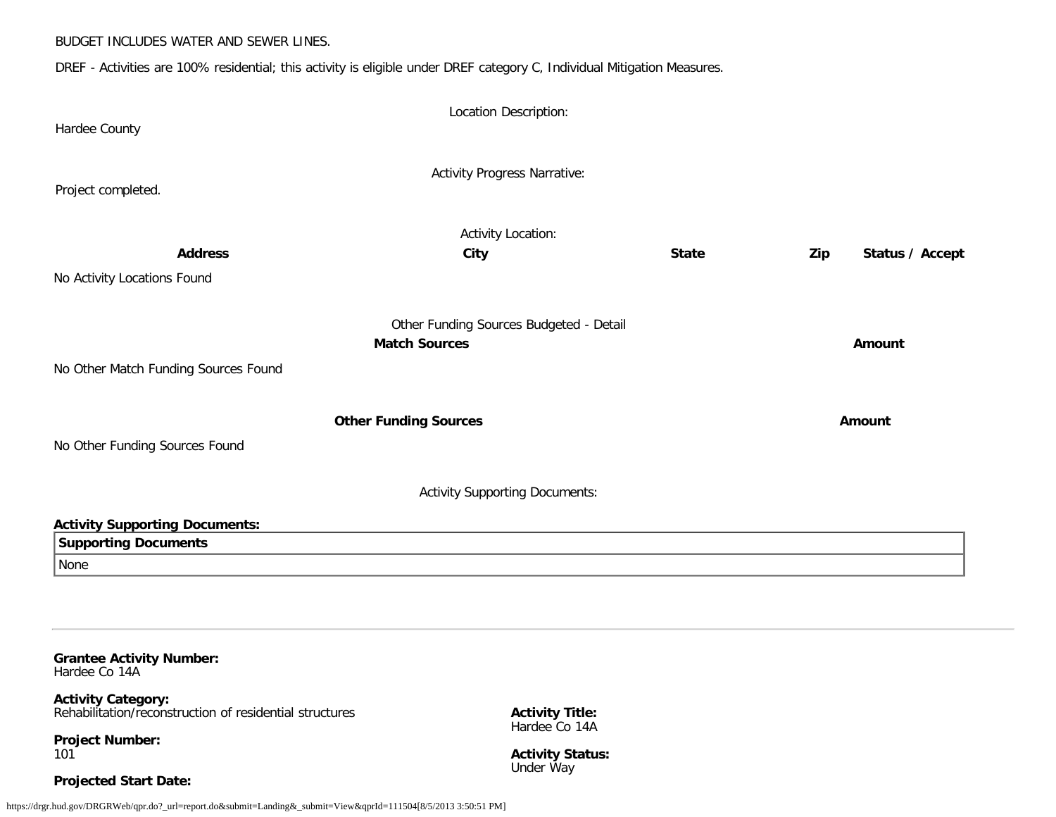BUDGET INCLUDES WATER AND SEWER LINES.

DREF - Activities are 100% residential; this activity is eligible under DREF category C, Individual Mitigation Measures.

Location Description:

Hardee County

Activity Progress Narrative:

Project completed.

Activity Location:

| Address | City | State | Zip | Status / Accept |
|---|---|---|---|---|
| No Activity Locations Found | | | | |

Other Funding Sources Budgeted - Detail

| Match Sources | Amount |
|---|---|
| No Other Match Funding Sources Found | |

| Other Funding Sources | Amount |
|---|---|
| No Other Funding Sources Found | |

Activity Supporting Documents:

**Activity Supporting Documents:**

| Supporting Documents |
|---|
| None |

---

**Grantee Activity Number:**
Hardee Co 14A

**Activity Category:**
Rehabilitation/reconstruction of residential structures

**Activity Title:**
Hardee Co 14A

**Project Number:**
101

**Activity Status:**
Under Way

**Projected Start Date:**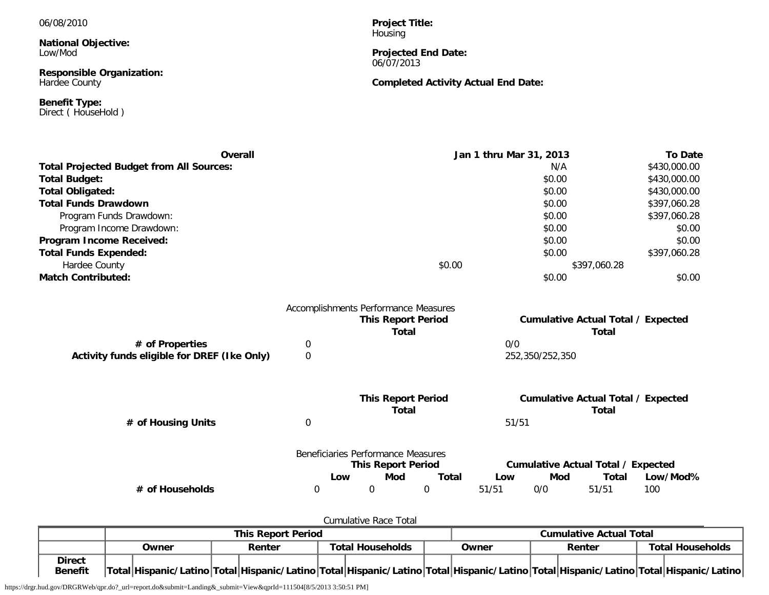06/08/2010

**National Objective:**
Low/Mod

**Responsible Organization:**
Hardee County

**Benefit Type:**
Direct ( HouseHold )

**Project Title:**
Housing

**Projected End Date:**
06/07/2013

**Completed Activity Actual End Date:**

| **Overall** | **Jan 1 thru Mar 31, 2013** | **To Date** |
|---|---|---|
| **Total Projected Budget from All Sources:** | N/A | $430,000.00 |
| **Total Budget:** | $0.00 | $430,000.00 |
| **Total Obligated:** | $0.00 | $430,000.00 |
| **Total Funds Drawdown** | $0.00 | $397,060.28 |
| Program Funds Drawdown: | $0.00 | $397,060.28 |
| Program Income Drawdown: | $0.00 | $0.00 |
| **Program Income Received:** | $0.00 | $0.00 |
| **Total Funds Expended:** | $0.00 | $397,060.28 |
| Hardee County | $0.00 | $397,060.28 |
| **Match Contributed:** | $0.00 | $0.00 |

Accomplishments Performance Measures

| | **This Report Period Total** | **Cumulative Actual Total / Expected Total** |
|---|---|---|
| **# of Properties** | 0 | 0/0 |
| **Activity funds eligible for DREF (Ike Only)** | 0 | 252,350/252,350 |

| | **This Report Period Total** | **Cumulative Actual Total / Expected Total** |
|---|---|---|
| **# of Housing Units** | 0 | 51/51 |

Beneficiaries Performance Measures

| | **This Report Period** | | | **Cumulative Actual Total / Expected** | | | |
|---|---|---|---|---|---|---|---|
| | **Low** | **Mod** | **Total** | **Low** | **Mod** | **Total** | **Low/Mod%** |
| **# of Households** | 0 | 0 | 0 | 51/51 | 0/0 | 51/51 | 100 |

Cumulative Race Total

| | **This Report Period** | | | | | | **Cumulative Actual Total** | | | | | |
|---|---|---|---|---|---|---|---|---|---|---|---|---|
| | **Owner** | | **Renter** | | **Total Households** | | **Owner** | | **Renter** | | **Total Households** | |
| **Direct Benefit** | **Total** | **Hispanic/Latino** | **Total** | **Hispanic/Latino** | **Total** | **Hispanic/Latino** | **Total** | **Hispanic/Latino** | **Total** | **Hispanic/Latino** | **Total** | **Hispanic/Latino** |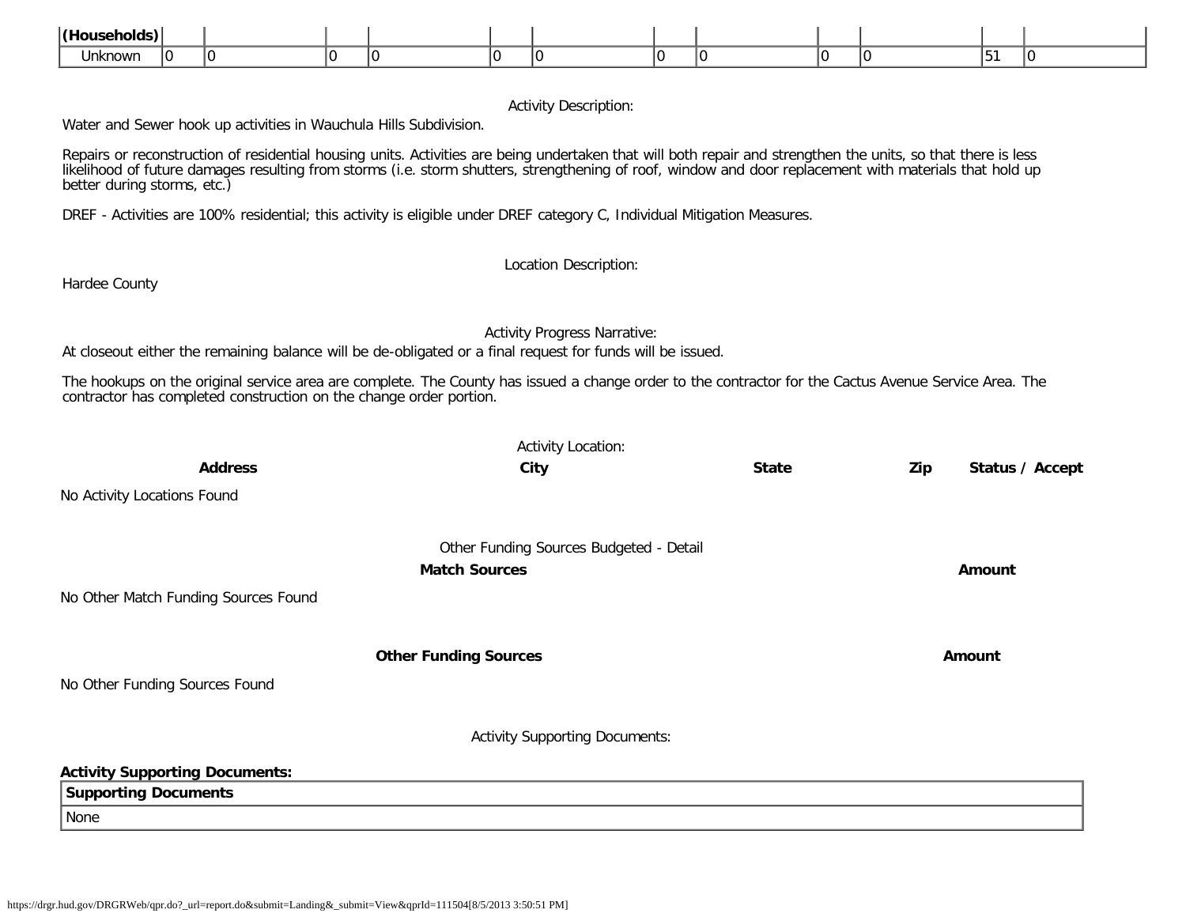| (Households) | | | | | | | | | | | | |
|---|---|---|---|---|---|---|---|---|---|---|---|---|
| Unknown | 0 | 0 | 0 | 0 | 0 | 0 | 0 | 0 | 0 | 0 | 51 | 0 |

Activity Description:

Water and Sewer hook up activities in Wauchula Hills Subdivision.

Repairs or reconstruction of residential housing units. Activities are being undertaken that will both repair and strengthen the units, so that there is less likelihood of future damages resulting from storms (i.e. storm shutters, strengthening of roof, window and door replacement with materials that hold up better during storms, etc.)

DREF - Activities are 100% residential; this activity is eligible under DREF category C, Individual Mitigation Measures.

Location Description:

Hardee County

Activity Progress Narrative:

At closeout either the remaining balance will be de-obligated or a final request for funds will be issued.

The hookups on the original service area are complete. The County has issued a change order to the contractor for the Cactus Avenue Service Area. The contractor has completed construction on the change order portion.

Activity Location:

| **Address** | **City** | **State** | **Zip** | **Status / Accept** |
|---|---|---|---|---|

No Activity Locations Found

Other Funding Sources Budgeted - Detail

| **Match Sources** | **Amount** |
|---|---|

No Other Match Funding Sources Found

| **Other Funding Sources** | **Amount** |
|---|---|

No Other Funding Sources Found

Activity Supporting Documents:

**Activity Supporting Documents:**

| **Supporting Documents** |
|---|
| None |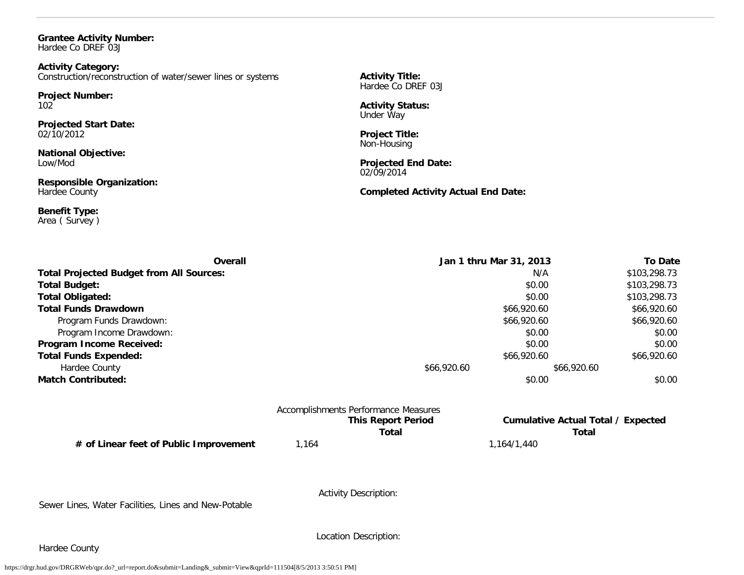**Grantee Activity Number:**
Hardee Co DREF 03J

**Activity Category:**
Construction/reconstruction of water/sewer lines or systems

**Project Number:**
102

**Projected Start Date:**
02/10/2012

**National Objective:**
Low/Mod

**Responsible Organization:**
Hardee County

**Benefit Type:**
Area ( Survey )

**Activity Title:**
Hardee Co DREF 03J

**Activity Status:**
Under Way

**Project Title:**
Non-Housing

**Projected End Date:**
02/09/2014

**Completed Activity Actual End Date:**

| Overall | Jan 1 thru Mar 31, 2013 | To Date |
|---|---|---|
| **Total Projected Budget from All Sources:** | N/A | $103,298.73 |
| **Total Budget:** | $0.00 | $103,298.73 |
| **Total Obligated:** | $0.00 | $103,298.73 |
| **Total Funds Drawdown** | $66,920.60 | $66,920.60 |
| Program Funds Drawdown: | $66,920.60 | $66,920.60 |
| Program Income Drawdown: | $0.00 | $0.00 |
| **Program Income Received:** | $0.00 | $0.00 |
| **Total Funds Expended:** | $66,920.60 | $66,920.60 |
| Hardee County | $66,920.60 | $66,920.60 |
| **Match Contributed:** | $0.00 | $0.00 |

Accomplishments Performance Measures

| | This Report Period Total | Cumulative Actual Total / Expected Total |
|---|---|---|
| **# of Linear feet of Public Improvement** | 1,164 | 1,164/1,440 |

Activity Description:

Sewer Lines, Water Facilities, Lines and New-Potable

Location Description:

Hardee County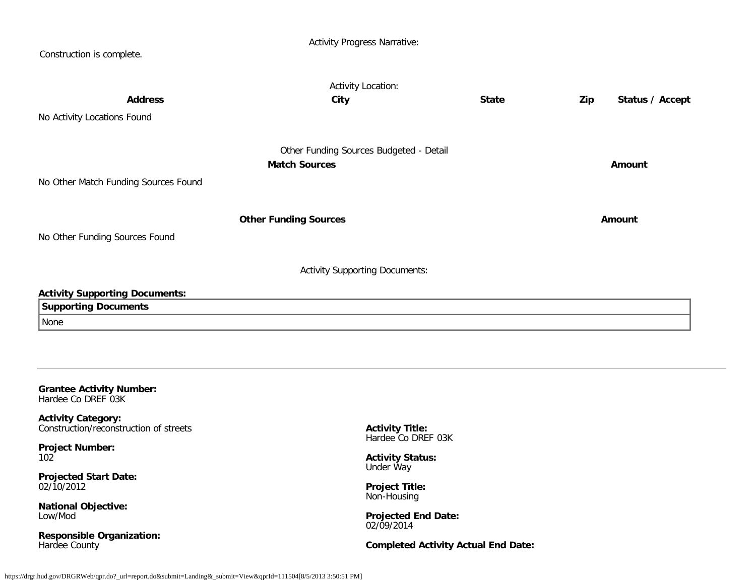Activity Progress Narrative:

Construction is complete.

Activity Location:

| Address | City | State | Zip | Status / Accept |
|---|---|---|---|---|
| No Activity Locations Found | | | | |

Other Funding Sources Budgeted - Detail

| Match Sources | Amount |
|---|---|
| No Other Match Funding Sources Found | |

| Other Funding Sources | Amount |
|---|---|
| No Other Funding Sources Found | |

Activity Supporting Documents:

**Activity Supporting Documents:**

| Supporting Documents |
|---|
| None |

---

**Grantee Activity Number:**
Hardee Co DREF 03K

**Activity Category:**
Construction/reconstruction of streets

**Activity Title:**
Hardee Co DREF 03K

**Project Number:**
102

**Activity Status:**
Under Way

**Projected Start Date:**
02/10/2012

**Project Title:**
Non-Housing

**National Objective:**
Low/Mod

**Projected End Date:**
02/09/2014

**Responsible Organization:**
Hardee County

**Completed Activity Actual End Date:**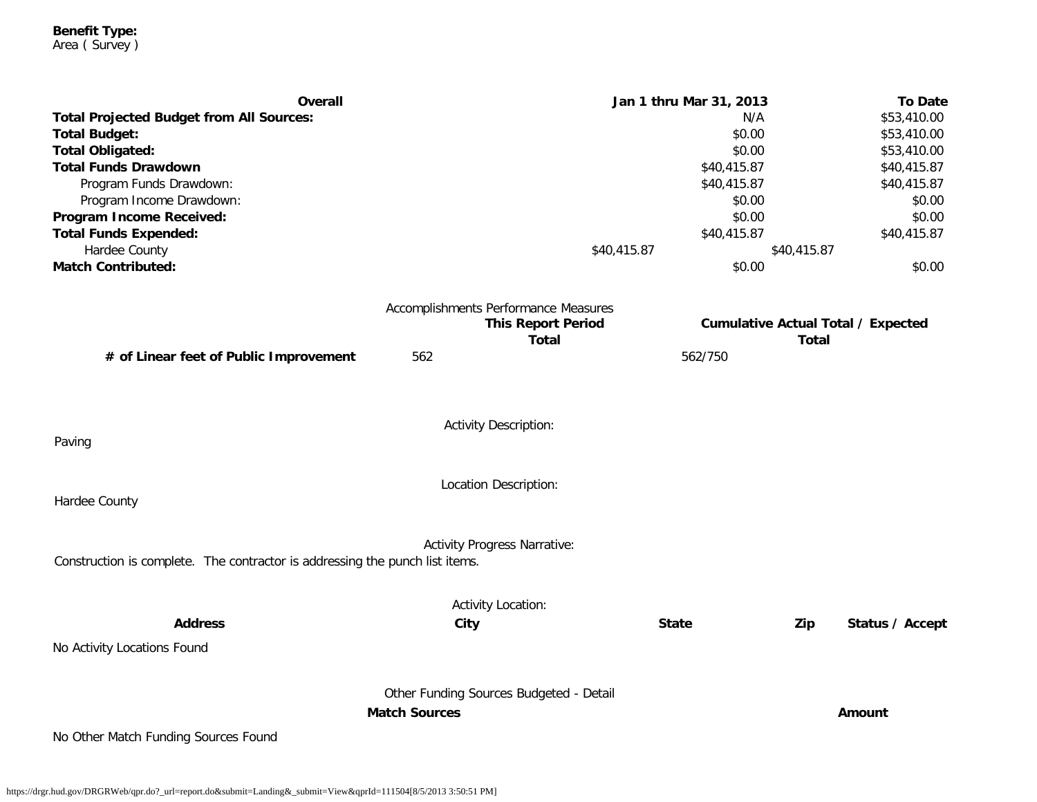**Benefit Type:**
Area ( Survey )

| Overall | Jan 1 thru Mar 31, 2013 | To Date |
|---|---|---|
| **Total Projected Budget from All Sources:** | N/A | $53,410.00 |
| **Total Budget:** | $0.00 | $53,410.00 |
| **Total Obligated:** | $0.00 | $53,410.00 |
| **Total Funds Drawdown** | $40,415.87 | $40,415.87 |
| Program Funds Drawdown: | $40,415.87 | $40,415.87 |
| Program Income Drawdown: | $0.00 | $0.00 |
| **Program Income Received:** | $0.00 | $0.00 |
| **Total Funds Expended:** | $40,415.87 | $40,415.87 |
| Hardee County | $40,415.87 | $40,415.87 |
| **Match Contributed:** | $0.00 | $0.00 |

Accomplishments Performance Measures

| | This Report Period Total | Cumulative Actual Total / Expected Total |
|---|---|---|
| **# of Linear feet of Public Improvement** | 562 | 562/750 |

Activity Description:

Paving

Location Description:

Hardee County

Activity Progress Narrative:

Construction is complete. The contractor is addressing the punch list items.

Activity Location:

| Address | City | State | Zip | Status / Accept |
|---|---|---|---|---|

No Activity Locations Found

Other Funding Sources Budgeted - Detail

| Match Sources | Amount |
|---|---|

No Other Match Funding Sources Found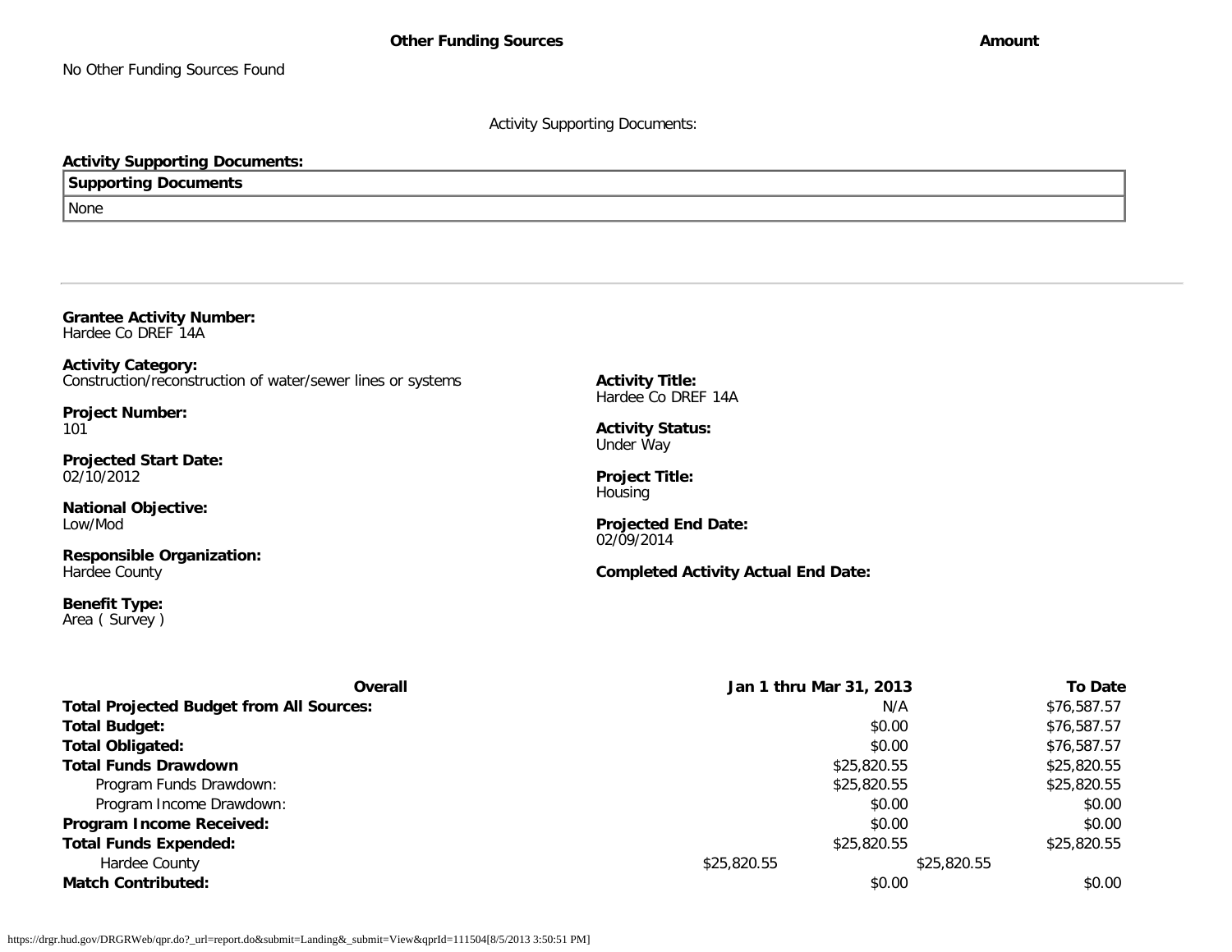| Other Funding Sources | Amount |
| --- | --- |
| No Other Funding Sources Found | |

Activity Supporting Documents:

**Activity Supporting Documents:**

| Supporting Documents |
| --- |
| None |

---

**Grantee Activity Number:**
Hardee Co DREF 14A

**Activity Category:**
Construction/reconstruction of water/sewer lines or systems

**Activity Title:**
Hardee Co DREF 14A

**Project Number:**
101

**Activity Status:**
Under Way

**Projected Start Date:**
02/10/2012

**Project Title:**
Housing

**National Objective:**
Low/Mod

**Projected End Date:**
02/09/2014

**Responsible Organization:**
Hardee County

**Completed Activity Actual End Date:**

**Benefit Type:**
Area ( Survey )

| Overall | | Jan 1 thru Mar 31, 2013 | To Date |
| --- | --- | --- | --- |
| **Total Projected Budget from All Sources:** | | N/A | $76,587.57 |
| **Total Budget:** | | $0.00 | $76,587.57 |
| **Total Obligated:** | | $0.00 | $76,587.57 |
| **Total Funds Drawdown** | | $25,820.55 | $25,820.55 |
| Program Funds Drawdown: | | $25,820.55 | $25,820.55 |
| Program Income Drawdown: | | $0.00 | $0.00 |
| **Program Income Received:** | | $0.00 | $0.00 |
| **Total Funds Expended:** | | $25,820.55 | $25,820.55 |
| Hardee County | $25,820.55 | $25,820.55 | |
| **Match Contributed:** | | $0.00 | $0.00 |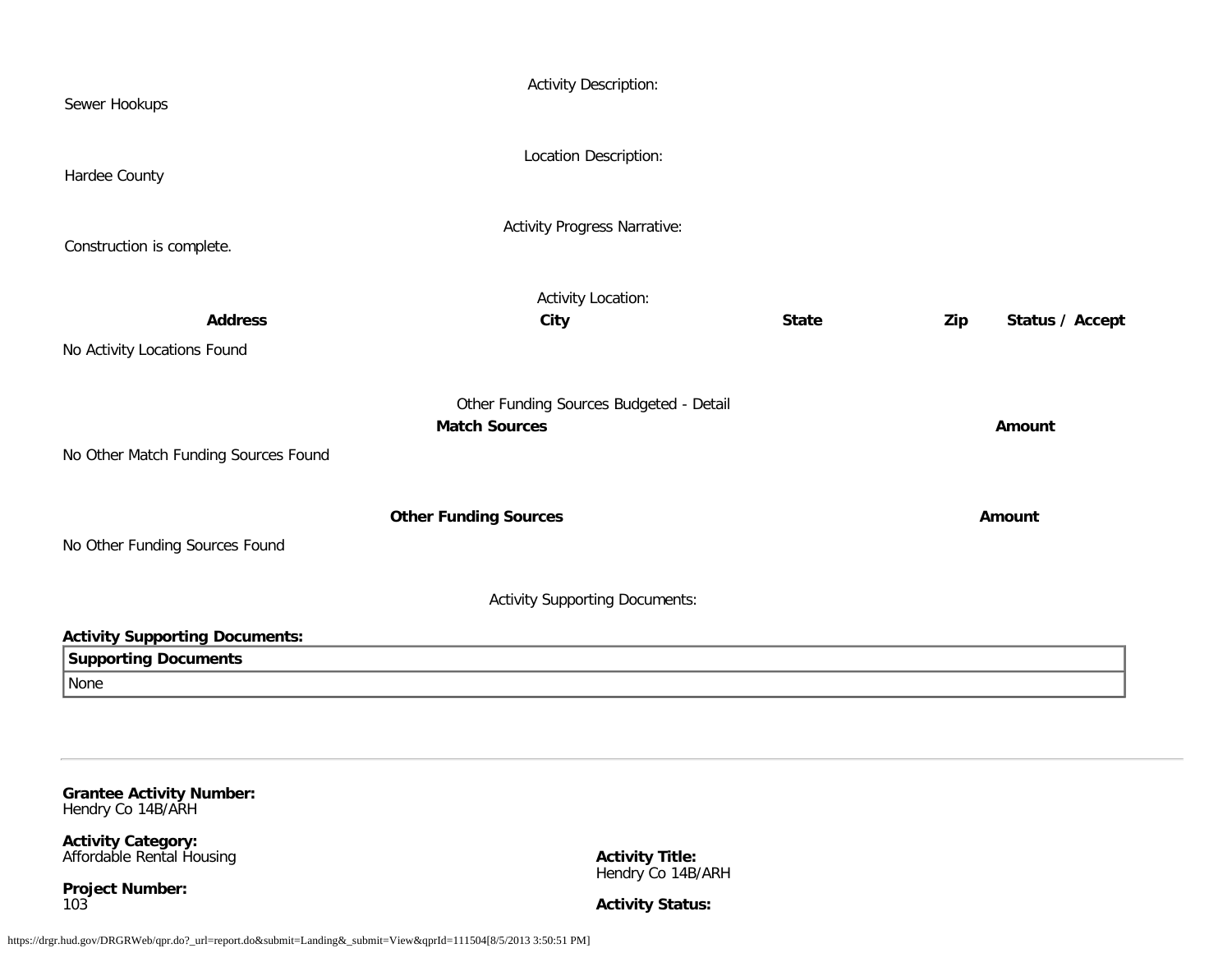Activity Description:

Sewer Hookups

Location Description:

Hardee County

Activity Progress Narrative:

Construction is complete.

Activity Location:

| Address | City | State | Zip | Status / Accept |
|---|---|---|---|---|
| No Activity Locations Found | | | | |

Other Funding Sources Budgeted - Detail

| Match Sources | Amount |
|---|---|
| No Other Match Funding Sources Found | |

| Other Funding Sources | Amount |
|---|---|
| No Other Funding Sources Found | |

Activity Supporting Documents:

**Activity Supporting Documents:**

| Supporting Documents |
|---|
| None |

---

**Grantee Activity Number:**
Hendry Co 14B/ARH

**Activity Category:**
Affordable Rental Housing

**Activity Title:**
Hendry Co 14B/ARH

**Project Number:**
103

**Activity Status:**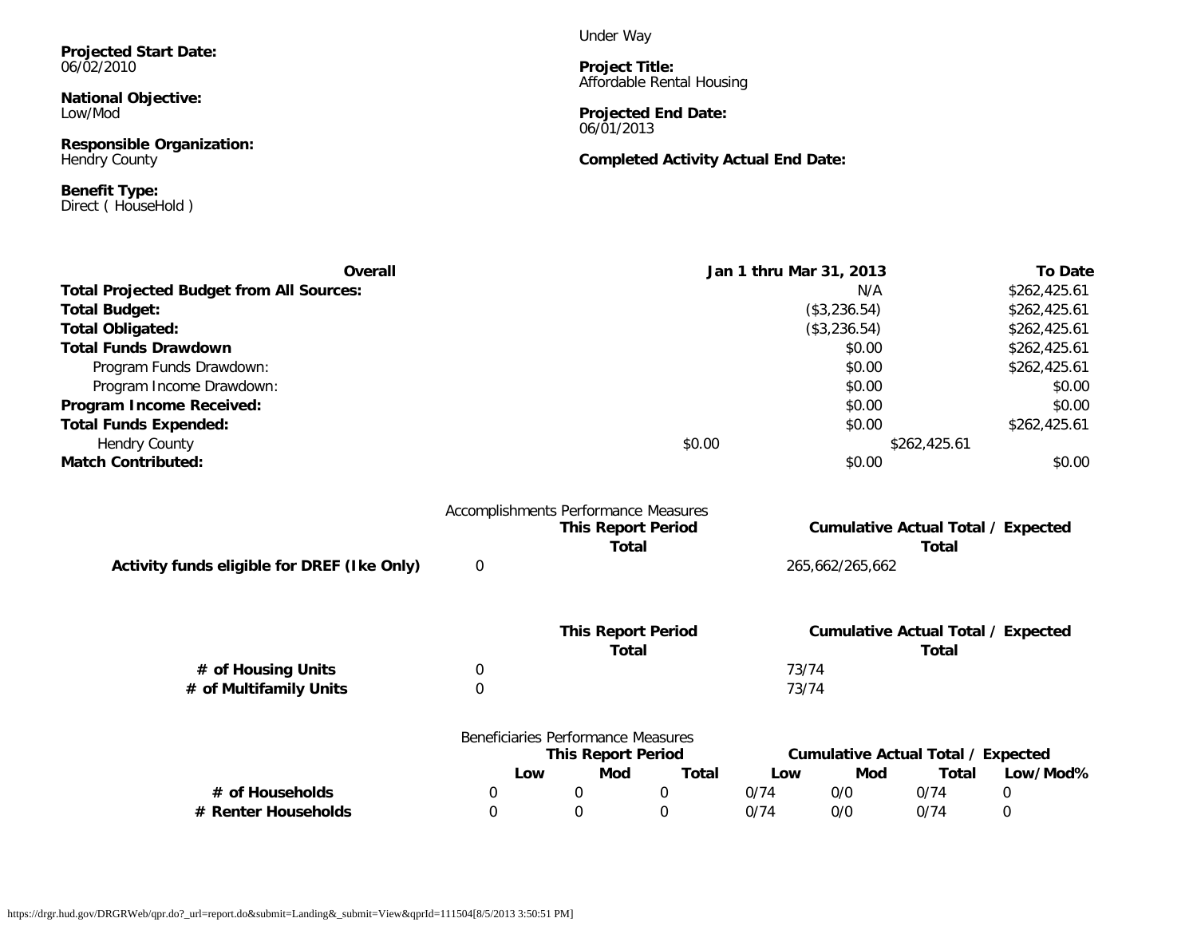**Projected Start Date:**
06/02/2010

**National Objective:**
Low/Mod

**Responsible Organization:**
Hendry County

**Benefit Type:**
Direct ( HouseHold )

Under Way

**Project Title:**
Affordable Rental Housing

**Projected End Date:**
06/01/2013

**Completed Activity Actual End Date:**

| **Overall** | **Jan 1 thru Mar 31, 2013** | **To Date** |
|---|---|---|
| **Total Projected Budget from All Sources:** | N/A | $262,425.61 |
| **Total Budget:** | ($3,236.54) | $262,425.61 |
| **Total Obligated:** | ($3,236.54) | $262,425.61 |
| **Total Funds Drawdown** | $0.00 | $262,425.61 |
| Program Funds Drawdown: | $0.00 | $262,425.61 |
| Program Income Drawdown: | $0.00 | $0.00 |
| **Program Income Received:** | $0.00 | $0.00 |
| **Total Funds Expended:** | $0.00 | $262,425.61 |
| Hendry County | $0.00 | $262,425.61 |
| **Match Contributed:** | $0.00 | $0.00 |

Accomplishments Performance Measures

| | **This Report Period Total** | **Cumulative Actual Total / Expected Total** |
|---|---|---|
| **Activity funds eligible for DREF (Ike Only)** | 0 | 265,662/265,662 |

| | **This Report Period Total** | **Cumulative Actual Total / Expected Total** |
|---|---|---|
| **# of Housing Units** | 0 | 73/74 |
| **# of Multifamily Units** | 0 | 73/74 |

Beneficiaries Performance Measures

| | **This Report Period** | | | **Cumulative Actual Total / Expected** | | | |
|---|---|---|---|---|---|---|---|
| | **Low** | **Mod** | **Total** | **Low** | **Mod** | **Total** | **Low/Mod%** |
| **# of Households** | 0 | 0 | 0 | 0/74 | 0/0 | 0/74 | 0 |
| **# Renter Households** | 0 | 0 | 0 | 0/74 | 0/0 | 0/74 | 0 |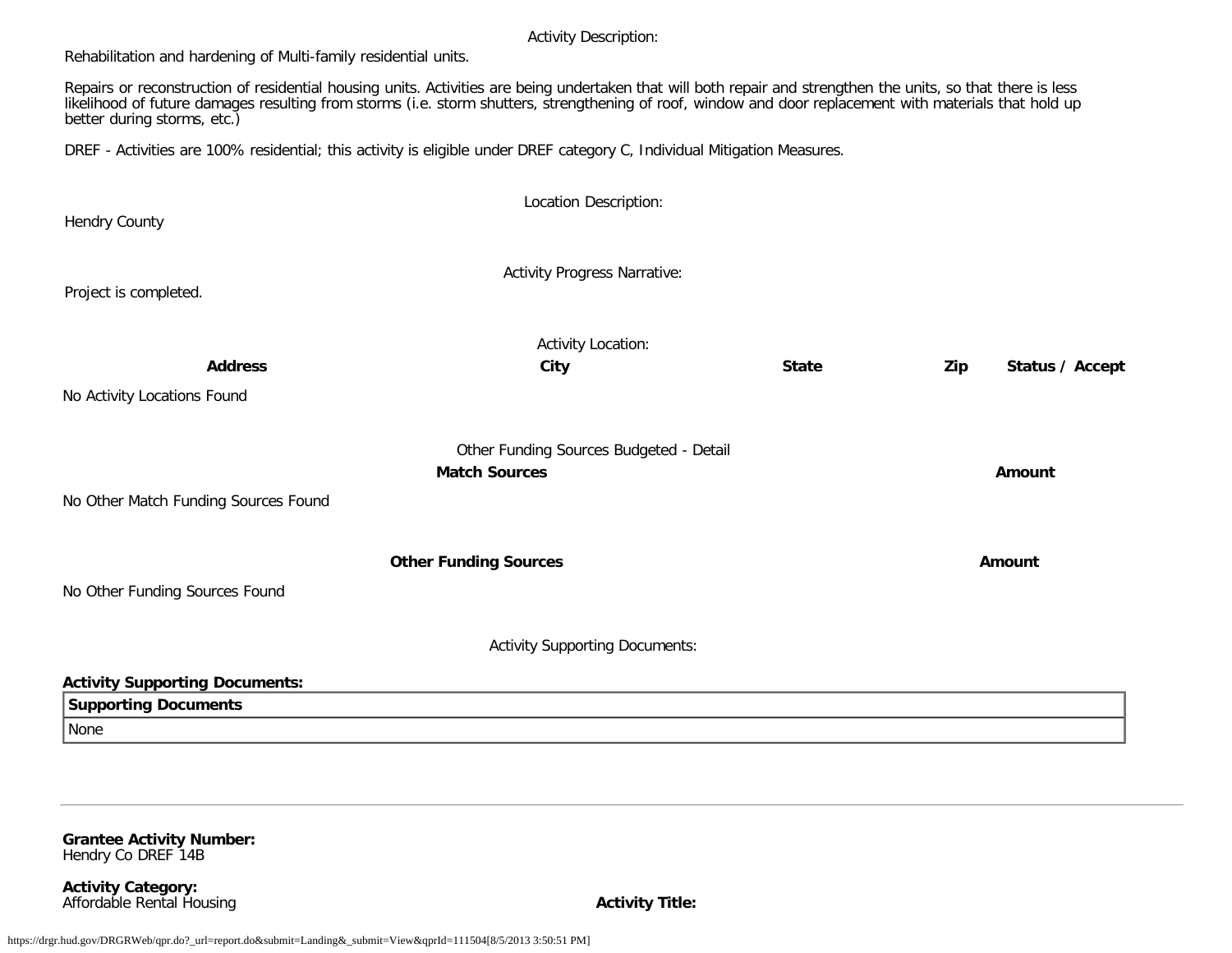Activity Description:

Rehabilitation and hardening of Multi-family residential units.

Repairs or reconstruction of residential housing units. Activities are being undertaken that will both repair and strengthen the units, so that there is less likelihood of future damages resulting from storms (i.e. storm shutters, strengthening of roof, window and door replacement with materials that hold up better during storms, etc.)

DREF - Activities are 100% residential; this activity is eligible under DREF category C, Individual Mitigation Measures.

Location Description:

Hendry County

Activity Progress Narrative:

Project is completed.

Activity Location:

| Address | City | State | Zip | Status / Accept |
|---|---|---|---|---|

No Activity Locations Found

Other Funding Sources Budgeted - Detail

| Match Sources | Amount |
|---|---|

No Other Match Funding Sources Found

| Other Funding Sources | Amount |
|---|---|

No Other Funding Sources Found

Activity Supporting Documents:

**Activity Supporting Documents:**

| Supporting Documents |
|---|
| None |

---

**Grantee Activity Number:**
Hendry Co DREF 14B

**Activity Category:**
Affordable Rental Housing

**Activity Title:**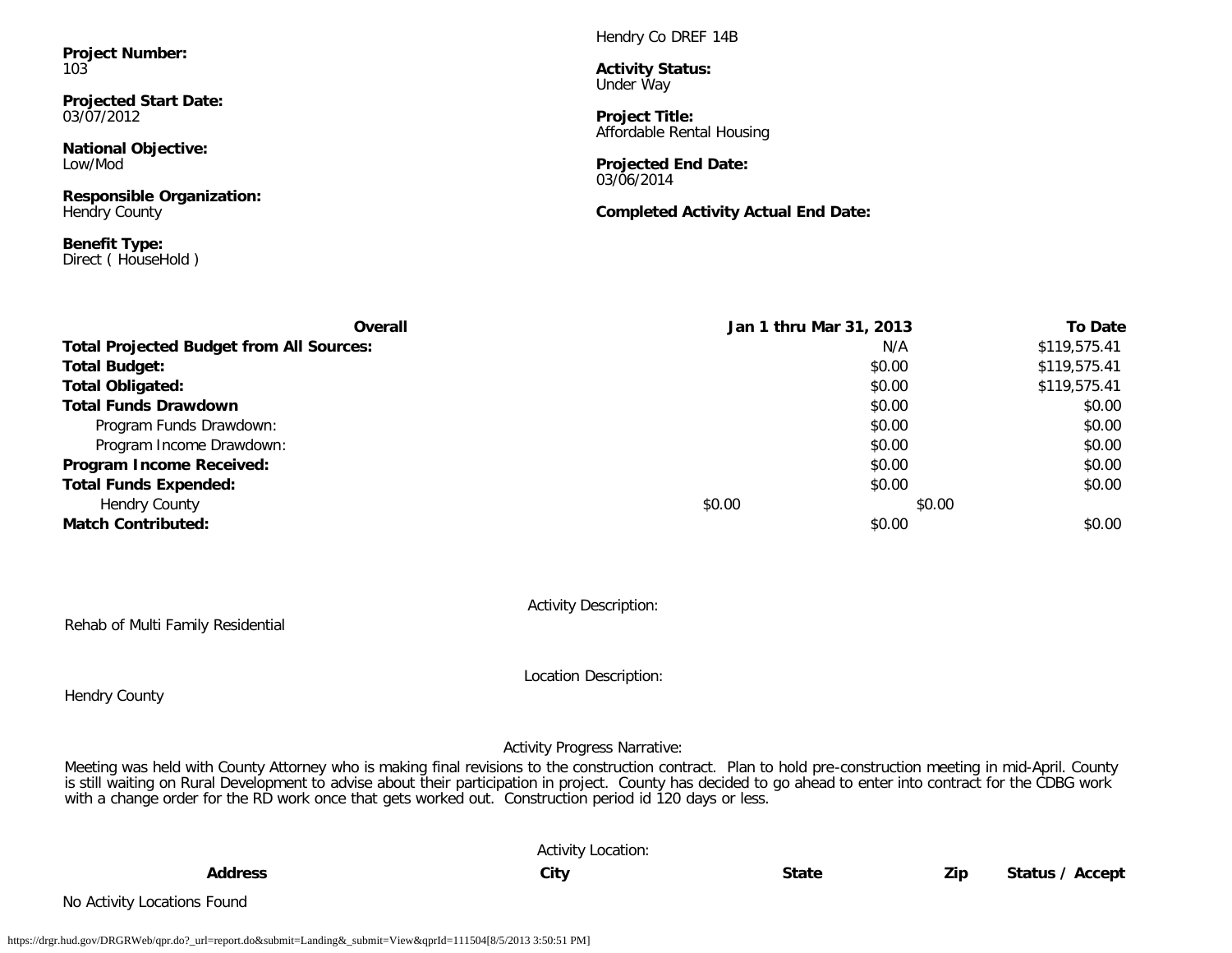Hendry Co DREF 14B

**Project Number:**
103

**Activity Status:**
Under Way

**Projected Start Date:**
03/07/2012

**Project Title:**
Affordable Rental Housing

**National Objective:**
Low/Mod

**Projected End Date:**
03/06/2014

**Responsible Organization:**
Hendry County

**Completed Activity Actual End Date:**

**Benefit Type:**
Direct ( HouseHold )

| Overall | Jan 1 thru Mar 31, 2013 | To Date |
|---|---|---|
| **Total Projected Budget from All Sources:** | N/A | $119,575.41 |
| **Total Budget:** | $0.00 | $119,575.41 |
| **Total Obligated:** | $0.00 | $119,575.41 |
| **Total Funds Drawdown** | $0.00 | $0.00 |
| Program Funds Drawdown: | $0.00 | $0.00 |
| Program Income Drawdown: | $0.00 | $0.00 |
| **Program Income Received:** | $0.00 | $0.00 |
| **Total Funds Expended:** | $0.00 | $0.00 |
| Hendry County | $0.00 | $0.00 |
| **Match Contributed:** | $0.00 | $0.00 |

Activity Description:

Rehab of Multi Family Residential

Location Description:

Hendry County

Activity Progress Narrative:

Meeting was held with County Attorney who is making final revisions to the construction contract. Plan to hold pre-construction meeting in mid-April. County is still waiting on Rural Development to advise about their participation in project. County has decided to go ahead to enter into contract for the CDBG work with a change order for the RD work once that gets worked out. Construction period id 120 days or less.

Activity Location:

| Address | City | State | Zip | Status / Accept |
|---|---|---|---|---|

No Activity Locations Found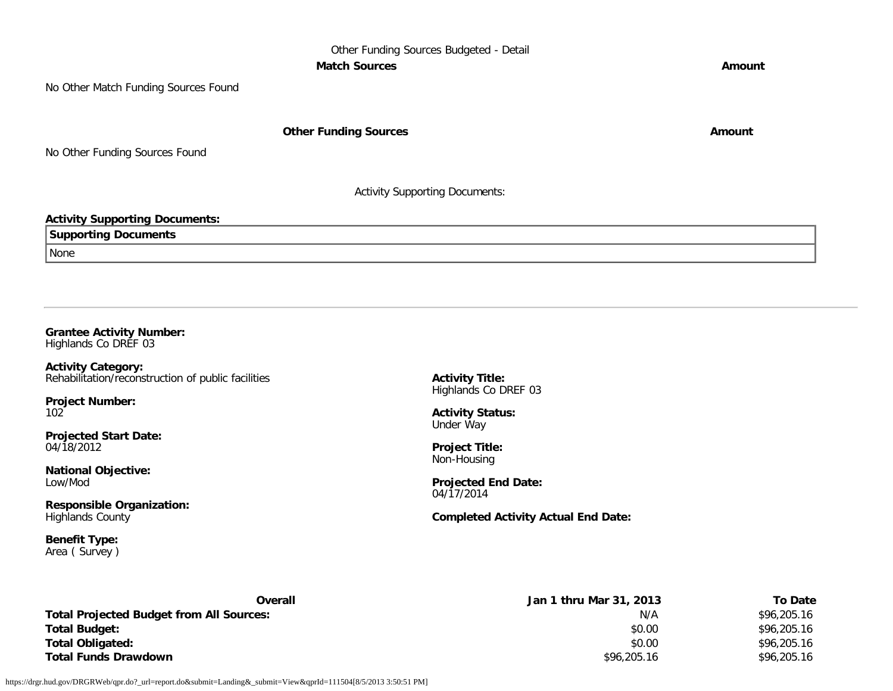Other Funding Sources Budgeted - Detail

| Match Sources | Amount |
| --- | --- |

No Other Match Funding Sources Found

| Other Funding Sources | Amount |
| --- | --- |

No Other Funding Sources Found

Activity Supporting Documents:

**Activity Supporting Documents:**

| Supporting Documents |
| --- |
| None |

---

**Grantee Activity Number:**
Highlands Co DREF 03

**Activity Category:**
Rehabilitation/reconstruction of public facilities

**Activity Title:**
Highlands Co DREF 03

**Project Number:**
102

**Activity Status:**
Under Way

**Projected Start Date:**
04/18/2012

**Project Title:**
Non-Housing

**National Objective:**
Low/Mod

**Projected End Date:**
04/17/2014

**Responsible Organization:**
Highlands County

**Completed Activity Actual End Date:**

**Benefit Type:**
Area ( Survey )

| Overall | Jan 1 thru Mar 31, 2013 | To Date |
| --- | --- | --- |
| **Total Projected Budget from All Sources:** | N/A | $96,205.16 |
| **Total Budget:** | $0.00 | $96,205.16 |
| **Total Obligated:** | $0.00 | $96,205.16 |
| **Total Funds Drawdown** | $96,205.16 | $96,205.16 |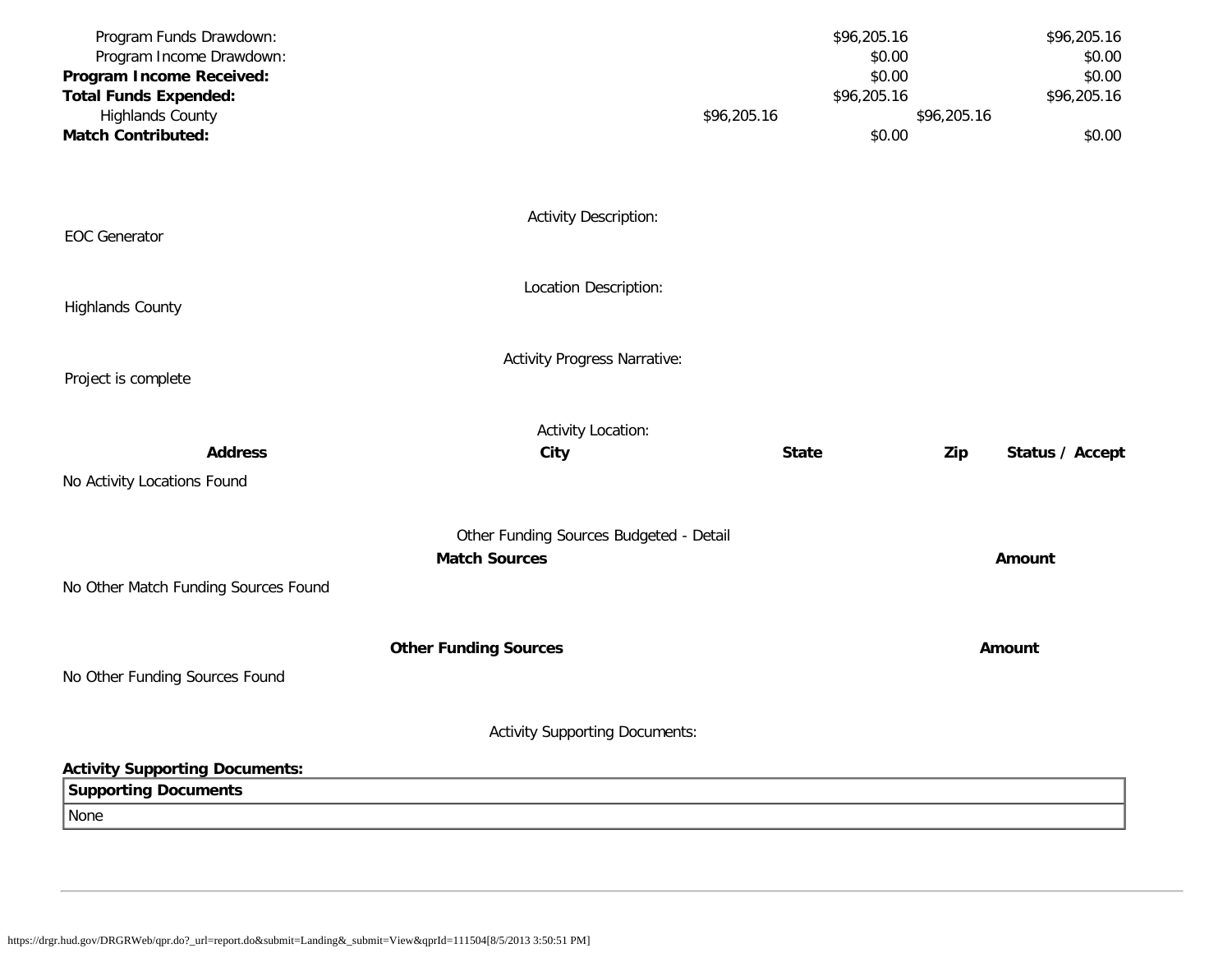| | | | | |
|---|---|---|---|---|
| Program Funds Drawdown: | | $96,205.16 | | $96,205.16 |
| Program Income Drawdown: | | $0.00 | | $0.00 |
| **Program Income Received:** | | $0.00 | | $0.00 |
| **Total Funds Expended:** | | $96,205.16 | | $96,205.16 |
| Highlands County | $96,205.16 | | $96,205.16 | |
| **Match Contributed:** | | $0.00 | | $0.00 |

Activity Description:

EOC Generator

Location Description:

Highlands County

Activity Progress Narrative:

Project is complete

Activity Location:

| **Address** | **City** | **State** | **Zip** | **Status / Accept** |
|---|---|---|---|---|
| No Activity Locations Found | | | | |

Other Funding Sources Budgeted - Detail

| **Match Sources** | **Amount** |
|---|---|
| No Other Match Funding Sources Found | |

| **Other Funding Sources** | **Amount** |
|---|---|
| No Other Funding Sources Found | |

Activity Supporting Documents:

**Activity Supporting Documents:**

| **Supporting Documents** |
|---|
| None |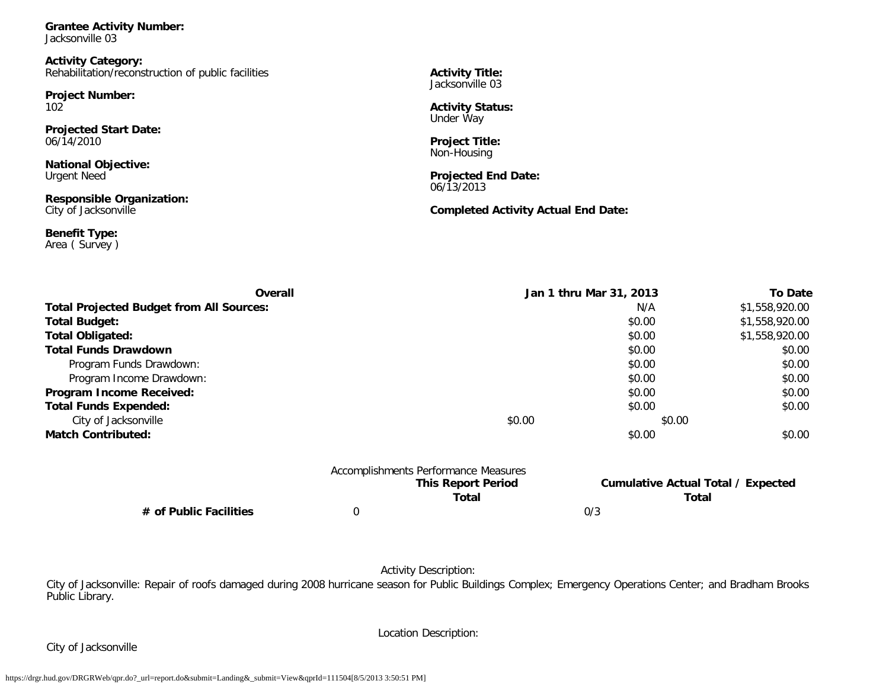**Grantee Activity Number:**
Jacksonville 03

**Activity Category:**
Rehabilitation/reconstruction of public facilities

**Project Number:**
102

**Projected Start Date:**
06/14/2010

**National Objective:**
Urgent Need

**Responsible Organization:**
City of Jacksonville

**Benefit Type:**
Area ( Survey )

**Activity Title:**
Jacksonville 03

**Activity Status:**
Under Way

**Project Title:**
Non-Housing

**Projected End Date:**
06/13/2013

**Completed Activity Actual End Date:**

| Overall | Jan 1 thru Mar 31, 2013 | To Date |
|---|---|---|
| **Total Projected Budget from All Sources:** | N/A | $1,558,920.00 |
| **Total Budget:** | $0.00 | $1,558,920.00 |
| **Total Obligated:** | $0.00 | $1,558,920.00 |
| **Total Funds Drawdown** | $0.00 | $0.00 |
| Program Funds Drawdown: | $0.00 | $0.00 |
| Program Income Drawdown: | $0.00 | $0.00 |
| **Program Income Received:** | $0.00 | $0.00 |
| **Total Funds Expended:** | $0.00 | $0.00 |
| City of Jacksonville | $0.00 | $0.00 |
| **Match Contributed:** | $0.00 | $0.00 |

Accomplishments Performance Measures

| | This Report Period Total | Cumulative Actual Total / Expected Total |
|---|---|---|
| **# of Public Facilities** | 0 | 0/3 |

Activity Description:

City of Jacksonville: Repair of roofs damaged during 2008 hurricane season for Public Buildings Complex; Emergency Operations Center; and Bradham Brooks Public Library.

Location Description:

City of Jacksonville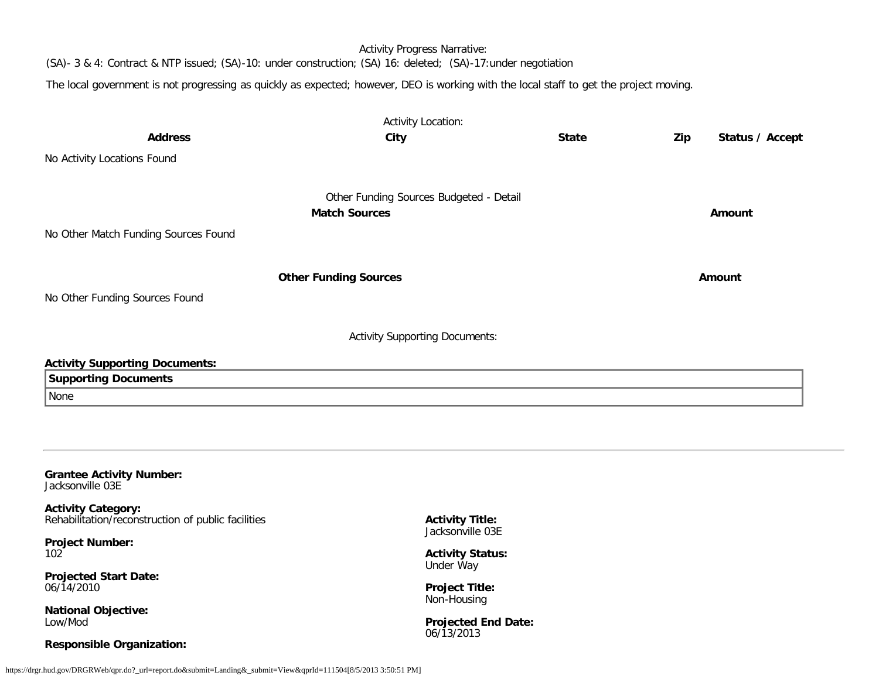Activity Progress Narrative:

(SA)- 3 & 4: Contract & NTP issued; (SA)-10: under construction; (SA) 16: deleted; (SA)-17:under negotiation

The local government is not progressing as quickly as expected; however, DEO is working with the local staff to get the project moving.

Activity Location:

| Address | City | State | Zip | Status / Accept |
|---|---|---|---|---|
| No Activity Locations Found | | | | |

Other Funding Sources Budgeted - Detail

| Match Sources | Amount |
|---|---|
| No Other Match Funding Sources Found | |

| Other Funding Sources | Amount |
|---|---|
| No Other Funding Sources Found | |

Activity Supporting Documents:

**Activity Supporting Documents:**

| Supporting Documents |
|---|
| None |

---

**Grantee Activity Number:**
Jacksonville 03E

**Activity Category:**
Rehabilitation/reconstruction of public facilities

**Project Number:**
102

**Projected Start Date:**
06/14/2010

**National Objective:**
Low/Mod

**Responsible Organization:**

**Activity Title:**
Jacksonville 03E

**Activity Status:**
Under Way

**Project Title:**
Non-Housing

**Projected End Date:**
06/13/2013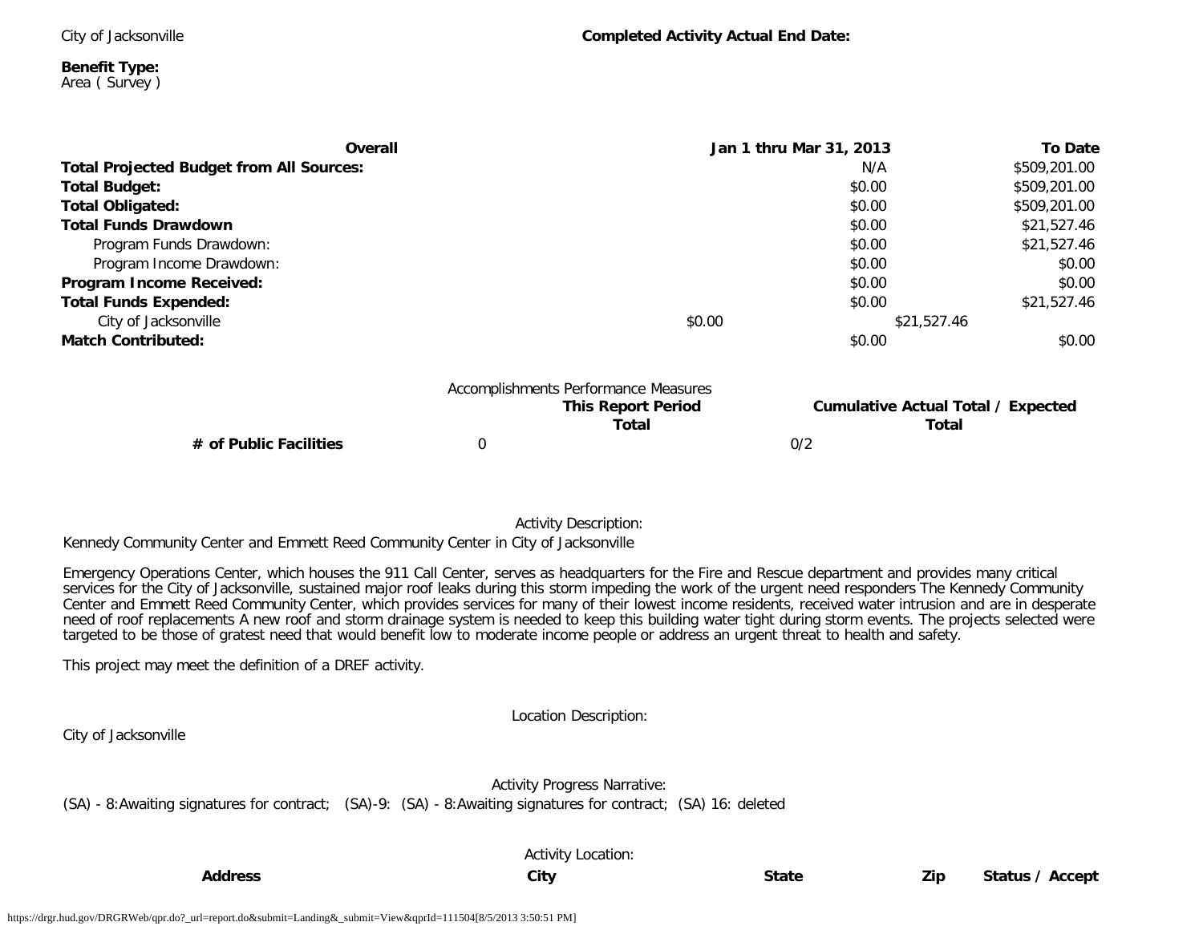City of Jacksonville

**Completed Activity Actual End Date:**

**Benefit Type:**
Area ( Survey )

| **Overall** | **Jan 1 thru Mar 31, 2013** | **To Date** |
|---|---|---|
| **Total Projected Budget from All Sources:** | N/A | $509,201.00 |
| **Total Budget:** | $0.00 | $509,201.00 |
| **Total Obligated:** | $0.00 | $509,201.00 |
| **Total Funds Drawdown** | $0.00 | $21,527.46 |
| Program Funds Drawdown: | $0.00 | $21,527.46 |
| Program Income Drawdown: | $0.00 | $0.00 |
| **Program Income Received:** | $0.00 | $0.00 |
| **Total Funds Expended:** | $0.00 | $21,527.46 |
| City of Jacksonville | $0.00 | $21,527.46 |
| **Match Contributed:** | $0.00 | $0.00 |

Accomplishments Performance Measures

| | **This Report Period Total** | **Cumulative Actual Total / Expected Total** |
|---|---|---|
| **# of Public Facilities** | 0 | 0/2 |

Activity Description:

Kennedy Community Center and Emmett Reed Community Center in City of Jacksonville

Emergency Operations Center, which houses the 911 Call Center, serves as headquarters for the Fire and Rescue department and provides many critical services for the City of Jacksonville, sustained major roof leaks during this storm impeding the work of the urgent need responders The Kennedy Community Center and Emmett Reed Community Center, which provides services for many of their lowest income residents, received water intrusion and are in desperate need of roof replacements A new roof and storm drainage system is needed to keep this building water tight during storm events. The projects selected were targeted to be those of gratest need that would benefit low to moderate income people or address an urgent threat to health and safety.

This project may meet the definition of a DREF activity.

Location Description:

City of Jacksonville

Activity Progress Narrative:

(SA) - 8:Awaiting signatures for contract; (SA)-9: (SA) - 8:Awaiting signatures for contract; (SA) 16: deleted

Activity Location:

| **Address** | **City** | **State** | **Zip** | **Status / Accept** |
|---|---|---|---|---|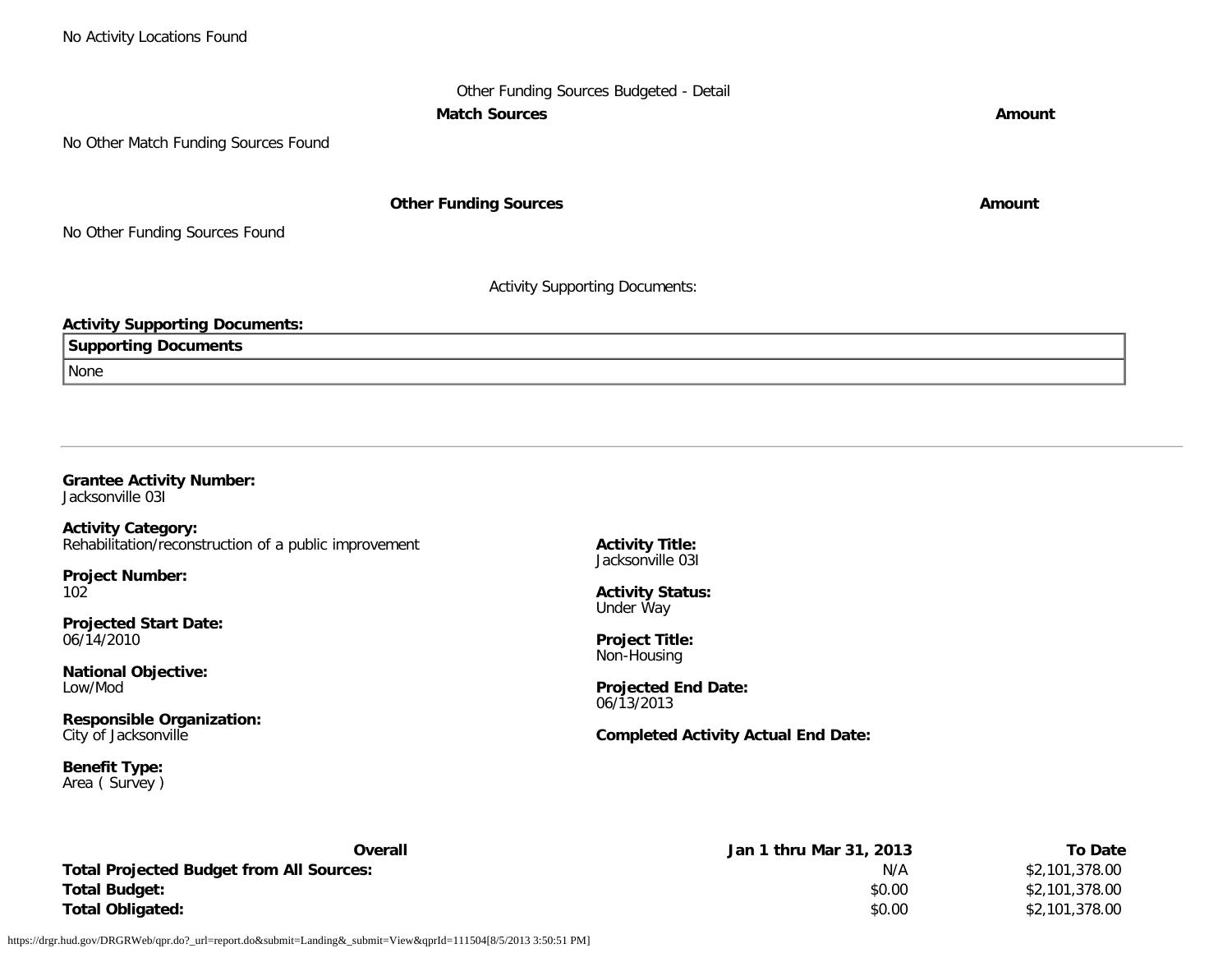No Activity Locations Found

Other Funding Sources Budgeted - Detail

| Match Sources | Amount |
|---|---|

No Other Match Funding Sources Found

| Other Funding Sources | Amount |
|---|---|

No Other Funding Sources Found

Activity Supporting Documents:

**Activity Supporting Documents:**

| Supporting Documents |
|---|
| None |

---

**Grantee Activity Number:**
Jacksonville 03I

**Activity Category:**
Rehabilitation/reconstruction of a public improvement

**Project Number:**
102

**Projected Start Date:**
06/14/2010

**National Objective:**
Low/Mod

**Responsible Organization:**
City of Jacksonville

**Benefit Type:**
Area ( Survey )

**Activity Title:**
Jacksonville 03I

**Activity Status:**
Under Way

**Project Title:**
Non-Housing

**Projected End Date:**
06/13/2013

**Completed Activity Actual End Date:**

| Overall | Jan 1 thru Mar 31, 2013 | To Date |
|---|---|---|
| **Total Projected Budget from All Sources:** | N/A | $2,101,378.00 |
| **Total Budget:** | $0.00 | $2,101,378.00 |
| **Total Obligated:** | $0.00 | $2,101,378.00 |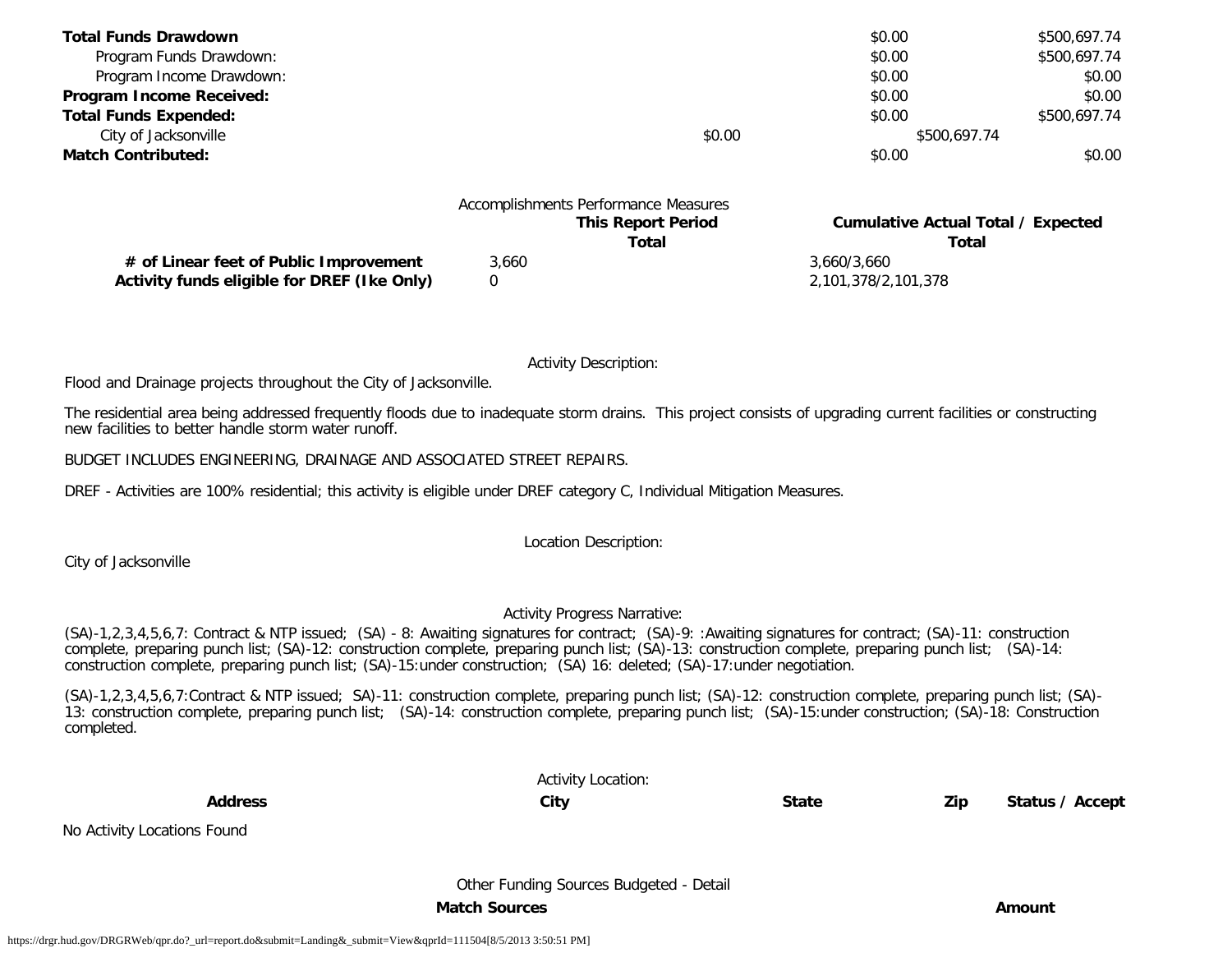| | | | |
|---|---|---|---|
| **Total Funds Drawdown** | | $0.00 | $500,697.74 |
| Program Funds Drawdown: | | $0.00 | $500,697.74 |
| Program Income Drawdown: | | $0.00 | $0.00 |
| **Program Income Received:** | | $0.00 | $0.00 |
| **Total Funds Expended:** | | $0.00 | $500,697.74 |
| City of Jacksonville | $0.00 | $500,697.74 | |
| **Match Contributed:** | | $0.00 | $0.00 |

Accomplishments Performance Measures

| | **This Report Period Total** | **Cumulative Actual Total / Expected Total** |
|---|---|---|
| **# of Linear feet of Public Improvement** | 3,660 | 3,660/3,660 |
| **Activity funds eligible for DREF (Ike Only)** | 0 | 2,101,378/2,101,378 |

Activity Description:

Flood and Drainage projects throughout the City of Jacksonville.

The residential area being addressed frequently floods due to inadequate storm drains. This project consists of upgrading current facilities or constructing new facilities to better handle storm water runoff.

BUDGET INCLUDES ENGINEERING, DRAINAGE AND ASSOCIATED STREET REPAIRS.

DREF - Activities are 100% residential; this activity is eligible under DREF category C, Individual Mitigation Measures.

Location Description:

City of Jacksonville

Activity Progress Narrative:

(SA)-1,2,3,4,5,6,7: Contract & NTP issued; (SA) - 8: Awaiting signatures for contract; (SA)-9: :Awaiting signatures for contract; (SA)-11: construction complete, preparing punch list; (SA)-12: construction complete, preparing punch list; (SA)-13: construction complete, preparing punch list; (SA)-14: construction complete, preparing punch list; (SA)-15:under construction; (SA) 16: deleted; (SA)-17:under negotiation.

(SA)-1,2,3,4,5,6,7:Contract & NTP issued; SA)-11: construction complete, preparing punch list; (SA)-12: construction complete, preparing punch list; (SA)-13: construction complete, preparing punch list; (SA)-14: construction complete, preparing punch list; (SA)-15:under construction; (SA)-18: Construction completed.

Activity Location:

| **Address** | **City** | **State** | **Zip** | **Status / Accept** |
|---|---|---|---|---|

No Activity Locations Found

Other Funding Sources Budgeted - Detail

| **Match Sources** | **Amount** |
|---|---|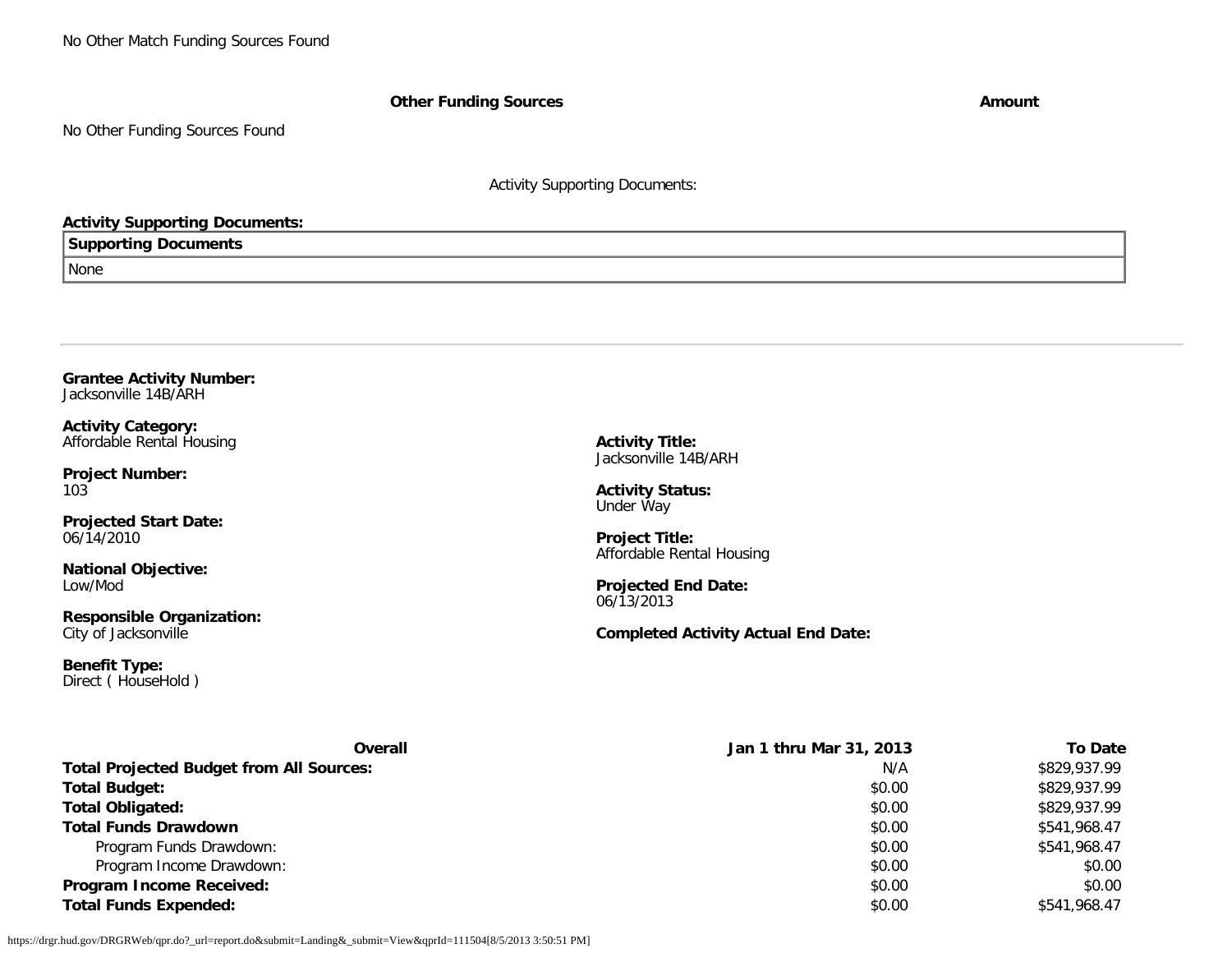No Other Match Funding Sources Found

| Other Funding Sources | Amount |
| --- | --- |

No Other Funding Sources Found

Activity Supporting Documents:

**Activity Supporting Documents:**

| Supporting Documents |
| --- |
| None |

---

**Grantee Activity Number:**
Jacksonville 14B/ARH

**Activity Category:**
Affordable Rental Housing

**Project Number:**
103

**Projected Start Date:**
06/14/2010

**National Objective:**
Low/Mod

**Responsible Organization:**
City of Jacksonville

**Benefit Type:**
Direct ( HouseHold )

**Activity Title:**
Jacksonville 14B/ARH

**Activity Status:**
Under Way

**Project Title:**
Affordable Rental Housing

**Projected End Date:**
06/13/2013

**Completed Activity Actual End Date:**

| Overall | Jan 1 thru Mar 31, 2013 | To Date |
| --- | --- | --- |
| **Total Projected Budget from All Sources:** | N/A | $829,937.99 |
| **Total Budget:** | $0.00 | $829,937.99 |
| **Total Obligated:** | $0.00 | $829,937.99 |
| **Total Funds Drawdown** | $0.00 | $541,968.47 |
| Program Funds Drawdown: | $0.00 | $541,968.47 |
| Program Income Drawdown: | $0.00 | $0.00 |
| **Program Income Received:** | $0.00 | $0.00 |
| **Total Funds Expended:** | $0.00 | $541,968.47 |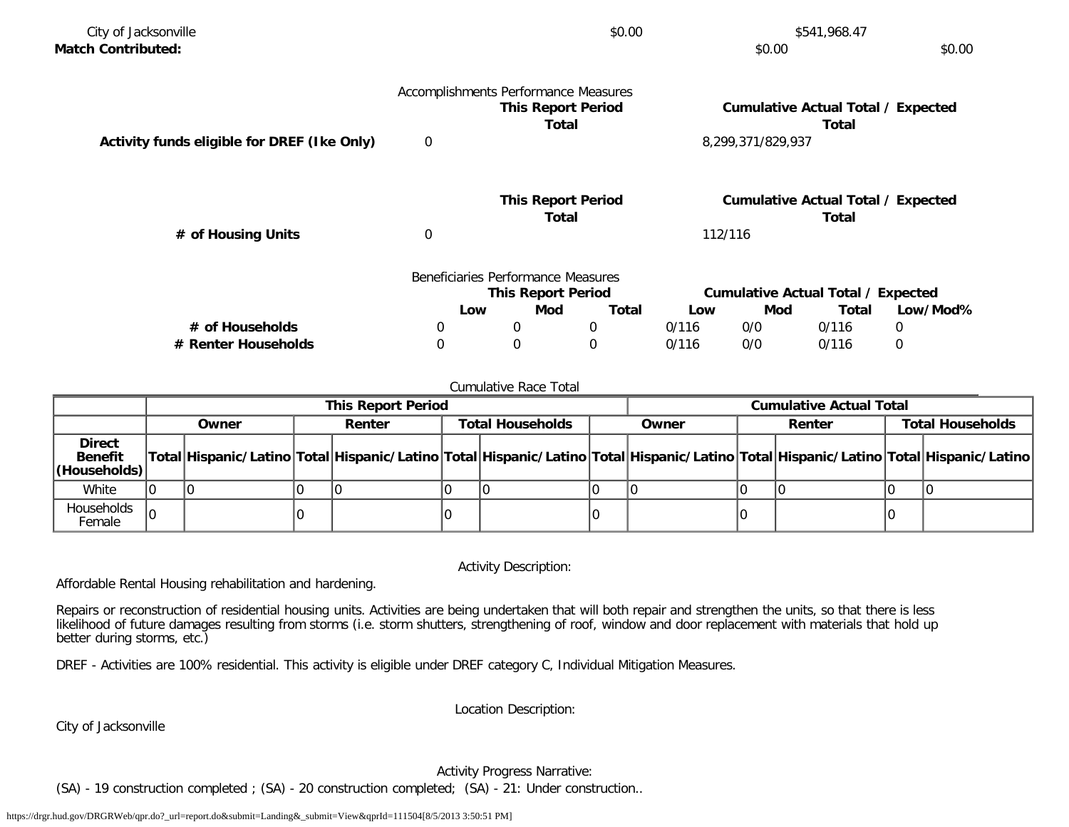| | | |
|---|---|---|
| City of Jacksonville | $0.00 | $541,968.47 |
| **Match Contributed:** | $0.00 | $0.00 |

Accomplishments Performance Measures

| | This Report Period Total | Cumulative Actual Total / Expected Total |
|---|---|---|
| **Activity funds eligible for DREF (Ike Only)** | 0 | 8,299,371/829,937 |

| | This Report Period Total | Cumulative Actual Total / Expected Total |
|---|---|---|
| **# of Housing Units** | 0 | 112/116 |

Beneficiaries Performance Measures

| | This Report Period | | | Cumulative Actual Total / Expected | | | |
|---|---|---|---|---|---|---|---|
| | **Low** | **Mod** | **Total** | **Low** | **Mod** | **Total** | **Low/Mod%** |
| **# of Households** | 0 | 0 | 0 | 0/116 | 0/0 | 0/116 | 0 |
| **# Renter Households** | 0 | 0 | 0 | 0/116 | 0/0 | 0/116 | 0 |

Cumulative Race Total

| | This Report Period | | | | | | Cumulative Actual Total | | | | | |
|---|---|---|---|---|---|---|---|---|---|---|---|---|
| | Owner | | Renter | | Total Households | | Owner | | Renter | | Total Households | |
| **Direct Benefit (Households)** | Total | Hispanic/Latino | Total | Hispanic/Latino | Total | Hispanic/Latino | Total | Hispanic/Latino | Total | Hispanic/Latino | Total | Hispanic/Latino |
| White | 0 | 0 | 0 | 0 | 0 | 0 | 0 | 0 | 0 | 0 | 0 | 0 |
| Households Female | 0 | | 0 | | 0 | | 0 | | 0 | | 0 | |

Activity Description:

Affordable Rental Housing rehabilitation and hardening.

Repairs or reconstruction of residential housing units. Activities are being undertaken that will both repair and strengthen the units, so that there is less likelihood of future damages resulting from storms (i.e. storm shutters, strengthening of roof, window and door replacement with materials that hold up better during storms, etc.)

DREF - Activities are 100% residential. This activity is eligible under DREF category C, Individual Mitigation Measures.

Location Description:

City of Jacksonville

Activity Progress Narrative:

(SA) - 19 construction completed ; (SA) - 20 construction completed; (SA) - 21: Under construction..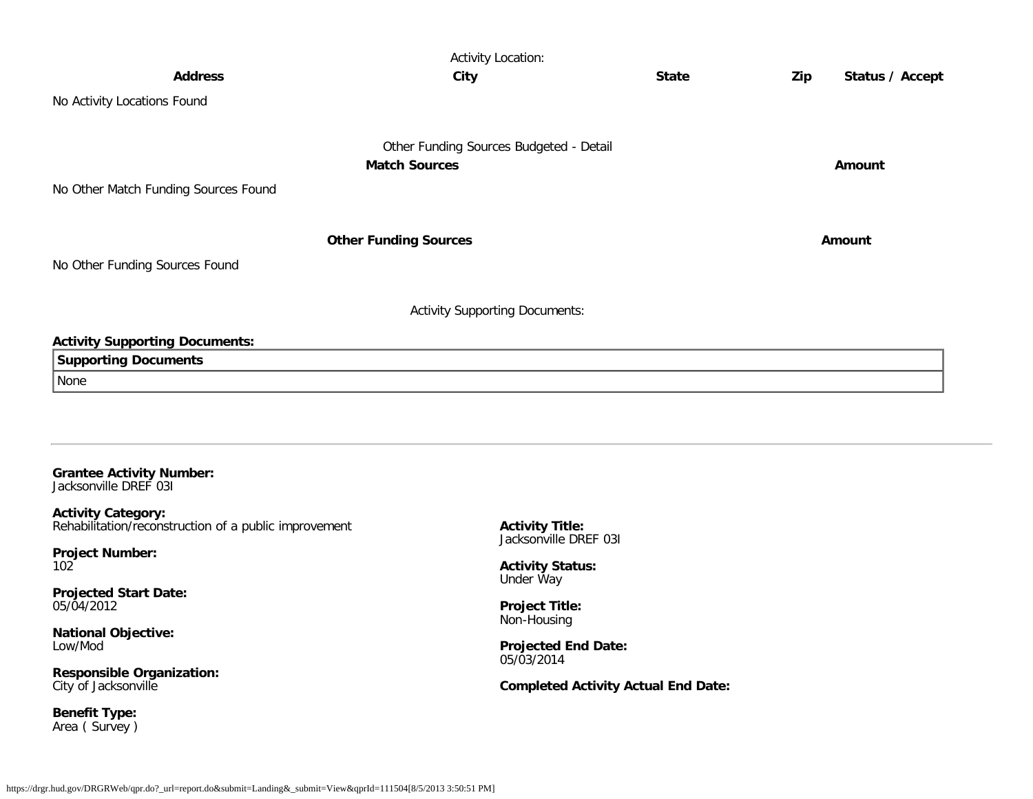Activity Location:

| Address | City | State | Zip | Status / Accept |
| --- | --- | --- | --- | --- |

No Activity Locations Found

Other Funding Sources Budgeted - Detail

| Match Sources | Amount |
| --- | --- |

No Other Match Funding Sources Found

| Other Funding Sources | Amount |
| --- | --- |

No Other Funding Sources Found

Activity Supporting Documents:

**Activity Supporting Documents:**

| Supporting Documents |
| --- |
| None |

---

**Grantee Activity Number:**
Jacksonville DREF 03I

**Activity Category:**
Rehabilitation/reconstruction of a public improvement

**Activity Title:**
Jacksonville DREF 03I

**Project Number:**
102

**Activity Status:**
Under Way

**Projected Start Date:**
05/04/2012

**Project Title:**
Non-Housing

**National Objective:**
Low/Mod

**Projected End Date:**
05/03/2014

**Responsible Organization:**
City of Jacksonville

**Completed Activity Actual End Date:**

**Benefit Type:**
Area ( Survey )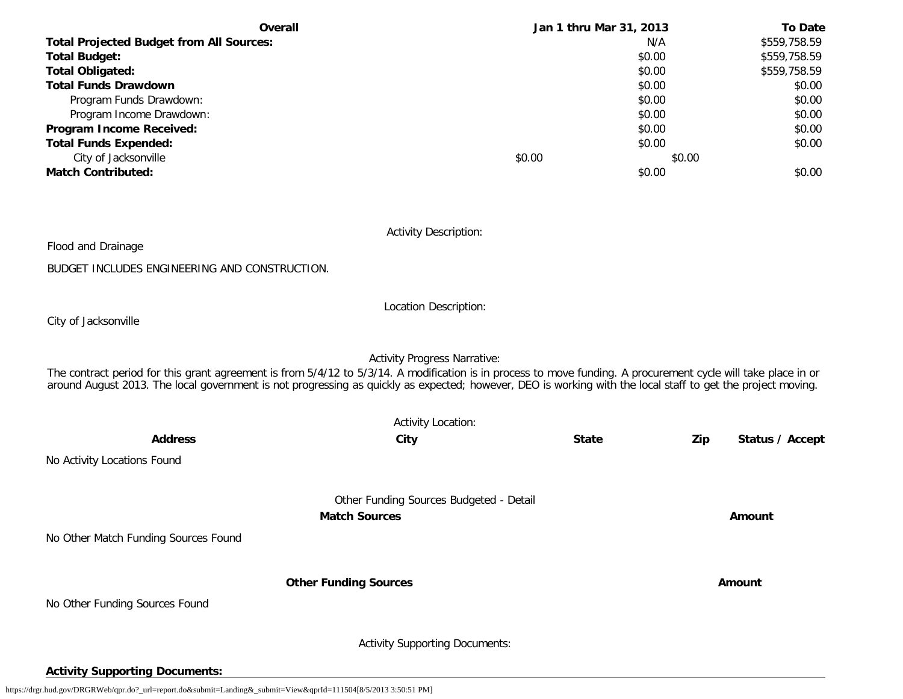| Overall | Jan 1 thru Mar 31, 2013 | To Date |
|---|---|---|
| **Total Projected Budget from All Sources:** | N/A | $559,758.59 |
| **Total Budget:** | $0.00 | $559,758.59 |
| **Total Obligated:** | $0.00 | $559,758.59 |
| **Total Funds Drawdown** | $0.00 | $0.00 |
| Program Funds Drawdown: | $0.00 | $0.00 |
| Program Income Drawdown: | $0.00 | $0.00 |
| **Program Income Received:** | $0.00 | $0.00 |
| **Total Funds Expended:** | $0.00 | $0.00 |
| City of Jacksonville | $0.00 | $0.00 |
| **Match Contributed:** | $0.00 | $0.00 |

Activity Description:

Flood and Drainage

BUDGET INCLUDES ENGINEERING AND CONSTRUCTION.

Location Description:

City of Jacksonville

Activity Progress Narrative:

The contract period for this grant agreement is from 5/4/12 to 5/3/14. A modification is in process to move funding. A procurement cycle will take place in or around August 2013. The local government is not progressing as quickly as expected; however, DEO is working with the local staff to get the project moving.

Activity Location:

| Address | City | State | Zip | Status / Accept |
|---|---|---|---|---|

No Activity Locations Found

Other Funding Sources Budgeted - Detail

| Match Sources | Amount |
|---|---|

No Other Match Funding Sources Found

| Other Funding Sources | Amount |
|---|---|

No Other Funding Sources Found

Activity Supporting Documents:

**Activity Supporting Documents:**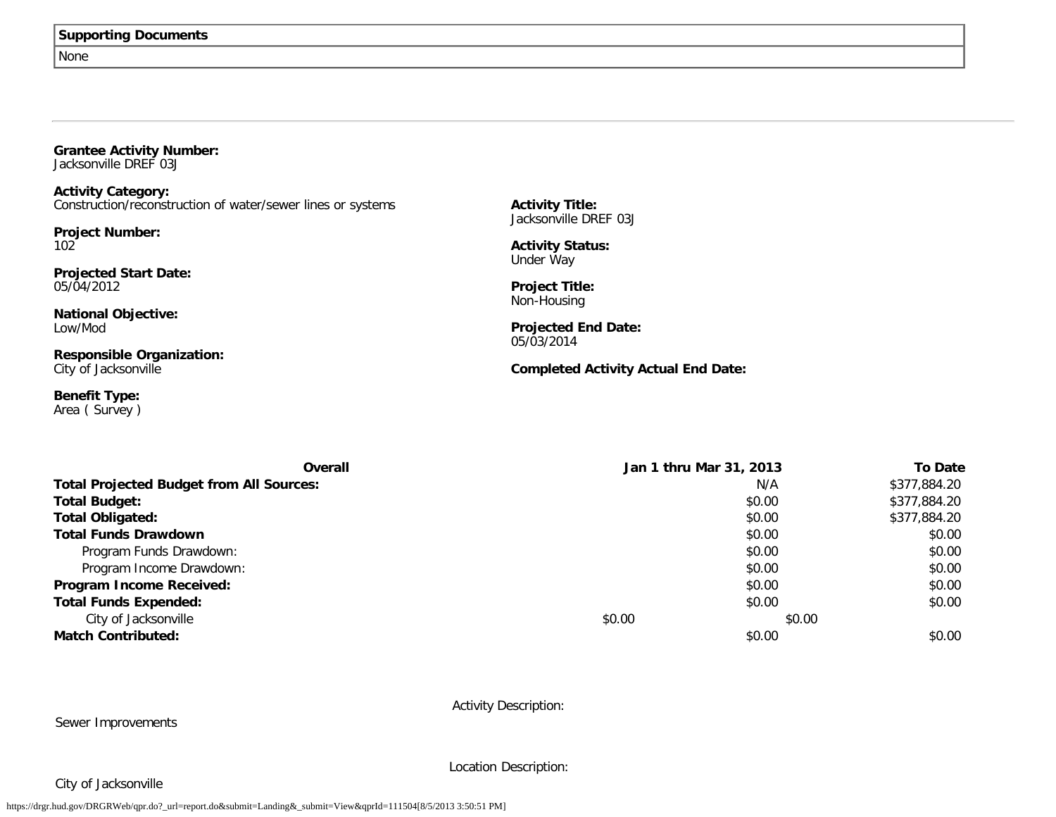| Supporting Documents |
| --- |
| None |

---

**Grantee Activity Number:**
Jacksonville DREF 03J

**Activity Category:**
Construction/reconstruction of water/sewer lines or systems

**Activity Title:**
Jacksonville DREF 03J

**Project Number:**
102

**Activity Status:**
Under Way

**Projected Start Date:**
05/04/2012

**Project Title:**
Non-Housing

**National Objective:**
Low/Mod

**Projected End Date:**
05/03/2014

**Responsible Organization:**
City of Jacksonville

**Completed Activity Actual End Date:**

**Benefit Type:**
Area ( Survey )

| Overall | Jan 1 thru Mar 31, 2013 | To Date |
| --- | --- | --- |
| **Total Projected Budget from All Sources:** | N/A | $377,884.20 |
| **Total Budget:** | $0.00 | $377,884.20 |
| **Total Obligated:** | $0.00 | $377,884.20 |
| **Total Funds Drawdown** | $0.00 | $0.00 |
| Program Funds Drawdown: | $0.00 | $0.00 |
| Program Income Drawdown: | $0.00 | $0.00 |
| **Program Income Received:** | $0.00 | $0.00 |
| **Total Funds Expended:** | $0.00 | $0.00 |
| City of Jacksonville | $0.00 | $0.00 |
| **Match Contributed:** | $0.00 | $0.00 |

Activity Description:

Sewer Improvements

Location Description:

City of Jacksonville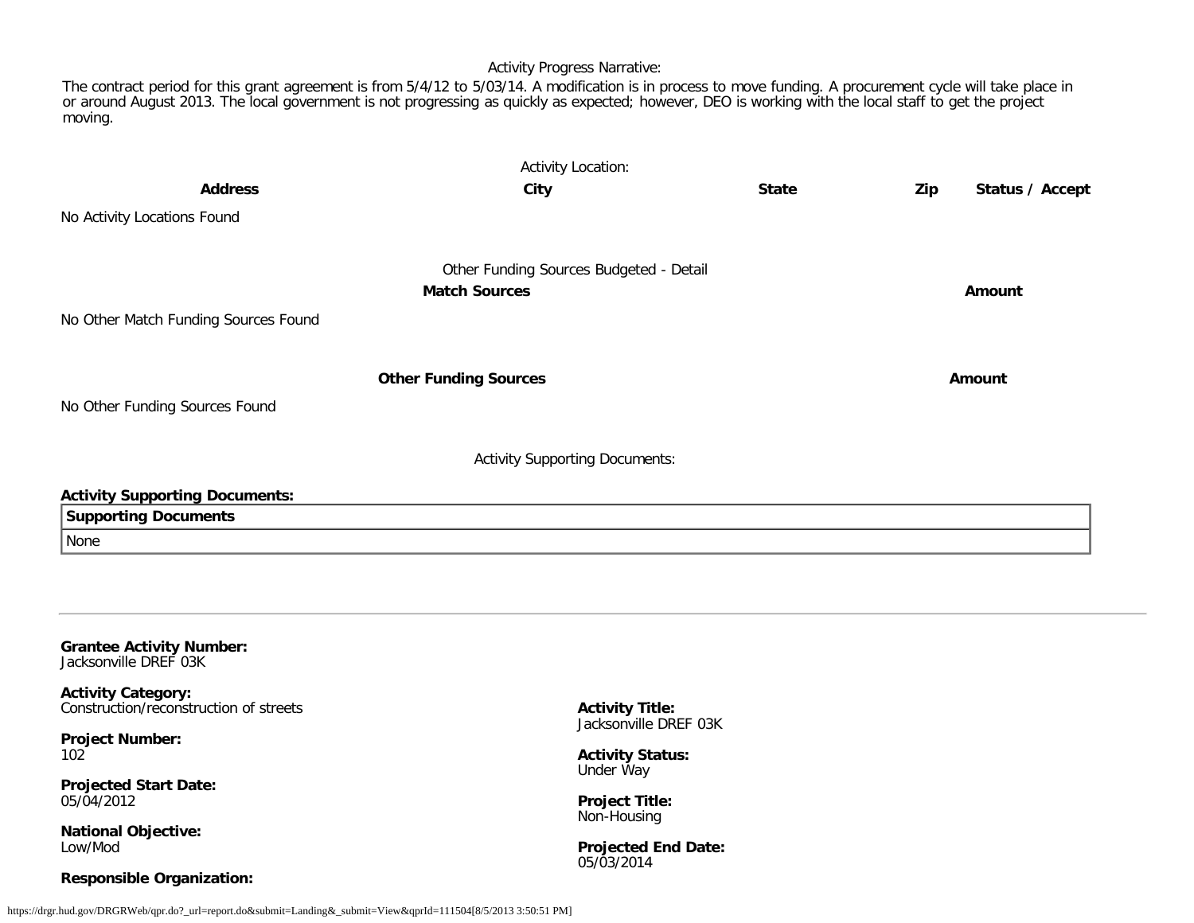Activity Progress Narrative:

The contract period for this grant agreement is from 5/4/12 to 5/03/14. A modification is in process to move funding. A procurement cycle will take place in or around August 2013. The local government is not progressing as quickly as expected; however, DEO is working with the local staff to get the project moving.

Activity Location:

| Address | City | State | Zip | Status / Accept |
|---|---|---|---|---|
| No Activity Locations Found | | | | |

Other Funding Sources Budgeted - Detail

| Match Sources | Amount |
|---|---|
| No Other Match Funding Sources Found | |

| Other Funding Sources | Amount |
|---|---|
| No Other Funding Sources Found | |

Activity Supporting Documents:

**Activity Supporting Documents:**

| Supporting Documents |
|---|
| None |

---

**Grantee Activity Number:**
Jacksonville DREF 03K

**Activity Category:**
Construction/reconstruction of streets

**Activity Title:**
Jacksonville DREF 03K

**Project Number:**
102

**Activity Status:**
Under Way

**Projected Start Date:**
05/04/2012

**Project Title:**
Non-Housing

**National Objective:**
Low/Mod

**Projected End Date:**
05/03/2014

**Responsible Organization:**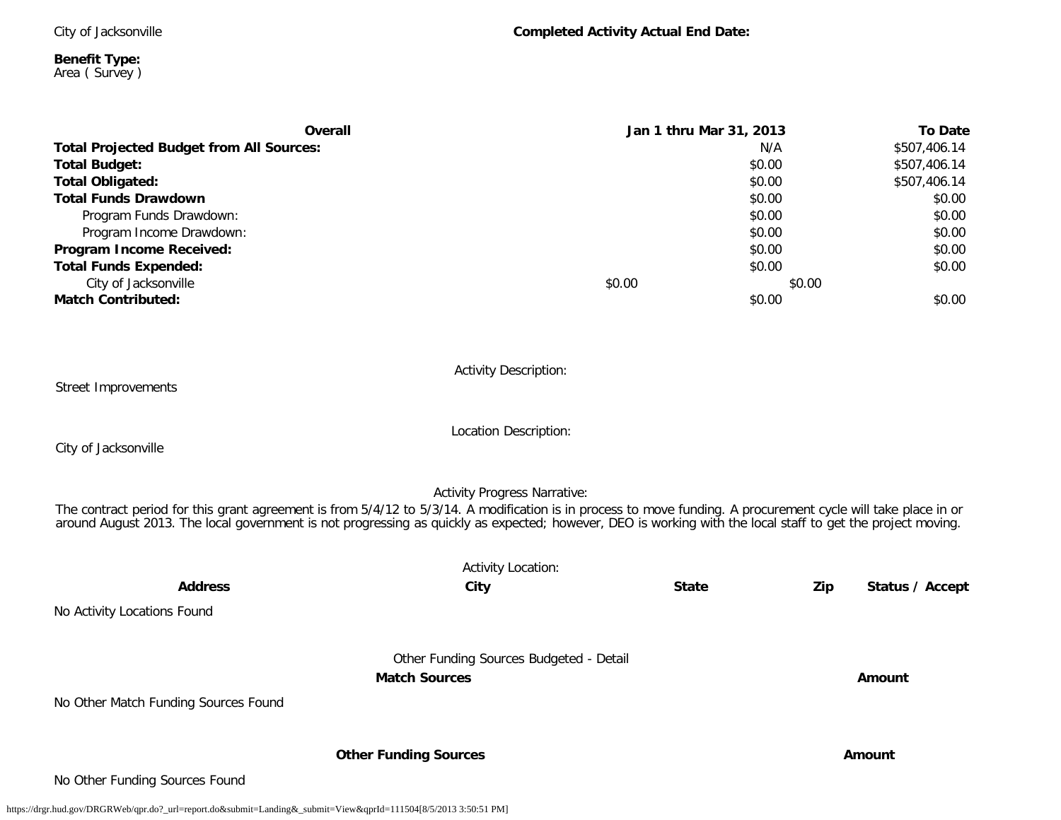City of Jacksonville

**Completed Activity Actual End Date:**

**Benefit Type:**
Area ( Survey )

| Overall | Jan 1 thru Mar 31, 2013 | To Date |
|---|---|---|
| **Total Projected Budget from All Sources:** | N/A | $507,406.14 |
| **Total Budget:** | $0.00 | $507,406.14 |
| **Total Obligated:** | $0.00 | $507,406.14 |
| **Total Funds Drawdown** | $0.00 | $0.00 |
| Program Funds Drawdown: | $0.00 | $0.00 |
| Program Income Drawdown: | $0.00 | $0.00 |
| **Program Income Received:** | $0.00 | $0.00 |
| **Total Funds Expended:** | $0.00 | $0.00 |
| City of Jacksonville | $0.00 | $0.00 |
| **Match Contributed:** | $0.00 | $0.00 |

Activity Description:

Street Improvements

Location Description:

City of Jacksonville

Activity Progress Narrative:

The contract period for this grant agreement is from 5/4/12 to 5/3/14. A modification is in process to move funding. A procurement cycle will take place in or around August 2013. The local government is not progressing as quickly as expected; however, DEO is working with the local staff to get the project moving.

Activity Location:

| Address | City | State | Zip | Status / Accept |
|---|---|---|---|---|

No Activity Locations Found

Other Funding Sources Budgeted - Detail

| Match Sources | Amount |
|---|---|

No Other Match Funding Sources Found

| Other Funding Sources | Amount |
|---|---|

No Other Funding Sources Found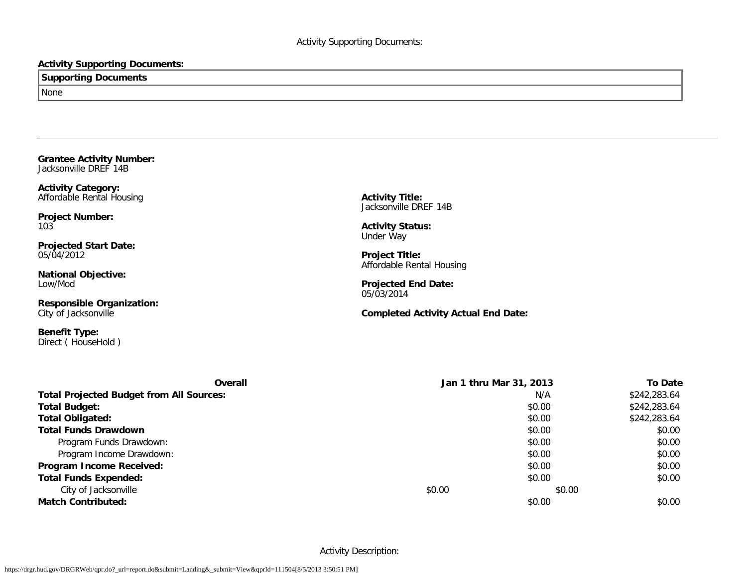Activity Supporting Documents:

**Activity Supporting Documents:**

| Supporting Documents |
|---|
| None |

---

**Grantee Activity Number:**
Jacksonville DREF 14B

**Activity Category:**
Affordable Rental Housing

**Project Number:**
103

**Projected Start Date:**
05/04/2012

**National Objective:**
Low/Mod

**Responsible Organization:**
City of Jacksonville

**Benefit Type:**
Direct ( HouseHold )

**Activity Title:**
Jacksonville DREF 14B

**Activity Status:**
Under Way

**Project Title:**
Affordable Rental Housing

**Projected End Date:**
05/03/2014

**Completed Activity Actual End Date:**

| Overall | Jan 1 thru Mar 31, 2013 | To Date |
|---|---|---|
| **Total Projected Budget from All Sources:** | N/A | $242,283.64 |
| **Total Budget:** | $0.00 | $242,283.64 |
| **Total Obligated:** | $0.00 | $242,283.64 |
| **Total Funds Drawdown** | $0.00 | $0.00 |
| Program Funds Drawdown: | $0.00 | $0.00 |
| Program Income Drawdown: | $0.00 | $0.00 |
| **Program Income Received:** | $0.00 | $0.00 |
| **Total Funds Expended:** | $0.00 | $0.00 |
| City of Jacksonville | $0.00 | $0.00 |
| **Match Contributed:** | $0.00 | $0.00 |

Activity Description: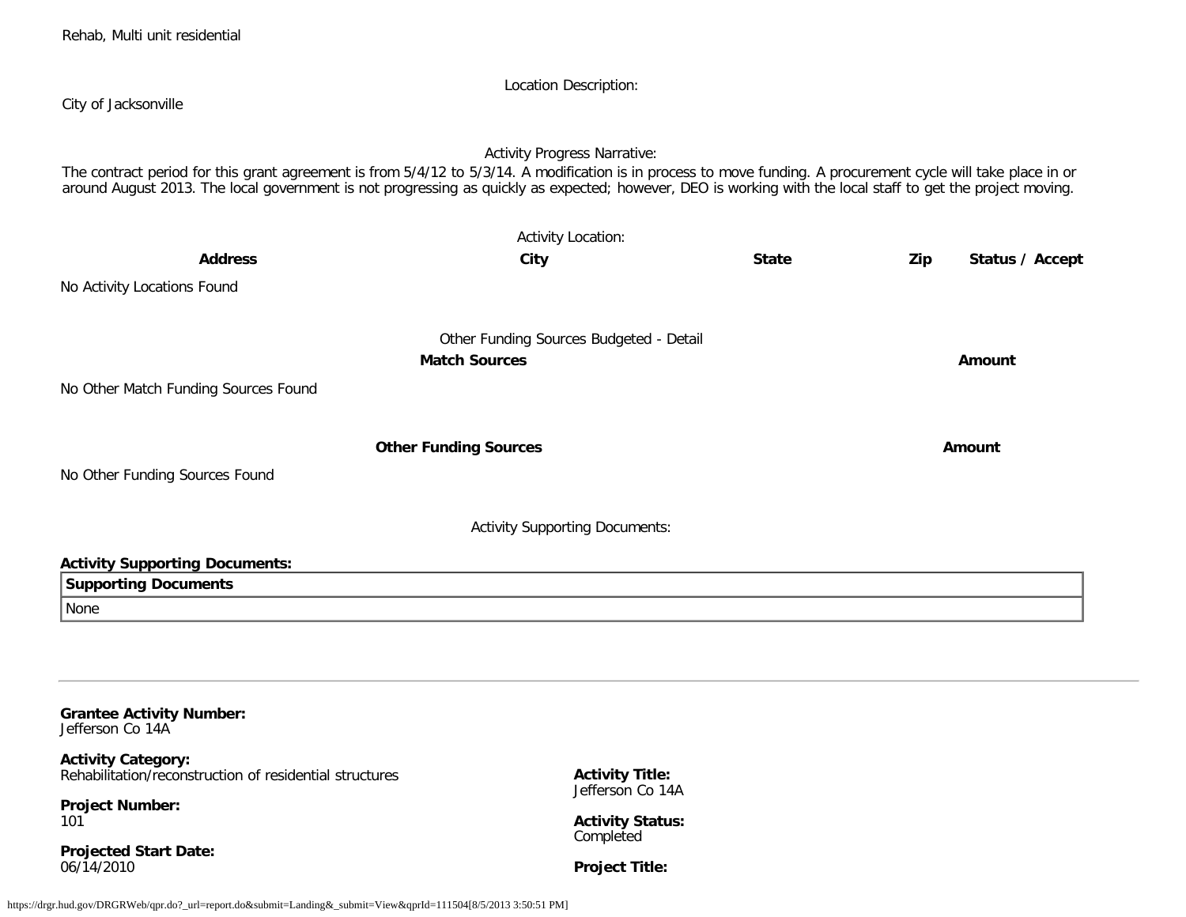Rehab, Multi unit residential

Location Description:

City of Jacksonville

Activity Progress Narrative:

The contract period for this grant agreement is from 5/4/12 to 5/3/14. A modification is in process to move funding. A procurement cycle will take place in or around August 2013. The local government is not progressing as quickly as expected; however, DEO is working with the local staff to get the project moving.

Activity Location:

| Address | City | State | Zip | Status / Accept |
|---|---|---|---|---|

No Activity Locations Found

Other Funding Sources Budgeted - Detail

| Match Sources | Amount |
|---|---|

No Other Match Funding Sources Found

| Other Funding Sources | Amount |
|---|---|

No Other Funding Sources Found

Activity Supporting Documents:

**Activity Supporting Documents:**

| Supporting Documents |
|---|
| None |

---

**Grantee Activity Number:**
Jefferson Co 14A

**Activity Category:**
Rehabilitation/reconstruction of residential structures

**Project Number:**
101

**Projected Start Date:**
06/14/2010

**Activity Title:**
Jefferson Co 14A

**Activity Status:**
Completed

**Project Title:**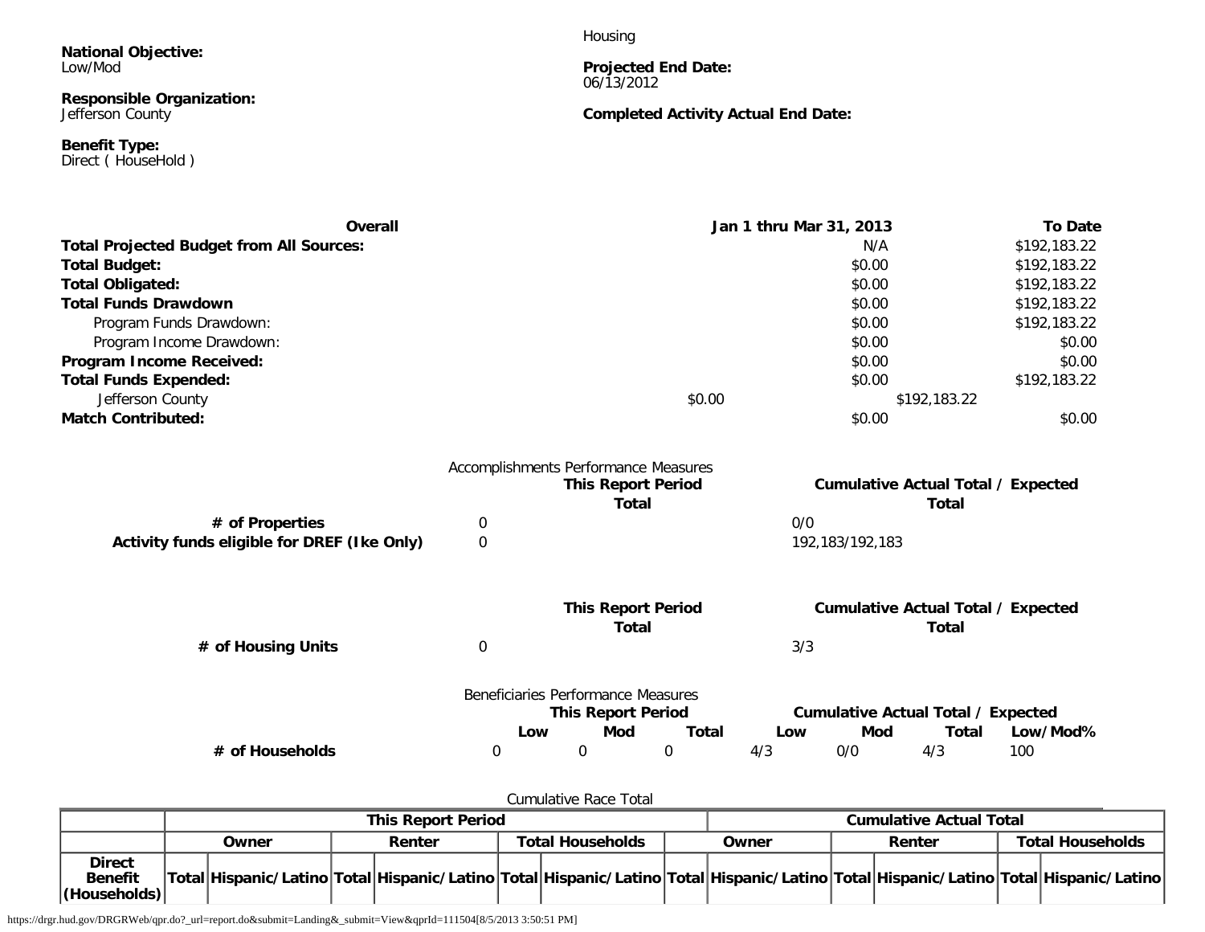**National Objective:**
Low/Mod

**Responsible Organization:**
Jefferson County

**Benefit Type:**
Direct ( HouseHold )

Housing

**Projected End Date:**
06/13/2012

**Completed Activity Actual End Date:**

| Overall | Jan 1 thru Mar 31, 2013 | To Date |
|---|---|---|
| **Total Projected Budget from All Sources:** | N/A | $192,183.22 |
| **Total Budget:** | $0.00 | $192,183.22 |
| **Total Obligated:** | $0.00 | $192,183.22 |
| **Total Funds Drawdown** | $0.00 | $192,183.22 |
| Program Funds Drawdown: | $0.00 | $192,183.22 |
| Program Income Drawdown: | $0.00 | $0.00 |
| **Program Income Received:** | $0.00 | $0.00 |
| **Total Funds Expended:** | $0.00 | $192,183.22 |
| Jefferson County | $0.00 | $192,183.22 |
| **Match Contributed:** | $0.00 | $0.00 |

Accomplishments Performance Measures

| | This Report Period Total | Cumulative Actual Total / Expected Total |
|---|---|---|
| **# of Properties** | 0 | 0/0 |
| **Activity funds eligible for DREF (Ike Only)** | 0 | 192,183/192,183 |

| | This Report Period Total | Cumulative Actual Total / Expected Total |
|---|---|---|
| **# of Housing Units** | 0 | 3/3 |

Beneficiaries Performance Measures

| | This Report Period | | | Cumulative Actual Total / Expected | | | |
|---|---|---|---|---|---|---|---|
| | Low | Mod | Total | Low | Mod | Total | Low/Mod% |
| **# of Households** | 0 | 0 | 0 | 4/3 | 0/0 | 4/3 | 100 |

Cumulative Race Total

| | This Report Period | | | | | | Cumulative Actual Total | | | | | |
|---|---|---|---|---|---|---|---|---|---|---|---|---|
| | Owner | | Renter | | Total Households | | Owner | | Renter | | Total Households | |
| **Direct Benefit (Households)** | Total | Hispanic/Latino | Total | Hispanic/Latino | Total | Hispanic/Latino | Total | Hispanic/Latino | Total | Hispanic/Latino | Total | Hispanic/Latino |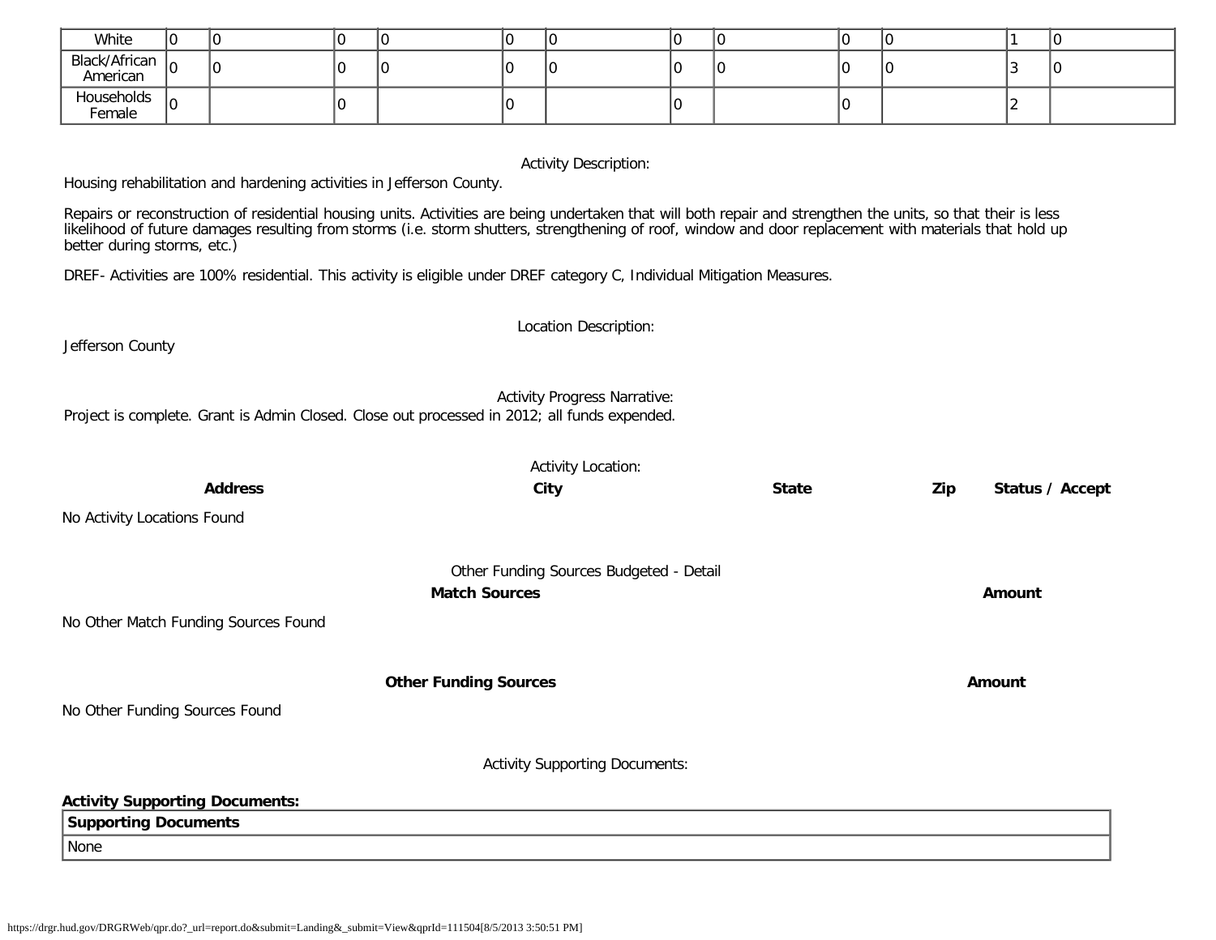| White | 0 | 0 | 0 | 0 | 0 | 0 | 0 | 0 | 0 | 0 | 1 | 0 |
|---|---|---|---|---|---|---|---|---|---|---|---|---|
| Black/African American | 0 | 0 | 0 | 0 | 0 | 0 | 0 | 0 | 0 | 0 | 3 | 0 |
| Households Female | 0 | | 0 | | 0 | | 0 | | 0 | | 2 | |

Activity Description:

Housing rehabilitation and hardening activities in Jefferson County.

Repairs or reconstruction of residential housing units. Activities are being undertaken that will both repair and strengthen the units, so that their is less likelihood of future damages resulting from storms (i.e. storm shutters, strengthening of roof, window and door replacement with materials that hold up better during storms, etc.)

DREF- Activities are 100% residential. This activity is eligible under DREF category C, Individual Mitigation Measures.

Location Description:

Jefferson County

Activity Progress Narrative:

Project is complete. Grant is Admin Closed. Close out processed in 2012; all funds expended.

Activity Location:

| **Address** | **City** | **State** | **Zip** | **Status / Accept** |
|---|---|---|---|---|

No Activity Locations Found

Other Funding Sources Budgeted - Detail

| **Match Sources** | **Amount** |
|---|---|

No Other Match Funding Sources Found

| **Other Funding Sources** | **Amount** |
|---|---|

No Other Funding Sources Found

Activity Supporting Documents:

**Activity Supporting Documents:**

| **Supporting Documents** |
|---|
| None |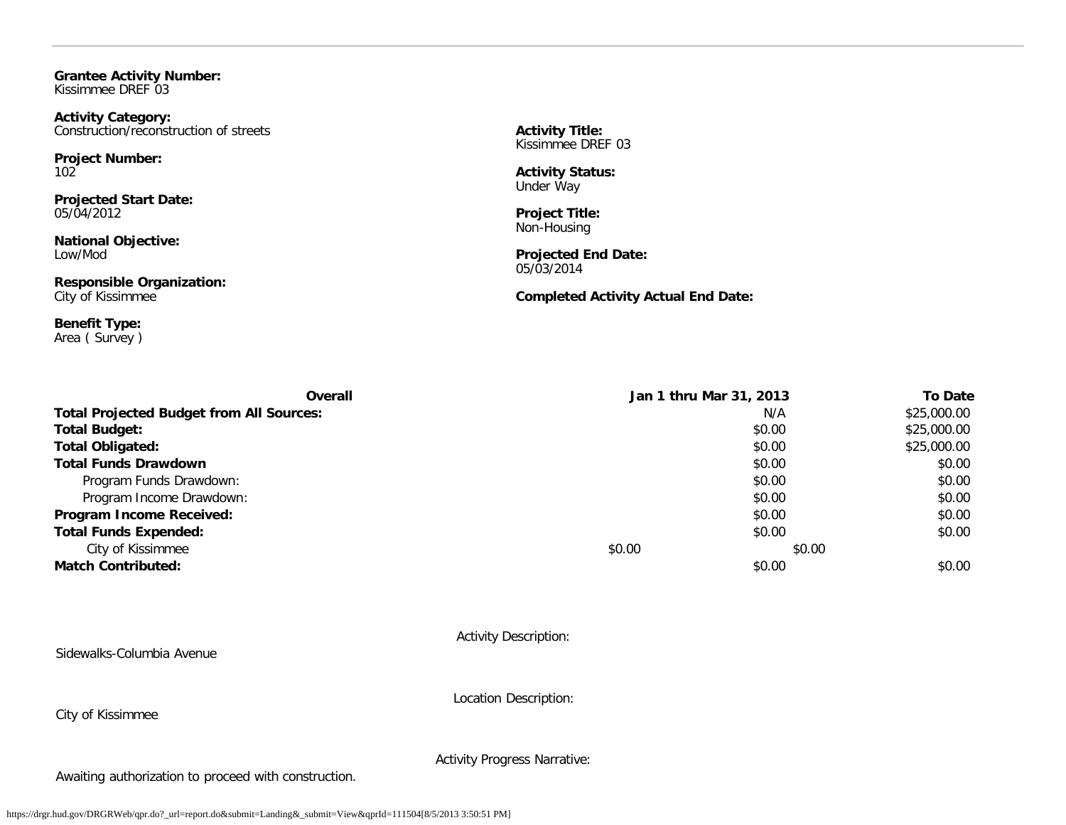**Grantee Activity Number:**
Kissimmee DREF 03

**Activity Category:**
Construction/reconstruction of streets

**Project Number:**
102

**Projected Start Date:**
05/04/2012

**National Objective:**
Low/Mod

**Responsible Organization:**
City of Kissimmee

**Benefit Type:**
Area ( Survey )

**Activity Title:**
Kissimmee DREF 03

**Activity Status:**
Under Way

**Project Title:**
Non-Housing

**Projected End Date:**
05/03/2014

**Completed Activity Actual End Date:**

| Overall | Jan 1 thru Mar 31, 2013 | To Date |
|---|---|---|
| **Total Projected Budget from All Sources:** | N/A | $25,000.00 |
| **Total Budget:** | $0.00 | $25,000.00 |
| **Total Obligated:** | $0.00 | $25,000.00 |
| **Total Funds Drawdown** | $0.00 | $0.00 |
| Program Funds Drawdown: | $0.00 | $0.00 |
| Program Income Drawdown: | $0.00 | $0.00 |
| **Program Income Received:** | $0.00 | $0.00 |
| **Total Funds Expended:** | $0.00 | $0.00 |
| City of Kissimmee | $0.00 | $0.00 |
| **Match Contributed:** | $0.00 | $0.00 |

Activity Description:

Sidewalks-Columbia Avenue

Location Description:

City of Kissimmee

Activity Progress Narrative:

Awaiting authorization to proceed with construction.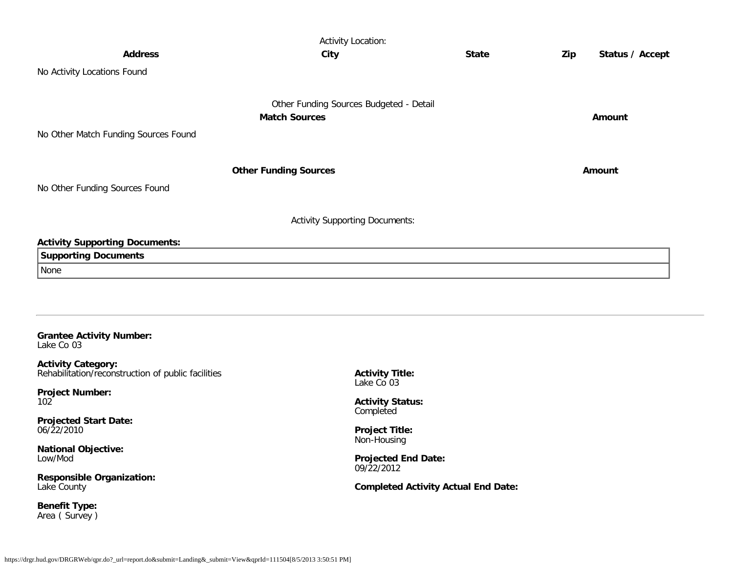Activity Location:

| Address | City | State | Zip | Status / Accept |
|---|---|---|---|---|

No Activity Locations Found

Other Funding Sources Budgeted - Detail

| Match Sources | Amount |
|---|---|

No Other Match Funding Sources Found

| Other Funding Sources | Amount |
|---|---|

No Other Funding Sources Found

Activity Supporting Documents:

**Activity Supporting Documents:**

| Supporting Documents |
|---|
| None |

---

**Grantee Activity Number:**
Lake Co 03

**Activity Category:**
Rehabilitation/reconstruction of public facilities

**Activity Title:**
Lake Co 03

**Project Number:**
102

**Activity Status:**
Completed

**Projected Start Date:**
06/22/2010

**Project Title:**
Non-Housing

**National Objective:**
Low/Mod

**Projected End Date:**
09/22/2012

**Responsible Organization:**
Lake County

**Completed Activity Actual End Date:**

**Benefit Type:**
Area ( Survey )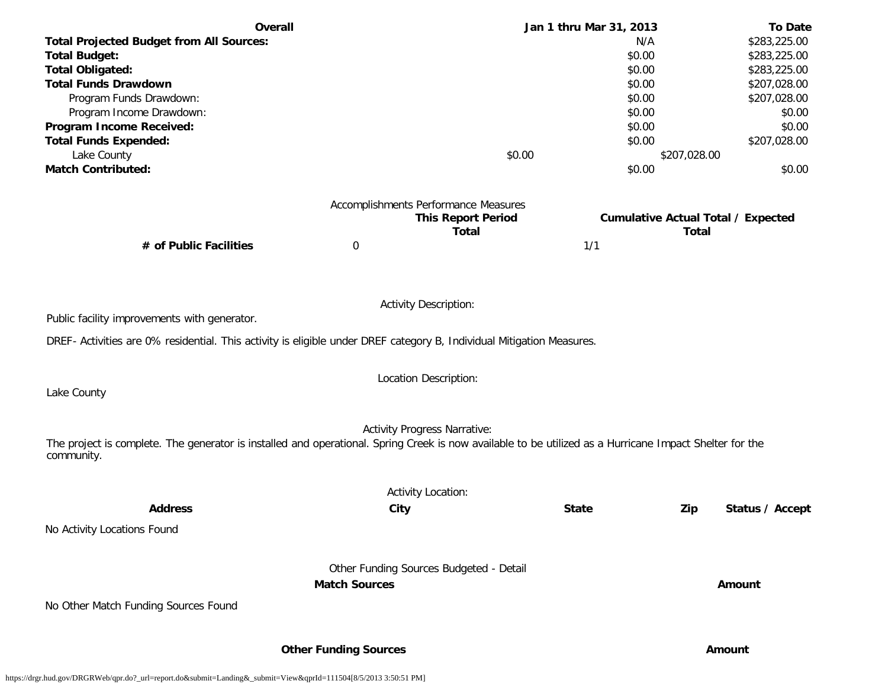| Overall | Jan 1 thru Mar 31, 2013 | To Date |
|---|---|---|
| **Total Projected Budget from All Sources:** | N/A | $283,225.00 |
| **Total Budget:** | $0.00 | $283,225.00 |
| **Total Obligated:** | $0.00 | $283,225.00 |
| **Total Funds Drawdown** | $0.00 | $207,028.00 |
| Program Funds Drawdown: | $0.00 | $207,028.00 |
| Program Income Drawdown: | $0.00 | $0.00 |
| **Program Income Received:** | $0.00 | $0.00 |
| **Total Funds Expended:** | $0.00 | $207,028.00 |
| Lake County | $0.00 | $207,028.00 |
| **Match Contributed:** | $0.00 | $0.00 |

Accomplishments Performance Measures

| | This Report Period Total | Cumulative Actual Total / Expected Total |
|---|---|---|
| **# of Public Facilities** | 0 | 1/1 |

Activity Description:

Public facility improvements with generator.

DREF- Activities are 0% residential. This activity is eligible under DREF category B, Individual Mitigation Measures.

Location Description:

Lake County

Activity Progress Narrative:

The project is complete. The generator is installed and operational. Spring Creek is now available to be utilized as a Hurricane Impact Shelter for the community.

Activity Location:

| Address | City | State | Zip | Status / Accept |
|---|---|---|---|---|

No Activity Locations Found

Other Funding Sources Budgeted - Detail

| Match Sources | Amount |
|---|---|

No Other Match Funding Sources Found

| Other Funding Sources | Amount |
|---|---|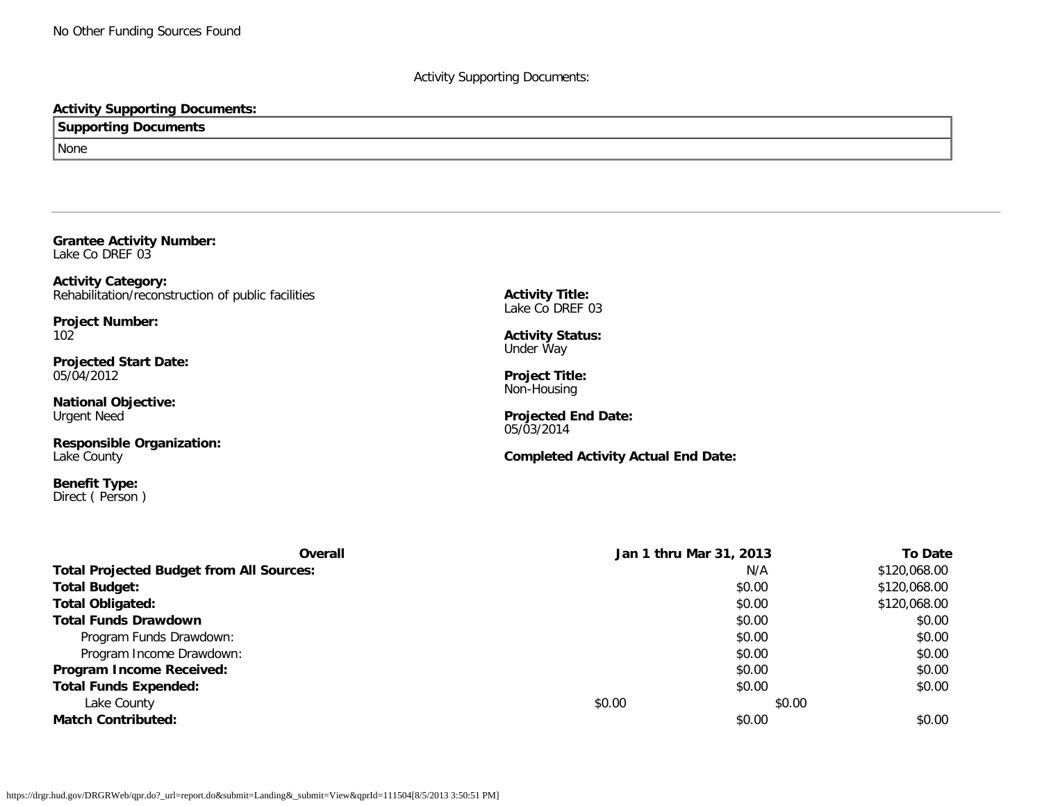No Other Funding Sources Found

Activity Supporting Documents:

**Activity Supporting Documents:**

| Supporting Documents |
| --- |
| None |

---

**Grantee Activity Number:**
Lake Co DREF 03

**Activity Category:**
Rehabilitation/reconstruction of public facilities

**Activity Title:**
Lake Co DREF 03

**Project Number:**
102

**Activity Status:**
Under Way

**Projected Start Date:**
05/04/2012

**Project Title:**
Non-Housing

**National Objective:**
Urgent Need

**Projected End Date:**
05/03/2014

**Responsible Organization:**
Lake County

**Completed Activity Actual End Date:**

**Benefit Type:**
Direct ( Person )

| Overall | | Jan 1 thru Mar 31, 2013 | To Date |
| --- | --- | --- | --- |
| **Total Projected Budget from All Sources:** | | N/A | $120,068.00 |
| **Total Budget:** | | $0.00 | $120,068.00 |
| **Total Obligated:** | | $0.00 | $120,068.00 |
| **Total Funds Drawdown** | | $0.00 | $0.00 |
| Program Funds Drawdown: | | $0.00 | $0.00 |
| Program Income Drawdown: | | $0.00 | $0.00 |
| **Program Income Received:** | | $0.00 | $0.00 |
| **Total Funds Expended:** | | $0.00 | $0.00 |
| Lake County | $0.00 | $0.00 | |
| **Match Contributed:** | | $0.00 | $0.00 |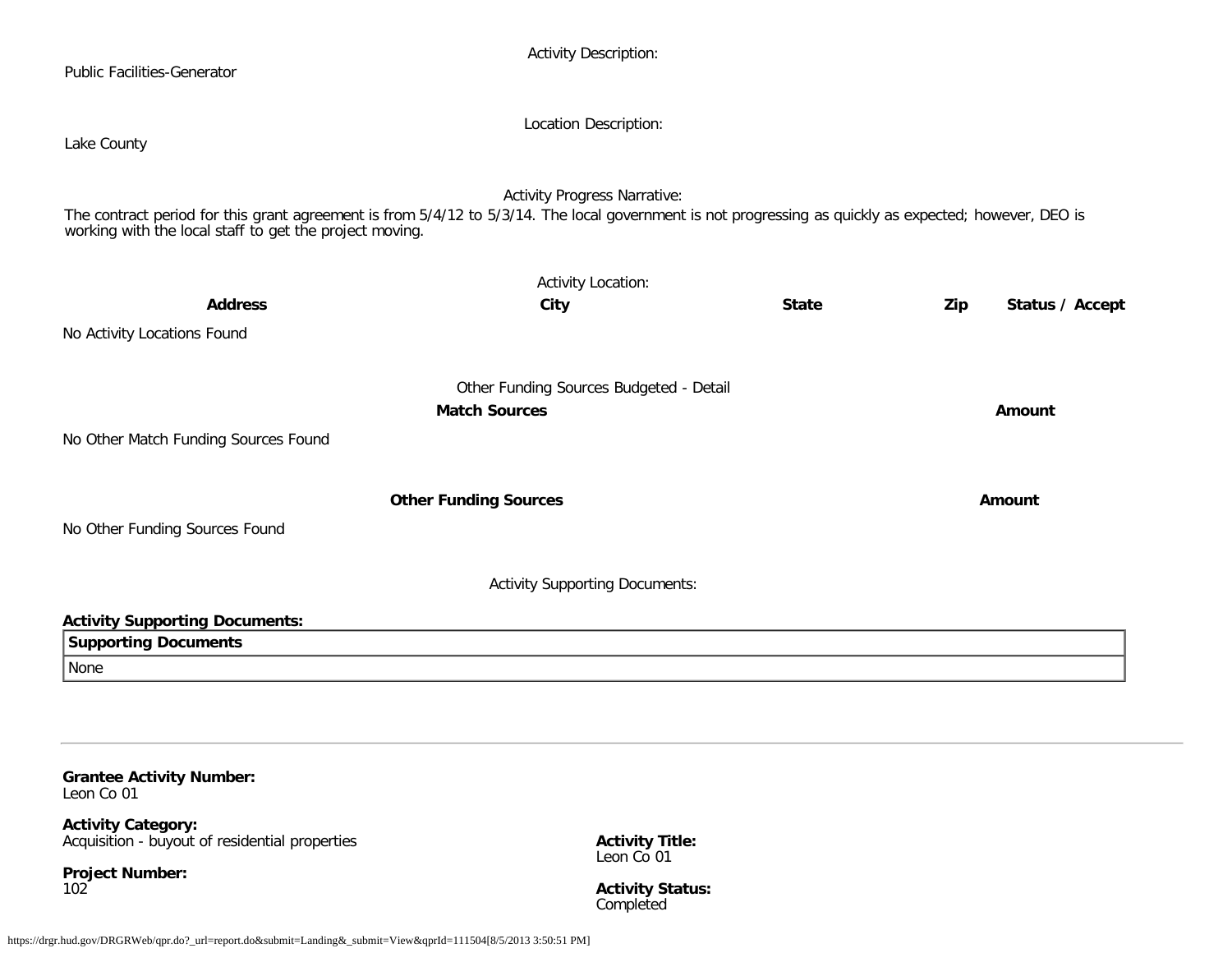Activity Description:

Public Facilities-Generator

Location Description:

Lake County

Activity Progress Narrative:

The contract period for this grant agreement is from 5/4/12 to 5/3/14. The local government is not progressing as quickly as expected; however, DEO is working with the local staff to get the project moving.

Activity Location:

| Address | City | State | Zip | Status / Accept |
|---|---|---|---|---|
| No Activity Locations Found | | | | |

Other Funding Sources Budgeted - Detail

| Match Sources | Amount |
|---|---|
| No Other Match Funding Sources Found | |

| Other Funding Sources | Amount |
|---|---|
| No Other Funding Sources Found | |

Activity Supporting Documents:

**Activity Supporting Documents:**

| Supporting Documents |
|---|
| None |

---

**Grantee Activity Number:**
Leon Co 01

**Activity Category:**
Acquisition - buyout of residential properties

**Project Number:**
102

**Activity Title:**
Leon Co 01

**Activity Status:**
Completed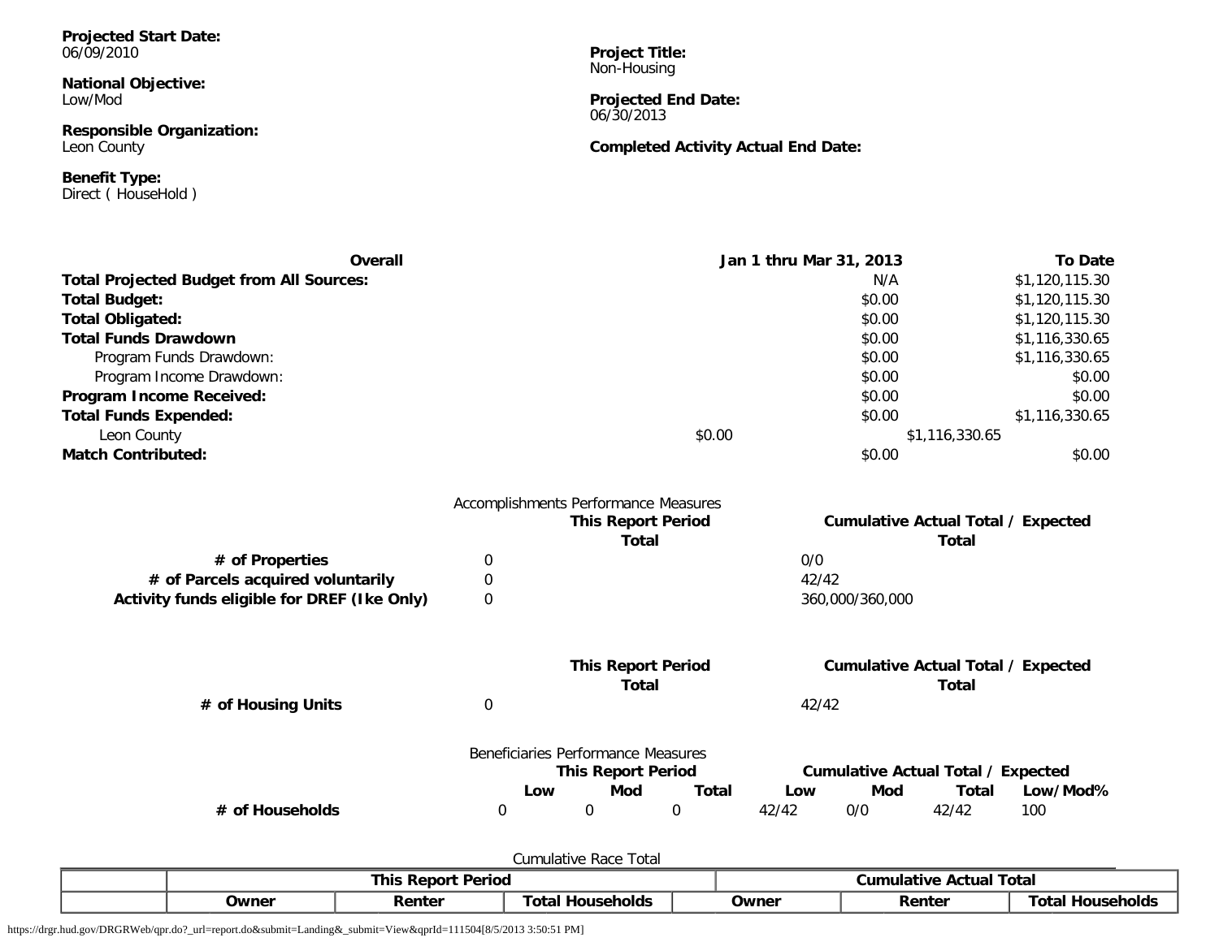**Projected Start Date:**
06/09/2010

**Project Title:**
Non-Housing

**National Objective:**
Low/Mod

**Projected End Date:**
06/30/2013

**Responsible Organization:**
Leon County

**Completed Activity Actual End Date:**

**Benefit Type:**
Direct ( HouseHold )

| Overall | Jan 1 thru Mar 31, 2013 | To Date |
|---|---|---|
| **Total Projected Budget from All Sources:** | N/A | $1,120,115.30 |
| **Total Budget:** | $0.00 | $1,120,115.30 |
| **Total Obligated:** | $0.00 | $1,120,115.30 |
| **Total Funds Drawdown** | $0.00 | $1,116,330.65 |
| Program Funds Drawdown: | $0.00 | $1,116,330.65 |
| Program Income Drawdown: | $0.00 | $0.00 |
| **Program Income Received:** | $0.00 | $0.00 |
| **Total Funds Expended:** | $0.00 | $1,116,330.65 |
| Leon County | $0.00 | $1,116,330.65 |
| **Match Contributed:** | $0.00 | $0.00 |

Accomplishments Performance Measures

| | This Report Period Total | Cumulative Actual Total / Expected Total |
|---|---|---|
| **# of Properties** | 0 | 0/0 |
| **# of Parcels acquired voluntarily** | 0 | 42/42 |
| **Activity funds eligible for DREF (Ike Only)** | 0 | 360,000/360,000 |

| | This Report Period Total | Cumulative Actual Total / Expected Total |
|---|---|---|
| **# of Housing Units** | 0 | 42/42 |

Beneficiaries Performance Measures

| | This Report Period | | | Cumulative Actual Total / Expected | | | |
|---|---|---|---|---|---|---|---|
| | **Low** | **Mod** | **Total** | **Low** | **Mod** | **Total** | **Low/Mod%** |
| **# of Households** | 0 | 0 | 0 | 42/42 | 0/0 | 42/42 | 100 |

Cumulative Race Total

| | This Report Period | | | Cumulative Actual Total | | |
|---|---|---|---|---|---|---|
| | **Owner** | **Renter** | **Total Households** | **Owner** | **Renter** | **Total Households** |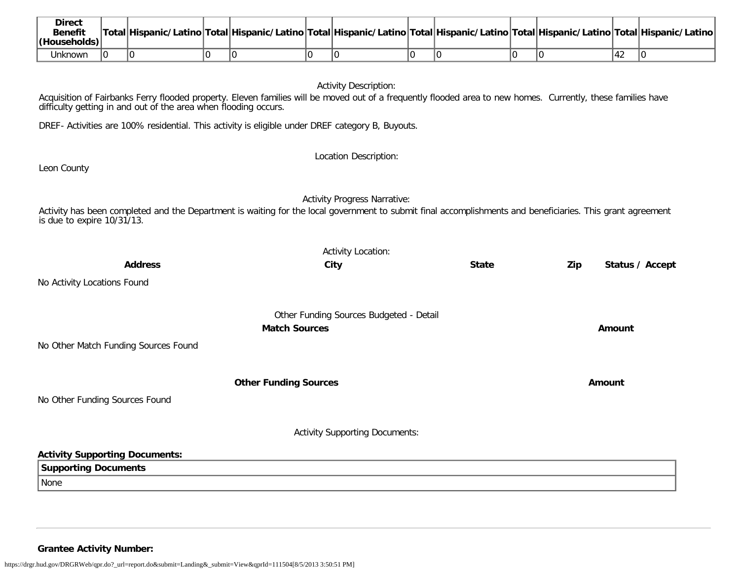| Direct Benefit (Households) | Total | Hispanic/Latino | Total | Hispanic/Latino | Total | Hispanic/Latino | Total | Hispanic/Latino | Total | Hispanic/Latino | Total | Hispanic/Latino |
|---|---|---|---|---|---|---|---|---|---|---|---|---|
| Unknown | 0 | 0 | 0 | 0 | 0 | 0 | 0 | 0 | 0 | 0 | 42 | 0 |

Activity Description:

Acquisition of Fairbanks Ferry flooded property. Eleven families will be moved out of a frequently flooded area to new homes. Currently, these families have difficulty getting in and out of the area when flooding occurs.

DREF- Activities are 100% residential. This activity is eligible under DREF category B, Buyouts.

Location Description:

Leon County

Activity Progress Narrative:

Activity has been completed and the Department is waiting for the local government to submit final accomplishments and beneficiaries. This grant agreement is due to expire 10/31/13.

Activity Location:

| Address | City | State | Zip | Status / Accept |
|---|---|---|---|---|

No Activity Locations Found

Other Funding Sources Budgeted - Detail

| Match Sources | Amount |
|---|---|

No Other Match Funding Sources Found

| Other Funding Sources | Amount |
|---|---|

No Other Funding Sources Found

Activity Supporting Documents:

**Activity Supporting Documents:**

| Supporting Documents |
|---|
| None |

**Grantee Activity Number:**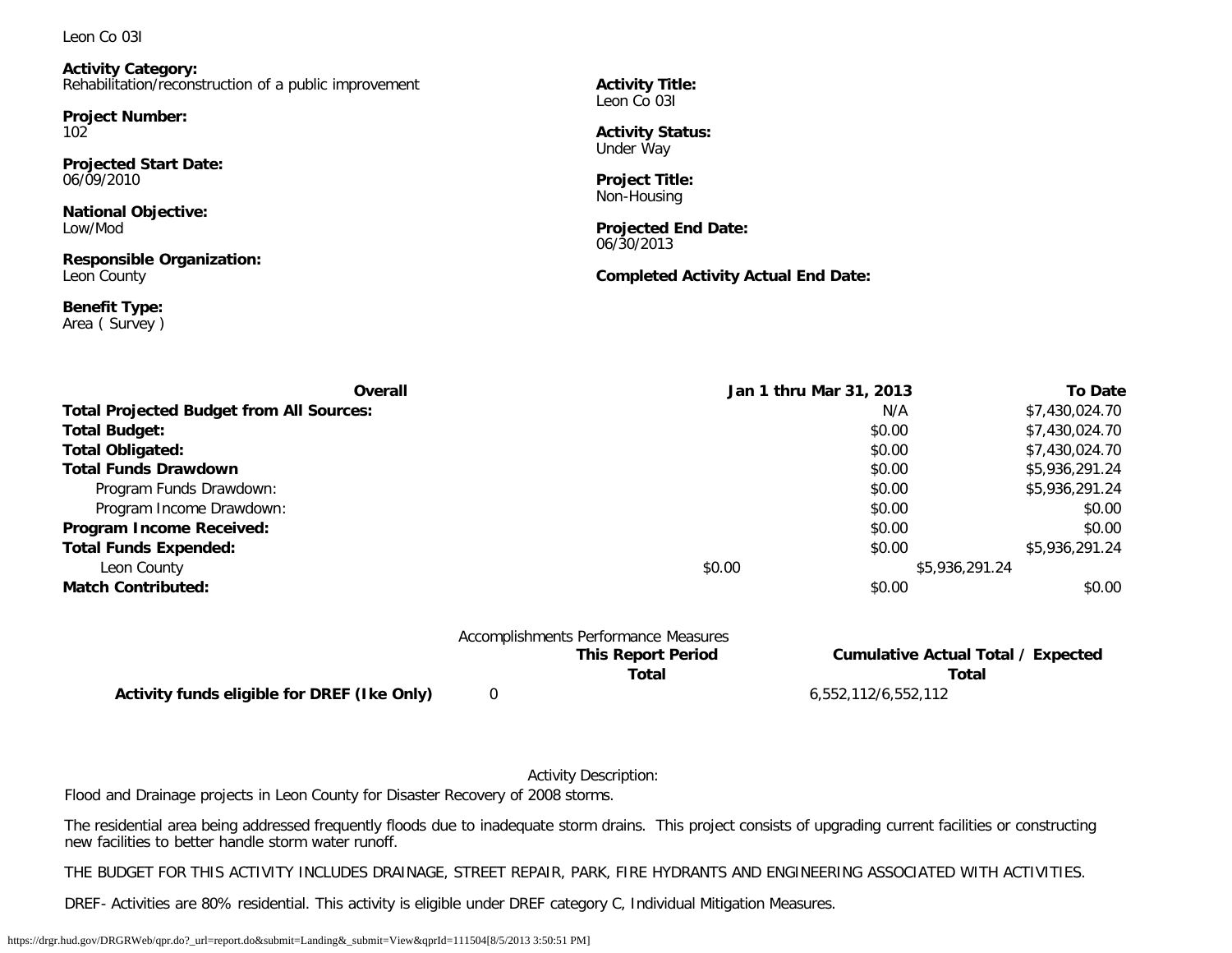Leon Co 03I

**Activity Category:**
Rehabilitation/reconstruction of a public improvement

**Activity Title:**
Leon Co 03I

**Project Number:**
102

**Activity Status:**
Under Way

**Projected Start Date:**
06/09/2010

**Project Title:**
Non-Housing

**National Objective:**
Low/Mod

**Projected End Date:**
06/30/2013

**Responsible Organization:**
Leon County

**Completed Activity Actual End Date:**

**Benefit Type:**
Area ( Survey )

| Overall | Jan 1 thru Mar 31, 2013 | To Date |
|---|---|---|
| **Total Projected Budget from All Sources:** | N/A | $7,430,024.70 |
| **Total Budget:** | $0.00 | $7,430,024.70 |
| **Total Obligated:** | $0.00 | $7,430,024.70 |
| **Total Funds Drawdown** | $0.00 | $5,936,291.24 |
| Program Funds Drawdown: | $0.00 | $5,936,291.24 |
| Program Income Drawdown: | $0.00 | $0.00 |
| **Program Income Received:** | $0.00 | $0.00 |
| **Total Funds Expended:** | $0.00 | $5,936,291.24 |
| Leon County | $0.00 | $5,936,291.24 |
| **Match Contributed:** | $0.00 | $0.00 |

Accomplishments Performance Measures

| | This Report Period Total | Cumulative Actual Total / Expected Total |
|---|---|---|
| **Activity funds eligible for DREF (Ike Only)** | 0 | 6,552,112/6,552,112 |

Activity Description:

Flood and Drainage projects in Leon County for Disaster Recovery of 2008 storms.

The residential area being addressed frequently floods due to inadequate storm drains. This project consists of upgrading current facilities or constructing new facilities to better handle storm water runoff.

THE BUDGET FOR THIS ACTIVITY INCLUDES DRAINAGE, STREET REPAIR, PARK, FIRE HYDRANTS AND ENGINEERING ASSOCIATED WITH ACTIVITIES.

DREF- Activities are 80% residential. This activity is eligible under DREF category C, Individual Mitigation Measures.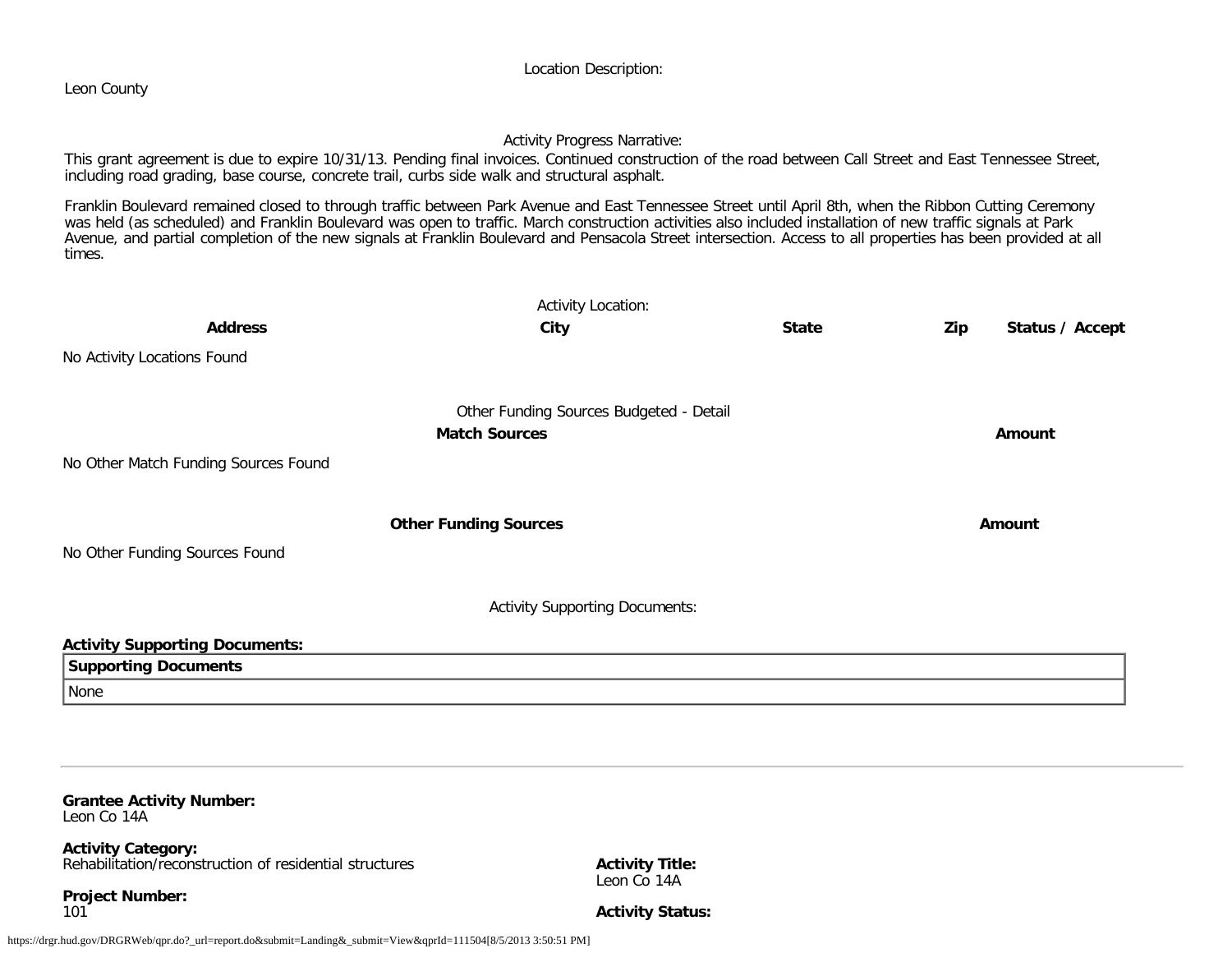Location Description:

Leon County

Activity Progress Narrative:

This grant agreement is due to expire 10/31/13. Pending final invoices. Continued construction of the road between Call Street and East Tennessee Street, including road grading, base course, concrete trail, curbs side walk and structural asphalt.

Franklin Boulevard remained closed to through traffic between Park Avenue and East Tennessee Street until April 8th, when the Ribbon Cutting Ceremony was held (as scheduled) and Franklin Boulevard was open to traffic. March construction activities also included installation of new traffic signals at Park Avenue, and partial completion of the new signals at Franklin Boulevard and Pensacola Street intersection. Access to all properties has been provided at all times.

Activity Location:

| Address | City | State | Zip | Status / Accept |
|---|---|---|---|---|

No Activity Locations Found

Other Funding Sources Budgeted - Detail

| Match Sources | Amount |
|---|---|

No Other Match Funding Sources Found

| Other Funding Sources | Amount |
|---|---|

No Other Funding Sources Found

Activity Supporting Documents:

**Activity Supporting Documents:**

| Supporting Documents |
|---|
| None |

---

**Grantee Activity Number:**
Leon Co 14A

**Activity Category:**
Rehabilitation/reconstruction of residential structures

**Project Number:**
101

**Activity Title:**
Leon Co 14A

**Activity Status:**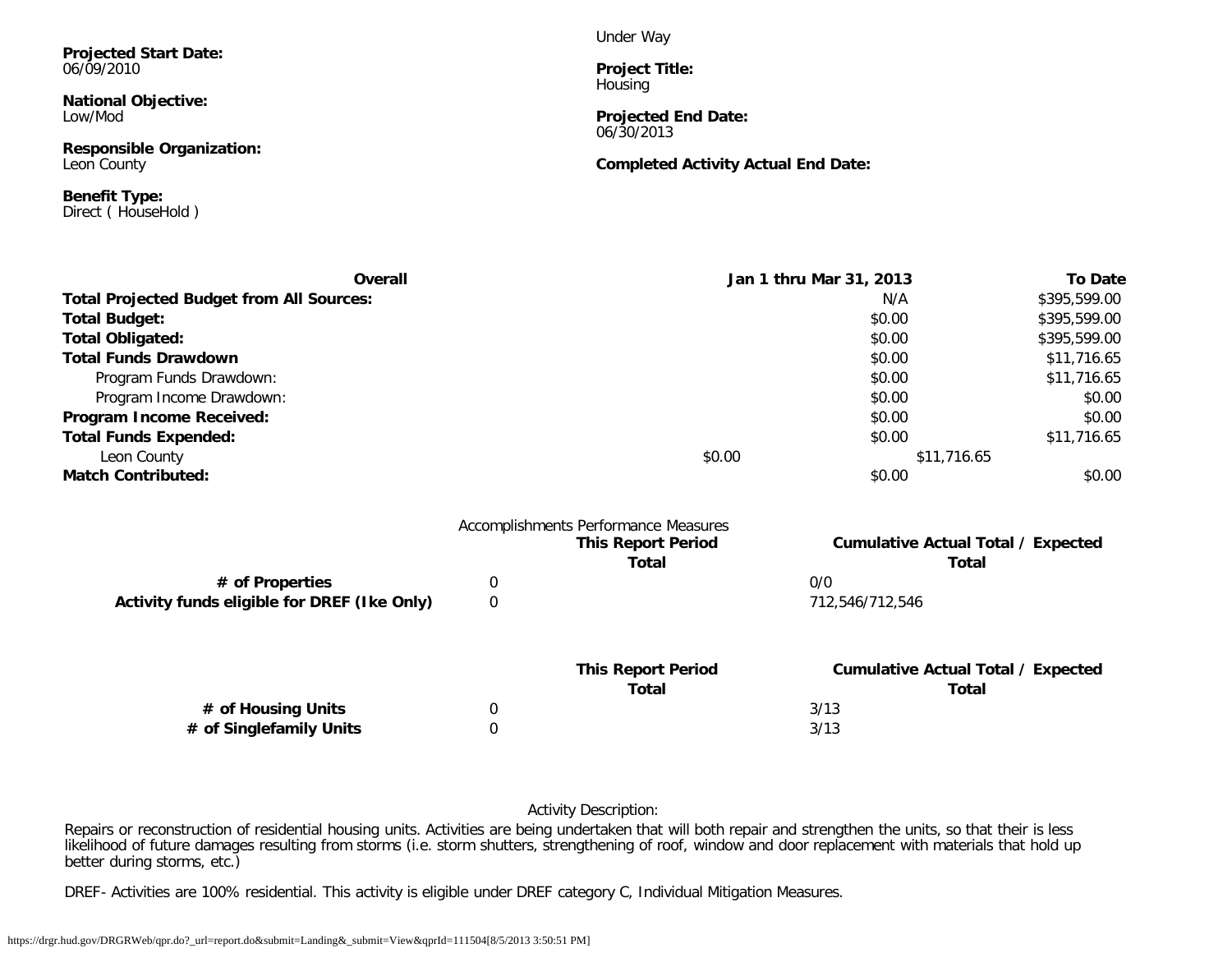**Projected Start Date:**
06/09/2010

**National Objective:**
Low/Mod

**Responsible Organization:**
Leon County

**Benefit Type:**
Direct ( HouseHold )

Under Way

**Project Title:**
Housing

**Projected End Date:**
06/30/2013

**Completed Activity Actual End Date:**

| Overall | | Jan 1 thru Mar 31, 2013 | To Date |
|---|---|---|---|
| **Total Projected Budget from All Sources:** | | N/A | $395,599.00 |
| **Total Budget:** | | $0.00 | $395,599.00 |
| **Total Obligated:** | | $0.00 | $395,599.00 |
| **Total Funds Drawdown** | | $0.00 | $11,716.65 |
| Program Funds Drawdown: | | $0.00 | $11,716.65 |
| Program Income Drawdown: | | $0.00 | $0.00 |
| **Program Income Received:** | | $0.00 | $0.00 |
| **Total Funds Expended:** | | $0.00 | $11,716.65 |
| Leon County | $0.00 | $11,716.65 | |
| **Match Contributed:** | | $0.00 | $0.00 |

Accomplishments Performance Measures

| | This Report Period Total | Cumulative Actual Total / Expected Total |
|---|---|---|
| **# of Properties** | 0 | 0/0 |
| **Activity funds eligible for DREF (Ike Only)** | 0 | 712,546/712,546 |

| | This Report Period Total | Cumulative Actual Total / Expected Total |
|---|---|---|
| **# of Housing Units** | 0 | 3/13 |
| **# of Singlefamily Units** | 0 | 3/13 |

Activity Description:

Repairs or reconstruction of residential housing units. Activities are being undertaken that will both repair and strengthen the units, so that their is less likelihood of future damages resulting from storms (i.e. storm shutters, strengthening of roof, window and door replacement with materials that hold up better during storms, etc.)

DREF- Activities are 100% residential. This activity is eligible under DREF category C, Individual Mitigation Measures.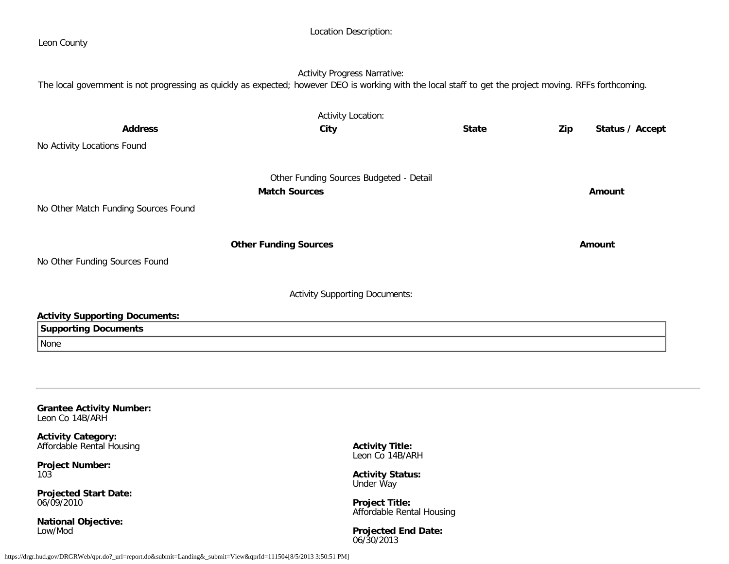Location Description:

Leon County

Activity Progress Narrative:

The local government is not progressing as quickly as expected; however DEO is working with the local staff to get the project moving. RFFs forthcoming.

Activity Location:

| Address | City | State | Zip | Status / Accept |
| --- | --- | --- | --- | --- |
| No Activity Locations Found | | | | |

Other Funding Sources Budgeted - Detail

| Match Sources | Amount |
| --- | --- |
| No Other Match Funding Sources Found | |

| Other Funding Sources | Amount |
| --- | --- |
| No Other Funding Sources Found | |

Activity Supporting Documents:

**Activity Supporting Documents:**

| Supporting Documents |
| --- |
| None |

---

**Grantee Activity Number:**
Leon Co 14B/ARH

**Activity Category:**
Affordable Rental Housing

**Activity Title:**
Leon Co 14B/ARH

**Project Number:**
103

**Activity Status:**
Under Way

**Projected Start Date:**
06/09/2010

**Project Title:**
Affordable Rental Housing

**National Objective:**
Low/Mod

**Projected End Date:**
06/30/2013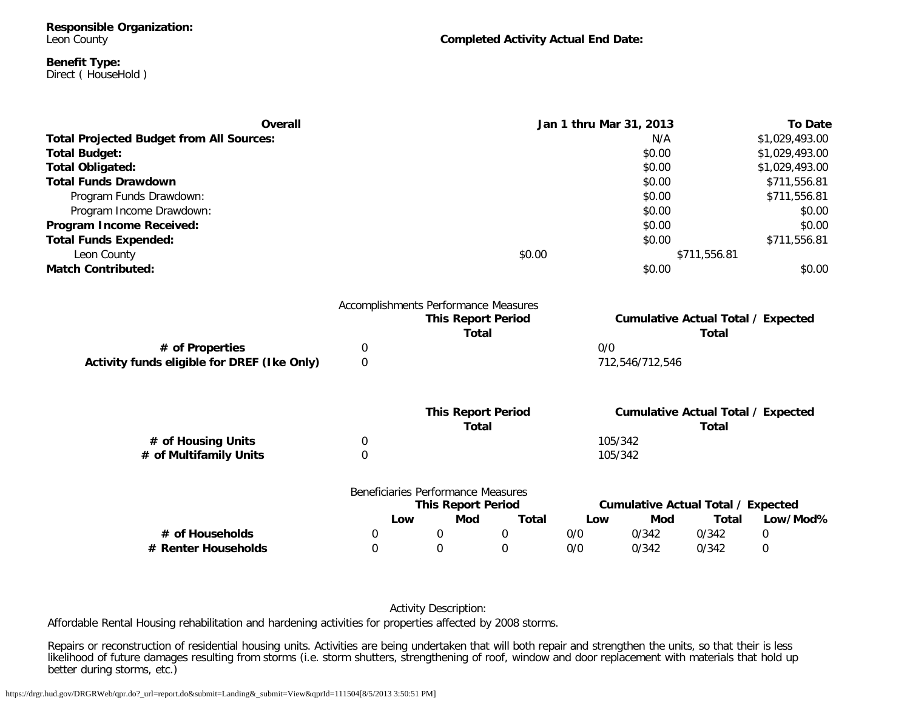**Responsible Organization:**
Leon County

**Completed Activity Actual End Date:**

**Benefit Type:**
Direct ( HouseHold )

| Overall | Jan 1 thru Mar 31, 2013 | To Date |
|---|---|---|
| **Total Projected Budget from All Sources:** | N/A | $1,029,493.00 |
| **Total Budget:** | $0.00 | $1,029,493.00 |
| **Total Obligated:** | $0.00 | $1,029,493.00 |
| **Total Funds Drawdown** | $0.00 | $711,556.81 |
| Program Funds Drawdown: | $0.00 | $711,556.81 |
| Program Income Drawdown: | $0.00 | $0.00 |
| **Program Income Received:** | $0.00 | $0.00 |
| **Total Funds Expended:** | $0.00 | $711,556.81 |
| Leon County | $0.00 | $711,556.81 |
| **Match Contributed:** | $0.00 | $0.00 |

Accomplishments Performance Measures

| | This Report Period Total | Cumulative Actual Total / Expected Total |
|---|---|---|
| **# of Properties** | 0 | 0/0 |
| **Activity funds eligible for DREF (Ike Only)** | 0 | 712,546/712,546 |

| | This Report Period Total | Cumulative Actual Total / Expected Total |
|---|---|---|
| **# of Housing Units** | 0 | 105/342 |
| **# of Multifamily Units** | 0 | 105/342 |

Beneficiaries Performance Measures

| | This Report Period | | | Cumulative Actual Total / Expected | | | |
|---|---|---|---|---|---|---|---|
| | **Low** | **Mod** | **Total** | **Low** | **Mod** | **Total** | **Low/Mod%** |
| **# of Households** | 0 | 0 | 0 | 0/0 | 0/342 | 0/342 | 0 |
| **# Renter Households** | 0 | 0 | 0 | 0/0 | 0/342 | 0/342 | 0 |

Activity Description:

Affordable Rental Housing rehabilitation and hardening activities for properties affected by 2008 storms.

Repairs or reconstruction of residential housing units. Activities are being undertaken that will both repair and strengthen the units, so that their is less likelihood of future damages resulting from storms (i.e. storm shutters, strengthening of roof, window and door replacement with materials that hold up better during storms, etc.)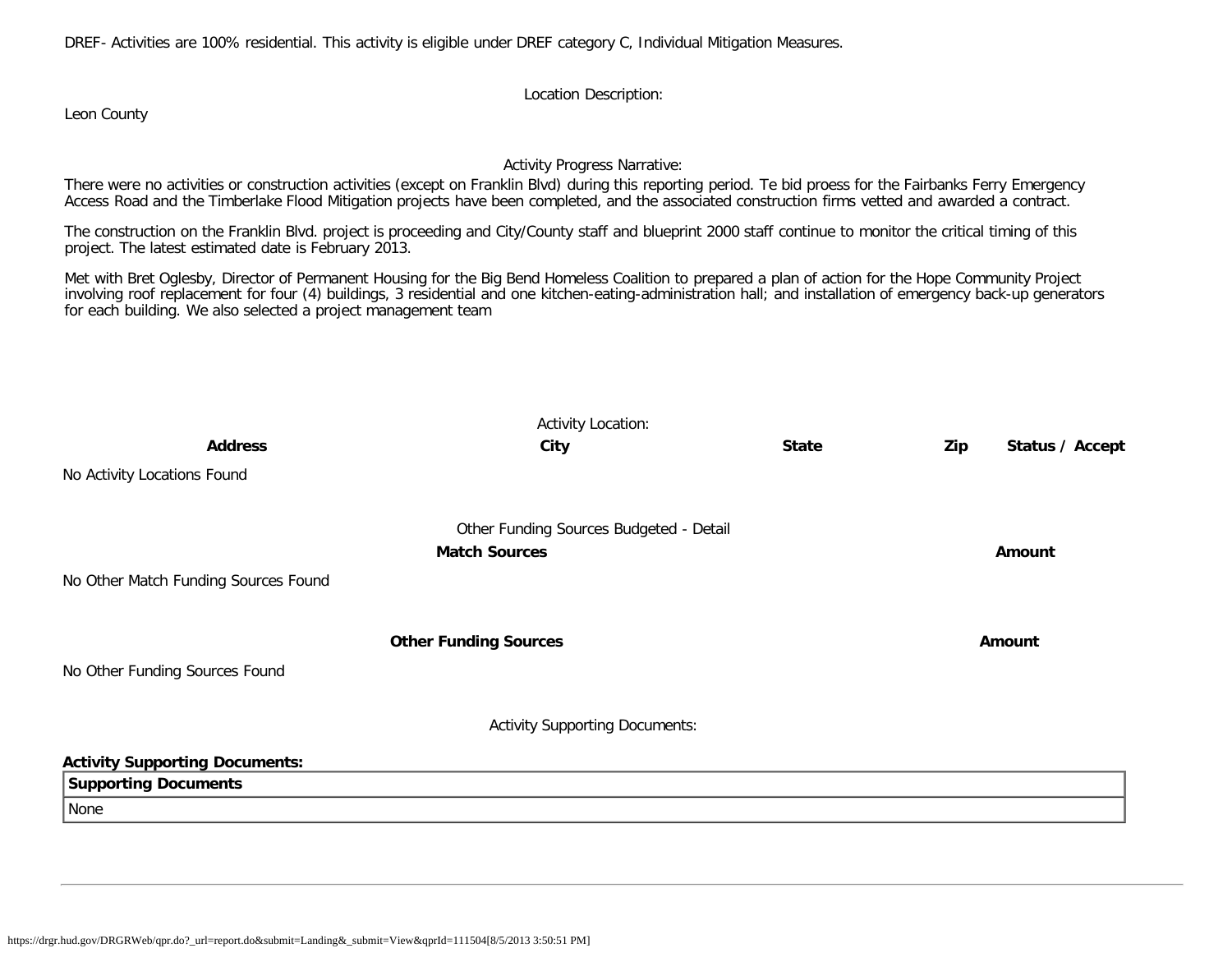DREF- Activities are 100% residential. This activity is eligible under DREF category C, Individual Mitigation Measures.

Location Description:

Leon County

Activity Progress Narrative:

There were no activities or construction activities (except on Franklin Blvd) during this reporting period. Te bid proess for the Fairbanks Ferry Emergency Access Road and the Timberlake Flood Mitigation projects have been completed, and the associated construction firms vetted and awarded a contract.

The construction on the Franklin Blvd. project is proceeding and City/County staff and blueprint 2000 staff continue to monitor the critical timing of this project. The latest estimated date is February 2013.

Met with Bret Oglesby, Director of Permanent Housing for the Big Bend Homeless Coalition to prepared a plan of action for the Hope Community Project involving roof replacement for four (4) buildings, 3 residential and one kitchen-eating-administration hall; and installation of emergency back-up generators for each building. We also selected a project management team

Activity Location:

| Address | City | State | Zip | Status / Accept |
| --- | --- | --- | --- | --- |
| No Activity Locations Found | | | | |

Other Funding Sources Budgeted - Detail

| Match Sources | Amount |
| --- | --- |
| No Other Match Funding Sources Found | |

| Other Funding Sources | Amount |
| --- | --- |
| No Other Funding Sources Found | |

Activity Supporting Documents:

**Activity Supporting Documents:**

| Supporting Documents |
| --- |
| None |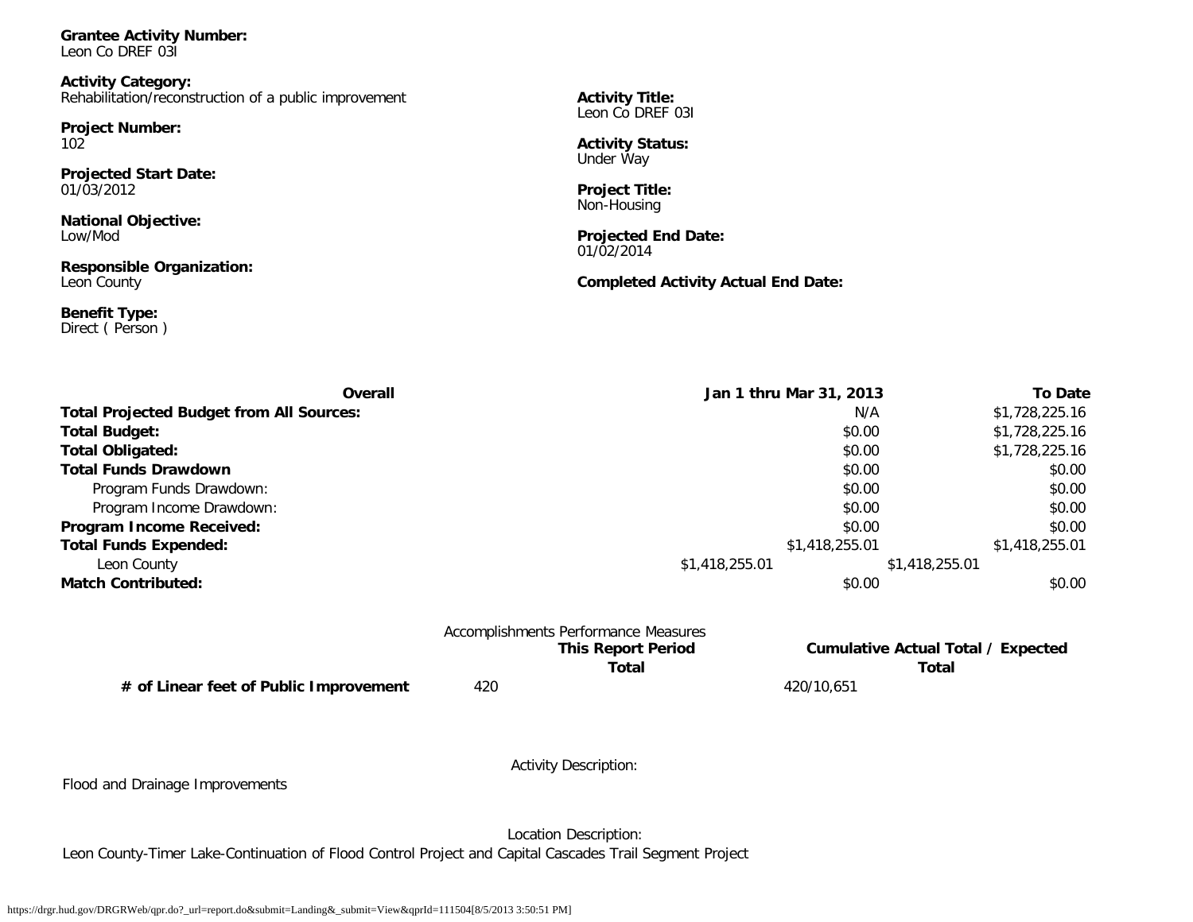**Grantee Activity Number:**
Leon Co DREF 03I

**Activity Category:**
Rehabilitation/reconstruction of a public improvement

**Project Number:**
102

**Projected Start Date:**
01/03/2012

**National Objective:**
Low/Mod

**Responsible Organization:**
Leon County

**Benefit Type:**
Direct ( Person )

**Activity Title:**
Leon Co DREF 03I

**Activity Status:**
Under Way

**Project Title:**
Non-Housing

**Projected End Date:**
01/02/2014

**Completed Activity Actual End Date:**

| Overall | Jan 1 thru Mar 31, 2013 | | To Date |
|---|---|---|---|
| **Total Projected Budget from All Sources:** | N/A | | $1,728,225.16 |
| **Total Budget:** | $0.00 | | $1,728,225.16 |
| **Total Obligated:** | $0.00 | | $1,728,225.16 |
| **Total Funds Drawdown** | $0.00 | | $0.00 |
| Program Funds Drawdown: | $0.00 | | $0.00 |
| Program Income Drawdown: | $0.00 | | $0.00 |
| **Program Income Received:** | $0.00 | | $0.00 |
| **Total Funds Expended:** | $1,418,255.01 | | $1,418,255.01 |
| Leon County | $1,418,255.01 | $1,418,255.01 | |
| **Match Contributed:** | $0.00 | | $0.00 |

Accomplishments Performance Measures

| | This Report Period Total | Cumulative Actual Total / Expected Total |
|---|---|---|
| **# of Linear feet of Public Improvement** | 420 | 420/10,651 |

Activity Description:

Flood and Drainage Improvements

Location Description:

Leon County-Timer Lake-Continuation of Flood Control Project and Capital Cascades Trail Segment Project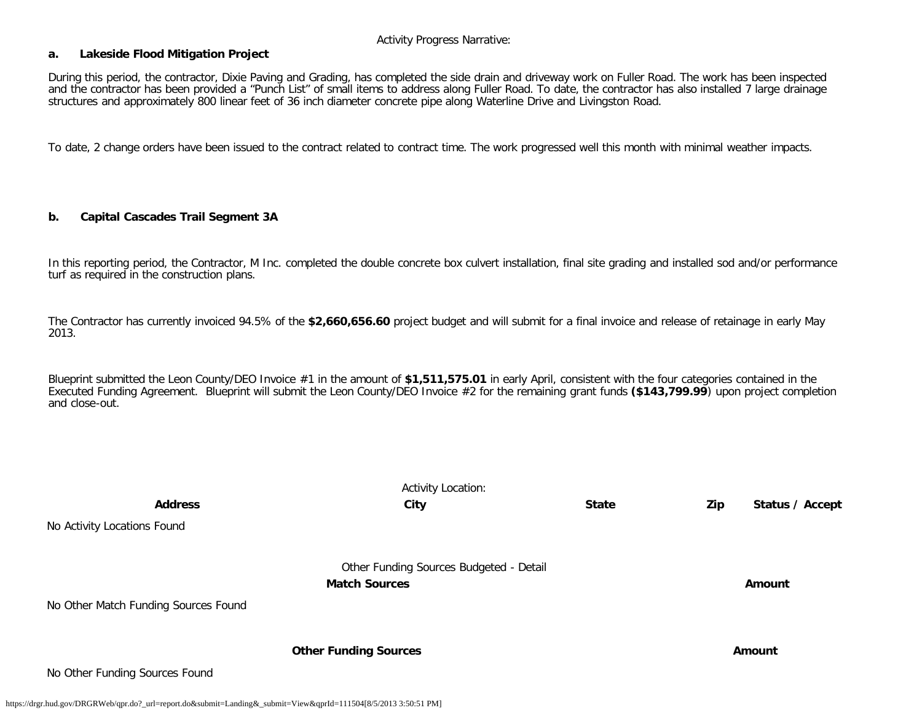Activity Progress Narrative:

**a. Lakeside Flood Mitigation Project**

During this period, the contractor, Dixie Paving and Grading, has completed the side drain and driveway work on Fuller Road. The work has been inspected and the contractor has been provided a "Punch List" of small items to address along Fuller Road. To date, the contractor has also installed 7 large drainage structures and approximately 800 linear feet of 36 inch diameter concrete pipe along Waterline Drive and Livingston Road.

To date, 2 change orders have been issued to the contract related to contract time. The work progressed well this month with minimal weather impacts.

**b. Capital Cascades Trail Segment 3A**

In this reporting period, the Contractor, M Inc. completed the double concrete box culvert installation, final site grading and installed sod and/or performance turf as required in the construction plans.

The Contractor has currently invoiced 94.5% of the **$2,660,656.60** project budget and will submit for a final invoice and release of retainage in early May 2013.

Blueprint submitted the Leon County/DEO Invoice #1 in the amount of **$1,511,575.01** in early April, consistent with the four categories contained in the Executed Funding Agreement. Blueprint will submit the Leon County/DEO Invoice #2 for the remaining grant funds **($143,799.99**) upon project completion and close-out.

Activity Location:

| Address | City | State | Zip | Status / Accept |
|---|---|---|---|---|

No Activity Locations Found

Other Funding Sources Budgeted - Detail

| Match Sources | Amount |
|---|---|

No Other Match Funding Sources Found

| Other Funding Sources | Amount |
|---|---|

No Other Funding Sources Found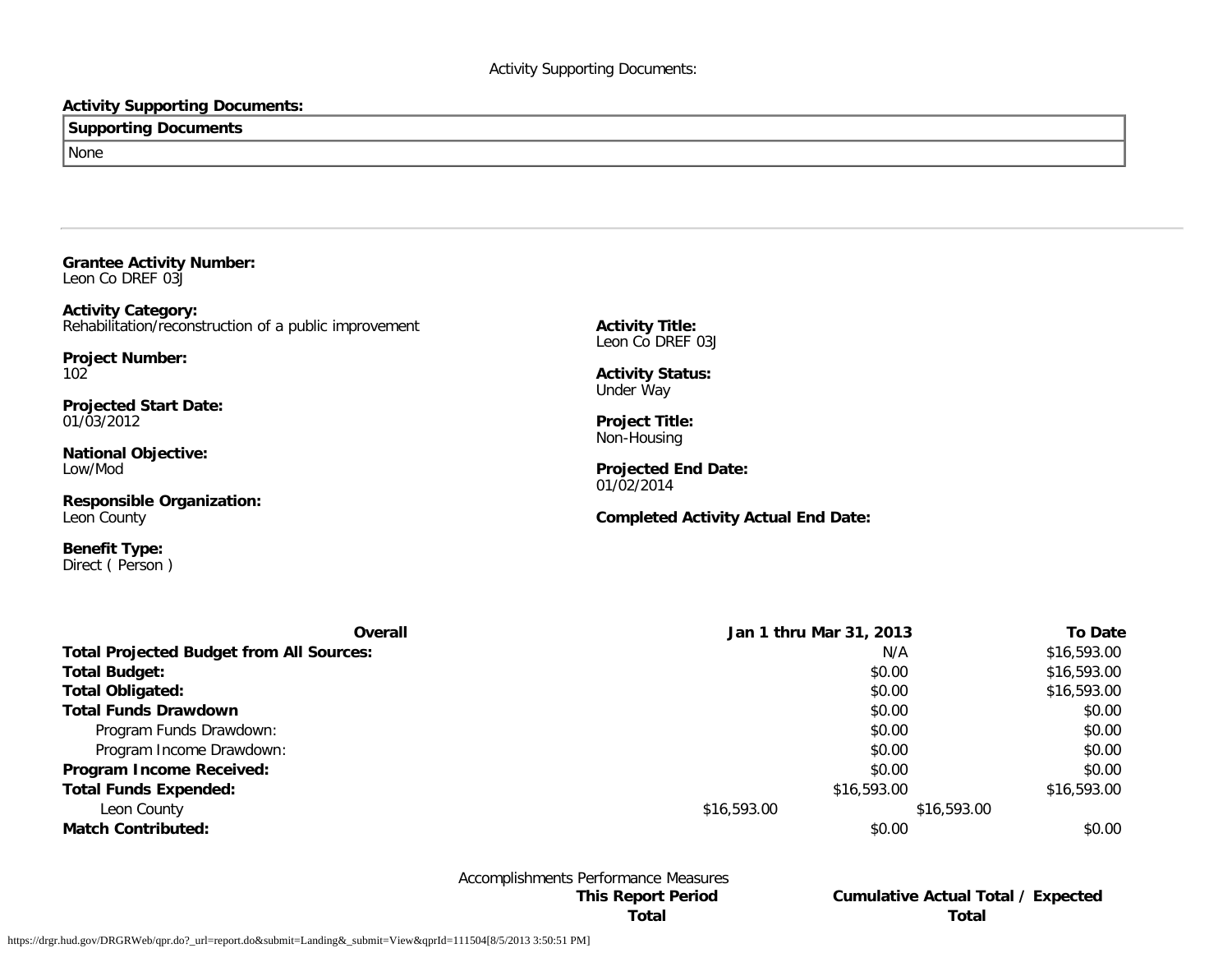Activity Supporting Documents:

**Activity Supporting Documents:**

| Supporting Documents |
|---|
| None |

---

**Grantee Activity Number:**
Leon Co DREF 03J

**Activity Category:**
Rehabilitation/reconstruction of a public improvement

**Activity Title:**
Leon Co DREF 03J

**Project Number:**
102

**Activity Status:**
Under Way

**Projected Start Date:**
01/03/2012

**Project Title:**
Non-Housing

**National Objective:**
Low/Mod

**Projected End Date:**
01/02/2014

**Responsible Organization:**
Leon County

**Completed Activity Actual End Date:**

**Benefit Type:**
Direct ( Person )

| Overall | Jan 1 thru Mar 31, 2013 | To Date |
|---|---|---|
| **Total Projected Budget from All Sources:** | N/A | $16,593.00 |
| **Total Budget:** | $0.00 | $16,593.00 |
| **Total Obligated:** | $0.00 | $16,593.00 |
| **Total Funds Drawdown** | $0.00 | $0.00 |
| Program Funds Drawdown: | $0.00 | $0.00 |
| Program Income Drawdown: | $0.00 | $0.00 |
| **Program Income Received:** | $0.00 | $0.00 |
| **Total Funds Expended:** | $16,593.00 | $16,593.00 |
| Leon County | $16,593.00 | $16,593.00 |
| **Match Contributed:** | $0.00 | $0.00 |

Accomplishments Performance Measures

| | This Report Period Total | Cumulative Actual Total / Expected Total |
|---|---|---|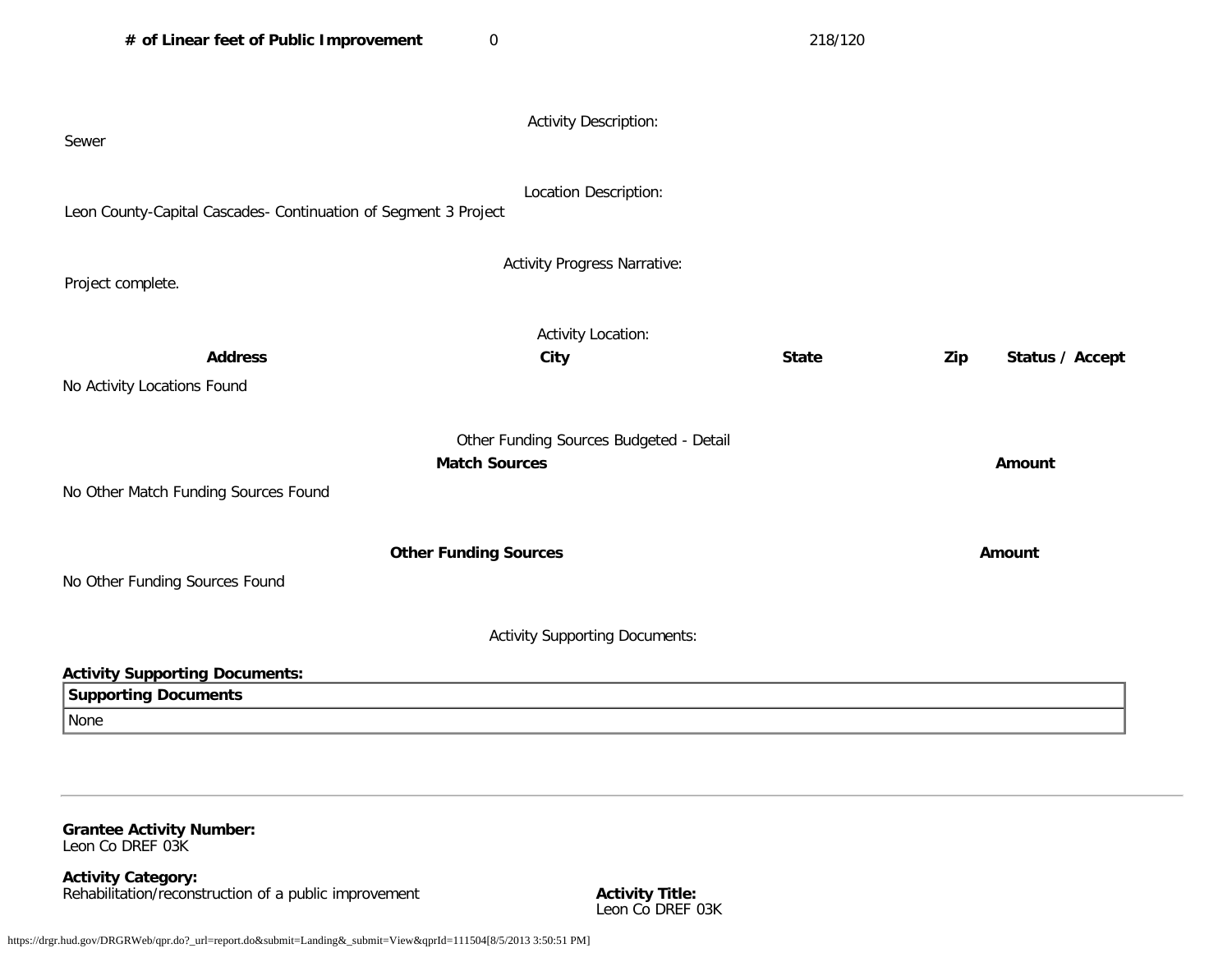| | This Report Period | Cumulative Actual Total / Expected |
|---|---|---|
| **# of Linear feet of Public Improvement** | 0 | 218/120 |

Activity Description:

Sewer

Location Description:

Leon County-Capital Cascades- Continuation of Segment 3 Project

Activity Progress Narrative:

Project complete.

Activity Location:

| Address | City | State | Zip | Status / Accept |
|---|---|---|---|---|
| No Activity Locations Found | | | | |

Other Funding Sources Budgeted - Detail

| Match Sources | Amount |
|---|---|
| No Other Match Funding Sources Found | |

| Other Funding Sources | Amount |
|---|---|
| No Other Funding Sources Found | |

Activity Supporting Documents:

**Activity Supporting Documents:**

| Supporting Documents |
|---|
| None |

---

**Grantee Activity Number:**
Leon Co DREF 03K

**Activity Category:**
Rehabilitation/reconstruction of a public improvement

**Activity Title:**
Leon Co DREF 03K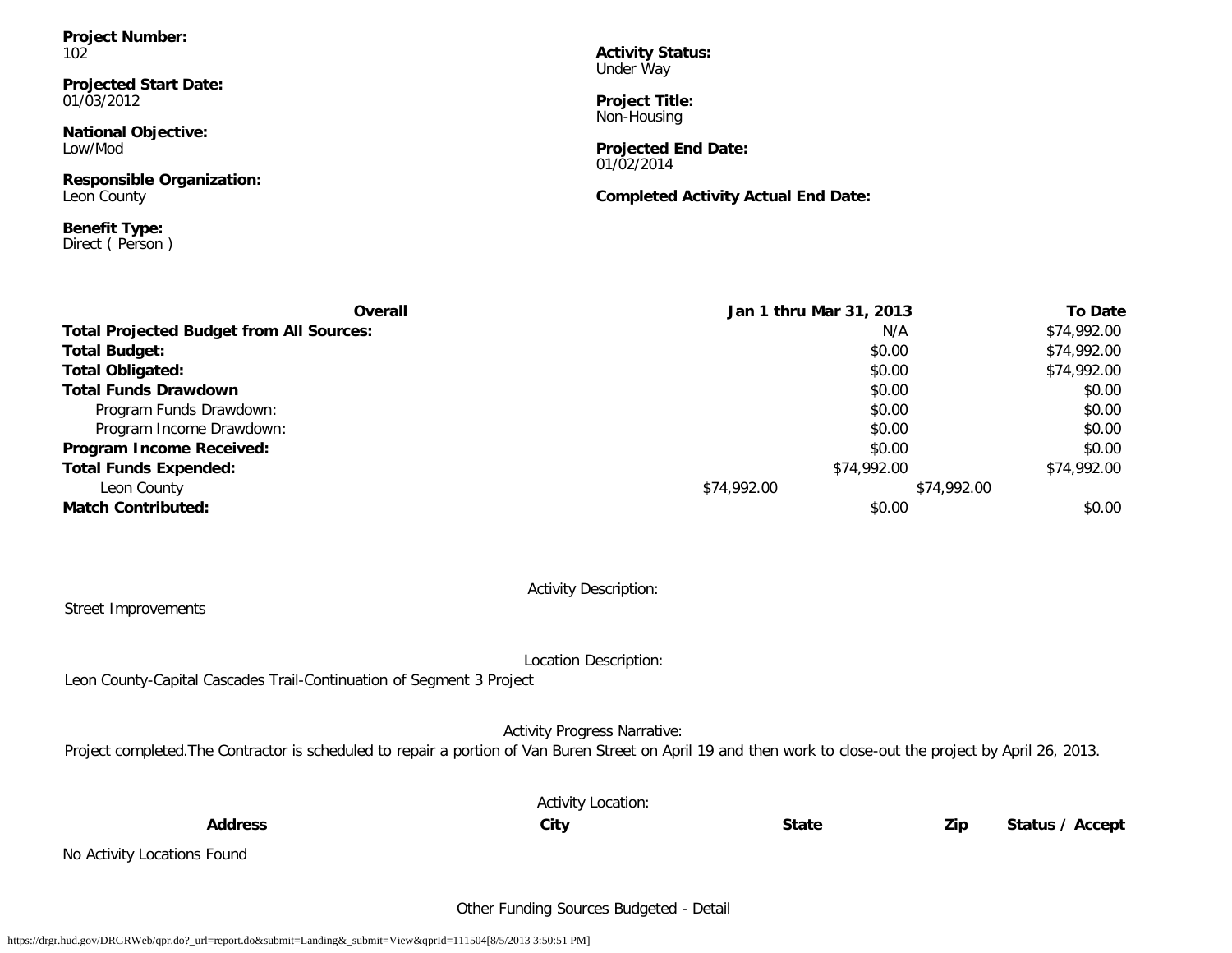**Project Number:**
102

**Activity Status:**
Under Way

**Projected Start Date:**
01/03/2012

**Project Title:**
Non-Housing

**National Objective:**
Low/Mod

**Projected End Date:**
01/02/2014

**Responsible Organization:**
Leon County

**Completed Activity Actual End Date:**

**Benefit Type:**
Direct ( Person )

| Overall | Jan 1 thru Mar 31, 2013 | To Date |
| --- | --- | --- |
| **Total Projected Budget from All Sources:** | N/A | $74,992.00 |
| **Total Budget:** | $0.00 | $74,992.00 |
| **Total Obligated:** | $0.00 | $74,992.00 |
| **Total Funds Drawdown** | $0.00 | $0.00 |
| Program Funds Drawdown: | $0.00 | $0.00 |
| Program Income Drawdown: | $0.00 | $0.00 |
| **Program Income Received:** | $0.00 | $0.00 |
| **Total Funds Expended:** | $74,992.00 | $74,992.00 |
| Leon County | $74,992.00 | $74,992.00 |
| **Match Contributed:** | $0.00 | $0.00 |

Activity Description:

Street Improvements

Location Description:

Leon County-Capital Cascades Trail-Continuation of Segment 3 Project

Activity Progress Narrative:

Project completed.The Contractor is scheduled to repair a portion of Van Buren Street on April 19 and then work to close-out the project by April 26, 2013.

Activity Location:

| Address | City | State | Zip | Status / Accept |
| --- | --- | --- | --- | --- |

No Activity Locations Found

Other Funding Sources Budgeted - Detail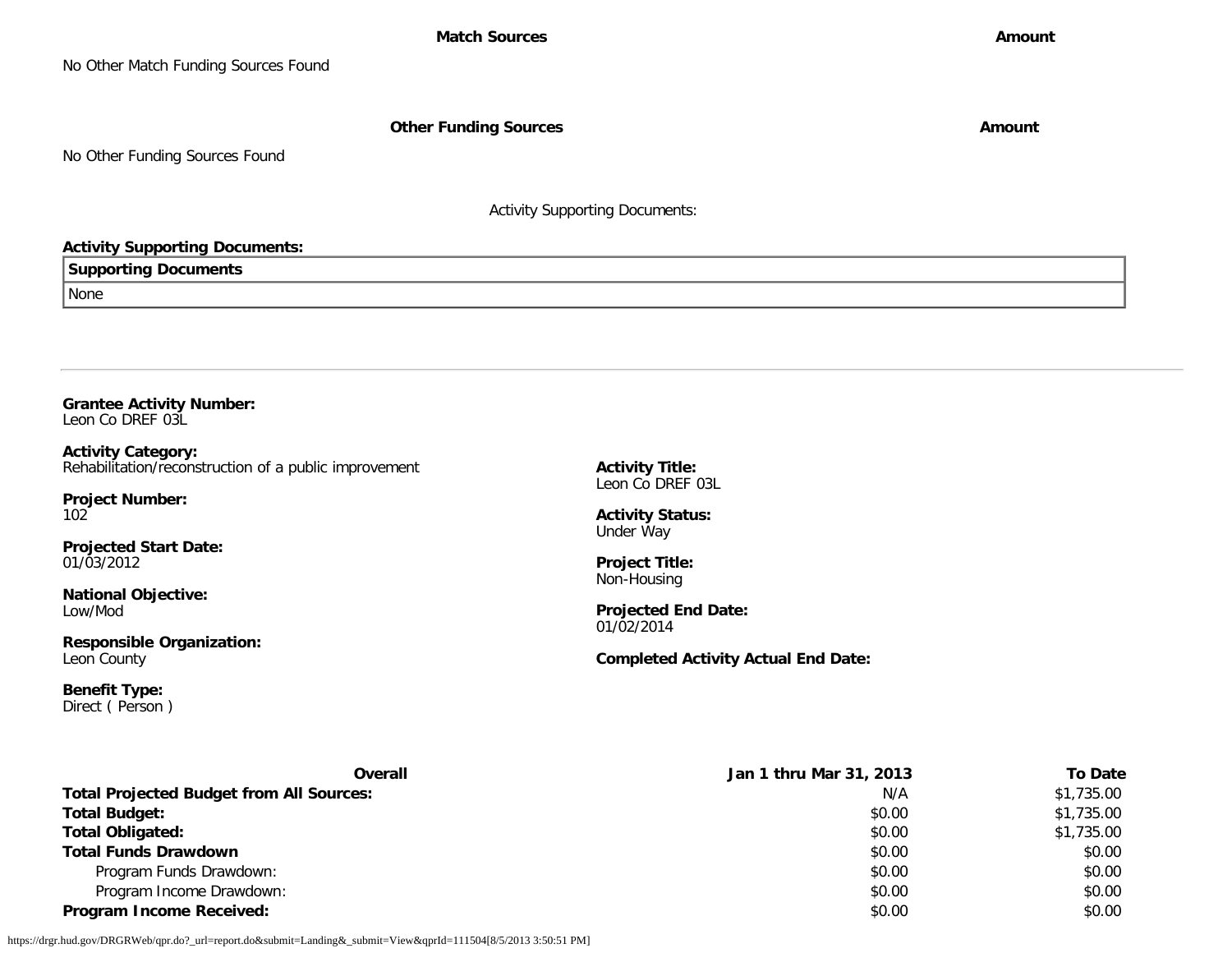| Match Sources | Amount |
| --- | --- |

No Other Match Funding Sources Found

| Other Funding Sources | Amount |
| --- | --- |

No Other Funding Sources Found

Activity Supporting Documents:

**Activity Supporting Documents:**

| Supporting Documents |
| --- |
| None |

---

**Grantee Activity Number:**
Leon Co DREF 03L

**Activity Category:**
Rehabilitation/reconstruction of a public improvement

**Activity Title:**
Leon Co DREF 03L

**Project Number:**
102

**Activity Status:**
Under Way

**Projected Start Date:**
01/03/2012

**Project Title:**
Non-Housing

**National Objective:**
Low/Mod

**Projected End Date:**
01/02/2014

**Responsible Organization:**
Leon County

**Completed Activity Actual End Date:**

**Benefit Type:**
Direct ( Person )

| Overall | Jan 1 thru Mar 31, 2013 | To Date |
| --- | --- | --- |
| **Total Projected Budget from All Sources:** | N/A | $1,735.00 |
| **Total Budget:** | $0.00 | $1,735.00 |
| **Total Obligated:** | $0.00 | $1,735.00 |
| **Total Funds Drawdown** | $0.00 | $0.00 |
| Program Funds Drawdown: | $0.00 | $0.00 |
| Program Income Drawdown: | $0.00 | $0.00 |
| **Program Income Received:** | $0.00 | $0.00 |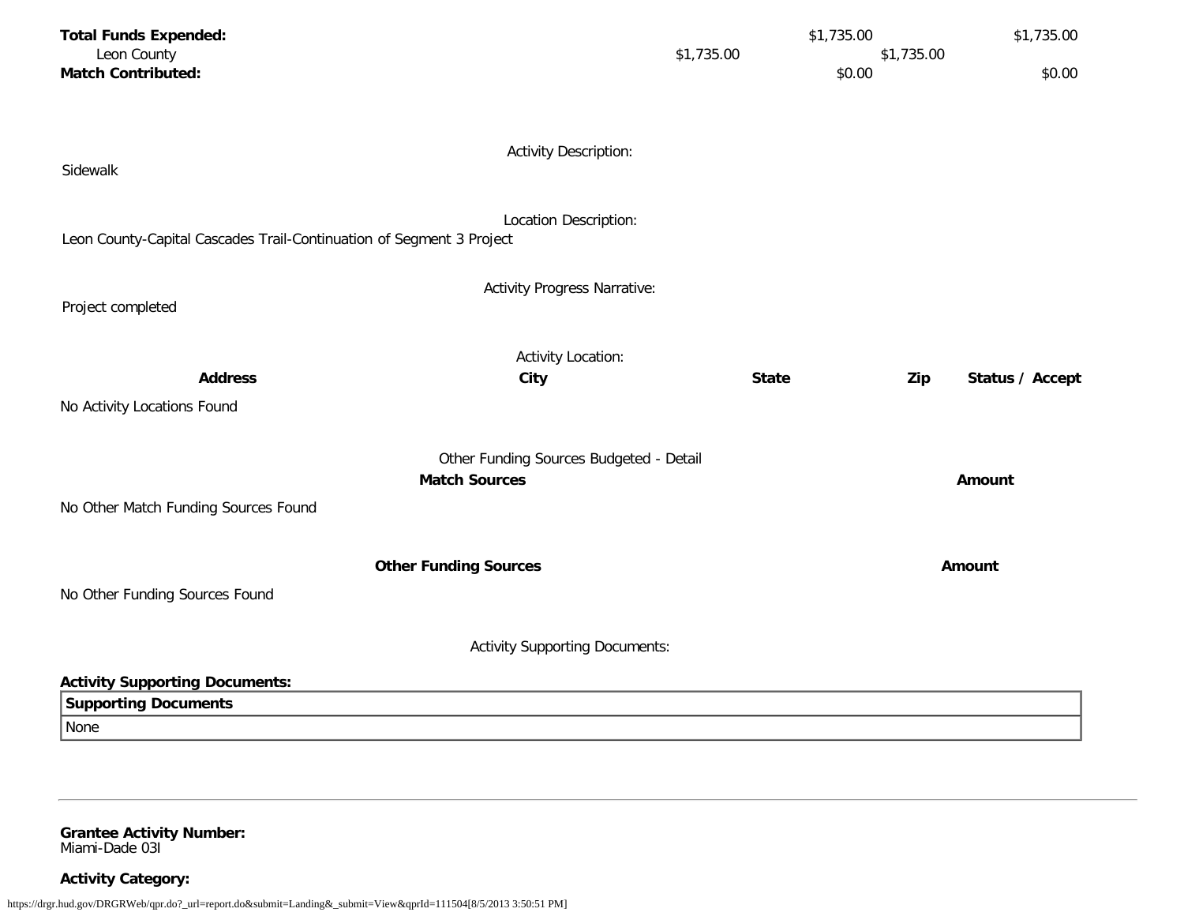| | | | | |
|---|---|---|---|---|
| **Total Funds Expended:** | | $1,735.00 | | $1,735.00 |
| Leon County | $1,735.00 | | $1,735.00 | |
| **Match Contributed:** | | $0.00 | | $0.00 |

Activity Description:

Sidewalk

Location Description:

Leon County-Capital Cascades Trail-Continuation of Segment 3 Project

Activity Progress Narrative:

Project completed

Activity Location:

| Address | City | State | Zip | Status / Accept |
|---|---|---|---|---|
| No Activity Locations Found | | | | |

Other Funding Sources Budgeted - Detail

| Match Sources | Amount |
|---|---|
| No Other Match Funding Sources Found | |

| Other Funding Sources | Amount |
|---|---|
| No Other Funding Sources Found | |

Activity Supporting Documents:

**Activity Supporting Documents:**

| Supporting Documents |
|---|
| None |

---

**Grantee Activity Number:**
Miami-Dade 03I

**Activity Category:**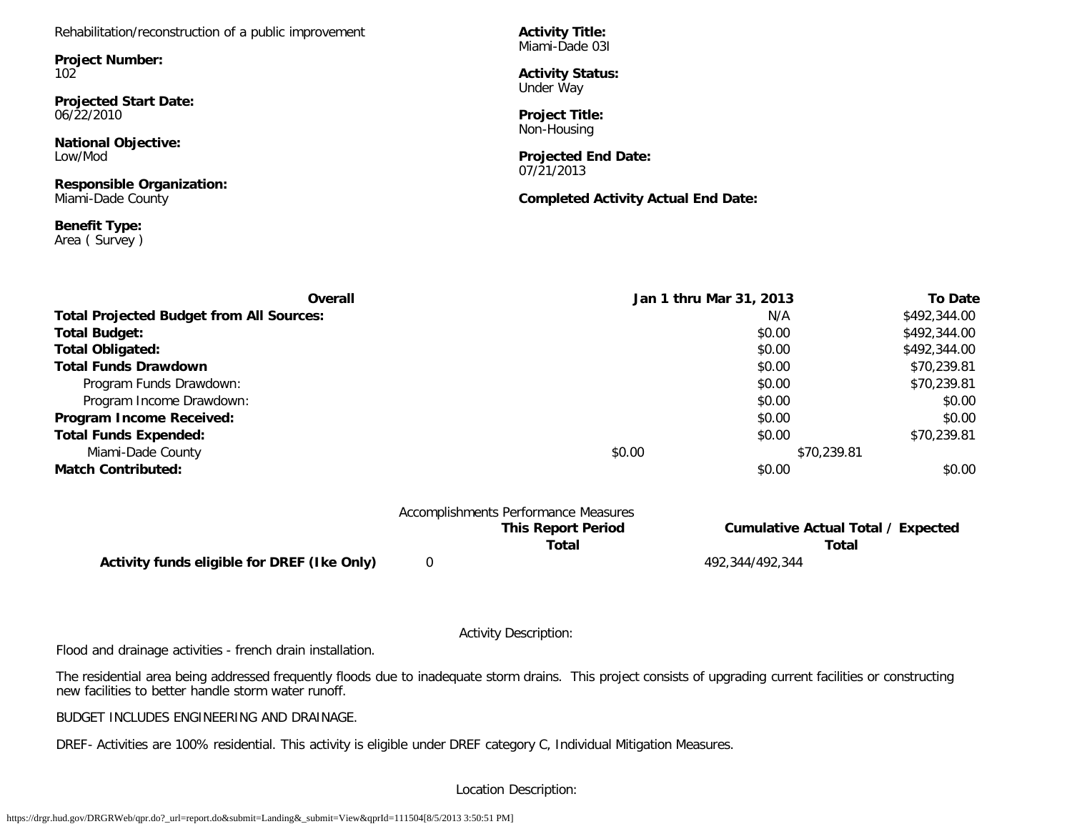Rehabilitation/reconstruction of a public improvement

**Project Number:**
102

**Projected Start Date:**
06/22/2010

**National Objective:**
Low/Mod

**Responsible Organization:**
Miami-Dade County

**Benefit Type:**
Area ( Survey )

**Activity Title:**
Miami-Dade 03I

**Activity Status:**
Under Way

**Project Title:**
Non-Housing

**Projected End Date:**
07/21/2013

**Completed Activity Actual End Date:**

| Overall | Jan 1 thru Mar 31, 2013 | To Date |
|---|---|---|
| **Total Projected Budget from All Sources:** | N/A | $492,344.00 |
| **Total Budget:** | $0.00 | $492,344.00 |
| **Total Obligated:** | $0.00 | $492,344.00 |
| **Total Funds Drawdown** | $0.00 | $70,239.81 |
| Program Funds Drawdown: | $0.00 | $70,239.81 |
| Program Income Drawdown: | $0.00 | $0.00 |
| **Program Income Received:** | $0.00 | $0.00 |
| **Total Funds Expended:** | $0.00 | $70,239.81 |
| Miami-Dade County | $0.00 | $70,239.81 |
| **Match Contributed:** | $0.00 | $0.00 |

Accomplishments Performance Measures

| | This Report Period Total | Cumulative Actual Total / Expected Total |
|---|---|---|
| **Activity funds eligible for DREF (Ike Only)** | 0 | 492,344/492,344 |

Activity Description:

Flood and drainage activities - french drain installation.

The residential area being addressed frequently floods due to inadequate storm drains. This project consists of upgrading current facilities or constructing new facilities to better handle storm water runoff.

BUDGET INCLUDES ENGINEERING AND DRAINAGE.

DREF- Activities are 100% residential. This activity is eligible under DREF category C, Individual Mitigation Measures.

Location Description: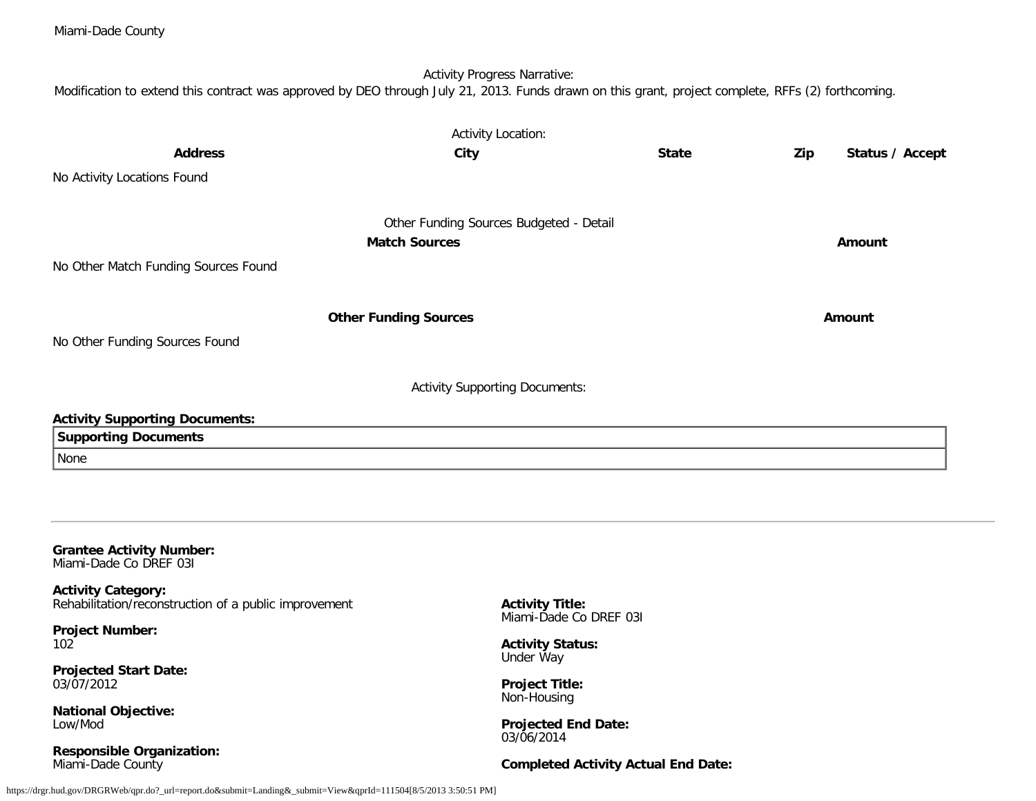Activity Progress Narrative:

Modification to extend this contract was approved by DEO through July 21, 2013. Funds drawn on this grant, project complete, RFFs (2) forthcoming.

Activity Location:

| Address | City | State | Zip | Status / Accept |
| --- | --- | --- | --- | --- |

No Activity Locations Found

Other Funding Sources Budgeted - Detail

| Match Sources | Amount |
| --- | --- |

No Other Match Funding Sources Found

| Other Funding Sources | Amount |
| --- | --- |

No Other Funding Sources Found

Activity Supporting Documents:

**Activity Supporting Documents:**

| Supporting Documents |
| --- |
| None |

---

**Grantee Activity Number:**
Miami-Dade Co DREF 03I

**Activity Category:**
Rehabilitation/reconstruction of a public improvement

**Activity Title:**
Miami-Dade Co DREF 03I

**Project Number:**
102

**Activity Status:**
Under Way

**Projected Start Date:**
03/07/2012

**Project Title:**
Non-Housing

**National Objective:**
Low/Mod

**Projected End Date:**
03/06/2014

**Responsible Organization:**
Miami-Dade County

**Completed Activity Actual End Date:**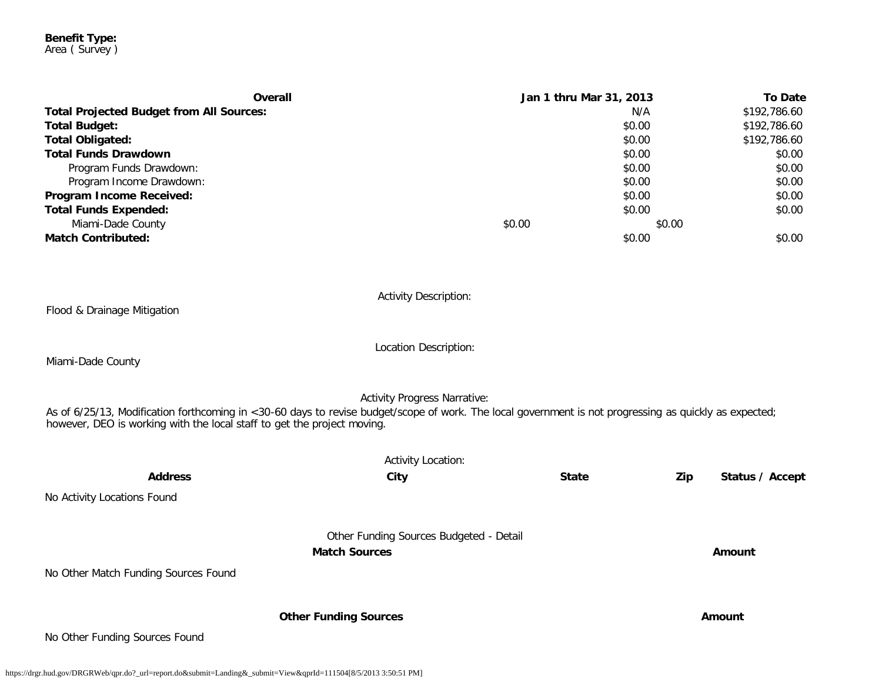**Benefit Type:**
Area ( Survey )

| Overall | Jan 1 thru Mar 31, 2013 | To Date |
|---|---|---|
| **Total Projected Budget from All Sources:** | N/A | $192,786.60 |
| **Total Budget:** | $0.00 | $192,786.60 |
| **Total Obligated:** | $0.00 | $192,786.60 |
| **Total Funds Drawdown** | $0.00 | $0.00 |
| Program Funds Drawdown: | $0.00 | $0.00 |
| Program Income Drawdown: | $0.00 | $0.00 |
| **Program Income Received:** | $0.00 | $0.00 |
| **Total Funds Expended:** | $0.00 | $0.00 |
| Miami-Dade County | $0.00 | $0.00 |
| **Match Contributed:** | $0.00 | $0.00 |

Activity Description:

Flood & Drainage Mitigation

Location Description:

Miami-Dade County

Activity Progress Narrative:

As of 6/25/13, Modification forthcoming in <30-60 days to revise budget/scope of work. The local government is not progressing as quickly as expected; however, DEO is working with the local staff to get the project moving.

Activity Location:

| Address | City | State | Zip | Status / Accept |
|---|---|---|---|---|

No Activity Locations Found

Other Funding Sources Budgeted - Detail

| Match Sources | Amount |
|---|---|

No Other Match Funding Sources Found

| Other Funding Sources | Amount |
|---|---|

No Other Funding Sources Found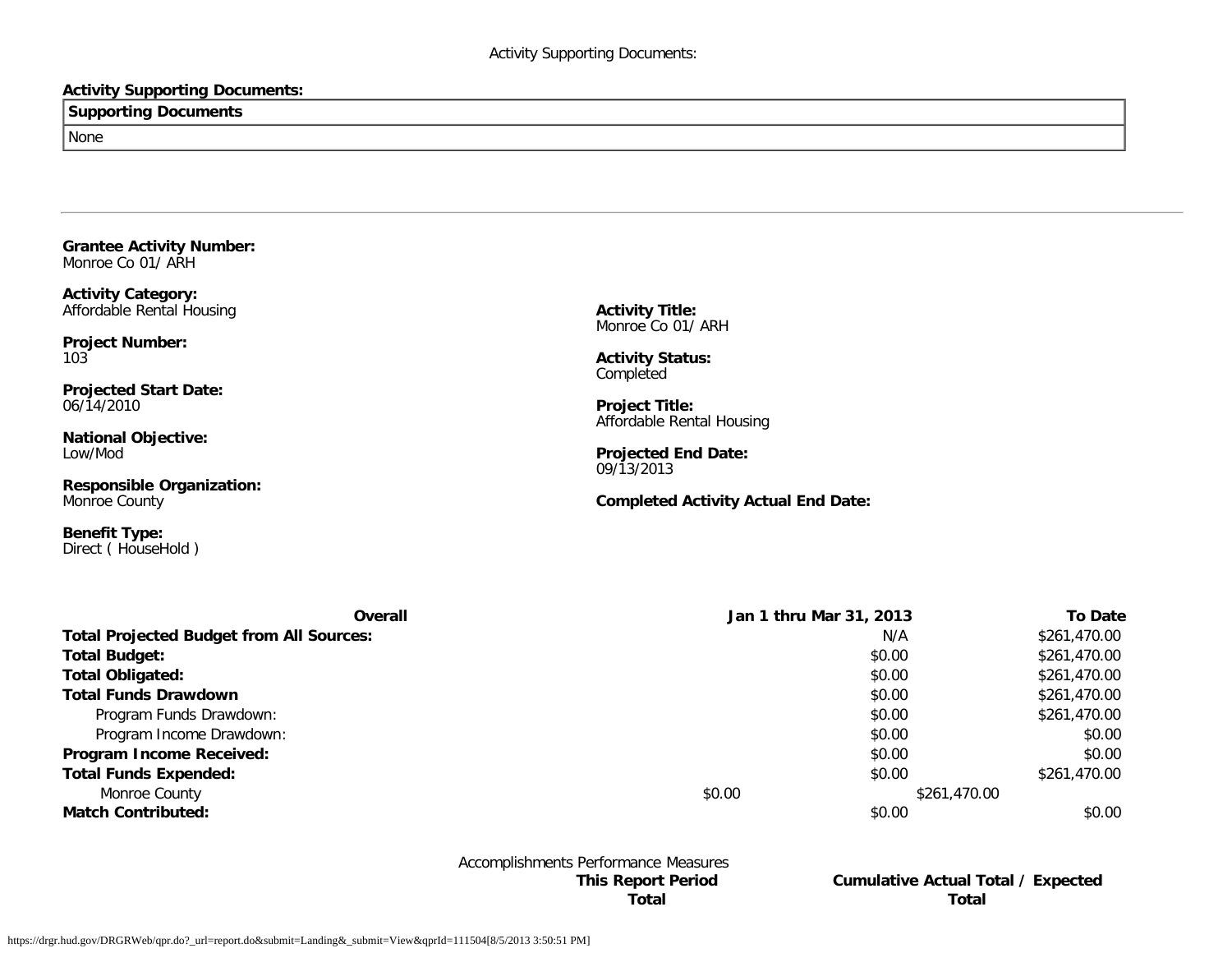Activity Supporting Documents:

**Activity Supporting Documents:**

| Supporting Documents |
|---|
| None |

---

**Grantee Activity Number:**
Monroe Co 01/ ARH

**Activity Category:**
Affordable Rental Housing

**Project Number:**
103

**Projected Start Date:**
06/14/2010

**National Objective:**
Low/Mod

**Responsible Organization:**
Monroe County

**Benefit Type:**
Direct ( HouseHold )

**Activity Title:**
Monroe Co 01/ ARH

**Activity Status:**
Completed

**Project Title:**
Affordable Rental Housing

**Projected End Date:**
09/13/2013

**Completed Activity Actual End Date:**

| Overall | Jan 1 thru Mar 31, 2013 | To Date |
|---|---|---|
| **Total Projected Budget from All Sources:** | N/A | $261,470.00 |
| **Total Budget:** | $0.00 | $261,470.00 |
| **Total Obligated:** | $0.00 | $261,470.00 |
| **Total Funds Drawdown** | $0.00 | $261,470.00 |
| Program Funds Drawdown: | $0.00 | $261,470.00 |
| Program Income Drawdown: | $0.00 | $0.00 |
| **Program Income Received:** | $0.00 | $0.00 |
| **Total Funds Expended:** | $0.00 | $261,470.00 |
| Monroe County | $0.00 | $261,470.00 |
| **Match Contributed:** | $0.00 | $0.00 |

Accomplishments Performance Measures

| | This Report Period Total | Cumulative Actual Total / Expected Total |
|---|---|---|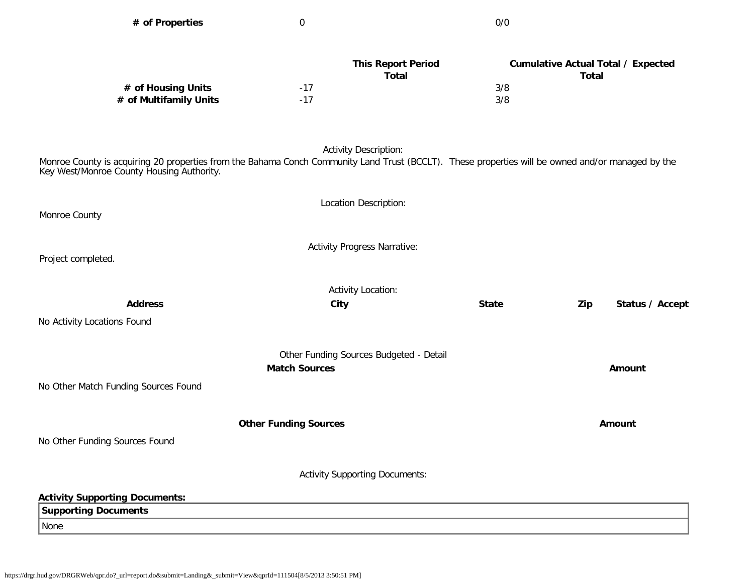| | This Report Period Total | Cumulative Actual Total / Expected Total |
|---|---|---|
| # of Properties | 0 | 0/0 |

| | This Report Period Total | Cumulative Actual Total / Expected Total |
|---|---|---|
| # of Housing Units | -17 | 3/8 |
| # of Multifamily Units | -17 | 3/8 |

Activity Description:

Monroe County is acquiring 20 properties from the Bahama Conch Community Land Trust (BCCLT). These properties will be owned and/or managed by the Key West/Monroe County Housing Authority.

Location Description:

Monroe County

Activity Progress Narrative:

Project completed.

Activity Location:

| Address | City | State | Zip | Status / Accept |
|---|---|---|---|---|

No Activity Locations Found

Other Funding Sources Budgeted - Detail

| Match Sources | Amount |
|---|---|

No Other Match Funding Sources Found

| Other Funding Sources | Amount |
|---|---|

No Other Funding Sources Found

Activity Supporting Documents:

**Activity Supporting Documents:**

| Supporting Documents |
|---|
| None |

https://drgr.hud.gov/DRGRWeb/qpr.do?_url=report.do&submit=Landing&_submit=View&qprId=111504[8/5/2013 3:50:51 PM]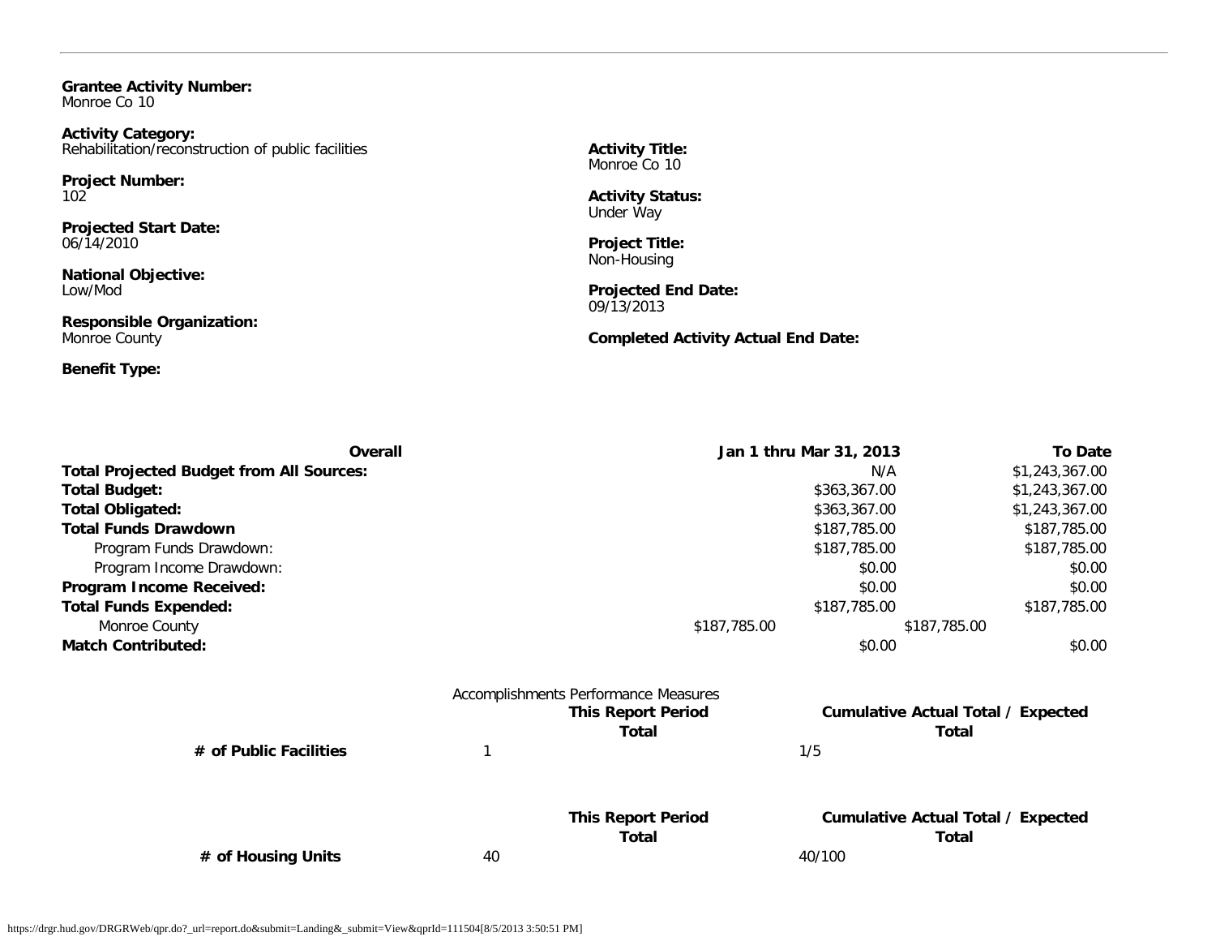**Grantee Activity Number:**
Monroe Co 10

**Activity Category:**
Rehabilitation/reconstruction of public facilities

**Activity Title:**
Monroe Co 10

**Project Number:**
102

**Activity Status:**
Under Way

**Projected Start Date:**
06/14/2010

**Project Title:**
Non-Housing

**National Objective:**
Low/Mod

**Projected End Date:**
09/13/2013

**Responsible Organization:**
Monroe County

**Completed Activity Actual End Date:**

**Benefit Type:**

| Overall | Jan 1 thru Mar 31, 2013 | To Date |
|---|---|---|
| **Total Projected Budget from All Sources:** | N/A | $1,243,367.00 |
| **Total Budget:** | $363,367.00 | $1,243,367.00 |
| **Total Obligated:** | $363,367.00 | $1,243,367.00 |
| **Total Funds Drawdown** | $187,785.00 | $187,785.00 |
| Program Funds Drawdown: | $187,785.00 | $187,785.00 |
| Program Income Drawdown: | $0.00 | $0.00 |
| **Program Income Received:** | $0.00 | $0.00 |
| **Total Funds Expended:** | $187,785.00 | $187,785.00 |
| Monroe County | $187,785.00 | $187,785.00 |
| **Match Contributed:** | $0.00 | $0.00 |

Accomplishments Performance Measures

| | This Report Period Total | Cumulative Actual Total / Expected Total |
|---|---|---|
| **# of Public Facilities** | 1 | 1/5 |

| | This Report Period Total | Cumulative Actual Total / Expected Total |
|---|---|---|
| **# of Housing Units** | 40 | 40/100 |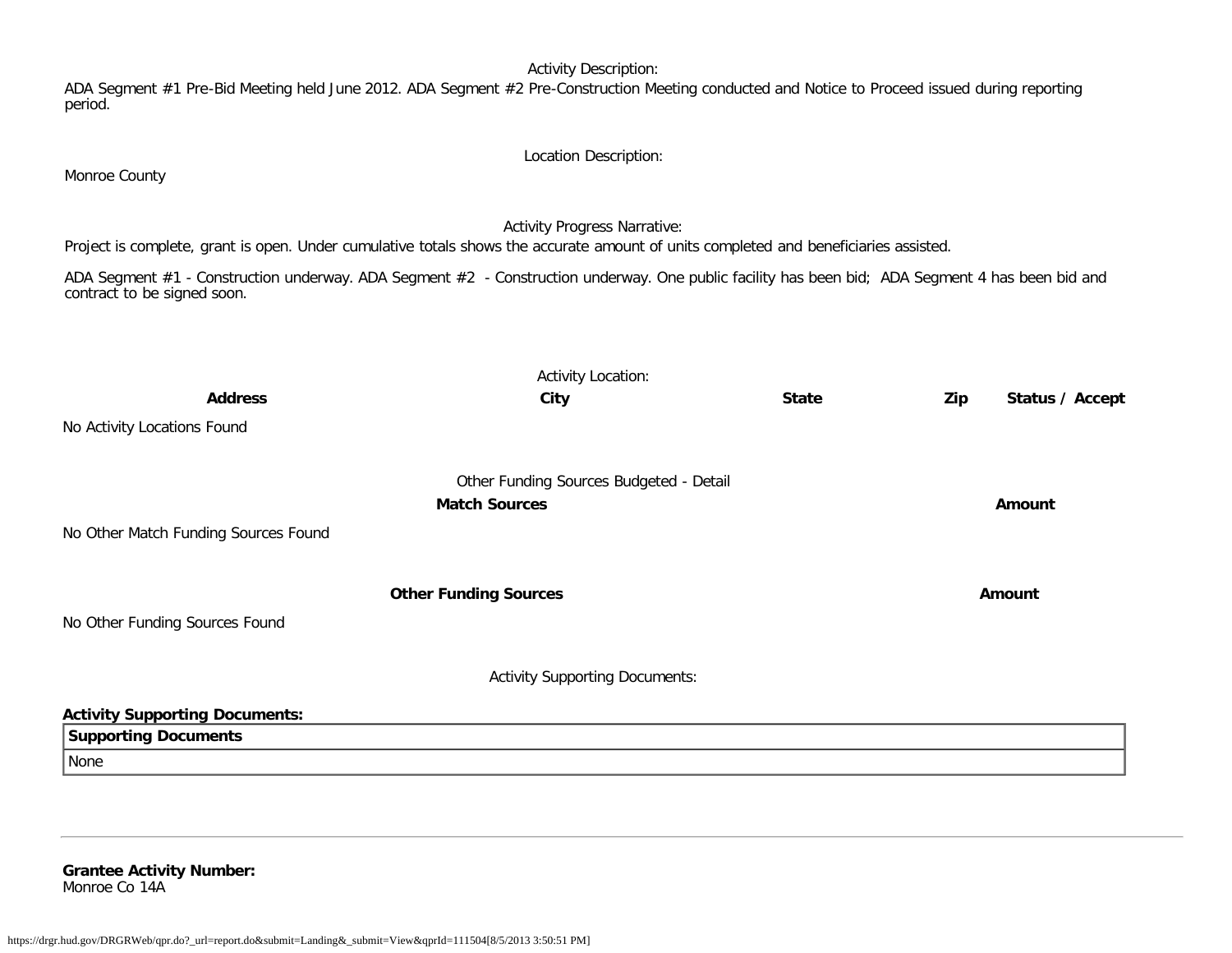Activity Description:

ADA Segment #1 Pre-Bid Meeting held June 2012. ADA Segment #2 Pre-Construction Meeting conducted and Notice to Proceed issued during reporting period.

Location Description:

Monroe County

Activity Progress Narrative:

Project is complete, grant is open. Under cumulative totals shows the accurate amount of units completed and beneficiaries assisted.

ADA Segment #1 - Construction underway. ADA Segment #2 - Construction underway. One public facility has been bid; ADA Segment 4 has been bid and contract to be signed soon.

Activity Location:

| Address | City | State | Zip | Status / Accept |
|---|---|---|---|---|
| No Activity Locations Found | | | | |

Other Funding Sources Budgeted - Detail

| Match Sources | Amount |
|---|---|
| No Other Match Funding Sources Found | |

| Other Funding Sources | Amount |
|---|---|
| No Other Funding Sources Found | |

Activity Supporting Documents:

**Activity Supporting Documents:**

| Supporting Documents |
|---|
| None |

---

**Grantee Activity Number:**
Monroe Co 14A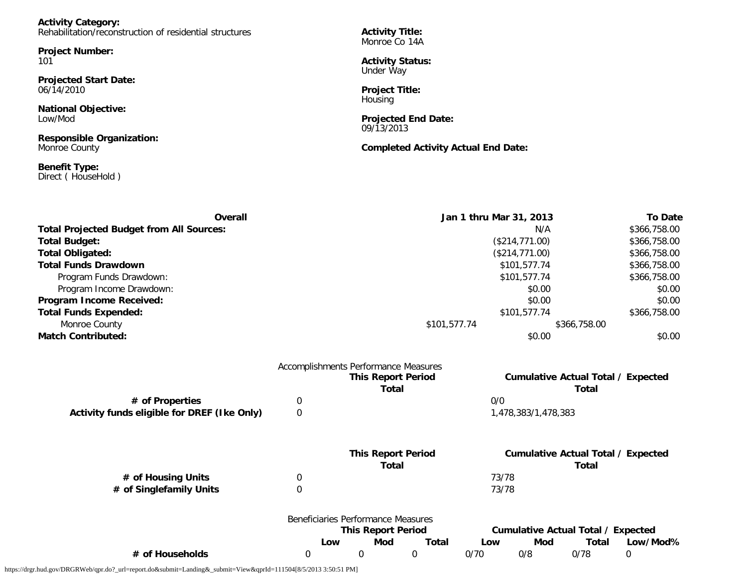**Activity Category:**
Rehabilitation/reconstruction of residential structures

**Project Number:**
101

**Projected Start Date:**
06/14/2010

**National Objective:**
Low/Mod

**Responsible Organization:**
Monroe County

**Benefit Type:**
Direct ( HouseHold )

**Activity Title:**
Monroe Co 14A

**Activity Status:**
Under Way

**Project Title:**
Housing

**Projected End Date:**
09/13/2013

**Completed Activity Actual End Date:**

| Overall | Jan 1 thru Mar 31, 2013 | To Date |
|---|---|---|
| **Total Projected Budget from All Sources:** | N/A | $366,758.00 |
| **Total Budget:** | ($214,771.00) | $366,758.00 |
| **Total Obligated:** | ($214,771.00) | $366,758.00 |
| **Total Funds Drawdown** | $101,577.74 | $366,758.00 |
| Program Funds Drawdown: | $101,577.74 | $366,758.00 |
| Program Income Drawdown: | $0.00 | $0.00 |
| **Program Income Received:** | $0.00 | $0.00 |
| **Total Funds Expended:** | $101,577.74 | $366,758.00 |
| Monroe County | $101,577.74 | $366,758.00 |
| **Match Contributed:** | $0.00 | $0.00 |

Accomplishments Performance Measures

| | This Report Period Total | Cumulative Actual Total / Expected Total |
|---|---|---|
| **# of Properties** | 0 | 0/0 |
| **Activity funds eligible for DREF (Ike Only)** | 0 | 1,478,383/1,478,383 |

| | This Report Period Total | Cumulative Actual Total / Expected Total |
|---|---|---|
| **# of Housing Units** | 0 | 73/78 |
| **# of Singlefamily Units** | 0 | 73/78 |

Beneficiaries Performance Measures

| | This Report Period | | | Cumulative Actual Total / Expected | | | |
|---|---|---|---|---|---|---|---|
| | Low | Mod | Total | Low | Mod | Total | Low/Mod% |
| **# of Households** | 0 | 0 | 0 | 0/70 | 0/8 | 0/78 | 0 |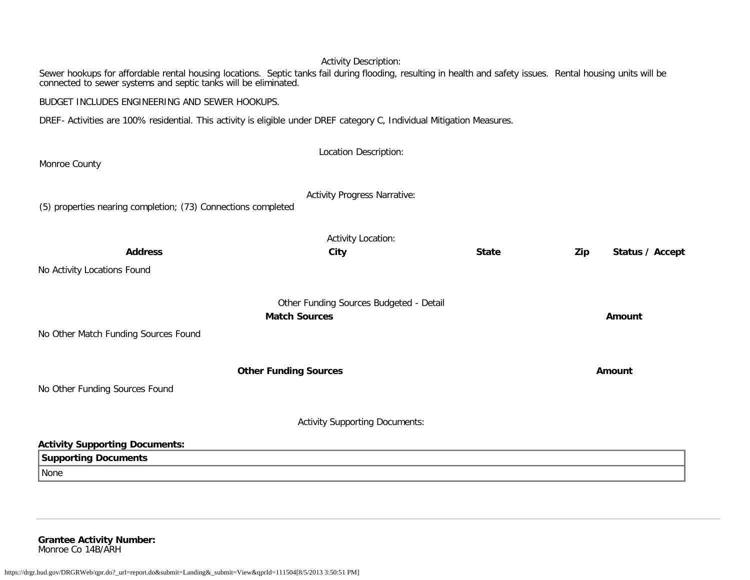Activity Description:

Sewer hookups for affordable rental housing locations. Septic tanks fail during flooding, resulting in health and safety issues. Rental housing units will be connected to sewer systems and septic tanks will be eliminated.

BUDGET INCLUDES ENGINEERING AND SEWER HOOKUPS.

DREF- Activities are 100% residential. This activity is eligible under DREF category C, Individual Mitigation Measures.

Location Description:

Monroe County

Activity Progress Narrative:

(5) properties nearing completion; (73) Connections completed

Activity Location:

| Address | City | State | Zip | Status / Accept |
|---|---|---|---|---|
| No Activity Locations Found | | | | |

Other Funding Sources Budgeted - Detail

| Match Sources | Amount |
|---|---|
| No Other Match Funding Sources Found | |

| Other Funding Sources | Amount |
|---|---|
| No Other Funding Sources Found | |

Activity Supporting Documents:

**Activity Supporting Documents:**

| Supporting Documents |
|---|
| None |

---

**Grantee Activity Number:**
Monroe Co 14B/ARH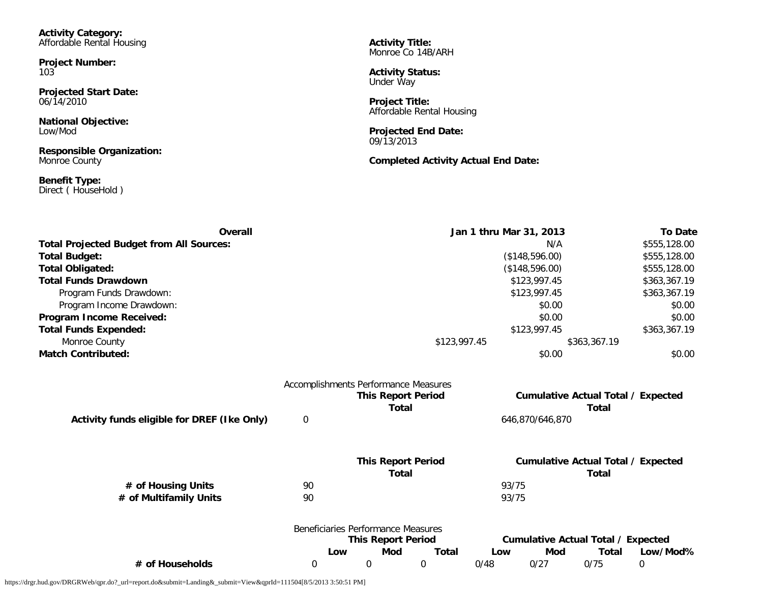**Activity Category:**
Affordable Rental Housing

**Activity Title:**
Monroe Co 14B/ARH

**Project Number:**
103

**Activity Status:**
Under Way

**Projected Start Date:**
06/14/2010

**Project Title:**
Affordable Rental Housing

**National Objective:**
Low/Mod

**Projected End Date:**
09/13/2013

**Responsible Organization:**
Monroe County

**Completed Activity Actual End Date:**

**Benefit Type:**
Direct ( HouseHold )

| **Overall** | **Jan 1 thru Mar 31, 2013** | **To Date** |
|---|---|---|
| **Total Projected Budget from All Sources:** | N/A | $555,128.00 |
| **Total Budget:** | ($148,596.00) | $555,128.00 |
| **Total Obligated:** | ($148,596.00) | $555,128.00 |
| **Total Funds Drawdown** | $123,997.45 | $363,367.19 |
| Program Funds Drawdown: | $123,997.45 | $363,367.19 |
| Program Income Drawdown: | $0.00 | $0.00 |
| **Program Income Received:** | $0.00 | $0.00 |
| **Total Funds Expended:** | $123,997.45 | $363,367.19 |
| Monroe County | $123,997.45 | $363,367.19 |
| **Match Contributed:** | $0.00 | $0.00 |

Accomplishments Performance Measures

| | **This Report Period Total** | **Cumulative Actual Total / Expected Total** |
|---|---|---|
| **Activity funds eligible for DREF (Ike Only)** | 0 | 646,870/646,870 |

| | **This Report Period Total** | **Cumulative Actual Total / Expected Total** |
|---|---|---|
| **# of Housing Units** | 90 | 93/75 |
| **# of Multifamily Units** | 90 | 93/75 |

Beneficiaries Performance Measures

| | **This Report Period** | | | **Cumulative Actual Total / Expected** | | | |
|---|---|---|---|---|---|---|---|
| | **Low** | **Mod** | **Total** | **Low** | **Mod** | **Total** | **Low/Mod%** |
| **# of Households** | 0 | 0 | 0 | 0/48 | 0/27 | 0/75 | 0 |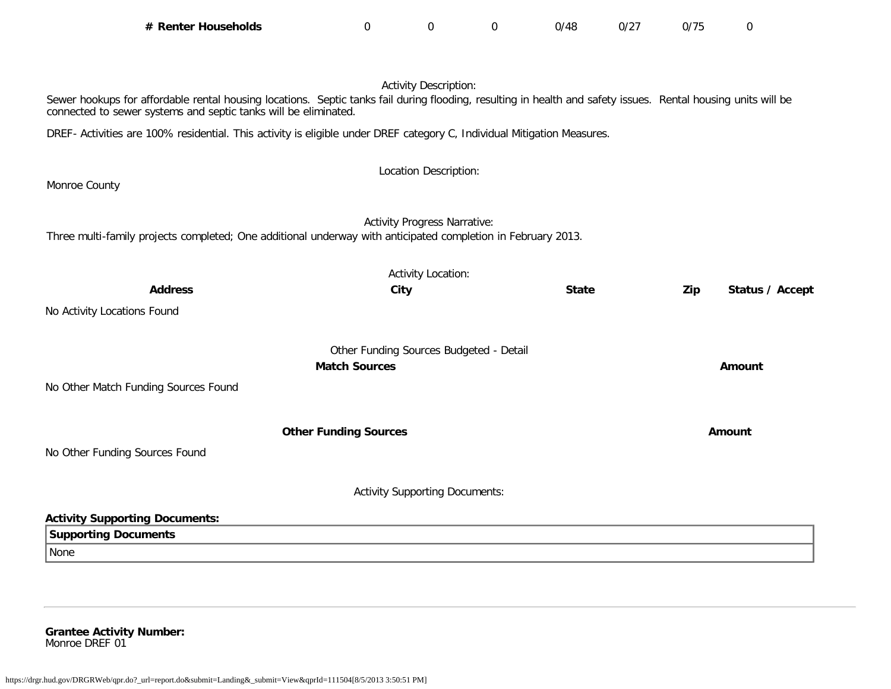| **# Renter Households** | 0 | 0 | 0 | 0/48 | 0/27 | 0/75 | 0 |
|---|---|---|---|---|---|---|---|

Activity Description:

Sewer hookups for affordable rental housing locations. Septic tanks fail during flooding, resulting in health and safety issues. Rental housing units will be connected to sewer systems and septic tanks will be eliminated.

DREF- Activities are 100% residential. This activity is eligible under DREF category C, Individual Mitigation Measures.

Location Description:

Monroe County

Activity Progress Narrative:

Three multi-family projects completed; One additional underway with anticipated completion in February 2013.

Activity Location:

| **Address** | **City** | **State** | **Zip** | **Status / Accept** |
|---|---|---|---|---|
| No Activity Locations Found | | | | |

Other Funding Sources Budgeted - Detail

| **Match Sources** | **Amount** |
|---|---|
| No Other Match Funding Sources Found | |

| **Other Funding Sources** | **Amount** |
|---|---|
| No Other Funding Sources Found | |

Activity Supporting Documents:

**Activity Supporting Documents:**

| **Supporting Documents** |
|---|
| None |

**Grantee Activity Number:**
Monroe DREF 01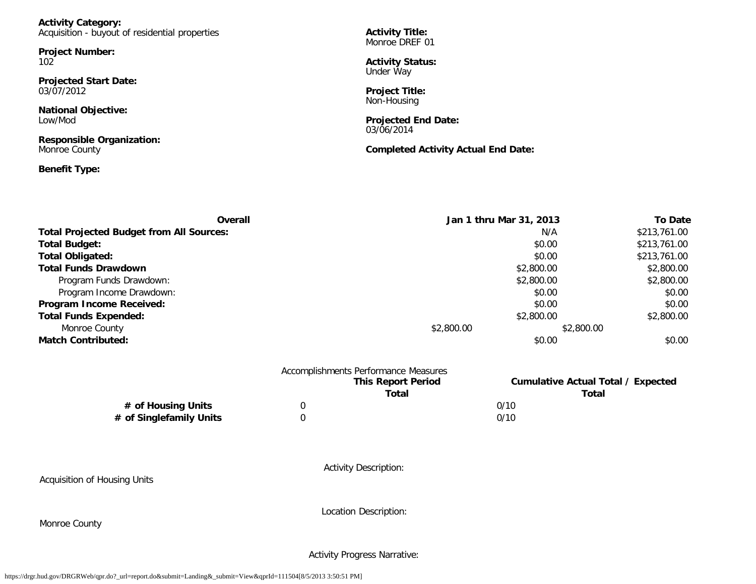**Activity Category:**
Acquisition - buyout of residential properties

**Project Number:**
102

**Projected Start Date:**
03/07/2012

**National Objective:**
Low/Mod

**Responsible Organization:**
Monroe County

**Benefit Type:**

**Activity Title:**
Monroe DREF 01

**Activity Status:**
Under Way

**Project Title:**
Non-Housing

**Projected End Date:**
03/06/2014

**Completed Activity Actual End Date:**

| Overall | Jan 1 thru Mar 31, 2013 | To Date |
|---|---|---|
| **Total Projected Budget from All Sources:** | N/A | $213,761.00 |
| **Total Budget:** | $0.00 | $213,761.00 |
| **Total Obligated:** | $0.00 | $213,761.00 |
| **Total Funds Drawdown** | $2,800.00 | $2,800.00 |
| Program Funds Drawdown: | $2,800.00 | $2,800.00 |
| Program Income Drawdown: | $0.00 | $0.00 |
| **Program Income Received:** | $0.00 | $0.00 |
| **Total Funds Expended:** | $2,800.00 | $2,800.00 |
| Monroe County | $2,800.00 | $2,800.00 |
| **Match Contributed:** | $0.00 | $0.00 |

Accomplishments Performance Measures

| | This Report Period Total | Cumulative Actual Total / Expected Total |
|---|---|---|
| **# of Housing Units** | 0 | 0/10 |
| **# of Singlefamily Units** | 0 | 0/10 |

Activity Description:

Acquisition of Housing Units

Location Description:

Monroe County

Activity Progress Narrative: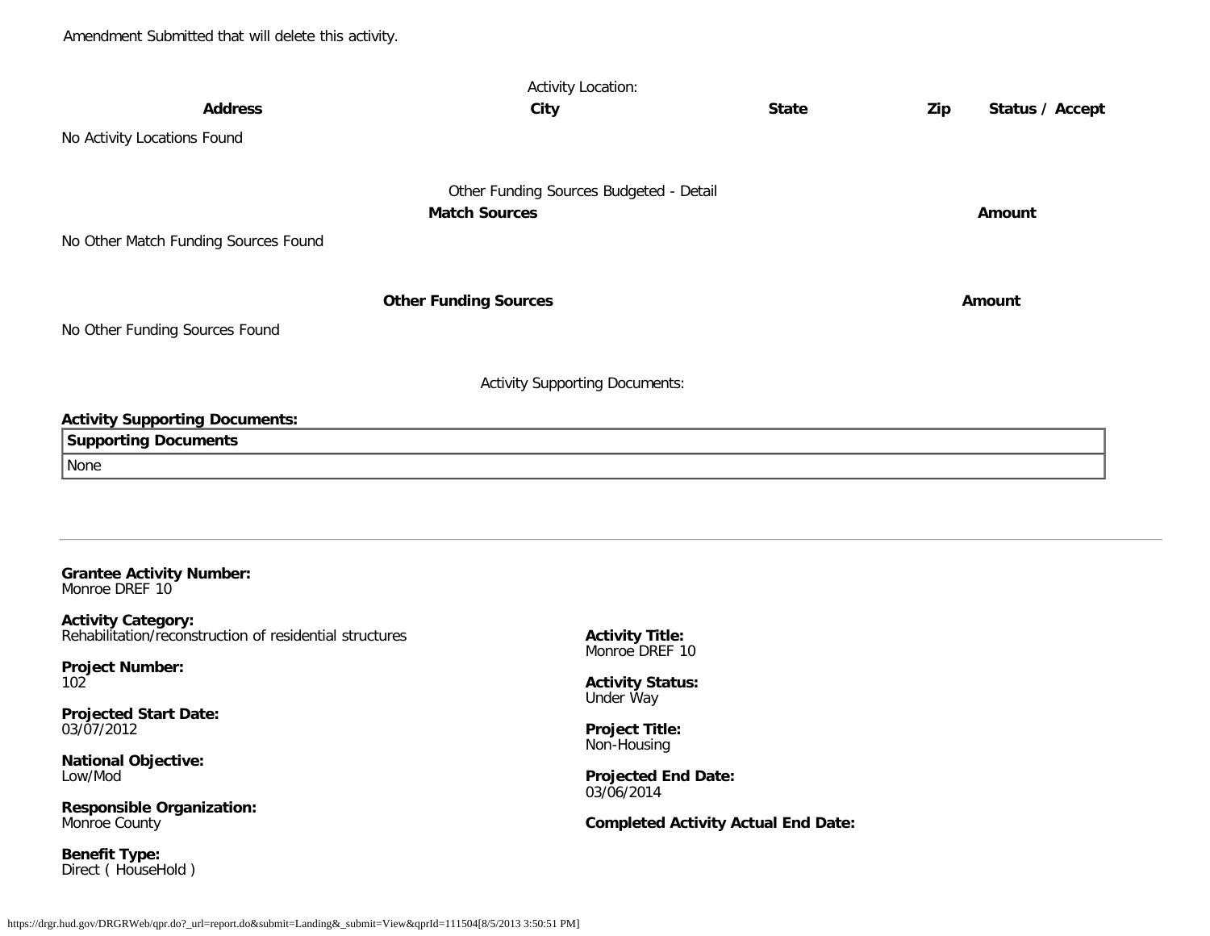Amendment Submitted that will delete this activity.

Activity Location:

| Address | City | State | Zip | Status / Accept |
| --- | --- | --- | --- | --- |
| No Activity Locations Found | | | | |

Other Funding Sources Budgeted - Detail

| Match Sources | Amount |
| --- | --- |
| No Other Match Funding Sources Found | |

| Other Funding Sources | Amount |
| --- | --- |
| No Other Funding Sources Found | |

Activity Supporting Documents:

**Activity Supporting Documents:**

| Supporting Documents |
| --- |
| None |

---

**Grantee Activity Number:**
Monroe DREF 10

**Activity Category:**
Rehabilitation/reconstruction of residential structures

**Project Number:**
102

**Projected Start Date:**
03/07/2012

**National Objective:**
Low/Mod

**Responsible Organization:**
Monroe County

**Benefit Type:**
Direct ( HouseHold )

**Activity Title:**
Monroe DREF 10

**Activity Status:**
Under Way

**Project Title:**
Non-Housing

**Projected End Date:**
03/06/2014

**Completed Activity Actual End Date:**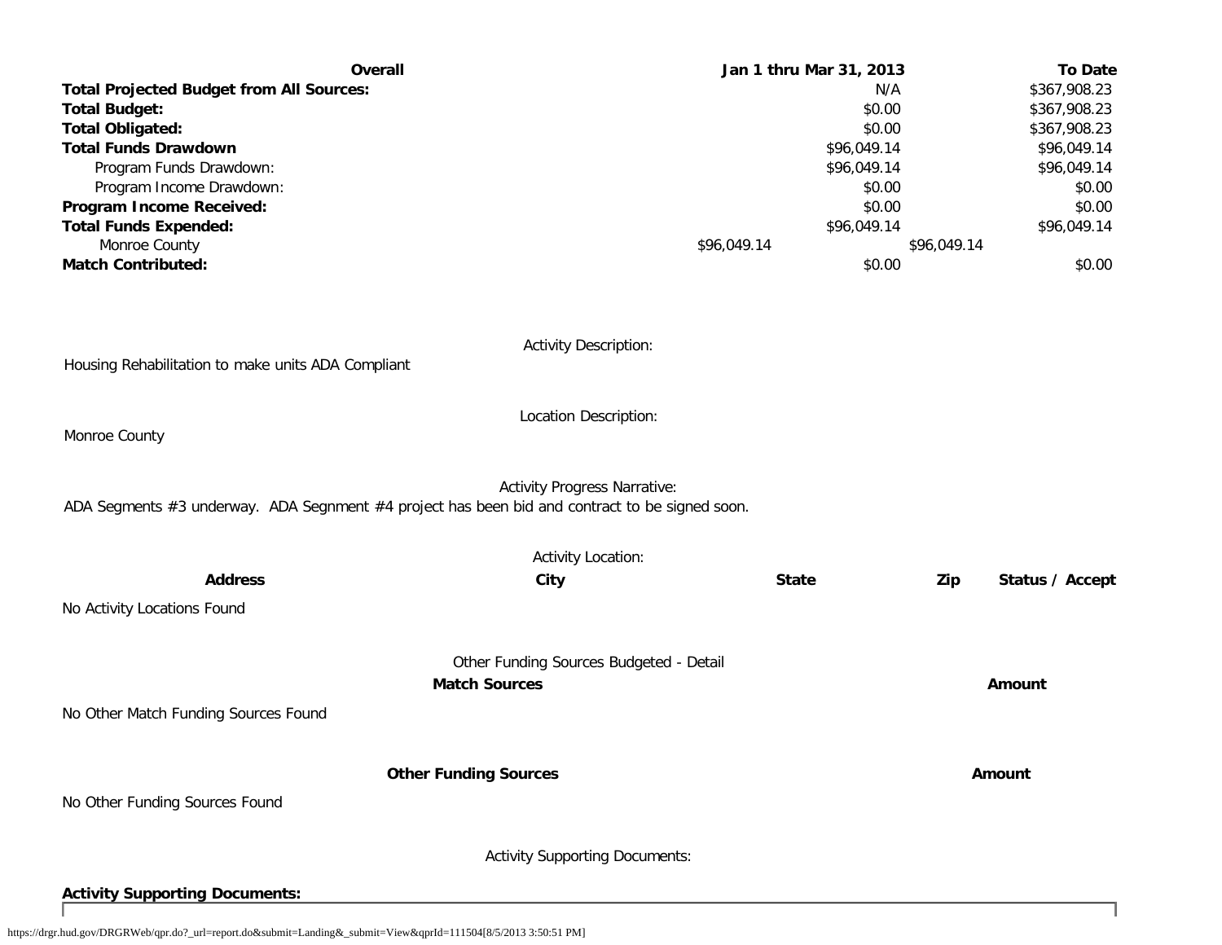| Overall | Jan 1 thru Mar 31, 2013 | To Date |
|---|---|---|
| **Total Projected Budget from All Sources:** | N/A | $367,908.23 |
| **Total Budget:** | $0.00 | $367,908.23 |
| **Total Obligated:** | $0.00 | $367,908.23 |
| **Total Funds Drawdown** | $96,049.14 | $96,049.14 |
| Program Funds Drawdown: | $96,049.14 | $96,049.14 |
| Program Income Drawdown: | $0.00 | $0.00 |
| **Program Income Received:** | $0.00 | $0.00 |
| **Total Funds Expended:** | $96,049.14 | $96,049.14 |
| Monroe County | $96,049.14 | $96,049.14 |
| **Match Contributed:** | $0.00 | $0.00 |

Activity Description:

Housing Rehabilitation to make units ADA Compliant

Location Description:

Monroe County

Activity Progress Narrative:

ADA Segments #3 underway. ADA Segnment #4 project has been bid and contract to be signed soon.

Activity Location:

| Address | City | State | Zip | Status / Accept |
|---|---|---|---|---|

No Activity Locations Found

Other Funding Sources Budgeted - Detail

| Match Sources | Amount |
|---|---|

No Other Match Funding Sources Found

| Other Funding Sources | Amount |
|---|---|

No Other Funding Sources Found

Activity Supporting Documents:

**Activity Supporting Documents:**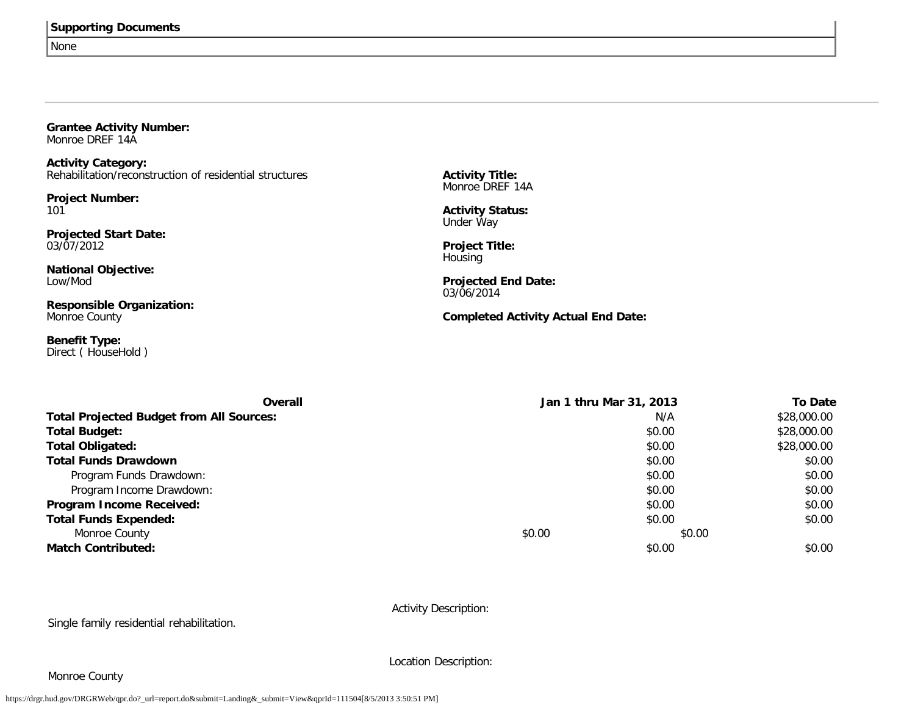| **Supporting Documents** |
| --- |
| None |

**Grantee Activity Number:**
Monroe DREF 14A

**Activity Category:**
Rehabilitation/reconstruction of residential structures

**Activity Title:**
Monroe DREF 14A

**Project Number:**
101

**Activity Status:**
Under Way

**Projected Start Date:**
03/07/2012

**Project Title:**
Housing

**National Objective:**
Low/Mod

**Projected End Date:**
03/06/2014

**Responsible Organization:**
Monroe County

**Completed Activity Actual End Date:**

**Benefit Type:**
Direct ( HouseHold )

| **Overall** | | **Jan 1 thru Mar 31, 2013** | **To Date** |
| --- | --- | --- | --- |
| **Total Projected Budget from All Sources:** | | N/A | $28,000.00 |
| **Total Budget:** | | $0.00 | $28,000.00 |
| **Total Obligated:** | | $0.00 | $28,000.00 |
| **Total Funds Drawdown** | | $0.00 | $0.00 |
| Program Funds Drawdown: | | $0.00 | $0.00 |
| Program Income Drawdown: | | $0.00 | $0.00 |
| **Program Income Received:** | | $0.00 | $0.00 |
| **Total Funds Expended:** | | $0.00 | $0.00 |
| Monroe County | $0.00 | $0.00 | |
| **Match Contributed:** | | $0.00 | $0.00 |

Activity Description:

Single family residential rehabilitation.

Location Description:

Monroe County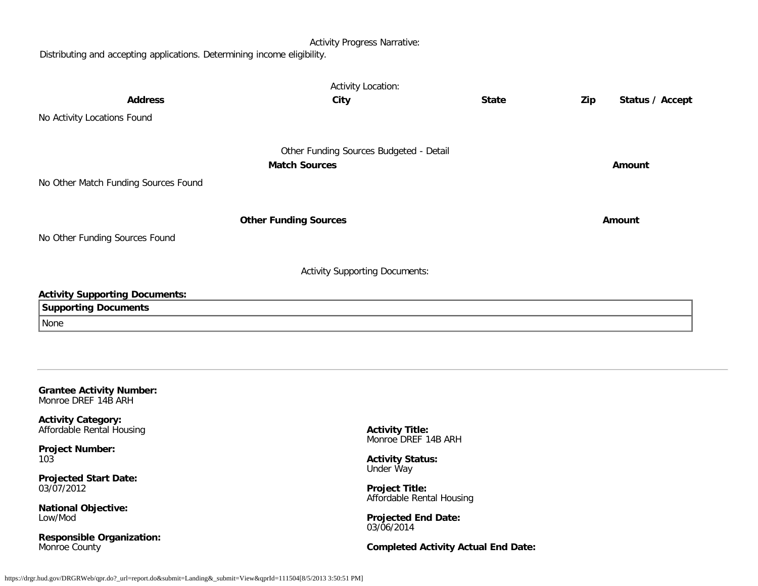Activity Progress Narrative:

Distributing and accepting applications. Determining income eligibility.

Activity Location:

| Address | City | State | Zip | Status / Accept |
| --- | --- | --- | --- | --- |
| No Activity Locations Found | | | | |

Other Funding Sources Budgeted - Detail

| Match Sources | Amount |
| --- | --- |
| No Other Match Funding Sources Found | |

| Other Funding Sources | Amount |
| --- | --- |
| No Other Funding Sources Found | |

Activity Supporting Documents:

**Activity Supporting Documents:**

| Supporting Documents |
| --- |
| None |

---

**Grantee Activity Number:**
Monroe DREF 14B ARH

**Activity Category:**
Affordable Rental Housing

**Activity Title:**
Monroe DREF 14B ARH

**Project Number:**
103

**Activity Status:**
Under Way

**Projected Start Date:**
03/07/2012

**Project Title:**
Affordable Rental Housing

**National Objective:**
Low/Mod

**Projected End Date:**
03/06/2014

**Responsible Organization:**
Monroe County

**Completed Activity Actual End Date:**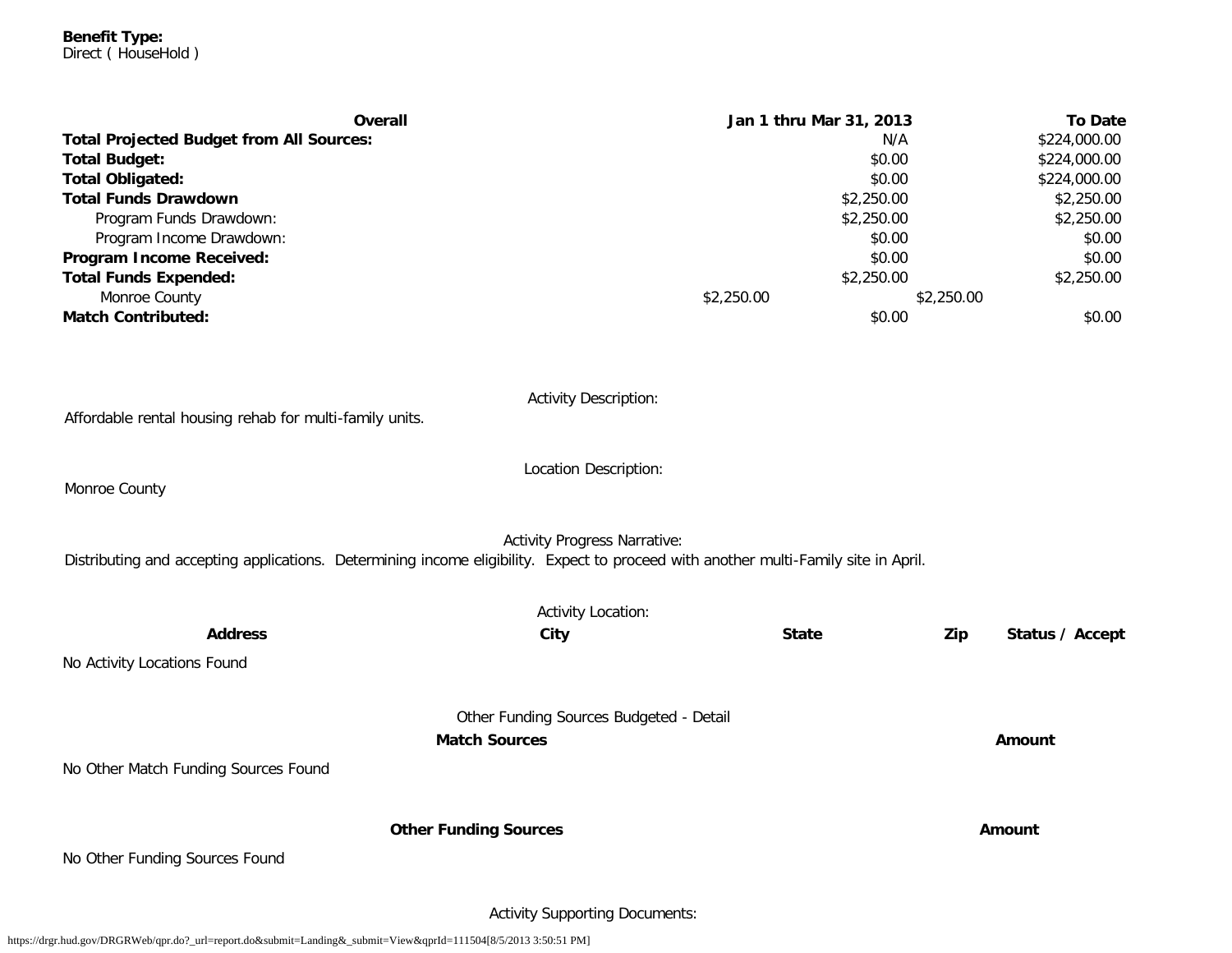**Benefit Type:**
Direct ( HouseHold )

| Overall | Jan 1 thru Mar 31, 2013 | To Date |
| --- | --- | --- |
| **Total Projected Budget from All Sources:** | N/A | $224,000.00 |
| **Total Budget:** | $0.00 | $224,000.00 |
| **Total Obligated:** | $0.00 | $224,000.00 |
| **Total Funds Drawdown** | $2,250.00 | $2,250.00 |
| Program Funds Drawdown: | $2,250.00 | $2,250.00 |
| Program Income Drawdown: | $0.00 | $0.00 |
| **Program Income Received:** | $0.00 | $0.00 |
| **Total Funds Expended:** | $2,250.00 | $2,250.00 |
| Monroe County | $2,250.00 | $2,250.00 |
| **Match Contributed:** | $0.00 | $0.00 |

Activity Description:

Affordable rental housing rehab for multi-family units.

Location Description:

Monroe County

Activity Progress Narrative:

Distributing and accepting applications. Determining income eligibility. Expect to proceed with another multi-Family site in April.

Activity Location:

| Address | City | State | Zip | Status / Accept |
| --- | --- | --- | --- | --- |

No Activity Locations Found

Other Funding Sources Budgeted - Detail

| Match Sources | Amount |
| --- | --- |

No Other Match Funding Sources Found

| Other Funding Sources | Amount |
| --- | --- |

No Other Funding Sources Found

Activity Supporting Documents: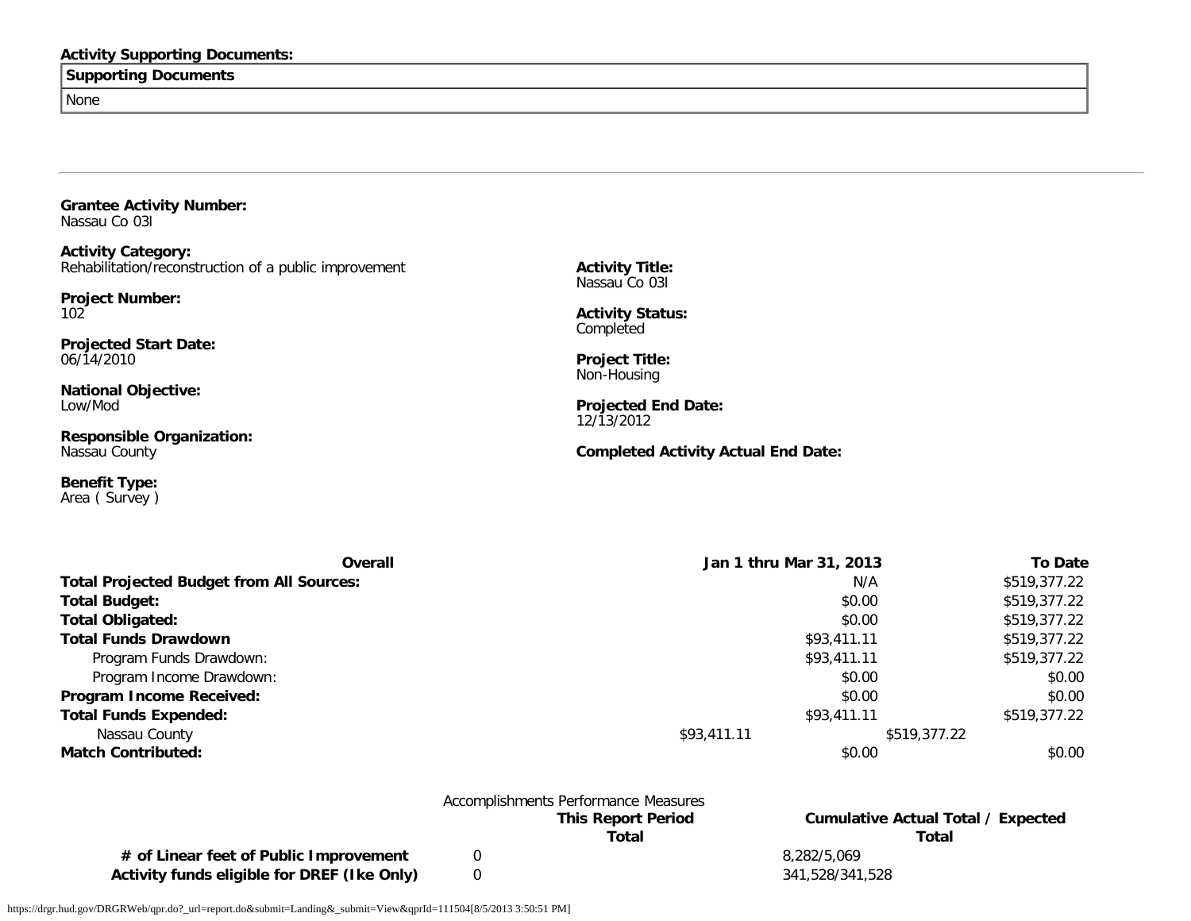**Activity Supporting Documents:**

| Supporting Documents |
|---|
| None |

---

**Grantee Activity Number:**
Nassau Co 03I

**Activity Category:**
Rehabilitation/reconstruction of a public improvement

**Project Number:**
102

**Projected Start Date:**
06/14/2010

**National Objective:**
Low/Mod

**Responsible Organization:**
Nassau County

**Benefit Type:**
Area ( Survey )

**Activity Title:**
Nassau Co 03I

**Activity Status:**
Completed

**Project Title:**
Non-Housing

**Projected End Date:**
12/13/2012

**Completed Activity Actual End Date:**

| Overall | Jan 1 thru Mar 31, 2013 | To Date |
|---|---|---|
| **Total Projected Budget from All Sources:** | N/A | $519,377.22 |
| **Total Budget:** | $0.00 | $519,377.22 |
| **Total Obligated:** | $0.00 | $519,377.22 |
| **Total Funds Drawdown** | $93,411.11 | $519,377.22 |
| Program Funds Drawdown: | $93,411.11 | $519,377.22 |
| Program Income Drawdown: | $0.00 | $0.00 |
| **Program Income Received:** | $0.00 | $0.00 |
| **Total Funds Expended:** | $93,411.11 | $519,377.22 |
| Nassau County | $93,411.11 | $519,377.22 |
| **Match Contributed:** | $0.00 | $0.00 |

Accomplishments Performance Measures

| | This Report Period Total | Cumulative Actual Total / Expected Total |
|---|---|---|
| **# of Linear feet of Public Improvement** | 0 | 8,282/5,069 |
| **Activity funds eligible for DREF (Ike Only)** | 0 | 341,528/341,528 |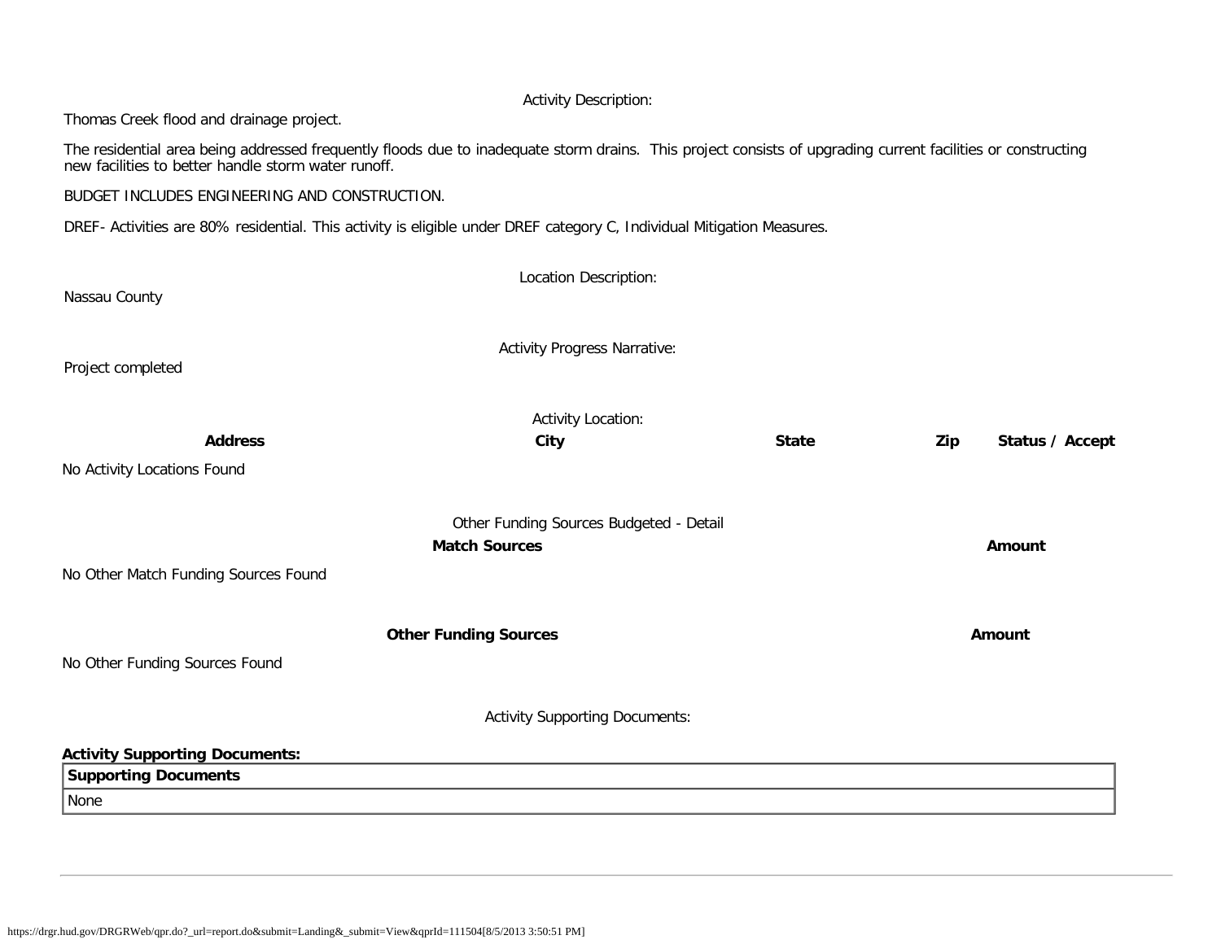Activity Description:

Thomas Creek flood and drainage project.

The residential area being addressed frequently floods due to inadequate storm drains. This project consists of upgrading current facilities or constructing new facilities to better handle storm water runoff.

BUDGET INCLUDES ENGINEERING AND CONSTRUCTION.

DREF- Activities are 80% residential. This activity is eligible under DREF category C, Individual Mitigation Measures.

Location Description:

Nassau County

Activity Progress Narrative:

Project completed

Activity Location:

| Address | City | State | Zip | Status / Accept |
|---|---|---|---|---|

No Activity Locations Found

Other Funding Sources Budgeted - Detail

| Match Sources | Amount |
|---|---|

No Other Match Funding Sources Found

| Other Funding Sources | Amount |
|---|---|

No Other Funding Sources Found

Activity Supporting Documents:

**Activity Supporting Documents:**

| Supporting Documents |
|---|
| None |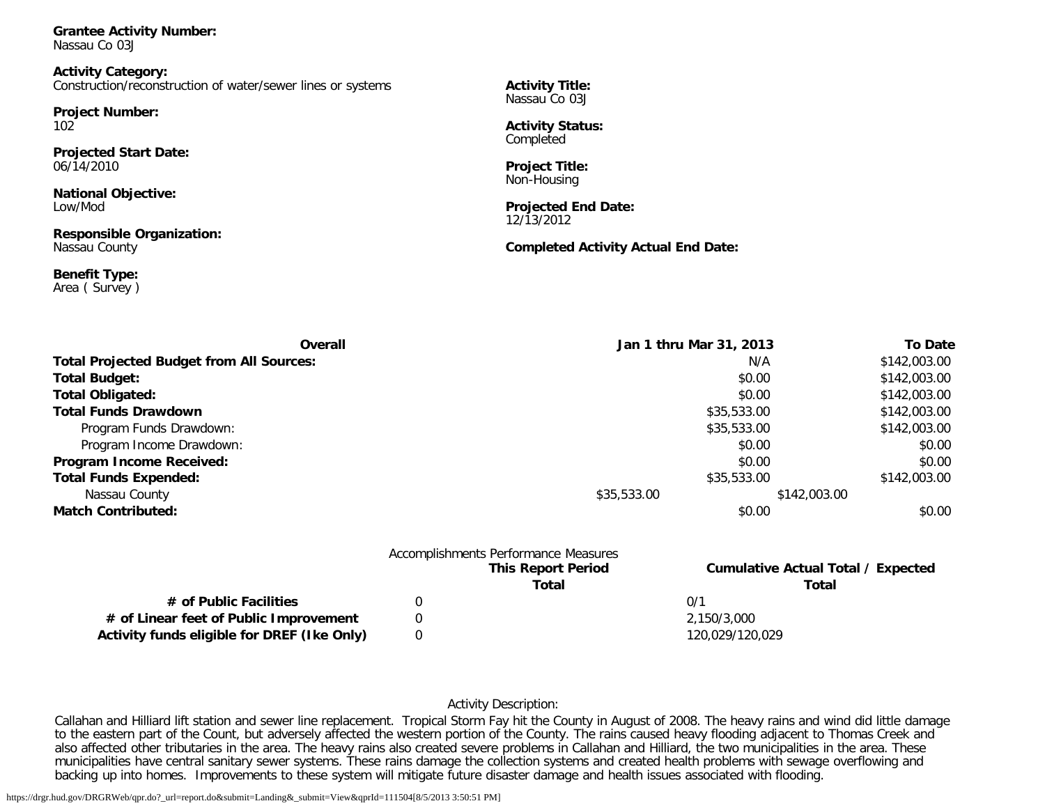**Grantee Activity Number:**
Nassau Co 03J

**Activity Category:**
Construction/reconstruction of water/sewer lines or systems

**Project Number:**
102

**Projected Start Date:**
06/14/2010

**National Objective:**
Low/Mod

**Responsible Organization:**
Nassau County

**Benefit Type:**
Area ( Survey )

**Activity Title:**
Nassau Co 03J

**Activity Status:**
Completed

**Project Title:**
Non-Housing

**Projected End Date:**
12/13/2012

**Completed Activity Actual End Date:**

| Overall | Jan 1 thru Mar 31, 2013 | To Date |
| --- | --- | --- |
| **Total Projected Budget from All Sources:** | N/A | $142,003.00 |
| **Total Budget:** | $0.00 | $142,003.00 |
| **Total Obligated:** | $0.00 | $142,003.00 |
| **Total Funds Drawdown** | $35,533.00 | $142,003.00 |
| Program Funds Drawdown: | $35,533.00 | $142,003.00 |
| Program Income Drawdown: | $0.00 | $0.00 |
| **Program Income Received:** | $0.00 | $0.00 |
| **Total Funds Expended:** | $35,533.00 | $142,003.00 |
| Nassau County | $35,533.00 | $142,003.00 |
| **Match Contributed:** | $0.00 | $0.00 |

Accomplishments Performance Measures

| | This Report Period Total | Cumulative Actual Total / Expected Total |
| --- | --- | --- |
| **# of Public Facilities** | 0 | 0/1 |
| **# of Linear feet of Public Improvement** | 0 | 2,150/3,000 |
| **Activity funds eligible for DREF (Ike Only)** | 0 | 120,029/120,029 |

Activity Description:

Callahan and Hilliard lift station and sewer line replacement. Tropical Storm Fay hit the County in August of 2008. The heavy rains and wind did little damage to the eastern part of the Count, but adversely affected the western portion of the County. The rains caused heavy flooding adjacent to Thomas Creek and also affected other tributaries in the area. The heavy rains also created severe problems in Callahan and Hilliard, the two municipalities in the area. These municipalities have central sanitary sewer systems. These rains damage the collection systems and created health problems with sewage overflowing and backing up into homes. Improvements to these system will mitigate future disaster damage and health issues associated with flooding.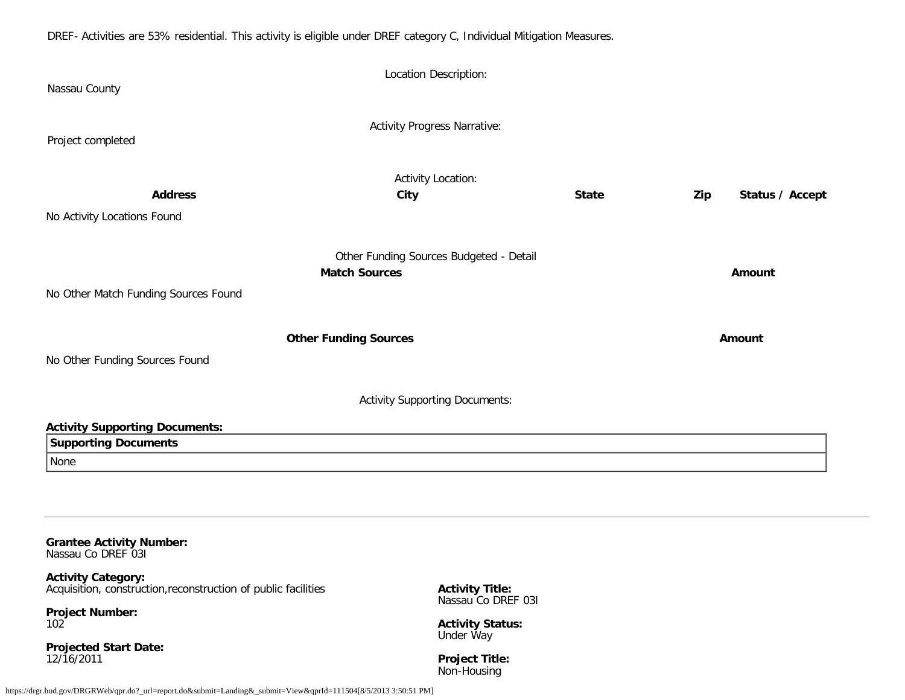DREF- Activities are 53% residential. This activity is eligible under DREF category C, Individual Mitigation Measures.

Location Description:

Nassau County

Activity Progress Narrative:

Project completed

Activity Location:

| Address | City | State | Zip | Status / Accept |
|---|---|---|---|---|
| No Activity Locations Found | | | | |

Other Funding Sources Budgeted - Detail

| Match Sources | Amount |
|---|---|
| No Other Match Funding Sources Found | |

| Other Funding Sources | Amount |
|---|---|
| No Other Funding Sources Found | |

Activity Supporting Documents:

**Activity Supporting Documents:**

| Supporting Documents |
|---|
| None |

---

**Grantee Activity Number:**
Nassau Co DREF 03I

**Activity Category:**
Acquisition, construction,reconstruction of public facilities

**Activity Title:**
Nassau Co DREF 03I

**Project Number:**
102

**Activity Status:**
Under Way

**Projected Start Date:**
12/16/2011

**Project Title:**
Non-Housing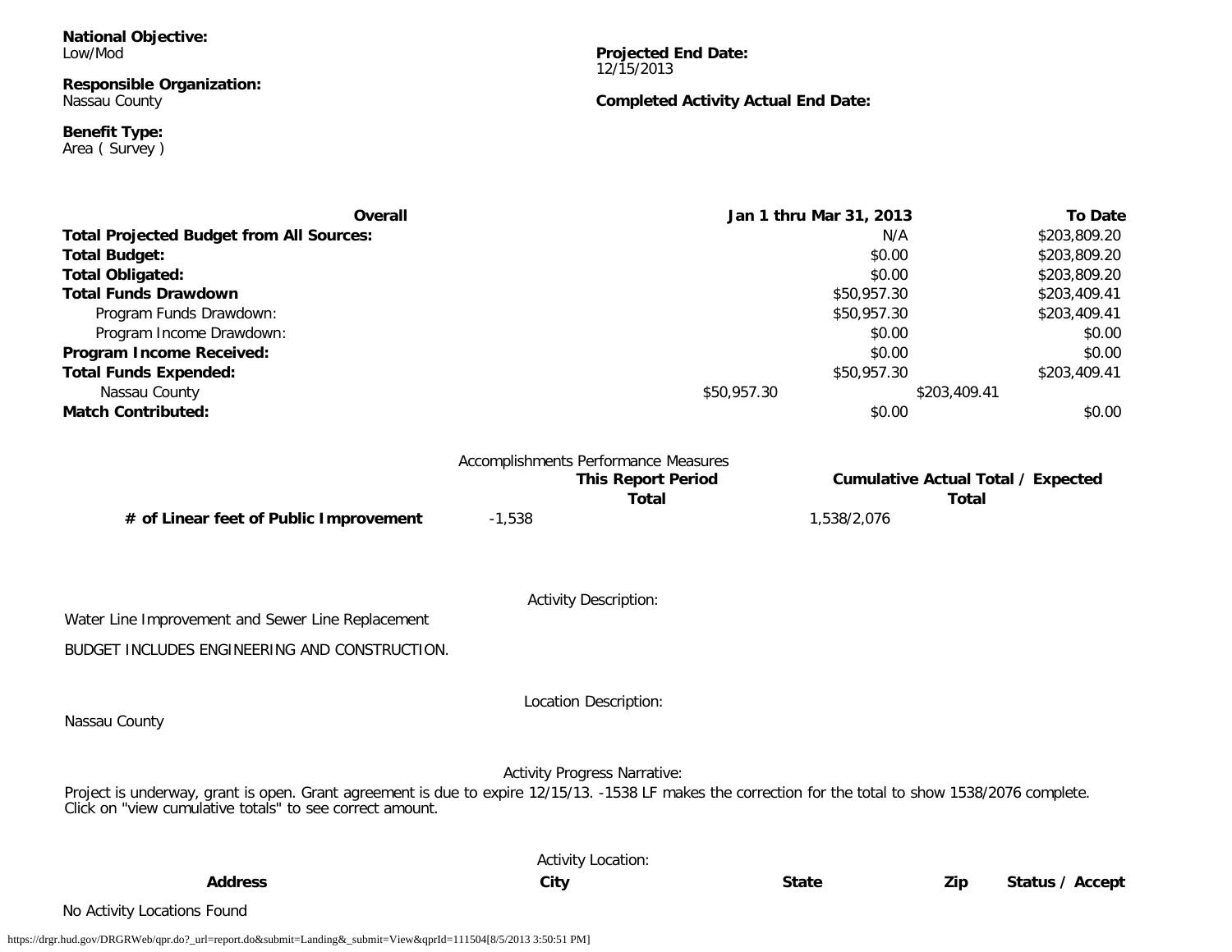**National Objective:**
Low/Mod

**Responsible Organization:**
Nassau County

**Benefit Type:**
Area ( Survey )

**Projected End Date:**
12/15/2013

**Completed Activity Actual End Date:**

| Overall | Jan 1 thru Mar 31, 2013 | To Date |
|---|---|---|
| **Total Projected Budget from All Sources:** | N/A | $203,809.20 |
| **Total Budget:** | $0.00 | $203,809.20 |
| **Total Obligated:** | $0.00 | $203,809.20 |
| **Total Funds Drawdown** | $50,957.30 | $203,409.41 |
| Program Funds Drawdown: | $50,957.30 | $203,409.41 |
| Program Income Drawdown: | $0.00 | $0.00 |
| **Program Income Received:** | $0.00 | $0.00 |
| **Total Funds Expended:** | $50,957.30 | $203,409.41 |
| Nassau County | $50,957.30 | $203,409.41 |
| **Match Contributed:** | $0.00 | $0.00 |

Accomplishments Performance Measures

| | This Report Period Total | Cumulative Actual Total / Expected Total |
|---|---|---|
| **# of Linear feet of Public Improvement** | -1,538 | 1,538/2,076 |

Activity Description:

Water Line Improvement and Sewer Line Replacement

BUDGET INCLUDES ENGINEERING AND CONSTRUCTION.

Location Description:

Nassau County

Activity Progress Narrative:

Project is underway, grant is open. Grant agreement is due to expire 12/15/13. -1538 LF makes the correction for the total to show 1538/2076 complete. Click on "view cumulative totals" to see correct amount.

Activity Location:

| Address | City | State | Zip | Status / Accept |
|---|---|---|---|---|

No Activity Locations Found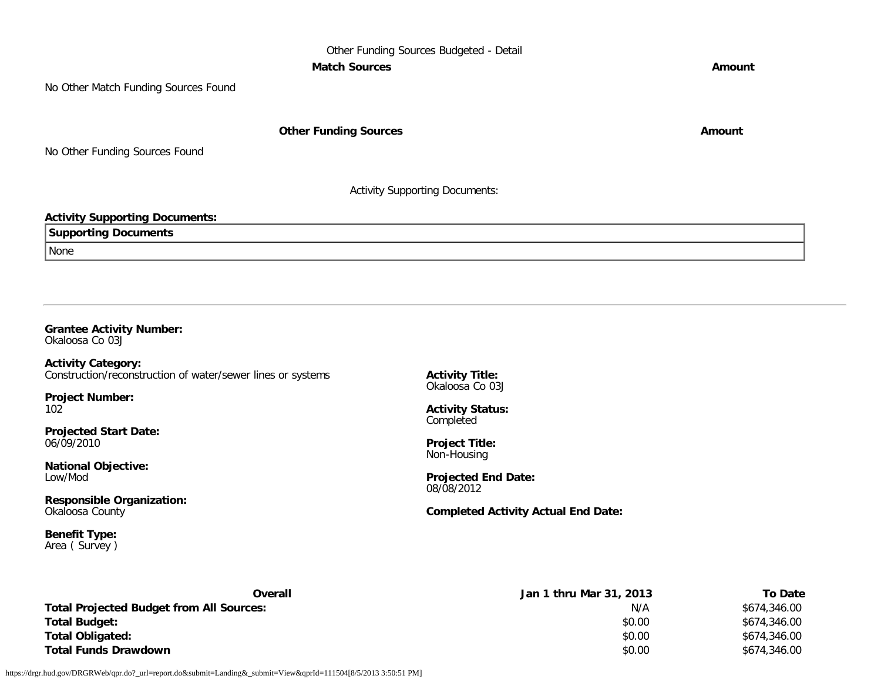Other Funding Sources Budgeted - Detail

| **Match Sources** | **Amount** |
|---|---|
| No Other Match Funding Sources Found | |

| **Other Funding Sources** | **Amount** |
|---|---|
| No Other Funding Sources Found | |

Activity Supporting Documents:

**Activity Supporting Documents:**

| **Supporting Documents** |
|---|
| None |

---

**Grantee Activity Number:**
Okaloosa Co 03J

**Activity Category:**
Construction/reconstruction of water/sewer lines or systems

**Activity Title:**
Okaloosa Co 03J

**Project Number:**
102

**Activity Status:**
Completed

**Projected Start Date:**
06/09/2010

**Project Title:**
Non-Housing

**National Objective:**
Low/Mod

**Projected End Date:**
08/08/2012

**Responsible Organization:**
Okaloosa County

**Completed Activity Actual End Date:**

**Benefit Type:**
Area ( Survey )

| **Overall** | **Jan 1 thru Mar 31, 2013** | **To Date** |
|---|---|---|
| **Total Projected Budget from All Sources:** | N/A | $674,346.00 |
| **Total Budget:** | $0.00 | $674,346.00 |
| **Total Obligated:** | $0.00 | $674,346.00 |
| **Total Funds Drawdown** | $0.00 | $674,346.00 |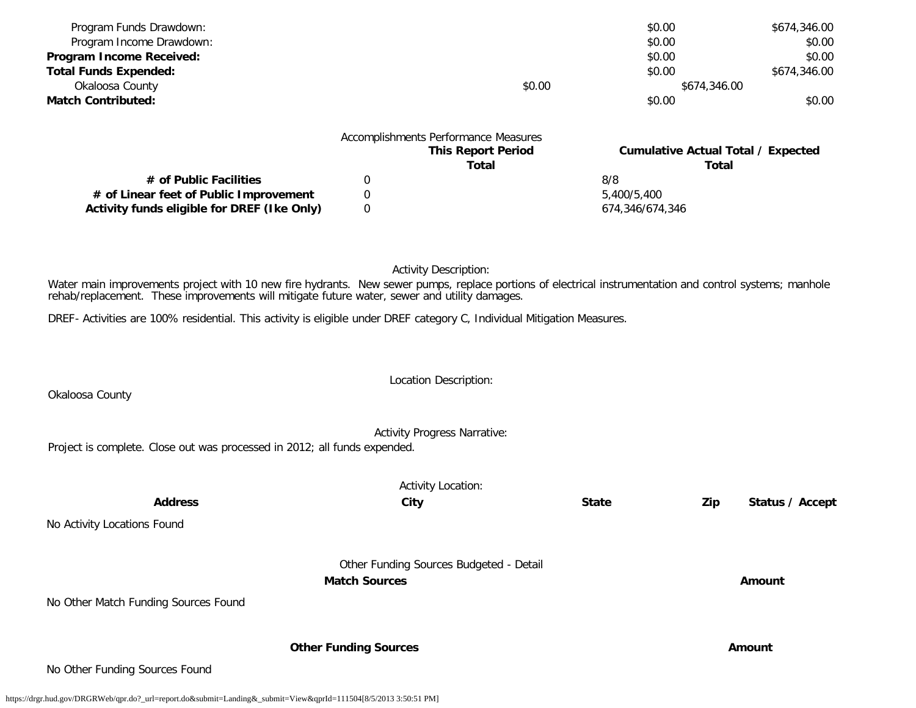| | | | |
|---|---|---|---|
| Program Funds Drawdown: | | $0.00 | $674,346.00 |
| Program Income Drawdown: | | $0.00 | $0.00 |
| **Program Income Received:** | | $0.00 | $0.00 |
| **Total Funds Expended:** | | $0.00 | $674,346.00 |
| Okaloosa County | $0.00 | $674,346.00 | |
| **Match Contributed:** | | $0.00 | $0.00 |

Accomplishments Performance Measures

| | This Report Period Total | Cumulative Actual Total / Expected Total |
|---|---|---|
| **# of Public Facilities** | 0 | 8/8 |
| **# of Linear feet of Public Improvement** | 0 | 5,400/5,400 |
| **Activity funds eligible for DREF (Ike Only)** | 0 | 674,346/674,346 |

Activity Description:

Water main improvements project with 10 new fire hydrants. New sewer pumps, replace portions of electrical instrumentation and control systems; manhole rehab/replacement. These improvements will mitigate future water, sewer and utility damages.

DREF- Activities are 100% residential. This activity is eligible under DREF category C, Individual Mitigation Measures.

Location Description:

Okaloosa County

Activity Progress Narrative:

Project is complete. Close out was processed in 2012; all funds expended.

Activity Location:

| Address | City | State | Zip | Status / Accept |
|---|---|---|---|---|

No Activity Locations Found

Other Funding Sources Budgeted - Detail

| Match Sources | Amount |
|---|---|

No Other Match Funding Sources Found

| Other Funding Sources | Amount |
|---|---|

No Other Funding Sources Found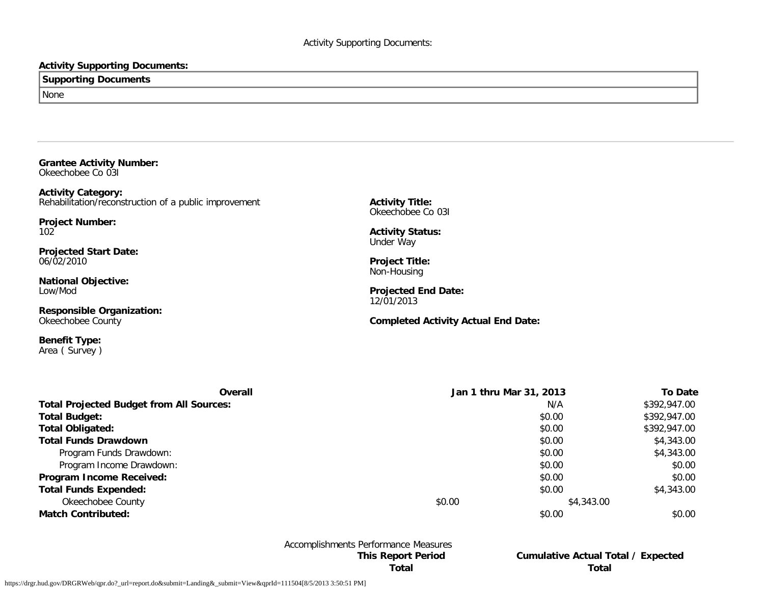Activity Supporting Documents:

**Activity Supporting Documents:**

| Supporting Documents |
| --- |
| None |

---

**Grantee Activity Number:**
Okeechobee Co 03I

**Activity Category:**
Rehabilitation/reconstruction of a public improvement

**Project Number:**
102

**Projected Start Date:**
06/02/2010

**National Objective:**
Low/Mod

**Responsible Organization:**
Okeechobee County

**Benefit Type:**
Area ( Survey )

**Activity Title:**
Okeechobee Co 03I

**Activity Status:**
Under Way

**Project Title:**
Non-Housing

**Projected End Date:**
12/01/2013

**Completed Activity Actual End Date:**

| Overall | Jan 1 thru Mar 31, 2013 | To Date |
| --- | --- | --- |
| **Total Projected Budget from All Sources:** | N/A | $392,947.00 |
| **Total Budget:** | $0.00 | $392,947.00 |
| **Total Obligated:** | $0.00 | $392,947.00 |
| **Total Funds Drawdown** | $0.00 | $4,343.00 |
| Program Funds Drawdown: | $0.00 | $4,343.00 |
| Program Income Drawdown: | $0.00 | $0.00 |
| **Program Income Received:** | $0.00 | $0.00 |
| **Total Funds Expended:** | $0.00 | $4,343.00 |
| Okeechobee County | $0.00 | $4,343.00 |
| **Match Contributed:** | $0.00 | $0.00 |

Accomplishments Performance Measures

| | This Report Period Total | Cumulative Actual Total / Expected Total |
| --- | --- | --- |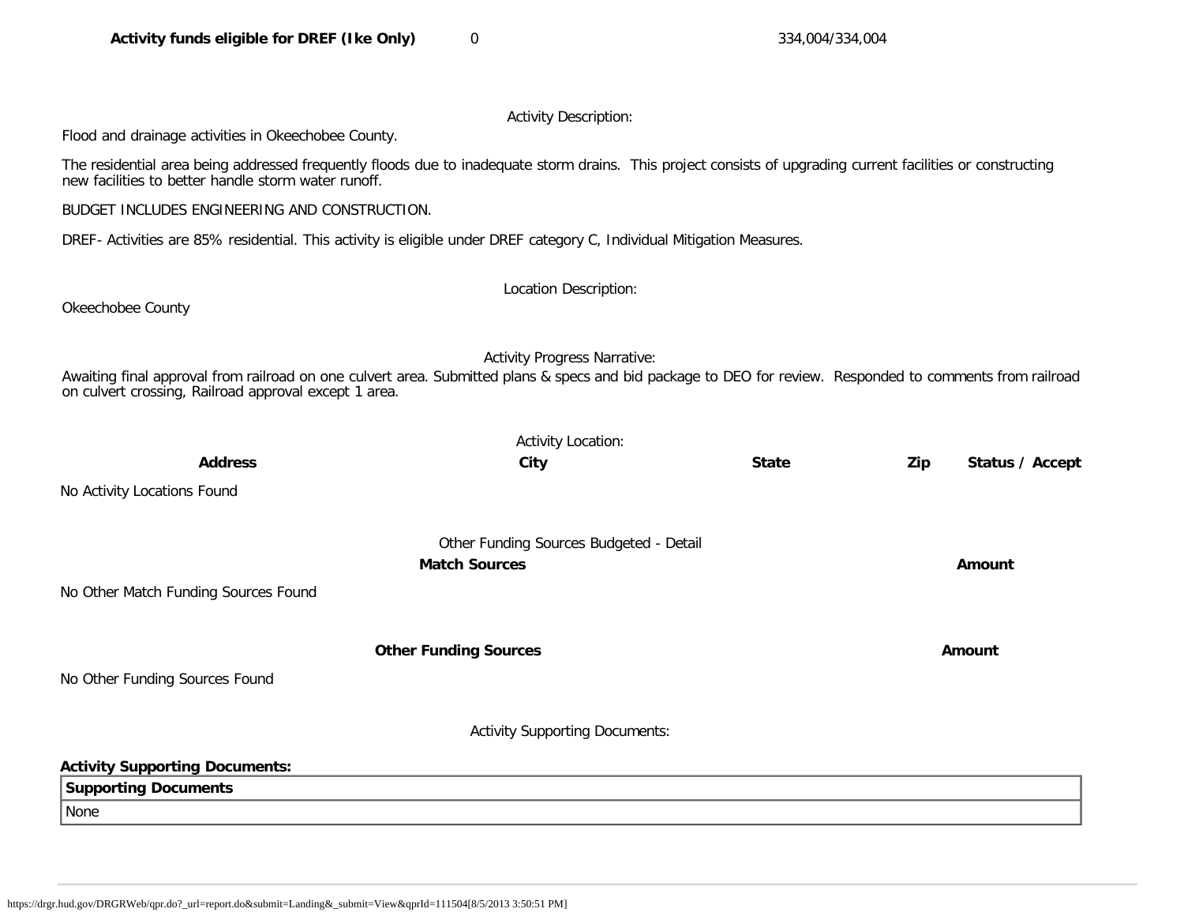| **Activity funds eligible for DREF (Ike Only)** | 0 | 334,004/334,004 |
| --- | --- | --- |

Activity Description:

Flood and drainage activities in Okeechobee County.

The residential area being addressed frequently floods due to inadequate storm drains. This project consists of upgrading current facilities or constructing new facilities to better handle storm water runoff.

BUDGET INCLUDES ENGINEERING AND CONSTRUCTION.

DREF- Activities are 85% residential. This activity is eligible under DREF category C, Individual Mitigation Measures.

Location Description:

Okeechobee County

Activity Progress Narrative:

Awaiting final approval from railroad on one culvert area. Submitted plans & specs and bid package to DEO for review. Responded to comments from railroad on culvert crossing, Railroad approval except 1 area.

Activity Location:

| **Address** | **City** | **State** | **Zip** | **Status / Accept** |
| --- | --- | --- | --- | --- |

No Activity Locations Found

Other Funding Sources Budgeted - Detail

| **Match Sources** | **Amount** |
| --- | --- |

No Other Match Funding Sources Found

| **Other Funding Sources** | **Amount** |
| --- | --- |

No Other Funding Sources Found

Activity Supporting Documents:

**Activity Supporting Documents:**

| **Supporting Documents** |
| --- |
| None |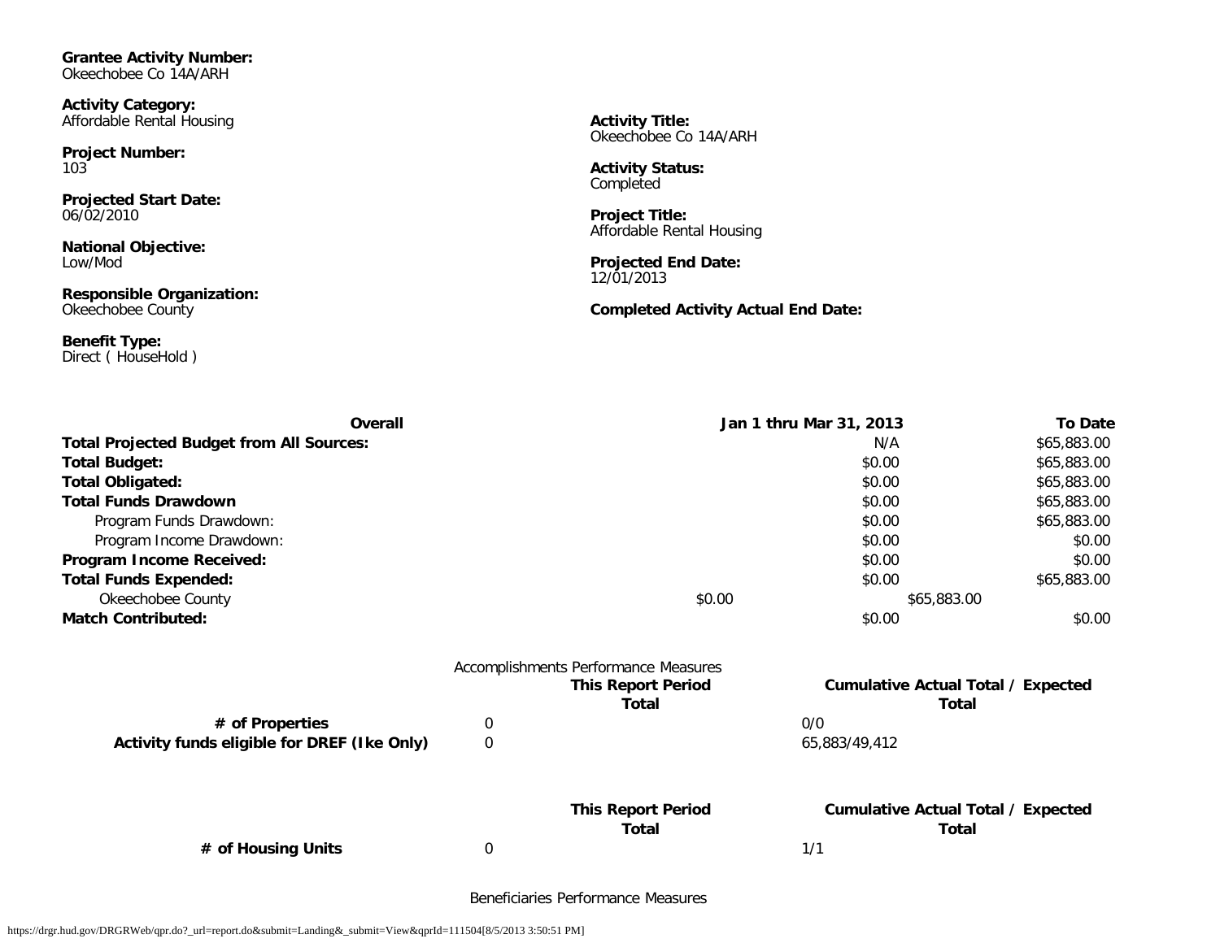**Grantee Activity Number:**
Okeechobee Co 14A/ARH

**Activity Category:**
Affordable Rental Housing

**Activity Title:**
Okeechobee Co 14A/ARH

**Project Number:**
103

**Activity Status:**
Completed

**Projected Start Date:**
06/02/2010

**Project Title:**
Affordable Rental Housing

**National Objective:**
Low/Mod

**Projected End Date:**
12/01/2013

**Responsible Organization:**
Okeechobee County

**Completed Activity Actual End Date:**

**Benefit Type:**
Direct ( HouseHold )

| Overall | Jan 1 thru Mar 31, 2013 | To Date |
|---|---|---|
| **Total Projected Budget from All Sources:** | N/A | $65,883.00 |
| **Total Budget:** | $0.00 | $65,883.00 |
| **Total Obligated:** | $0.00 | $65,883.00 |
| **Total Funds Drawdown** | $0.00 | $65,883.00 |
| Program Funds Drawdown: | $0.00 | $65,883.00 |
| Program Income Drawdown: | $0.00 | $0.00 |
| **Program Income Received:** | $0.00 | $0.00 |
| **Total Funds Expended:** | $0.00 | $65,883.00 |
| Okeechobee County | $0.00 | $65,883.00 |
| **Match Contributed:** | $0.00 | $0.00 |

Accomplishments Performance Measures

| | This Report Period Total | Cumulative Actual Total / Expected Total |
|---|---|---|
| **# of Properties** | 0 | 0/0 |
| **Activity funds eligible for DREF (Ike Only)** | 0 | 65,883/49,412 |

| | This Report Period Total | Cumulative Actual Total / Expected Total |
|---|---|---|
| **# of Housing Units** | 0 | 1/1 |

Beneficiaries Performance Measures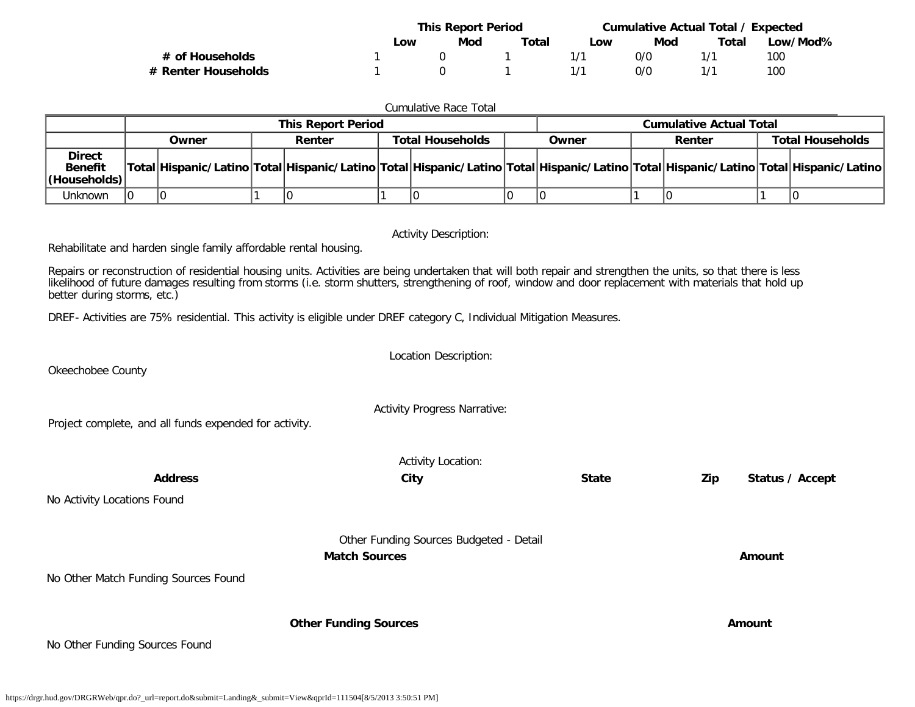| | This Report Period | | | Cumulative Actual Total / Expected | | | |
|---|---|---|---|---|---|---|---|
| | Low | Mod | Total | Low | Mod | Total | Low/Mod% |
| **# of Households** | 1 | 0 | 1 | 1/1 | 0/0 | 1/1 | 100 |
| **# Renter Households** | 1 | 0 | 1 | 1/1 | 0/0 | 1/1 | 100 |

Cumulative Race Total

| | This Report Period | | | | | | Cumulative Actual Total | | | | | |
|---|---|---|---|---|---|---|---|---|---|---|---|---|
| | Owner | | Renter | | Total Households | | Owner | | Renter | | Total Households | |
| **Direct Benefit (Households)** | Total | Hispanic/Latino | Total | Hispanic/Latino | Total | Hispanic/Latino | Total | Hispanic/Latino | Total | Hispanic/Latino | Total | Hispanic/Latino |
| Unknown | 0 | 0 | 1 | 0 | 1 | 0 | 0 | 0 | 1 | 0 | 1 | 0 |

Activity Description:

Rehabilitate and harden single family affordable rental housing.

Repairs or reconstruction of residential housing units. Activities are being undertaken that will both repair and strengthen the units, so that there is less likelihood of future damages resulting from storms (i.e. storm shutters, strengthening of roof, window and door replacement with materials that hold up better during storms, etc.)

DREF- Activities are 75% residential. This activity is eligible under DREF category C, Individual Mitigation Measures.

Location Description:

Okeechobee County

Activity Progress Narrative:

Project complete, and all funds expended for activity.

Activity Location:

| Address | City | State | Zip | Status / Accept |
|---|---|---|---|---|

No Activity Locations Found

Other Funding Sources Budgeted - Detail

| Match Sources | Amount |
|---|---|

No Other Match Funding Sources Found

| Other Funding Sources | Amount |
|---|---|

No Other Funding Sources Found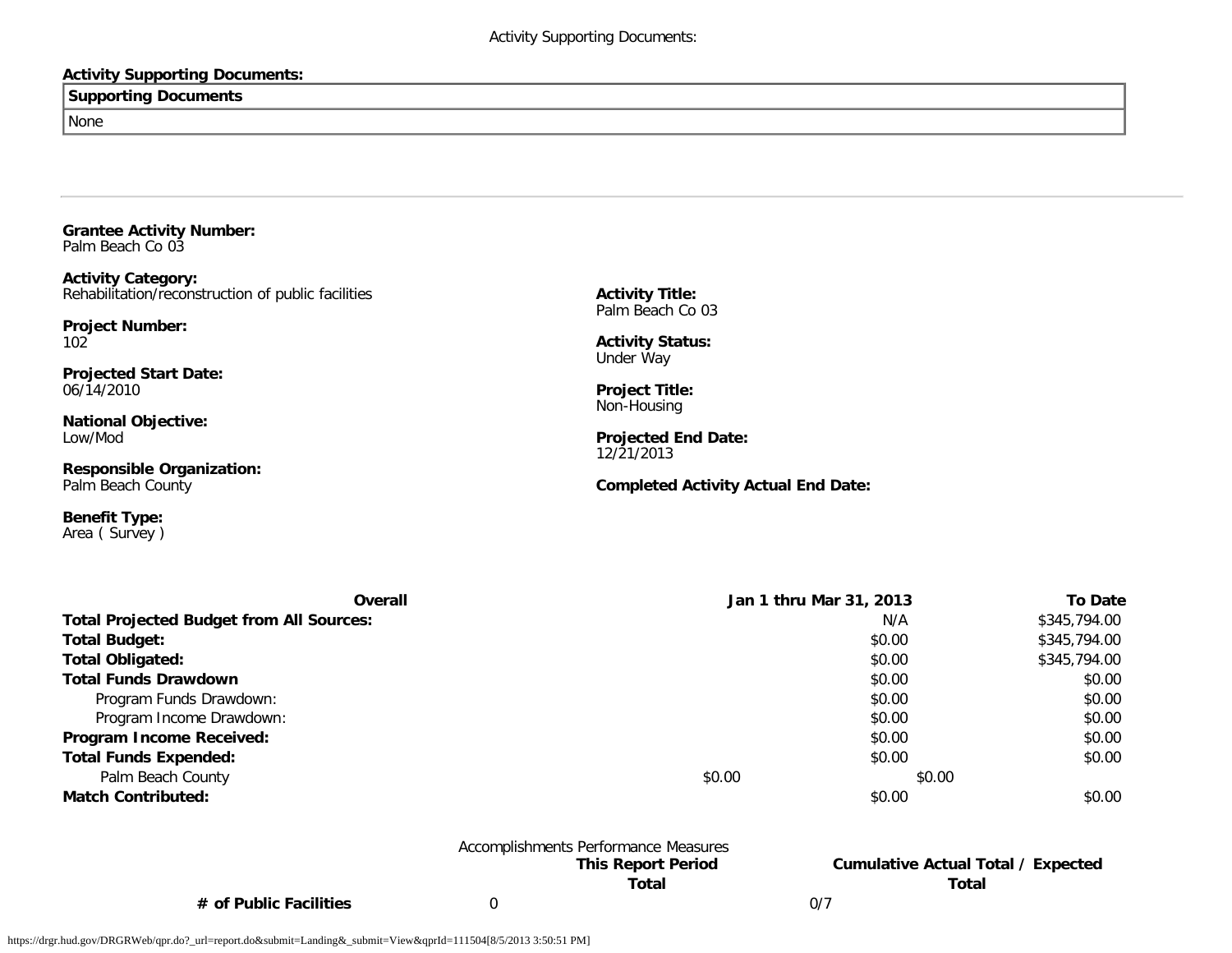**Activity Supporting Documents:**

| Supporting Documents |
| --- |
| None |

---

**Grantee Activity Number:**
Palm Beach Co 03

**Activity Category:**
Rehabilitation/reconstruction of public facilities

**Project Number:**
102

**Projected Start Date:**
06/14/2010

**National Objective:**
Low/Mod

**Responsible Organization:**
Palm Beach County

**Benefit Type:**
Area ( Survey )

**Activity Title:**
Palm Beach Co 03

**Activity Status:**
Under Way

**Project Title:**
Non-Housing

**Projected End Date:**
12/21/2013

**Completed Activity Actual End Date:**

| Overall | Jan 1 thru Mar 31, 2013 | To Date |
| --- | --- | --- |
| **Total Projected Budget from All Sources:** | N/A | $345,794.00 |
| **Total Budget:** | $0.00 | $345,794.00 |
| **Total Obligated:** | $0.00 | $345,794.00 |
| **Total Funds Drawdown** | $0.00 | $0.00 |
| Program Funds Drawdown: | $0.00 | $0.00 |
| Program Income Drawdown: | $0.00 | $0.00 |
| **Program Income Received:** | $0.00 | $0.00 |
| **Total Funds Expended:** | $0.00 | $0.00 |
| Palm Beach County | $0.00 | $0.00 |
| **Match Contributed:** | $0.00 | $0.00 |

Accomplishments Performance Measures

| | This Report Period Total | Cumulative Actual Total / Expected Total |
| --- | --- | --- |
| **# of Public Facilities** | 0 | 0/7 |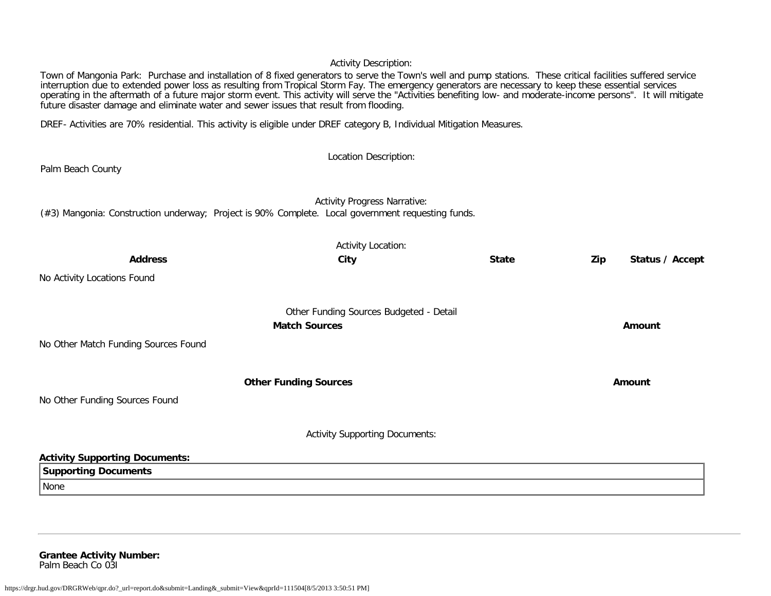Activity Description:

Town of Mangonia Park: Purchase and installation of 8 fixed generators to serve the Town's well and pump stations. These critical facilities suffered service interruption due to extended power loss as resulting from Tropical Storm Fay. The emergency generators are necessary to keep these essential services operating in the aftermath of a future major storm event. This activity will serve the "Activities benefiting low- and moderate-income persons". It will mitigate future disaster damage and eliminate water and sewer issues that result from flooding.

DREF- Activities are 70% residential. This activity is eligible under DREF category B, Individual Mitigation Measures.

Location Description:

Palm Beach County

Activity Progress Narrative:

(#3) Mangonia: Construction underway; Project is 90% Complete. Local government requesting funds.

Activity Location:

| Address | City | State | Zip | Status / Accept |
|---|---|---|---|---|

No Activity Locations Found

Other Funding Sources Budgeted - Detail

| Match Sources | Amount |
|---|---|

No Other Match Funding Sources Found

| Other Funding Sources | Amount |
|---|---|

No Other Funding Sources Found

Activity Supporting Documents:

**Activity Supporting Documents:**

| Supporting Documents |
|---|
| None |

**Grantee Activity Number:**
Palm Beach Co 03I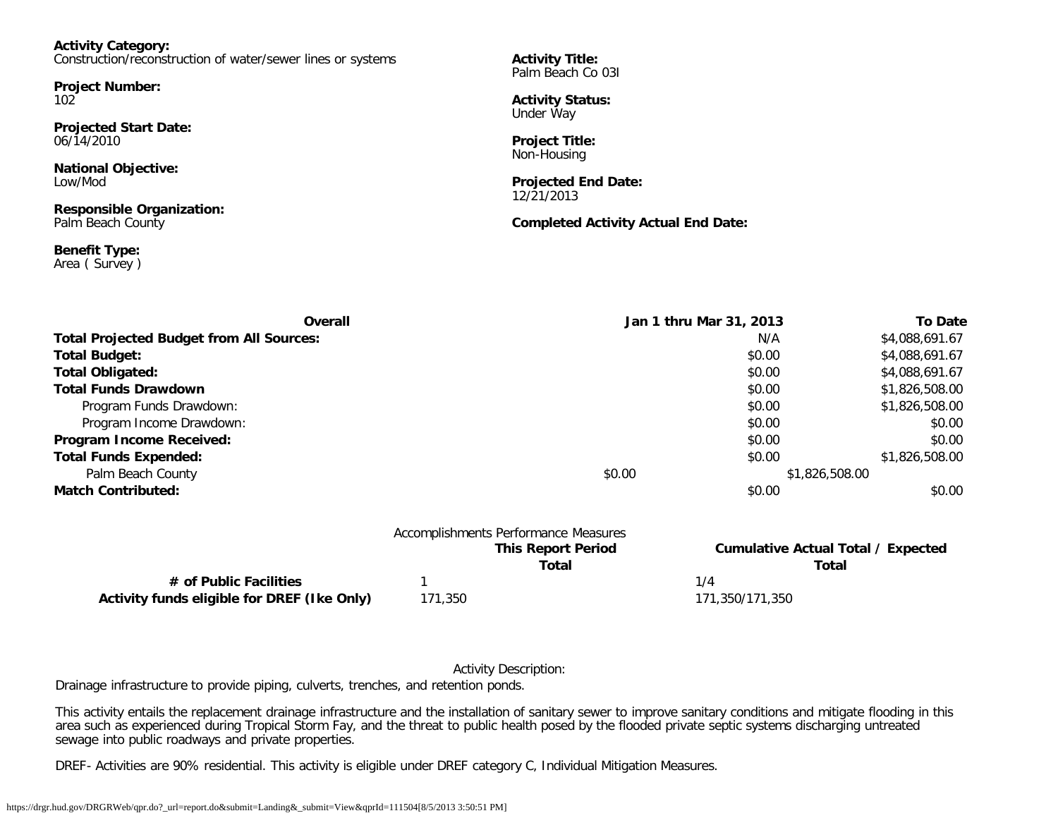**Activity Category:**
Construction/reconstruction of water/sewer lines or systems

**Activity Title:**
Palm Beach Co 03I

**Project Number:**
102

**Activity Status:**
Under Way

**Projected Start Date:**
06/14/2010

**Project Title:**
Non-Housing

**National Objective:**
Low/Mod

**Projected End Date:**
12/21/2013

**Responsible Organization:**
Palm Beach County

**Completed Activity Actual End Date:**

**Benefit Type:**
Area ( Survey )

| Overall | | Jan 1 thru Mar 31, 2013 | To Date |
|---|---|---|---|
| **Total Projected Budget from All Sources:** | | N/A | $4,088,691.67 |
| **Total Budget:** | | $0.00 | $4,088,691.67 |
| **Total Obligated:** | | $0.00 | $4,088,691.67 |
| **Total Funds Drawdown** | | $0.00 | $1,826,508.00 |
| Program Funds Drawdown: | | $0.00 | $1,826,508.00 |
| Program Income Drawdown: | | $0.00 | $0.00 |
| **Program Income Received:** | | $0.00 | $0.00 |
| **Total Funds Expended:** | | $0.00 | $1,826,508.00 |
| Palm Beach County | $0.00 | $1,826,508.00 | |
| **Match Contributed:** | | $0.00 | $0.00 |

Accomplishments Performance Measures

| | This Report Period Total | Cumulative Actual Total / Expected Total |
|---|---|---|
| **# of Public Facilities** | 1 | 1/4 |
| **Activity funds eligible for DREF (Ike Only)** | 171,350 | 171,350/171,350 |

Activity Description:

Drainage infrastructure to provide piping, culverts, trenches, and retention ponds.

This activity entails the replacement drainage infrastructure and the installation of sanitary sewer to improve sanitary conditions and mitigate flooding in this area such as experienced during Tropical Storm Fay, and the threat to public health posed by the flooded private septic systems discharging untreated sewage into public roadways and private properties.

DREF- Activities are 90% residential. This activity is eligible under DREF category C, Individual Mitigation Measures.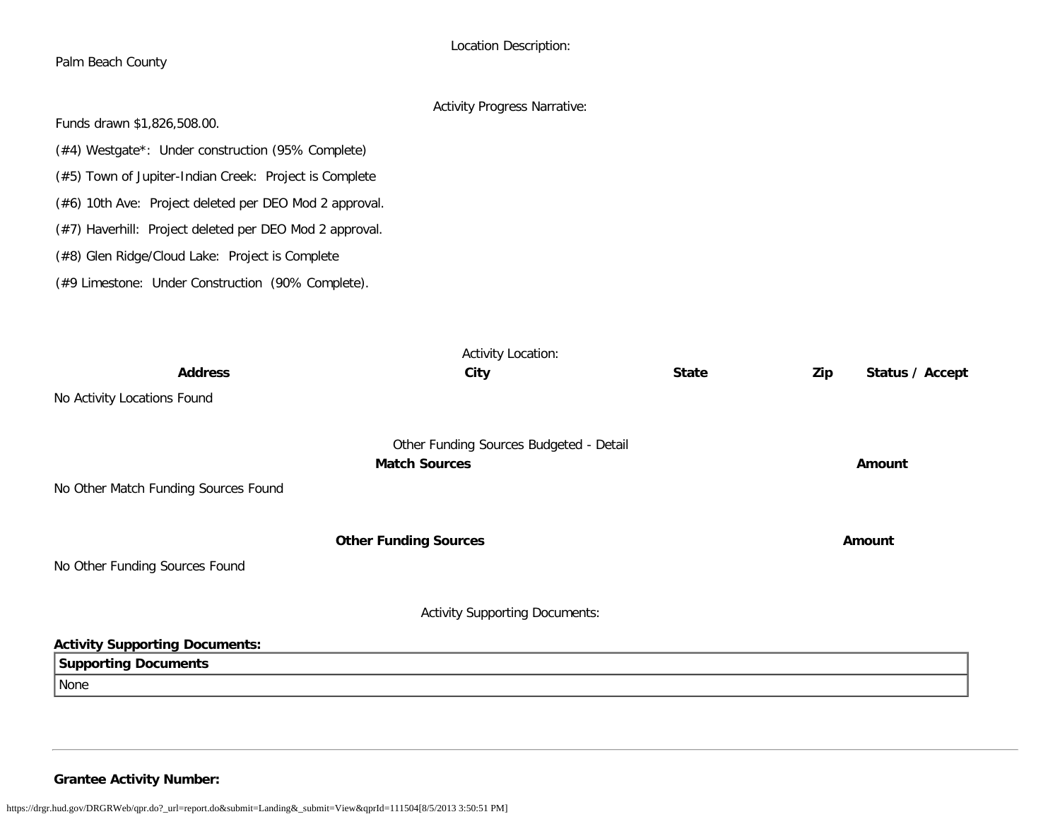Location Description:

Palm Beach County

Activity Progress Narrative:

Funds drawn $1,826,508.00.

(#4) Westgate*:  Under construction (95% Complete)

(#5) Town of Jupiter-Indian Creek:  Project is Complete

(#6) 10th Ave:  Project deleted per DEO Mod 2 approval.

(#7) Haverhill:  Project deleted per DEO Mod 2 approval.

(#8) Glen Ridge/Cloud Lake:  Project is Complete

(#9 Limestone:  Under Construction  (90% Complete).

Activity Location:

| **Address** | **City** | **State** | **Zip** | **Status / Accept** |
| --- | --- | --- | --- | --- |
| No Activity Locations Found | | | | |

Other Funding Sources Budgeted - Detail

| **Match Sources** | **Amount** |
| --- | --- |
| No Other Match Funding Sources Found | |

| **Other Funding Sources** | **Amount** |
| --- | --- |
| No Other Funding Sources Found | |

Activity Supporting Documents:

**Activity Supporting Documents:**

| **Supporting Documents** |
| --- |
| None |

**Grantee Activity Number:**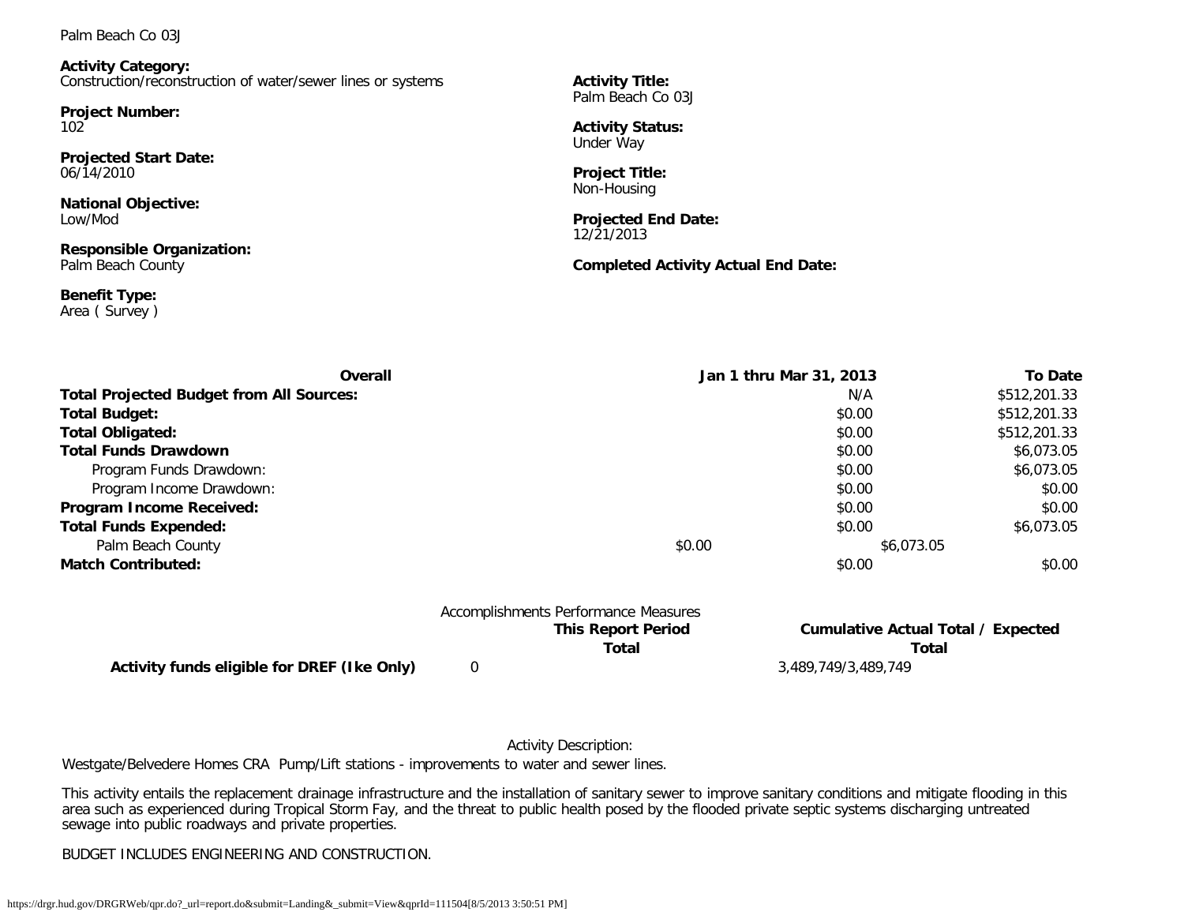Palm Beach Co 03J

**Activity Category:**
Construction/reconstruction of water/sewer lines or systems

**Project Number:**
102

**Projected Start Date:**
06/14/2010

**National Objective:**
Low/Mod

**Responsible Organization:**
Palm Beach County

**Benefit Type:**
Area ( Survey )

**Activity Title:**
Palm Beach Co 03J

**Activity Status:**
Under Way

**Project Title:**
Non-Housing

**Projected End Date:**
12/21/2013

**Completed Activity Actual End Date:**

| Overall | Jan 1 thru Mar 31, 2013 | To Date |
|---|---|---|
| **Total Projected Budget from All Sources:** | N/A | $512,201.33 |
| **Total Budget:** | $0.00 | $512,201.33 |
| **Total Obligated:** | $0.00 | $512,201.33 |
| **Total Funds Drawdown** | $0.00 | $6,073.05 |
| Program Funds Drawdown: | $0.00 | $6,073.05 |
| Program Income Drawdown: | $0.00 | $0.00 |
| **Program Income Received:** | $0.00 | $0.00 |
| **Total Funds Expended:** | $0.00 | $6,073.05 |
| Palm Beach County | $0.00 | $6,073.05 |
| **Match Contributed:** | $0.00 | $0.00 |

Accomplishments Performance Measures

| | This Report Period Total | Cumulative Actual Total / Expected Total |
|---|---|---|
| **Activity funds eligible for DREF (Ike Only)** | 0 | 3,489,749/3,489,749 |

Activity Description:

Westgate/Belvedere Homes CRA Pump/Lift stations - improvements to water and sewer lines.

This activity entails the replacement drainage infrastructure and the installation of sanitary sewer to improve sanitary conditions and mitigate flooding in this area such as experienced during Tropical Storm Fay, and the threat to public health posed by the flooded private septic systems discharging untreated sewage into public roadways and private properties.

BUDGET INCLUDES ENGINEERING AND CONSTRUCTION.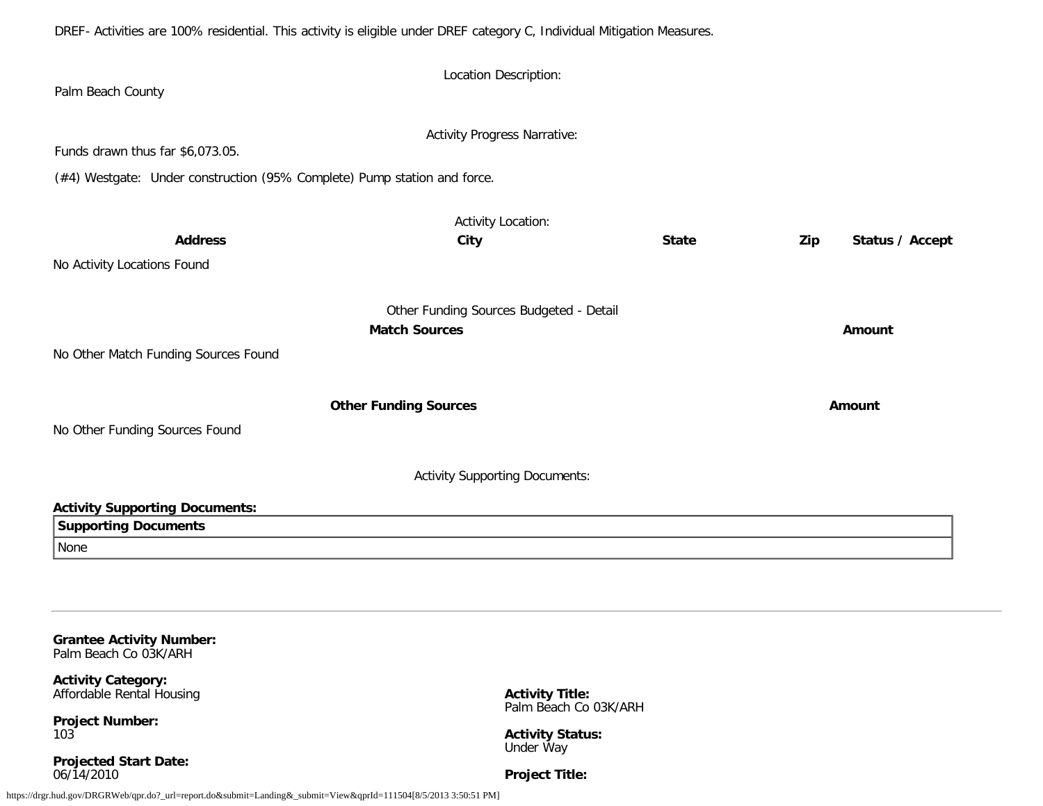DREF- Activities are 100% residential. This activity is eligible under DREF category C, Individual Mitigation Measures.

Location Description:

Palm Beach County

Activity Progress Narrative:

Funds drawn thus far $6,073.05.

(#4) Westgate: Under construction (95% Complete) Pump station and force.

Activity Location:

| Address | City | State | Zip | Status / Accept |
|---|---|---|---|---|
| No Activity Locations Found | | | | |

Other Funding Sources Budgeted - Detail

| Match Sources | Amount |
|---|---|
| No Other Match Funding Sources Found | |

| Other Funding Sources | Amount |
|---|---|
| No Other Funding Sources Found | |

Activity Supporting Documents:

**Activity Supporting Documents:**

| Supporting Documents |
|---|
| None |

---

**Grantee Activity Number:**
Palm Beach Co 03K/ARH

**Activity Category:**
Affordable Rental Housing

**Activity Title:**
Palm Beach Co 03K/ARH

**Project Number:**
103

**Activity Status:**
Under Way

**Projected Start Date:**
06/14/2010

**Project Title:**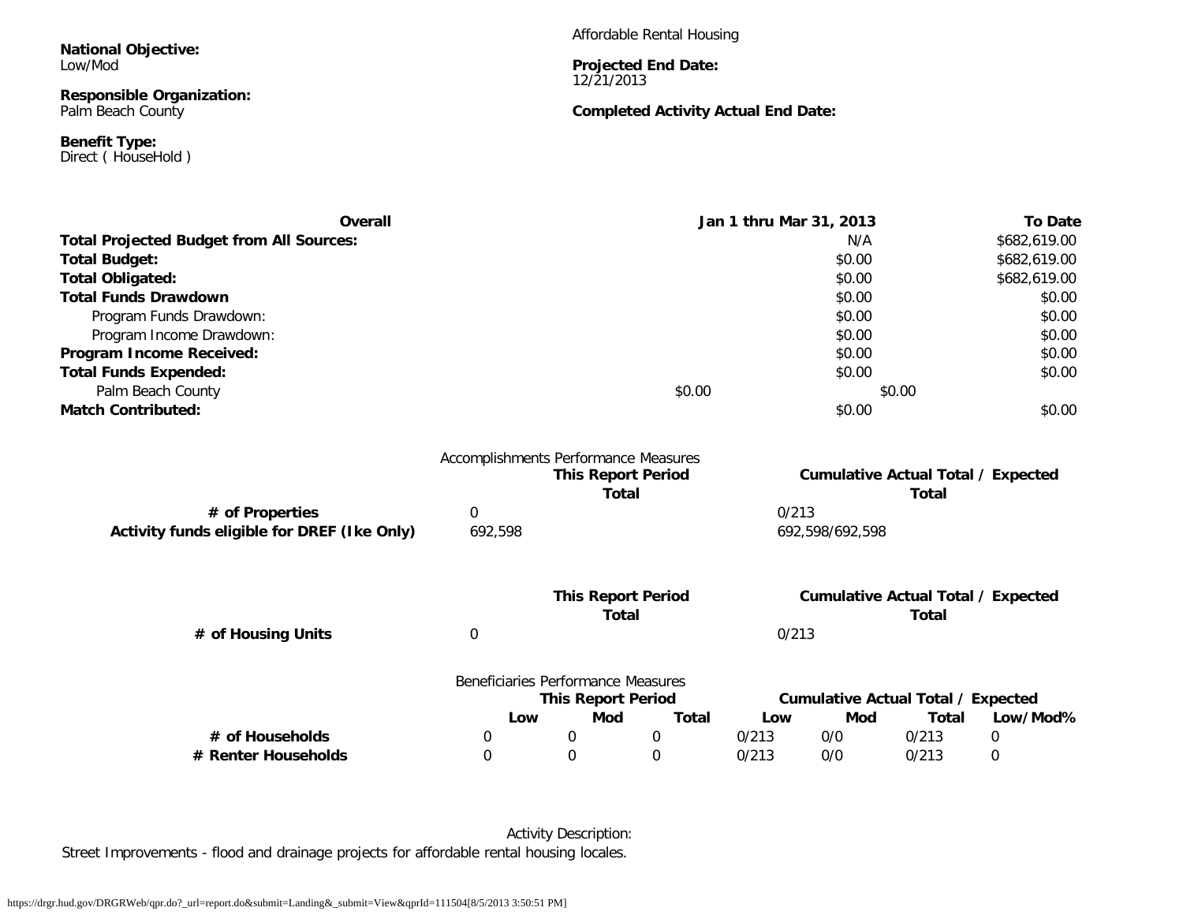**National Objective:**
Low/Mod

**Responsible Organization:**
Palm Beach County

**Benefit Type:**
Direct ( HouseHold )

Affordable Rental Housing

**Projected End Date:**
12/21/2013

**Completed Activity Actual End Date:**

| Overall | | Jan 1 thru Mar 31, 2013 | To Date |
|---|---|---|---|
| **Total Projected Budget from All Sources:** | | N/A | $682,619.00 |
| **Total Budget:** | | $0.00 | $682,619.00 |
| **Total Obligated:** | | $0.00 | $682,619.00 |
| **Total Funds Drawdown** | | $0.00 | $0.00 |
| Program Funds Drawdown: | | $0.00 | $0.00 |
| Program Income Drawdown: | | $0.00 | $0.00 |
| **Program Income Received:** | | $0.00 | $0.00 |
| **Total Funds Expended:** | | $0.00 | $0.00 |
| Palm Beach County | $0.00 | $0.00 | |
| **Match Contributed:** | | $0.00 | $0.00 |

Accomplishments Performance Measures

| | This Report Period Total | Cumulative Actual Total / Expected Total |
|---|---|---|
| **# of Properties** | 0 | 0/213 |
| **Activity funds eligible for DREF (Ike Only)** | 692,598 | 692,598/692,598 |

| | This Report Period Total | Cumulative Actual Total / Expected Total |
|---|---|---|
| **# of Housing Units** | 0 | 0/213 |

Beneficiaries Performance Measures

| | This Report Period | | | Cumulative Actual Total / Expected | | | |
|---|---|---|---|---|---|---|---|
| | Low | Mod | Total | Low | Mod | Total | Low/Mod% |
| **# of Households** | 0 | 0 | 0 | 0/213 | 0/0 | 0/213 | 0 |
| **# Renter Households** | 0 | 0 | 0 | 0/213 | 0/0 | 0/213 | 0 |

Activity Description:

Street Improvements - flood and drainage projects for affordable rental housing locales.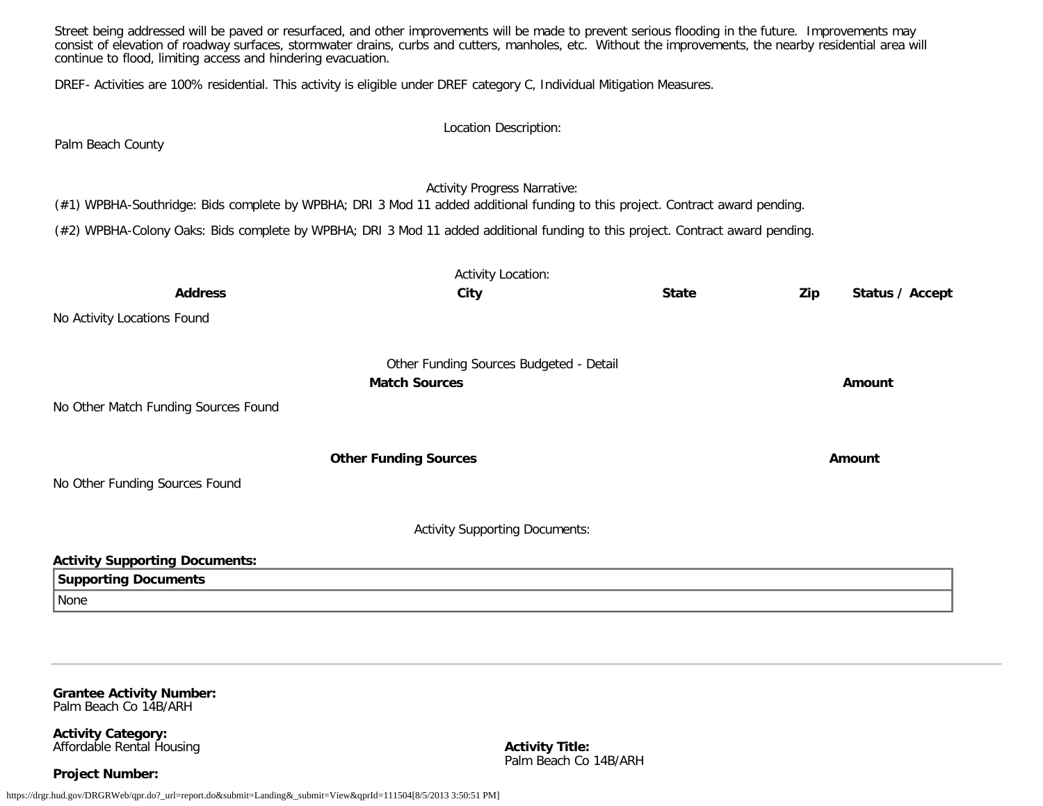Street being addressed will be paved or resurfaced, and other improvements will be made to prevent serious flooding in the future. Improvements may consist of elevation of roadway surfaces, stormwater drains, curbs and cutters, manholes, etc. Without the improvements, the nearby residential area will continue to flood, limiting access and hindering evacuation.

DREF- Activities are 100% residential. This activity is eligible under DREF category C, Individual Mitigation Measures.

Location Description:

Palm Beach County

Activity Progress Narrative:

(#1) WPBHA-Southridge: Bids complete by WPBHA; DRI 3 Mod 11 added additional funding to this project. Contract award pending.

(#2) WPBHA-Colony Oaks: Bids complete by WPBHA; DRI 3 Mod 11 added additional funding to this project. Contract award pending.

Activity Location:

| Address | City | State | Zip | Status / Accept |
|---|---|---|---|---|
| No Activity Locations Found | | | | |

Other Funding Sources Budgeted - Detail

| Match Sources | Amount |
|---|---|
| No Other Match Funding Sources Found | |

| Other Funding Sources | Amount |
|---|---|
| No Other Funding Sources Found | |

Activity Supporting Documents:

**Activity Supporting Documents:**

| Supporting Documents |
|---|
| None |

---

**Grantee Activity Number:**
Palm Beach Co 14B/ARH

**Activity Category:**
Affordable Rental Housing

**Activity Title:**
Palm Beach Co 14B/ARH

**Project Number:**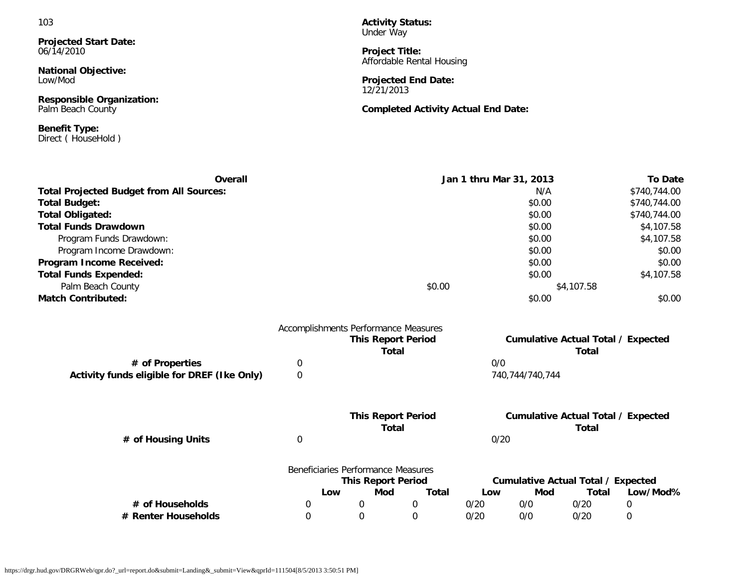103

**Projected Start Date:**
06/14/2010

**National Objective:**
Low/Mod

**Responsible Organization:**
Palm Beach County

**Benefit Type:**
Direct ( HouseHold )

**Activity Status:**
Under Way

**Project Title:**
Affordable Rental Housing

**Projected End Date:**
12/21/2013

**Completed Activity Actual End Date:**

| Overall | Jan 1 thru Mar 31, 2013 | To Date |
|---|---|---|
| **Total Projected Budget from All Sources:** | N/A | $740,744.00 |
| **Total Budget:** | $0.00 | $740,744.00 |
| **Total Obligated:** | $0.00 | $740,744.00 |
| **Total Funds Drawdown** | $0.00 | $4,107.58 |
| Program Funds Drawdown: | $0.00 | $4,107.58 |
| Program Income Drawdown: | $0.00 | $0.00 |
| **Program Income Received:** | $0.00 | $0.00 |
| **Total Funds Expended:** | $0.00 | $4,107.58 |
| Palm Beach County | $0.00 | $4,107.58 |
| **Match Contributed:** | $0.00 | $0.00 |

Accomplishments Performance Measures

| | This Report Period Total | Cumulative Actual Total / Expected Total |
|---|---|---|
| **# of Properties** | 0 | 0/0 |
| **Activity funds eligible for DREF (Ike Only)** | 0 | 740,744/740,744 |

| | This Report Period Total | Cumulative Actual Total / Expected Total |
|---|---|---|
| **# of Housing Units** | 0 | 0/20 |

Beneficiaries Performance Measures

| | This Report Period | | | Cumulative Actual Total / Expected | | | |
|---|---|---|---|---|---|---|---|
| | **Low** | **Mod** | **Total** | **Low** | **Mod** | **Total** | **Low/Mod%** |
| **# of Households** | 0 | 0 | 0 | 0/20 | 0/0 | 0/20 | 0 |
| **# Renter Households** | 0 | 0 | 0 | 0/20 | 0/0 | 0/20 | 0 |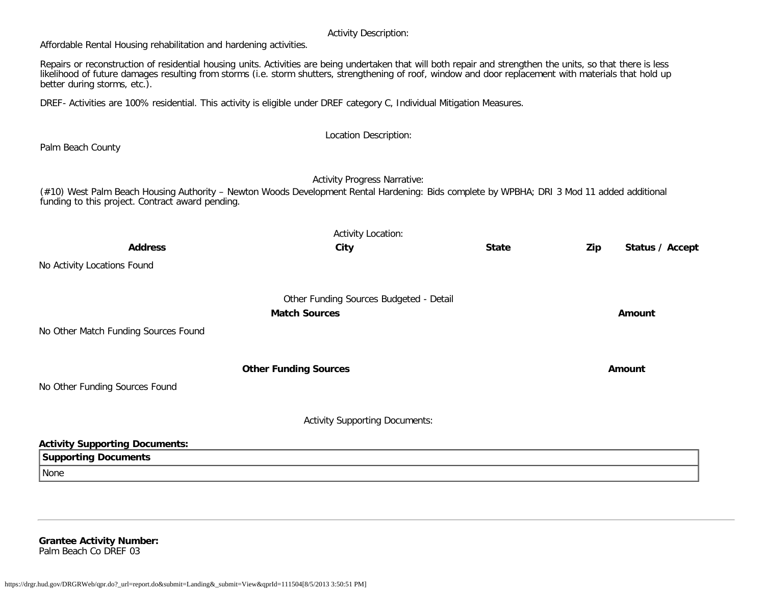Activity Description:

Affordable Rental Housing rehabilitation and hardening activities.

Repairs or reconstruction of residential housing units. Activities are being undertaken that will both repair and strengthen the units, so that there is less likelihood of future damages resulting from storms (i.e. storm shutters, strengthening of roof, window and door replacement with materials that hold up better during storms, etc.).

DREF- Activities are 100% residential. This activity is eligible under DREF category C, Individual Mitigation Measures.

Location Description:

Palm Beach County

Activity Progress Narrative:

(#10) West Palm Beach Housing Authority – Newton Woods Development Rental Hardening: Bids complete by WPBHA; DRI 3 Mod 11 added additional funding to this project. Contract award pending.

Activity Location:

| Address | City | State | Zip | Status / Accept |
|---|---|---|---|---|

No Activity Locations Found

Other Funding Sources Budgeted - Detail

| Match Sources | Amount |
|---|---|

No Other Match Funding Sources Found

| Other Funding Sources | Amount |
|---|---|

No Other Funding Sources Found

Activity Supporting Documents:

**Activity Supporting Documents:**

| Supporting Documents |
|---|
| None |

**Grantee Activity Number:**
Palm Beach Co DREF 03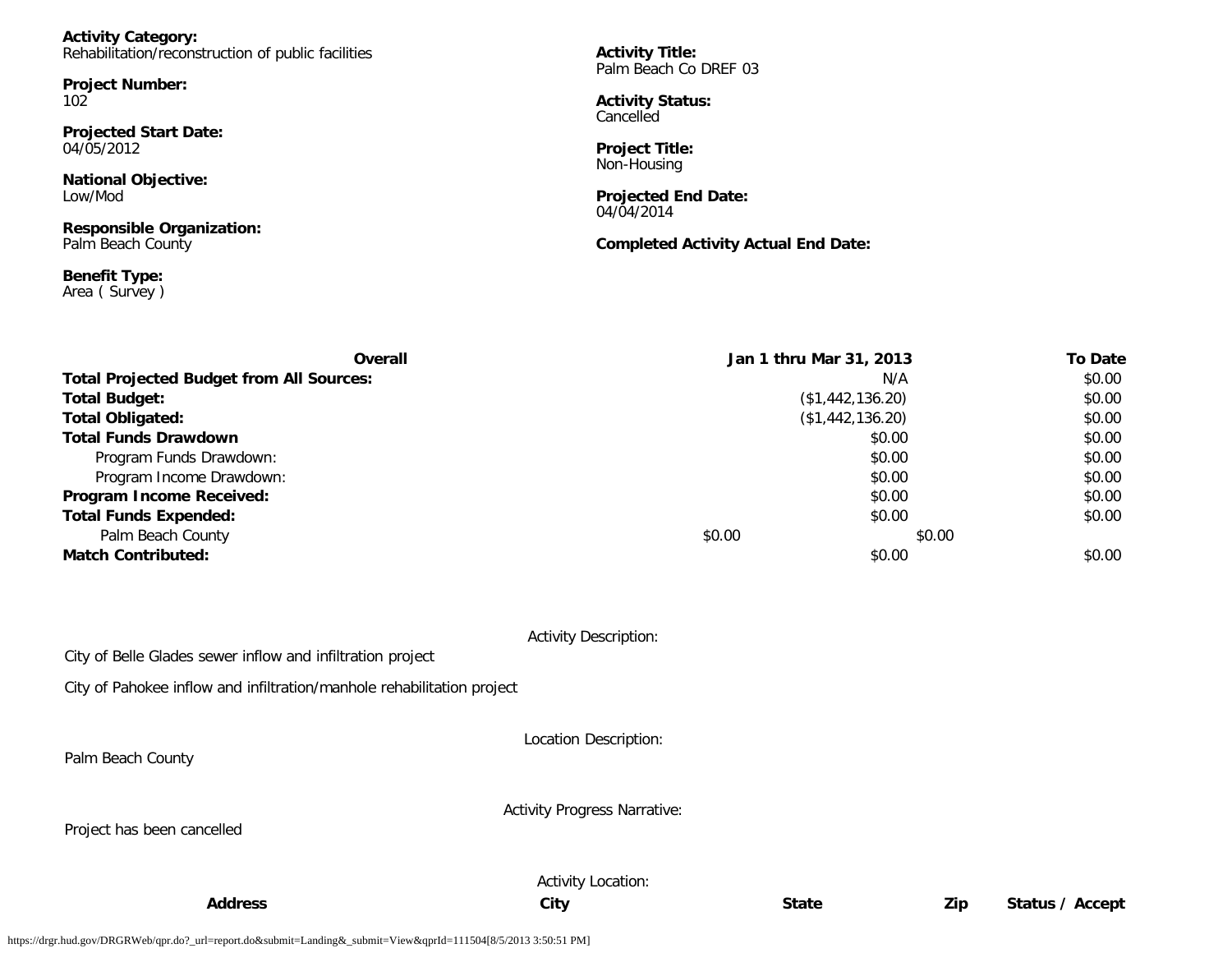**Activity Category:**
Rehabilitation/reconstruction of public facilities

**Project Number:**
102

**Projected Start Date:**
04/05/2012

**National Objective:**
Low/Mod

**Responsible Organization:**
Palm Beach County

**Benefit Type:**
Area ( Survey )

**Activity Title:**
Palm Beach Co DREF 03

**Activity Status:**
Cancelled

**Project Title:**
Non-Housing

**Projected End Date:**
04/04/2014

**Completed Activity Actual End Date:**

| Overall | Jan 1 thru Mar 31, 2013 | To Date |
|---|---|---|
| **Total Projected Budget from All Sources:** | N/A | $0.00 |
| **Total Budget:** | ($1,442,136.20) | $0.00 |
| **Total Obligated:** | ($1,442,136.20) | $0.00 |
| **Total Funds Drawdown** | $0.00 | $0.00 |
| Program Funds Drawdown: | $0.00 | $0.00 |
| Program Income Drawdown: | $0.00 | $0.00 |
| **Program Income Received:** | $0.00 | $0.00 |
| **Total Funds Expended:** | $0.00 | $0.00 |
| Palm Beach County | $0.00 | $0.00 |
| **Match Contributed:** | $0.00 | $0.00 |

Activity Description:

City of Belle Glades sewer inflow and infiltration project

City of Pahokee inflow and infiltration/manhole rehabilitation project

Location Description:

Palm Beach County

Activity Progress Narrative:

Project has been cancelled

Activity Location:

| Address | City | State | Zip | Status / Accept |
|---|---|---|---|---|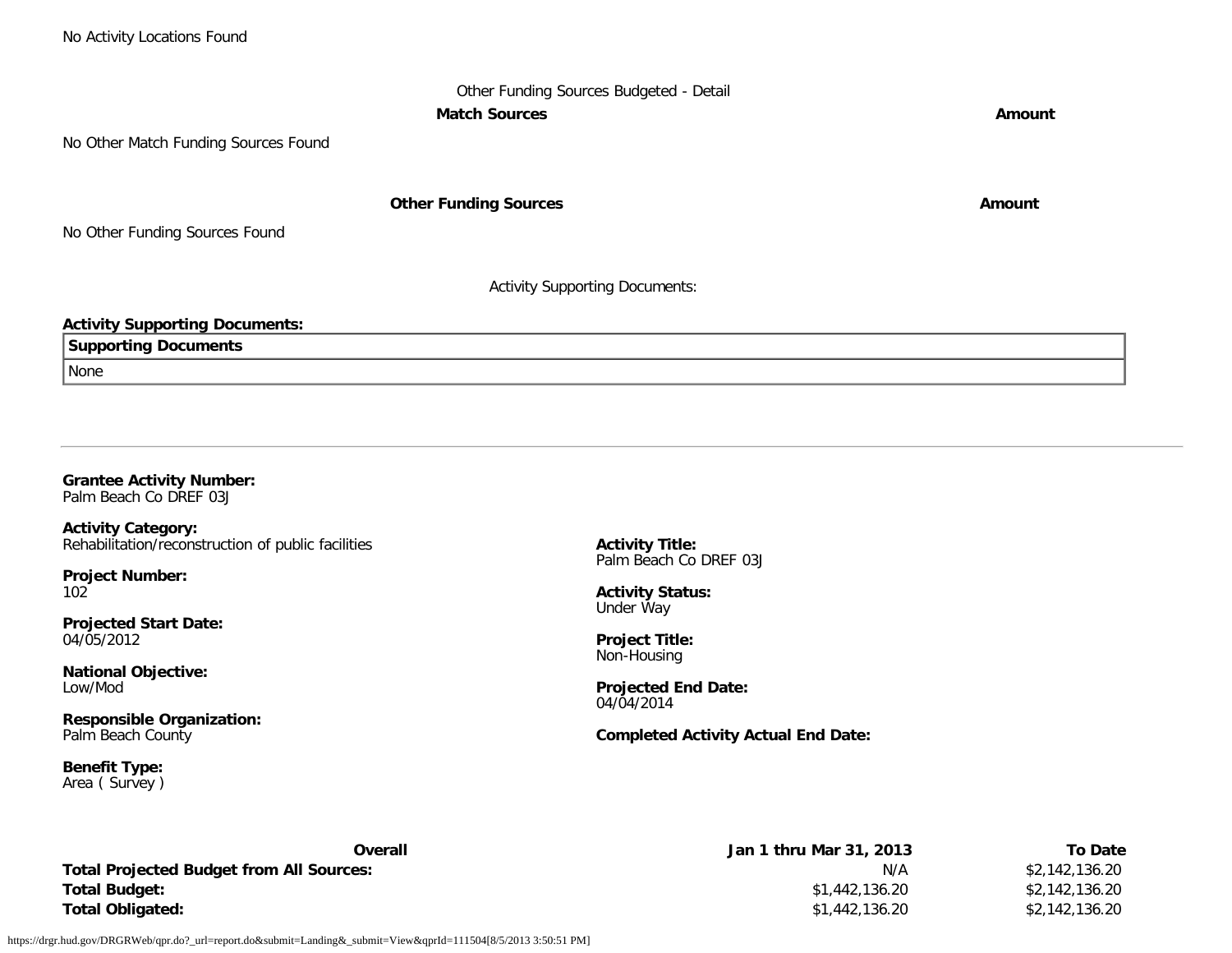No Activity Locations Found

Other Funding Sources Budgeted - Detail

| Match Sources | Amount |
|---|---|

No Other Match Funding Sources Found

| Other Funding Sources | Amount |
|---|---|

No Other Funding Sources Found

Activity Supporting Documents:

**Activity Supporting Documents:**

| Supporting Documents |
|---|
| None |

---

**Grantee Activity Number:**
Palm Beach Co DREF 03J

**Activity Category:**
Rehabilitation/reconstruction of public facilities

**Project Number:**
102

**Projected Start Date:**
04/05/2012

**National Objective:**
Low/Mod

**Responsible Organization:**
Palm Beach County

**Benefit Type:**
Area ( Survey )

**Activity Title:**
Palm Beach Co DREF 03J

**Activity Status:**
Under Way

**Project Title:**
Non-Housing

**Projected End Date:**
04/04/2014

**Completed Activity Actual End Date:**

| Overall | Jan 1 thru Mar 31, 2013 | To Date |
|---|---|---|
| **Total Projected Budget from All Sources:** | N/A | $2,142,136.20 |
| **Total Budget:** | $1,442,136.20 | $2,142,136.20 |
| **Total Obligated:** | $1,442,136.20 | $2,142,136.20 |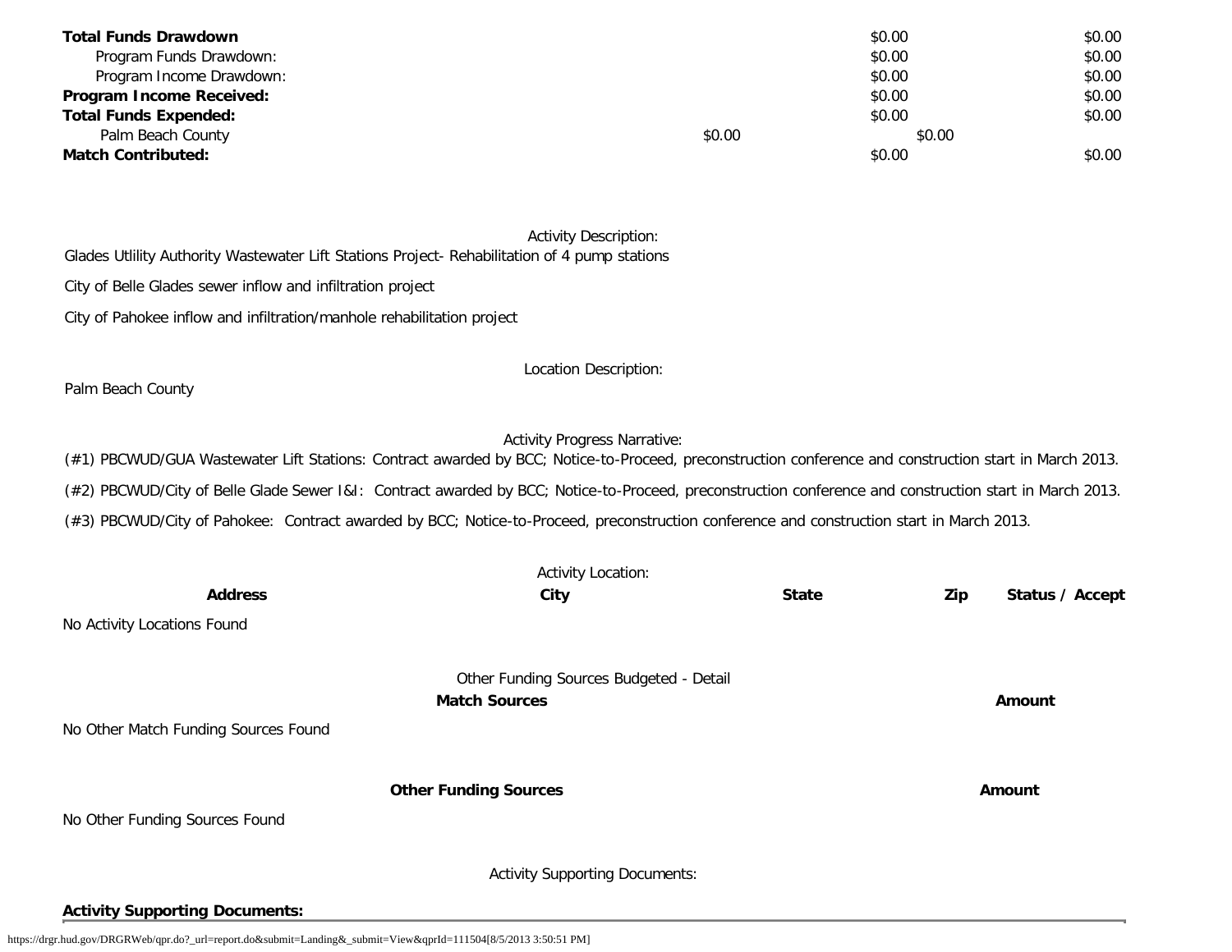| | | | |
|---|---|---|---|
| **Total Funds Drawdown** | | $0.00 | $0.00 |
| Program Funds Drawdown: | | $0.00 | $0.00 |
| Program Income Drawdown: | | $0.00 | $0.00 |
| **Program Income Received:** | | $0.00 | $0.00 |
| **Total Funds Expended:** | | $0.00 | $0.00 |
| Palm Beach County | $0.00 | $0.00 | |
| **Match Contributed:** | | $0.00 | $0.00 |

Activity Description:

Glades Utlility Authority Wastewater Lift Stations Project- Rehabilitation of 4 pump stations

City of Belle Glades sewer inflow and infiltration project

City of Pahokee inflow and infiltration/manhole rehabilitation project

Location Description:

Palm Beach County

Activity Progress Narrative:

(#1) PBCWUD/GUA Wastewater Lift Stations: Contract awarded by BCC; Notice-to-Proceed, preconstruction conference and construction start in March 2013.

(#2) PBCWUD/City of Belle Glade Sewer I&I: Contract awarded by BCC; Notice-to-Proceed, preconstruction conference and construction start in March 2013.

(#3) PBCWUD/City of Pahokee: Contract awarded by BCC; Notice-to-Proceed, preconstruction conference and construction start in March 2013.

Activity Location:

| **Address** | **City** | **State** | **Zip** | **Status / Accept** |
|---|---|---|---|---|
| No Activity Locations Found | | | | |

Other Funding Sources Budgeted - Detail

| **Match Sources** | **Amount** |
|---|---|
| No Other Match Funding Sources Found | |

| **Other Funding Sources** | **Amount** |
|---|---|
| No Other Funding Sources Found | |

Activity Supporting Documents:

**Activity Supporting Documents:**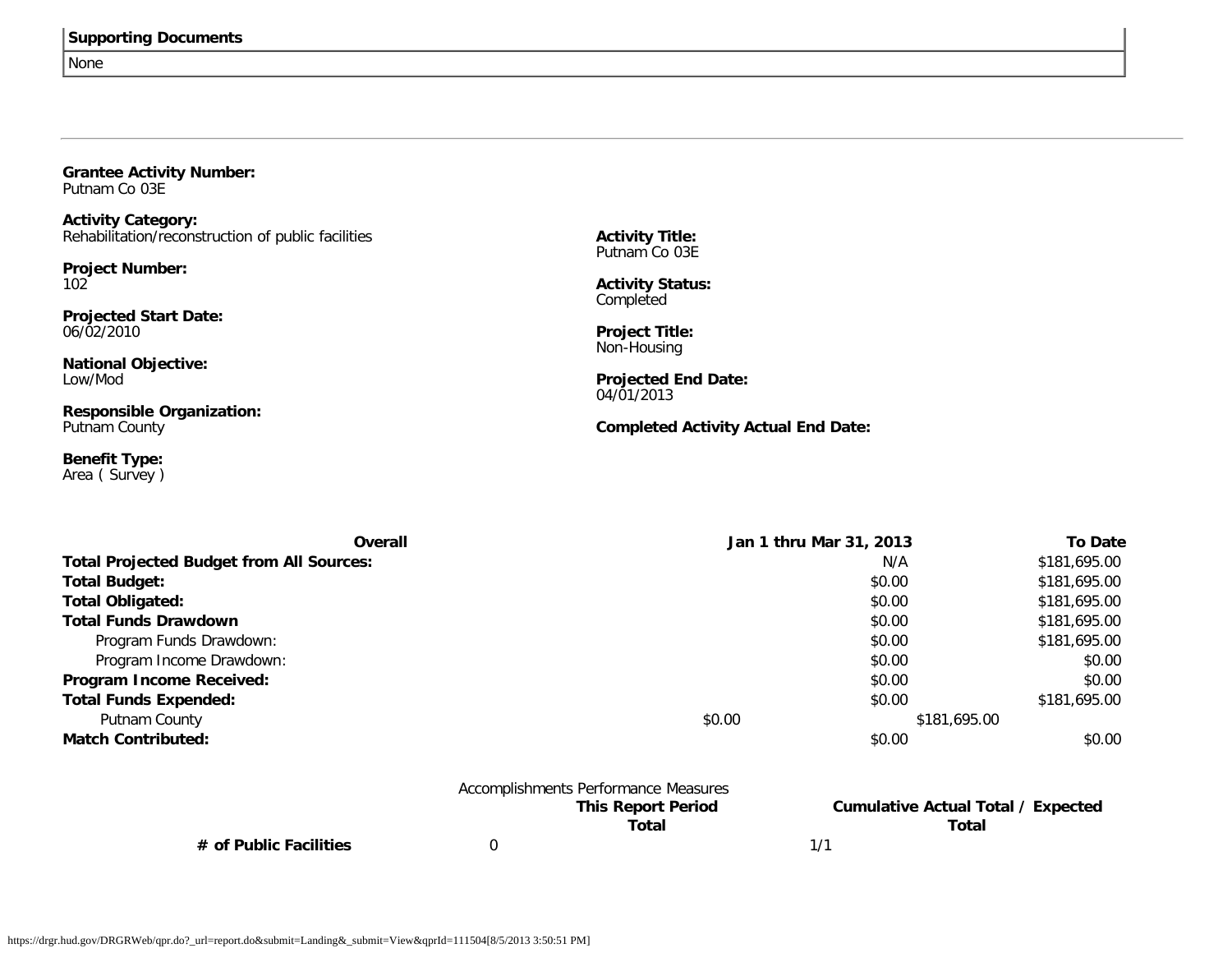| Supporting Documents |
| --- |
| None |

---

**Grantee Activity Number:**
Putnam Co 03E

**Activity Category:**
Rehabilitation/reconstruction of public facilities

**Project Number:**
102

**Projected Start Date:**
06/02/2010

**National Objective:**
Low/Mod

**Responsible Organization:**
Putnam County

**Benefit Type:**
Area ( Survey )

**Activity Title:**
Putnam Co 03E

**Activity Status:**
Completed

**Project Title:**
Non-Housing

**Projected End Date:**
04/01/2013

**Completed Activity Actual End Date:**

| Overall | Jan 1 thru Mar 31, 2013 | To Date |
| --- | --- | --- |
| **Total Projected Budget from All Sources:** | N/A | $181,695.00 |
| **Total Budget:** | $0.00 | $181,695.00 |
| **Total Obligated:** | $0.00 | $181,695.00 |
| **Total Funds Drawdown** | $0.00 | $181,695.00 |
| Program Funds Drawdown: | $0.00 | $181,695.00 |
| Program Income Drawdown: | $0.00 | $0.00 |
| **Program Income Received:** | $0.00 | $0.00 |
| **Total Funds Expended:** | $0.00 | $181,695.00 |
| Putnam County | $0.00 | $181,695.00 |
| **Match Contributed:** | $0.00 | $0.00 |

Accomplishments Performance Measures

| | This Report Period Total | Cumulative Actual Total / Expected Total |
| --- | --- | --- |
| **# of Public Facilities** | 0 | 1/1 |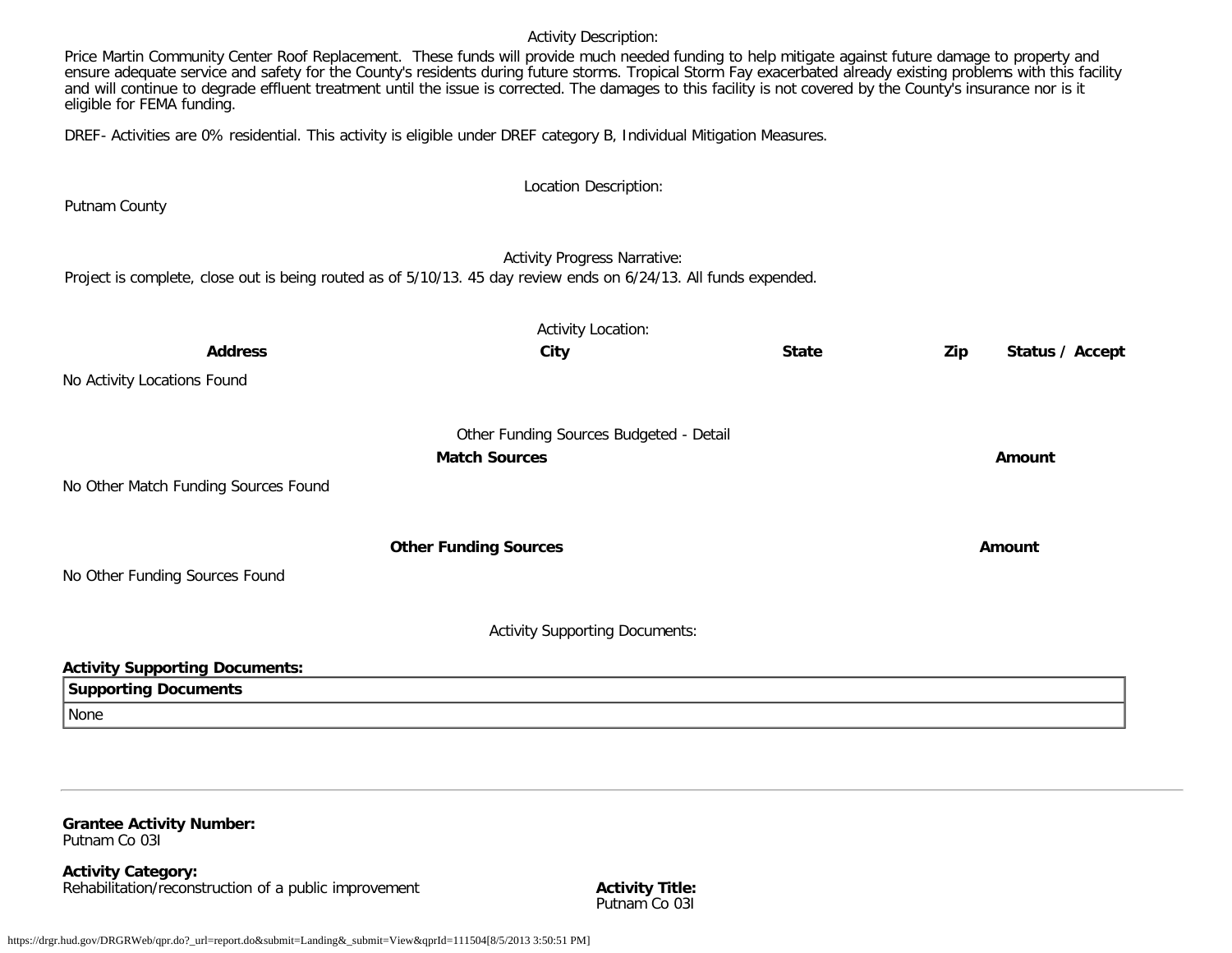Activity Description:

Price Martin Community Center Roof Replacement. These funds will provide much needed funding to help mitigate against future damage to property and ensure adequate service and safety for the County's residents during future storms. Tropical Storm Fay exacerbated already existing problems with this facility and will continue to degrade effluent treatment until the issue is corrected. The damages to this facility is not covered by the County's insurance nor is it eligible for FEMA funding.

DREF- Activities are 0% residential. This activity is eligible under DREF category B, Individual Mitigation Measures.

Location Description:

Putnam County

Activity Progress Narrative:

Project is complete, close out is being routed as of 5/10/13. 45 day review ends on 6/24/13. All funds expended.

Activity Location:

| Address | City | State | Zip | Status / Accept |
|---|---|---|---|---|

No Activity Locations Found

Other Funding Sources Budgeted - Detail

| Match Sources | Amount |
|---|---|

No Other Match Funding Sources Found

| Other Funding Sources | Amount |
|---|---|

No Other Funding Sources Found

Activity Supporting Documents:

**Activity Supporting Documents:**

| Supporting Documents |
|---|
| None |

---

**Grantee Activity Number:**
Putnam Co 03I

**Activity Category:**
Rehabilitation/reconstruction of a public improvement

**Activity Title:**
Putnam Co 03I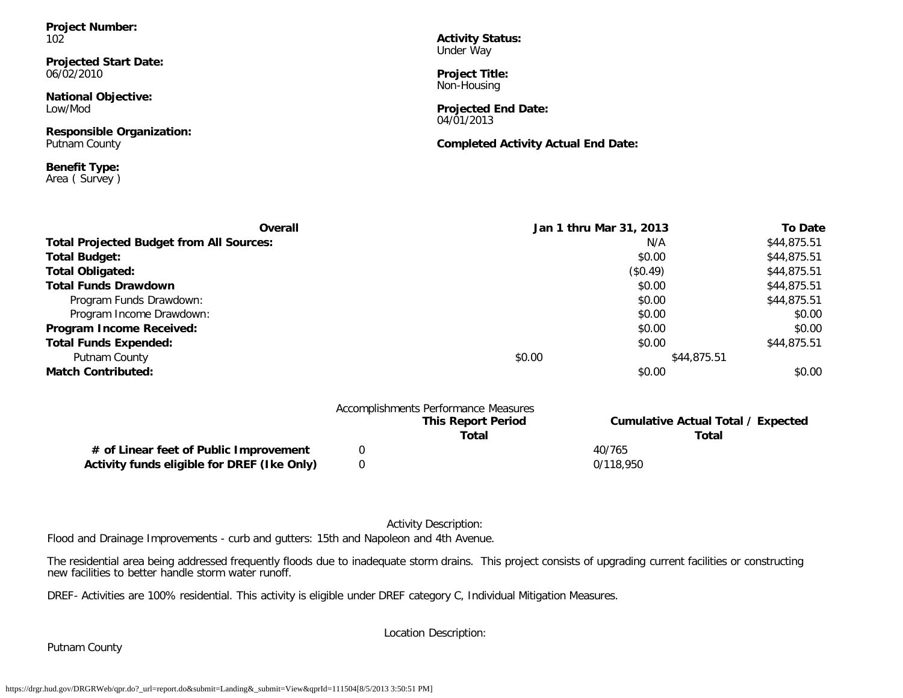**Project Number:**
102

**Projected Start Date:**
06/02/2010

**National Objective:**
Low/Mod

**Responsible Organization:**
Putnam County

**Benefit Type:**
Area ( Survey )

**Activity Status:**
Under Way

**Project Title:**
Non-Housing

**Projected End Date:**
04/01/2013

**Completed Activity Actual End Date:**

| **Overall** | **Jan 1 thru Mar 31, 2013** | **To Date** |
|---|---|---|
| **Total Projected Budget from All Sources:** | N/A | $44,875.51 |
| **Total Budget:** | $0.00 | $44,875.51 |
| **Total Obligated:** | ($0.49) | $44,875.51 |
| **Total Funds Drawdown** | $0.00 | $44,875.51 |
| Program Funds Drawdown: | $0.00 | $44,875.51 |
| Program Income Drawdown: | $0.00 | $0.00 |
| **Program Income Received:** | $0.00 | $0.00 |
| **Total Funds Expended:** | $0.00 | $44,875.51 |
| Putnam County | $0.00 | $44,875.51 |
| **Match Contributed:** | $0.00 | $0.00 |

Accomplishments Performance Measures

| | **This Report Period Total** | **Cumulative Actual Total / Expected Total** |
|---|---|---|
| **# of Linear feet of Public Improvement** | 0 | 40/765 |
| **Activity funds eligible for DREF (Ike Only)** | 0 | 0/118,950 |

Activity Description:

Flood and Drainage Improvements - curb and gutters: 15th and Napoleon and 4th Avenue.

The residential area being addressed frequently floods due to inadequate storm drains. This project consists of upgrading current facilities or constructing new facilities to better handle storm water runoff.

DREF- Activities are 100% residential. This activity is eligible under DREF category C, Individual Mitigation Measures.

Location Description:

Putnam County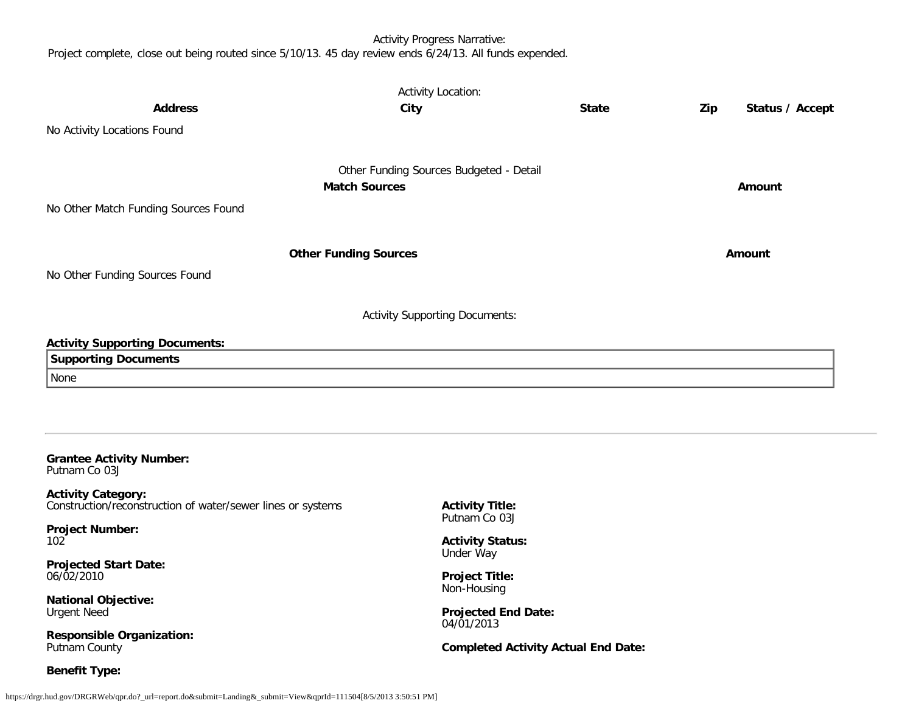Activity Progress Narrative:

Project complete, close out being routed since 5/10/13. 45 day review ends 6/24/13. All funds expended.

Activity Location:

| **Address** | **City** | **State** | **Zip** | **Status / Accept** |
|---|---|---|---|---|
| No Activity Locations Found | | | | |

Other Funding Sources Budgeted - Detail

| **Match Sources** | **Amount** |
|---|---|
| No Other Match Funding Sources Found | |

| **Other Funding Sources** | **Amount** |
|---|---|
| No Other Funding Sources Found | |

Activity Supporting Documents:

**Activity Supporting Documents:**

| **Supporting Documents** |
|---|
| None |

---

**Grantee Activity Number:**
Putnam Co 03J

**Activity Category:**
Construction/reconstruction of water/sewer lines or systems

**Activity Title:**
Putnam Co 03J

**Project Number:**
102

**Activity Status:**
Under Way

**Projected Start Date:**
06/02/2010

**Project Title:**
Non-Housing

**National Objective:**
Urgent Need

**Projected End Date:**
04/01/2013

**Responsible Organization:**
Putnam County

**Completed Activity Actual End Date:**

**Benefit Type:**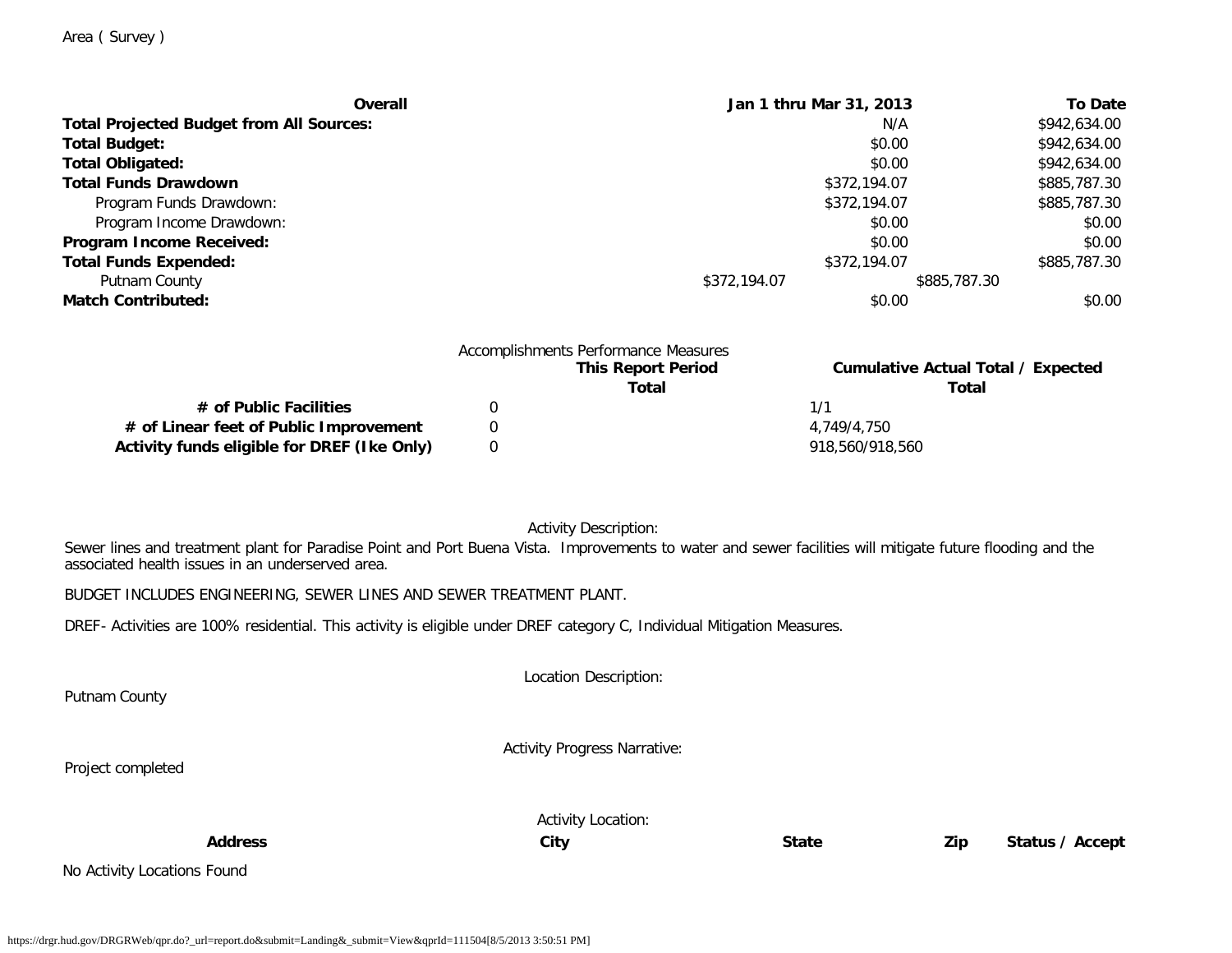Area ( Survey )

| Overall | Jan 1 thru Mar 31, 2013 | To Date |
|---|---|---|
| **Total Projected Budget from All Sources:** | N/A | $942,634.00 |
| **Total Budget:** | $0.00 | $942,634.00 |
| **Total Obligated:** | $0.00 | $942,634.00 |
| **Total Funds Drawdown** | $372,194.07 | $885,787.30 |
| Program Funds Drawdown: | $372,194.07 | $885,787.30 |
| Program Income Drawdown: | $0.00 | $0.00 |
| **Program Income Received:** | $0.00 | $0.00 |
| **Total Funds Expended:** | $372,194.07 | $885,787.30 |
| Putnam County | $372,194.07 | $885,787.30 |
| **Match Contributed:** | $0.00 | $0.00 |

Accomplishments Performance Measures

| | This Report Period Total | Cumulative Actual Total / Expected Total |
|---|---|---|
| **# of Public Facilities** | 0 | 1/1 |
| **# of Linear feet of Public Improvement** | 0 | 4,749/4,750 |
| **Activity funds eligible for DREF (Ike Only)** | 0 | 918,560/918,560 |

Activity Description:

Sewer lines and treatment plant for Paradise Point and Port Buena Vista. Improvements to water and sewer facilities will mitigate future flooding and the associated health issues in an underserved area.

BUDGET INCLUDES ENGINEERING, SEWER LINES AND SEWER TREATMENT PLANT.

DREF- Activities are 100% residential. This activity is eligible under DREF category C, Individual Mitigation Measures.

Location Description:

Putnam County

Activity Progress Narrative:

Project completed

Activity Location:

| Address | City | State | Zip | Status / Accept |
|---|---|---|---|---|

No Activity Locations Found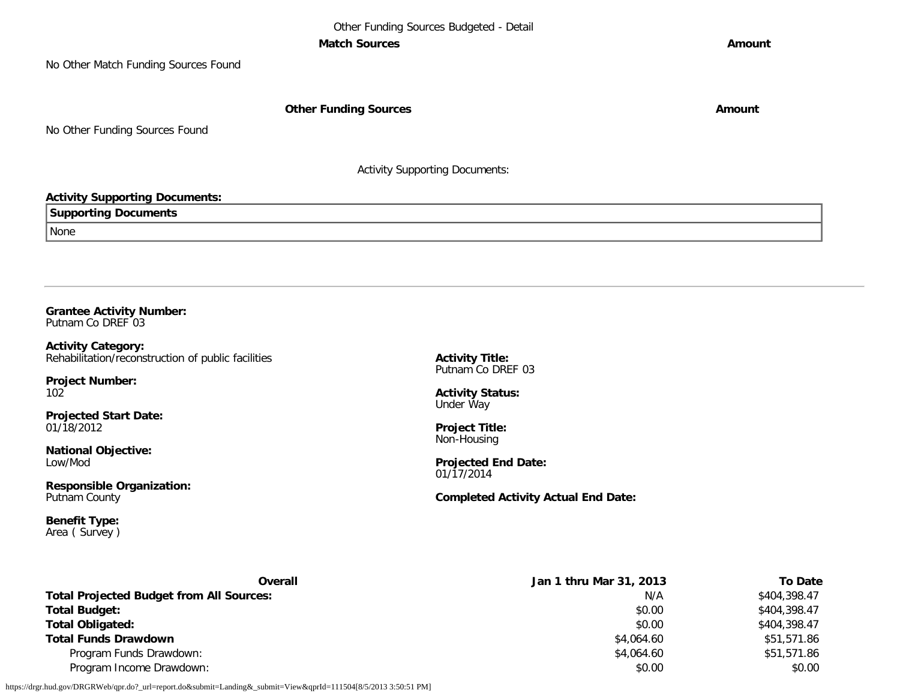Other Funding Sources Budgeted - Detail

| Match Sources | Amount |
| --- | --- |
| No Other Match Funding Sources Found | |

| Other Funding Sources | Amount |
| --- | --- |
| No Other Funding Sources Found | |

Activity Supporting Documents:

**Activity Supporting Documents:**

| Supporting Documents |
| --- |
| None |

---

**Grantee Activity Number:**
Putnam Co DREF 03

**Activity Category:**
Rehabilitation/reconstruction of public facilities

**Activity Title:**
Putnam Co DREF 03

**Project Number:**
102

**Activity Status:**
Under Way

**Projected Start Date:**
01/18/2012

**Project Title:**
Non-Housing

**National Objective:**
Low/Mod

**Projected End Date:**
01/17/2014

**Responsible Organization:**
Putnam County

**Completed Activity Actual End Date:**

**Benefit Type:**
Area ( Survey )

| Overall | Jan 1 thru Mar 31, 2013 | To Date |
| --- | --- | --- |
| **Total Projected Budget from All Sources:** | N/A | $404,398.47 |
| **Total Budget:** | $0.00 | $404,398.47 |
| **Total Obligated:** | $0.00 | $404,398.47 |
| **Total Funds Drawdown** | $4,064.60 | $51,571.86 |
| Program Funds Drawdown: | $4,064.60 | $51,571.86 |
| Program Income Drawdown: | $0.00 | $0.00 |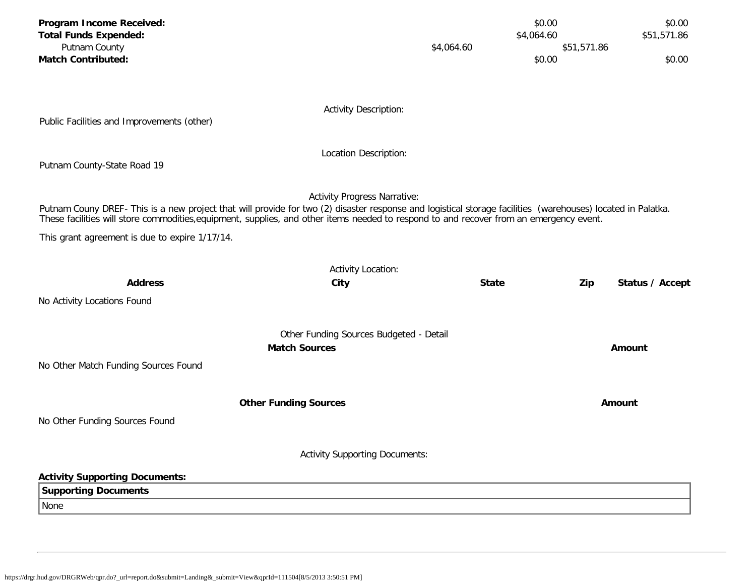| | | |
|---|---|---|
| **Program Income Received:** | $0.00 | $0.00 |
| **Total Funds Expended:** | $4,064.60 | $51,571.86 |
| Putnam County | $4,064.60 | $51,571.86 |
| **Match Contributed:** | $0.00 | $0.00 |

Activity Description:

Public Facilities and Improvements (other)

Location Description:

Putnam County-State Road 19

Activity Progress Narrative:

Putnam Couny DREF- This is a new project that will provide for two (2) disaster response and logistical storage facilities (warehouses) located in Palatka. These facilities will store commodities,equipment, supplies, and other items needed to respond to and recover from an emergency event.

This grant agreement is due to expire 1/17/14.

Activity Location:

| **Address** | **City** | **State** | **Zip** | **Status / Accept** |
|---|---|---|---|---|

No Activity Locations Found

Other Funding Sources Budgeted - Detail

| **Match Sources** | **Amount** |
|---|---|

No Other Match Funding Sources Found

| **Other Funding Sources** | **Amount** |
|---|---|

No Other Funding Sources Found

Activity Supporting Documents:

**Activity Supporting Documents:**

| **Supporting Documents** |
|---|
| None |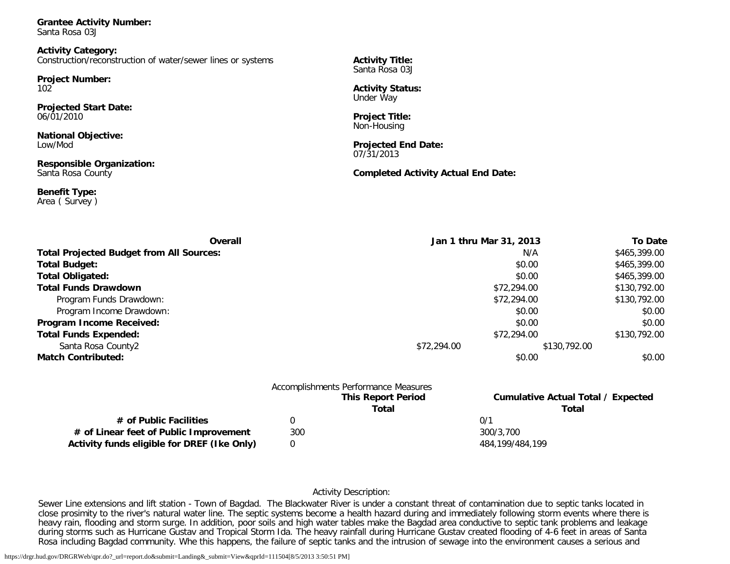**Grantee Activity Number:**
Santa Rosa 03J

**Activity Category:**
Construction/reconstruction of water/sewer lines or systems

**Activity Title:**
Santa Rosa 03J

**Project Number:**
102

**Activity Status:**
Under Way

**Projected Start Date:**
06/01/2010

**Project Title:**
Non-Housing

**National Objective:**
Low/Mod

**Projected End Date:**
07/31/2013

**Responsible Organization:**
Santa Rosa County

**Completed Activity Actual End Date:**

**Benefit Type:**
Area ( Survey )

| Overall | Jan 1 thru Mar 31, 2013 | To Date |
|---|---|---|
| **Total Projected Budget from All Sources:** | N/A | $465,399.00 |
| **Total Budget:** | $0.00 | $465,399.00 |
| **Total Obligated:** | $0.00 | $465,399.00 |
| **Total Funds Drawdown** | $72,294.00 | $130,792.00 |
| Program Funds Drawdown: | $72,294.00 | $130,792.00 |
| Program Income Drawdown: | $0.00 | $0.00 |
| **Program Income Received:** | $0.00 | $0.00 |
| **Total Funds Expended:** | $72,294.00 | $130,792.00 |
| Santa Rosa County2 | $72,294.00 | $130,792.00 |
| **Match Contributed:** | $0.00 | $0.00 |

Accomplishments Performance Measures

| | This Report Period Total | Cumulative Actual Total / Expected Total |
|---|---|---|
| **# of Public Facilities** | 0 | 0/1 |
| **# of Linear feet of Public Improvement** | 300 | 300/3,700 |
| **Activity funds eligible for DREF (Ike Only)** | 0 | 484,199/484,199 |

Activity Description:

Sewer Line extensions and lift station - Town of Bagdad. The Blackwater River is under a constant threat of contamination due to septic tanks located in close prosimity to the river's natural water line. The septic systems become a health hazard during and immediately following storm events where there is heavy rain, flooding and storm surge. In addition, poor soils and high water tables make the Bagdad area conductive to septic tank problems and leakage during storms such as Hurricane Gustav and Tropical Storm Ida. The heavy rainfall during Hurricane Gustav created flooding of 4-6 feet in areas of Santa Rosa including Bagdad community. Whe this happens, the failure of septic tanks and the intrusion of sewage into the environment causes a serious and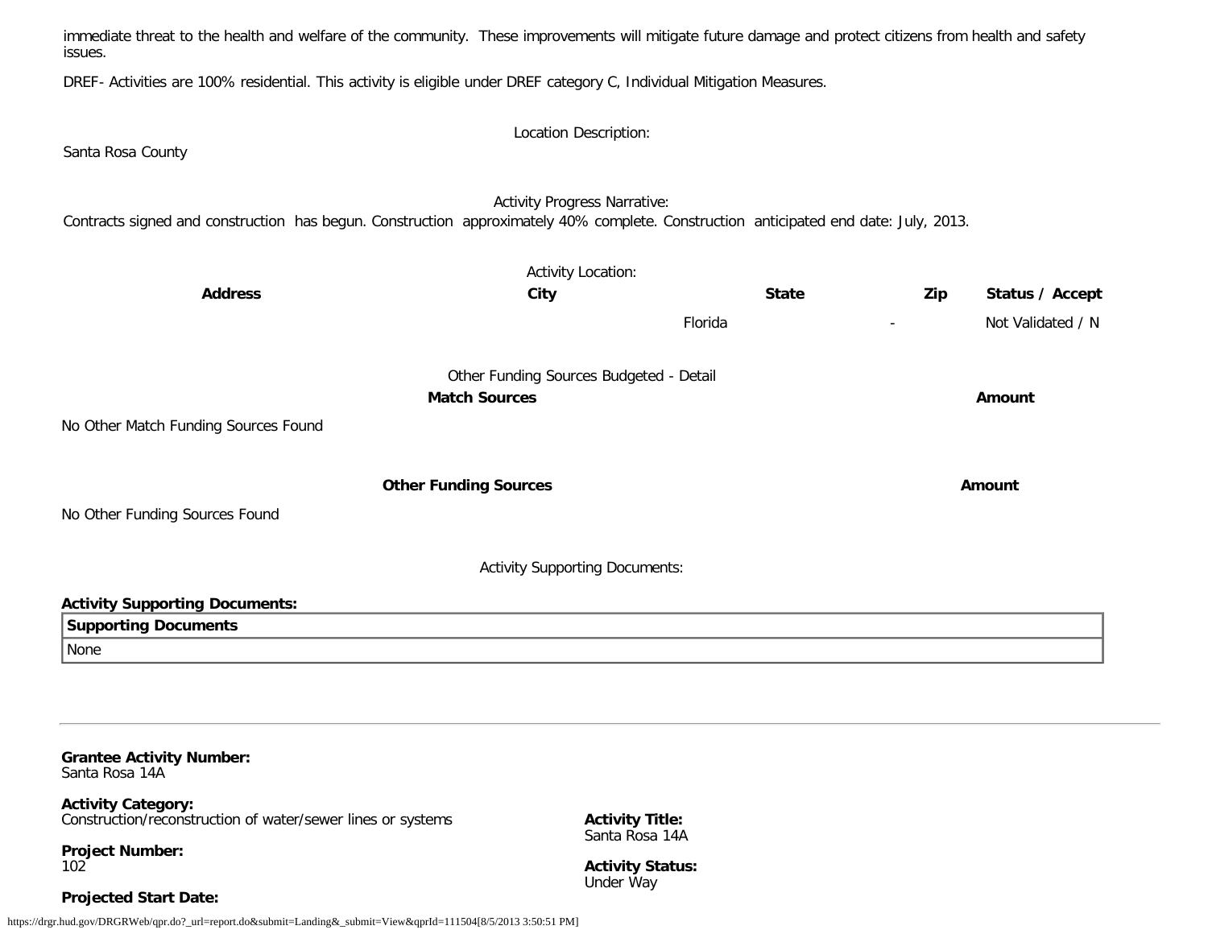immediate threat to the health and welfare of the community. These improvements will mitigate future damage and protect citizens from health and safety issues.

DREF- Activities are 100% residential. This activity is eligible under DREF category C, Individual Mitigation Measures.

Location Description:

Santa Rosa County

Activity Progress Narrative:

Contracts signed and construction has begun. Construction approximately 40% complete. Construction anticipated end date: July, 2013.

Activity Location:

| Address | City | State | Zip | Status / Accept |
|---|---|---|---|---|
| | | Florida | - | Not Validated / N |

Other Funding Sources Budgeted - Detail

| Match Sources | Amount |
|---|---|
| No Other Match Funding Sources Found | |

| Other Funding Sources | Amount |
|---|---|
| No Other Funding Sources Found | |

Activity Supporting Documents:

**Activity Supporting Documents:**

| Supporting Documents |
|---|
| None |

---

**Grantee Activity Number:**
Santa Rosa 14A

**Activity Category:**
Construction/reconstruction of water/sewer lines or systems

**Activity Title:**
Santa Rosa 14A

**Project Number:**
102

**Activity Status:**
Under Way

**Projected Start Date:**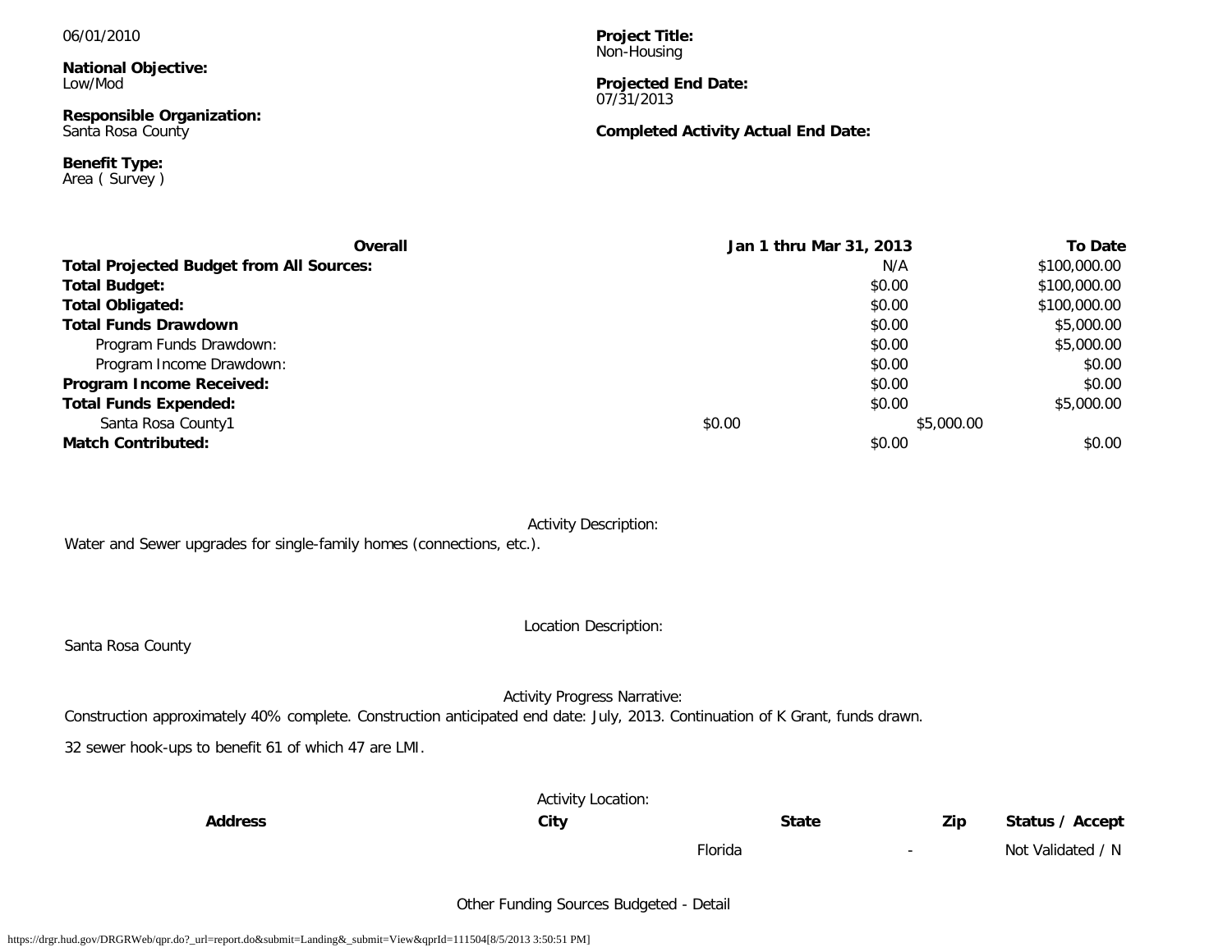06/01/2010

**National Objective:**
Low/Mod

**Responsible Organization:**
Santa Rosa County

**Benefit Type:**
Area ( Survey )

**Project Title:**
Non-Housing

**Projected End Date:**
07/31/2013

**Completed Activity Actual End Date:**

| Overall | Jan 1 thru Mar 31, 2013 | To Date |
|---|---|---|
| **Total Projected Budget from All Sources:** | N/A | $100,000.00 |
| **Total Budget:** | $0.00 | $100,000.00 |
| **Total Obligated:** | $0.00 | $100,000.00 |
| **Total Funds Drawdown** | $0.00 | $5,000.00 |
| Program Funds Drawdown: | $0.00 | $5,000.00 |
| Program Income Drawdown: | $0.00 | $0.00 |
| **Program Income Received:** | $0.00 | $0.00 |
| **Total Funds Expended:** | $0.00 | $5,000.00 |
| Santa Rosa County1 | $0.00 | $5,000.00 |
| **Match Contributed:** | $0.00 | $0.00 |

Activity Description:

Water and Sewer upgrades for single-family homes (connections, etc.).

Location Description:

Santa Rosa County

Activity Progress Narrative:

Construction approximately 40% complete. Construction anticipated end date: July, 2013. Continuation of K Grant, funds drawn.

32 sewer hook-ups to benefit 61 of which 47 are LMI.

Activity Location:

| Address | City | State | Zip | Status / Accept |
|---|---|---|---|---|
| | | Florida | - | Not Validated / N |

Other Funding Sources Budgeted - Detail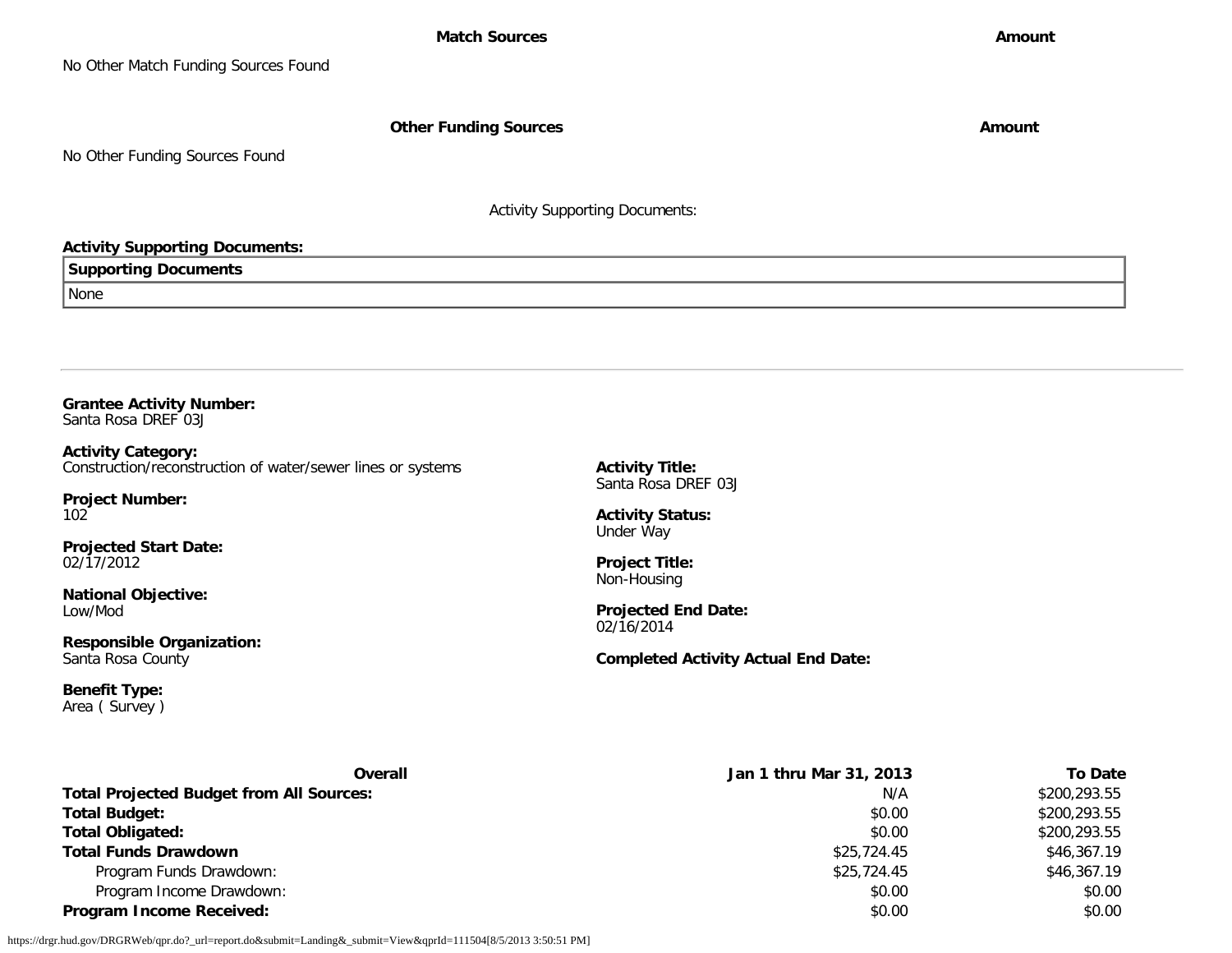| Match Sources | Amount |
|---|---|
| No Other Match Funding Sources Found | |

| Other Funding Sources | Amount |
|---|---|
| No Other Funding Sources Found | |

Activity Supporting Documents:

**Activity Supporting Documents:**

| Supporting Documents |
|---|
| None |

---

**Grantee Activity Number:**
Santa Rosa DREF 03J

**Activity Category:**
Construction/reconstruction of water/sewer lines or systems

**Activity Title:**
Santa Rosa DREF 03J

**Project Number:**
102

**Activity Status:**
Under Way

**Projected Start Date:**
02/17/2012

**Project Title:**
Non-Housing

**National Objective:**
Low/Mod

**Projected End Date:**
02/16/2014

**Responsible Organization:**
Santa Rosa County

**Completed Activity Actual End Date:**

**Benefit Type:**
Area ( Survey )

| Overall | Jan 1 thru Mar 31, 2013 | To Date |
|---|---|---|
| **Total Projected Budget from All Sources:** | N/A | $200,293.55 |
| **Total Budget:** | $0.00 | $200,293.55 |
| **Total Obligated:** | $0.00 | $200,293.55 |
| **Total Funds Drawdown** | $25,724.45 | $46,367.19 |
| Program Funds Drawdown: | $25,724.45 | $46,367.19 |
| Program Income Drawdown: | $0.00 | $0.00 |
| **Program Income Received:** | $0.00 | $0.00 |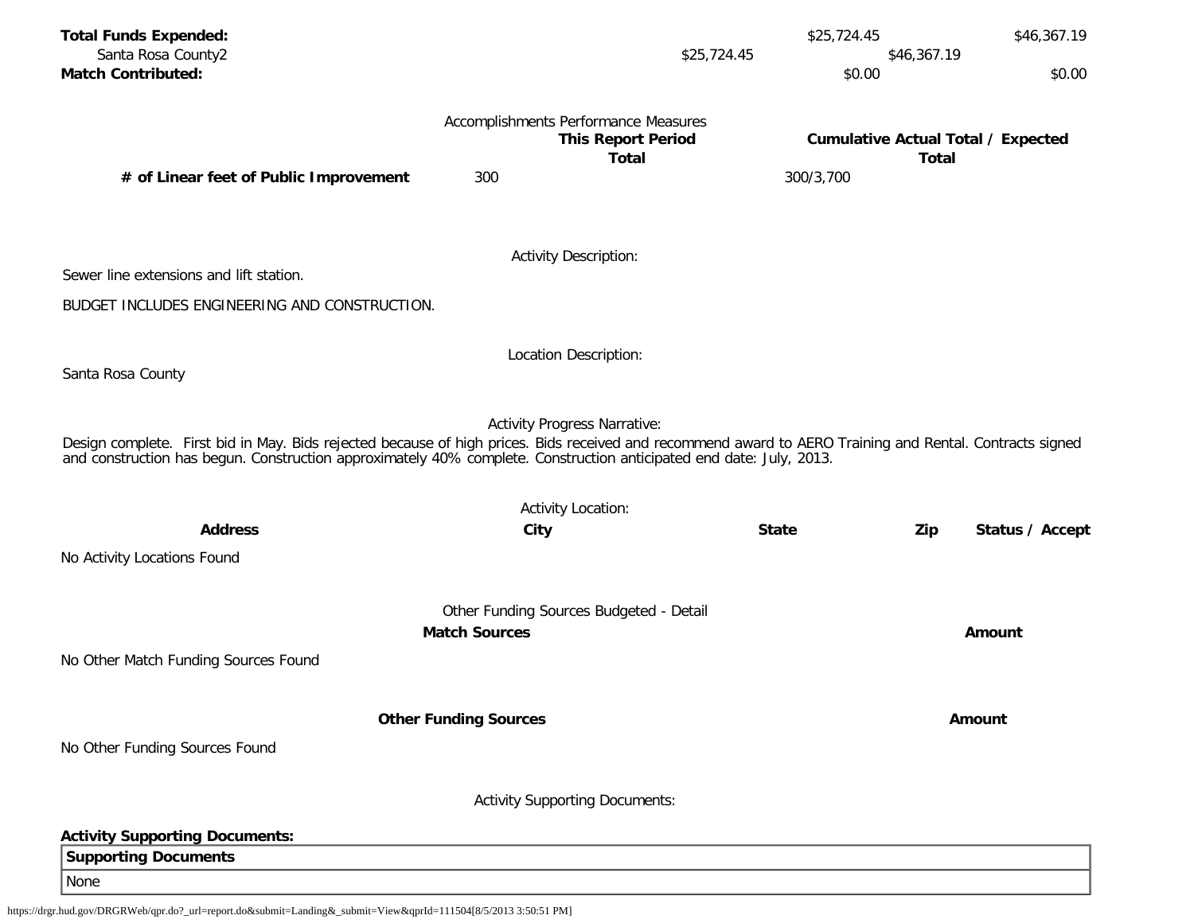| | | |
|---|---|---|
| **Total Funds Expended:** | $25,724.45 | $46,367.19 |
| Santa Rosa County2 | $25,724.45 | $46,367.19 |
| **Match Contributed:** | $0.00 | $0.00 |

Accomplishments Performance Measures

| | This Report Period Total | Cumulative Actual Total / Expected Total |
|---|---|---|
| **# of Linear feet of Public Improvement** | 300 | 300/3,700 |

Activity Description:

Sewer line extensions and lift station.

BUDGET INCLUDES ENGINEERING AND CONSTRUCTION.

Location Description:

Santa Rosa County

Activity Progress Narrative:

Design complete. First bid in May. Bids rejected because of high prices. Bids received and recommend award to AERO Training and Rental. Contracts signed and construction has begun. Construction approximately 40% complete. Construction anticipated end date: July, 2013.

Activity Location:

| Address | City | State | Zip | Status / Accept |
|---|---|---|---|---|

No Activity Locations Found

Other Funding Sources Budgeted - Detail

| Match Sources | Amount |
|---|---|

No Other Match Funding Sources Found

| Other Funding Sources | Amount |
|---|---|

No Other Funding Sources Found

Activity Supporting Documents:

**Activity Supporting Documents:**

| Supporting Documents |
|---|
| None |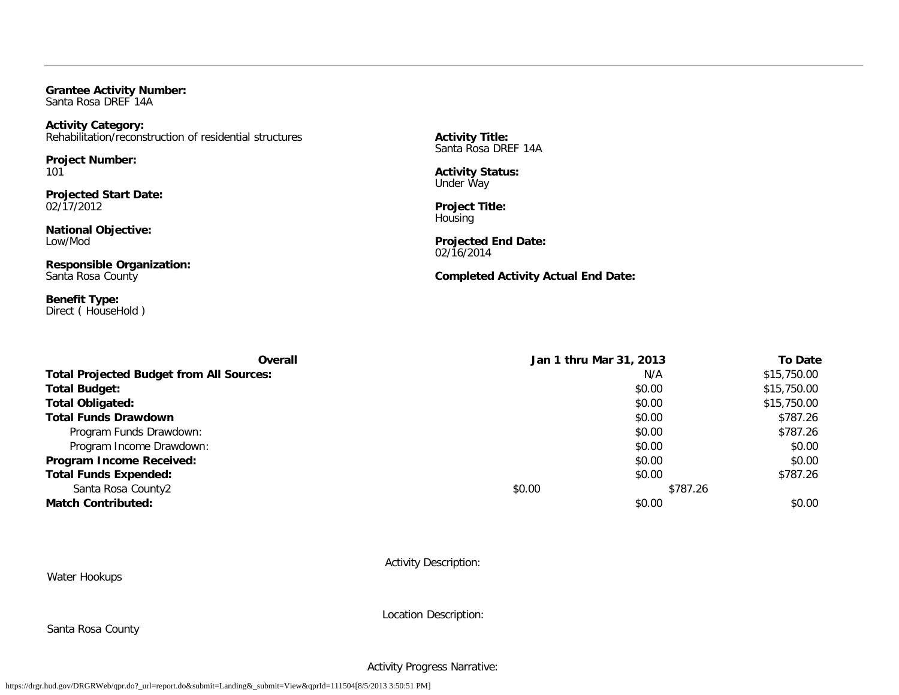**Grantee Activity Number:**
Santa Rosa DREF 14A

**Activity Category:**
Rehabilitation/reconstruction of residential structures

**Activity Title:**
Santa Rosa DREF 14A

**Project Number:**
101

**Activity Status:**
Under Way

**Projected Start Date:**
02/17/2012

**Project Title:**
Housing

**National Objective:**
Low/Mod

**Projected End Date:**
02/16/2014

**Responsible Organization:**
Santa Rosa County

**Completed Activity Actual End Date:**

**Benefit Type:**
Direct ( HouseHold )

| Overall | Jan 1 thru Mar 31, 2013 | To Date |
|---|---|---|
| **Total Projected Budget from All Sources:** | N/A | $15,750.00 |
| **Total Budget:** | $0.00 | $15,750.00 |
| **Total Obligated:** | $0.00 | $15,750.00 |
| **Total Funds Drawdown** | $0.00 | $787.26 |
| Program Funds Drawdown: | $0.00 | $787.26 |
| Program Income Drawdown: | $0.00 | $0.00 |
| **Program Income Received:** | $0.00 | $0.00 |
| **Total Funds Expended:** | $0.00 | $787.26 |
| Santa Rosa County2 | $0.00 | $787.26 |
| **Match Contributed:** | $0.00 | $0.00 |

Activity Description:

Water Hookups

Location Description:

Santa Rosa County

Activity Progress Narrative: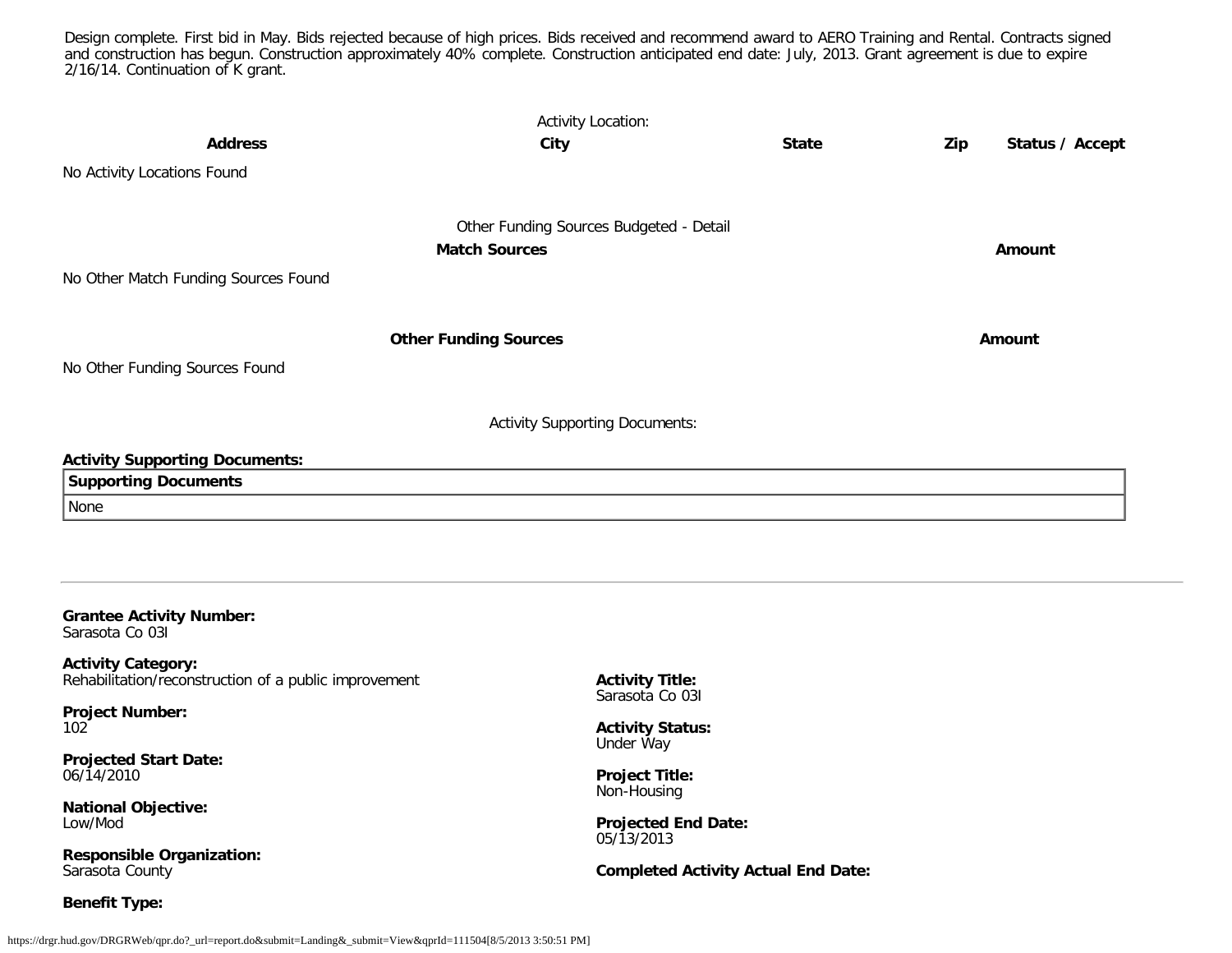Design complete. First bid in May. Bids rejected because of high prices. Bids received and recommend award to AERO Training and Rental. Contracts signed and construction has begun. Construction approximately 40% complete. Construction anticipated end date: July, 2013. Grant agreement is due to expire 2/16/14. Continuation of K grant.

Activity Location:

| Address | City | State | Zip | Status / Accept |
|---|---|---|---|---|

No Activity Locations Found

Other Funding Sources Budgeted - Detail

| Match Sources | Amount |
|---|---|

No Other Match Funding Sources Found

| Other Funding Sources | Amount |
|---|---|

No Other Funding Sources Found

Activity Supporting Documents:

**Activity Supporting Documents:**

| Supporting Documents |
|---|
| None |

---

**Grantee Activity Number:**
Sarasota Co 03I

**Activity Category:**
Rehabilitation/reconstruction of a public improvement

**Activity Title:**
Sarasota Co 03I

**Project Number:**
102

**Activity Status:**
Under Way

**Projected Start Date:**
06/14/2010

**Project Title:**
Non-Housing

**National Objective:**
Low/Mod

**Projected End Date:**
05/13/2013

**Responsible Organization:**
Sarasota County

**Completed Activity Actual End Date:**

**Benefit Type:**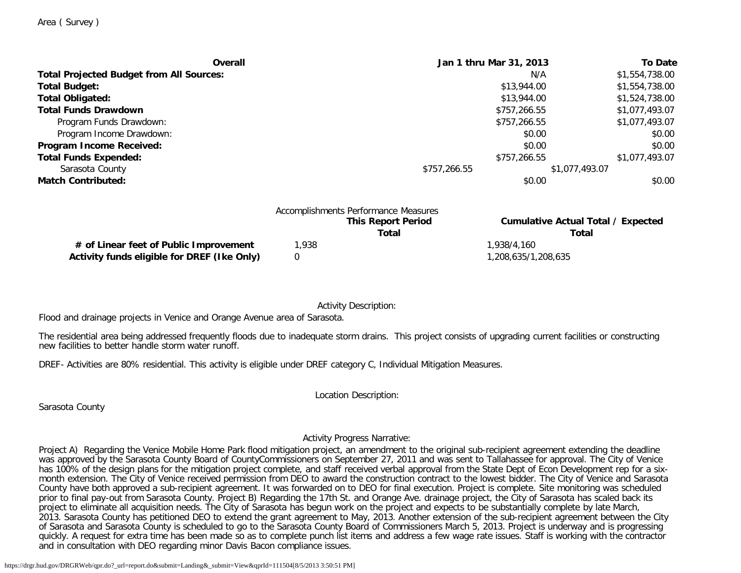Area ( Survey )

| Overall | Jan 1 thru Mar 31, 2013 | To Date |
|---|---|---|
| **Total Projected Budget from All Sources:** | N/A | $1,554,738.00 |
| **Total Budget:** | $13,944.00 | $1,554,738.00 |
| **Total Obligated:** | $13,944.00 | $1,524,738.00 |
| **Total Funds Drawdown** | $757,266.55 | $1,077,493.07 |
| Program Funds Drawdown: | $757,266.55 | $1,077,493.07 |
| Program Income Drawdown: | $0.00 | $0.00 |
| **Program Income Received:** | $0.00 | $0.00 |
| **Total Funds Expended:** | $757,266.55 | $1,077,493.07 |
| Sarasota County | $757,266.55 | $1,077,493.07 |
| **Match Contributed:** | $0.00 | $0.00 |

Accomplishments Performance Measures

| | This Report Period Total | Cumulative Actual Total / Expected Total |
|---|---|---|
| **# of Linear feet of Public Improvement** | 1,938 | 1,938/4,160 |
| **Activity funds eligible for DREF (Ike Only)** | 0 | 1,208,635/1,208,635 |

Activity Description:

Flood and drainage projects in Venice and Orange Avenue area of Sarasota.

The residential area being addressed frequently floods due to inadequate storm drains. This project consists of upgrading current facilities or constructing new facilities to better handle storm water runoff.

DREF- Activities are 80% residential. This activity is eligible under DREF category C, Individual Mitigation Measures.

Location Description:

Sarasota County

Activity Progress Narrative:

Project A) Regarding the Venice Mobile Home Park flood mitigation project, an amendment to the original sub-recipient agreement extending the deadline was approved by the Sarasota County Board of CountyCommissioners on September 27, 2011 and was sent to Tallahassee for approval. The City of Venice has 100% of the design plans for the mitigation project complete, and staff received verbal approval from the State Dept of Econ Development rep for a six-month extension. The City of Venice received permission from DEO to award the construction contract to the lowest bidder. The City of Venice and Sarasota County have both approved a sub-recipient agreement. It was forwarded on to DEO for final execution. Project is complete. Site monitoring was scheduled prior to final pay-out from Sarasota County. Project B) Regarding the 17th St. and Orange Ave. drainage project, the City of Sarasota has scaled back its project to eliminate all acquisition needs. The City of Sarasota has begun work on the project and expects to be substantially complete by late March, 2013. Sarasota County has petitioned DEO to extend the grant agreement to May, 2013. Another extension of the sub-recipient agreement between the City of Sarasota and Sarasota County is scheduled to go to the Sarasota County Board of Commissioners March 5, 2013. Project is underway and is progressing quickly. A request for extra time has been made so as to complete punch list items and address a few wage rate issues. Staff is working with the contractor and in consultation with DEO regarding minor Davis Bacon compliance issues.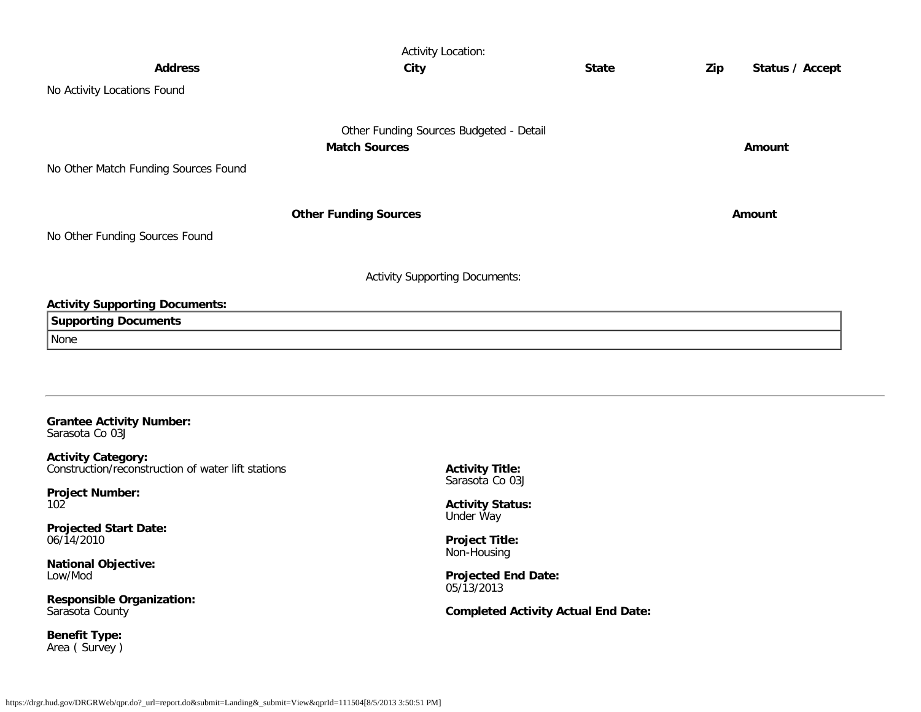Activity Location:

| Address | City | State | Zip | Status / Accept |
| --- | --- | --- | --- | --- |

No Activity Locations Found

Other Funding Sources Budgeted - Detail

| Match Sources | Amount |
| --- | --- |

No Other Match Funding Sources Found

| Other Funding Sources | Amount |
| --- | --- |

No Other Funding Sources Found

Activity Supporting Documents:

**Activity Supporting Documents:**

| Supporting Documents |
| --- |
| None |

---

**Grantee Activity Number:**
Sarasota Co 03J

**Activity Category:**
Construction/reconstruction of water lift stations

**Project Number:**
102

**Projected Start Date:**
06/14/2010

**National Objective:**
Low/Mod

**Responsible Organization:**
Sarasota County

**Benefit Type:**
Area ( Survey )

**Activity Title:**
Sarasota Co 03J

**Activity Status:**
Under Way

**Project Title:**
Non-Housing

**Projected End Date:**
05/13/2013

**Completed Activity Actual End Date:**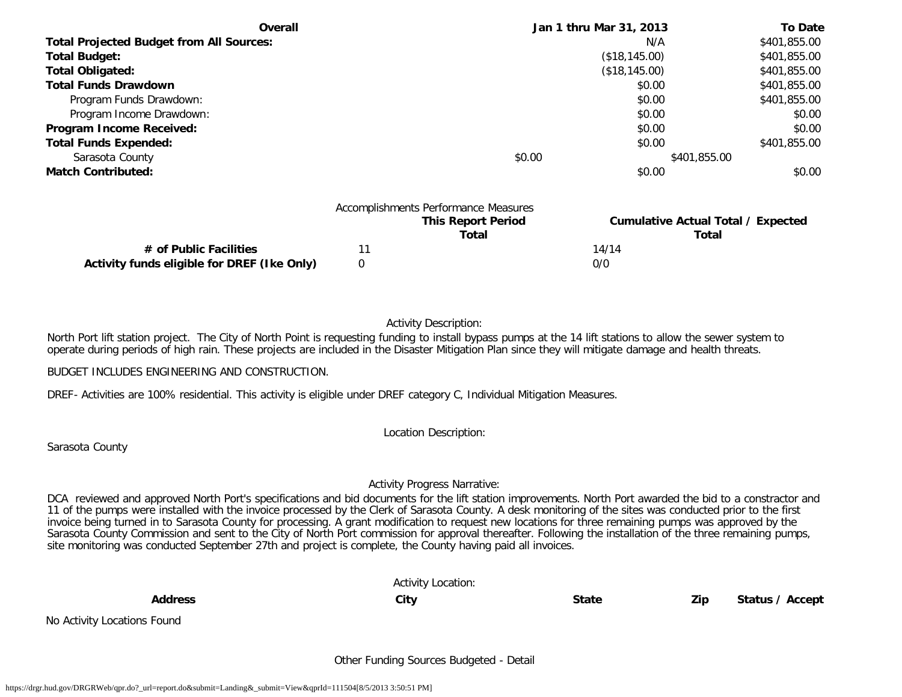| Overall | Jan 1 thru Mar 31, 2013 | To Date |
|---|---|---|
| **Total Projected Budget from All Sources:** | N/A | $401,855.00 |
| **Total Budget:** | ($18,145.00) | $401,855.00 |
| **Total Obligated:** | ($18,145.00) | $401,855.00 |
| **Total Funds Drawdown** | $0.00 | $401,855.00 |
| Program Funds Drawdown: | $0.00 | $401,855.00 |
| Program Income Drawdown: | $0.00 | $0.00 |
| **Program Income Received:** | $0.00 | $0.00 |
| **Total Funds Expended:** | $0.00 | $401,855.00 |
| Sarasota County | $0.00 | $401,855.00 |
| **Match Contributed:** | $0.00 | $0.00 |

Accomplishments Performance Measures

| | This Report Period Total | Cumulative Actual Total / Expected Total |
|---|---|---|
| **# of Public Facilities** | 11 | 14/14 |
| **Activity funds eligible for DREF (Ike Only)** | 0 | 0/0 |

Activity Description:

North Port lift station project. The City of North Point is requesting funding to install bypass pumps at the 14 lift stations to allow the sewer system to operate during periods of high rain. These projects are included in the Disaster Mitigation Plan since they will mitigate damage and health threats.

BUDGET INCLUDES ENGINEERING AND CONSTRUCTION.

DREF- Activities are 100% residential. This activity is eligible under DREF category C, Individual Mitigation Measures.

Location Description:

Sarasota County

Activity Progress Narrative:

DCA reviewed and approved North Port's specifications and bid documents for the lift station improvements. North Port awarded the bid to a constractor and 11 of the pumps were installed with the invoice processed by the Clerk of Sarasota County. A desk monitoring of the sites was conducted prior to the first invoice being turned in to Sarasota County for processing. A grant modification to request new locations for three remaining pumps was approved by the Sarasota County Commission and sent to the City of North Port commission for approval thereafter. Following the installation of the three remaining pumps, site monitoring was conducted September 27th and project is complete, the County having paid all invoices.

Activity Location:

| Address | City | State | Zip | Status / Accept |
|---|---|---|---|---|

No Activity Locations Found

Other Funding Sources Budgeted - Detail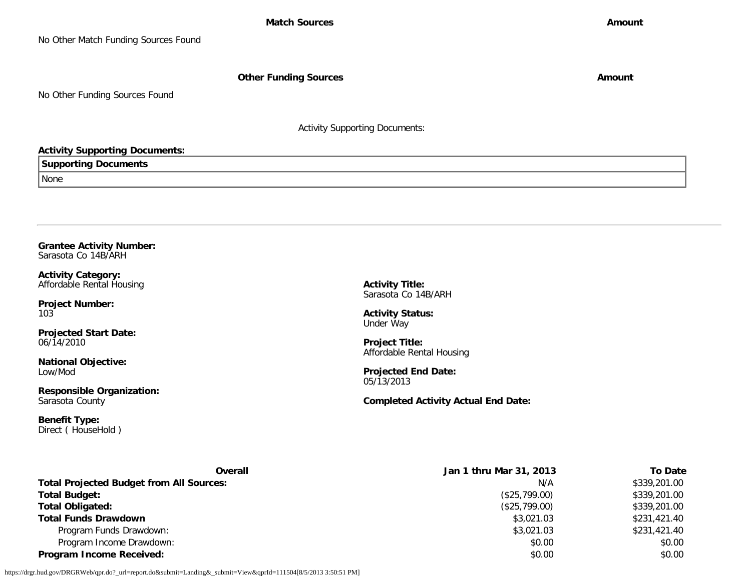| Match Sources | Amount |
| --- | --- |
| No Other Match Funding Sources Found | |

| Other Funding Sources | Amount |
| --- | --- |
| No Other Funding Sources Found | |

Activity Supporting Documents:

**Activity Supporting Documents:**

| Supporting Documents |
| --- |
| None |

---

**Grantee Activity Number:**
Sarasota Co 14B/ARH

**Activity Category:**
Affordable Rental Housing

**Activity Title:**
Sarasota Co 14B/ARH

**Project Number:**
103

**Activity Status:**
Under Way

**Projected Start Date:**
06/14/2010

**Project Title:**
Affordable Rental Housing

**National Objective:**
Low/Mod

**Projected End Date:**
05/13/2013

**Responsible Organization:**
Sarasota County

**Completed Activity Actual End Date:**

**Benefit Type:**
Direct ( HouseHold )

| Overall | Jan 1 thru Mar 31, 2013 | To Date |
| --- | --- | --- |
| **Total Projected Budget from All Sources:** | N/A | $339,201.00 |
| **Total Budget:** | ($25,799.00) | $339,201.00 |
| **Total Obligated:** | ($25,799.00) | $339,201.00 |
| **Total Funds Drawdown** | $3,021.03 | $231,421.40 |
| Program Funds Drawdown: | $3,021.03 | $231,421.40 |
| Program Income Drawdown: | $0.00 | $0.00 |
| **Program Income Received:** | $0.00 | $0.00 |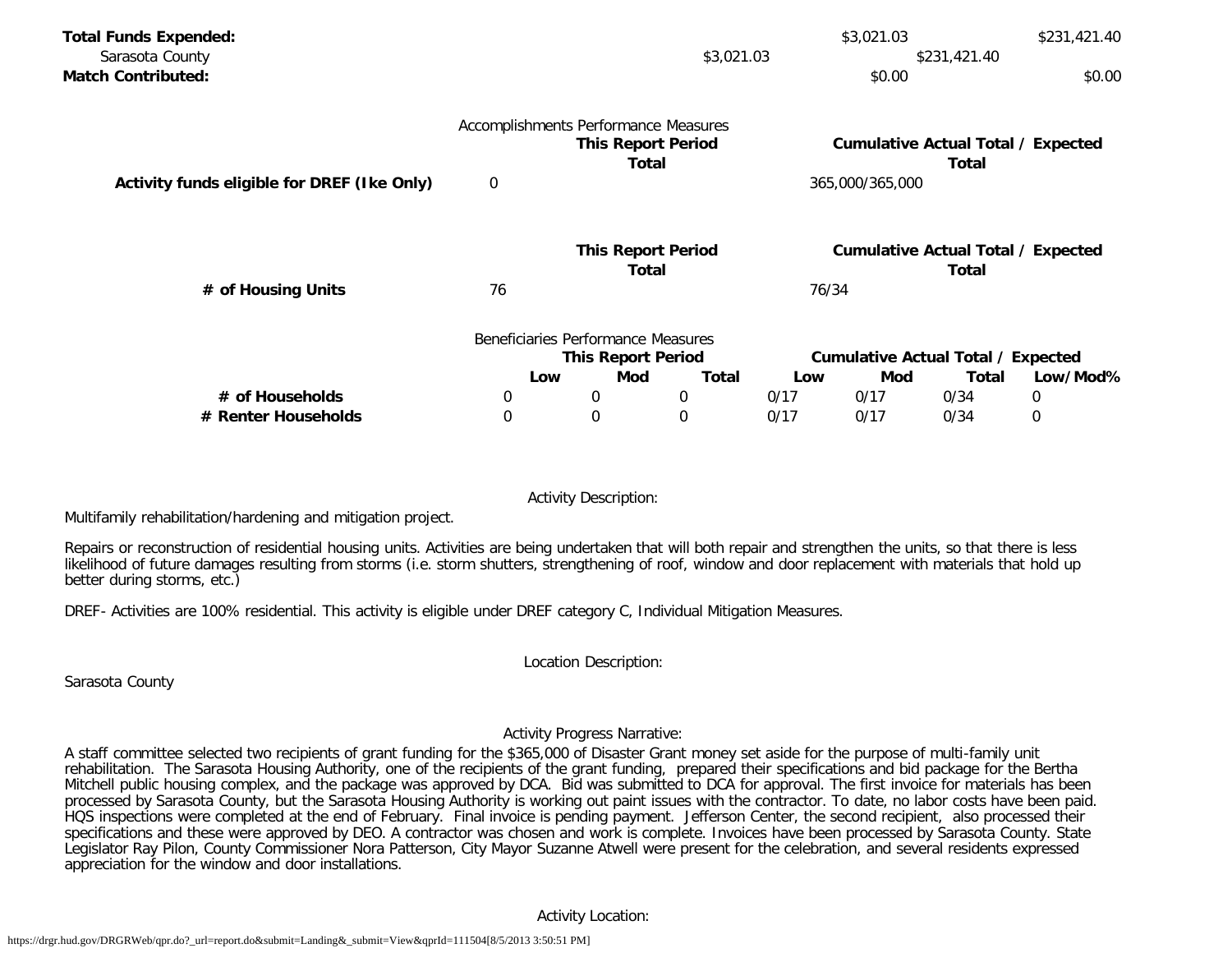| | | | |
|---|---|---|---|
| **Total Funds Expended:** | | $3,021.03 | $231,421.40 |
| Sarasota County | $3,021.03 | $231,421.40 | |
| **Match Contributed:** | | $0.00 | $0.00 |

Accomplishments Performance Measures

| | This Report Period Total | Cumulative Actual Total / Expected Total |
|---|---|---|
| **Activity funds eligible for DREF (Ike Only)** | 0 | 365,000/365,000 |

| | This Report Period Total | Cumulative Actual Total / Expected Total |
|---|---|---|
| **# of Housing Units** | 76 | 76/34 |

Beneficiaries Performance Measures

| | This Report Period | | | Cumulative Actual Total / Expected | | | |
|---|---|---|---|---|---|---|---|
| | **Low** | **Mod** | **Total** | **Low** | **Mod** | **Total** | **Low/Mod%** |
| **# of Households** | 0 | 0 | 0 | 0/17 | 0/17 | 0/34 | 0 |
| **# Renter Households** | 0 | 0 | 0 | 0/17 | 0/17 | 0/34 | 0 |

Activity Description:

Multifamily rehabilitation/hardening and mitigation project.

Repairs or reconstruction of residential housing units. Activities are being undertaken that will both repair and strengthen the units, so that there is less likelihood of future damages resulting from storms (i.e. storm shutters, strengthening of roof, window and door replacement with materials that hold up better during storms, etc.)

DREF- Activities are 100% residential. This activity is eligible under DREF category C, Individual Mitigation Measures.

Location Description:

Sarasota County

Activity Progress Narrative:

A staff committee selected two recipients of grant funding for the $365,000 of Disaster Grant money set aside for the purpose of multi-family unit rehabilitation. The Sarasota Housing Authority, one of the recipients of the grant funding, prepared their specifications and bid package for the Bertha Mitchell public housing complex, and the package was approved by DCA. Bid was submitted to DCA for approval. The first invoice for materials has been processed by Sarasota County, but the Sarasota Housing Authority is working out paint issues with the contractor. To date, no labor costs have been paid. HQS inspections were completed at the end of February. Final invoice is pending payment. Jefferson Center, the second recipient, also processed their specifications and these were approved by DEO. A contractor was chosen and work is complete. Invoices have been processed by Sarasota County. State Legislator Ray Pilon, County Commissioner Nora Patterson, City Mayor Suzanne Atwell were present for the celebration, and several residents expressed appreciation for the window and door installations.

Activity Location: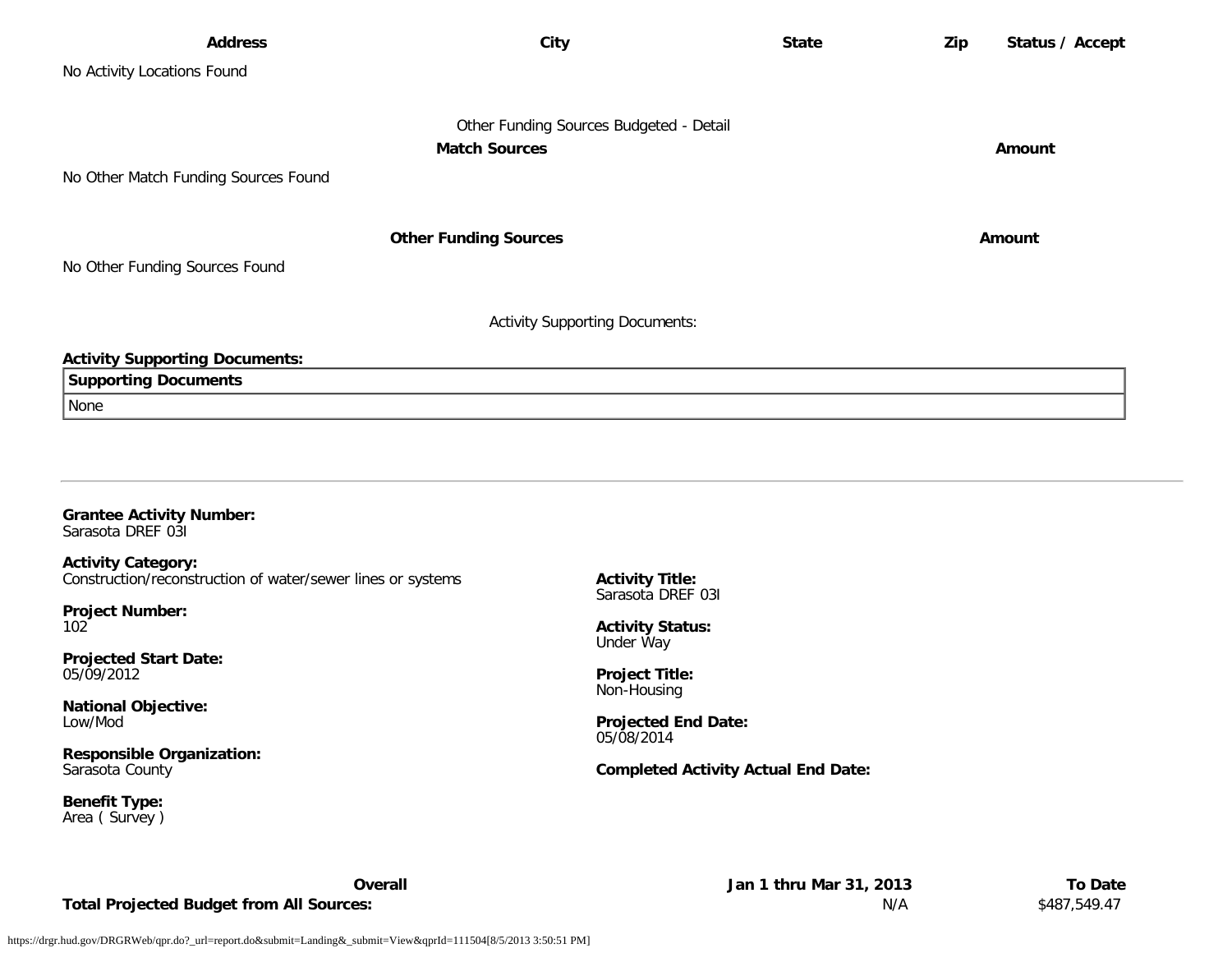| Address | City | State | Zip | Status / Accept |
|---|---|---|---|---|
| No Activity Locations Found | | | | |

Other Funding Sources Budgeted - Detail

| Match Sources | Amount |
|---|---|
| No Other Match Funding Sources Found | |

| Other Funding Sources | Amount |
|---|---|
| No Other Funding Sources Found | |

Activity Supporting Documents:

**Activity Supporting Documents:**

| Supporting Documents |
|---|
| None |

---

**Grantee Activity Number:**
Sarasota DREF 03I

**Activity Category:**
Construction/reconstruction of water/sewer lines or systems

**Activity Title:**
Sarasota DREF 03I

**Project Number:**
102

**Activity Status:**
Under Way

**Projected Start Date:**
05/09/2012

**Project Title:**
Non-Housing

**National Objective:**
Low/Mod

**Projected End Date:**
05/08/2014

**Responsible Organization:**
Sarasota County

**Completed Activity Actual End Date:**

**Benefit Type:**
Area ( Survey )

| Overall | Jan 1 thru Mar 31, 2013 | To Date |
|---|---|---|
| **Total Projected Budget from All Sources:** | N/A | $487,549.47 |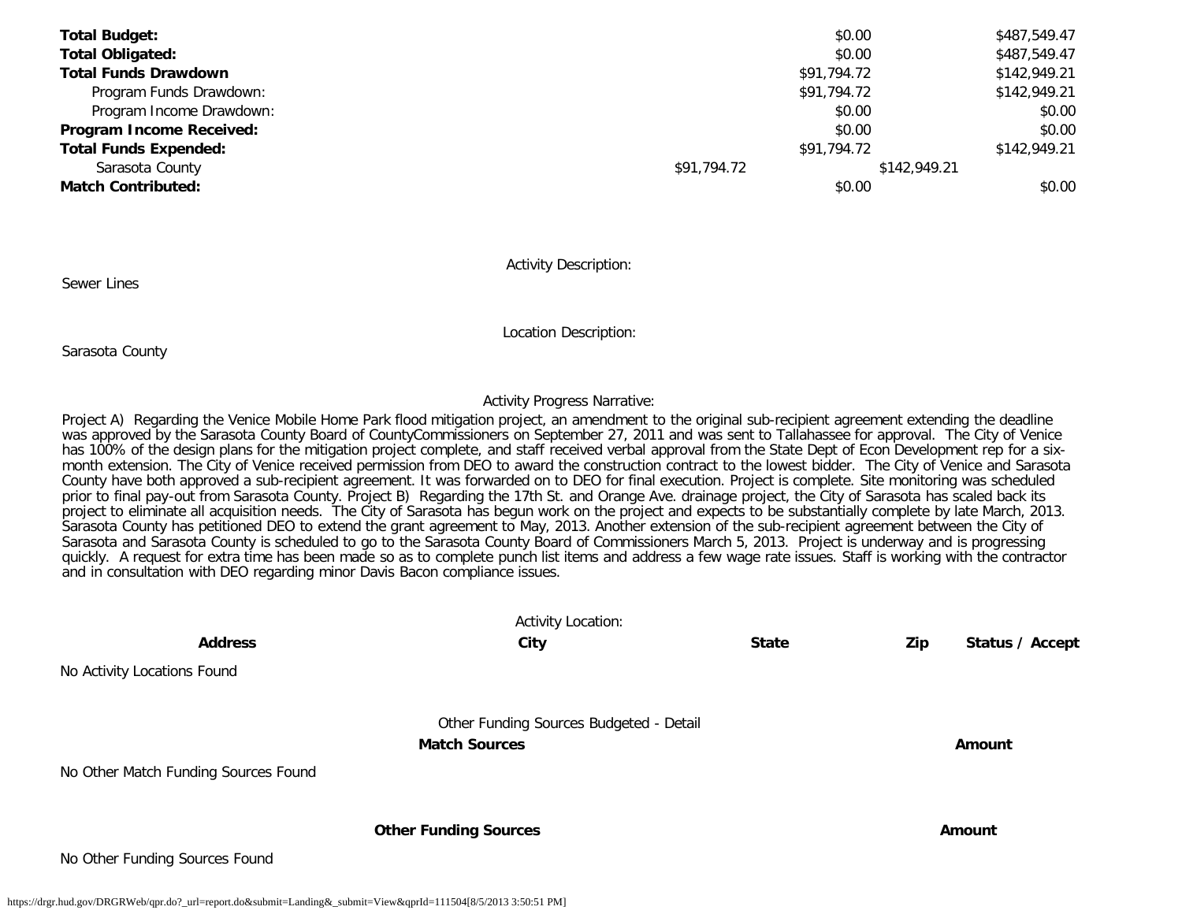| | | |
|---|---|---|
| **Total Budget:** | $0.00 | $487,549.47 |
| **Total Obligated:** | $0.00 | $487,549.47 |
| **Total Funds Drawdown** | $91,794.72 | $142,949.21 |
| Program Funds Drawdown: | $91,794.72 | $142,949.21 |
| Program Income Drawdown: | $0.00 | $0.00 |
| **Program Income Received:** | $0.00 | $0.00 |
| **Total Funds Expended:** | $91,794.72 | $142,949.21 |
| Sarasota County | $91,794.72 | $142,949.21 |
| **Match Contributed:** | $0.00 | $0.00 |

Activity Description:

Sewer Lines

Location Description:

Sarasota County

Activity Progress Narrative:

Project A) Regarding the Venice Mobile Home Park flood mitigation project, an amendment to the original sub-recipient agreement extending the deadline was approved by the Sarasota County Board of CountyCommissioners on September 27, 2011 and was sent to Tallahassee for approval. The City of Venice has 100% of the design plans for the mitigation project complete, and staff received verbal approval from the State Dept of Econ Development rep for a six-month extension. The City of Venice received permission from DEO to award the construction contract to the lowest bidder. The City of Venice and Sarasota County have both approved a sub-recipient agreement. It was forwarded on to DEO for final execution. Project is complete. Site monitoring was scheduled prior to final pay-out from Sarasota County. Project B) Regarding the 17th St. and Orange Ave. drainage project, the City of Sarasota has scaled back its project to eliminate all acquisition needs. The City of Sarasota has begun work on the project and expects to be substantially complete by late March, 2013. Sarasota County has petitioned DEO to extend the grant agreement to May, 2013. Another extension of the sub-recipient agreement between the City of Sarasota and Sarasota County is scheduled to go to the Sarasota County Board of Commissioners March 5, 2013. Project is underway and is progressing quickly. A request for extra time has been made so as to complete punch list items and address a few wage rate issues. Staff is working with the contractor and in consultation with DEO regarding minor Davis Bacon compliance issues.

Activity Location:

| Address | City | State | Zip | Status / Accept |
|---|---|---|---|---|

No Activity Locations Found

Other Funding Sources Budgeted - Detail

| Match Sources | Amount |
|---|---|

No Other Match Funding Sources Found

| Other Funding Sources | Amount |
|---|---|

No Other Funding Sources Found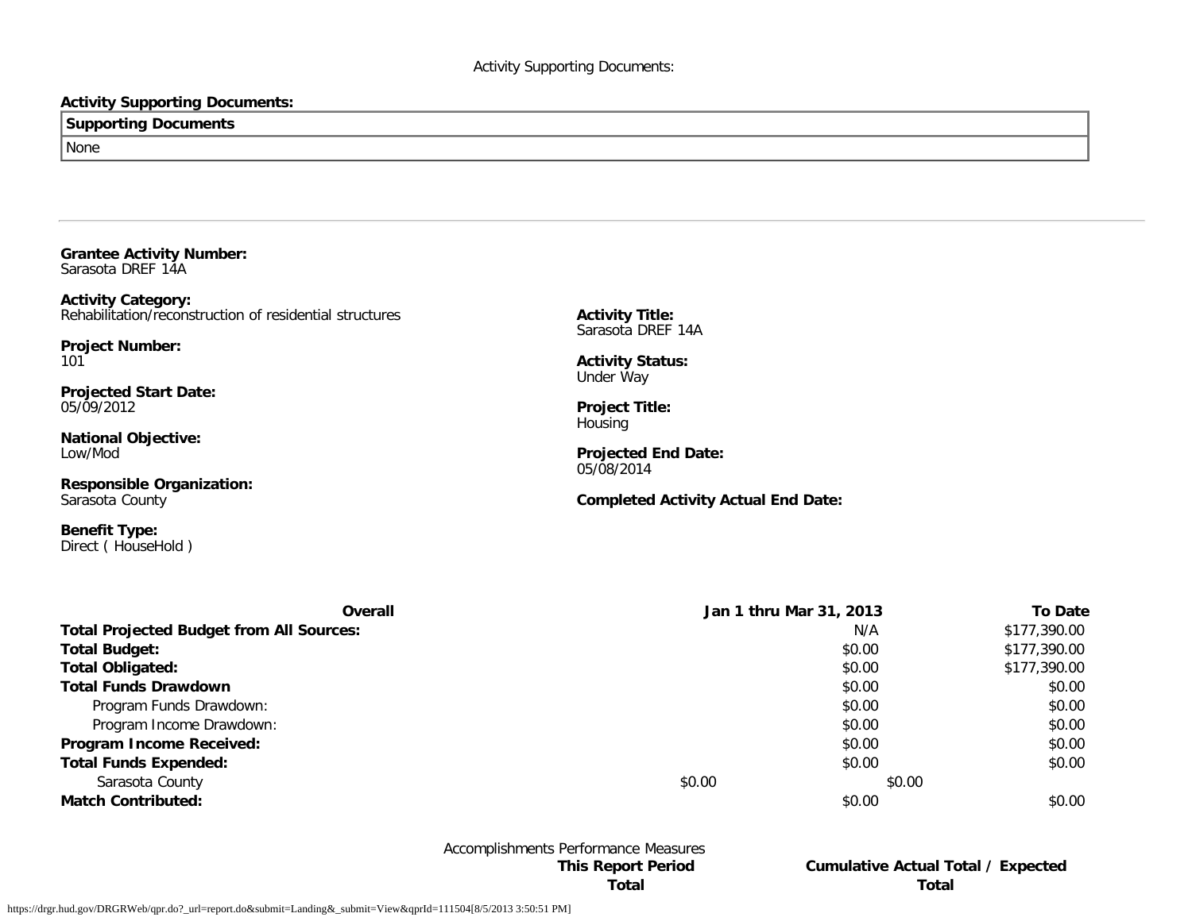Activity Supporting Documents:

**Activity Supporting Documents:**

| Supporting Documents |
| --- |
| None |

---

**Grantee Activity Number:**
Sarasota DREF 14A

**Activity Category:**
Rehabilitation/reconstruction of residential structures

**Activity Title:**
Sarasota DREF 14A

**Project Number:**
101

**Activity Status:**
Under Way

**Projected Start Date:**
05/09/2012

**Project Title:**
Housing

**National Objective:**
Low/Mod

**Projected End Date:**
05/08/2014

**Responsible Organization:**
Sarasota County

**Completed Activity Actual End Date:**

**Benefit Type:**
Direct ( HouseHold )

| Overall | Jan 1 thru Mar 31, 2013 | To Date |
| --- | --- | --- |
| **Total Projected Budget from All Sources:** | N/A | $177,390.00 |
| **Total Budget:** | $0.00 | $177,390.00 |
| **Total Obligated:** | $0.00 | $177,390.00 |
| **Total Funds Drawdown** | $0.00 | $0.00 |
| Program Funds Drawdown: | $0.00 | $0.00 |
| Program Income Drawdown: | $0.00 | $0.00 |
| **Program Income Received:** | $0.00 | $0.00 |
| **Total Funds Expended:** | $0.00 | $0.00 |
| Sarasota County | $0.00 | $0.00 |
| **Match Contributed:** | $0.00 | $0.00 |

Accomplishments Performance Measures

| | This Report Period Total | Cumulative Actual Total / Expected Total |
| --- | --- | --- |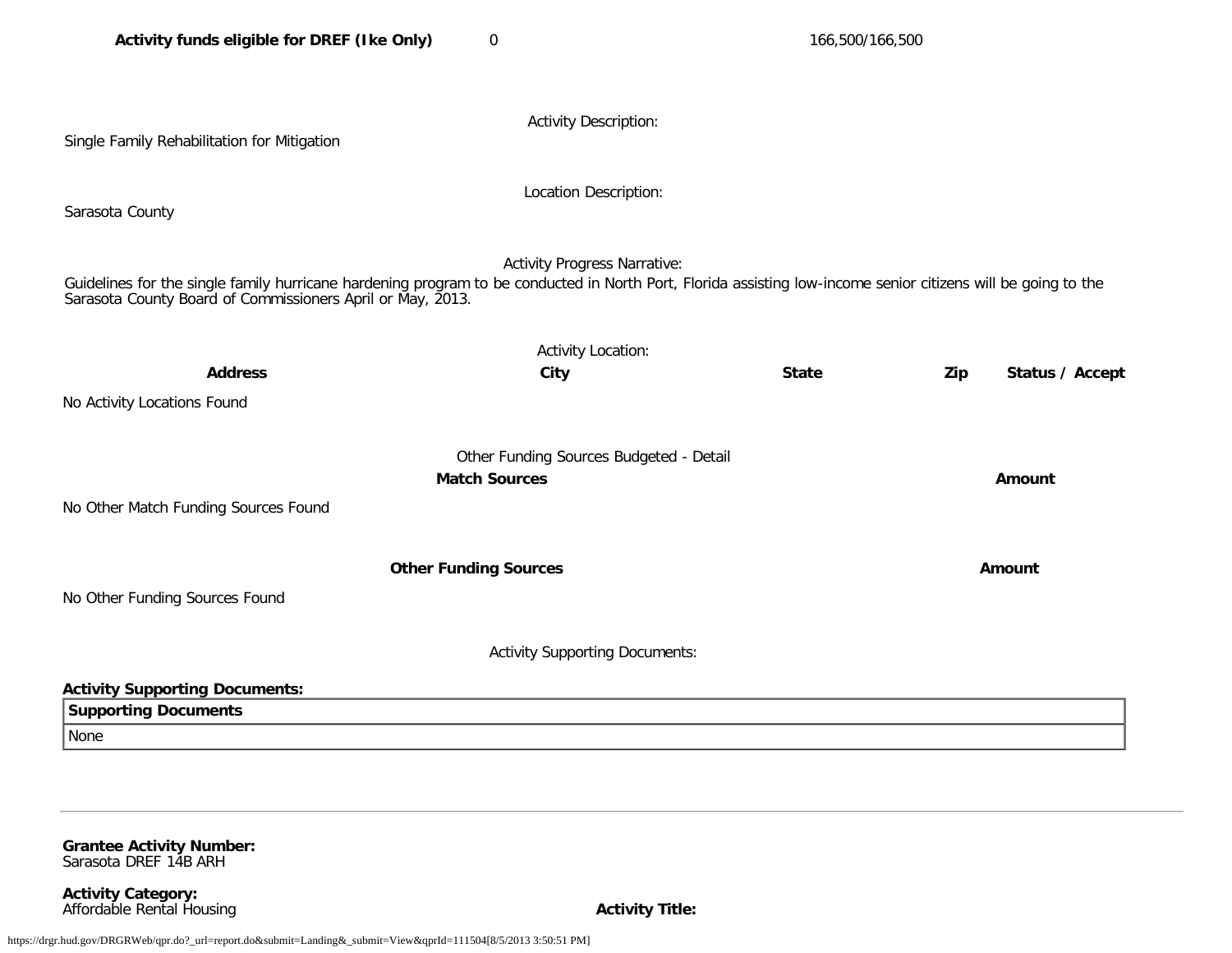| **Activity funds eligible for DREF (Ike Only)** | 0 | 166,500/166,500 |
| --- | --- | --- |

Activity Description:

Single Family Rehabilitation for Mitigation

Location Description:

Sarasota County

Activity Progress Narrative:

Guidelines for the single family hurricane hardening program to be conducted in North Port, Florida assisting low-income senior citizens will be going to the Sarasota County Board of Commissioners April or May, 2013.

Activity Location:

| **Address** | **City** | **State** | **Zip** | **Status / Accept** |
| --- | --- | --- | --- | --- |

No Activity Locations Found

Other Funding Sources Budgeted - Detail

| **Match Sources** | **Amount** |
| --- | --- |

No Other Match Funding Sources Found

| **Other Funding Sources** | **Amount** |
| --- | --- |

No Other Funding Sources Found

Activity Supporting Documents:

**Activity Supporting Documents:**

| **Supporting Documents** |
| --- |
| None |

---

**Grantee Activity Number:**
Sarasota DREF 14B ARH

**Activity Category:**
Affordable Rental Housing

**Activity Title:**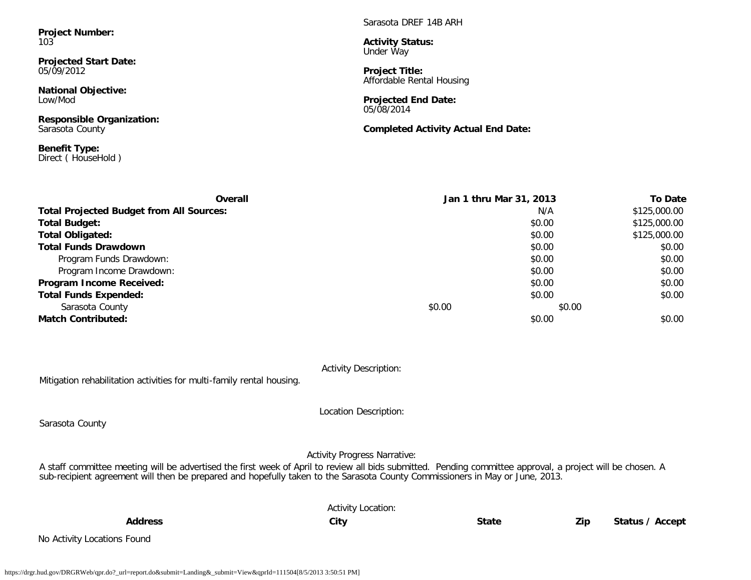**Project Number:**
103

**Projected Start Date:**
05/09/2012

**National Objective:**
Low/Mod

**Responsible Organization:**
Sarasota County

**Benefit Type:**
Direct ( HouseHold )

Sarasota DREF 14B ARH

**Activity Status:**
Under Way

**Project Title:**
Affordable Rental Housing

**Projected End Date:**
05/08/2014

**Completed Activity Actual End Date:**

| Overall | Jan 1 thru Mar 31, 2013 | To Date |
|---|---|---|
| **Total Projected Budget from All Sources:** | N/A | $125,000.00 |
| **Total Budget:** | $0.00 | $125,000.00 |
| **Total Obligated:** | $0.00 | $125,000.00 |
| **Total Funds Drawdown** | $0.00 | $0.00 |
| Program Funds Drawdown: | $0.00 | $0.00 |
| Program Income Drawdown: | $0.00 | $0.00 |
| **Program Income Received:** | $0.00 | $0.00 |
| **Total Funds Expended:** | $0.00 | $0.00 |
| Sarasota County | $0.00 | $0.00 |
| **Match Contributed:** | $0.00 | $0.00 |

Activity Description:

Mitigation rehabilitation activities for multi-family rental housing.

Location Description:

Sarasota County

Activity Progress Narrative:

A staff committee meeting will be advertised the first week of April to review all bids submitted. Pending committee approval, a project will be chosen. A sub-recipient agreement will then be prepared and hopefully taken to the Sarasota County Commissioners in May or June, 2013.

Activity Location:

| Address | City | State | Zip | Status / Accept |
|---|---|---|---|---|

No Activity Locations Found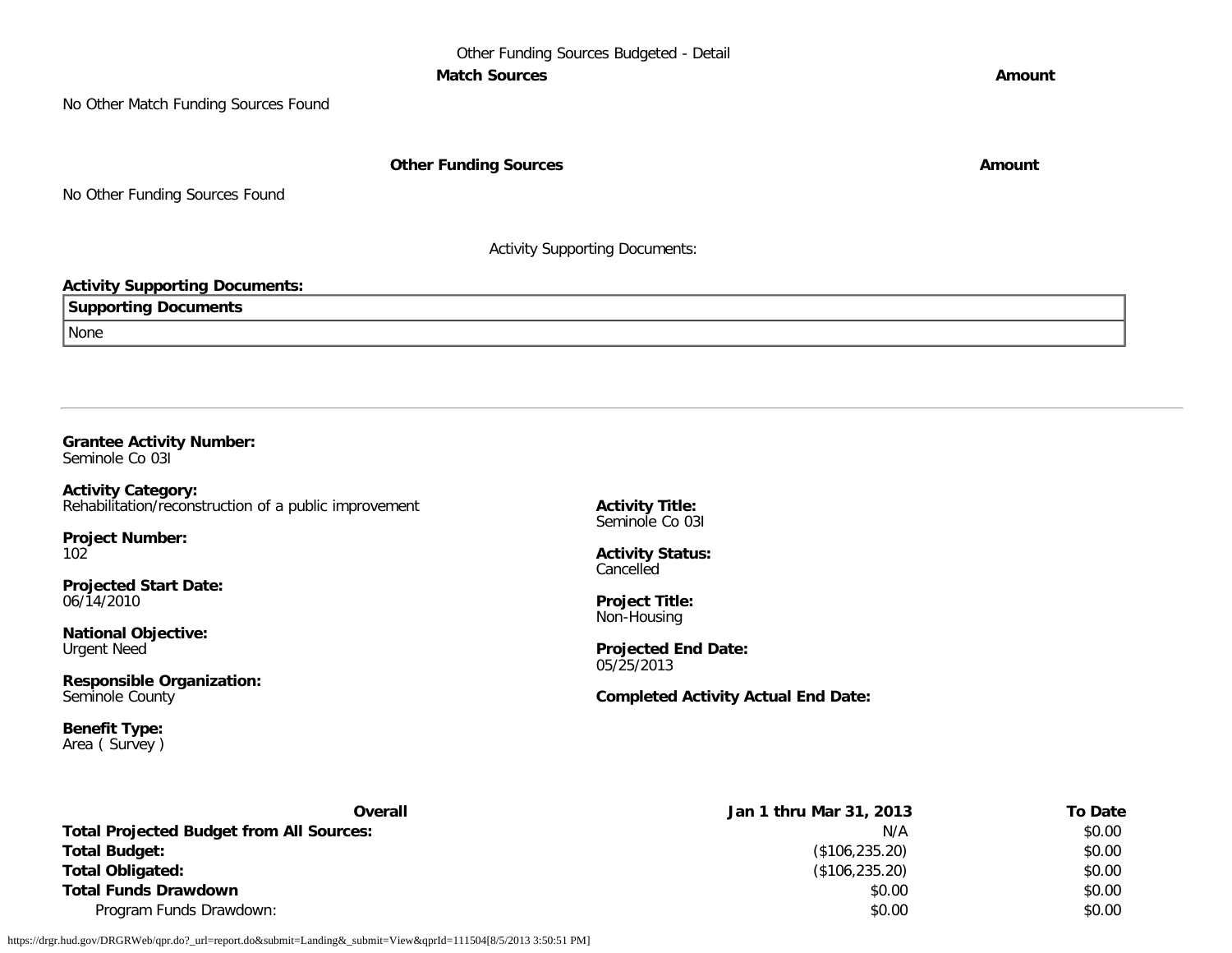Other Funding Sources Budgeted - Detail

| Match Sources | Amount |
| --- | --- |
| No Other Match Funding Sources Found | |

| Other Funding Sources | Amount |
| --- | --- |
| No Other Funding Sources Found | |

Activity Supporting Documents:

**Activity Supporting Documents:**

| Supporting Documents |
| --- |
| None |

---

**Grantee Activity Number:**
Seminole Co 03I

**Activity Category:**
Rehabilitation/reconstruction of a public improvement

**Project Number:**
102

**Projected Start Date:**
06/14/2010

**National Objective:**
Urgent Need

**Responsible Organization:**
Seminole County

**Benefit Type:**
Area ( Survey )

**Activity Title:**
Seminole Co 03I

**Activity Status:**
Cancelled

**Project Title:**
Non-Housing

**Projected End Date:**
05/25/2013

**Completed Activity Actual End Date:**

| Overall | Jan 1 thru Mar 31, 2013 | To Date |
| --- | --- | --- |
| **Total Projected Budget from All Sources:** | N/A | $0.00 |
| **Total Budget:** | ($106,235.20) | $0.00 |
| **Total Obligated:** | ($106,235.20) | $0.00 |
| **Total Funds Drawdown** | $0.00 | $0.00 |
| Program Funds Drawdown: | $0.00 | $0.00 |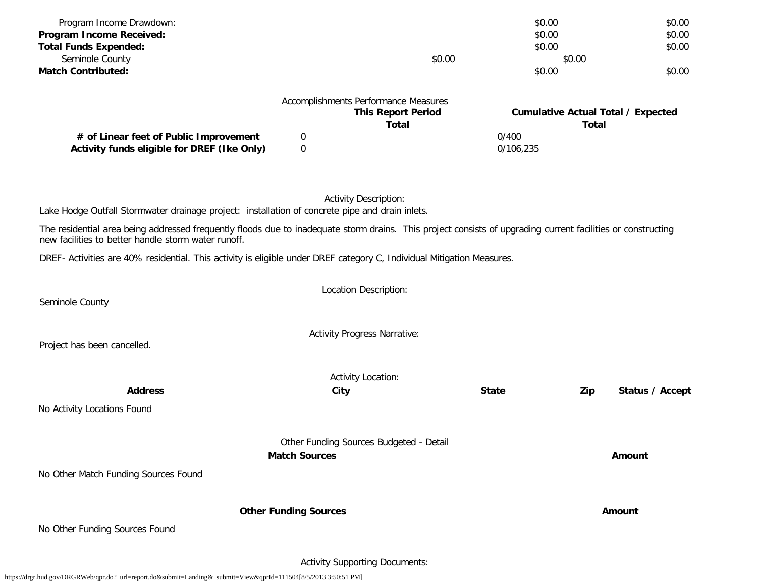| | | | |
|---|---|---|---|
| Program Income Drawdown: | | $0.00 | $0.00 |
| **Program Income Received:** | | $0.00 | $0.00 |
| **Total Funds Expended:** | | $0.00 | $0.00 |
| Seminole County | $0.00 | $0.00 | |
| **Match Contributed:** | | $0.00 | $0.00 |

Accomplishments Performance Measures

| | This Report Period Total | Cumulative Actual Total / Expected Total |
|---|---|---|
| **# of Linear feet of Public Improvement** | 0 | 0/400 |
| **Activity funds eligible for DREF (Ike Only)** | 0 | 0/106,235 |

Activity Description:

Lake Hodge Outfall Stormwater drainage project: installation of concrete pipe and drain inlets.

The residential area being addressed frequently floods due to inadequate storm drains. This project consists of upgrading current facilities or constructing new facilities to better handle storm water runoff.

DREF- Activities are 40% residential. This activity is eligible under DREF category C, Individual Mitigation Measures.

Location Description:

Seminole County

Activity Progress Narrative:

Project has been cancelled.

Activity Location:

| Address | City | State | Zip | Status / Accept |
|---|---|---|---|---|

No Activity Locations Found

Other Funding Sources Budgeted - Detail

| Match Sources | Amount |
|---|---|

No Other Match Funding Sources Found

| Other Funding Sources | Amount |
|---|---|

No Other Funding Sources Found

Activity Supporting Documents: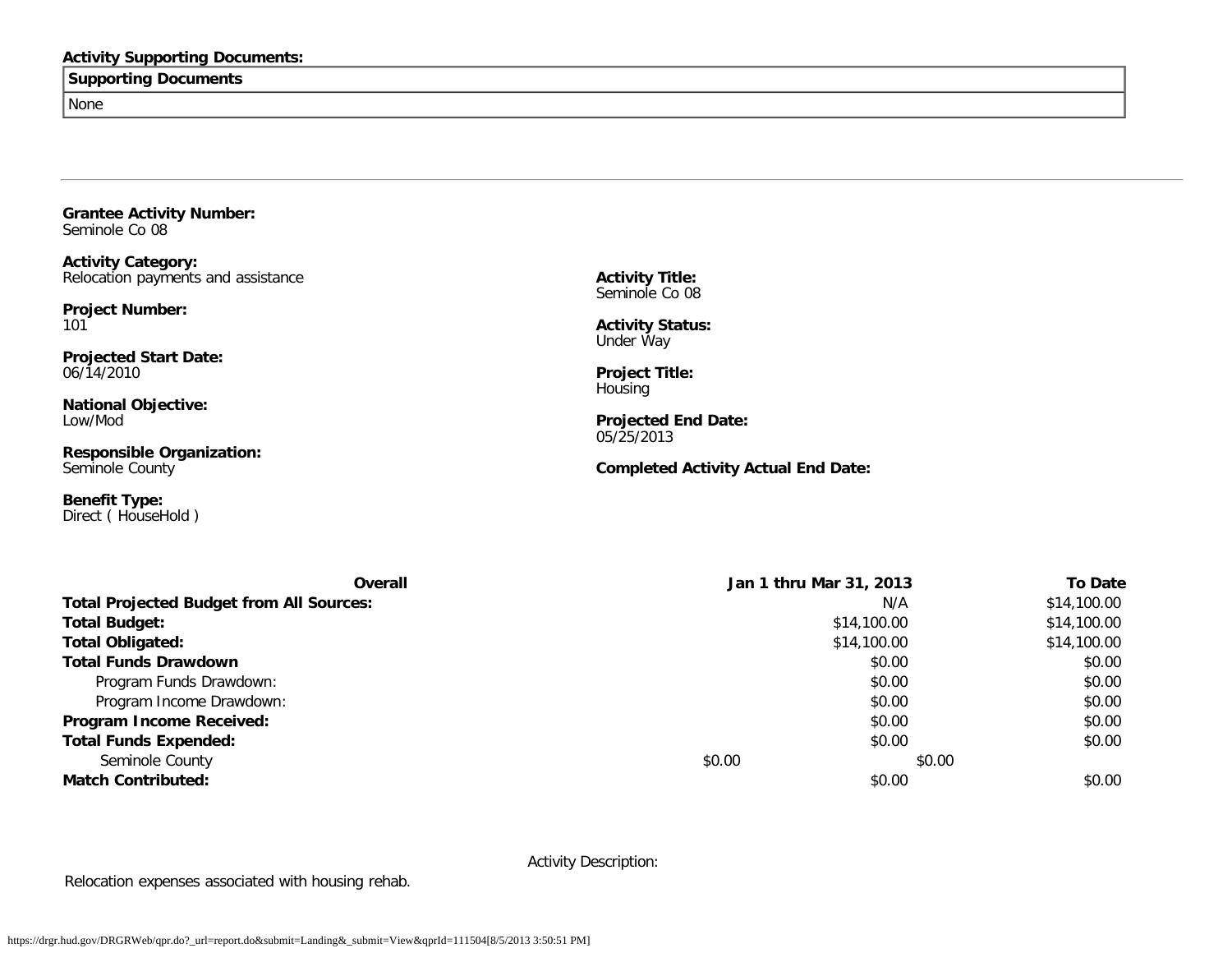**Activity Supporting Documents:**

| Supporting Documents |
| --- |
| None |

---

**Grantee Activity Number:**
Seminole Co 08

**Activity Category:**
Relocation payments and assistance

**Project Number:**
101

**Projected Start Date:**
06/14/2010

**National Objective:**
Low/Mod

**Responsible Organization:**
Seminole County

**Benefit Type:**
Direct ( HouseHold )

**Activity Title:**
Seminole Co 08

**Activity Status:**
Under Way

**Project Title:**
Housing

**Projected End Date:**
05/25/2013

**Completed Activity Actual End Date:**

| Overall | Jan 1 thru Mar 31, 2013 | To Date |
| --- | --- | --- |
| **Total Projected Budget from All Sources:** | N/A | $14,100.00 |
| **Total Budget:** | $14,100.00 | $14,100.00 |
| **Total Obligated:** | $14,100.00 | $14,100.00 |
| **Total Funds Drawdown** | $0.00 | $0.00 |
| Program Funds Drawdown: | $0.00 | $0.00 |
| Program Income Drawdown: | $0.00 | $0.00 |
| **Program Income Received:** | $0.00 | $0.00 |
| **Total Funds Expended:** | $0.00 | $0.00 |
| Seminole County | $0.00 | $0.00 |
| **Match Contributed:** | $0.00 | $0.00 |

Activity Description:

Relocation expenses associated with housing rehab.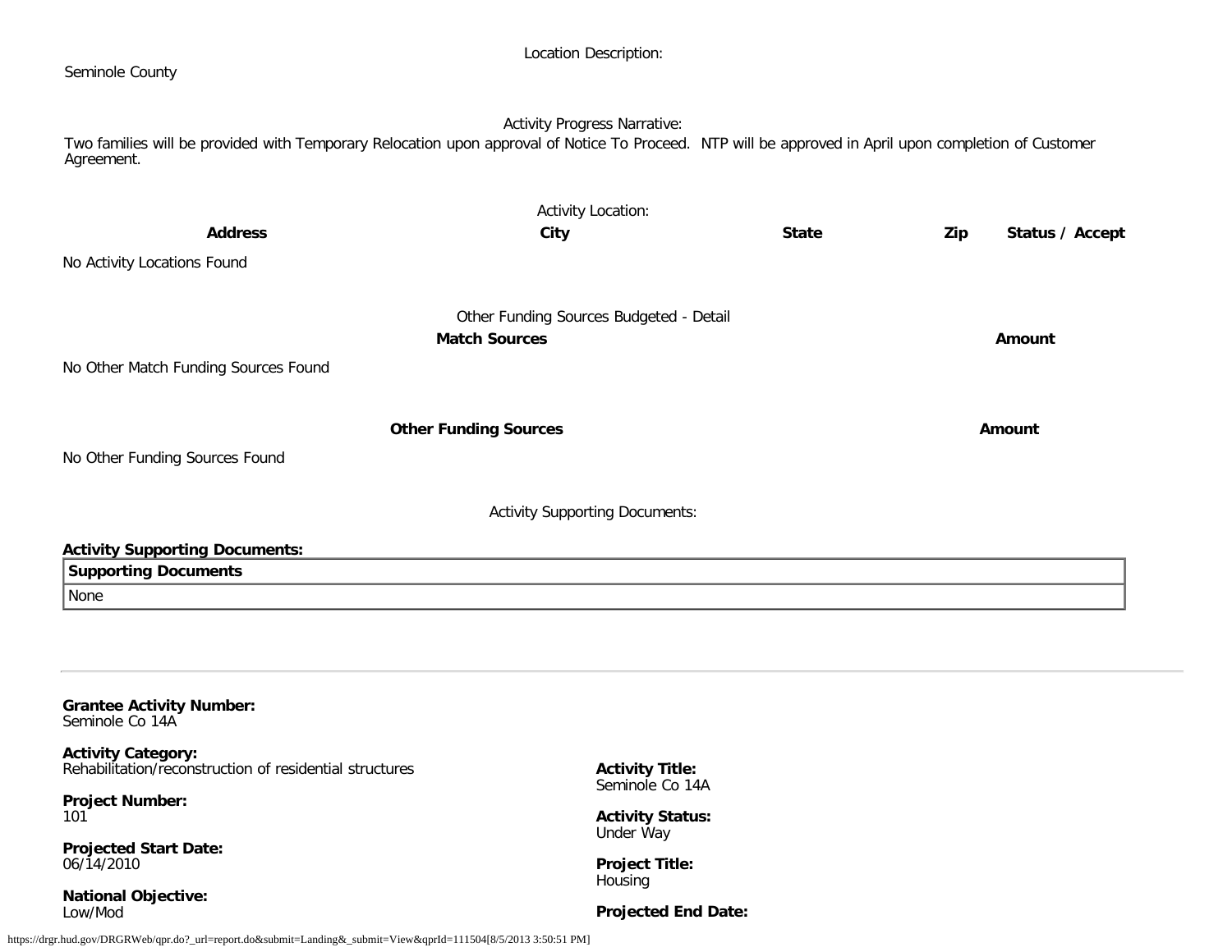Location Description:

Seminole County

Activity Progress Narrative:

Two families will be provided with Temporary Relocation upon approval of Notice To Proceed. NTP will be approved in April upon completion of Customer Agreement.

Activity Location:

| Address | City | State | Zip | Status / Accept |
|---|---|---|---|---|
| No Activity Locations Found | | | | |

Other Funding Sources Budgeted - Detail

| Match Sources | Amount |
|---|---|
| No Other Match Funding Sources Found | |

| Other Funding Sources | Amount |
|---|---|
| No Other Funding Sources Found | |

Activity Supporting Documents:

**Activity Supporting Documents:**

| Supporting Documents |
|---|
| None |

---

**Grantee Activity Number:**
Seminole Co 14A

**Activity Category:**
Rehabilitation/reconstruction of residential structures

**Activity Title:**
Seminole Co 14A

**Project Number:**
101

**Activity Status:**
Under Way

**Projected Start Date:**
06/14/2010

**Project Title:**
Housing

**National Objective:**
Low/Mod

**Projected End Date:**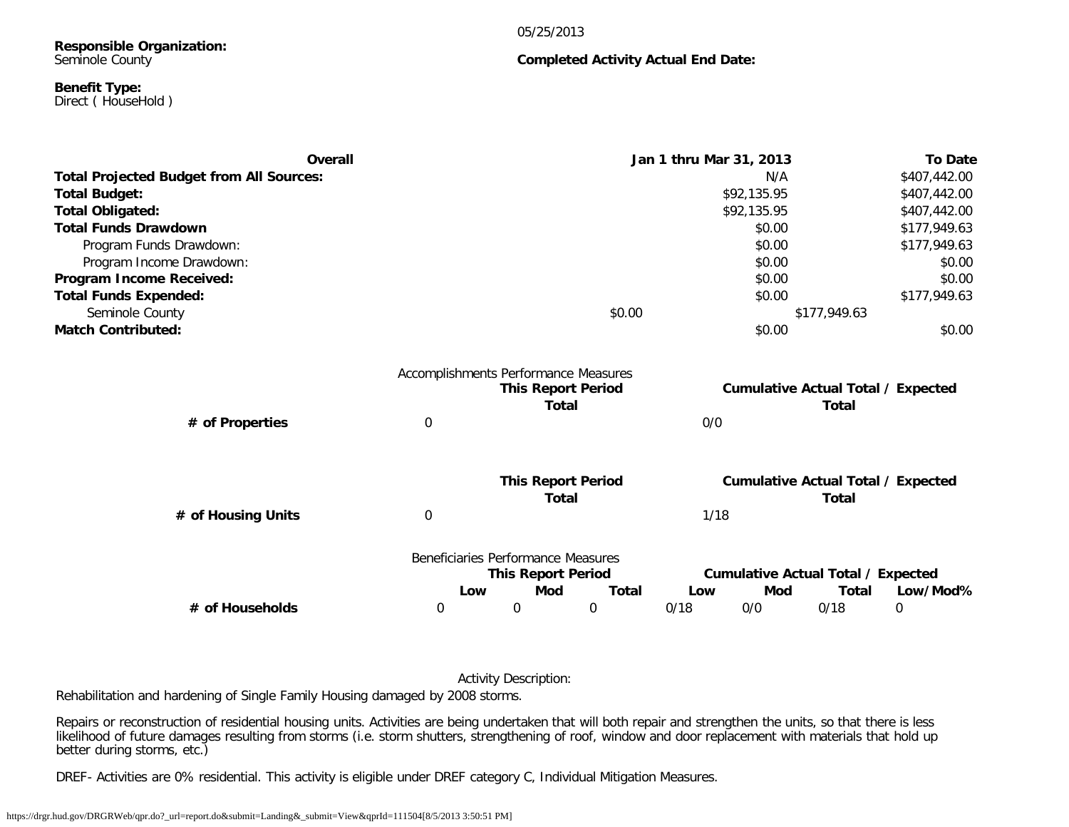05/25/2013

**Responsible Organization:**
Seminole County

**Completed Activity Actual End Date:**

**Benefit Type:**
Direct ( HouseHold )

| Overall | Jan 1 thru Mar 31, 2013 | To Date |
|---|---|---|
| **Total Projected Budget from All Sources:** | N/A | $407,442.00 |
| **Total Budget:** | $92,135.95 | $407,442.00 |
| **Total Obligated:** | $92,135.95 | $407,442.00 |
| **Total Funds Drawdown** | $0.00 | $177,949.63 |
| Program Funds Drawdown: | $0.00 | $177,949.63 |
| Program Income Drawdown: | $0.00 | $0.00 |
| **Program Income Received:** | $0.00 | $0.00 |
| **Total Funds Expended:** | $0.00 | $177,949.63 |
| Seminole County | $0.00 | $177,949.63 |
| **Match Contributed:** | $0.00 | $0.00 |

Accomplishments Performance Measures

| | This Report Period Total | Cumulative Actual Total / Expected Total |
|---|---|---|
| **# of Properties** | 0 | 0/0 |

| | This Report Period Total | Cumulative Actual Total / Expected Total |
|---|---|---|
| **# of Housing Units** | 0 | 1/18 |

Beneficiaries Performance Measures

| | This Report Period | | | Cumulative Actual Total / Expected | | | |
|---|---|---|---|---|---|---|---|
| | Low | Mod | Total | Low | Mod | Total | Low/Mod% |
| **# of Households** | 0 | 0 | 0 | 0/18 | 0/0 | 0/18 | 0 |

Activity Description:

Rehabilitation and hardening of Single Family Housing damaged by 2008 storms.

Repairs or reconstruction of residential housing units. Activities are being undertaken that will both repair and strengthen the units, so that there is less likelihood of future damages resulting from storms (i.e. storm shutters, strengthening of roof, window and door replacement with materials that hold up better during storms, etc.)

DREF- Activities are 0% residential. This activity is eligible under DREF category C, Individual Mitigation Measures.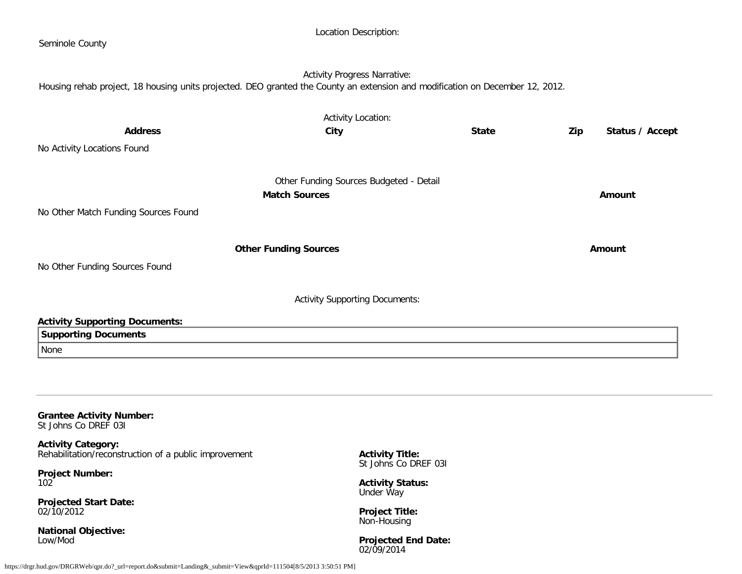Location Description:

Seminole County

Activity Progress Narrative:

Housing rehab project, 18 housing units projected. DEO granted the County an extension and modification on December 12, 2012.

Activity Location:

| Address | City | State | Zip | Status / Accept |
|---|---|---|---|---|
| No Activity Locations Found | | | | |

Other Funding Sources Budgeted - Detail

| Match Sources | Amount |
|---|---|
| No Other Match Funding Sources Found | |

| Other Funding Sources | Amount |
|---|---|
| No Other Funding Sources Found | |

Activity Supporting Documents:

**Activity Supporting Documents:**

| Supporting Documents |
|---|
| None |

---

**Grantee Activity Number:**
St Johns Co DREF 03I

**Activity Category:**
Rehabilitation/reconstruction of a public improvement

**Activity Title:**
St Johns Co DREF 03I

**Project Number:**
102

**Activity Status:**
Under Way

**Projected Start Date:**
02/10/2012

**Project Title:**
Non-Housing

**National Objective:**
Low/Mod

**Projected End Date:**
02/09/2014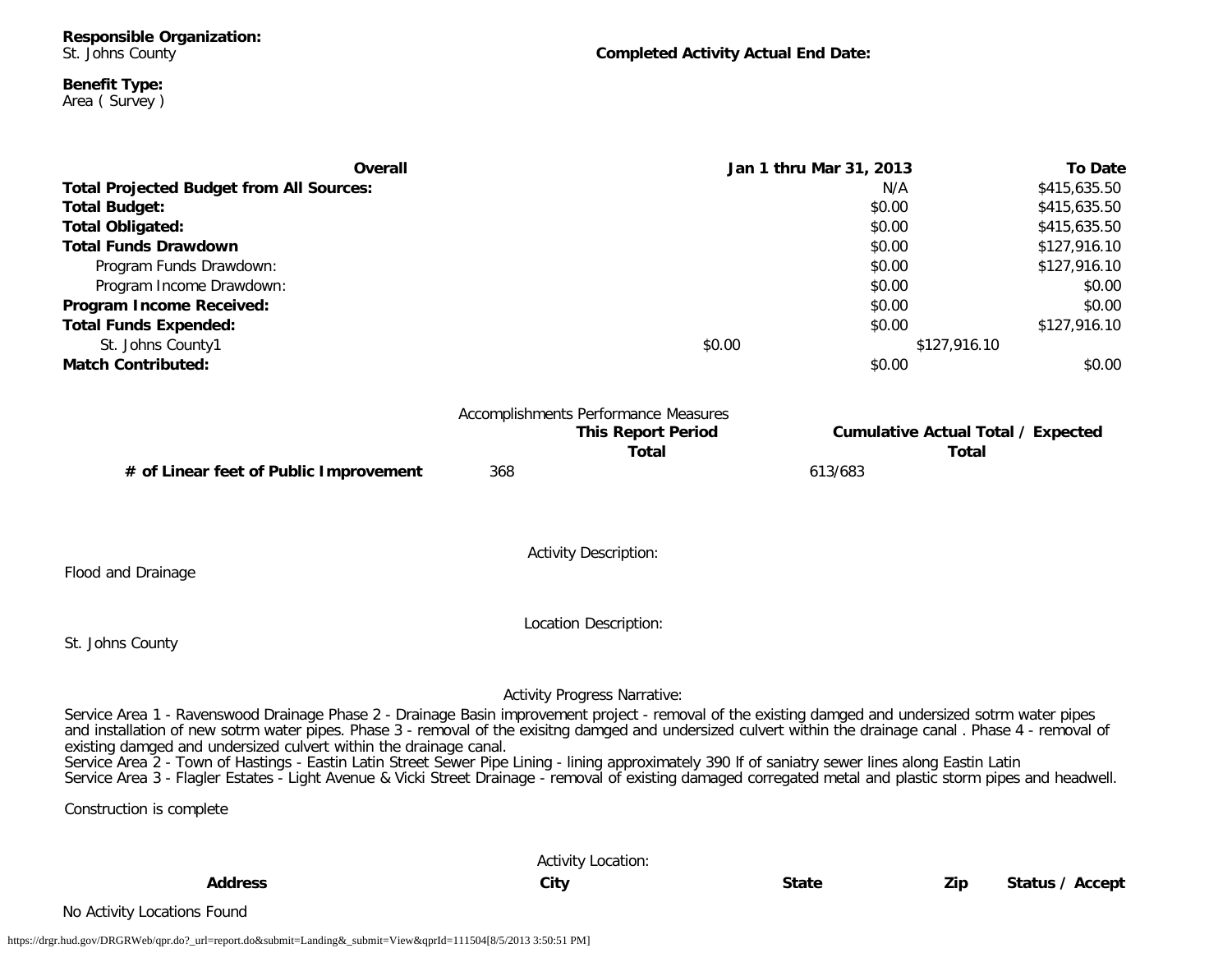**Responsible Organization:**
St. Johns County

**Completed Activity Actual End Date:**

**Benefit Type:**
Area ( Survey )

| Overall | Jan 1 thru Mar 31, 2013 | To Date |
|---|---|---|
| **Total Projected Budget from All Sources:** | N/A | $415,635.50 |
| **Total Budget:** | $0.00 | $415,635.50 |
| **Total Obligated:** | $0.00 | $415,635.50 |
| **Total Funds Drawdown** | $0.00 | $127,916.10 |
| Program Funds Drawdown: | $0.00 | $127,916.10 |
| Program Income Drawdown: | $0.00 | $0.00 |
| **Program Income Received:** | $0.00 | $0.00 |
| **Total Funds Expended:** | $0.00 | $127,916.10 |
| St. Johns County1 | $0.00 | $127,916.10 |
| **Match Contributed:** | $0.00 | $0.00 |

Accomplishments Performance Measures

| | This Report Period Total | Cumulative Actual Total / Expected Total |
|---|---|---|
| **# of Linear feet of Public Improvement** | 368 | 613/683 |

Activity Description:

Flood and Drainage

Location Description:

St. Johns County

Activity Progress Narrative:

Service Area 1 - Ravenswood Drainage Phase 2 - Drainage Basin improvement project - removal of the existing damged and undersized sotrm water pipes and installation of new sotrm water pipes. Phase 3 - removal of the exisitng damged and undersized culvert within the drainage canal . Phase 4 - removal of existing damged and undersized culvert within the drainage canal.
Service Area 2 - Town of Hastings - Eastin Latin Street Sewer Pipe Lining - lining approximately 390 lf of saniatry sewer lines along Eastin Latin
Service Area 3 - Flagler Estates - Light Avenue & Vicki Street Drainage - removal of existing damaged corregated metal and plastic storm pipes and headwell.

Construction is complete

Activity Location:

| Address | City | State | Zip | Status / Accept |
|---|---|---|---|---|

No Activity Locations Found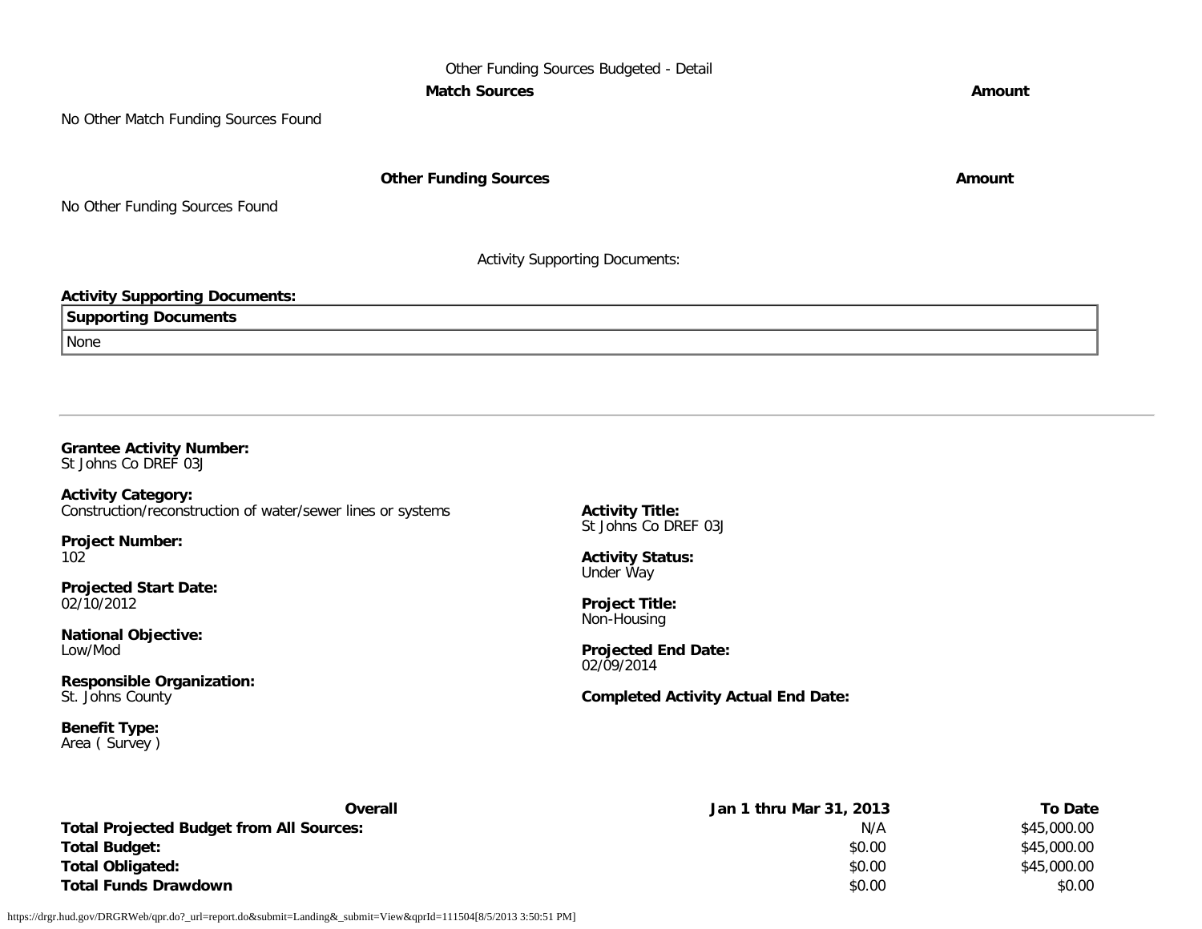Other Funding Sources Budgeted - Detail

| Match Sources | Amount |
|---|---|
| No Other Match Funding Sources Found | |

| Other Funding Sources | Amount |
|---|---|
| No Other Funding Sources Found | |

Activity Supporting Documents:

**Activity Supporting Documents:**

| Supporting Documents |
|---|
| None |

---

**Grantee Activity Number:**
St Johns Co DREF 03J

**Activity Category:**
Construction/reconstruction of water/sewer lines or systems

**Activity Title:**
St Johns Co DREF 03J

**Project Number:**
102

**Activity Status:**
Under Way

**Projected Start Date:**
02/10/2012

**Project Title:**
Non-Housing

**National Objective:**
Low/Mod

**Projected End Date:**
02/09/2014

**Responsible Organization:**
St. Johns County

**Completed Activity Actual End Date:**

**Benefit Type:**
Area ( Survey )

| Overall | Jan 1 thru Mar 31, 2013 | To Date |
|---|---|---|
| **Total Projected Budget from All Sources:** | N/A | $45,000.00 |
| **Total Budget:** | $0.00 | $45,000.00 |
| **Total Obligated:** | $0.00 | $45,000.00 |
| **Total Funds Drawdown** | $0.00 | $0.00 |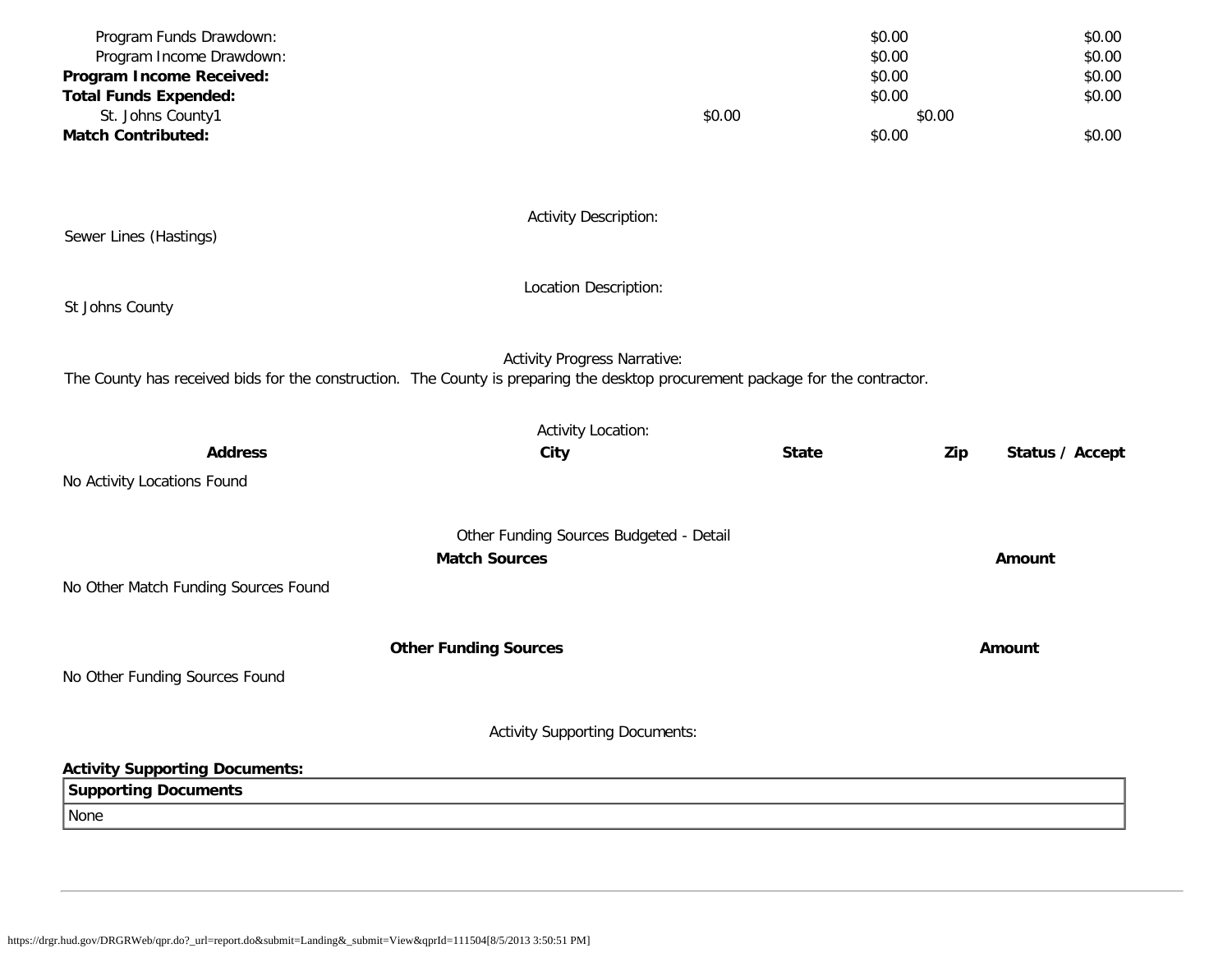| | | | |
|---|---|---|---|
| Program Funds Drawdown: | | $0.00 | $0.00 |
| Program Income Drawdown: | | $0.00 | $0.00 |
| **Program Income Received:** | | $0.00 | $0.00 |
| **Total Funds Expended:** | | $0.00 | $0.00 |
| St. Johns County1 | $0.00 | $0.00 | |
| **Match Contributed:** | | $0.00 | $0.00 |

Activity Description:

Sewer Lines (Hastings)

Location Description:

St Johns County

Activity Progress Narrative:

The County has received bids for the construction. The County is preparing the desktop procurement package for the contractor.

Activity Location:

| **Address** | **City** | **State** | **Zip** | **Status / Accept** |
|---|---|---|---|---|
| No Activity Locations Found | | | | |

Other Funding Sources Budgeted - Detail

| **Match Sources** | **Amount** |
|---|---|
| No Other Match Funding Sources Found | |

| **Other Funding Sources** | **Amount** |
|---|---|
| No Other Funding Sources Found | |

Activity Supporting Documents:

**Activity Supporting Documents:**

| **Supporting Documents** |
|---|
| None |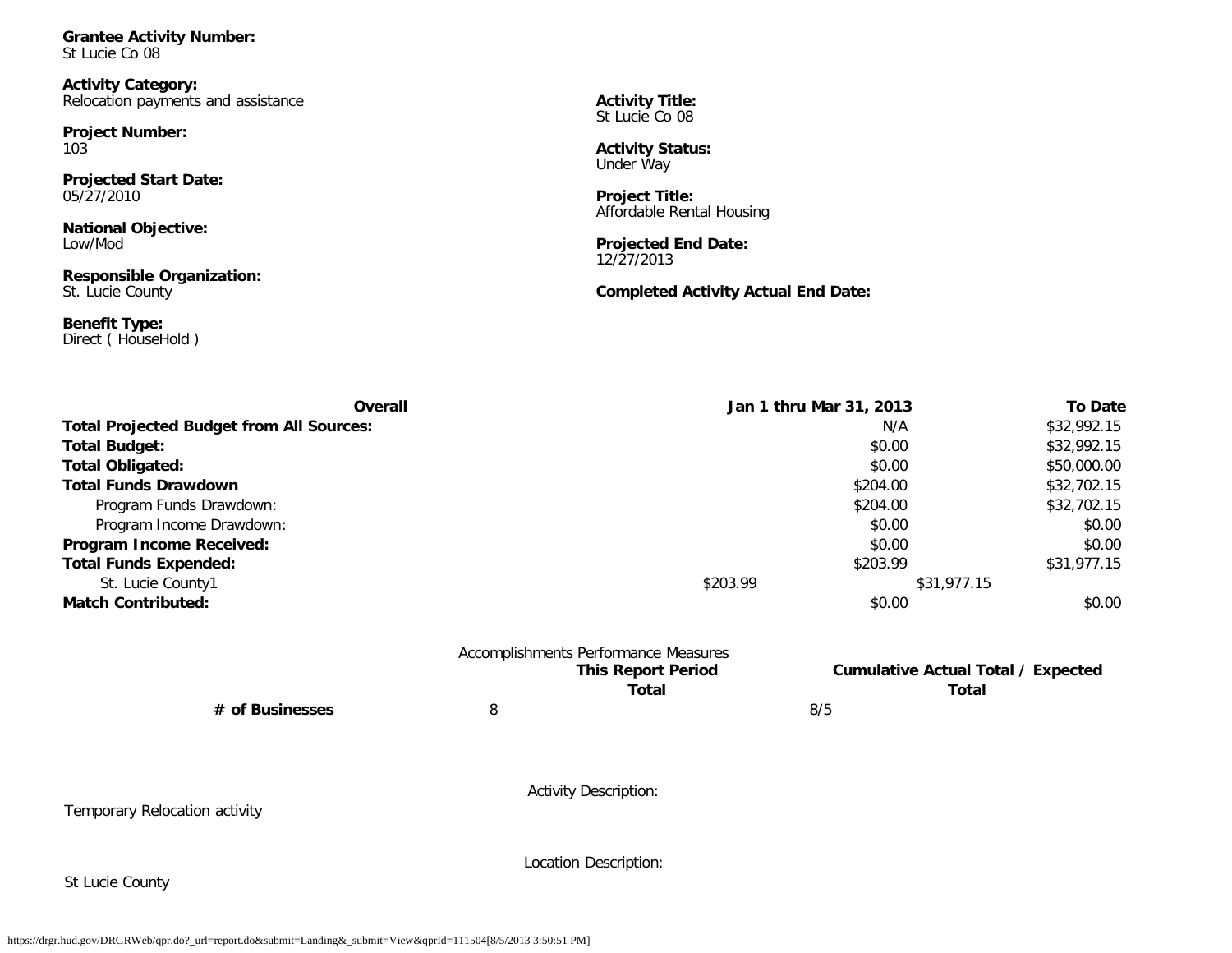**Grantee Activity Number:**
St Lucie Co 08

**Activity Category:**
Relocation payments and assistance

**Activity Title:**
St Lucie Co 08

**Project Number:**
103

**Activity Status:**
Under Way

**Projected Start Date:**
05/27/2010

**Project Title:**
Affordable Rental Housing

**National Objective:**
Low/Mod

**Projected End Date:**
12/27/2013

**Responsible Organization:**
St. Lucie County

**Completed Activity Actual End Date:**

**Benefit Type:**
Direct ( HouseHold )

| Overall | Jan 1 thru Mar 31, 2013 | To Date |
|---|---|---|
| **Total Projected Budget from All Sources:** | N/A | $32,992.15 |
| **Total Budget:** | $0.00 | $32,992.15 |
| **Total Obligated:** | $0.00 | $50,000.00 |
| **Total Funds Drawdown** | $204.00 | $32,702.15 |
| Program Funds Drawdown: | $204.00 | $32,702.15 |
| Program Income Drawdown: | $0.00 | $0.00 |
| **Program Income Received:** | $0.00 | $0.00 |
| **Total Funds Expended:** | $203.99 | $31,977.15 |
| St. Lucie County1 | $203.99 | $31,977.15 |
| **Match Contributed:** | $0.00 | $0.00 |

Accomplishments Performance Measures

| | This Report Period Total | Cumulative Actual Total / Expected Total |
|---|---|---|
| **# of Businesses** | 8 | 8/5 |

Activity Description:

Temporary Relocation activity

Location Description:

St Lucie County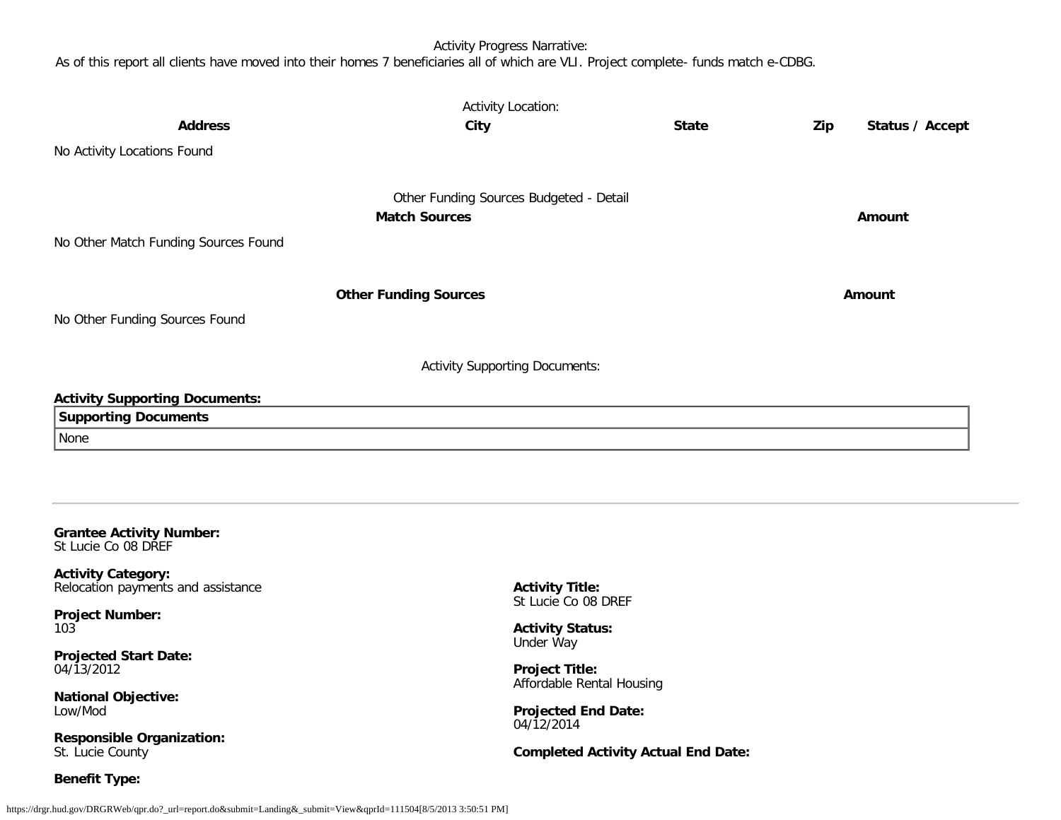Activity Progress Narrative:

As of this report all clients have moved into their homes 7 beneficiaries all of which are VLI. Project complete- funds match e-CDBG.

Activity Location:

| Address | City | State | Zip | Status / Accept |
| --- | --- | --- | --- | --- |
| No Activity Locations Found | | | | |

Other Funding Sources Budgeted - Detail

| Match Sources | Amount |
| --- | --- |
| No Other Match Funding Sources Found | |

| Other Funding Sources | Amount |
| --- | --- |
| No Other Funding Sources Found | |

Activity Supporting Documents:

**Activity Supporting Documents:**

| Supporting Documents |
| --- |
| None |

---

**Grantee Activity Number:**
St Lucie Co 08 DREF

**Activity Category:**
Relocation payments and assistance

**Activity Title:**
St Lucie Co 08 DREF

**Project Number:**
103

**Activity Status:**
Under Way

**Projected Start Date:**
04/13/2012

**Project Title:**
Affordable Rental Housing

**National Objective:**
Low/Mod

**Projected End Date:**
04/12/2014

**Responsible Organization:**
St. Lucie County

**Completed Activity Actual End Date:**

**Benefit Type:**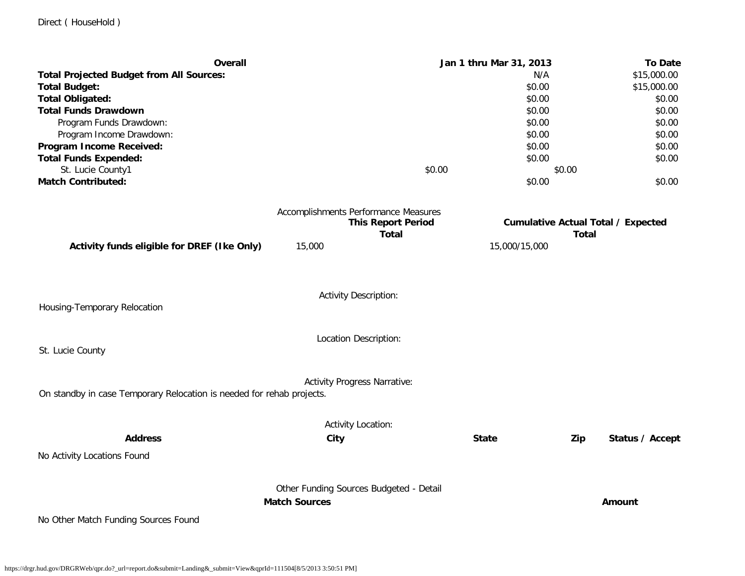Direct ( HouseHold )

| Overall | Jan 1 thru Mar 31, 2013 | To Date |
|---|---|---|
| **Total Projected Budget from All Sources:** | N/A | $15,000.00 |
| **Total Budget:** | $0.00 | $15,000.00 |
| **Total Obligated:** | $0.00 | $0.00 |
| **Total Funds Drawdown** | $0.00 | $0.00 |
| Program Funds Drawdown: | $0.00 | $0.00 |
| Program Income Drawdown: | $0.00 | $0.00 |
| **Program Income Received:** | $0.00 | $0.00 |
| **Total Funds Expended:** | $0.00 | $0.00 |
| St. Lucie County1 | $0.00 | $0.00 |
| **Match Contributed:** | $0.00 | $0.00 |

Accomplishments Performance Measures

| | This Report Period Total | Cumulative Actual Total / Expected Total |
|---|---|---|
| **Activity funds eligible for DREF (Ike Only)** | 15,000 | 15,000/15,000 |

Activity Description:

Housing-Temporary Relocation

Location Description:

St. Lucie County

Activity Progress Narrative:

On standby in case Temporary Relocation is needed for rehab projects.

Activity Location:

| Address | City | State | Zip | Status / Accept |
|---|---|---|---|---|

No Activity Locations Found

Other Funding Sources Budgeted - Detail

| Match Sources | Amount |
|---|---|

No Other Match Funding Sources Found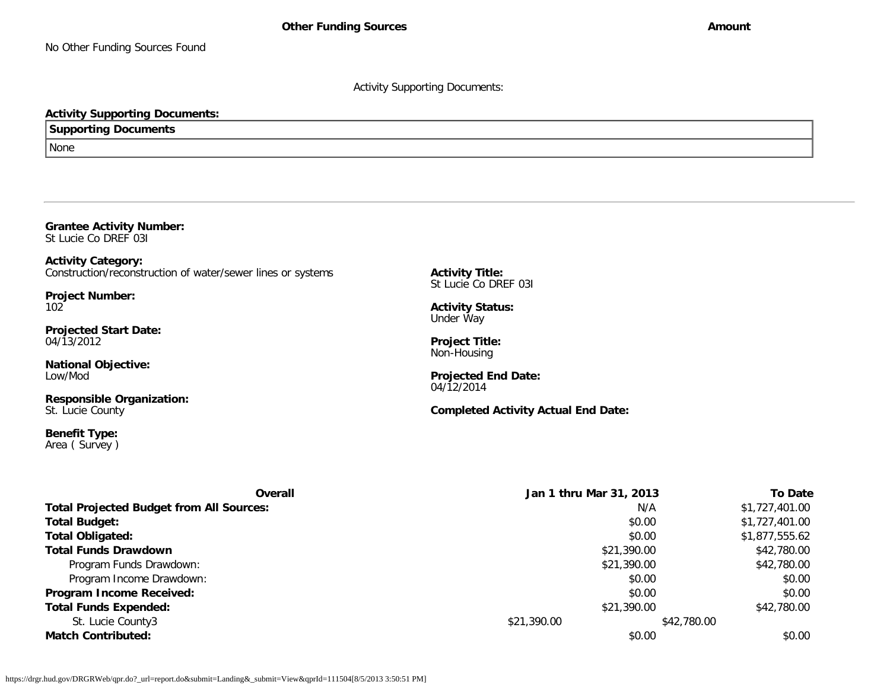| Other Funding Sources | Amount |
| --- | --- |
| No Other Funding Sources Found | |

Activity Supporting Documents:

**Activity Supporting Documents:**

| Supporting Documents |
| --- |
| None |

---

**Grantee Activity Number:**
St Lucie Co DREF 03I

**Activity Category:**
Construction/reconstruction of water/sewer lines or systems

**Activity Title:**
St Lucie Co DREF 03I

**Project Number:**
102

**Activity Status:**
Under Way

**Projected Start Date:**
04/13/2012

**Project Title:**
Non-Housing

**National Objective:**
Low/Mod

**Projected End Date:**
04/12/2014

**Responsible Organization:**
St. Lucie County

**Completed Activity Actual End Date:**

**Benefit Type:**
Area ( Survey )

| Overall | Jan 1 thru Mar 31, 2013 | To Date |
| --- | --- | --- |
| **Total Projected Budget from All Sources:** | N/A | $1,727,401.00 |
| **Total Budget:** | $0.00 | $1,727,401.00 |
| **Total Obligated:** | $0.00 | $1,877,555.62 |
| **Total Funds Drawdown** | $21,390.00 | $42,780.00 |
| Program Funds Drawdown: | $21,390.00 | $42,780.00 |
| Program Income Drawdown: | $0.00 | $0.00 |
| **Program Income Received:** | $0.00 | $0.00 |
| **Total Funds Expended:** | $21,390.00 | $42,780.00 |
| St. Lucie County3 | $21,390.00 | $42,780.00 |
| **Match Contributed:** | $0.00 | $0.00 |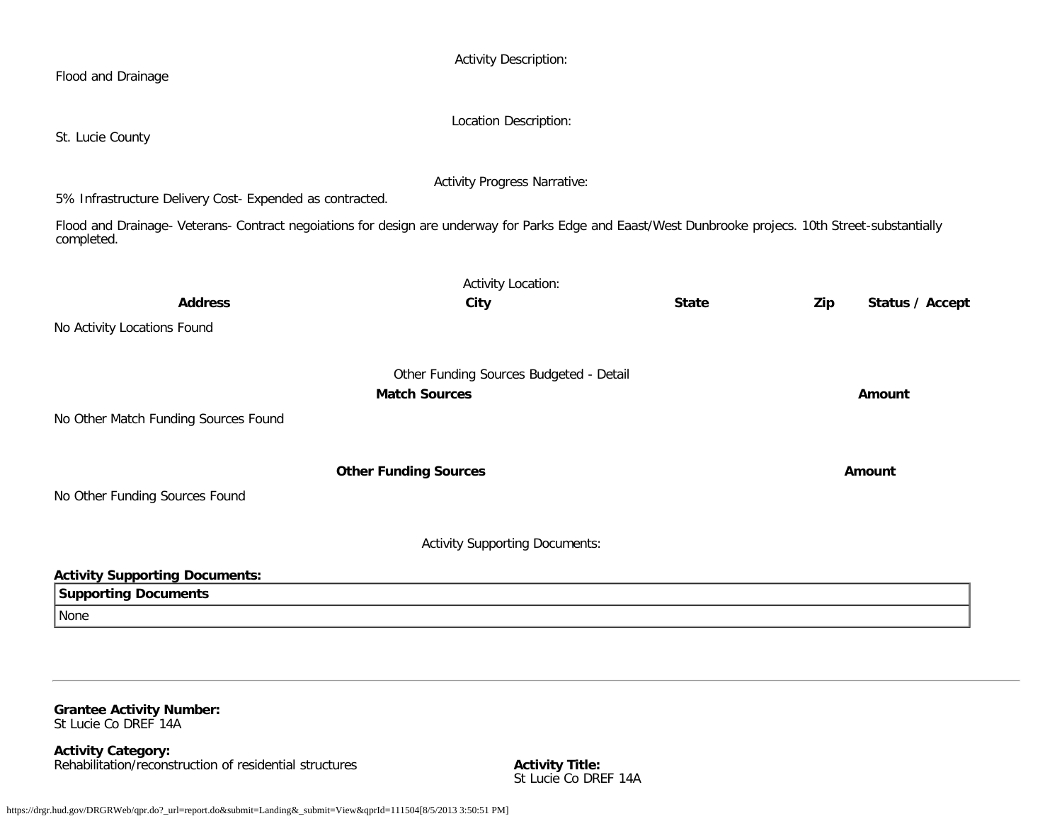Activity Description:

Flood and Drainage

Location Description:

St. Lucie County

Activity Progress Narrative:

5% Infrastructure Delivery Cost- Expended as contracted.

Flood and Drainage- Veterans- Contract negoiations for design are underway for Parks Edge and Eaast/West Dunbrooke projecs. 10th Street-substantially completed.

Activity Location:

| Address | City | State | Zip | Status / Accept |
|---|---|---|---|---|
| No Activity Locations Found | | | | |

Other Funding Sources Budgeted - Detail

| Match Sources | Amount |
|---|---|
| No Other Match Funding Sources Found | |

| Other Funding Sources | Amount |
|---|---|
| No Other Funding Sources Found | |

Activity Supporting Documents:

**Activity Supporting Documents:**

| Supporting Documents |
|---|
| None |

---

**Grantee Activity Number:**
St Lucie Co DREF 14A

**Activity Category:**
Rehabilitation/reconstruction of residential structures

**Activity Title:**
St Lucie Co DREF 14A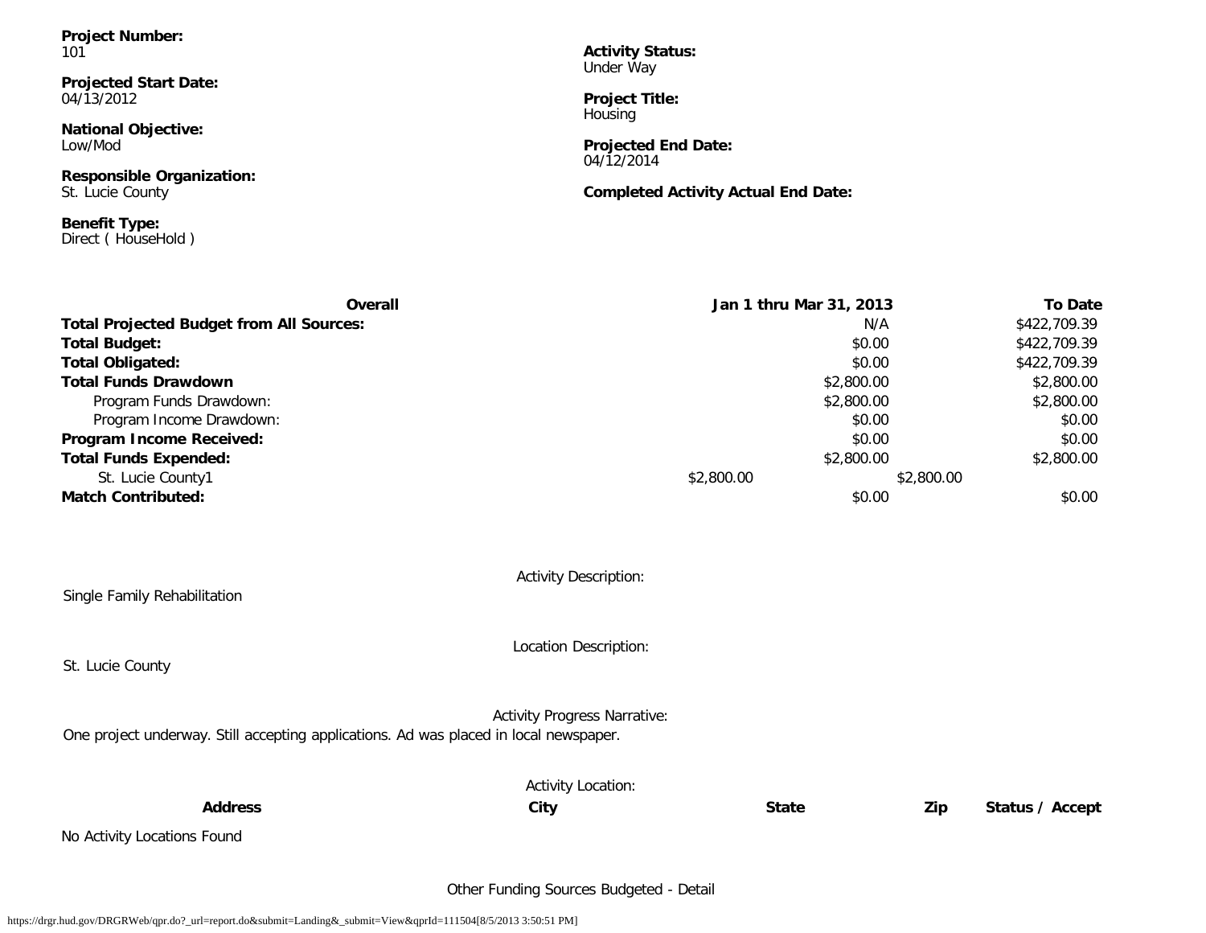**Project Number:**
101

**Activity Status:**
Under Way

**Projected Start Date:**
04/13/2012

**Project Title:**
Housing

**National Objective:**
Low/Mod

**Projected End Date:**
04/12/2014

**Responsible Organization:**
St. Lucie County

**Completed Activity Actual End Date:**

**Benefit Type:**
Direct ( HouseHold )

| **Overall** | | **Jan 1 thru Mar 31, 2013** | **To Date** |
|---|---|---|---|
| **Total Projected Budget from All Sources:** | | N/A | $422,709.39 |
| **Total Budget:** | | $0.00 | $422,709.39 |
| **Total Obligated:** | | $0.00 | $422,709.39 |
| **Total Funds Drawdown** | | $2,800.00 | $2,800.00 |
| Program Funds Drawdown: | | $2,800.00 | $2,800.00 |
| Program Income Drawdown: | | $0.00 | $0.00 |
| **Program Income Received:** | | $0.00 | $0.00 |
| **Total Funds Expended:** | | $2,800.00 | $2,800.00 |
| St. Lucie County1 | $2,800.00 | $2,800.00 | |
| **Match Contributed:** | | $0.00 | $0.00 |

Activity Description:

Single Family Rehabilitation

Location Description:

St. Lucie County

Activity Progress Narrative:

One project underway. Still accepting applications. Ad was placed in local newspaper.

Activity Location:

| **Address** | **City** | **State** | **Zip** | **Status / Accept** |
|---|---|---|---|---|
| No Activity Locations Found | | | | |

Other Funding Sources Budgeted - Detail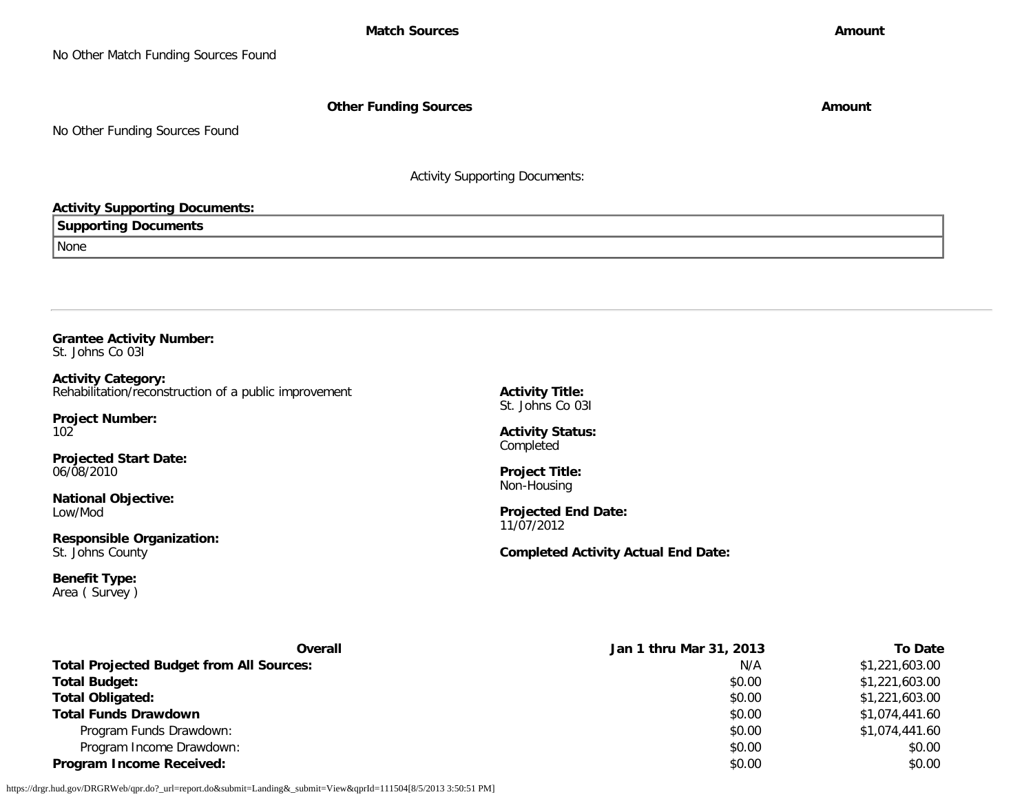| Match Sources | Amount |
|---|---|
| No Other Match Funding Sources Found | |

| Other Funding Sources | Amount |
|---|---|
| No Other Funding Sources Found | |

Activity Supporting Documents:

**Activity Supporting Documents:**

| Supporting Documents |
|---|
| None |

---

**Grantee Activity Number:**
St. Johns Co 03I

**Activity Category:**
Rehabilitation/reconstruction of a public improvement

**Activity Title:**
St. Johns Co 03I

**Project Number:**
102

**Activity Status:**
Completed

**Projected Start Date:**
06/08/2010

**Project Title:**
Non-Housing

**National Objective:**
Low/Mod

**Projected End Date:**
11/07/2012

**Responsible Organization:**
St. Johns County

**Completed Activity Actual End Date:**

**Benefit Type:**
Area ( Survey )

| Overall | Jan 1 thru Mar 31, 2013 | To Date |
|---|---|---|
| **Total Projected Budget from All Sources:** | N/A | $1,221,603.00 |
| **Total Budget:** | $0.00 | $1,221,603.00 |
| **Total Obligated:** | $0.00 | $1,221,603.00 |
| **Total Funds Drawdown** | $0.00 | $1,074,441.60 |
| Program Funds Drawdown: | $0.00 | $1,074,441.60 |
| Program Income Drawdown: | $0.00 | $0.00 |
| **Program Income Received:** | $0.00 | $0.00 |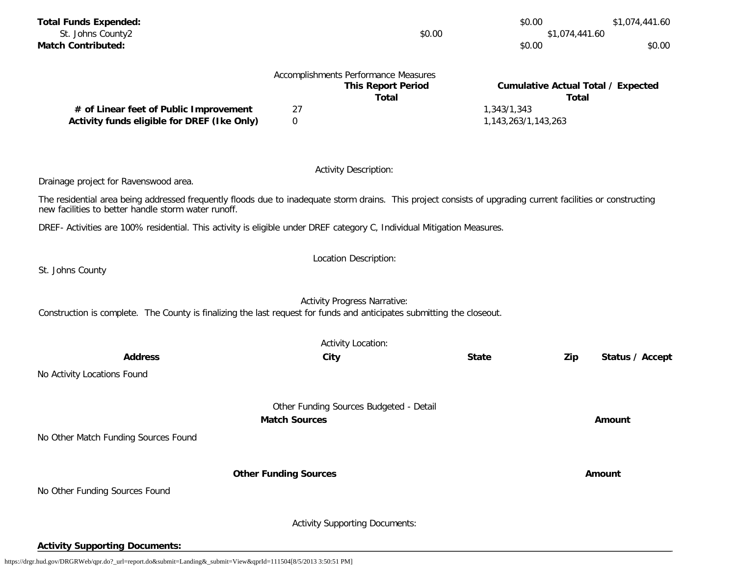| | | | |
|---|---|---|---|
| **Total Funds Expended:** | | $0.00 | $1,074,441.60 |
| St. Johns County2 | $0.00 | $1,074,441.60 | |
| **Match Contributed:** | | $0.00 | $0.00 |

Accomplishments Performance Measures

| | This Report Period Total | Cumulative Actual Total / Expected Total |
|---|---|---|
| **# of Linear feet of Public Improvement** | 27 | 1,343/1,343 |
| **Activity funds eligible for DREF (Ike Only)** | 0 | 1,143,263/1,143,263 |

Activity Description:

Drainage project for Ravenswood area.

The residential area being addressed frequently floods due to inadequate storm drains. This project consists of upgrading current facilities or constructing new facilities to better handle storm water runoff.

DREF- Activities are 100% residential. This activity is eligible under DREF category C, Individual Mitigation Measures.

Location Description:

St. Johns County

Activity Progress Narrative:

Construction is complete. The County is finalizing the last request for funds and anticipates submitting the closeout.

Activity Location:

| Address | City | State | Zip | Status / Accept |
|---|---|---|---|---|

No Activity Locations Found

Other Funding Sources Budgeted - Detail

| Match Sources | Amount |
|---|---|

No Other Match Funding Sources Found

| Other Funding Sources | Amount |
|---|---|

No Other Funding Sources Found

Activity Supporting Documents:

**Activity Supporting Documents:**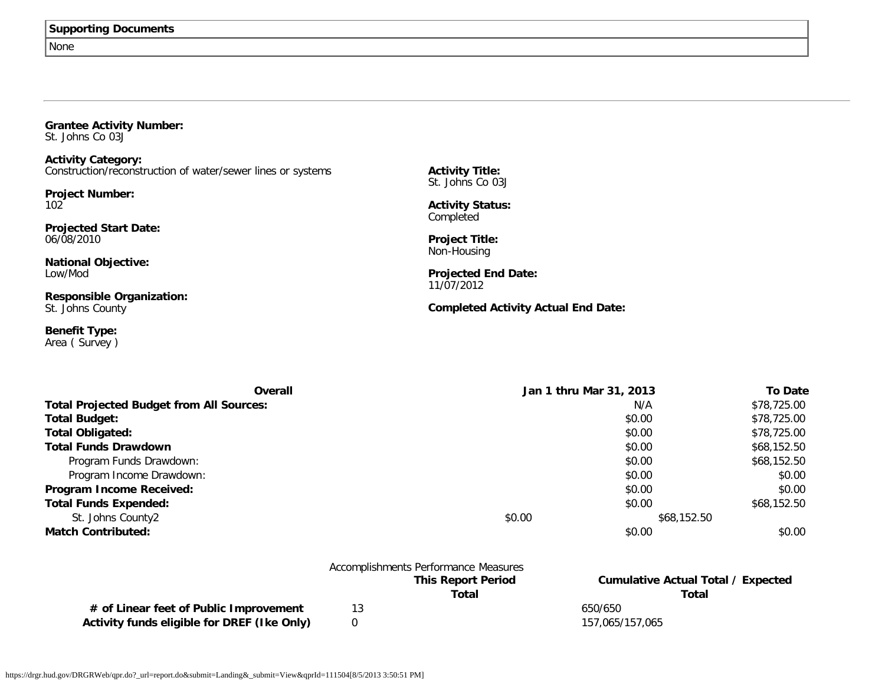| Supporting Documents |
|---|
| None |

---

**Grantee Activity Number:**
St. Johns Co 03J

**Activity Category:**
Construction/reconstruction of water/sewer lines or systems

**Project Number:**
102

**Projected Start Date:**
06/08/2010

**National Objective:**
Low/Mod

**Responsible Organization:**
St. Johns County

**Benefit Type:**
Area ( Survey )

**Activity Title:**
St. Johns Co 03J

**Activity Status:**
Completed

**Project Title:**
Non-Housing

**Projected End Date:**
11/07/2012

**Completed Activity Actual End Date:**

| Overall | Jan 1 thru Mar 31, 2013 | To Date |
|---|---|---|
| **Total Projected Budget from All Sources:** | N/A | $78,725.00 |
| **Total Budget:** | $0.00 | $78,725.00 |
| **Total Obligated:** | $0.00 | $78,725.00 |
| **Total Funds Drawdown** | $0.00 | $68,152.50 |
| Program Funds Drawdown: | $0.00 | $68,152.50 |
| Program Income Drawdown: | $0.00 | $0.00 |
| **Program Income Received:** | $0.00 | $0.00 |
| **Total Funds Expended:** | $0.00 | $68,152.50 |
| St. Johns County2 | $0.00 | $68,152.50 |
| **Match Contributed:** | $0.00 | $0.00 |

Accomplishments Performance Measures

| | This Report Period Total | Cumulative Actual Total / Expected Total |
|---|---|---|
| **# of Linear feet of Public Improvement** | 13 | 650/650 |
| **Activity funds eligible for DREF (Ike Only)** | 0 | 157,065/157,065 |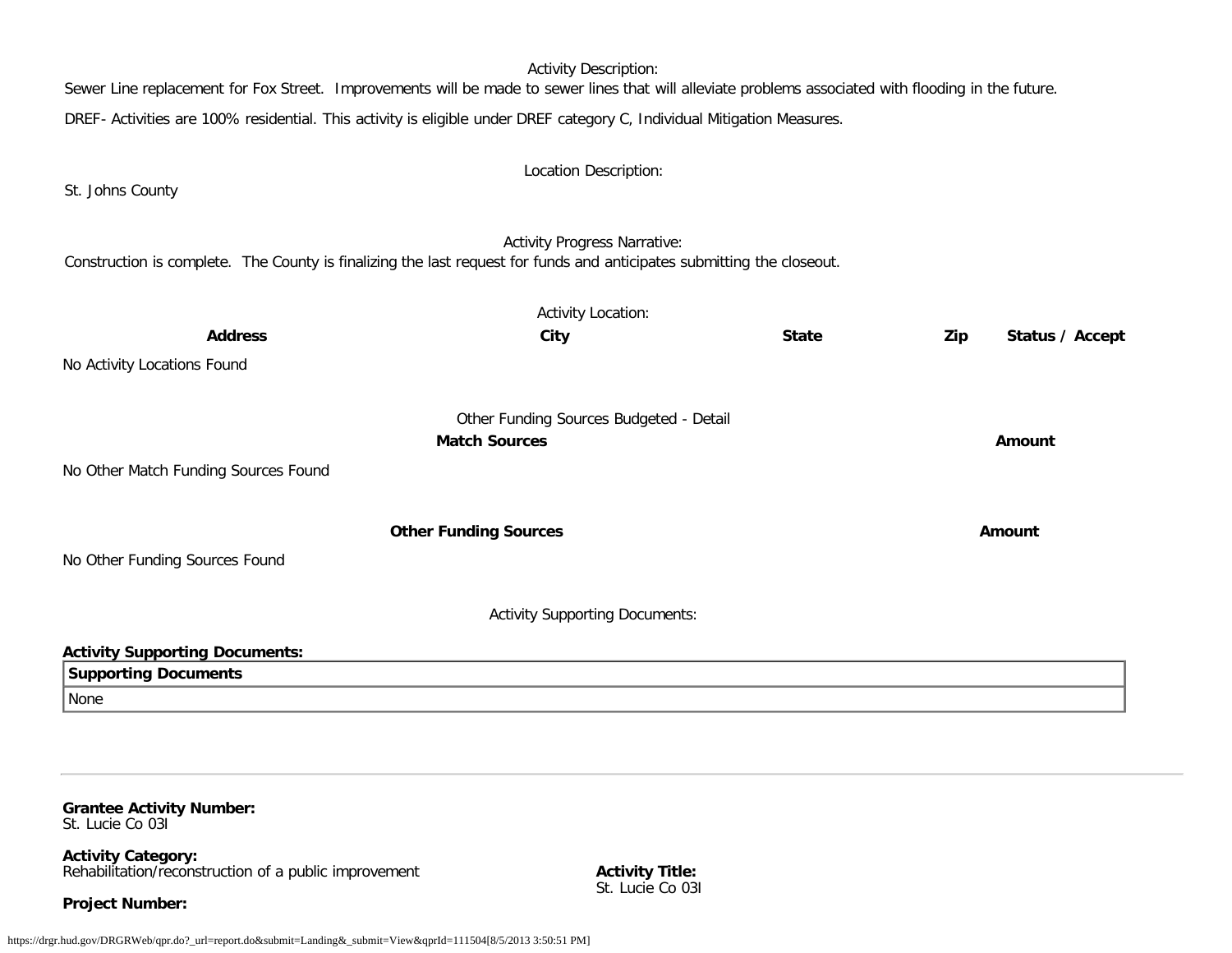Activity Description:

Sewer Line replacement for Fox Street. Improvements will be made to sewer lines that will alleviate problems associated with flooding in the future.

DREF- Activities are 100% residential. This activity is eligible under DREF category C, Individual Mitigation Measures.

Location Description:

St. Johns County

Activity Progress Narrative:

Construction is complete. The County is finalizing the last request for funds and anticipates submitting the closeout.

Activity Location:

| Address | City | State | Zip | Status / Accept |
|---|---|---|---|---|
| No Activity Locations Found | | | | |

Other Funding Sources Budgeted - Detail

| Match Sources | Amount |
|---|---|
| No Other Match Funding Sources Found | |

| Other Funding Sources | Amount |
|---|---|
| No Other Funding Sources Found | |

Activity Supporting Documents:

**Activity Supporting Documents:**

| Supporting Documents |
|---|
| None |

---

**Grantee Activity Number:**
St. Lucie Co 03I

**Activity Category:**
Rehabilitation/reconstruction of a public improvement

**Activity Title:**
St. Lucie Co 03I

**Project Number:**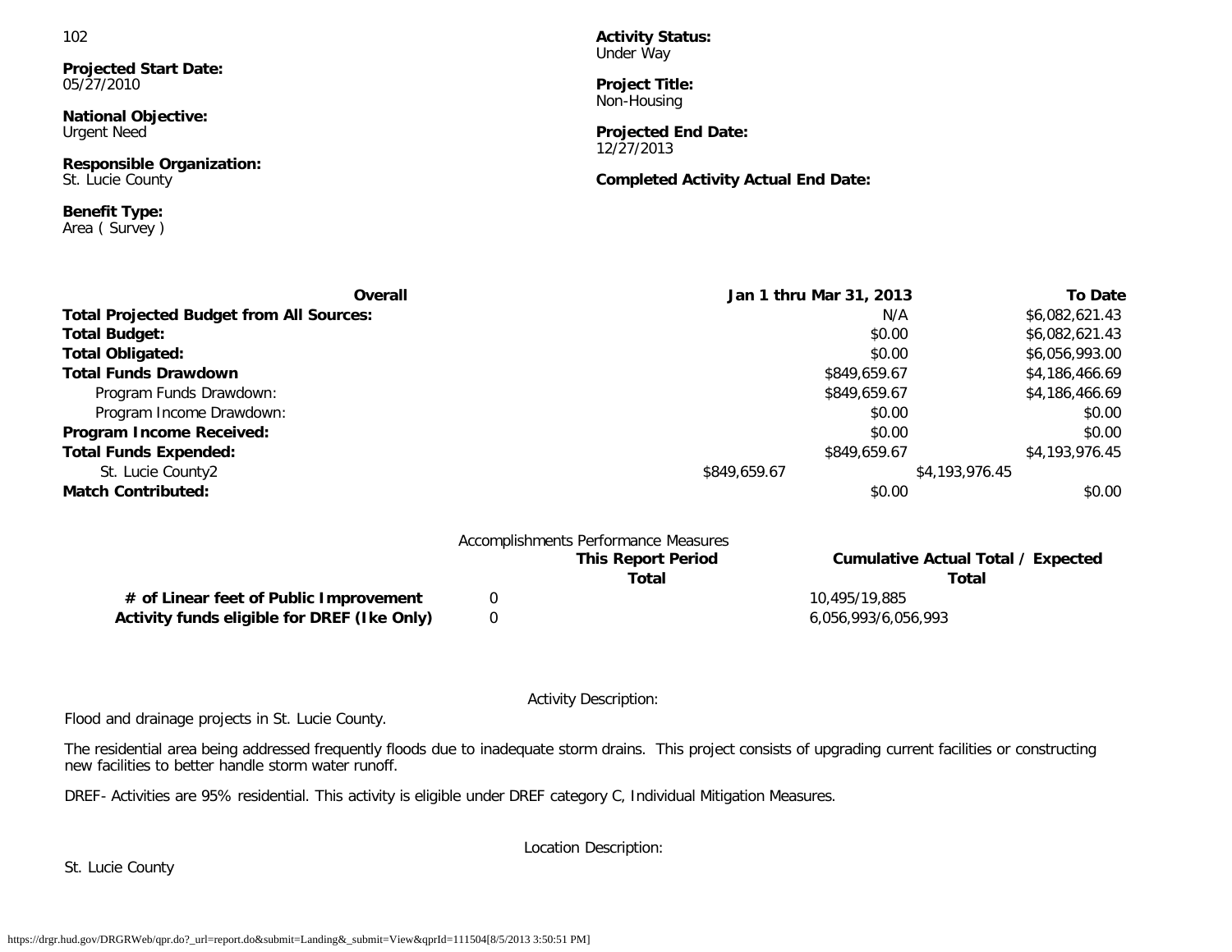102

**Projected Start Date:**
05/27/2010

**National Objective:**
Urgent Need

**Responsible Organization:**
St. Lucie County

**Benefit Type:**
Area ( Survey )

**Activity Status:**
Under Way

**Project Title:**
Non-Housing

**Projected End Date:**
12/27/2013

**Completed Activity Actual End Date:**

| Overall | Jan 1 thru Mar 31, 2013 | To Date |
|---|---|---|
| **Total Projected Budget from All Sources:** | N/A | $6,082,621.43 |
| **Total Budget:** | $0.00 | $6,082,621.43 |
| **Total Obligated:** | $0.00 | $6,056,993.00 |
| **Total Funds Drawdown** | $849,659.67 | $4,186,466.69 |
| Program Funds Drawdown: | $849,659.67 | $4,186,466.69 |
| Program Income Drawdown: | $0.00 | $0.00 |
| **Program Income Received:** | $0.00 | $0.00 |
| **Total Funds Expended:** | $849,659.67 | $4,193,976.45 |
| St. Lucie County2 | $849,659.67 | $4,193,976.45 |
| **Match Contributed:** | $0.00 | $0.00 |

Accomplishments Performance Measures

| | This Report Period Total | Cumulative Actual Total / Expected Total |
|---|---|---|
| **# of Linear feet of Public Improvement** | 0 | 10,495/19,885 |
| **Activity funds eligible for DREF (Ike Only)** | 0 | 6,056,993/6,056,993 |

Activity Description:

Flood and drainage projects in St. Lucie County.

The residential area being addressed frequently floods due to inadequate storm drains. This project consists of upgrading current facilities or constructing new facilities to better handle storm water runoff.

DREF- Activities are 95% residential. This activity is eligible under DREF category C, Individual Mitigation Measures.

Location Description:

St. Lucie County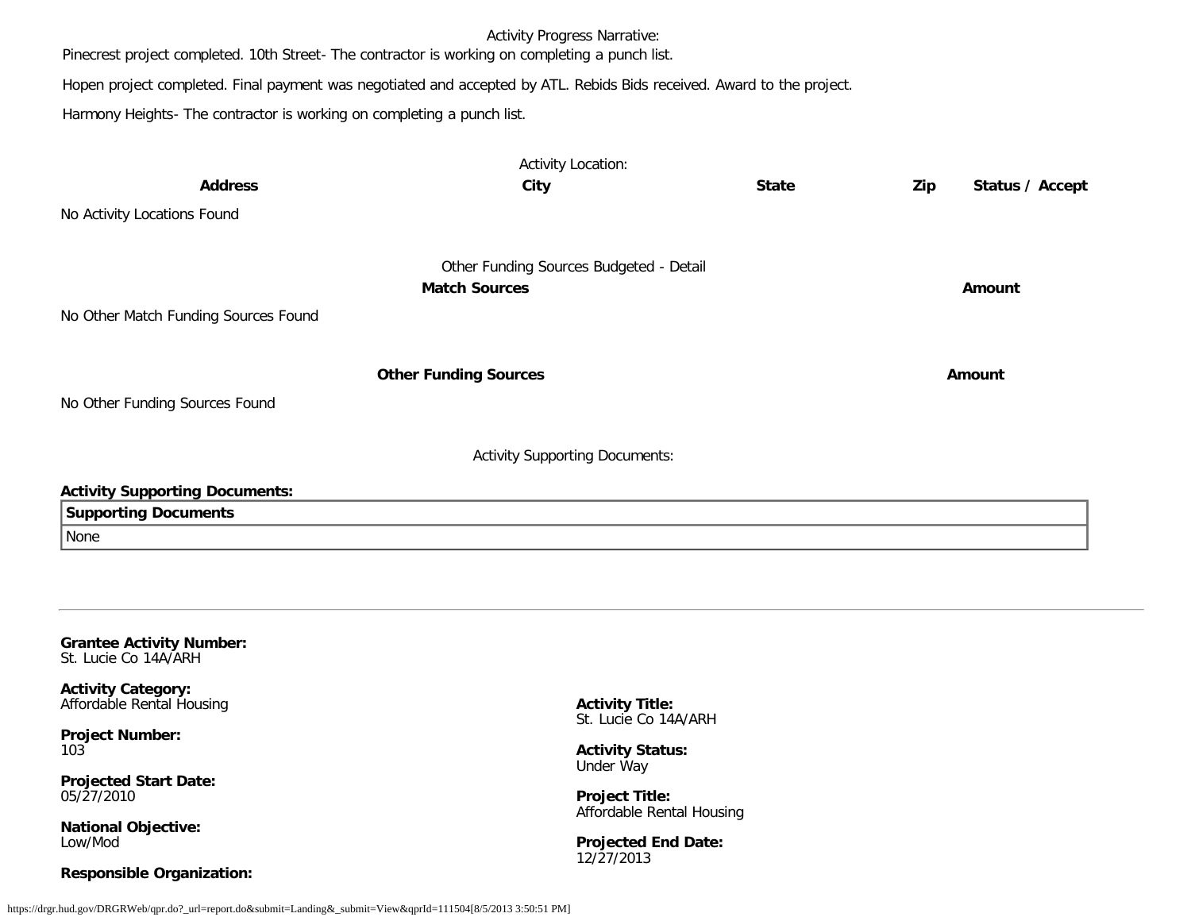Activity Progress Narrative:

Pinecrest project completed. 10th Street- The contractor is working on completing a punch list.

Hopen project completed. Final payment was negotiated and accepted by ATL. Rebids Bids received. Award to the project.

Harmony Heights- The contractor is working on completing a punch list.

Activity Location:

| Address | City | State | Zip | Status / Accept |
|---|---|---|---|---|
| No Activity Locations Found | | | | |

Other Funding Sources Budgeted - Detail

| Match Sources | Amount |
|---|---|
| No Other Match Funding Sources Found | |

| Other Funding Sources | Amount |
|---|---|
| No Other Funding Sources Found | |

Activity Supporting Documents:

**Activity Supporting Documents:**

| Supporting Documents |
|---|
| None |

---

**Grantee Activity Number:**
St. Lucie Co 14A/ARH

**Activity Category:**
Affordable Rental Housing

**Activity Title:**
St. Lucie Co 14A/ARH

**Project Number:**
103

**Activity Status:**
Under Way

**Projected Start Date:**
05/27/2010

**Project Title:**
Affordable Rental Housing

**National Objective:**
Low/Mod

**Projected End Date:**
12/27/2013

**Responsible Organization:**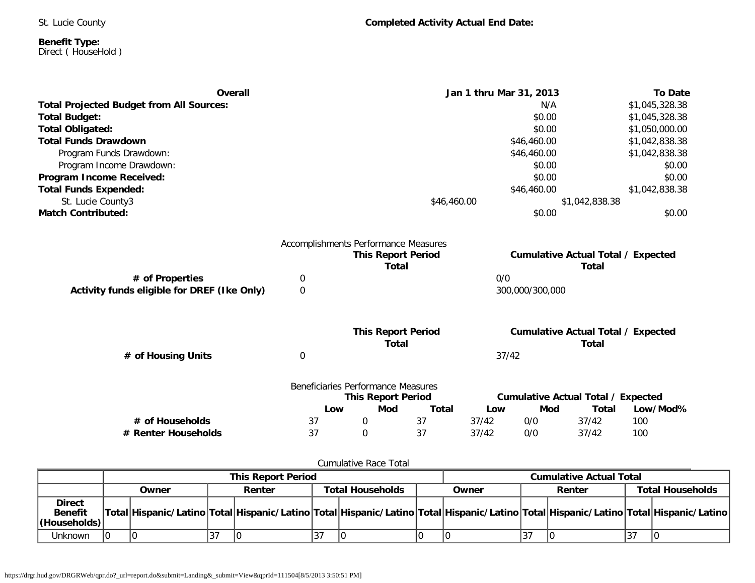St. Lucie County

**Completed Activity Actual End Date:**

**Benefit Type:**
Direct ( HouseHold )

| **Overall** | **Jan 1 thru Mar 31, 2013** | **To Date** |
|---|---|---|
| **Total Projected Budget from All Sources:** | N/A | $1,045,328.38 |
| **Total Budget:** | $0.00 | $1,045,328.38 |
| **Total Obligated:** | $0.00 | $1,050,000.00 |
| **Total Funds Drawdown** | $46,460.00 | $1,042,838.38 |
| Program Funds Drawdown: | $46,460.00 | $1,042,838.38 |
| Program Income Drawdown: | $0.00 | $0.00 |
| **Program Income Received:** | $0.00 | $0.00 |
| **Total Funds Expended:** | $46,460.00 | $1,042,838.38 |
| St. Lucie County3 | $46,460.00 | $1,042,838.38 |
| **Match Contributed:** | $0.00 | $0.00 |

Accomplishments Performance Measures

| | **This Report Period Total** | **Cumulative Actual Total / Expected Total** |
|---|---|---|
| **# of Properties** | 0 | 0/0 |
| **Activity funds eligible for DREF (Ike Only)** | 0 | 300,000/300,000 |

| | **This Report Period Total** | **Cumulative Actual Total / Expected Total** |
|---|---|---|
| **# of Housing Units** | 0 | 37/42 |

Beneficiaries Performance Measures

| | **This Report Period** | | | **Cumulative Actual Total / Expected** | | | |
|---|---|---|---|---|---|---|---|
| | **Low** | **Mod** | **Total** | **Low** | **Mod** | **Total** | **Low/Mod%** |
| **# of Households** | 37 | 0 | 37 | 37/42 | 0/0 | 37/42 | 100 |
| **# Renter Households** | 37 | 0 | 37 | 37/42 | 0/0 | 37/42 | 100 |

Cumulative Race Total

| | **This Report Period** | | | | | | **Cumulative Actual Total** | | | | | |
|---|---|---|---|---|---|---|---|---|---|---|---|---|
| | **Owner** | | **Renter** | | **Total Households** | | **Owner** | | **Renter** | | **Total Households** | |
| **Direct Benefit (Households)** | **Total** | **Hispanic/Latino** | **Total** | **Hispanic/Latino** | **Total** | **Hispanic/Latino** | **Total** | **Hispanic/Latino** | **Total** | **Hispanic/Latino** | **Total** | **Hispanic/Latino** |
| Unknown | 0 | 0 | 37 | 0 | 37 | 0 | 0 | 0 | 37 | 0 | 37 | 0 |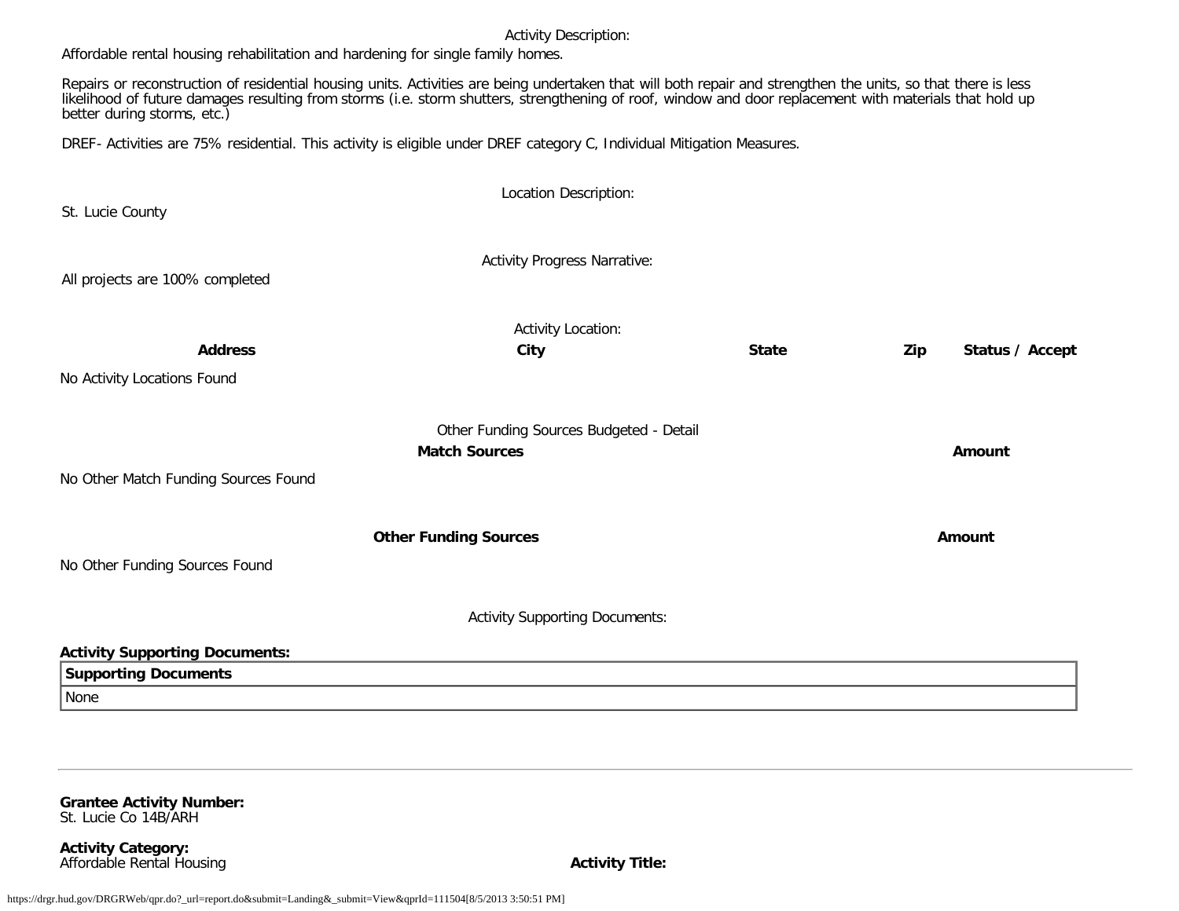Activity Description:

Affordable rental housing rehabilitation and hardening for single family homes.

Repairs or reconstruction of residential housing units. Activities are being undertaken that will both repair and strengthen the units, so that there is less likelihood of future damages resulting from storms (i.e. storm shutters, strengthening of roof, window and door replacement with materials that hold up better during storms, etc.)

DREF- Activities are 75% residential. This activity is eligible under DREF category C, Individual Mitigation Measures.

Location Description:

St. Lucie County

Activity Progress Narrative:

All projects are 100% completed

Activity Location:

| Address | City | State | Zip | Status / Accept |
|---|---|---|---|---|

No Activity Locations Found

Other Funding Sources Budgeted - Detail

| Match Sources | Amount |
|---|---|

No Other Match Funding Sources Found

| Other Funding Sources | Amount |
|---|---|

No Other Funding Sources Found

Activity Supporting Documents:

**Activity Supporting Documents:**

| Supporting Documents |
|---|
| None |

---

**Grantee Activity Number:**
St. Lucie Co 14B/ARH

**Activity Category:**
Affordable Rental Housing

**Activity Title:**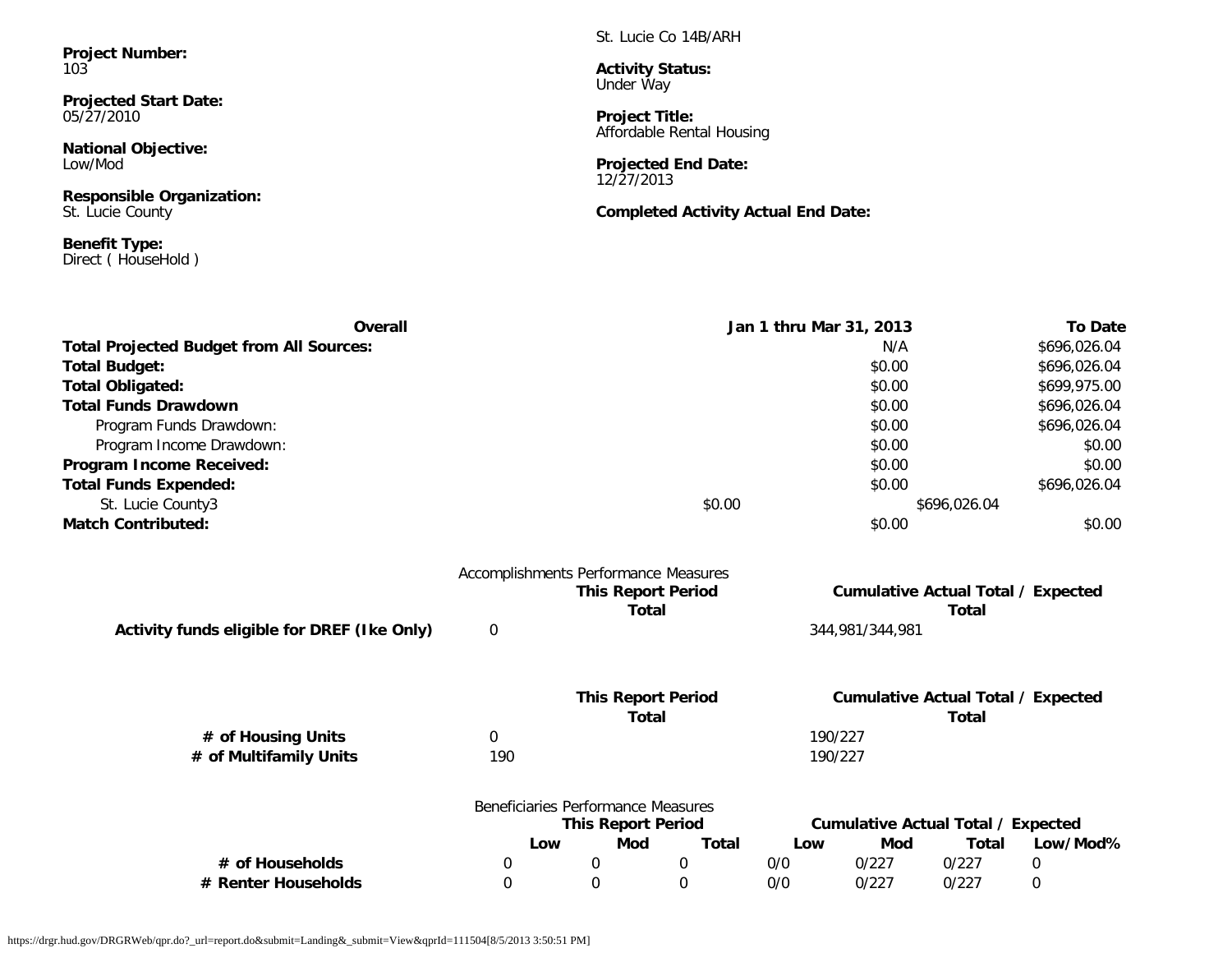**Project Number:**
103

St. Lucie Co 14B/ARH

**Activity Status:**
Under Way

**Projected Start Date:**
05/27/2010

**Project Title:**
Affordable Rental Housing

**National Objective:**
Low/Mod

**Projected End Date:**
12/27/2013

**Responsible Organization:**
St. Lucie County

**Completed Activity Actual End Date:**

**Benefit Type:**
Direct ( HouseHold )

| Overall | | Jan 1 thru Mar 31, 2013 | To Date |
|---|---|---|---|
| **Total Projected Budget from All Sources:** | | N/A | $696,026.04 |
| **Total Budget:** | | $0.00 | $696,026.04 |
| **Total Obligated:** | | $0.00 | $699,975.00 |
| **Total Funds Drawdown** | | $0.00 | $696,026.04 |
| Program Funds Drawdown: | | $0.00 | $696,026.04 |
| Program Income Drawdown: | | $0.00 | $0.00 |
| **Program Income Received:** | | $0.00 | $0.00 |
| **Total Funds Expended:** | | $0.00 | $696,026.04 |
| St. Lucie County3 | $0.00 | $696,026.04 | |
| **Match Contributed:** | | $0.00 | $0.00 |

Accomplishments Performance Measures

| | This Report Period Total | Cumulative Actual Total / Expected Total |
|---|---|---|
| **Activity funds eligible for DREF (Ike Only)** | 0 | 344,981/344,981 |

| | This Report Period Total | Cumulative Actual Total / Expected Total |
|---|---|---|
| **# of Housing Units** | 0 | 190/227 |
| **# of Multifamily Units** | 190 | 190/227 |

Beneficiaries Performance Measures

| | This Report Period | | | Cumulative Actual Total / Expected | | | |
|---|---|---|---|---|---|---|---|
| | Low | Mod | Total | Low | Mod | Total | Low/Mod% |
| **# of Households** | 0 | 0 | 0 | 0/0 | 0/227 | 0/227 | 0 |
| **# Renter Households** | 0 | 0 | 0 | 0/0 | 0/227 | 0/227 | 0 |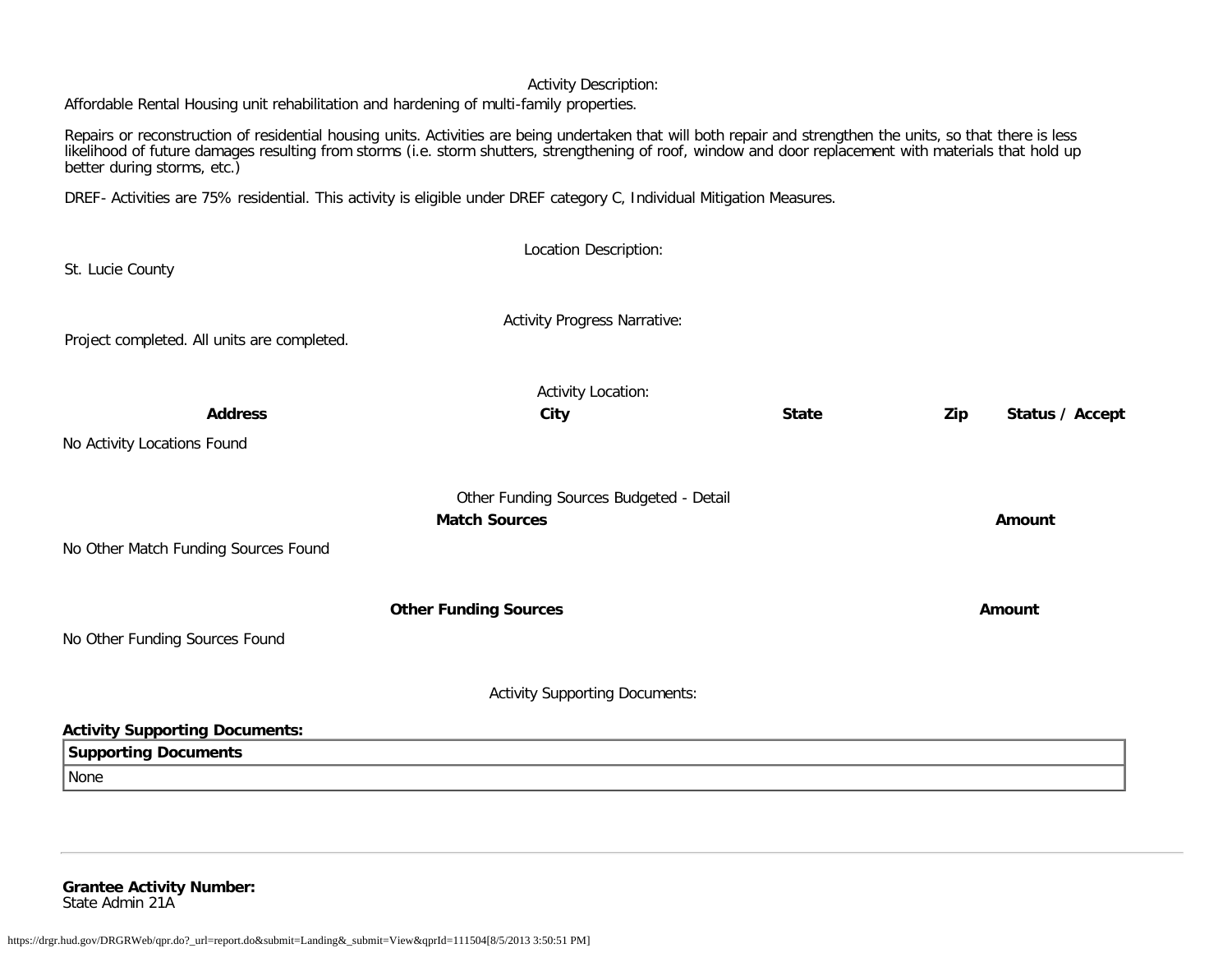Activity Description:

Affordable Rental Housing unit rehabilitation and hardening of multi-family properties.

Repairs or reconstruction of residential housing units. Activities are being undertaken that will both repair and strengthen the units, so that there is less likelihood of future damages resulting from storms (i.e. storm shutters, strengthening of roof, window and door replacement with materials that hold up better during storms, etc.)

DREF- Activities are 75% residential. This activity is eligible under DREF category C, Individual Mitigation Measures.

Location Description:

St. Lucie County

Activity Progress Narrative:

Project completed. All units are completed.

Activity Location:

| **Address** | **City** | **State** | **Zip** | **Status / Accept** |
|---|---|---|---|---|

No Activity Locations Found

Other Funding Sources Budgeted - Detail

| **Match Sources** | **Amount** |
|---|---|

No Other Match Funding Sources Found

| **Other Funding Sources** | **Amount** |
|---|---|

No Other Funding Sources Found

Activity Supporting Documents:

**Activity Supporting Documents:**

| **Supporting Documents** |
|---|
| None |

---

**Grantee Activity Number:**
State Admin 21A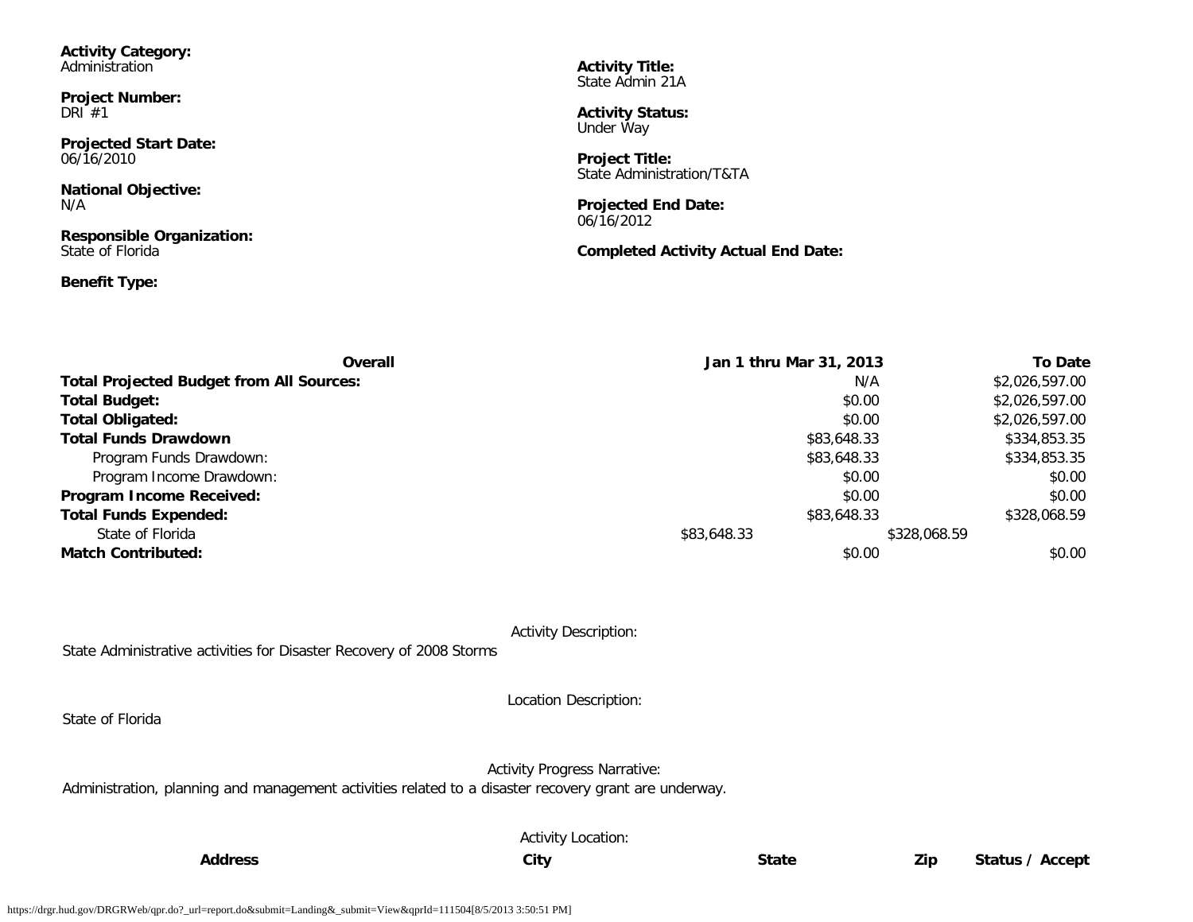**Activity Category:**
Administration

**Activity Title:**
State Admin 21A

**Project Number:**
DRI #1

**Activity Status:**
Under Way

**Projected Start Date:**
06/16/2010

**Project Title:**
State Administration/T&TA

**National Objective:**
N/A

**Projected End Date:**
06/16/2012

**Responsible Organization:**
State of Florida

**Completed Activity Actual End Date:**

**Benefit Type:**

| Overall | Jan 1 thru Mar 31, 2013 | To Date |
|---|---|---|
| **Total Projected Budget from All Sources:** | N/A | $2,026,597.00 |
| **Total Budget:** | $0.00 | $2,026,597.00 |
| **Total Obligated:** | $0.00 | $2,026,597.00 |
| **Total Funds Drawdown** | $83,648.33 | $334,853.35 |
| Program Funds Drawdown: | $83,648.33 | $334,853.35 |
| Program Income Drawdown: | $0.00 | $0.00 |
| **Program Income Received:** | $0.00 | $0.00 |
| **Total Funds Expended:** | $83,648.33 | $328,068.59 |
| State of Florida | $83,648.33 | $328,068.59 |
| **Match Contributed:** | $0.00 | $0.00 |

Activity Description:

State Administrative activities for Disaster Recovery of 2008 Storms

Location Description:

State of Florida

Activity Progress Narrative:

Administration, planning and management activities related to a disaster recovery grant are underway.

Activity Location:

| Address | City | State | Zip | Status / Accept |
|---|---|---|---|---|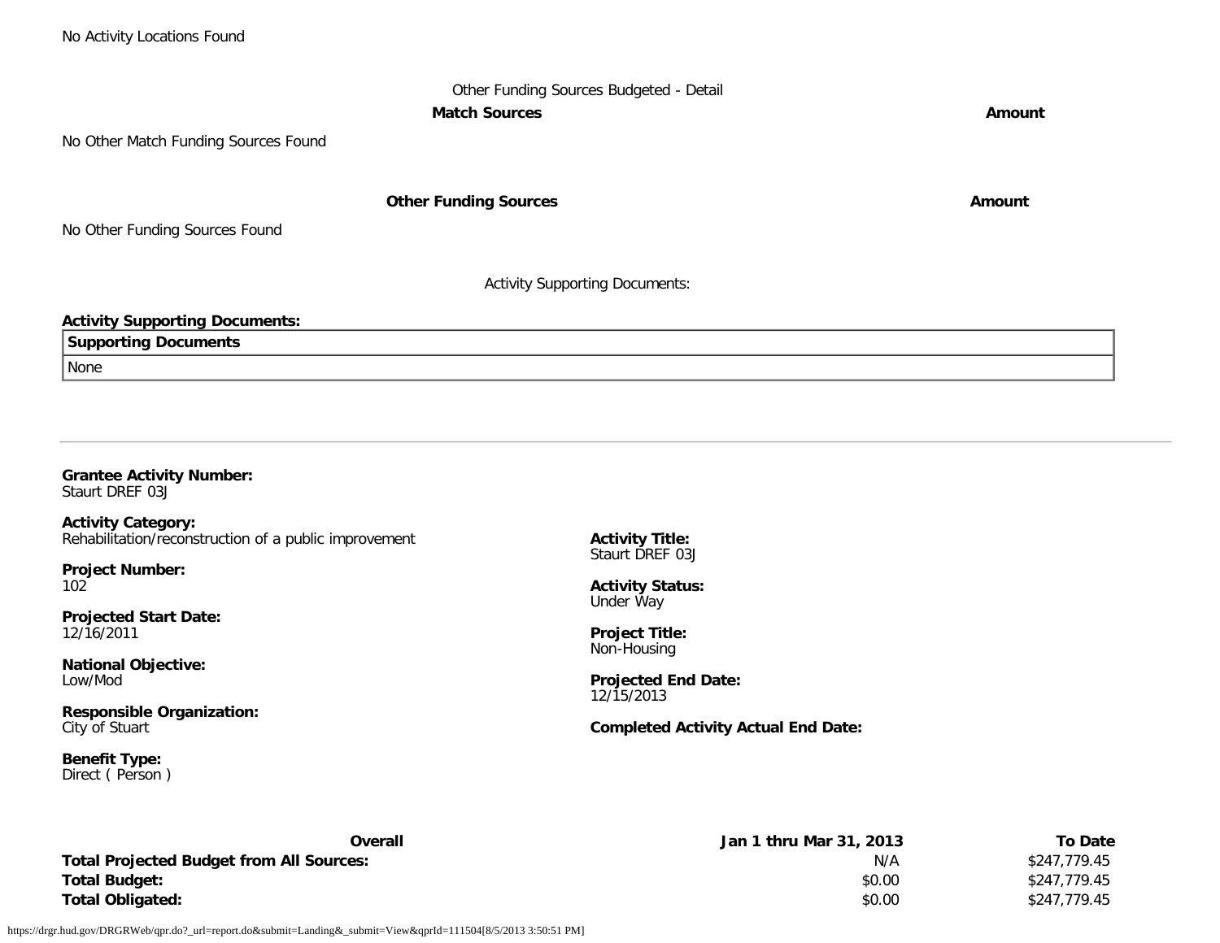No Activity Locations Found

Other Funding Sources Budgeted - Detail

| Match Sources | Amount |
|---|---|

No Other Match Funding Sources Found

| Other Funding Sources | Amount |
|---|---|

No Other Funding Sources Found

Activity Supporting Documents:

**Activity Supporting Documents:**

| Supporting Documents |
|---|
| None |

---

**Grantee Activity Number:**
Staurt DREF 03J

**Activity Category:**
Rehabilitation/reconstruction of a public improvement

**Project Number:**
102

**Projected Start Date:**
12/16/2011

**National Objective:**
Low/Mod

**Responsible Organization:**
City of Stuart

**Benefit Type:**
Direct ( Person )

**Activity Title:**
Staurt DREF 03J

**Activity Status:**
Under Way

**Project Title:**
Non-Housing

**Projected End Date:**
12/15/2013

**Completed Activity Actual End Date:**

| Overall | Jan 1 thru Mar 31, 2013 | To Date |
|---|---|---|
| **Total Projected Budget from All Sources:** | N/A | $247,779.45 |
| **Total Budget:** | $0.00 | $247,779.45 |
| **Total Obligated:** | $0.00 | $247,779.45 |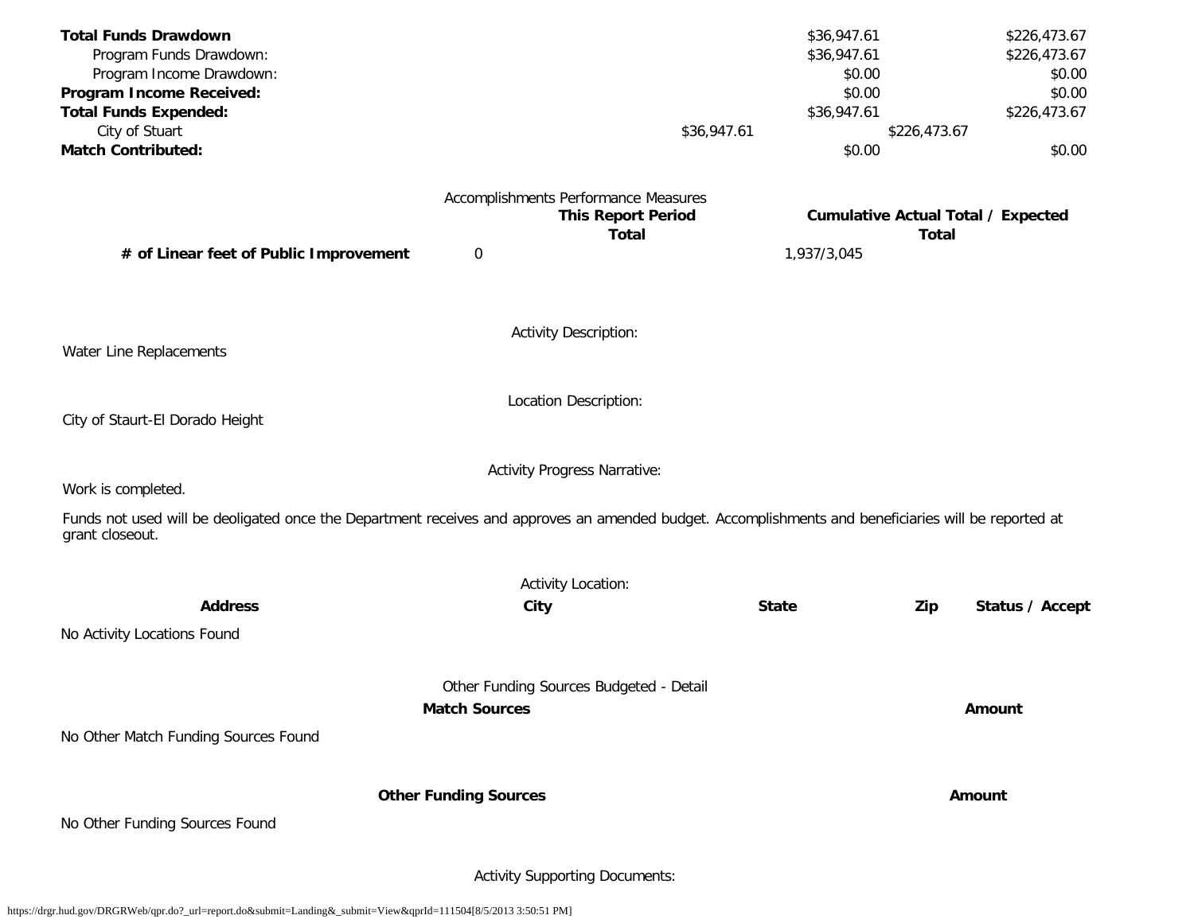| | | |
|---|---|---|
| **Total Funds Drawdown** | $36,947.61 | $226,473.67 |
| Program Funds Drawdown: | $36,947.61 | $226,473.67 |
| Program Income Drawdown: | $0.00 | $0.00 |
| **Program Income Received:** | $0.00 | $0.00 |
| **Total Funds Expended:** | $36,947.61 | $226,473.67 |
| City of Stuart | $36,947.61 | $226,473.67 |
| **Match Contributed:** | $0.00 | $0.00 |

Accomplishments Performance Measures

| | This Report Period Total | Cumulative Actual Total / Expected Total |
|---|---|---|
| **# of Linear feet of Public Improvement** | 0 | 1,937/3,045 |

Activity Description:

Water Line Replacements

Location Description:

City of Staurt-El Dorado Height

Activity Progress Narrative:

Work is completed.

Funds not used will be deoligated once the Department receives and approves an amended budget. Accomplishments and beneficiaries will be reported at grant closeout.

Activity Location:

| Address | City | State | Zip | Status / Accept |
|---|---|---|---|---|

No Activity Locations Found

Other Funding Sources Budgeted - Detail

| Match Sources | Amount |
|---|---|

No Other Match Funding Sources Found

| Other Funding Sources | Amount |
|---|---|

No Other Funding Sources Found

Activity Supporting Documents: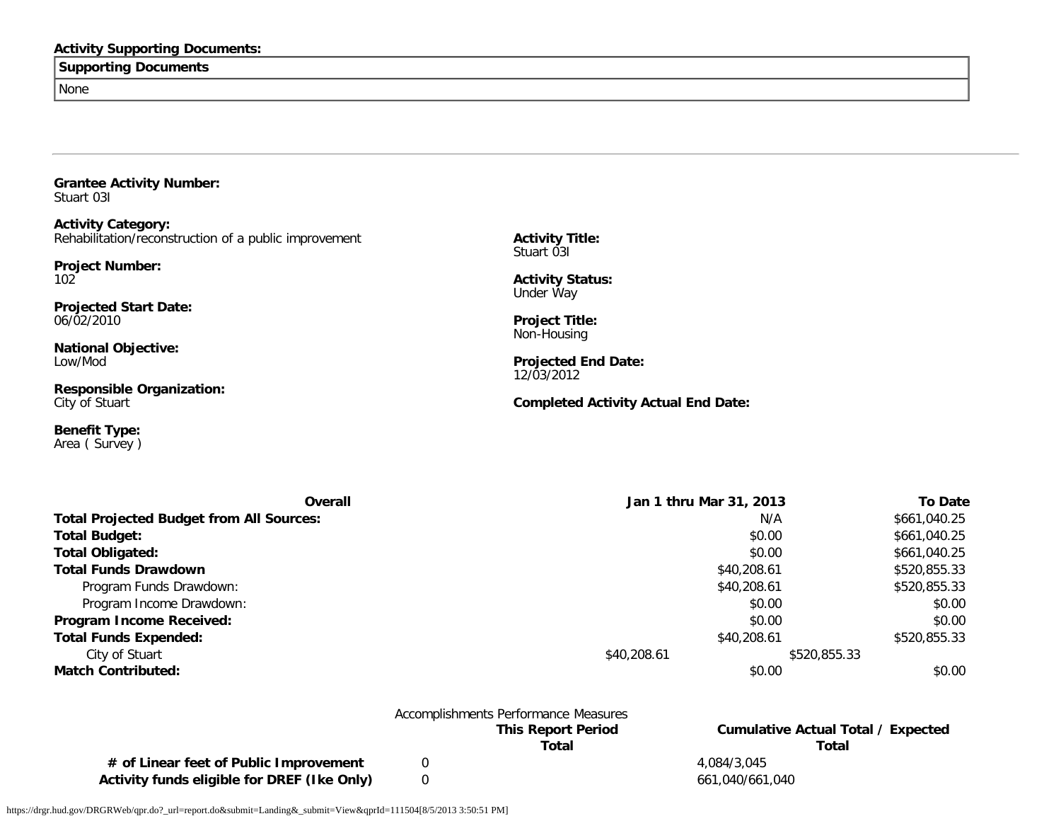**Activity Supporting Documents:**

| Supporting Documents |
|---|
| None |

---

**Grantee Activity Number:**
Stuart 03I

**Activity Category:**
Rehabilitation/reconstruction of a public improvement

**Project Number:**
102

**Projected Start Date:**
06/02/2010

**National Objective:**
Low/Mod

**Responsible Organization:**
City of Stuart

**Benefit Type:**
Area ( Survey )

**Activity Title:**
Stuart 03I

**Activity Status:**
Under Way

**Project Title:**
Non-Housing

**Projected End Date:**
12/03/2012

**Completed Activity Actual End Date:**

| Overall | Jan 1 thru Mar 31, 2013 | To Date |
|---|---|---|
| **Total Projected Budget from All Sources:** | N/A | $661,040.25 |
| **Total Budget:** | $0.00 | $661,040.25 |
| **Total Obligated:** | $0.00 | $661,040.25 |
| **Total Funds Drawdown** | $40,208.61 | $520,855.33 |
| Program Funds Drawdown: | $40,208.61 | $520,855.33 |
| Program Income Drawdown: | $0.00 | $0.00 |
| **Program Income Received:** | $0.00 | $0.00 |
| **Total Funds Expended:** | $40,208.61 | $520,855.33 |
| City of Stuart | $40,208.61 | $520,855.33 |
| **Match Contributed:** | $0.00 | $0.00 |

Accomplishments Performance Measures

| | This Report Period Total | Cumulative Actual Total / Expected Total |
|---|---|---|
| **# of Linear feet of Public Improvement** | 0 | 4,084/3,045 |
| **Activity funds eligible for DREF (Ike Only)** | 0 | 661,040/661,040 |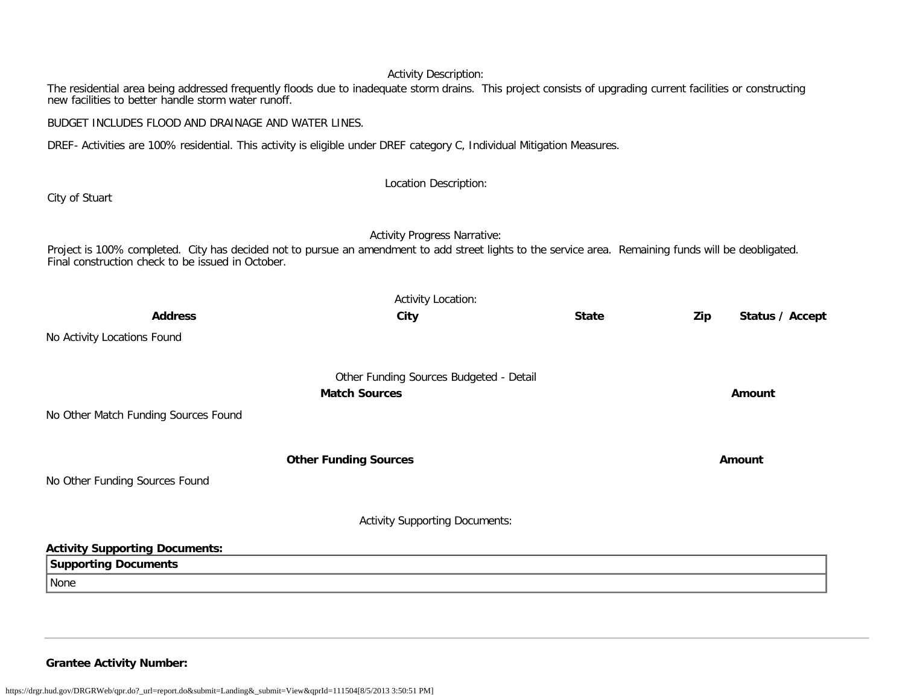Activity Description:

The residential area being addressed frequently floods due to inadequate storm drains. This project consists of upgrading current facilities or constructing new facilities to better handle storm water runoff.

BUDGET INCLUDES FLOOD AND DRAINAGE AND WATER LINES.

DREF- Activities are 100% residential. This activity is eligible under DREF category C, Individual Mitigation Measures.

Location Description:

City of Stuart

Activity Progress Narrative:

Project is 100% completed. City has decided not to pursue an amendment to add street lights to the service area. Remaining funds will be deobligated. Final construction check to be issued in October.

Activity Location:

| Address | City | State | Zip | Status / Accept |
|---|---|---|---|---|

No Activity Locations Found

Other Funding Sources Budgeted - Detail

| Match Sources | Amount |
|---|---|

No Other Match Funding Sources Found

| Other Funding Sources | Amount |
|---|---|

No Other Funding Sources Found

Activity Supporting Documents:

**Activity Supporting Documents:**

| Supporting Documents |
|---|
| None |

**Grantee Activity Number:**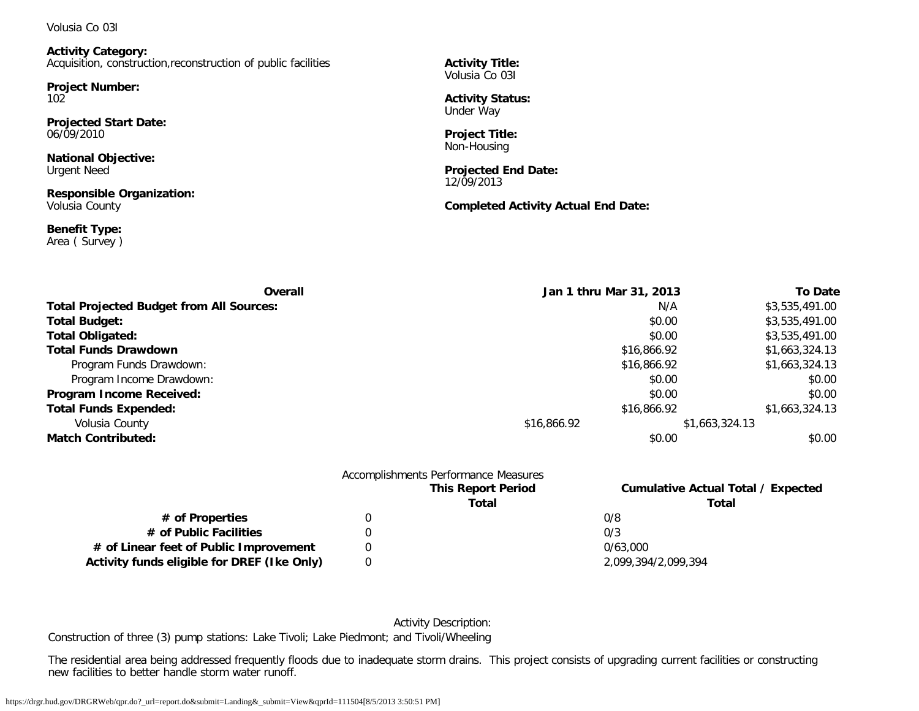Volusia Co 03I

**Activity Category:**
Acquisition, construction,reconstruction of public facilities

**Project Number:**
102

**Projected Start Date:**
06/09/2010

**National Objective:**
Urgent Need

**Responsible Organization:**
Volusia County

**Benefit Type:**
Area ( Survey )

**Activity Title:**
Volusia Co 03I

**Activity Status:**
Under Way

**Project Title:**
Non-Housing

**Projected End Date:**
12/09/2013

**Completed Activity Actual End Date:**

| Overall | Jan 1 thru Mar 31, 2013 | To Date |
|---|---|---|
| **Total Projected Budget from All Sources:** | N/A | $3,535,491.00 |
| **Total Budget:** | $0.00 | $3,535,491.00 |
| **Total Obligated:** | $0.00 | $3,535,491.00 |
| **Total Funds Drawdown** | $16,866.92 | $1,663,324.13 |
| Program Funds Drawdown: | $16,866.92 | $1,663,324.13 |
| Program Income Drawdown: | $0.00 | $0.00 |
| **Program Income Received:** | $0.00 | $0.00 |
| **Total Funds Expended:** | $16,866.92 | $1,663,324.13 |
| Volusia County | $16,866.92 | $1,663,324.13 |
| **Match Contributed:** | $0.00 | $0.00 |

Accomplishments Performance Measures

| | This Report Period Total | Cumulative Actual Total / Expected Total |
|---|---|---|
| **# of Properties** | 0 | 0/8 |
| **# of Public Facilities** | 0 | 0/3 |
| **# of Linear feet of Public Improvement** | 0 | 0/63,000 |
| **Activity funds eligible for DREF (Ike Only)** | 0 | 2,099,394/2,099,394 |

Activity Description:

Construction of three (3) pump stations: Lake Tivoli; Lake Piedmont; and Tivoli/Wheeling

The residential area being addressed frequently floods due to inadequate storm drains. This project consists of upgrading current facilities or constructing new facilities to better handle storm water runoff.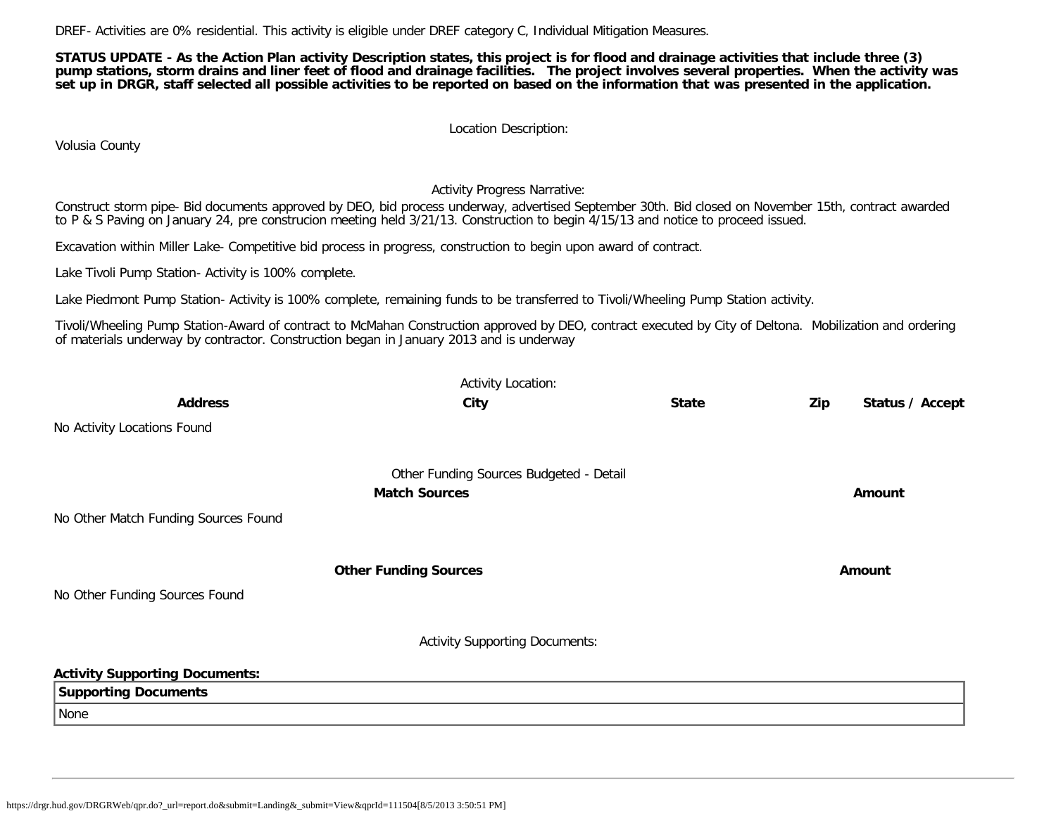DREF- Activities are 0% residential. This activity is eligible under DREF category C, Individual Mitigation Measures.

**STATUS UPDATE - As the Action Plan activity Description states, this project is for flood and drainage activities that include three (3) pump stations, storm drains and liner feet of flood and drainage facilities. The project involves several properties. When the activity was set up in DRGR, staff selected all possible activities to be reported on based on the information that was presented in the application.**

Location Description:

Volusia County

Activity Progress Narrative:

Construct storm pipe- Bid documents approved by DEO, bid process underway, advertised September 30th. Bid closed on November 15th, contract awarded to P & S Paving on January 24, pre construcion meeting held 3/21/13. Construction to begin 4/15/13 and notice to proceed issued.

Excavation within Miller Lake- Competitive bid process in progress, construction to begin upon award of contract.

Lake Tivoli Pump Station- Activity is 100% complete.

Lake Piedmont Pump Station- Activity is 100% complete, remaining funds to be transferred to Tivoli/Wheeling Pump Station activity.

Tivoli/Wheeling Pump Station-Award of contract to McMahan Construction approved by DEO, contract executed by City of Deltona. Mobilization and ordering of materials underway by contractor. Construction began in January 2013 and is underway

Activity Location:

| Address | City | State | Zip | Status / Accept |
|---|---|---|---|---|
| No Activity Locations Found | | | | |

Other Funding Sources Budgeted - Detail

| Match Sources | Amount |
|---|---|
| No Other Match Funding Sources Found | |

| Other Funding Sources | Amount |
|---|---|
| No Other Funding Sources Found | |

Activity Supporting Documents:

**Activity Supporting Documents:**

| Supporting Documents |
|---|
| None |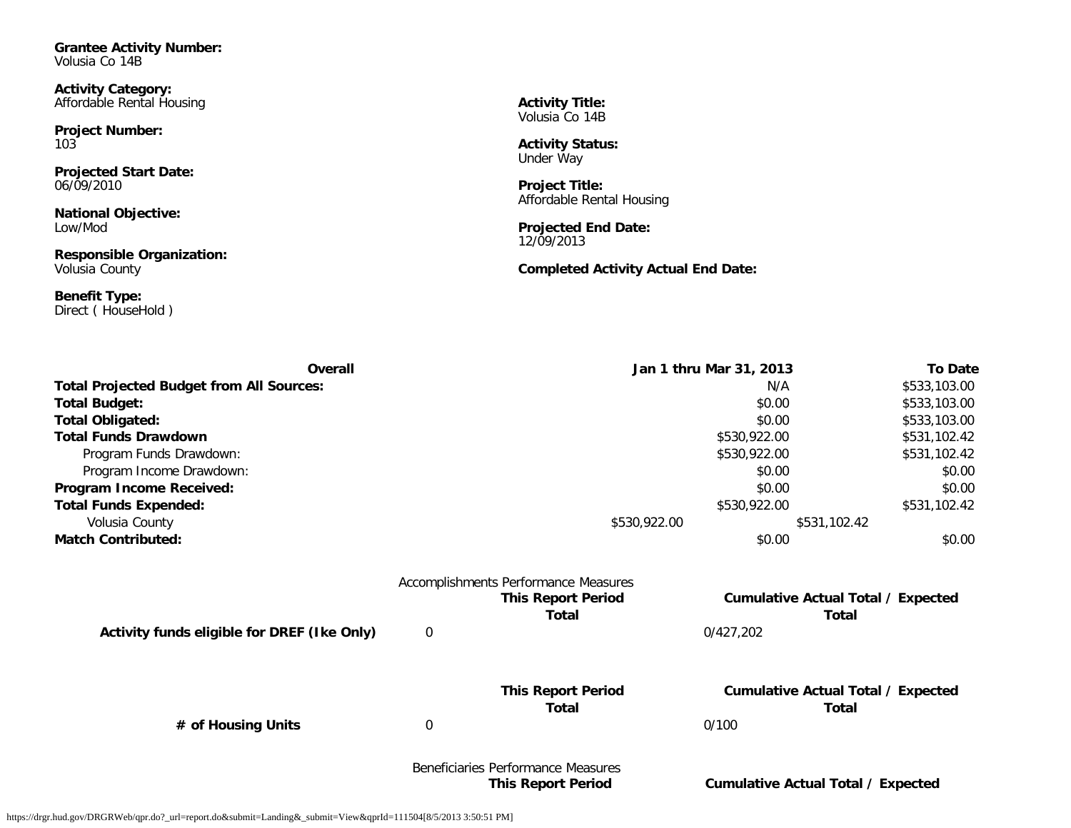**Grantee Activity Number:**
Volusia Co 14B

**Activity Category:**
Affordable Rental Housing

**Project Number:**
103

**Projected Start Date:**
06/09/2010

**National Objective:**
Low/Mod

**Responsible Organization:**
Volusia County

**Benefit Type:**
Direct ( HouseHold )

**Activity Title:**
Volusia Co 14B

**Activity Status:**
Under Way

**Project Title:**
Affordable Rental Housing

**Projected End Date:**
12/09/2013

**Completed Activity Actual End Date:**

| **Overall** | **Jan 1 thru Mar 31, 2013** | **To Date** |
|---|---|---|
| **Total Projected Budget from All Sources:** | N/A | $533,103.00 |
| **Total Budget:** | $0.00 | $533,103.00 |
| **Total Obligated:** | $0.00 | $533,103.00 |
| **Total Funds Drawdown** | $530,922.00 | $531,102.42 |
| Program Funds Drawdown: | $530,922.00 | $531,102.42 |
| Program Income Drawdown: | $0.00 | $0.00 |
| **Program Income Received:** | $0.00 | $0.00 |
| **Total Funds Expended:** | $530,922.00 | $531,102.42 |
| Volusia County | $530,922.00 | $531,102.42 |
| **Match Contributed:** | $0.00 | $0.00 |

Accomplishments Performance Measures

| | **This Report Period Total** | **Cumulative Actual Total / Expected Total** |
|---|---|---|
| **Activity funds eligible for DREF (Ike Only)** | 0 | 0/427,202 |

| | **This Report Period Total** | **Cumulative Actual Total / Expected Total** |
|---|---|---|
| **# of Housing Units** | 0 | 0/100 |

Beneficiaries Performance Measures

| | **This Report Period** | **Cumulative Actual Total / Expected** |
|---|---|---|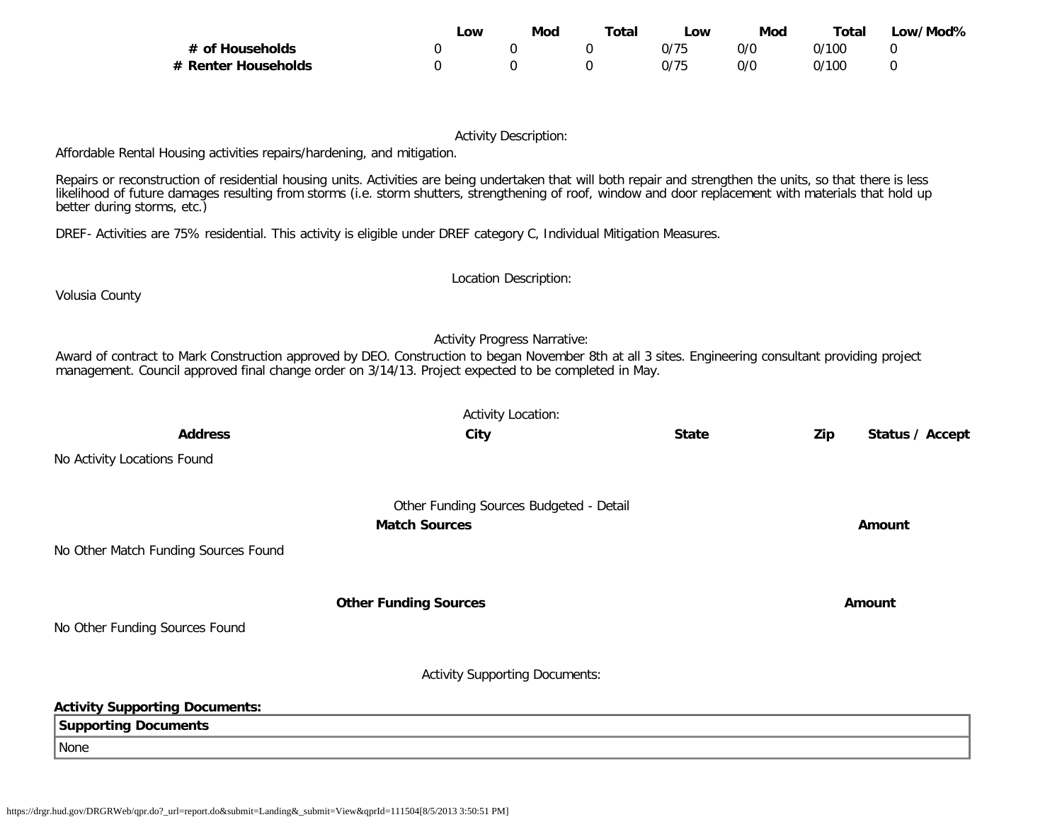| | Low | Mod | Total | Low | Mod | Total | Low/Mod% |
|---|---|---|---|---|---|---|---|
| **# of Households** | 0 | 0 | 0 | 0/75 | 0/0 | 0/100 | 0 |
| **# Renter Households** | 0 | 0 | 0 | 0/75 | 0/0 | 0/100 | 0 |

Activity Description:

Affordable Rental Housing activities repairs/hardening, and mitigation.

Repairs or reconstruction of residential housing units. Activities are being undertaken that will both repair and strengthen the units, so that there is less likelihood of future damages resulting from storms (i.e. storm shutters, strengthening of roof, window and door replacement with materials that hold up better during storms, etc.)

DREF- Activities are 75% residential. This activity is eligible under DREF category C, Individual Mitigation Measures.

Location Description:

Volusia County

Activity Progress Narrative:

Award of contract to Mark Construction approved by DEO. Construction to began November 8th at all 3 sites. Engineering consultant providing project management. Council approved final change order on 3/14/13. Project expected to be completed in May.

Activity Location:

| **Address** | **City** | **State** | **Zip** | **Status / Accept** |
|---|---|---|---|---|

No Activity Locations Found

Other Funding Sources Budgeted - Detail

| **Match Sources** | **Amount** |
|---|---|

No Other Match Funding Sources Found

| **Other Funding Sources** | **Amount** |
|---|---|

No Other Funding Sources Found

Activity Supporting Documents:

**Activity Supporting Documents:**

| **Supporting Documents** |
|---|
| None |

https://drgr.hud.gov/DRGRWeb/qpr.do?_url=report.do&submit=Landing&_submit=View&qprId=111504[8/5/2013 3:50:51 PM]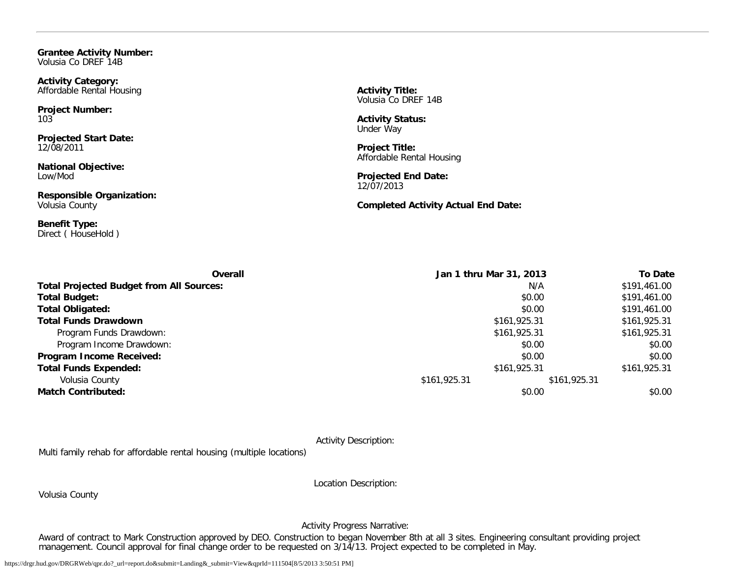**Grantee Activity Number:**
Volusia Co DREF 14B

**Activity Category:**
Affordable Rental Housing

**Project Number:**
103

**Projected Start Date:**
12/08/2011

**National Objective:**
Low/Mod

**Responsible Organization:**
Volusia County

**Benefit Type:**
Direct ( HouseHold )

**Activity Title:**
Volusia Co DREF 14B

**Activity Status:**
Under Way

**Project Title:**
Affordable Rental Housing

**Projected End Date:**
12/07/2013

**Completed Activity Actual End Date:**

| Overall | Jan 1 thru Mar 31, 2013 | To Date |
|---|---|---|
| **Total Projected Budget from All Sources:** | N/A | $191,461.00 |
| **Total Budget:** | $0.00 | $191,461.00 |
| **Total Obligated:** | $0.00 | $191,461.00 |
| **Total Funds Drawdown** | $161,925.31 | $161,925.31 |
| Program Funds Drawdown: | $161,925.31 | $161,925.31 |
| Program Income Drawdown: | $0.00 | $0.00 |
| **Program Income Received:** | $0.00 | $0.00 |
| **Total Funds Expended:** | $161,925.31 | $161,925.31 |
| Volusia County | $161,925.31 | $161,925.31 |
| **Match Contributed:** | $0.00 | $0.00 |

Activity Description:

Multi family rehab for affordable rental housing (multiple locations)

Location Description:

Volusia County

Activity Progress Narrative:

Award of contract to Mark Construction approved by DEO. Construction to began November 8th at all 3 sites. Engineering consultant providing project management. Council approval for final change order to be requested on 3/14/13. Project expected to be completed in May.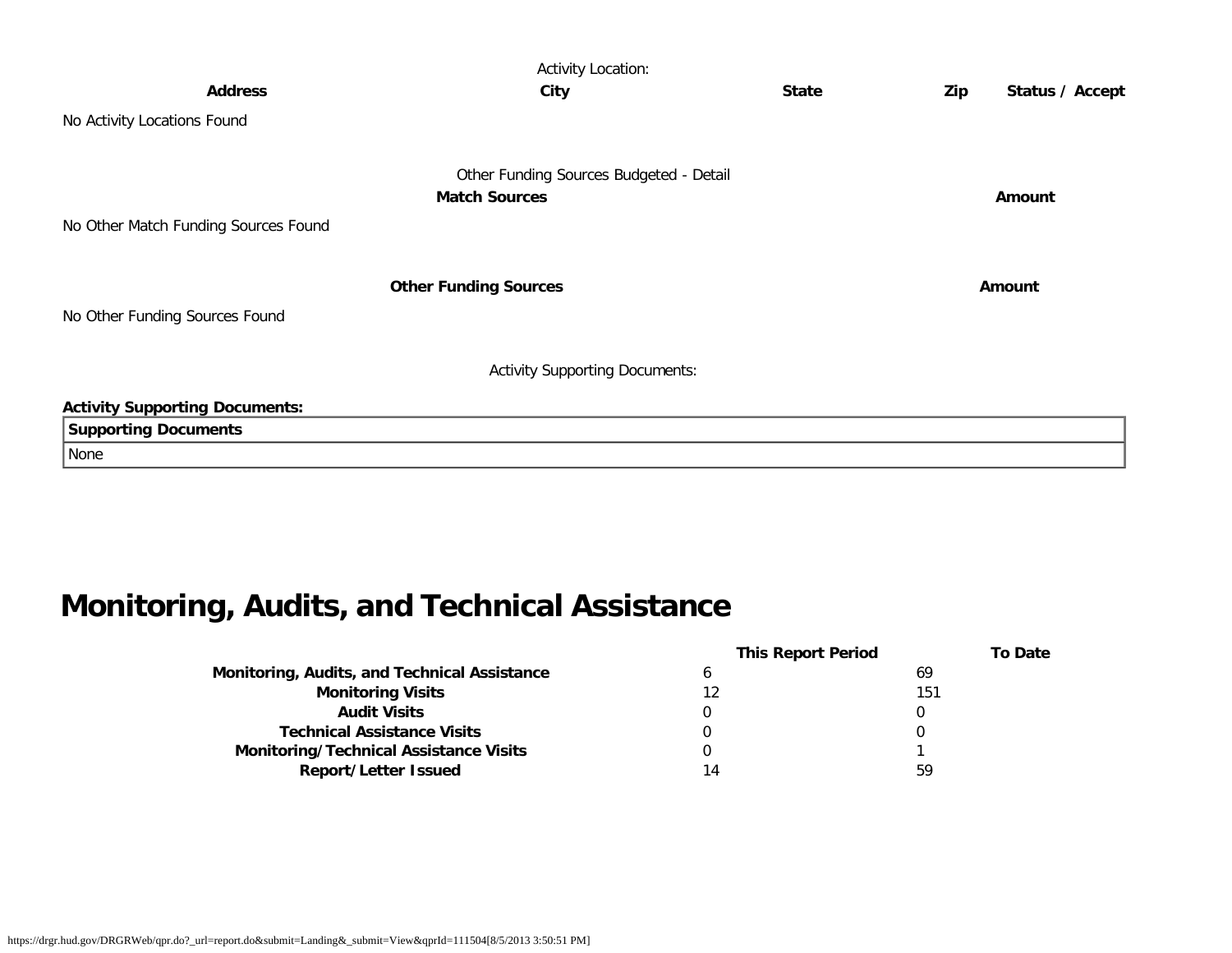Activity Location:

| Address | City | State | Zip | Status / Accept |
|---|---|---|---|---|
| No Activity Locations Found | | | | |

Other Funding Sources Budgeted - Detail

| Match Sources | Amount |
|---|---|
| No Other Match Funding Sources Found | |

| Other Funding Sources | Amount |
|---|---|
| No Other Funding Sources Found | |

Activity Supporting Documents:

**Activity Supporting Documents:**

| Supporting Documents |
|---|
| None |

# Monitoring, Audits, and Technical Assistance

| | This Report Period | To Date |
|---|---|---|
| **Monitoring, Audits, and Technical Assistance** | 6 | 69 |
| **Monitoring Visits** | 12 | 151 |
| **Audit Visits** | 0 | 0 |
| **Technical Assistance Visits** | 0 | 0 |
| **Monitoring/Technical Assistance Visits** | 0 | 1 |
| **Report/Letter Issued** | 14 | 59 |